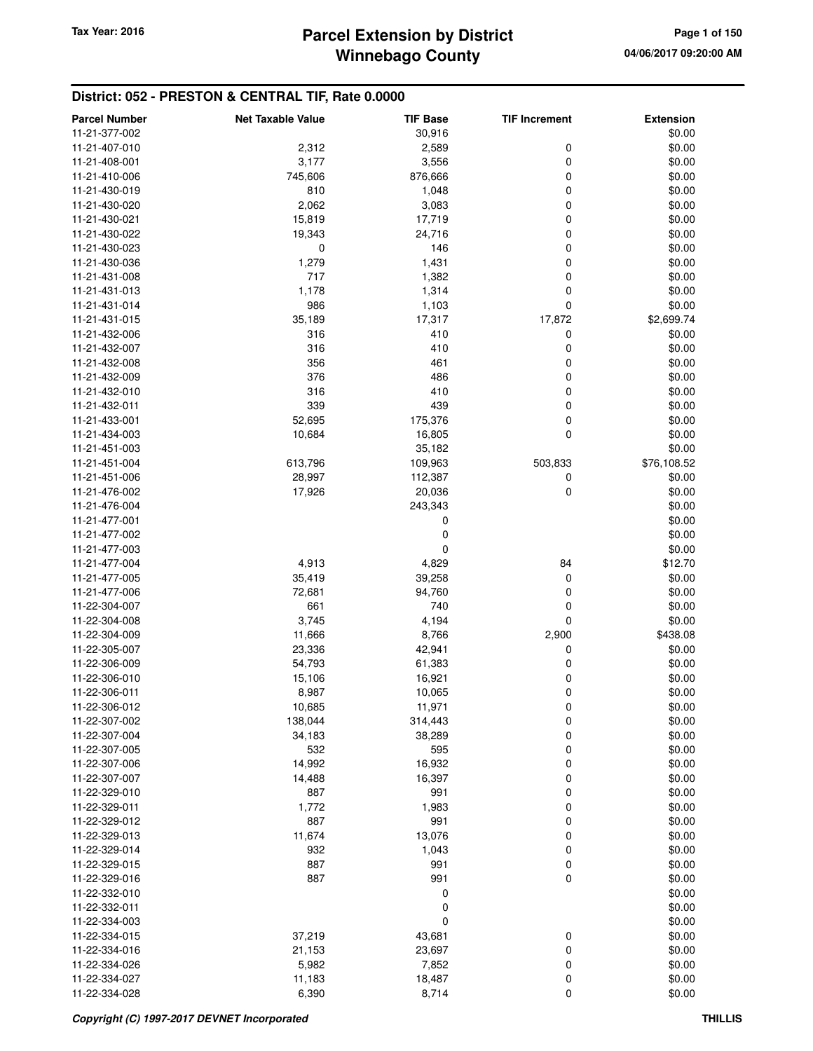## District: 052 - PRESTON & CENTRAL TIF, Rate 0.0000

| Parcel Number | Net Taxable Value | TIF Base | TIF Increment | Extension |
|---|---|---|---|---|
| 11-21-377-002 | | 30,916 | | $0.00 |
| 11-21-407-010 | 2,312 | 2,589 | 0 | $0.00 |
| 11-21-408-001 | 3,177 | 3,556 | 0 | $0.00 |
| 11-21-410-006 | 745,606 | 876,666 | 0 | $0.00 |
| 11-21-430-019 | 810 | 1,048 | 0 | $0.00 |
| 11-21-430-020 | 2,062 | 3,083 | 0 | $0.00 |
| 11-21-430-021 | 15,819 | 17,719 | 0 | $0.00 |
| 11-21-430-022 | 19,343 | 24,716 | 0 | $0.00 |
| 11-21-430-023 | 0 | 146 | 0 | $0.00 |
| 11-21-430-036 | 1,279 | 1,431 | 0 | $0.00 |
| 11-21-431-008 | 717 | 1,382 | 0 | $0.00 |
| 11-21-431-013 | 1,178 | 1,314 | 0 | $0.00 |
| 11-21-431-014 | 986 | 1,103 | 0 | $0.00 |
| 11-21-431-015 | 35,189 | 17,317 | 17,872 | $2,699.74 |
| 11-21-432-006 | 316 | 410 | 0 | $0.00 |
| 11-21-432-007 | 316 | 410 | 0 | $0.00 |
| 11-21-432-008 | 356 | 461 | 0 | $0.00 |
| 11-21-432-009 | 376 | 486 | 0 | $0.00 |
| 11-21-432-010 | 316 | 410 | 0 | $0.00 |
| 11-21-432-011 | 339 | 439 | 0 | $0.00 |
| 11-21-433-001 | 52,695 | 175,376 | 0 | $0.00 |
| 11-21-434-003 | 10,684 | 16,805 | 0 | $0.00 |
| 11-21-451-003 | | 35,182 | | $0.00 |
| 11-21-451-004 | 613,796 | 109,963 | 503,833 | $76,108.52 |
| 11-21-451-006 | 28,997 | 112,387 | 0 | $0.00 |
| 11-21-476-002 | 17,926 | 20,036 | 0 | $0.00 |
| 11-21-476-004 | | 243,343 | | $0.00 |
| 11-21-477-001 | | 0 | | $0.00 |
| 11-21-477-002 | | 0 | | $0.00 |
| 11-21-477-003 | | 0 | | $0.00 |
| 11-21-477-004 | 4,913 | 4,829 | 84 | $12.70 |
| 11-21-477-005 | 35,419 | 39,258 | 0 | $0.00 |
| 11-21-477-006 | 72,681 | 94,760 | 0 | $0.00 |
| 11-22-304-007 | 661 | 740 | 0 | $0.00 |
| 11-22-304-008 | 3,745 | 4,194 | 0 | $0.00 |
| 11-22-304-009 | 11,666 | 8,766 | 2,900 | $438.08 |
| 11-22-305-007 | 23,336 | 42,941 | 0 | $0.00 |
| 11-22-306-009 | 54,793 | 61,383 | 0 | $0.00 |
| 11-22-306-010 | 15,106 | 16,921 | 0 | $0.00 |
| 11-22-306-011 | 8,987 | 10,065 | 0 | $0.00 |
| 11-22-306-012 | 10,685 | 11,971 | 0 | $0.00 |
| 11-22-307-002 | 138,044 | 314,443 | 0 | $0.00 |
| 11-22-307-004 | 34,183 | 38,289 | 0 | $0.00 |
| 11-22-307-005 | 532 | 595 | 0 | $0.00 |
| 11-22-307-006 | 14,992 | 16,932 | 0 | $0.00 |
| 11-22-307-007 | 14,488 | 16,397 | 0 | $0.00 |
| 11-22-329-010 | 887 | 991 | 0 | $0.00 |
| 11-22-329-011 | 1,772 | 1,983 | 0 | $0.00 |
| 11-22-329-012 | 887 | 991 | 0 | $0.00 |
| 11-22-329-013 | 11,674 | 13,076 | 0 | $0.00 |
| 11-22-329-014 | 932 | 1,043 | 0 | $0.00 |
| 11-22-329-015 | 887 | 991 | 0 | $0.00 |
| 11-22-329-016 | 887 | 991 | 0 | $0.00 |
| 11-22-332-010 | | 0 | | $0.00 |
| 11-22-332-011 | | 0 | | $0.00 |
| 11-22-334-003 | | 0 | | $0.00 |
| 11-22-334-015 | 37,219 | 43,681 | 0 | $0.00 |
| 11-22-334-016 | 21,153 | 23,697 | 0 | $0.00 |
| 11-22-334-026 | 5,982 | 7,852 | 0 | $0.00 |
| 11-22-334-027 | 11,183 | 18,487 | 0 | $0.00 |
| 11-22-334-028 | 6,390 | 8,714 | 0 | $0.00 |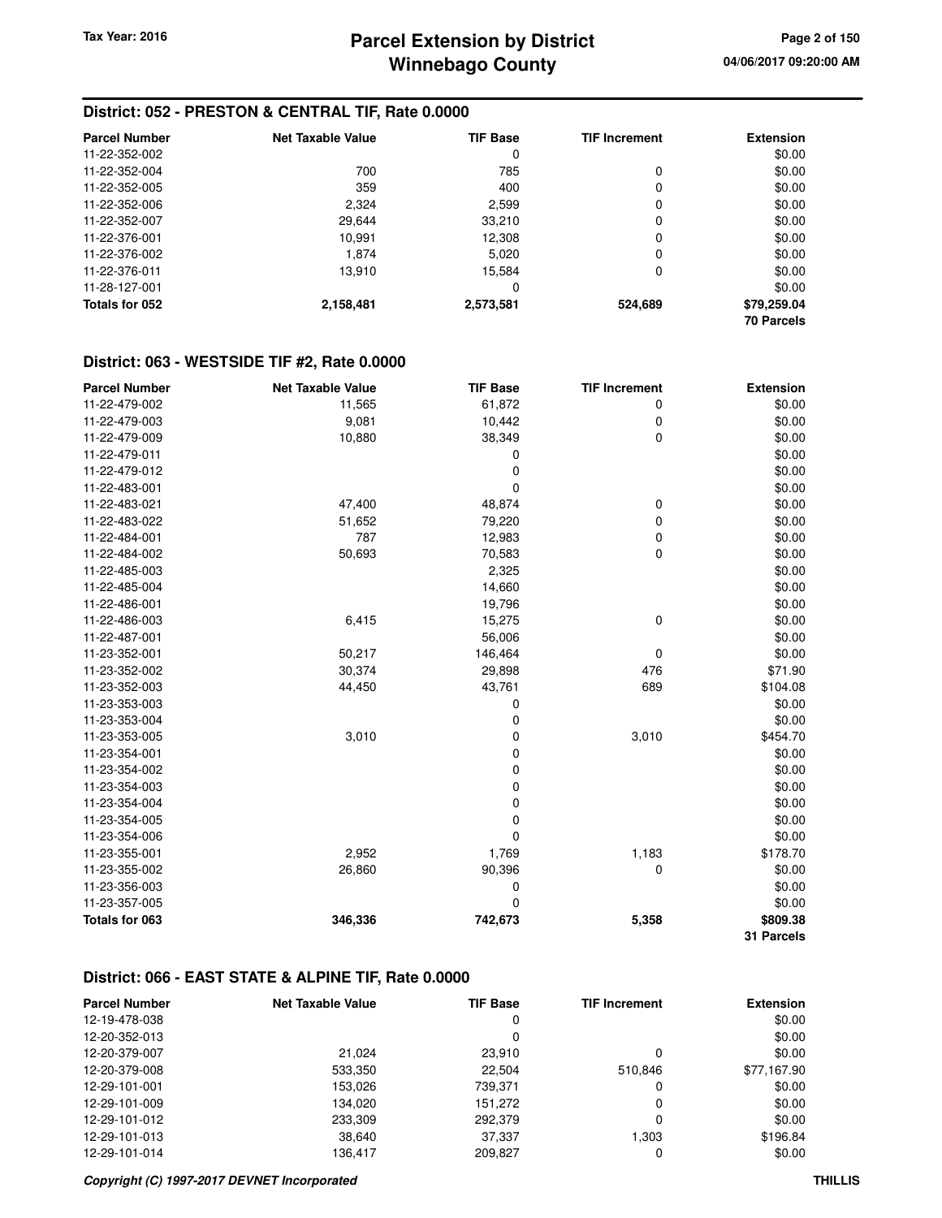## District: 052 - PRESTON & CENTRAL TIF, Rate 0.0000

| Parcel Number | Net Taxable Value | TIF Base | TIF Increment | Extension |
|---|---|---|---|---|
| 11-22-352-002 | | 0 | | $0.00 |
| 11-22-352-004 | 700 | 785 | 0 | $0.00 |
| 11-22-352-005 | 359 | 400 | 0 | $0.00 |
| 11-22-352-006 | 2,324 | 2,599 | 0 | $0.00 |
| 11-22-352-007 | 29,644 | 33,210 | 0 | $0.00 |
| 11-22-376-001 | 10,991 | 12,308 | 0 | $0.00 |
| 11-22-376-002 | 1,874 | 5,020 | 0 | $0.00 |
| 11-22-376-011 | 13,910 | 15,584 | 0 | $0.00 |
| 11-28-127-001 | | 0 | | $0.00 |
| **Totals for 052** | **2,158,481** | **2,573,581** | **524,689** | **$79,259.04** |
| | | | | **70 Parcels** |

## District: 063 - WESTSIDE TIF #2, Rate 0.0000

| Parcel Number | Net Taxable Value | TIF Base | TIF Increment | Extension |
|---|---|---|---|---|
| 11-22-479-002 | 11,565 | 61,872 | 0 | $0.00 |
| 11-22-479-003 | 9,081 | 10,442 | 0 | $0.00 |
| 11-22-479-009 | 10,880 | 38,349 | 0 | $0.00 |
| 11-22-479-011 | | 0 | | $0.00 |
| 11-22-479-012 | | 0 | | $0.00 |
| 11-22-483-001 | | 0 | | $0.00 |
| 11-22-483-021 | 47,400 | 48,874 | 0 | $0.00 |
| 11-22-483-022 | 51,652 | 79,220 | 0 | $0.00 |
| 11-22-484-001 | 787 | 12,983 | 0 | $0.00 |
| 11-22-484-002 | 50,693 | 70,583 | 0 | $0.00 |
| 11-22-485-003 | | 2,325 | | $0.00 |
| 11-22-485-004 | | 14,660 | | $0.00 |
| 11-22-486-001 | | 19,796 | | $0.00 |
| 11-22-486-003 | 6,415 | 15,275 | 0 | $0.00 |
| 11-22-487-001 | | 56,006 | | $0.00 |
| 11-23-352-001 | 50,217 | 146,464 | 0 | $0.00 |
| 11-23-352-002 | 30,374 | 29,898 | 476 | $71.90 |
| 11-23-352-003 | 44,450 | 43,761 | 689 | $104.08 |
| 11-23-353-003 | | 0 | | $0.00 |
| 11-23-353-004 | | 0 | | $0.00 |
| 11-23-353-005 | 3,010 | 0 | 3,010 | $454.70 |
| 11-23-354-001 | | 0 | | $0.00 |
| 11-23-354-002 | | 0 | | $0.00 |
| 11-23-354-003 | | 0 | | $0.00 |
| 11-23-354-004 | | 0 | | $0.00 |
| 11-23-354-005 | | 0 | | $0.00 |
| 11-23-354-006 | | 0 | | $0.00 |
| 11-23-355-001 | 2,952 | 1,769 | 1,183 | $178.70 |
| 11-23-355-002 | 26,860 | 90,396 | 0 | $0.00 |
| 11-23-356-003 | | 0 | | $0.00 |
| 11-23-357-005 | | 0 | | $0.00 |
| **Totals for 063** | **346,336** | **742,673** | **5,358** | **$809.38** |
| | | | | **31 Parcels** |

## District: 066 - EAST STATE & ALPINE TIF, Rate 0.0000

| Parcel Number | Net Taxable Value | TIF Base | TIF Increment | Extension |
|---|---|---|---|---|
| 12-19-478-038 | | 0 | | $0.00 |
| 12-20-352-013 | | 0 | | $0.00 |
| 12-20-379-007 | 21,024 | 23,910 | 0 | $0.00 |
| 12-20-379-008 | 533,350 | 22,504 | 510,846 | $77,167.90 |
| 12-29-101-001 | 153,026 | 739,371 | 0 | $0.00 |
| 12-29-101-009 | 134,020 | 151,272 | 0 | $0.00 |
| 12-29-101-012 | 233,309 | 292,379 | 0 | $0.00 |
| 12-29-101-013 | 38,640 | 37,337 | 1,303 | $196.84 |
| 12-29-101-014 | 136,417 | 209,827 | 0 | $0.00 |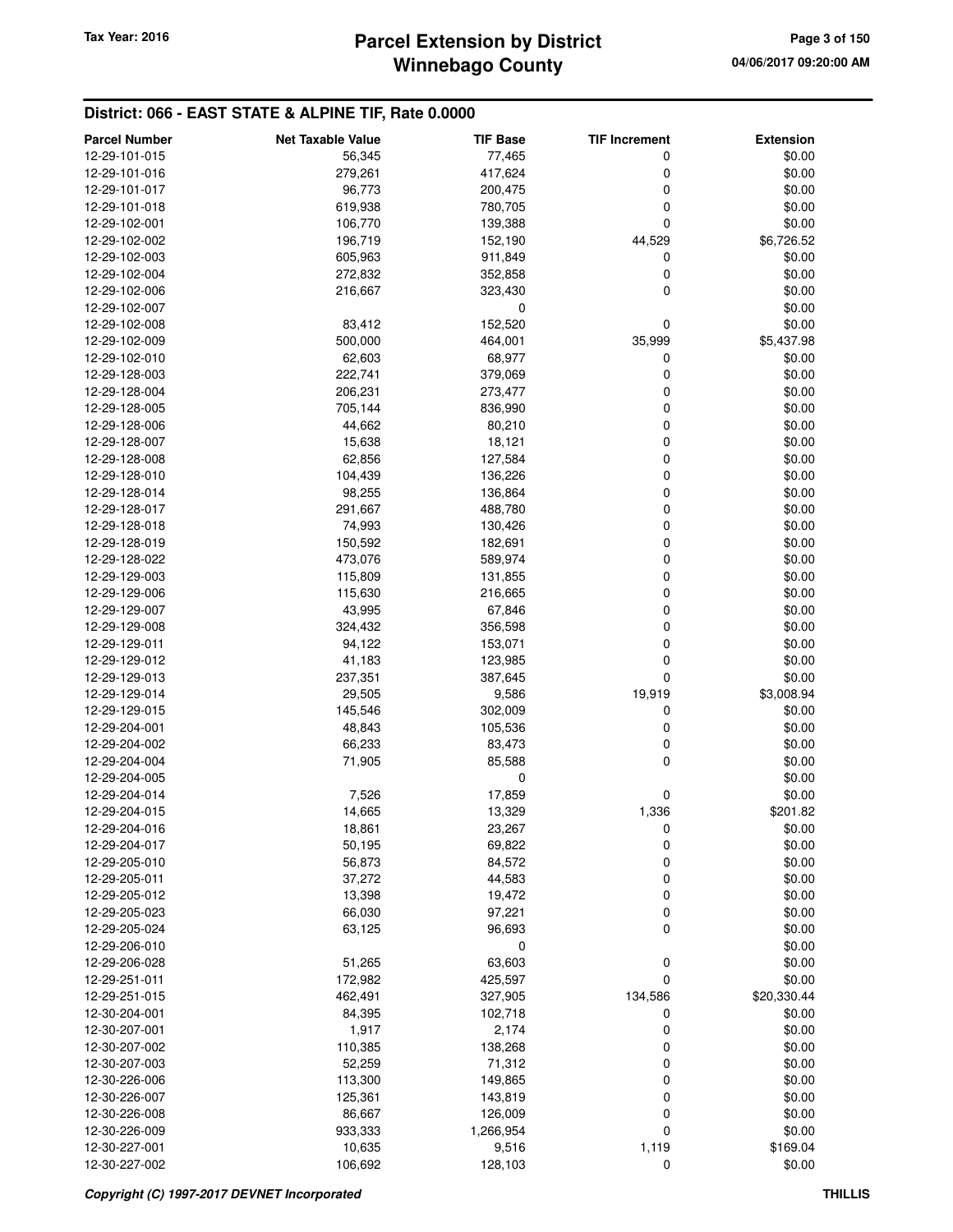## District: 066 - EAST STATE & ALPINE TIF, Rate 0.0000

| Parcel Number | Net Taxable Value | TIF Base | TIF Increment | Extension |
|---|---|---|---|---|
| 12-29-101-015 | 56,345 | 77,465 | 0 | $0.00 |
| 12-29-101-016 | 279,261 | 417,624 | 0 | $0.00 |
| 12-29-101-017 | 96,773 | 200,475 | 0 | $0.00 |
| 12-29-101-018 | 619,938 | 780,705 | 0 | $0.00 |
| 12-29-102-001 | 106,770 | 139,388 | 0 | $0.00 |
| 12-29-102-002 | 196,719 | 152,190 | 44,529 | $6,726.52 |
| 12-29-102-003 | 605,963 | 911,849 | 0 | $0.00 |
| 12-29-102-004 | 272,832 | 352,858 | 0 | $0.00 |
| 12-29-102-006 | 216,667 | 323,430 | 0 | $0.00 |
| 12-29-102-007 | | 0 | | $0.00 |
| 12-29-102-008 | 83,412 | 152,520 | 0 | $0.00 |
| 12-29-102-009 | 500,000 | 464,001 | 35,999 | $5,437.98 |
| 12-29-102-010 | 62,603 | 68,977 | 0 | $0.00 |
| 12-29-128-003 | 222,741 | 379,069 | 0 | $0.00 |
| 12-29-128-004 | 206,231 | 273,477 | 0 | $0.00 |
| 12-29-128-005 | 705,144 | 836,990 | 0 | $0.00 |
| 12-29-128-006 | 44,662 | 80,210 | 0 | $0.00 |
| 12-29-128-007 | 15,638 | 18,121 | 0 | $0.00 |
| 12-29-128-008 | 62,856 | 127,584 | 0 | $0.00 |
| 12-29-128-010 | 104,439 | 136,226 | 0 | $0.00 |
| 12-29-128-014 | 98,255 | 136,864 | 0 | $0.00 |
| 12-29-128-017 | 291,667 | 488,780 | 0 | $0.00 |
| 12-29-128-018 | 74,993 | 130,426 | 0 | $0.00 |
| 12-29-128-019 | 150,592 | 182,691 | 0 | $0.00 |
| 12-29-128-022 | 473,076 | 589,974 | 0 | $0.00 |
| 12-29-129-003 | 115,809 | 131,855 | 0 | $0.00 |
| 12-29-129-006 | 115,630 | 216,665 | 0 | $0.00 |
| 12-29-129-007 | 43,995 | 67,846 | 0 | $0.00 |
| 12-29-129-008 | 324,432 | 356,598 | 0 | $0.00 |
| 12-29-129-011 | 94,122 | 153,071 | 0 | $0.00 |
| 12-29-129-012 | 41,183 | 123,985 | 0 | $0.00 |
| 12-29-129-013 | 237,351 | 387,645 | 0 | $0.00 |
| 12-29-129-014 | 29,505 | 9,586 | 19,919 | $3,008.94 |
| 12-29-129-015 | 145,546 | 302,009 | 0 | $0.00 |
| 12-29-204-001 | 48,843 | 105,536 | 0 | $0.00 |
| 12-29-204-002 | 66,233 | 83,473 | 0 | $0.00 |
| 12-29-204-004 | 71,905 | 85,588 | 0 | $0.00 |
| 12-29-204-005 | | 0 | | $0.00 |
| 12-29-204-014 | 7,526 | 17,859 | 0 | $0.00 |
| 12-29-204-015 | 14,665 | 13,329 | 1,336 | $201.82 |
| 12-29-204-016 | 18,861 | 23,267 | 0 | $0.00 |
| 12-29-204-017 | 50,195 | 69,822 | 0 | $0.00 |
| 12-29-205-010 | 56,873 | 84,572 | 0 | $0.00 |
| 12-29-205-011 | 37,272 | 44,583 | 0 | $0.00 |
| 12-29-205-012 | 13,398 | 19,472 | 0 | $0.00 |
| 12-29-205-023 | 66,030 | 97,221 | 0 | $0.00 |
| 12-29-205-024 | 63,125 | 96,693 | 0 | $0.00 |
| 12-29-206-010 | | 0 | | $0.00 |
| 12-29-206-028 | 51,265 | 63,603 | 0 | $0.00 |
| 12-29-251-011 | 172,982 | 425,597 | 0 | $0.00 |
| 12-29-251-015 | 462,491 | 327,905 | 134,586 | $20,330.44 |
| 12-30-204-001 | 84,395 | 102,718 | 0 | $0.00 |
| 12-30-207-001 | 1,917 | 2,174 | 0 | $0.00 |
| 12-30-207-002 | 110,385 | 138,268 | 0 | $0.00 |
| 12-30-207-003 | 52,259 | 71,312 | 0 | $0.00 |
| 12-30-226-006 | 113,300 | 149,865 | 0 | $0.00 |
| 12-30-226-007 | 125,361 | 143,819 | 0 | $0.00 |
| 12-30-226-008 | 86,667 | 126,009 | 0 | $0.00 |
| 12-30-226-009 | 933,333 | 1,266,954 | 0 | $0.00 |
| 12-30-227-001 | 10,635 | 9,516 | 1,119 | $169.04 |
| 12-30-227-002 | 106,692 | 128,103 | 0 | $0.00 |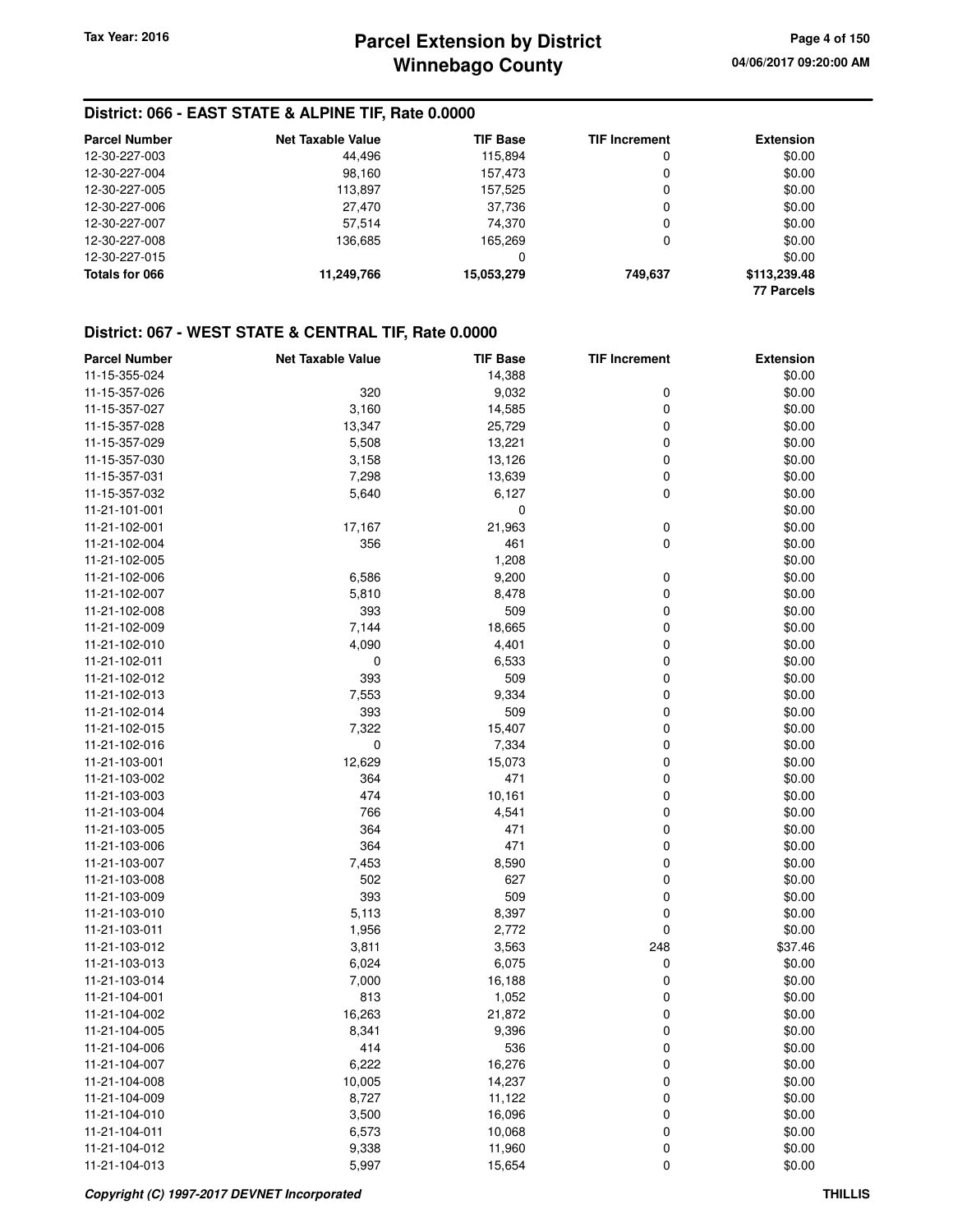## District: 066 - EAST STATE & ALPINE TIF, Rate 0.0000

| Parcel Number | Net Taxable Value | TIF Base | TIF Increment | Extension |
|---|---|---|---|---|
| 12-30-227-003 | 44,496 | 115,894 | 0 | $0.00 |
| 12-30-227-004 | 98,160 | 157,473 | 0 | $0.00 |
| 12-30-227-005 | 113,897 | 157,525 | 0 | $0.00 |
| 12-30-227-006 | 27,470 | 37,736 | 0 | $0.00 |
| 12-30-227-007 | 57,514 | 74,370 | 0 | $0.00 |
| 12-30-227-008 | 136,685 | 165,269 | 0 | $0.00 |
| 12-30-227-015 | | 0 | | $0.00 |
| **Totals for 066** | **11,249,766** | **15,053,279** | **749,637** | **$113,239.48** |
| | | | | **77 Parcels** |

## District: 067 - WEST STATE & CENTRAL TIF, Rate 0.0000

| Parcel Number | Net Taxable Value | TIF Base | TIF Increment | Extension |
|---|---|---|---|---|
| 11-15-355-024 | | 14,388 | | $0.00 |
| 11-15-357-026 | 320 | 9,032 | 0 | $0.00 |
| 11-15-357-027 | 3,160 | 14,585 | 0 | $0.00 |
| 11-15-357-028 | 13,347 | 25,729 | 0 | $0.00 |
| 11-15-357-029 | 5,508 | 13,221 | 0 | $0.00 |
| 11-15-357-030 | 3,158 | 13,126 | 0 | $0.00 |
| 11-15-357-031 | 7,298 | 13,639 | 0 | $0.00 |
| 11-15-357-032 | 5,640 | 6,127 | 0 | $0.00 |
| 11-21-101-001 | | 0 | | $0.00 |
| 11-21-102-001 | 17,167 | 21,963 | 0 | $0.00 |
| 11-21-102-004 | 356 | 461 | 0 | $0.00 |
| 11-21-102-005 | | 1,208 | | $0.00 |
| 11-21-102-006 | 6,586 | 9,200 | 0 | $0.00 |
| 11-21-102-007 | 5,810 | 8,478 | 0 | $0.00 |
| 11-21-102-008 | 393 | 509 | 0 | $0.00 |
| 11-21-102-009 | 7,144 | 18,665 | 0 | $0.00 |
| 11-21-102-010 | 4,090 | 4,401 | 0 | $0.00 |
| 11-21-102-011 | 0 | 6,533 | 0 | $0.00 |
| 11-21-102-012 | 393 | 509 | 0 | $0.00 |
| 11-21-102-013 | 7,553 | 9,334 | 0 | $0.00 |
| 11-21-102-014 | 393 | 509 | 0 | $0.00 |
| 11-21-102-015 | 7,322 | 15,407 | 0 | $0.00 |
| 11-21-102-016 | 0 | 7,334 | 0 | $0.00 |
| 11-21-103-001 | 12,629 | 15,073 | 0 | $0.00 |
| 11-21-103-002 | 364 | 471 | 0 | $0.00 |
| 11-21-103-003 | 474 | 10,161 | 0 | $0.00 |
| 11-21-103-004 | 766 | 4,541 | 0 | $0.00 |
| 11-21-103-005 | 364 | 471 | 0 | $0.00 |
| 11-21-103-006 | 364 | 471 | 0 | $0.00 |
| 11-21-103-007 | 7,453 | 8,590 | 0 | $0.00 |
| 11-21-103-008 | 502 | 627 | 0 | $0.00 |
| 11-21-103-009 | 393 | 509 | 0 | $0.00 |
| 11-21-103-010 | 5,113 | 8,397 | 0 | $0.00 |
| 11-21-103-011 | 1,956 | 2,772 | 0 | $0.00 |
| 11-21-103-012 | 3,811 | 3,563 | 248 | $37.46 |
| 11-21-103-013 | 6,024 | 6,075 | 0 | $0.00 |
| 11-21-103-014 | 7,000 | 16,188 | 0 | $0.00 |
| 11-21-104-001 | 813 | 1,052 | 0 | $0.00 |
| 11-21-104-002 | 16,263 | 21,872 | 0 | $0.00 |
| 11-21-104-005 | 8,341 | 9,396 | 0 | $0.00 |
| 11-21-104-006 | 414 | 536 | 0 | $0.00 |
| 11-21-104-007 | 6,222 | 16,276 | 0 | $0.00 |
| 11-21-104-008 | 10,005 | 14,237 | 0 | $0.00 |
| 11-21-104-009 | 8,727 | 11,122 | 0 | $0.00 |
| 11-21-104-010 | 3,500 | 16,096 | 0 | $0.00 |
| 11-21-104-011 | 6,573 | 10,068 | 0 | $0.00 |
| 11-21-104-012 | 9,338 | 11,960 | 0 | $0.00 |
| 11-21-104-013 | 5,997 | 15,654 | 0 | $0.00 |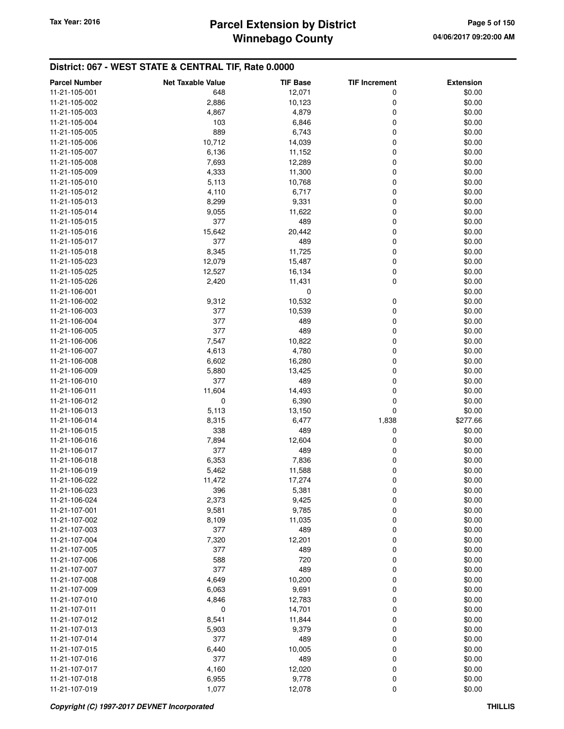## District: 067 - WEST STATE & CENTRAL TIF, Rate 0.0000

| Parcel Number | Net Taxable Value | TIF Base | TIF Increment | Extension |
|---|---|---|---|---|
| 11-21-105-001 | 648 | 12,071 | 0 | $0.00 |
| 11-21-105-002 | 2,886 | 10,123 | 0 | $0.00 |
| 11-21-105-003 | 4,867 | 4,879 | 0 | $0.00 |
| 11-21-105-004 | 103 | 6,846 | 0 | $0.00 |
| 11-21-105-005 | 889 | 6,743 | 0 | $0.00 |
| 11-21-105-006 | 10,712 | 14,039 | 0 | $0.00 |
| 11-21-105-007 | 6,136 | 11,152 | 0 | $0.00 |
| 11-21-105-008 | 7,693 | 12,289 | 0 | $0.00 |
| 11-21-105-009 | 4,333 | 11,300 | 0 | $0.00 |
| 11-21-105-010 | 5,113 | 10,768 | 0 | $0.00 |
| 11-21-105-012 | 4,110 | 6,717 | 0 | $0.00 |
| 11-21-105-013 | 8,299 | 9,331 | 0 | $0.00 |
| 11-21-105-014 | 9,055 | 11,622 | 0 | $0.00 |
| 11-21-105-015 | 377 | 489 | 0 | $0.00 |
| 11-21-105-016 | 15,642 | 20,442 | 0 | $0.00 |
| 11-21-105-017 | 377 | 489 | 0 | $0.00 |
| 11-21-105-018 | 8,345 | 11,725 | 0 | $0.00 |
| 11-21-105-023 | 12,079 | 15,487 | 0 | $0.00 |
| 11-21-105-025 | 12,527 | 16,134 | 0 | $0.00 |
| 11-21-105-026 | 2,420 | 11,431 | 0 | $0.00 |
| 11-21-106-001 | | 0 | | $0.00 |
| 11-21-106-002 | 9,312 | 10,532 | 0 | $0.00 |
| 11-21-106-003 | 377 | 10,539 | 0 | $0.00 |
| 11-21-106-004 | 377 | 489 | 0 | $0.00 |
| 11-21-106-005 | 377 | 489 | 0 | $0.00 |
| 11-21-106-006 | 7,547 | 10,822 | 0 | $0.00 |
| 11-21-106-007 | 4,613 | 4,780 | 0 | $0.00 |
| 11-21-106-008 | 6,602 | 16,280 | 0 | $0.00 |
| 11-21-106-009 | 5,880 | 13,425 | 0 | $0.00 |
| 11-21-106-010 | 377 | 489 | 0 | $0.00 |
| 11-21-106-011 | 11,604 | 14,493 | 0 | $0.00 |
| 11-21-106-012 | 0 | 6,390 | 0 | $0.00 |
| 11-21-106-013 | 5,113 | 13,150 | 0 | $0.00 |
| 11-21-106-014 | 8,315 | 6,477 | 1,838 | $277.66 |
| 11-21-106-015 | 338 | 489 | 0 | $0.00 |
| 11-21-106-016 | 7,894 | 12,604 | 0 | $0.00 |
| 11-21-106-017 | 377 | 489 | 0 | $0.00 |
| 11-21-106-018 | 6,353 | 7,836 | 0 | $0.00 |
| 11-21-106-019 | 5,462 | 11,588 | 0 | $0.00 |
| 11-21-106-022 | 11,472 | 17,274 | 0 | $0.00 |
| 11-21-106-023 | 396 | 5,381 | 0 | $0.00 |
| 11-21-106-024 | 2,373 | 9,425 | 0 | $0.00 |
| 11-21-107-001 | 9,581 | 9,785 | 0 | $0.00 |
| 11-21-107-002 | 8,109 | 11,035 | 0 | $0.00 |
| 11-21-107-003 | 377 | 489 | 0 | $0.00 |
| 11-21-107-004 | 7,320 | 12,201 | 0 | $0.00 |
| 11-21-107-005 | 377 | 489 | 0 | $0.00 |
| 11-21-107-006 | 588 | 720 | 0 | $0.00 |
| 11-21-107-007 | 377 | 489 | 0 | $0.00 |
| 11-21-107-008 | 4,649 | 10,200 | 0 | $0.00 |
| 11-21-107-009 | 6,063 | 9,691 | 0 | $0.00 |
| 11-21-107-010 | 4,846 | 12,783 | 0 | $0.00 |
| 11-21-107-011 | 0 | 14,701 | 0 | $0.00 |
| 11-21-107-012 | 8,541 | 11,844 | 0 | $0.00 |
| 11-21-107-013 | 5,903 | 9,379 | 0 | $0.00 |
| 11-21-107-014 | 377 | 489 | 0 | $0.00 |
| 11-21-107-015 | 6,440 | 10,005 | 0 | $0.00 |
| 11-21-107-016 | 377 | 489 | 0 | $0.00 |
| 11-21-107-017 | 4,160 | 12,020 | 0 | $0.00 |
| 11-21-107-018 | 6,955 | 9,778 | 0 | $0.00 |
| 11-21-107-019 | 1,077 | 12,078 | 0 | $0.00 |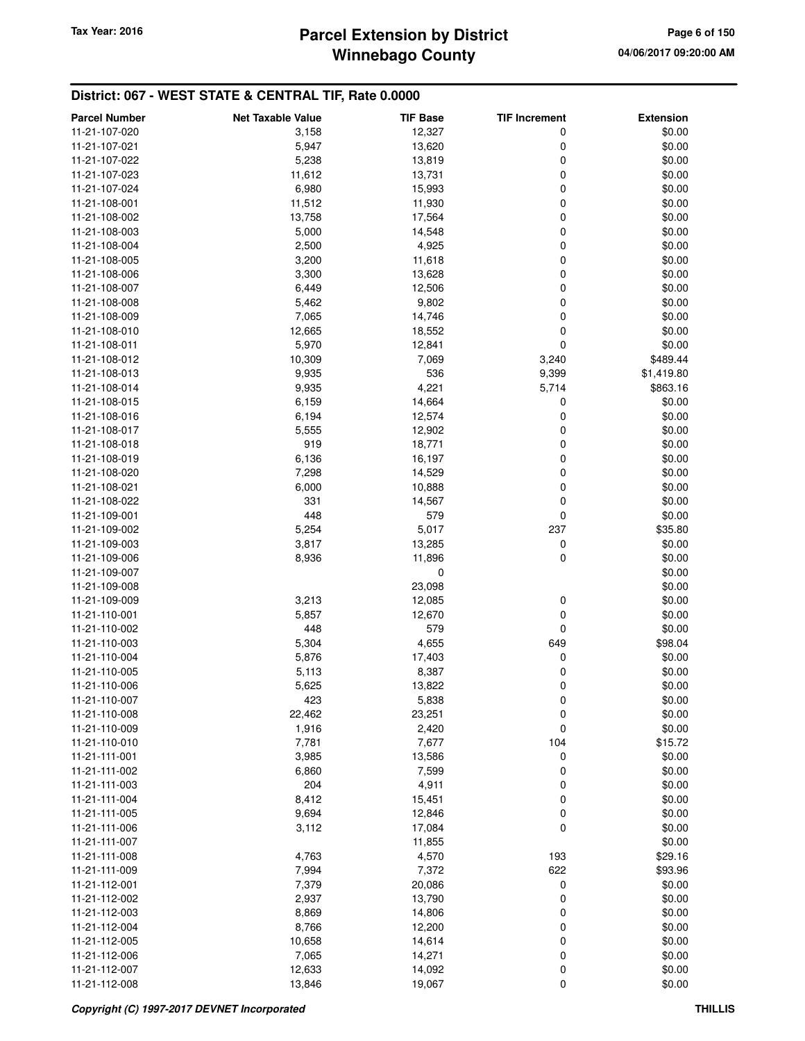## District: 067 - WEST STATE & CENTRAL TIF, Rate 0.0000

| Parcel Number | Net Taxable Value | TIF Base | TIF Increment | Extension |
|---|---|---|---|---|
| 11-21-107-020 | 3,158 | 12,327 | 0 | $0.00 |
| 11-21-107-021 | 5,947 | 13,620 | 0 | $0.00 |
| 11-21-107-022 | 5,238 | 13,819 | 0 | $0.00 |
| 11-21-107-023 | 11,612 | 13,731 | 0 | $0.00 |
| 11-21-107-024 | 6,980 | 15,993 | 0 | $0.00 |
| 11-21-108-001 | 11,512 | 11,930 | 0 | $0.00 |
| 11-21-108-002 | 13,758 | 17,564 | 0 | $0.00 |
| 11-21-108-003 | 5,000 | 14,548 | 0 | $0.00 |
| 11-21-108-004 | 2,500 | 4,925 | 0 | $0.00 |
| 11-21-108-005 | 3,200 | 11,618 | 0 | $0.00 |
| 11-21-108-006 | 3,300 | 13,628 | 0 | $0.00 |
| 11-21-108-007 | 6,449 | 12,506 | 0 | $0.00 |
| 11-21-108-008 | 5,462 | 9,802 | 0 | $0.00 |
| 11-21-108-009 | 7,065 | 14,746 | 0 | $0.00 |
| 11-21-108-010 | 12,665 | 18,552 | 0 | $0.00 |
| 11-21-108-011 | 5,970 | 12,841 | 0 | $0.00 |
| 11-21-108-012 | 10,309 | 7,069 | 3,240 | $489.44 |
| 11-21-108-013 | 9,935 | 536 | 9,399 | $1,419.80 |
| 11-21-108-014 | 9,935 | 4,221 | 5,714 | $863.16 |
| 11-21-108-015 | 6,159 | 14,664 | 0 | $0.00 |
| 11-21-108-016 | 6,194 | 12,574 | 0 | $0.00 |
| 11-21-108-017 | 5,555 | 12,902 | 0 | $0.00 |
| 11-21-108-018 | 919 | 18,771 | 0 | $0.00 |
| 11-21-108-019 | 6,136 | 16,197 | 0 | $0.00 |
| 11-21-108-020 | 7,298 | 14,529 | 0 | $0.00 |
| 11-21-108-021 | 6,000 | 10,888 | 0 | $0.00 |
| 11-21-108-022 | 331 | 14,567 | 0 | $0.00 |
| 11-21-109-001 | 448 | 579 | 0 | $0.00 |
| 11-21-109-002 | 5,254 | 5,017 | 237 | $35.80 |
| 11-21-109-003 | 3,817 | 13,285 | 0 | $0.00 |
| 11-21-109-006 | 8,936 | 11,896 | 0 | $0.00 |
| 11-21-109-007 | | 0 | | $0.00 |
| 11-21-109-008 | | 23,098 | | $0.00 |
| 11-21-109-009 | 3,213 | 12,085 | 0 | $0.00 |
| 11-21-110-001 | 5,857 | 12,670 | 0 | $0.00 |
| 11-21-110-002 | 448 | 579 | 0 | $0.00 |
| 11-21-110-003 | 5,304 | 4,655 | 649 | $98.04 |
| 11-21-110-004 | 5,876 | 17,403 | 0 | $0.00 |
| 11-21-110-005 | 5,113 | 8,387 | 0 | $0.00 |
| 11-21-110-006 | 5,625 | 13,822 | 0 | $0.00 |
| 11-21-110-007 | 423 | 5,838 | 0 | $0.00 |
| 11-21-110-008 | 22,462 | 23,251 | 0 | $0.00 |
| 11-21-110-009 | 1,916 | 2,420 | 0 | $0.00 |
| 11-21-110-010 | 7,781 | 7,677 | 104 | $15.72 |
| 11-21-111-001 | 3,985 | 13,586 | 0 | $0.00 |
| 11-21-111-002 | 6,860 | 7,599 | 0 | $0.00 |
| 11-21-111-003 | 204 | 4,911 | 0 | $0.00 |
| 11-21-111-004 | 8,412 | 15,451 | 0 | $0.00 |
| 11-21-111-005 | 9,694 | 12,846 | 0 | $0.00 |
| 11-21-111-006 | 3,112 | 17,084 | 0 | $0.00 |
| 11-21-111-007 | | 11,855 | | $0.00 |
| 11-21-111-008 | 4,763 | 4,570 | 193 | $29.16 |
| 11-21-111-009 | 7,994 | 7,372 | 622 | $93.96 |
| 11-21-112-001 | 7,379 | 20,086 | 0 | $0.00 |
| 11-21-112-002 | 2,937 | 13,790 | 0 | $0.00 |
| 11-21-112-003 | 8,869 | 14,806 | 0 | $0.00 |
| 11-21-112-004 | 8,766 | 12,200 | 0 | $0.00 |
| 11-21-112-005 | 10,658 | 14,614 | 0 | $0.00 |
| 11-21-112-006 | 7,065 | 14,271 | 0 | $0.00 |
| 11-21-112-007 | 12,633 | 14,092 | 0 | $0.00 |
| 11-21-112-008 | 13,846 | 19,067 | 0 | $0.00 |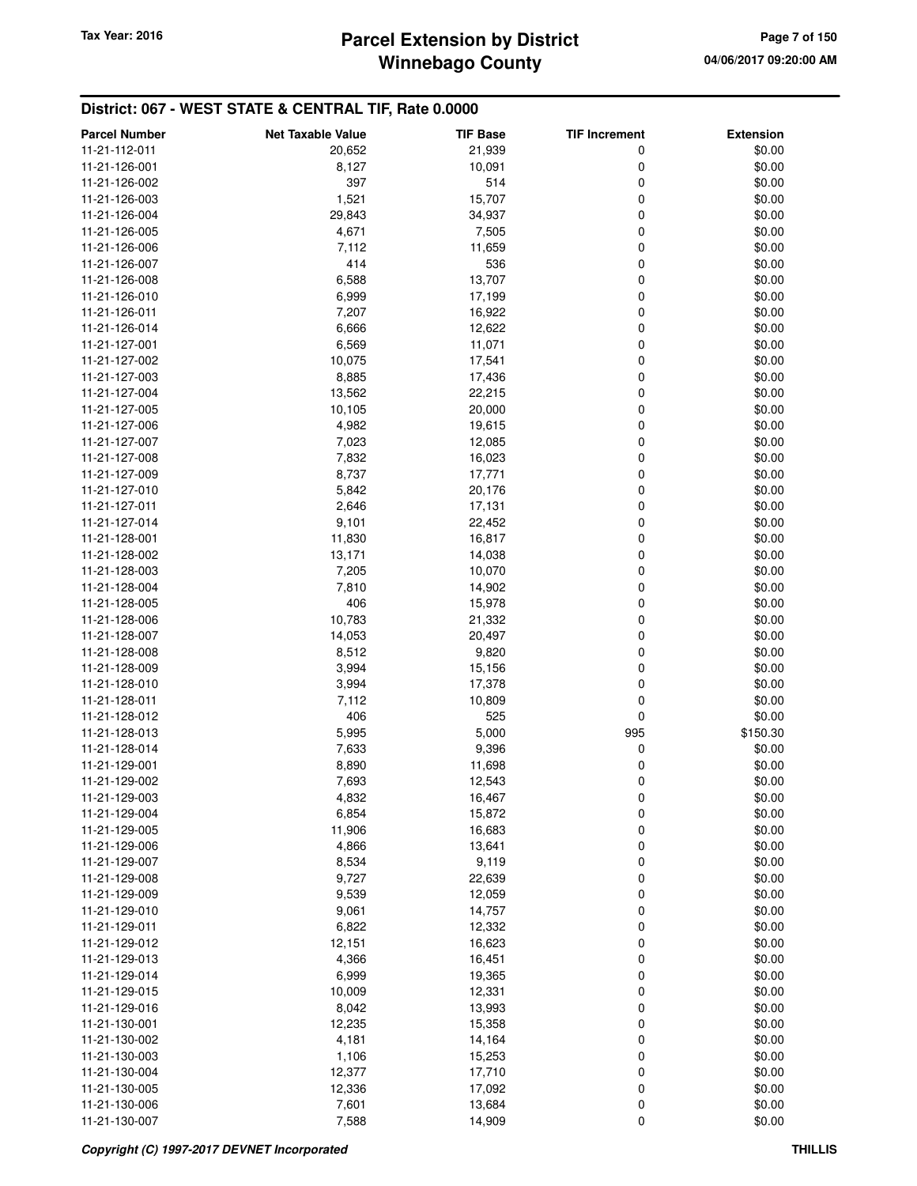## District: 067 - WEST STATE & CENTRAL TIF, Rate 0.0000

| Parcel Number | Net Taxable Value | TIF Base | TIF Increment | Extension |
|---|---|---|---|---|
| 11-21-112-011 | 20,652 | 21,939 | 0 | $0.00 |
| 11-21-126-001 | 8,127 | 10,091 | 0 | $0.00 |
| 11-21-126-002 | 397 | 514 | 0 | $0.00 |
| 11-21-126-003 | 1,521 | 15,707 | 0 | $0.00 |
| 11-21-126-004 | 29,843 | 34,937 | 0 | $0.00 |
| 11-21-126-005 | 4,671 | 7,505 | 0 | $0.00 |
| 11-21-126-006 | 7,112 | 11,659 | 0 | $0.00 |
| 11-21-126-007 | 414 | 536 | 0 | $0.00 |
| 11-21-126-008 | 6,588 | 13,707 | 0 | $0.00 |
| 11-21-126-010 | 6,999 | 17,199 | 0 | $0.00 |
| 11-21-126-011 | 7,207 | 16,922 | 0 | $0.00 |
| 11-21-126-014 | 6,666 | 12,622 | 0 | $0.00 |
| 11-21-127-001 | 6,569 | 11,071 | 0 | $0.00 |
| 11-21-127-002 | 10,075 | 17,541 | 0 | $0.00 |
| 11-21-127-003 | 8,885 | 17,436 | 0 | $0.00 |
| 11-21-127-004 | 13,562 | 22,215 | 0 | $0.00 |
| 11-21-127-005 | 10,105 | 20,000 | 0 | $0.00 |
| 11-21-127-006 | 4,982 | 19,615 | 0 | $0.00 |
| 11-21-127-007 | 7,023 | 12,085 | 0 | $0.00 |
| 11-21-127-008 | 7,832 | 16,023 | 0 | $0.00 |
| 11-21-127-009 | 8,737 | 17,771 | 0 | $0.00 |
| 11-21-127-010 | 5,842 | 20,176 | 0 | $0.00 |
| 11-21-127-011 | 2,646 | 17,131 | 0 | $0.00 |
| 11-21-127-014 | 9,101 | 22,452 | 0 | $0.00 |
| 11-21-128-001 | 11,830 | 16,817 | 0 | $0.00 |
| 11-21-128-002 | 13,171 | 14,038 | 0 | $0.00 |
| 11-21-128-003 | 7,205 | 10,070 | 0 | $0.00 |
| 11-21-128-004 | 7,810 | 14,902 | 0 | $0.00 |
| 11-21-128-005 | 406 | 15,978 | 0 | $0.00 |
| 11-21-128-006 | 10,783 | 21,332 | 0 | $0.00 |
| 11-21-128-007 | 14,053 | 20,497 | 0 | $0.00 |
| 11-21-128-008 | 8,512 | 9,820 | 0 | $0.00 |
| 11-21-128-009 | 3,994 | 15,156 | 0 | $0.00 |
| 11-21-128-010 | 3,994 | 17,378 | 0 | $0.00 |
| 11-21-128-011 | 7,112 | 10,809 | 0 | $0.00 |
| 11-21-128-012 | 406 | 525 | 0 | $0.00 |
| 11-21-128-013 | 5,995 | 5,000 | 995 | $150.30 |
| 11-21-128-014 | 7,633 | 9,396 | 0 | $0.00 |
| 11-21-129-001 | 8,890 | 11,698 | 0 | $0.00 |
| 11-21-129-002 | 7,693 | 12,543 | 0 | $0.00 |
| 11-21-129-003 | 4,832 | 16,467 | 0 | $0.00 |
| 11-21-129-004 | 6,854 | 15,872 | 0 | $0.00 |
| 11-21-129-005 | 11,906 | 16,683 | 0 | $0.00 |
| 11-21-129-006 | 4,866 | 13,641 | 0 | $0.00 |
| 11-21-129-007 | 8,534 | 9,119 | 0 | $0.00 |
| 11-21-129-008 | 9,727 | 22,639 | 0 | $0.00 |
| 11-21-129-009 | 9,539 | 12,059 | 0 | $0.00 |
| 11-21-129-010 | 9,061 | 14,757 | 0 | $0.00 |
| 11-21-129-011 | 6,822 | 12,332 | 0 | $0.00 |
| 11-21-129-012 | 12,151 | 16,623 | 0 | $0.00 |
| 11-21-129-013 | 4,366 | 16,451 | 0 | $0.00 |
| 11-21-129-014 | 6,999 | 19,365 | 0 | $0.00 |
| 11-21-129-015 | 10,009 | 12,331 | 0 | $0.00 |
| 11-21-129-016 | 8,042 | 13,993 | 0 | $0.00 |
| 11-21-130-001 | 12,235 | 15,358 | 0 | $0.00 |
| 11-21-130-002 | 4,181 | 14,164 | 0 | $0.00 |
| 11-21-130-003 | 1,106 | 15,253 | 0 | $0.00 |
| 11-21-130-004 | 12,377 | 17,710 | 0 | $0.00 |
| 11-21-130-005 | 12,336 | 17,092 | 0 | $0.00 |
| 11-21-130-006 | 7,601 | 13,684 | 0 | $0.00 |
| 11-21-130-007 | 7,588 | 14,909 | 0 | $0.00 |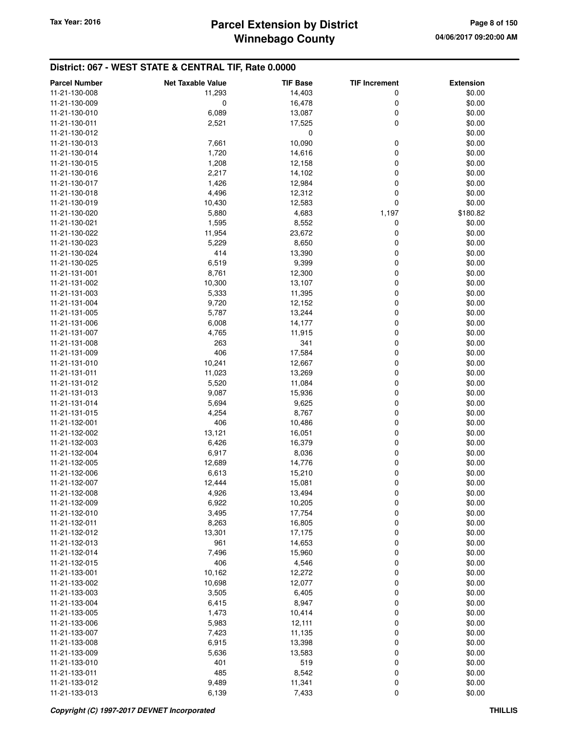## District: 067 - WEST STATE & CENTRAL TIF, Rate 0.0000

| Parcel Number | Net Taxable Value | TIF Base | TIF Increment | Extension |
|---|---|---|---|---|
| 11-21-130-008 | 11,293 | 14,403 | 0 | $0.00 |
| 11-21-130-009 | 0 | 16,478 | 0 | $0.00 |
| 11-21-130-010 | 6,089 | 13,087 | 0 | $0.00 |
| 11-21-130-011 | 2,521 | 17,525 | 0 | $0.00 |
| 11-21-130-012 | | 0 | | $0.00 |
| 11-21-130-013 | 7,661 | 10,090 | 0 | $0.00 |
| 11-21-130-014 | 1,720 | 14,616 | 0 | $0.00 |
| 11-21-130-015 | 1,208 | 12,158 | 0 | $0.00 |
| 11-21-130-016 | 2,217 | 14,102 | 0 | $0.00 |
| 11-21-130-017 | 1,426 | 12,984 | 0 | $0.00 |
| 11-21-130-018 | 4,496 | 12,312 | 0 | $0.00 |
| 11-21-130-019 | 10,430 | 12,583 | 0 | $0.00 |
| 11-21-130-020 | 5,880 | 4,683 | 1,197 | $180.82 |
| 11-21-130-021 | 1,595 | 8,552 | 0 | $0.00 |
| 11-21-130-022 | 11,954 | 23,672 | 0 | $0.00 |
| 11-21-130-023 | 5,229 | 8,650 | 0 | $0.00 |
| 11-21-130-024 | 414 | 13,390 | 0 | $0.00 |
| 11-21-130-025 | 6,519 | 9,399 | 0 | $0.00 |
| 11-21-131-001 | 8,761 | 12,300 | 0 | $0.00 |
| 11-21-131-002 | 10,300 | 13,107 | 0 | $0.00 |
| 11-21-131-003 | 5,333 | 11,395 | 0 | $0.00 |
| 11-21-131-004 | 9,720 | 12,152 | 0 | $0.00 |
| 11-21-131-005 | 5,787 | 13,244 | 0 | $0.00 |
| 11-21-131-006 | 6,008 | 14,177 | 0 | $0.00 |
| 11-21-131-007 | 4,765 | 11,915 | 0 | $0.00 |
| 11-21-131-008 | 263 | 341 | 0 | $0.00 |
| 11-21-131-009 | 406 | 17,584 | 0 | $0.00 |
| 11-21-131-010 | 10,241 | 12,667 | 0 | $0.00 |
| 11-21-131-011 | 11,023 | 13,269 | 0 | $0.00 |
| 11-21-131-012 | 5,520 | 11,084 | 0 | $0.00 |
| 11-21-131-013 | 9,087 | 15,936 | 0 | $0.00 |
| 11-21-131-014 | 5,694 | 9,625 | 0 | $0.00 |
| 11-21-131-015 | 4,254 | 8,767 | 0 | $0.00 |
| 11-21-132-001 | 406 | 10,486 | 0 | $0.00 |
| 11-21-132-002 | 13,121 | 16,051 | 0 | $0.00 |
| 11-21-132-003 | 6,426 | 16,379 | 0 | $0.00 |
| 11-21-132-004 | 6,917 | 8,036 | 0 | $0.00 |
| 11-21-132-005 | 12,689 | 14,776 | 0 | $0.00 |
| 11-21-132-006 | 6,613 | 15,210 | 0 | $0.00 |
| 11-21-132-007 | 12,444 | 15,081 | 0 | $0.00 |
| 11-21-132-008 | 4,926 | 13,494 | 0 | $0.00 |
| 11-21-132-009 | 6,922 | 10,205 | 0 | $0.00 |
| 11-21-132-010 | 3,495 | 17,754 | 0 | $0.00 |
| 11-21-132-011 | 8,263 | 16,805 | 0 | $0.00 |
| 11-21-132-012 | 13,301 | 17,175 | 0 | $0.00 |
| 11-21-132-013 | 961 | 14,653 | 0 | $0.00 |
| 11-21-132-014 | 7,496 | 15,960 | 0 | $0.00 |
| 11-21-132-015 | 406 | 4,546 | 0 | $0.00 |
| 11-21-133-001 | 10,162 | 12,272 | 0 | $0.00 |
| 11-21-133-002 | 10,698 | 12,077 | 0 | $0.00 |
| 11-21-133-003 | 3,505 | 6,405 | 0 | $0.00 |
| 11-21-133-004 | 6,415 | 8,947 | 0 | $0.00 |
| 11-21-133-005 | 1,473 | 10,414 | 0 | $0.00 |
| 11-21-133-006 | 5,983 | 12,111 | 0 | $0.00 |
| 11-21-133-007 | 7,423 | 11,135 | 0 | $0.00 |
| 11-21-133-008 | 6,915 | 13,398 | 0 | $0.00 |
| 11-21-133-009 | 5,636 | 13,583 | 0 | $0.00 |
| 11-21-133-010 | 401 | 519 | 0 | $0.00 |
| 11-21-133-011 | 485 | 8,542 | 0 | $0.00 |
| 11-21-133-012 | 9,489 | 11,341 | 0 | $0.00 |
| 11-21-133-013 | 6,139 | 7,433 | 0 | $0.00 |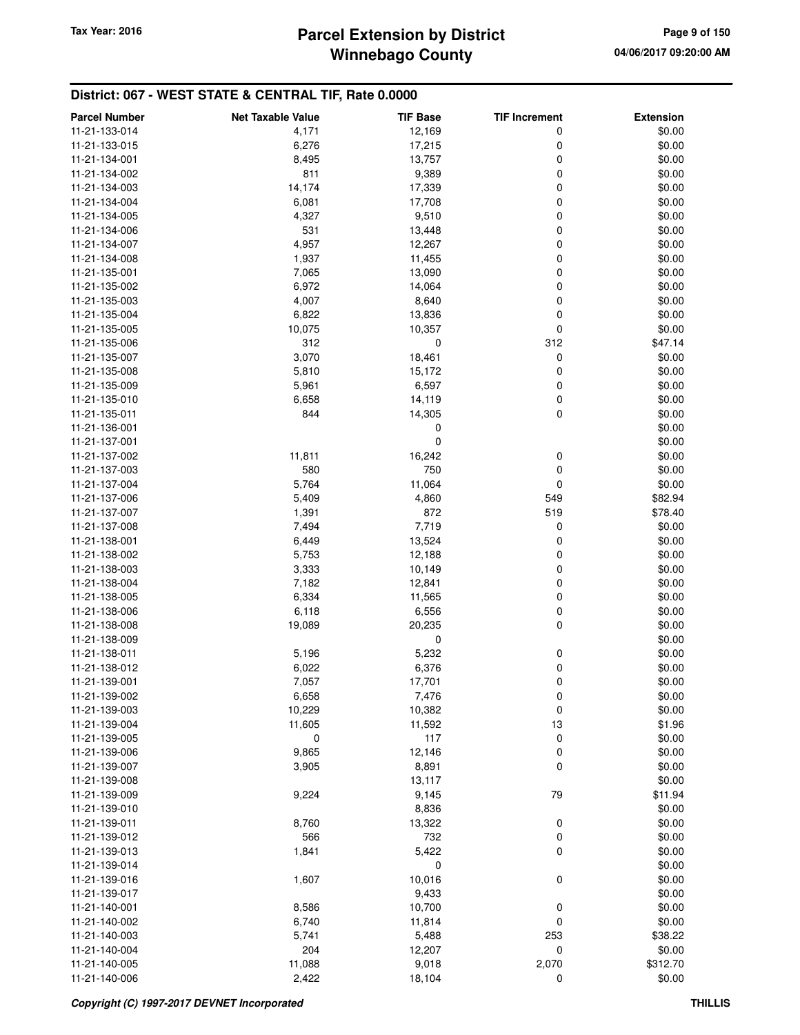## District: 067 - WEST STATE & CENTRAL TIF, Rate 0.0000

| Parcel Number | Net Taxable Value | TIF Base | TIF Increment | Extension |
|---|---|---|---|---|
| 11-21-133-014 | 4,171 | 12,169 | 0 | $0.00 |
| 11-21-133-015 | 6,276 | 17,215 | 0 | $0.00 |
| 11-21-134-001 | 8,495 | 13,757 | 0 | $0.00 |
| 11-21-134-002 | 811 | 9,389 | 0 | $0.00 |
| 11-21-134-003 | 14,174 | 17,339 | 0 | $0.00 |
| 11-21-134-004 | 6,081 | 17,708 | 0 | $0.00 |
| 11-21-134-005 | 4,327 | 9,510 | 0 | $0.00 |
| 11-21-134-006 | 531 | 13,448 | 0 | $0.00 |
| 11-21-134-007 | 4,957 | 12,267 | 0 | $0.00 |
| 11-21-134-008 | 1,937 | 11,455 | 0 | $0.00 |
| 11-21-135-001 | 7,065 | 13,090 | 0 | $0.00 |
| 11-21-135-002 | 6,972 | 14,064 | 0 | $0.00 |
| 11-21-135-003 | 4,007 | 8,640 | 0 | $0.00 |
| 11-21-135-004 | 6,822 | 13,836 | 0 | $0.00 |
| 11-21-135-005 | 10,075 | 10,357 | 0 | $0.00 |
| 11-21-135-006 | 312 | 0 | 312 | $47.14 |
| 11-21-135-007 | 3,070 | 18,461 | 0 | $0.00 |
| 11-21-135-008 | 5,810 | 15,172 | 0 | $0.00 |
| 11-21-135-009 | 5,961 | 6,597 | 0 | $0.00 |
| 11-21-135-010 | 6,658 | 14,119 | 0 | $0.00 |
| 11-21-135-011 | 844 | 14,305 | 0 | $0.00 |
| 11-21-136-001 | | 0 | | $0.00 |
| 11-21-137-001 | | 0 | | $0.00 |
| 11-21-137-002 | 11,811 | 16,242 | 0 | $0.00 |
| 11-21-137-003 | 580 | 750 | 0 | $0.00 |
| 11-21-137-004 | 5,764 | 11,064 | 0 | $0.00 |
| 11-21-137-006 | 5,409 | 4,860 | 549 | $82.94 |
| 11-21-137-007 | 1,391 | 872 | 519 | $78.40 |
| 11-21-137-008 | 7,494 | 7,719 | 0 | $0.00 |
| 11-21-138-001 | 6,449 | 13,524 | 0 | $0.00 |
| 11-21-138-002 | 5,753 | 12,188 | 0 | $0.00 |
| 11-21-138-003 | 3,333 | 10,149 | 0 | $0.00 |
| 11-21-138-004 | 7,182 | 12,841 | 0 | $0.00 |
| 11-21-138-005 | 6,334 | 11,565 | 0 | $0.00 |
| 11-21-138-006 | 6,118 | 6,556 | 0 | $0.00 |
| 11-21-138-008 | 19,089 | 20,235 | 0 | $0.00 |
| 11-21-138-009 | | 0 | | $0.00 |
| 11-21-138-011 | 5,196 | 5,232 | 0 | $0.00 |
| 11-21-138-012 | 6,022 | 6,376 | 0 | $0.00 |
| 11-21-139-001 | 7,057 | 17,701 | 0 | $0.00 |
| 11-21-139-002 | 6,658 | 7,476 | 0 | $0.00 |
| 11-21-139-003 | 10,229 | 10,382 | 0 | $0.00 |
| 11-21-139-004 | 11,605 | 11,592 | 13 | $1.96 |
| 11-21-139-005 | 0 | 117 | 0 | $0.00 |
| 11-21-139-006 | 9,865 | 12,146 | 0 | $0.00 |
| 11-21-139-007 | 3,905 | 8,891 | 0 | $0.00 |
| 11-21-139-008 | | 13,117 | | $0.00 |
| 11-21-139-009 | 9,224 | 9,145 | 79 | $11.94 |
| 11-21-139-010 | | 8,836 | | $0.00 |
| 11-21-139-011 | 8,760 | 13,322 | 0 | $0.00 |
| 11-21-139-012 | 566 | 732 | 0 | $0.00 |
| 11-21-139-013 | 1,841 | 5,422 | 0 | $0.00 |
| 11-21-139-014 | | 0 | | $0.00 |
| 11-21-139-016 | 1,607 | 10,016 | 0 | $0.00 |
| 11-21-139-017 | | 9,433 | | $0.00 |
| 11-21-140-001 | 8,586 | 10,700 | 0 | $0.00 |
| 11-21-140-002 | 6,740 | 11,814 | 0 | $0.00 |
| 11-21-140-003 | 5,741 | 5,488 | 253 | $38.22 |
| 11-21-140-004 | 204 | 12,207 | 0 | $0.00 |
| 11-21-140-005 | 11,088 | 9,018 | 2,070 | $312.70 |
| 11-21-140-006 | 2,422 | 18,104 | 0 | $0.00 |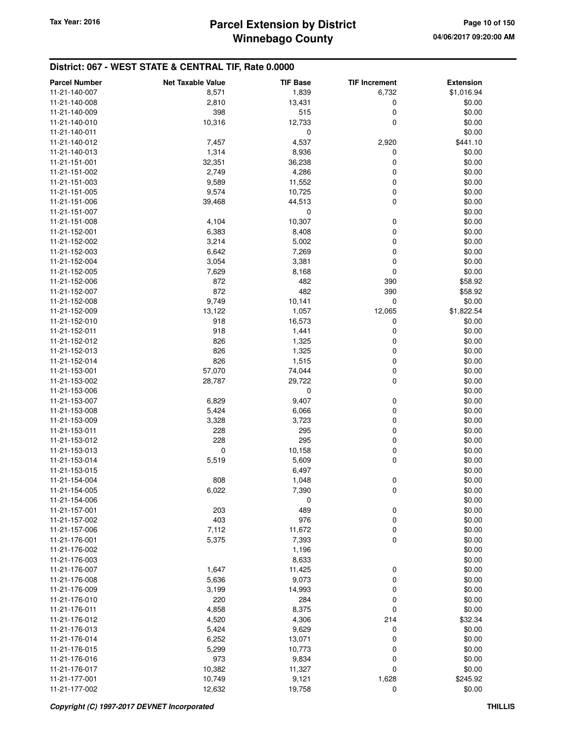## District: 067 - WEST STATE & CENTRAL TIF, Rate 0.0000

| Parcel Number | Net Taxable Value | TIF Base | TIF Increment | Extension |
|---|---|---|---|---|
| 11-21-140-007 | 8,571 | 1,839 | 6,732 | $1,016.94 |
| 11-21-140-008 | 2,810 | 13,431 | 0 | $0.00 |
| 11-21-140-009 | 398 | 515 | 0 | $0.00 |
| 11-21-140-010 | 10,316 | 12,733 | 0 | $0.00 |
| 11-21-140-011 | | 0 | | $0.00 |
| 11-21-140-012 | 7,457 | 4,537 | 2,920 | $441.10 |
| 11-21-140-013 | 1,314 | 8,936 | 0 | $0.00 |
| 11-21-151-001 | 32,351 | 36,238 | 0 | $0.00 |
| 11-21-151-002 | 2,749 | 4,286 | 0 | $0.00 |
| 11-21-151-003 | 9,589 | 11,552 | 0 | $0.00 |
| 11-21-151-005 | 9,574 | 10,725 | 0 | $0.00 |
| 11-21-151-006 | 39,468 | 44,513 | 0 | $0.00 |
| 11-21-151-007 | | 0 | | $0.00 |
| 11-21-151-008 | 4,104 | 10,307 | 0 | $0.00 |
| 11-21-152-001 | 6,383 | 8,408 | 0 | $0.00 |
| 11-21-152-002 | 3,214 | 5,002 | 0 | $0.00 |
| 11-21-152-003 | 6,642 | 7,269 | 0 | $0.00 |
| 11-21-152-004 | 3,054 | 3,381 | 0 | $0.00 |
| 11-21-152-005 | 7,629 | 8,168 | 0 | $0.00 |
| 11-21-152-006 | 872 | 482 | 390 | $58.92 |
| 11-21-152-007 | 872 | 482 | 390 | $58.92 |
| 11-21-152-008 | 9,749 | 10,141 | 0 | $0.00 |
| 11-21-152-009 | 13,122 | 1,057 | 12,065 | $1,822.54 |
| 11-21-152-010 | 918 | 16,573 | 0 | $0.00 |
| 11-21-152-011 | 918 | 1,441 | 0 | $0.00 |
| 11-21-152-012 | 826 | 1,325 | 0 | $0.00 |
| 11-21-152-013 | 826 | 1,325 | 0 | $0.00 |
| 11-21-152-014 | 826 | 1,515 | 0 | $0.00 |
| 11-21-153-001 | 57,070 | 74,044 | 0 | $0.00 |
| 11-21-153-002 | 28,787 | 29,722 | 0 | $0.00 |
| 11-21-153-006 | | 0 | | $0.00 |
| 11-21-153-007 | 6,829 | 9,407 | 0 | $0.00 |
| 11-21-153-008 | 5,424 | 6,066 | 0 | $0.00 |
| 11-21-153-009 | 3,328 | 3,723 | 0 | $0.00 |
| 11-21-153-011 | 228 | 295 | 0 | $0.00 |
| 11-21-153-012 | 228 | 295 | 0 | $0.00 |
| 11-21-153-013 | 0 | 10,158 | 0 | $0.00 |
| 11-21-153-014 | 5,519 | 5,609 | 0 | $0.00 |
| 11-21-153-015 | | 6,497 | | $0.00 |
| 11-21-154-004 | 808 | 1,048 | 0 | $0.00 |
| 11-21-154-005 | 6,022 | 7,390 | 0 | $0.00 |
| 11-21-154-006 | | 0 | | $0.00 |
| 11-21-157-001 | 203 | 489 | 0 | $0.00 |
| 11-21-157-002 | 403 | 976 | 0 | $0.00 |
| 11-21-157-006 | 7,112 | 11,672 | 0 | $0.00 |
| 11-21-176-001 | 5,375 | 7,393 | 0 | $0.00 |
| 11-21-176-002 | | 1,196 | | $0.00 |
| 11-21-176-003 | | 8,633 | | $0.00 |
| 11-21-176-007 | 1,647 | 11,425 | 0 | $0.00 |
| 11-21-176-008 | 5,636 | 9,073 | 0 | $0.00 |
| 11-21-176-009 | 3,199 | 14,993 | 0 | $0.00 |
| 11-21-176-010 | 220 | 284 | 0 | $0.00 |
| 11-21-176-011 | 4,858 | 8,375 | 0 | $0.00 |
| 11-21-176-012 | 4,520 | 4,306 | 214 | $32.34 |
| 11-21-176-013 | 5,424 | 9,629 | 0 | $0.00 |
| 11-21-176-014 | 6,252 | 13,071 | 0 | $0.00 |
| 11-21-176-015 | 5,299 | 10,773 | 0 | $0.00 |
| 11-21-176-016 | 973 | 9,834 | 0 | $0.00 |
| 11-21-176-017 | 10,382 | 11,327 | 0 | $0.00 |
| 11-21-177-001 | 10,749 | 9,121 | 1,628 | $245.92 |
| 11-21-177-002 | 12,632 | 19,758 | 0 | $0.00 |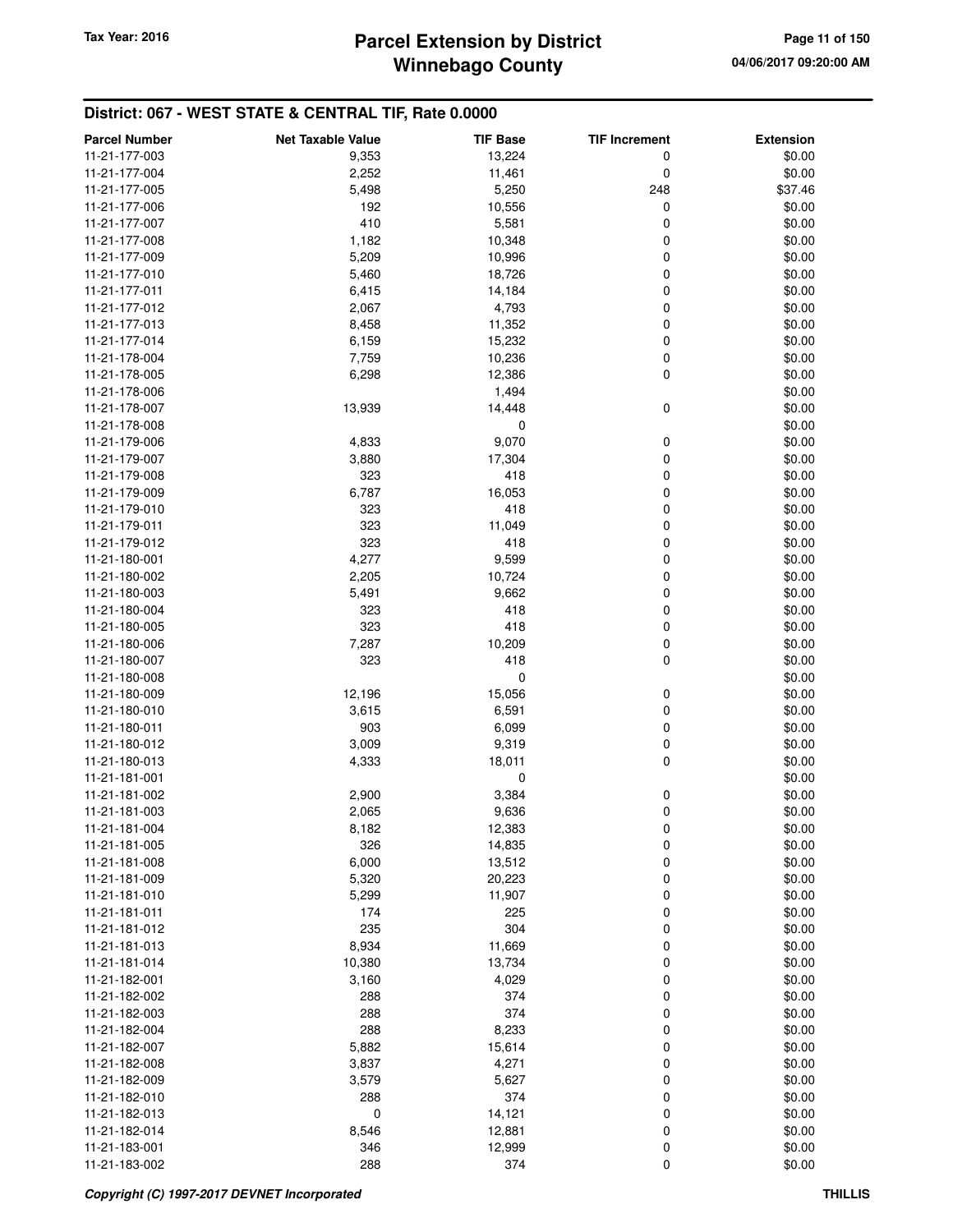# Parcel Extension by District
# Winnebago County

Tax Year: 2016

04/06/2017 09:20:00 AM

## District: 067 - WEST STATE & CENTRAL TIF, Rate 0.0000

| Parcel Number | Net Taxable Value | TIF Base | TIF Increment | Extension |
|---|---|---|---|---|
| 11-21-177-003 | 9,353 | 13,224 | 0 | $0.00 |
| 11-21-177-004 | 2,252 | 11,461 | 0 | $0.00 |
| 11-21-177-005 | 5,498 | 5,250 | 248 | $37.46 |
| 11-21-177-006 | 192 | 10,556 | 0 | $0.00 |
| 11-21-177-007 | 410 | 5,581 | 0 | $0.00 |
| 11-21-177-008 | 1,182 | 10,348 | 0 | $0.00 |
| 11-21-177-009 | 5,209 | 10,996 | 0 | $0.00 |
| 11-21-177-010 | 5,460 | 18,726 | 0 | $0.00 |
| 11-21-177-011 | 6,415 | 14,184 | 0 | $0.00 |
| 11-21-177-012 | 2,067 | 4,793 | 0 | $0.00 |
| 11-21-177-013 | 8,458 | 11,352 | 0 | $0.00 |
| 11-21-177-014 | 6,159 | 15,232 | 0 | $0.00 |
| 11-21-178-004 | 7,759 | 10,236 | 0 | $0.00 |
| 11-21-178-005 | 6,298 | 12,386 | 0 | $0.00 |
| 11-21-178-006 | | 1,494 | | $0.00 |
| 11-21-178-007 | 13,939 | 14,448 | 0 | $0.00 |
| 11-21-178-008 | | 0 | | $0.00 |
| 11-21-179-006 | 4,833 | 9,070 | 0 | $0.00 |
| 11-21-179-007 | 3,880 | 17,304 | 0 | $0.00 |
| 11-21-179-008 | 323 | 418 | 0 | $0.00 |
| 11-21-179-009 | 6,787 | 16,053 | 0 | $0.00 |
| 11-21-179-010 | 323 | 418 | 0 | $0.00 |
| 11-21-179-011 | 323 | 11,049 | 0 | $0.00 |
| 11-21-179-012 | 323 | 418 | 0 | $0.00 |
| 11-21-180-001 | 4,277 | 9,599 | 0 | $0.00 |
| 11-21-180-002 | 2,205 | 10,724 | 0 | $0.00 |
| 11-21-180-003 | 5,491 | 9,662 | 0 | $0.00 |
| 11-21-180-004 | 323 | 418 | 0 | $0.00 |
| 11-21-180-005 | 323 | 418 | 0 | $0.00 |
| 11-21-180-006 | 7,287 | 10,209 | 0 | $0.00 |
| 11-21-180-007 | 323 | 418 | 0 | $0.00 |
| 11-21-180-008 | | 0 | | $0.00 |
| 11-21-180-009 | 12,196 | 15,056 | 0 | $0.00 |
| 11-21-180-010 | 3,615 | 6,591 | 0 | $0.00 |
| 11-21-180-011 | 903 | 6,099 | 0 | $0.00 |
| 11-21-180-012 | 3,009 | 9,319 | 0 | $0.00 |
| 11-21-180-013 | 4,333 | 18,011 | 0 | $0.00 |
| 11-21-181-001 | | 0 | | $0.00 |
| 11-21-181-002 | 2,900 | 3,384 | 0 | $0.00 |
| 11-21-181-003 | 2,065 | 9,636 | 0 | $0.00 |
| 11-21-181-004 | 8,182 | 12,383 | 0 | $0.00 |
| 11-21-181-005 | 326 | 14,835 | 0 | $0.00 |
| 11-21-181-008 | 6,000 | 13,512 | 0 | $0.00 |
| 11-21-181-009 | 5,320 | 20,223 | 0 | $0.00 |
| 11-21-181-010 | 5,299 | 11,907 | 0 | $0.00 |
| 11-21-181-011 | 174 | 225 | 0 | $0.00 |
| 11-21-181-012 | 235 | 304 | 0 | $0.00 |
| 11-21-181-013 | 8,934 | 11,669 | 0 | $0.00 |
| 11-21-181-014 | 10,380 | 13,734 | 0 | $0.00 |
| 11-21-182-001 | 3,160 | 4,029 | 0 | $0.00 |
| 11-21-182-002 | 288 | 374 | 0 | $0.00 |
| 11-21-182-003 | 288 | 374 | 0 | $0.00 |
| 11-21-182-004 | 288 | 8,233 | 0 | $0.00 |
| 11-21-182-007 | 5,882 | 15,614 | 0 | $0.00 |
| 11-21-182-008 | 3,837 | 4,271 | 0 | $0.00 |
| 11-21-182-009 | 3,579 | 5,627 | 0 | $0.00 |
| 11-21-182-010 | 288 | 374 | 0 | $0.00 |
| 11-21-182-013 | 0 | 14,121 | 0 | $0.00 |
| 11-21-182-014 | 8,546 | 12,881 | 0 | $0.00 |
| 11-21-183-001 | 346 | 12,999 | 0 | $0.00 |
| 11-21-183-002 | 288 | 374 | 0 | $0.00 |

*Copyright (C) 1997-2017 DEVNET Incorporated* THILLIS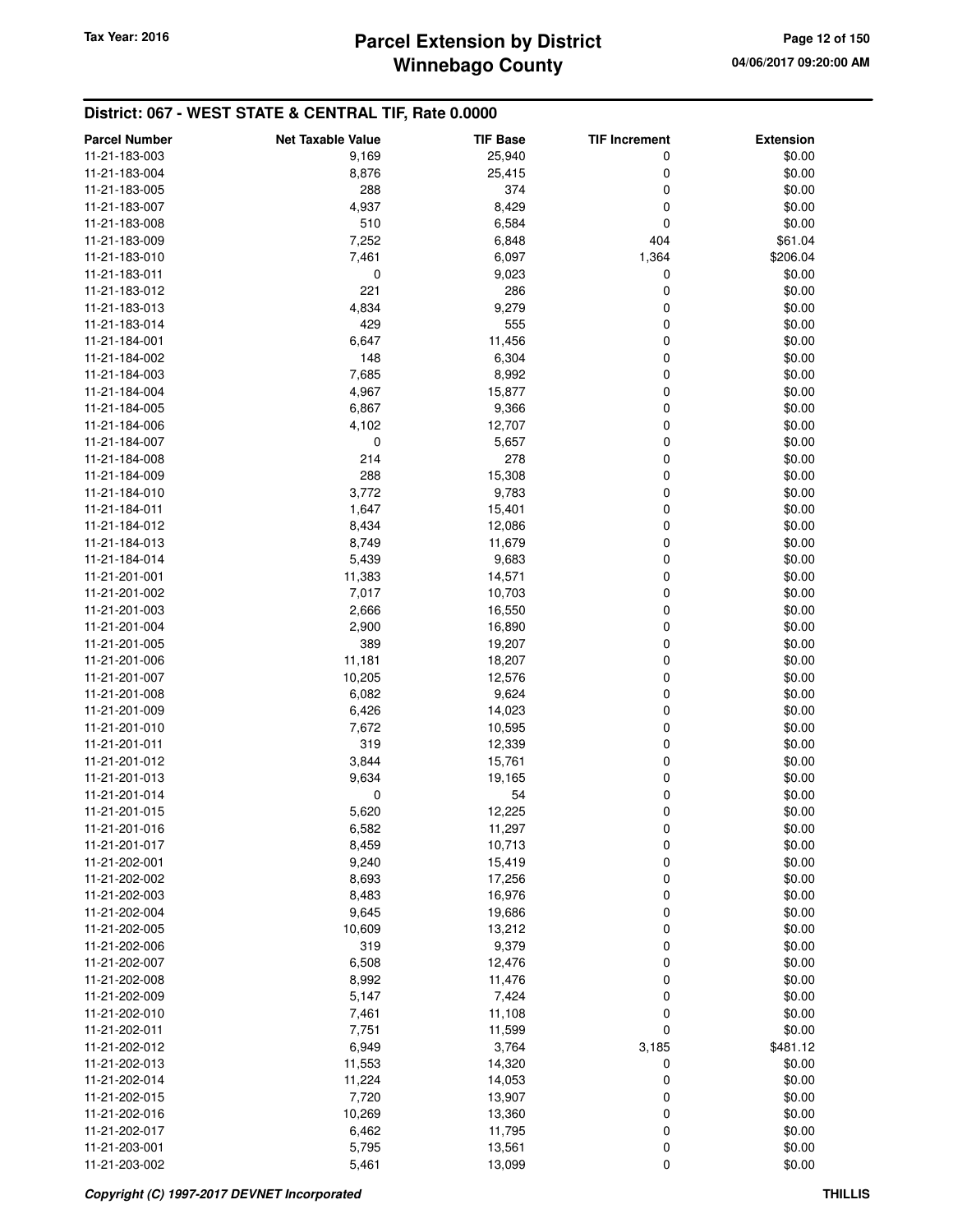## District: 067 - WEST STATE & CENTRAL TIF, Rate 0.0000

| Parcel Number | Net Taxable Value | TIF Base | TIF Increment | Extension |
|---|---|---|---|---|
| 11-21-183-003 | 9,169 | 25,940 | 0 | $0.00 |
| 11-21-183-004 | 8,876 | 25,415 | 0 | $0.00 |
| 11-21-183-005 | 288 | 374 | 0 | $0.00 |
| 11-21-183-007 | 4,937 | 8,429 | 0 | $0.00 |
| 11-21-183-008 | 510 | 6,584 | 0 | $0.00 |
| 11-21-183-009 | 7,252 | 6,848 | 404 | $61.04 |
| 11-21-183-010 | 7,461 | 6,097 | 1,364 | $206.04 |
| 11-21-183-011 | 0 | 9,023 | 0 | $0.00 |
| 11-21-183-012 | 221 | 286 | 0 | $0.00 |
| 11-21-183-013 | 4,834 | 9,279 | 0 | $0.00 |
| 11-21-183-014 | 429 | 555 | 0 | $0.00 |
| 11-21-184-001 | 6,647 | 11,456 | 0 | $0.00 |
| 11-21-184-002 | 148 | 6,304 | 0 | $0.00 |
| 11-21-184-003 | 7,685 | 8,992 | 0 | $0.00 |
| 11-21-184-004 | 4,967 | 15,877 | 0 | $0.00 |
| 11-21-184-005 | 6,867 | 9,366 | 0 | $0.00 |
| 11-21-184-006 | 4,102 | 12,707 | 0 | $0.00 |
| 11-21-184-007 | 0 | 5,657 | 0 | $0.00 |
| 11-21-184-008 | 214 | 278 | 0 | $0.00 |
| 11-21-184-009 | 288 | 15,308 | 0 | $0.00 |
| 11-21-184-010 | 3,772 | 9,783 | 0 | $0.00 |
| 11-21-184-011 | 1,647 | 15,401 | 0 | $0.00 |
| 11-21-184-012 | 8,434 | 12,086 | 0 | $0.00 |
| 11-21-184-013 | 8,749 | 11,679 | 0 | $0.00 |
| 11-21-184-014 | 5,439 | 9,683 | 0 | $0.00 |
| 11-21-201-001 | 11,383 | 14,571 | 0 | $0.00 |
| 11-21-201-002 | 7,017 | 10,703 | 0 | $0.00 |
| 11-21-201-003 | 2,666 | 16,550 | 0 | $0.00 |
| 11-21-201-004 | 2,900 | 16,890 | 0 | $0.00 |
| 11-21-201-005 | 389 | 19,207 | 0 | $0.00 |
| 11-21-201-006 | 11,181 | 18,207 | 0 | $0.00 |
| 11-21-201-007 | 10,205 | 12,576 | 0 | $0.00 |
| 11-21-201-008 | 6,082 | 9,624 | 0 | $0.00 |
| 11-21-201-009 | 6,426 | 14,023 | 0 | $0.00 |
| 11-21-201-010 | 7,672 | 10,595 | 0 | $0.00 |
| 11-21-201-011 | 319 | 12,339 | 0 | $0.00 |
| 11-21-201-012 | 3,844 | 15,761 | 0 | $0.00 |
| 11-21-201-013 | 9,634 | 19,165 | 0 | $0.00 |
| 11-21-201-014 | 0 | 54 | 0 | $0.00 |
| 11-21-201-015 | 5,620 | 12,225 | 0 | $0.00 |
| 11-21-201-016 | 6,582 | 11,297 | 0 | $0.00 |
| 11-21-201-017 | 8,459 | 10,713 | 0 | $0.00 |
| 11-21-202-001 | 9,240 | 15,419 | 0 | $0.00 |
| 11-21-202-002 | 8,693 | 17,256 | 0 | $0.00 |
| 11-21-202-003 | 8,483 | 16,976 | 0 | $0.00 |
| 11-21-202-004 | 9,645 | 19,686 | 0 | $0.00 |
| 11-21-202-005 | 10,609 | 13,212 | 0 | $0.00 |
| 11-21-202-006 | 319 | 9,379 | 0 | $0.00 |
| 11-21-202-007 | 6,508 | 12,476 | 0 | $0.00 |
| 11-21-202-008 | 8,992 | 11,476 | 0 | $0.00 |
| 11-21-202-009 | 5,147 | 7,424 | 0 | $0.00 |
| 11-21-202-010 | 7,461 | 11,108 | 0 | $0.00 |
| 11-21-202-011 | 7,751 | 11,599 | 0 | $0.00 |
| 11-21-202-012 | 6,949 | 3,764 | 3,185 | $481.12 |
| 11-21-202-013 | 11,553 | 14,320 | 0 | $0.00 |
| 11-21-202-014 | 11,224 | 14,053 | 0 | $0.00 |
| 11-21-202-015 | 7,720 | 13,907 | 0 | $0.00 |
| 11-21-202-016 | 10,269 | 13,360 | 0 | $0.00 |
| 11-21-202-017 | 6,462 | 11,795 | 0 | $0.00 |
| 11-21-203-001 | 5,795 | 13,561 | 0 | $0.00 |
| 11-21-203-002 | 5,461 | 13,099 | 0 | $0.00 |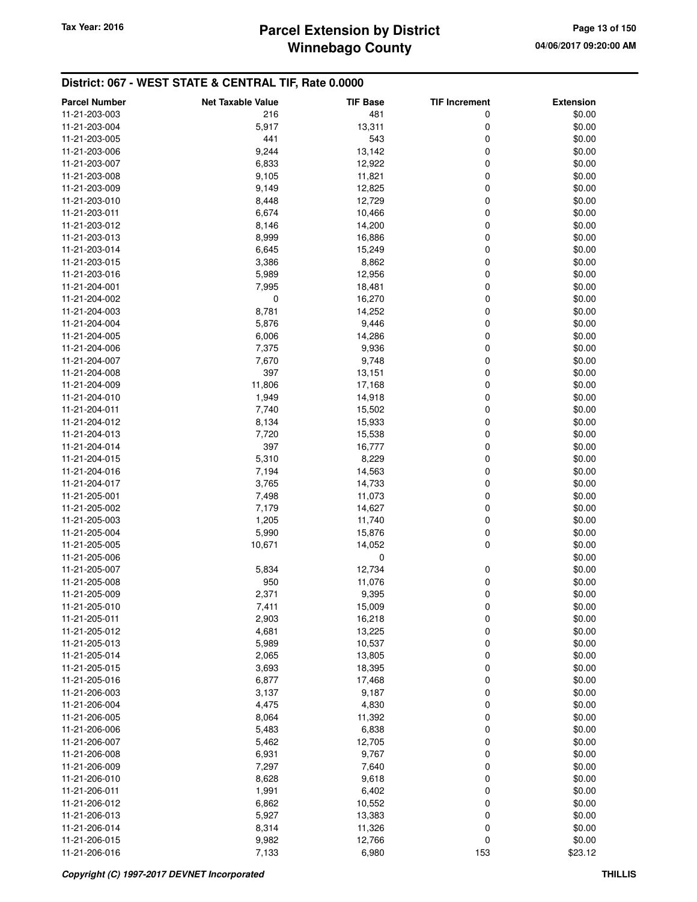## District: 067 - WEST STATE & CENTRAL TIF, Rate 0.0000

| Parcel Number | Net Taxable Value | TIF Base | TIF Increment | Extension |
|---|---|---|---|---|
| 11-21-203-003 | 216 | 481 | 0 | $0.00 |
| 11-21-203-004 | 5,917 | 13,311 | 0 | $0.00 |
| 11-21-203-005 | 441 | 543 | 0 | $0.00 |
| 11-21-203-006 | 9,244 | 13,142 | 0 | $0.00 |
| 11-21-203-007 | 6,833 | 12,922 | 0 | $0.00 |
| 11-21-203-008 | 9,105 | 11,821 | 0 | $0.00 |
| 11-21-203-009 | 9,149 | 12,825 | 0 | $0.00 |
| 11-21-203-010 | 8,448 | 12,729 | 0 | $0.00 |
| 11-21-203-011 | 6,674 | 10,466 | 0 | $0.00 |
| 11-21-203-012 | 8,146 | 14,200 | 0 | $0.00 |
| 11-21-203-013 | 8,999 | 16,886 | 0 | $0.00 |
| 11-21-203-014 | 6,645 | 15,249 | 0 | $0.00 |
| 11-21-203-015 | 3,386 | 8,862 | 0 | $0.00 |
| 11-21-203-016 | 5,989 | 12,956 | 0 | $0.00 |
| 11-21-204-001 | 7,995 | 18,481 | 0 | $0.00 |
| 11-21-204-002 | 0 | 16,270 | 0 | $0.00 |
| 11-21-204-003 | 8,781 | 14,252 | 0 | $0.00 |
| 11-21-204-004 | 5,876 | 9,446 | 0 | $0.00 |
| 11-21-204-005 | 6,006 | 14,286 | 0 | $0.00 |
| 11-21-204-006 | 7,375 | 9,936 | 0 | $0.00 |
| 11-21-204-007 | 7,670 | 9,748 | 0 | $0.00 |
| 11-21-204-008 | 397 | 13,151 | 0 | $0.00 |
| 11-21-204-009 | 11,806 | 17,168 | 0 | $0.00 |
| 11-21-204-010 | 1,949 | 14,918 | 0 | $0.00 |
| 11-21-204-011 | 7,740 | 15,502 | 0 | $0.00 |
| 11-21-204-012 | 8,134 | 15,933 | 0 | $0.00 |
| 11-21-204-013 | 7,720 | 15,538 | 0 | $0.00 |
| 11-21-204-014 | 397 | 16,777 | 0 | $0.00 |
| 11-21-204-015 | 5,310 | 8,229 | 0 | $0.00 |
| 11-21-204-016 | 7,194 | 14,563 | 0 | $0.00 |
| 11-21-204-017 | 3,765 | 14,733 | 0 | $0.00 |
| 11-21-205-001 | 7,498 | 11,073 | 0 | $0.00 |
| 11-21-205-002 | 7,179 | 14,627 | 0 | $0.00 |
| 11-21-205-003 | 1,205 | 11,740 | 0 | $0.00 |
| 11-21-205-004 | 5,990 | 15,876 | 0 | $0.00 |
| 11-21-205-005 | 10,671 | 14,052 | 0 | $0.00 |
| 11-21-205-006 | | 0 | | $0.00 |
| 11-21-205-007 | 5,834 | 12,734 | 0 | $0.00 |
| 11-21-205-008 | 950 | 11,076 | 0 | $0.00 |
| 11-21-205-009 | 2,371 | 9,395 | 0 | $0.00 |
| 11-21-205-010 | 7,411 | 15,009 | 0 | $0.00 |
| 11-21-205-011 | 2,903 | 16,218 | 0 | $0.00 |
| 11-21-205-012 | 4,681 | 13,225 | 0 | $0.00 |
| 11-21-205-013 | 5,989 | 10,537 | 0 | $0.00 |
| 11-21-205-014 | 2,065 | 13,805 | 0 | $0.00 |
| 11-21-205-015 | 3,693 | 18,395 | 0 | $0.00 |
| 11-21-205-016 | 6,877 | 17,468 | 0 | $0.00 |
| 11-21-206-003 | 3,137 | 9,187 | 0 | $0.00 |
| 11-21-206-004 | 4,475 | 4,830 | 0 | $0.00 |
| 11-21-206-005 | 8,064 | 11,392 | 0 | $0.00 |
| 11-21-206-006 | 5,483 | 6,838 | 0 | $0.00 |
| 11-21-206-007 | 5,462 | 12,705 | 0 | $0.00 |
| 11-21-206-008 | 6,931 | 9,767 | 0 | $0.00 |
| 11-21-206-009 | 7,297 | 7,640 | 0 | $0.00 |
| 11-21-206-010 | 8,628 | 9,618 | 0 | $0.00 |
| 11-21-206-011 | 1,991 | 6,402 | 0 | $0.00 |
| 11-21-206-012 | 6,862 | 10,552 | 0 | $0.00 |
| 11-21-206-013 | 5,927 | 13,383 | 0 | $0.00 |
| 11-21-206-014 | 8,314 | 11,326 | 0 | $0.00 |
| 11-21-206-015 | 9,982 | 12,766 | 0 | $0.00 |
| 11-21-206-016 | 7,133 | 6,980 | 153 | $23.12 |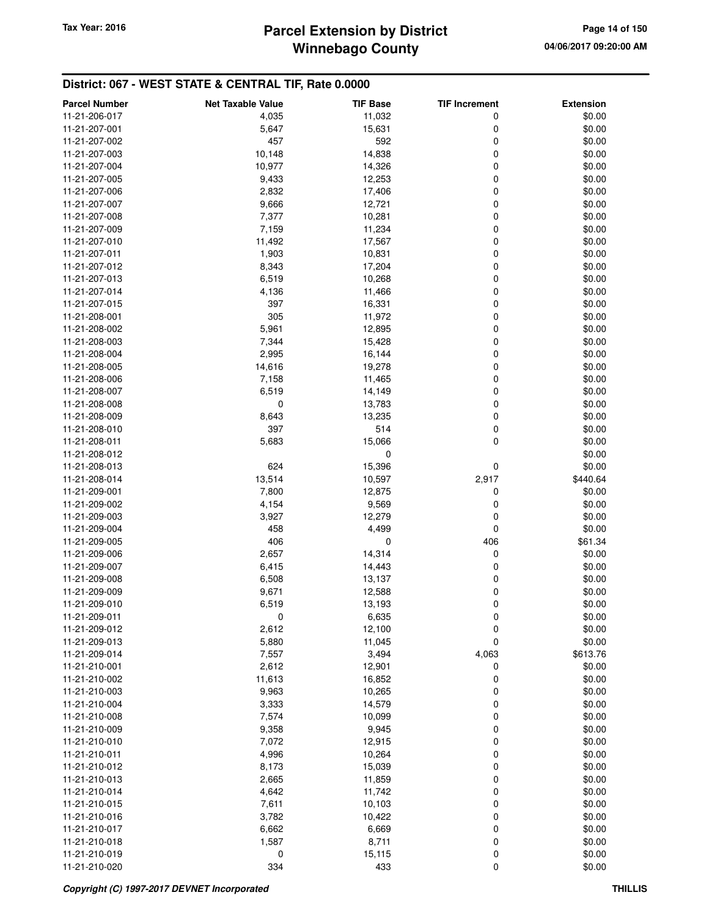## District: 067 - WEST STATE & CENTRAL TIF, Rate 0.0000

| Parcel Number | Net Taxable Value | TIF Base | TIF Increment | Extension |
|---|---|---|---|---|
| 11-21-206-017 | 4,035 | 11,032 | 0 | $0.00 |
| 11-21-207-001 | 5,647 | 15,631 | 0 | $0.00 |
| 11-21-207-002 | 457 | 592 | 0 | $0.00 |
| 11-21-207-003 | 10,148 | 14,838 | 0 | $0.00 |
| 11-21-207-004 | 10,977 | 14,326 | 0 | $0.00 |
| 11-21-207-005 | 9,433 | 12,253 | 0 | $0.00 |
| 11-21-207-006 | 2,832 | 17,406 | 0 | $0.00 |
| 11-21-207-007 | 9,666 | 12,721 | 0 | $0.00 |
| 11-21-207-008 | 7,377 | 10,281 | 0 | $0.00 |
| 11-21-207-009 | 7,159 | 11,234 | 0 | $0.00 |
| 11-21-207-010 | 11,492 | 17,567 | 0 | $0.00 |
| 11-21-207-011 | 1,903 | 10,831 | 0 | $0.00 |
| 11-21-207-012 | 8,343 | 17,204 | 0 | $0.00 |
| 11-21-207-013 | 6,519 | 10,268 | 0 | $0.00 |
| 11-21-207-014 | 4,136 | 11,466 | 0 | $0.00 |
| 11-21-207-015 | 397 | 16,331 | 0 | $0.00 |
| 11-21-208-001 | 305 | 11,972 | 0 | $0.00 |
| 11-21-208-002 | 5,961 | 12,895 | 0 | $0.00 |
| 11-21-208-003 | 7,344 | 15,428 | 0 | $0.00 |
| 11-21-208-004 | 2,995 | 16,144 | 0 | $0.00 |
| 11-21-208-005 | 14,616 | 19,278 | 0 | $0.00 |
| 11-21-208-006 | 7,158 | 11,465 | 0 | $0.00 |
| 11-21-208-007 | 6,519 | 14,149 | 0 | $0.00 |
| 11-21-208-008 | 0 | 13,783 | 0 | $0.00 |
| 11-21-208-009 | 8,643 | 13,235 | 0 | $0.00 |
| 11-21-208-010 | 397 | 514 | 0 | $0.00 |
| 11-21-208-011 | 5,683 | 15,066 | 0 | $0.00 |
| 11-21-208-012 | | 0 | | $0.00 |
| 11-21-208-013 | 624 | 15,396 | 0 | $0.00 |
| 11-21-208-014 | 13,514 | 10,597 | 2,917 | $440.64 |
| 11-21-209-001 | 7,800 | 12,875 | 0 | $0.00 |
| 11-21-209-002 | 4,154 | 9,569 | 0 | $0.00 |
| 11-21-209-003 | 3,927 | 12,279 | 0 | $0.00 |
| 11-21-209-004 | 458 | 4,499 | 0 | $0.00 |
| 11-21-209-005 | 406 | 0 | 406 | $61.34 |
| 11-21-209-006 | 2,657 | 14,314 | 0 | $0.00 |
| 11-21-209-007 | 6,415 | 14,443 | 0 | $0.00 |
| 11-21-209-008 | 6,508 | 13,137 | 0 | $0.00 |
| 11-21-209-009 | 9,671 | 12,588 | 0 | $0.00 |
| 11-21-209-010 | 6,519 | 13,193 | 0 | $0.00 |
| 11-21-209-011 | 0 | 6,635 | 0 | $0.00 |
| 11-21-209-012 | 2,612 | 12,100 | 0 | $0.00 |
| 11-21-209-013 | 5,880 | 11,045 | 0 | $0.00 |
| 11-21-209-014 | 7,557 | 3,494 | 4,063 | $613.76 |
| 11-21-210-001 | 2,612 | 12,901 | 0 | $0.00 |
| 11-21-210-002 | 11,613 | 16,852 | 0 | $0.00 |
| 11-21-210-003 | 9,963 | 10,265 | 0 | $0.00 |
| 11-21-210-004 | 3,333 | 14,579 | 0 | $0.00 |
| 11-21-210-008 | 7,574 | 10,099 | 0 | $0.00 |
| 11-21-210-009 | 9,358 | 9,945 | 0 | $0.00 |
| 11-21-210-010 | 7,072 | 12,915 | 0 | $0.00 |
| 11-21-210-011 | 4,996 | 10,264 | 0 | $0.00 |
| 11-21-210-012 | 8,173 | 15,039 | 0 | $0.00 |
| 11-21-210-013 | 2,665 | 11,859 | 0 | $0.00 |
| 11-21-210-014 | 4,642 | 11,742 | 0 | $0.00 |
| 11-21-210-015 | 7,611 | 10,103 | 0 | $0.00 |
| 11-21-210-016 | 3,782 | 10,422 | 0 | $0.00 |
| 11-21-210-017 | 6,662 | 6,669 | 0 | $0.00 |
| 11-21-210-018 | 1,587 | 8,711 | 0 | $0.00 |
| 11-21-210-019 | 0 | 15,115 | 0 | $0.00 |
| 11-21-210-020 | 334 | 433 | 0 | $0.00 |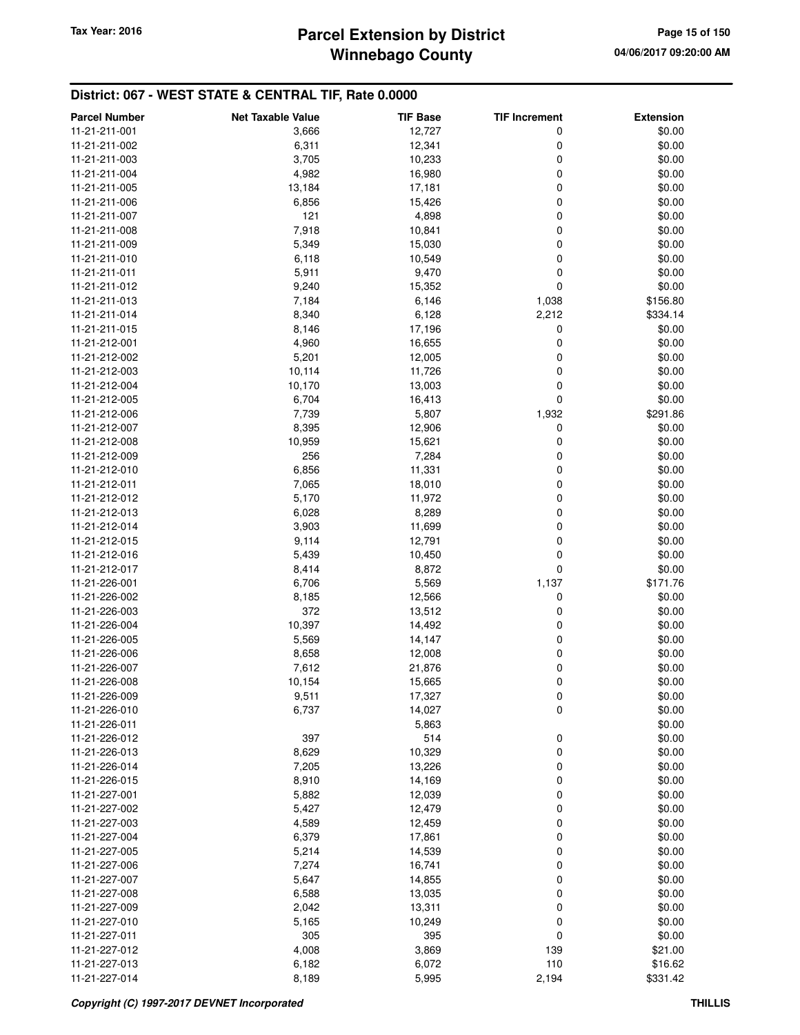## District: 067 - WEST STATE & CENTRAL TIF, Rate 0.0000

| Parcel Number | Net Taxable Value | TIF Base | TIF Increment | Extension |
|---|---|---|---|---|
| 11-21-211-001 | 3,666 | 12,727 | 0 | $0.00 |
| 11-21-211-002 | 6,311 | 12,341 | 0 | $0.00 |
| 11-21-211-003 | 3,705 | 10,233 | 0 | $0.00 |
| 11-21-211-004 | 4,982 | 16,980 | 0 | $0.00 |
| 11-21-211-005 | 13,184 | 17,181 | 0 | $0.00 |
| 11-21-211-006 | 6,856 | 15,426 | 0 | $0.00 |
| 11-21-211-007 | 121 | 4,898 | 0 | $0.00 |
| 11-21-211-008 | 7,918 | 10,841 | 0 | $0.00 |
| 11-21-211-009 | 5,349 | 15,030 | 0 | $0.00 |
| 11-21-211-010 | 6,118 | 10,549 | 0 | $0.00 |
| 11-21-211-011 | 5,911 | 9,470 | 0 | $0.00 |
| 11-21-211-012 | 9,240 | 15,352 | 0 | $0.00 |
| 11-21-211-013 | 7,184 | 6,146 | 1,038 | $156.80 |
| 11-21-211-014 | 8,340 | 6,128 | 2,212 | $334.14 |
| 11-21-211-015 | 8,146 | 17,196 | 0 | $0.00 |
| 11-21-212-001 | 4,960 | 16,655 | 0 | $0.00 |
| 11-21-212-002 | 5,201 | 12,005 | 0 | $0.00 |
| 11-21-212-003 | 10,114 | 11,726 | 0 | $0.00 |
| 11-21-212-004 | 10,170 | 13,003 | 0 | $0.00 |
| 11-21-212-005 | 6,704 | 16,413 | 0 | $0.00 |
| 11-21-212-006 | 7,739 | 5,807 | 1,932 | $291.86 |
| 11-21-212-007 | 8,395 | 12,906 | 0 | $0.00 |
| 11-21-212-008 | 10,959 | 15,621 | 0 | $0.00 |
| 11-21-212-009 | 256 | 7,284 | 0 | $0.00 |
| 11-21-212-010 | 6,856 | 11,331 | 0 | $0.00 |
| 11-21-212-011 | 7,065 | 18,010 | 0 | $0.00 |
| 11-21-212-012 | 5,170 | 11,972 | 0 | $0.00 |
| 11-21-212-013 | 6,028 | 8,289 | 0 | $0.00 |
| 11-21-212-014 | 3,903 | 11,699 | 0 | $0.00 |
| 11-21-212-015 | 9,114 | 12,791 | 0 | $0.00 |
| 11-21-212-016 | 5,439 | 10,450 | 0 | $0.00 |
| 11-21-212-017 | 8,414 | 8,872 | 0 | $0.00 |
| 11-21-226-001 | 6,706 | 5,569 | 1,137 | $171.76 |
| 11-21-226-002 | 8,185 | 12,566 | 0 | $0.00 |
| 11-21-226-003 | 372 | 13,512 | 0 | $0.00 |
| 11-21-226-004 | 10,397 | 14,492 | 0 | $0.00 |
| 11-21-226-005 | 5,569 | 14,147 | 0 | $0.00 |
| 11-21-226-006 | 8,658 | 12,008 | 0 | $0.00 |
| 11-21-226-007 | 7,612 | 21,876 | 0 | $0.00 |
| 11-21-226-008 | 10,154 | 15,665 | 0 | $0.00 |
| 11-21-226-009 | 9,511 | 17,327 | 0 | $0.00 |
| 11-21-226-010 | 6,737 | 14,027 | 0 | $0.00 |
| 11-21-226-011 | | 5,863 | | $0.00 |
| 11-21-226-012 | 397 | 514 | 0 | $0.00 |
| 11-21-226-013 | 8,629 | 10,329 | 0 | $0.00 |
| 11-21-226-014 | 7,205 | 13,226 | 0 | $0.00 |
| 11-21-226-015 | 8,910 | 14,169 | 0 | $0.00 |
| 11-21-227-001 | 5,882 | 12,039 | 0 | $0.00 |
| 11-21-227-002 | 5,427 | 12,479 | 0 | $0.00 |
| 11-21-227-003 | 4,589 | 12,459 | 0 | $0.00 |
| 11-21-227-004 | 6,379 | 17,861 | 0 | $0.00 |
| 11-21-227-005 | 5,214 | 14,539 | 0 | $0.00 |
| 11-21-227-006 | 7,274 | 16,741 | 0 | $0.00 |
| 11-21-227-007 | 5,647 | 14,855 | 0 | $0.00 |
| 11-21-227-008 | 6,588 | 13,035 | 0 | $0.00 |
| 11-21-227-009 | 2,042 | 13,311 | 0 | $0.00 |
| 11-21-227-010 | 5,165 | 10,249 | 0 | $0.00 |
| 11-21-227-011 | 305 | 395 | 0 | $0.00 |
| 11-21-227-012 | 4,008 | 3,869 | 139 | $21.00 |
| 11-21-227-013 | 6,182 | 6,072 | 110 | $16.62 |
| 11-21-227-014 | 8,189 | 5,995 | 2,194 | $331.42 |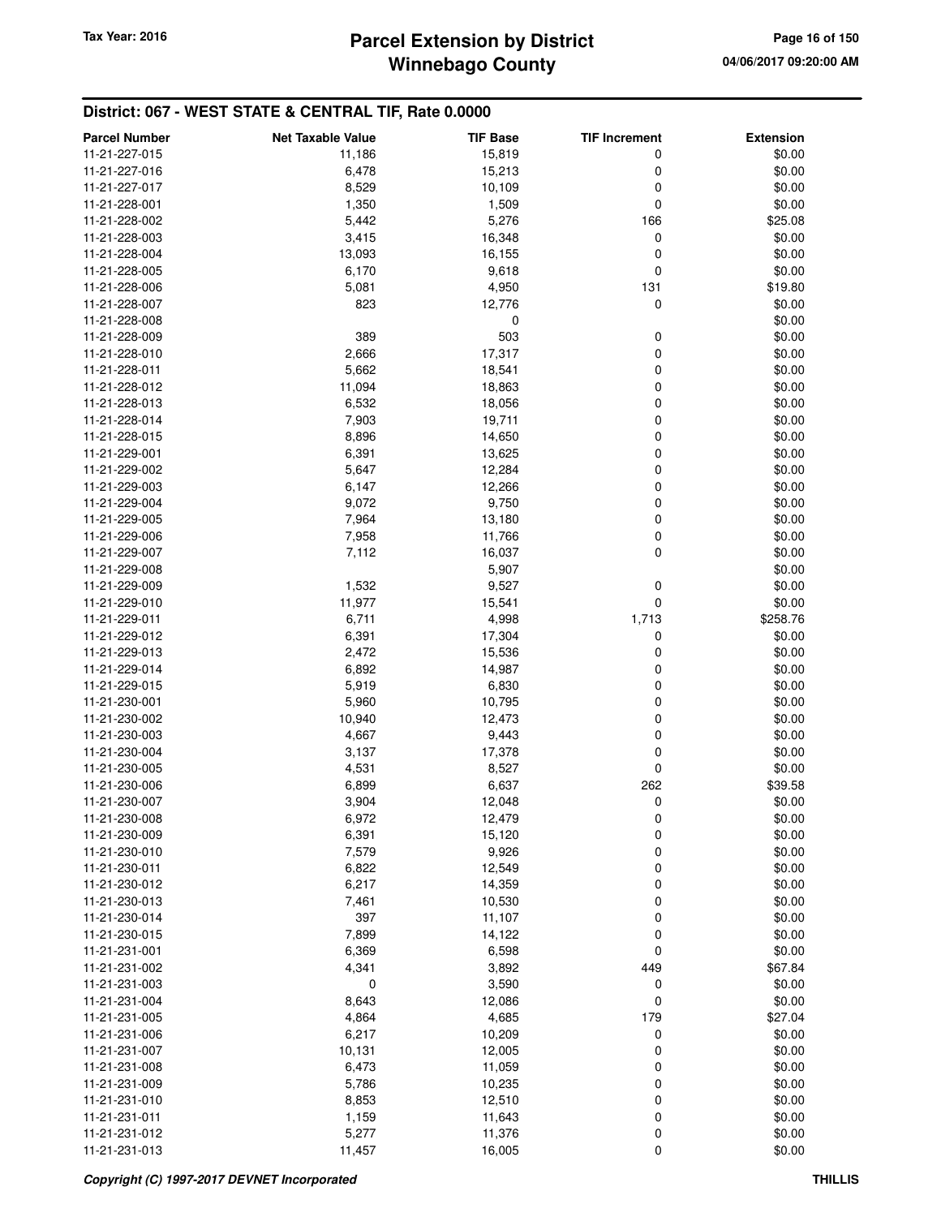## District: 067 - WEST STATE & CENTRAL TIF, Rate 0.0000

| Parcel Number | Net Taxable Value | TIF Base | TIF Increment | Extension |
|---|---|---|---|---|
| 11-21-227-015 | 11,186 | 15,819 | 0 | $0.00 |
| 11-21-227-016 | 6,478 | 15,213 | 0 | $0.00 |
| 11-21-227-017 | 8,529 | 10,109 | 0 | $0.00 |
| 11-21-228-001 | 1,350 | 1,509 | 0 | $0.00 |
| 11-21-228-002 | 5,442 | 5,276 | 166 | $25.08 |
| 11-21-228-003 | 3,415 | 16,348 | 0 | $0.00 |
| 11-21-228-004 | 13,093 | 16,155 | 0 | $0.00 |
| 11-21-228-005 | 6,170 | 9,618 | 0 | $0.00 |
| 11-21-228-006 | 5,081 | 4,950 | 131 | $19.80 |
| 11-21-228-007 | 823 | 12,776 | 0 | $0.00 |
| 11-21-228-008 | | 0 | | $0.00 |
| 11-21-228-009 | 389 | 503 | 0 | $0.00 |
| 11-21-228-010 | 2,666 | 17,317 | 0 | $0.00 |
| 11-21-228-011 | 5,662 | 18,541 | 0 | $0.00 |
| 11-21-228-012 | 11,094 | 18,863 | 0 | $0.00 |
| 11-21-228-013 | 6,532 | 18,056 | 0 | $0.00 |
| 11-21-228-014 | 7,903 | 19,711 | 0 | $0.00 |
| 11-21-228-015 | 8,896 | 14,650 | 0 | $0.00 |
| 11-21-229-001 | 6,391 | 13,625 | 0 | $0.00 |
| 11-21-229-002 | 5,647 | 12,284 | 0 | $0.00 |
| 11-21-229-003 | 6,147 | 12,266 | 0 | $0.00 |
| 11-21-229-004 | 9,072 | 9,750 | 0 | $0.00 |
| 11-21-229-005 | 7,964 | 13,180 | 0 | $0.00 |
| 11-21-229-006 | 7,958 | 11,766 | 0 | $0.00 |
| 11-21-229-007 | 7,112 | 16,037 | 0 | $0.00 |
| 11-21-229-008 | | 5,907 | | $0.00 |
| 11-21-229-009 | 1,532 | 9,527 | 0 | $0.00 |
| 11-21-229-010 | 11,977 | 15,541 | 0 | $0.00 |
| 11-21-229-011 | 6,711 | 4,998 | 1,713 | $258.76 |
| 11-21-229-012 | 6,391 | 17,304 | 0 | $0.00 |
| 11-21-229-013 | 2,472 | 15,536 | 0 | $0.00 |
| 11-21-229-014 | 6,892 | 14,987 | 0 | $0.00 |
| 11-21-229-015 | 5,919 | 6,830 | 0 | $0.00 |
| 11-21-230-001 | 5,960 | 10,795 | 0 | $0.00 |
| 11-21-230-002 | 10,940 | 12,473 | 0 | $0.00 |
| 11-21-230-003 | 4,667 | 9,443 | 0 | $0.00 |
| 11-21-230-004 | 3,137 | 17,378 | 0 | $0.00 |
| 11-21-230-005 | 4,531 | 8,527 | 0 | $0.00 |
| 11-21-230-006 | 6,899 | 6,637 | 262 | $39.58 |
| 11-21-230-007 | 3,904 | 12,048 | 0 | $0.00 |
| 11-21-230-008 | 6,972 | 12,479 | 0 | $0.00 |
| 11-21-230-009 | 6,391 | 15,120 | 0 | $0.00 |
| 11-21-230-010 | 7,579 | 9,926 | 0 | $0.00 |
| 11-21-230-011 | 6,822 | 12,549 | 0 | $0.00 |
| 11-21-230-012 | 6,217 | 14,359 | 0 | $0.00 |
| 11-21-230-013 | 7,461 | 10,530 | 0 | $0.00 |
| 11-21-230-014 | 397 | 11,107 | 0 | $0.00 |
| 11-21-230-015 | 7,899 | 14,122 | 0 | $0.00 |
| 11-21-231-001 | 6,369 | 6,598 | 0 | $0.00 |
| 11-21-231-002 | 4,341 | 3,892 | 449 | $67.84 |
| 11-21-231-003 | 0 | 3,590 | 0 | $0.00 |
| 11-21-231-004 | 8,643 | 12,086 | 0 | $0.00 |
| 11-21-231-005 | 4,864 | 4,685 | 179 | $27.04 |
| 11-21-231-006 | 6,217 | 10,209 | 0 | $0.00 |
| 11-21-231-007 | 10,131 | 12,005 | 0 | $0.00 |
| 11-21-231-008 | 6,473 | 11,059 | 0 | $0.00 |
| 11-21-231-009 | 5,786 | 10,235 | 0 | $0.00 |
| 11-21-231-010 | 8,853 | 12,510 | 0 | $0.00 |
| 11-21-231-011 | 1,159 | 11,643 | 0 | $0.00 |
| 11-21-231-012 | 5,277 | 11,376 | 0 | $0.00 |
| 11-21-231-013 | 11,457 | 16,005 | 0 | $0.00 |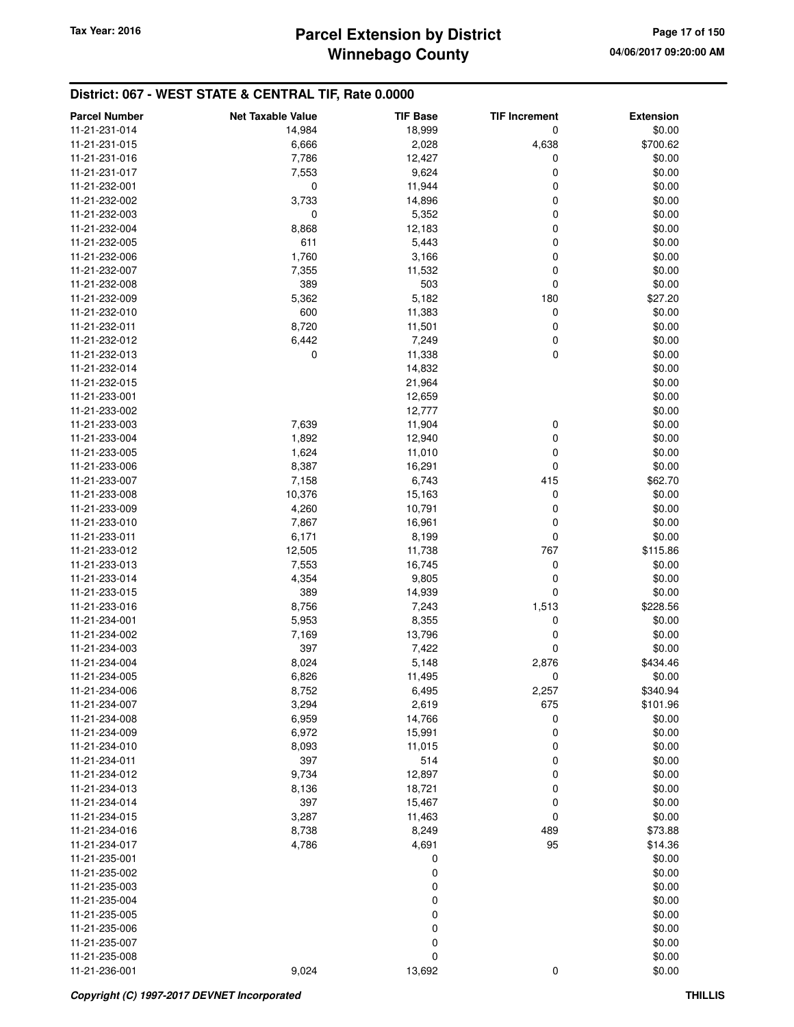## District: 067 - WEST STATE & CENTRAL TIF, Rate 0.0000

| Parcel Number | Net Taxable Value | TIF Base | TIF Increment | Extension |
|---|---|---|---|---|
| 11-21-231-014 | 14,984 | 18,999 | 0 | $0.00 |
| 11-21-231-015 | 6,666 | 2,028 | 4,638 | $700.62 |
| 11-21-231-016 | 7,786 | 12,427 | 0 | $0.00 |
| 11-21-231-017 | 7,553 | 9,624 | 0 | $0.00 |
| 11-21-232-001 | 0 | 11,944 | 0 | $0.00 |
| 11-21-232-002 | 3,733 | 14,896 | 0 | $0.00 |
| 11-21-232-003 | 0 | 5,352 | 0 | $0.00 |
| 11-21-232-004 | 8,868 | 12,183 | 0 | $0.00 |
| 11-21-232-005 | 611 | 5,443 | 0 | $0.00 |
| 11-21-232-006 | 1,760 | 3,166 | 0 | $0.00 |
| 11-21-232-007 | 7,355 | 11,532 | 0 | $0.00 |
| 11-21-232-008 | 389 | 503 | 0 | $0.00 |
| 11-21-232-009 | 5,362 | 5,182 | 180 | $27.20 |
| 11-21-232-010 | 600 | 11,383 | 0 | $0.00 |
| 11-21-232-011 | 8,720 | 11,501 | 0 | $0.00 |
| 11-21-232-012 | 6,442 | 7,249 | 0 | $0.00 |
| 11-21-232-013 | 0 | 11,338 | 0 | $0.00 |
| 11-21-232-014 | | 14,832 | | $0.00 |
| 11-21-232-015 | | 21,964 | | $0.00 |
| 11-21-233-001 | | 12,659 | | $0.00 |
| 11-21-233-002 | | 12,777 | | $0.00 |
| 11-21-233-003 | 7,639 | 11,904 | 0 | $0.00 |
| 11-21-233-004 | 1,892 | 12,940 | 0 | $0.00 |
| 11-21-233-005 | 1,624 | 11,010 | 0 | $0.00 |
| 11-21-233-006 | 8,387 | 16,291 | 0 | $0.00 |
| 11-21-233-007 | 7,158 | 6,743 | 415 | $62.70 |
| 11-21-233-008 | 10,376 | 15,163 | 0 | $0.00 |
| 11-21-233-009 | 4,260 | 10,791 | 0 | $0.00 |
| 11-21-233-010 | 7,867 | 16,961 | 0 | $0.00 |
| 11-21-233-011 | 6,171 | 8,199 | 0 | $0.00 |
| 11-21-233-012 | 12,505 | 11,738 | 767 | $115.86 |
| 11-21-233-013 | 7,553 | 16,745 | 0 | $0.00 |
| 11-21-233-014 | 4,354 | 9,805 | 0 | $0.00 |
| 11-21-233-015 | 389 | 14,939 | 0 | $0.00 |
| 11-21-233-016 | 8,756 | 7,243 | 1,513 | $228.56 |
| 11-21-234-001 | 5,953 | 8,355 | 0 | $0.00 |
| 11-21-234-002 | 7,169 | 13,796 | 0 | $0.00 |
| 11-21-234-003 | 397 | 7,422 | 0 | $0.00 |
| 11-21-234-004 | 8,024 | 5,148 | 2,876 | $434.46 |
| 11-21-234-005 | 6,826 | 11,495 | 0 | $0.00 |
| 11-21-234-006 | 8,752 | 6,495 | 2,257 | $340.94 |
| 11-21-234-007 | 3,294 | 2,619 | 675 | $101.96 |
| 11-21-234-008 | 6,959 | 14,766 | 0 | $0.00 |
| 11-21-234-009 | 6,972 | 15,991 | 0 | $0.00 |
| 11-21-234-010 | 8,093 | 11,015 | 0 | $0.00 |
| 11-21-234-011 | 397 | 514 | 0 | $0.00 |
| 11-21-234-012 | 9,734 | 12,897 | 0 | $0.00 |
| 11-21-234-013 | 8,136 | 18,721 | 0 | $0.00 |
| 11-21-234-014 | 397 | 15,467 | 0 | $0.00 |
| 11-21-234-015 | 3,287 | 11,463 | 0 | $0.00 |
| 11-21-234-016 | 8,738 | 8,249 | 489 | $73.88 |
| 11-21-234-017 | 4,786 | 4,691 | 95 | $14.36 |
| 11-21-235-001 | | 0 | | $0.00 |
| 11-21-235-002 | | 0 | | $0.00 |
| 11-21-235-003 | | 0 | | $0.00 |
| 11-21-235-004 | | 0 | | $0.00 |
| 11-21-235-005 | | 0 | | $0.00 |
| 11-21-235-006 | | 0 | | $0.00 |
| 11-21-235-007 | | 0 | | $0.00 |
| 11-21-235-008 | | 0 | | $0.00 |
| 11-21-236-001 | 9,024 | 13,692 | 0 | $0.00 |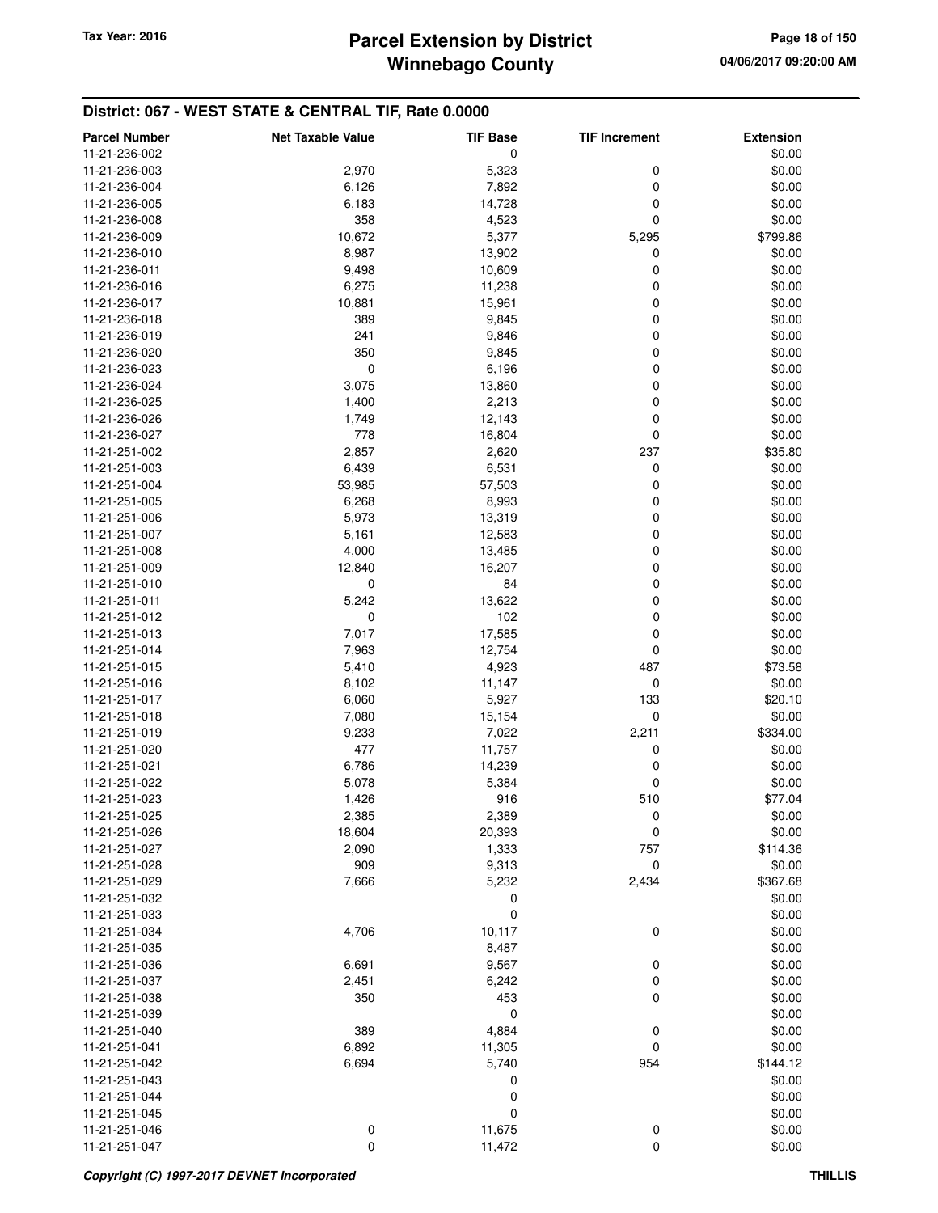## District: 067 - WEST STATE & CENTRAL TIF, Rate 0.0000

| Parcel Number | Net Taxable Value | TIF Base | TIF Increment | Extension |
|---|---|---|---|---|
| 11-21-236-002 | | 0 | | $0.00 |
| 11-21-236-003 | 2,970 | 5,323 | 0 | $0.00 |
| 11-21-236-004 | 6,126 | 7,892 | 0 | $0.00 |
| 11-21-236-005 | 6,183 | 14,728 | 0 | $0.00 |
| 11-21-236-008 | 358 | 4,523 | 0 | $0.00 |
| 11-21-236-009 | 10,672 | 5,377 | 5,295 | $799.86 |
| 11-21-236-010 | 8,987 | 13,902 | 0 | $0.00 |
| 11-21-236-011 | 9,498 | 10,609 | 0 | $0.00 |
| 11-21-236-016 | 6,275 | 11,238 | 0 | $0.00 |
| 11-21-236-017 | 10,881 | 15,961 | 0 | $0.00 |
| 11-21-236-018 | 389 | 9,845 | 0 | $0.00 |
| 11-21-236-019 | 241 | 9,846 | 0 | $0.00 |
| 11-21-236-020 | 350 | 9,845 | 0 | $0.00 |
| 11-21-236-023 | 0 | 6,196 | 0 | $0.00 |
| 11-21-236-024 | 3,075 | 13,860 | 0 | $0.00 |
| 11-21-236-025 | 1,400 | 2,213 | 0 | $0.00 |
| 11-21-236-026 | 1,749 | 12,143 | 0 | $0.00 |
| 11-21-236-027 | 778 | 16,804 | 0 | $0.00 |
| 11-21-251-002 | 2,857 | 2,620 | 237 | $35.80 |
| 11-21-251-003 | 6,439 | 6,531 | 0 | $0.00 |
| 11-21-251-004 | 53,985 | 57,503 | 0 | $0.00 |
| 11-21-251-005 | 6,268 | 8,993 | 0 | $0.00 |
| 11-21-251-006 | 5,973 | 13,319 | 0 | $0.00 |
| 11-21-251-007 | 5,161 | 12,583 | 0 | $0.00 |
| 11-21-251-008 | 4,000 | 13,485 | 0 | $0.00 |
| 11-21-251-009 | 12,840 | 16,207 | 0 | $0.00 |
| 11-21-251-010 | 0 | 84 | 0 | $0.00 |
| 11-21-251-011 | 5,242 | 13,622 | 0 | $0.00 |
| 11-21-251-012 | 0 | 102 | 0 | $0.00 |
| 11-21-251-013 | 7,017 | 17,585 | 0 | $0.00 |
| 11-21-251-014 | 7,963 | 12,754 | 0 | $0.00 |
| 11-21-251-015 | 5,410 | 4,923 | 487 | $73.58 |
| 11-21-251-016 | 8,102 | 11,147 | 0 | $0.00 |
| 11-21-251-017 | 6,060 | 5,927 | 133 | $20.10 |
| 11-21-251-018 | 7,080 | 15,154 | 0 | $0.00 |
| 11-21-251-019 | 9,233 | 7,022 | 2,211 | $334.00 |
| 11-21-251-020 | 477 | 11,757 | 0 | $0.00 |
| 11-21-251-021 | 6,786 | 14,239 | 0 | $0.00 |
| 11-21-251-022 | 5,078 | 5,384 | 0 | $0.00 |
| 11-21-251-023 | 1,426 | 916 | 510 | $77.04 |
| 11-21-251-025 | 2,385 | 2,389 | 0 | $0.00 |
| 11-21-251-026 | 18,604 | 20,393 | 0 | $0.00 |
| 11-21-251-027 | 2,090 | 1,333 | 757 | $114.36 |
| 11-21-251-028 | 909 | 9,313 | 0 | $0.00 |
| 11-21-251-029 | 7,666 | 5,232 | 2,434 | $367.68 |
| 11-21-251-032 | | 0 | | $0.00 |
| 11-21-251-033 | | 0 | | $0.00 |
| 11-21-251-034 | 4,706 | 10,117 | 0 | $0.00 |
| 11-21-251-035 | | 8,487 | | $0.00 |
| 11-21-251-036 | 6,691 | 9,567 | 0 | $0.00 |
| 11-21-251-037 | 2,451 | 6,242 | 0 | $0.00 |
| 11-21-251-038 | 350 | 453 | 0 | $0.00 |
| 11-21-251-039 | | 0 | | $0.00 |
| 11-21-251-040 | 389 | 4,884 | 0 | $0.00 |
| 11-21-251-041 | 6,892 | 11,305 | 0 | $0.00 |
| 11-21-251-042 | 6,694 | 5,740 | 954 | $144.12 |
| 11-21-251-043 | | 0 | | $0.00 |
| 11-21-251-044 | | 0 | | $0.00 |
| 11-21-251-045 | | 0 | | $0.00 |
| 11-21-251-046 | 0 | 11,675 | 0 | $0.00 |
| 11-21-251-047 | 0 | 11,472 | 0 | $0.00 |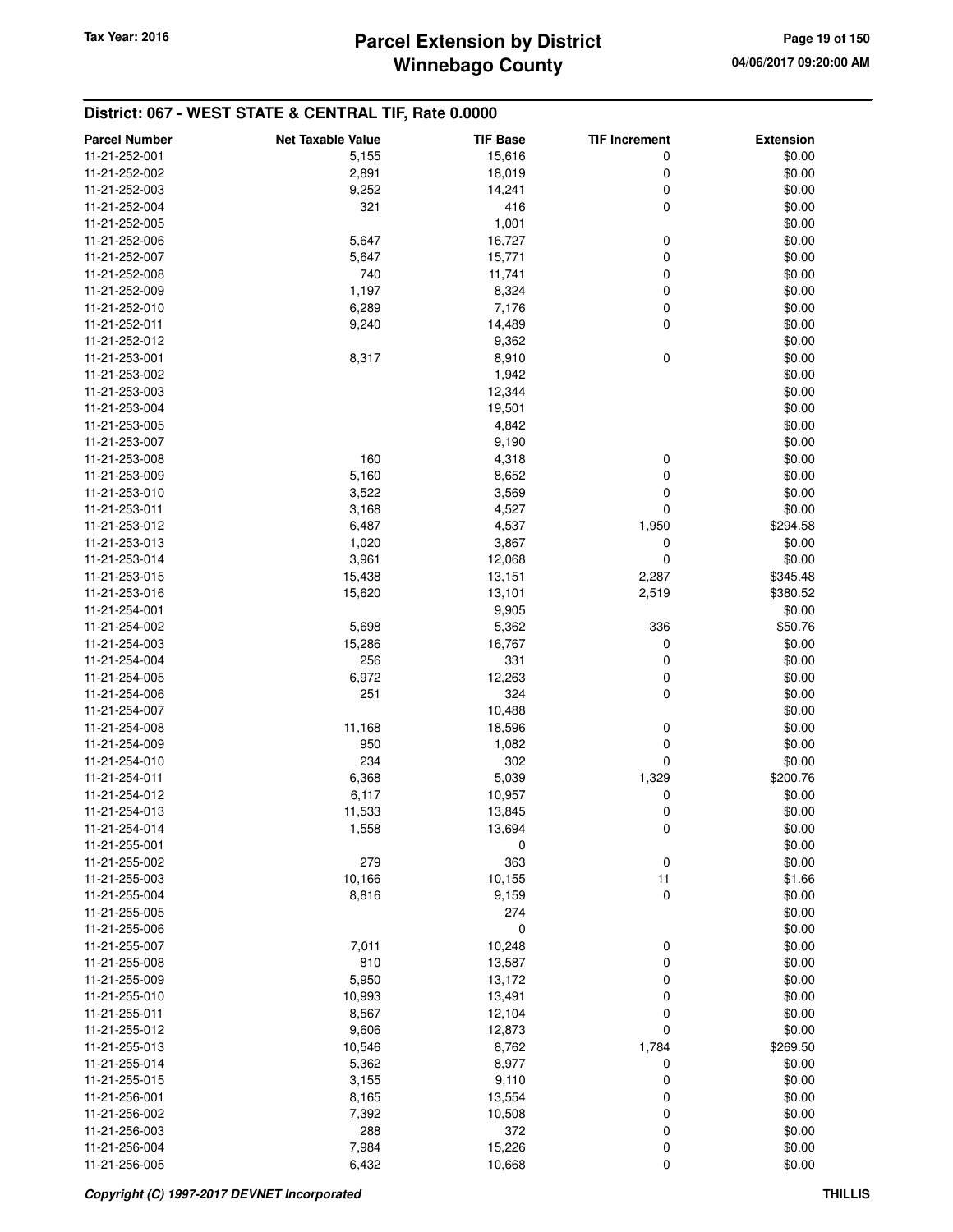## District: 067 - WEST STATE & CENTRAL TIF, Rate 0.0000

| Parcel Number | Net Taxable Value | TIF Base | TIF Increment | Extension |
|---|---|---|---|---|
| 11-21-252-001 | 5,155 | 15,616 | 0 | $0.00 |
| 11-21-252-002 | 2,891 | 18,019 | 0 | $0.00 |
| 11-21-252-003 | 9,252 | 14,241 | 0 | $0.00 |
| 11-21-252-004 | 321 | 416 | 0 | $0.00 |
| 11-21-252-005 | | 1,001 | | $0.00 |
| 11-21-252-006 | 5,647 | 16,727 | 0 | $0.00 |
| 11-21-252-007 | 5,647 | 15,771 | 0 | $0.00 |
| 11-21-252-008 | 740 | 11,741 | 0 | $0.00 |
| 11-21-252-009 | 1,197 | 8,324 | 0 | $0.00 |
| 11-21-252-010 | 6,289 | 7,176 | 0 | $0.00 |
| 11-21-252-011 | 9,240 | 14,489 | 0 | $0.00 |
| 11-21-252-012 | | 9,362 | | $0.00 |
| 11-21-253-001 | 8,317 | 8,910 | 0 | $0.00 |
| 11-21-253-002 | | 1,942 | | $0.00 |
| 11-21-253-003 | | 12,344 | | $0.00 |
| 11-21-253-004 | | 19,501 | | $0.00 |
| 11-21-253-005 | | 4,842 | | $0.00 |
| 11-21-253-007 | | 9,190 | | $0.00 |
| 11-21-253-008 | 160 | 4,318 | 0 | $0.00 |
| 11-21-253-009 | 5,160 | 8,652 | 0 | $0.00 |
| 11-21-253-010 | 3,522 | 3,569 | 0 | $0.00 |
| 11-21-253-011 | 3,168 | 4,527 | 0 | $0.00 |
| 11-21-253-012 | 6,487 | 4,537 | 1,950 | $294.58 |
| 11-21-253-013 | 1,020 | 3,867 | 0 | $0.00 |
| 11-21-253-014 | 3,961 | 12,068 | 0 | $0.00 |
| 11-21-253-015 | 15,438 | 13,151 | 2,287 | $345.48 |
| 11-21-253-016 | 15,620 | 13,101 | 2,519 | $380.52 |
| 11-21-254-001 | | 9,905 | | $0.00 |
| 11-21-254-002 | 5,698 | 5,362 | 336 | $50.76 |
| 11-21-254-003 | 15,286 | 16,767 | 0 | $0.00 |
| 11-21-254-004 | 256 | 331 | 0 | $0.00 |
| 11-21-254-005 | 6,972 | 12,263 | 0 | $0.00 |
| 11-21-254-006 | 251 | 324 | 0 | $0.00 |
| 11-21-254-007 | | 10,488 | | $0.00 |
| 11-21-254-008 | 11,168 | 18,596 | 0 | $0.00 |
| 11-21-254-009 | 950 | 1,082 | 0 | $0.00 |
| 11-21-254-010 | 234 | 302 | 0 | $0.00 |
| 11-21-254-011 | 6,368 | 5,039 | 1,329 | $200.76 |
| 11-21-254-012 | 6,117 | 10,957 | 0 | $0.00 |
| 11-21-254-013 | 11,533 | 13,845 | 0 | $0.00 |
| 11-21-254-014 | 1,558 | 13,694 | 0 | $0.00 |
| 11-21-255-001 | | 0 | | $0.00 |
| 11-21-255-002 | 279 | 363 | 0 | $0.00 |
| 11-21-255-003 | 10,166 | 10,155 | 11 | $1.66 |
| 11-21-255-004 | 8,816 | 9,159 | 0 | $0.00 |
| 11-21-255-005 | | 274 | | $0.00 |
| 11-21-255-006 | | 0 | | $0.00 |
| 11-21-255-007 | 7,011 | 10,248 | 0 | $0.00 |
| 11-21-255-008 | 810 | 13,587 | 0 | $0.00 |
| 11-21-255-009 | 5,950 | 13,172 | 0 | $0.00 |
| 11-21-255-010 | 10,993 | 13,491 | 0 | $0.00 |
| 11-21-255-011 | 8,567 | 12,104 | 0 | $0.00 |
| 11-21-255-012 | 9,606 | 12,873 | 0 | $0.00 |
| 11-21-255-013 | 10,546 | 8,762 | 1,784 | $269.50 |
| 11-21-255-014 | 5,362 | 8,977 | 0 | $0.00 |
| 11-21-255-015 | 3,155 | 9,110 | 0 | $0.00 |
| 11-21-256-001 | 8,165 | 13,554 | 0 | $0.00 |
| 11-21-256-002 | 7,392 | 10,508 | 0 | $0.00 |
| 11-21-256-003 | 288 | 372 | 0 | $0.00 |
| 11-21-256-004 | 7,984 | 15,226 | 0 | $0.00 |
| 11-21-256-005 | 6,432 | 10,668 | 0 | $0.00 |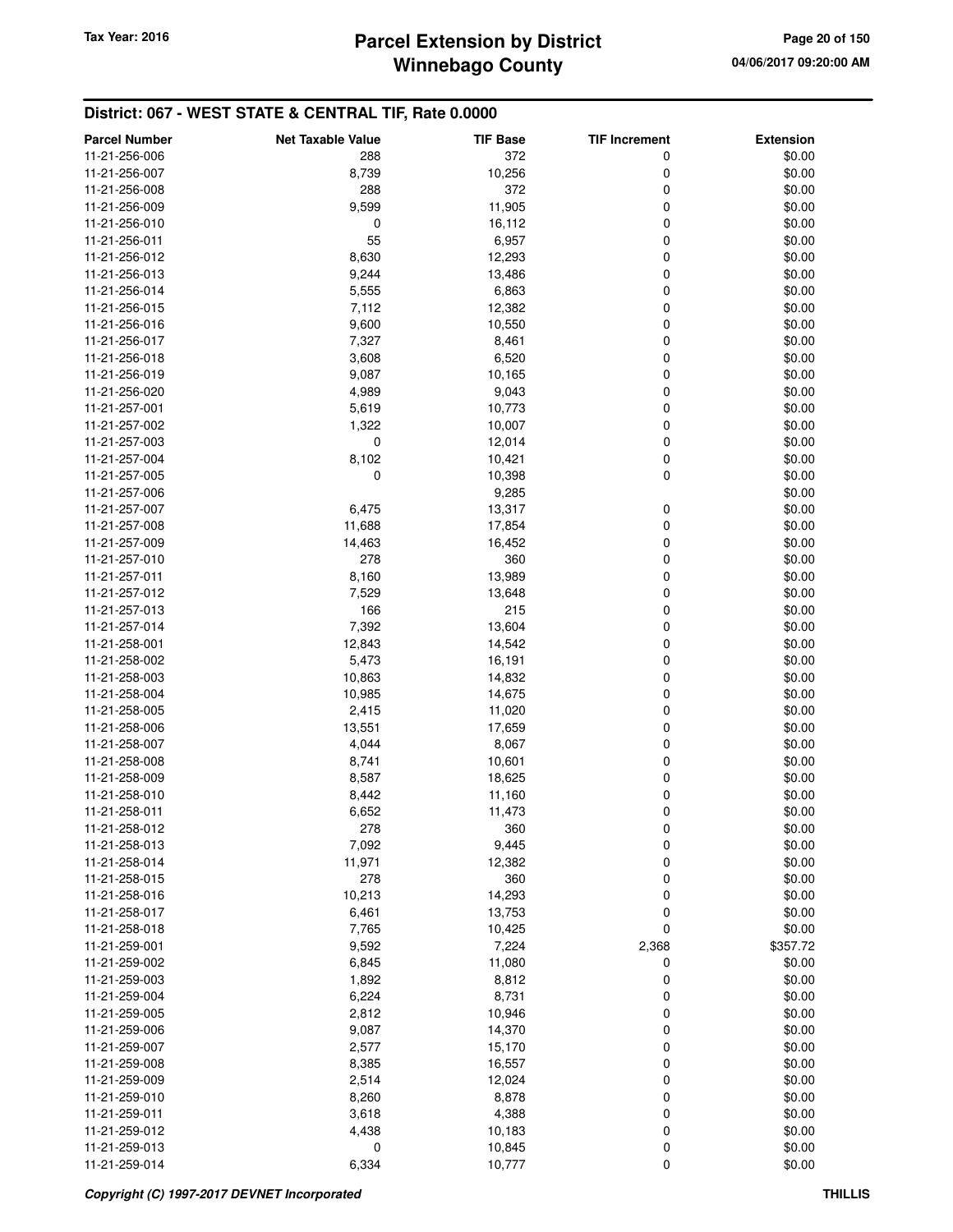## District: 067 - WEST STATE & CENTRAL TIF, Rate 0.0000

| Parcel Number | Net Taxable Value | TIF Base | TIF Increment | Extension |
|---|---|---|---|---|
| 11-21-256-006 | 288 | 372 | 0 | $0.00 |
| 11-21-256-007 | 8,739 | 10,256 | 0 | $0.00 |
| 11-21-256-008 | 288 | 372 | 0 | $0.00 |
| 11-21-256-009 | 9,599 | 11,905 | 0 | $0.00 |
| 11-21-256-010 | 0 | 16,112 | 0 | $0.00 |
| 11-21-256-011 | 55 | 6,957 | 0 | $0.00 |
| 11-21-256-012 | 8,630 | 12,293 | 0 | $0.00 |
| 11-21-256-013 | 9,244 | 13,486 | 0 | $0.00 |
| 11-21-256-014 | 5,555 | 6,863 | 0 | $0.00 |
| 11-21-256-015 | 7,112 | 12,382 | 0 | $0.00 |
| 11-21-256-016 | 9,600 | 10,550 | 0 | $0.00 |
| 11-21-256-017 | 7,327 | 8,461 | 0 | $0.00 |
| 11-21-256-018 | 3,608 | 6,520 | 0 | $0.00 |
| 11-21-256-019 | 9,087 | 10,165 | 0 | $0.00 |
| 11-21-256-020 | 4,989 | 9,043 | 0 | $0.00 |
| 11-21-257-001 | 5,619 | 10,773 | 0 | $0.00 |
| 11-21-257-002 | 1,322 | 10,007 | 0 | $0.00 |
| 11-21-257-003 | 0 | 12,014 | 0 | $0.00 |
| 11-21-257-004 | 8,102 | 10,421 | 0 | $0.00 |
| 11-21-257-005 | 0 | 10,398 | 0 | $0.00 |
| 11-21-257-006 | | 9,285 | | $0.00 |
| 11-21-257-007 | 6,475 | 13,317 | 0 | $0.00 |
| 11-21-257-008 | 11,688 | 17,854 | 0 | $0.00 |
| 11-21-257-009 | 14,463 | 16,452 | 0 | $0.00 |
| 11-21-257-010 | 278 | 360 | 0 | $0.00 |
| 11-21-257-011 | 8,160 | 13,989 | 0 | $0.00 |
| 11-21-257-012 | 7,529 | 13,648 | 0 | $0.00 |
| 11-21-257-013 | 166 | 215 | 0 | $0.00 |
| 11-21-257-014 | 7,392 | 13,604 | 0 | $0.00 |
| 11-21-258-001 | 12,843 | 14,542 | 0 | $0.00 |
| 11-21-258-002 | 5,473 | 16,191 | 0 | $0.00 |
| 11-21-258-003 | 10,863 | 14,832 | 0 | $0.00 |
| 11-21-258-004 | 10,985 | 14,675 | 0 | $0.00 |
| 11-21-258-005 | 2,415 | 11,020 | 0 | $0.00 |
| 11-21-258-006 | 13,551 | 17,659 | 0 | $0.00 |
| 11-21-258-007 | 4,044 | 8,067 | 0 | $0.00 |
| 11-21-258-008 | 8,741 | 10,601 | 0 | $0.00 |
| 11-21-258-009 | 8,587 | 18,625 | 0 | $0.00 |
| 11-21-258-010 | 8,442 | 11,160 | 0 | $0.00 |
| 11-21-258-011 | 6,652 | 11,473 | 0 | $0.00 |
| 11-21-258-012 | 278 | 360 | 0 | $0.00 |
| 11-21-258-013 | 7,092 | 9,445 | 0 | $0.00 |
| 11-21-258-014 | 11,971 | 12,382 | 0 | $0.00 |
| 11-21-258-015 | 278 | 360 | 0 | $0.00 |
| 11-21-258-016 | 10,213 | 14,293 | 0 | $0.00 |
| 11-21-258-017 | 6,461 | 13,753 | 0 | $0.00 |
| 11-21-258-018 | 7,765 | 10,425 | 0 | $0.00 |
| 11-21-259-001 | 9,592 | 7,224 | 2,368 | $357.72 |
| 11-21-259-002 | 6,845 | 11,080 | 0 | $0.00 |
| 11-21-259-003 | 1,892 | 8,812 | 0 | $0.00 |
| 11-21-259-004 | 6,224 | 8,731 | 0 | $0.00 |
| 11-21-259-005 | 2,812 | 10,946 | 0 | $0.00 |
| 11-21-259-006 | 9,087 | 14,370 | 0 | $0.00 |
| 11-21-259-007 | 2,577 | 15,170 | 0 | $0.00 |
| 11-21-259-008 | 8,385 | 16,557 | 0 | $0.00 |
| 11-21-259-009 | 2,514 | 12,024 | 0 | $0.00 |
| 11-21-259-010 | 8,260 | 8,878 | 0 | $0.00 |
| 11-21-259-011 | 3,618 | 4,388 | 0 | $0.00 |
| 11-21-259-012 | 4,438 | 10,183 | 0 | $0.00 |
| 11-21-259-013 | 0 | 10,845 | 0 | $0.00 |
| 11-21-259-014 | 6,334 | 10,777 | 0 | $0.00 |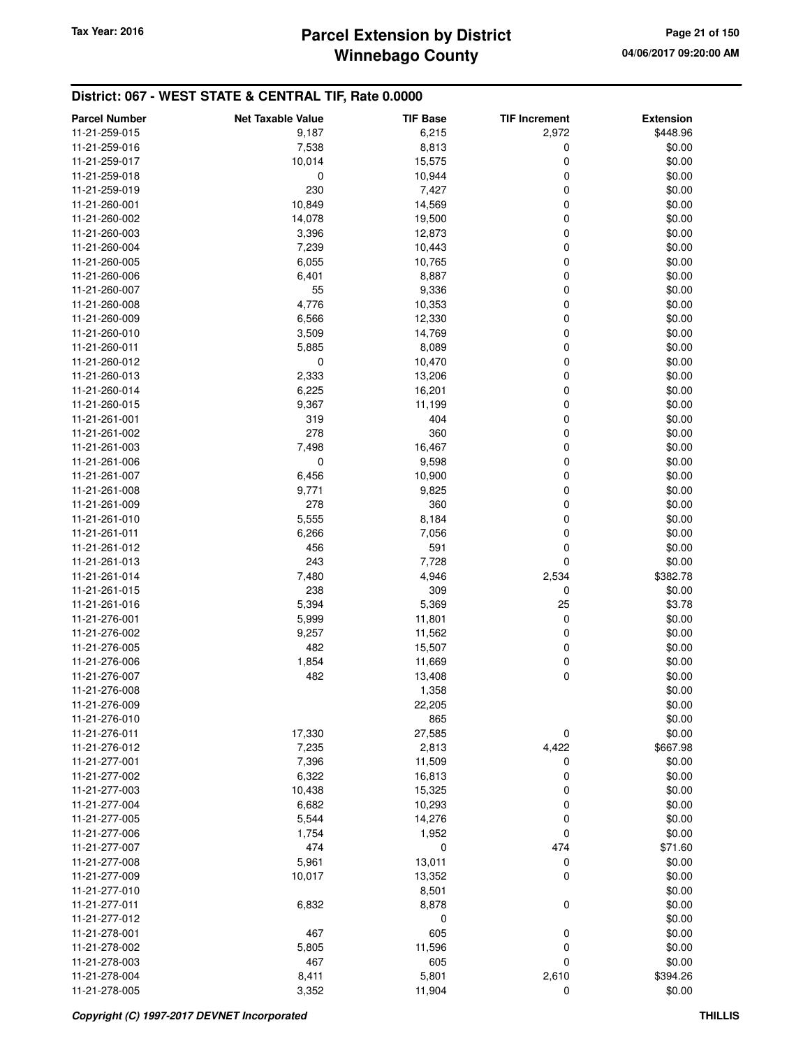## District: 067 - WEST STATE & CENTRAL TIF, Rate 0.0000

| Parcel Number | Net Taxable Value | TIF Base | TIF Increment | Extension |
|---|---|---|---|---|
| 11-21-259-015 | 9,187 | 6,215 | 2,972 | $448.96 |
| 11-21-259-016 | 7,538 | 8,813 | 0 | $0.00 |
| 11-21-259-017 | 10,014 | 15,575 | 0 | $0.00 |
| 11-21-259-018 | 0 | 10,944 | 0 | $0.00 |
| 11-21-259-019 | 230 | 7,427 | 0 | $0.00 |
| 11-21-260-001 | 10,849 | 14,569 | 0 | $0.00 |
| 11-21-260-002 | 14,078 | 19,500 | 0 | $0.00 |
| 11-21-260-003 | 3,396 | 12,873 | 0 | $0.00 |
| 11-21-260-004 | 7,239 | 10,443 | 0 | $0.00 |
| 11-21-260-005 | 6,055 | 10,765 | 0 | $0.00 |
| 11-21-260-006 | 6,401 | 8,887 | 0 | $0.00 |
| 11-21-260-007 | 55 | 9,336 | 0 | $0.00 |
| 11-21-260-008 | 4,776 | 10,353 | 0 | $0.00 |
| 11-21-260-009 | 6,566 | 12,330 | 0 | $0.00 |
| 11-21-260-010 | 3,509 | 14,769 | 0 | $0.00 |
| 11-21-260-011 | 5,885 | 8,089 | 0 | $0.00 |
| 11-21-260-012 | 0 | 10,470 | 0 | $0.00 |
| 11-21-260-013 | 2,333 | 13,206 | 0 | $0.00 |
| 11-21-260-014 | 6,225 | 16,201 | 0 | $0.00 |
| 11-21-260-015 | 9,367 | 11,199 | 0 | $0.00 |
| 11-21-261-001 | 319 | 404 | 0 | $0.00 |
| 11-21-261-002 | 278 | 360 | 0 | $0.00 |
| 11-21-261-003 | 7,498 | 16,467 | 0 | $0.00 |
| 11-21-261-006 | 0 | 9,598 | 0 | $0.00 |
| 11-21-261-007 | 6,456 | 10,900 | 0 | $0.00 |
| 11-21-261-008 | 9,771 | 9,825 | 0 | $0.00 |
| 11-21-261-009 | 278 | 360 | 0 | $0.00 |
| 11-21-261-010 | 5,555 | 8,184 | 0 | $0.00 |
| 11-21-261-011 | 6,266 | 7,056 | 0 | $0.00 |
| 11-21-261-012 | 456 | 591 | 0 | $0.00 |
| 11-21-261-013 | 243 | 7,728 | 0 | $0.00 |
| 11-21-261-014 | 7,480 | 4,946 | 2,534 | $382.78 |
| 11-21-261-015 | 238 | 309 | 0 | $0.00 |
| 11-21-261-016 | 5,394 | 5,369 | 25 | $3.78 |
| 11-21-276-001 | 5,999 | 11,801 | 0 | $0.00 |
| 11-21-276-002 | 9,257 | 11,562 | 0 | $0.00 |
| 11-21-276-005 | 482 | 15,507 | 0 | $0.00 |
| 11-21-276-006 | 1,854 | 11,669 | 0 | $0.00 |
| 11-21-276-007 | 482 | 13,408 | 0 | $0.00 |
| 11-21-276-008 | | 1,358 | | $0.00 |
| 11-21-276-009 | | 22,205 | | $0.00 |
| 11-21-276-010 | | 865 | | $0.00 |
| 11-21-276-011 | 17,330 | 27,585 | 0 | $0.00 |
| 11-21-276-012 | 7,235 | 2,813 | 4,422 | $667.98 |
| 11-21-277-001 | 7,396 | 11,509 | 0 | $0.00 |
| 11-21-277-002 | 6,322 | 16,813 | 0 | $0.00 |
| 11-21-277-003 | 10,438 | 15,325 | 0 | $0.00 |
| 11-21-277-004 | 6,682 | 10,293 | 0 | $0.00 |
| 11-21-277-005 | 5,544 | 14,276 | 0 | $0.00 |
| 11-21-277-006 | 1,754 | 1,952 | 0 | $0.00 |
| 11-21-277-007 | 474 | 0 | 474 | $71.60 |
| 11-21-277-008 | 5,961 | 13,011 | 0 | $0.00 |
| 11-21-277-009 | 10,017 | 13,352 | 0 | $0.00 |
| 11-21-277-010 | | 8,501 | | $0.00 |
| 11-21-277-011 | 6,832 | 8,878 | 0 | $0.00 |
| 11-21-277-012 | | 0 | | $0.00 |
| 11-21-278-001 | 467 | 605 | 0 | $0.00 |
| 11-21-278-002 | 5,805 | 11,596 | 0 | $0.00 |
| 11-21-278-003 | 467 | 605 | 0 | $0.00 |
| 11-21-278-004 | 8,411 | 5,801 | 2,610 | $394.26 |
| 11-21-278-005 | 3,352 | 11,904 | 0 | $0.00 |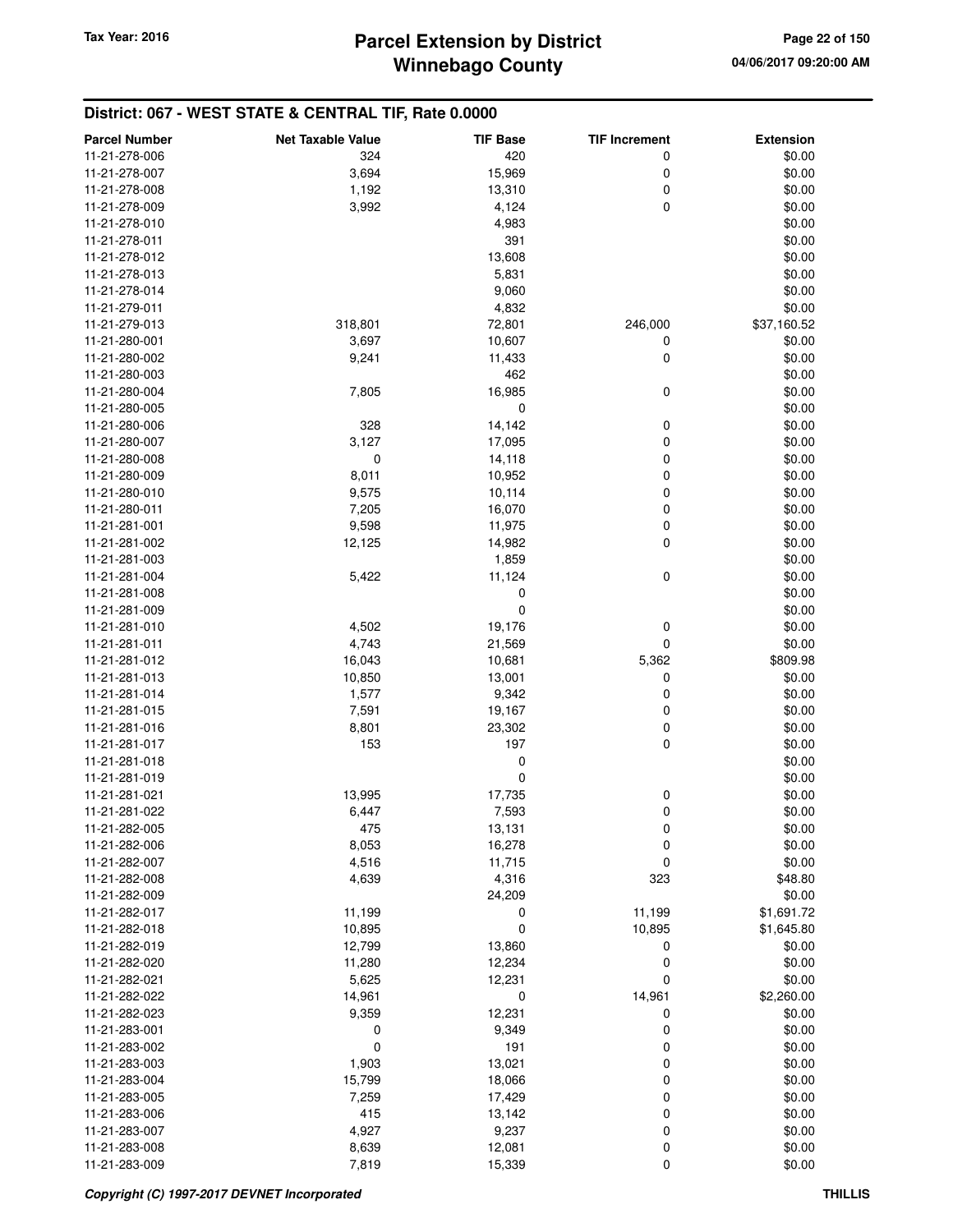## District: 067 - WEST STATE & CENTRAL TIF, Rate 0.0000

| Parcel Number | Net Taxable Value | TIF Base | TIF Increment | Extension |
|---|---|---|---|---|
| 11-21-278-006 | 324 | 420 | 0 | $0.00 |
| 11-21-278-007 | 3,694 | 15,969 | 0 | $0.00 |
| 11-21-278-008 | 1,192 | 13,310 | 0 | $0.00 |
| 11-21-278-009 | 3,992 | 4,124 | 0 | $0.00 |
| 11-21-278-010 | | 4,983 | | $0.00 |
| 11-21-278-011 | | 391 | | $0.00 |
| 11-21-278-012 | | 13,608 | | $0.00 |
| 11-21-278-013 | | 5,831 | | $0.00 |
| 11-21-278-014 | | 9,060 | | $0.00 |
| 11-21-279-011 | | 4,832 | | $0.00 |
| 11-21-279-013 | 318,801 | 72,801 | 246,000 | $37,160.52 |
| 11-21-280-001 | 3,697 | 10,607 | 0 | $0.00 |
| 11-21-280-002 | 9,241 | 11,433 | 0 | $0.00 |
| 11-21-280-003 | | 462 | | $0.00 |
| 11-21-280-004 | 7,805 | 16,985 | 0 | $0.00 |
| 11-21-280-005 | | 0 | | $0.00 |
| 11-21-280-006 | 328 | 14,142 | 0 | $0.00 |
| 11-21-280-007 | 3,127 | 17,095 | 0 | $0.00 |
| 11-21-280-008 | 0 | 14,118 | 0 | $0.00 |
| 11-21-280-009 | 8,011 | 10,952 | 0 | $0.00 |
| 11-21-280-010 | 9,575 | 10,114 | 0 | $0.00 |
| 11-21-280-011 | 7,205 | 16,070 | 0 | $0.00 |
| 11-21-281-001 | 9,598 | 11,975 | 0 | $0.00 |
| 11-21-281-002 | 12,125 | 14,982 | 0 | $0.00 |
| 11-21-281-003 | | 1,859 | | $0.00 |
| 11-21-281-004 | 5,422 | 11,124 | 0 | $0.00 |
| 11-21-281-008 | | 0 | | $0.00 |
| 11-21-281-009 | | 0 | | $0.00 |
| 11-21-281-010 | 4,502 | 19,176 | 0 | $0.00 |
| 11-21-281-011 | 4,743 | 21,569 | 0 | $0.00 |
| 11-21-281-012 | 16,043 | 10,681 | 5,362 | $809.98 |
| 11-21-281-013 | 10,850 | 13,001 | 0 | $0.00 |
| 11-21-281-014 | 1,577 | 9,342 | 0 | $0.00 |
| 11-21-281-015 | 7,591 | 19,167 | 0 | $0.00 |
| 11-21-281-016 | 8,801 | 23,302 | 0 | $0.00 |
| 11-21-281-017 | 153 | 197 | 0 | $0.00 |
| 11-21-281-018 | | 0 | | $0.00 |
| 11-21-281-019 | | 0 | | $0.00 |
| 11-21-281-021 | 13,995 | 17,735 | 0 | $0.00 |
| 11-21-281-022 | 6,447 | 7,593 | 0 | $0.00 |
| 11-21-282-005 | 475 | 13,131 | 0 | $0.00 |
| 11-21-282-006 | 8,053 | 16,278 | 0 | $0.00 |
| 11-21-282-007 | 4,516 | 11,715 | 0 | $0.00 |
| 11-21-282-008 | 4,639 | 4,316 | 323 | $48.80 |
| 11-21-282-009 | | 24,209 | | $0.00 |
| 11-21-282-017 | 11,199 | 0 | 11,199 | $1,691.72 |
| 11-21-282-018 | 10,895 | 0 | 10,895 | $1,645.80 |
| 11-21-282-019 | 12,799 | 13,860 | 0 | $0.00 |
| 11-21-282-020 | 11,280 | 12,234 | 0 | $0.00 |
| 11-21-282-021 | 5,625 | 12,231 | 0 | $0.00 |
| 11-21-282-022 | 14,961 | 0 | 14,961 | $2,260.00 |
| 11-21-282-023 | 9,359 | 12,231 | 0 | $0.00 |
| 11-21-283-001 | 0 | 9,349 | 0 | $0.00 |
| 11-21-283-002 | 0 | 191 | 0 | $0.00 |
| 11-21-283-003 | 1,903 | 13,021 | 0 | $0.00 |
| 11-21-283-004 | 15,799 | 18,066 | 0 | $0.00 |
| 11-21-283-005 | 7,259 | 17,429 | 0 | $0.00 |
| 11-21-283-006 | 415 | 13,142 | 0 | $0.00 |
| 11-21-283-007 | 4,927 | 9,237 | 0 | $0.00 |
| 11-21-283-008 | 8,639 | 12,081 | 0 | $0.00 |
| 11-21-283-009 | 7,819 | 15,339 | 0 | $0.00 |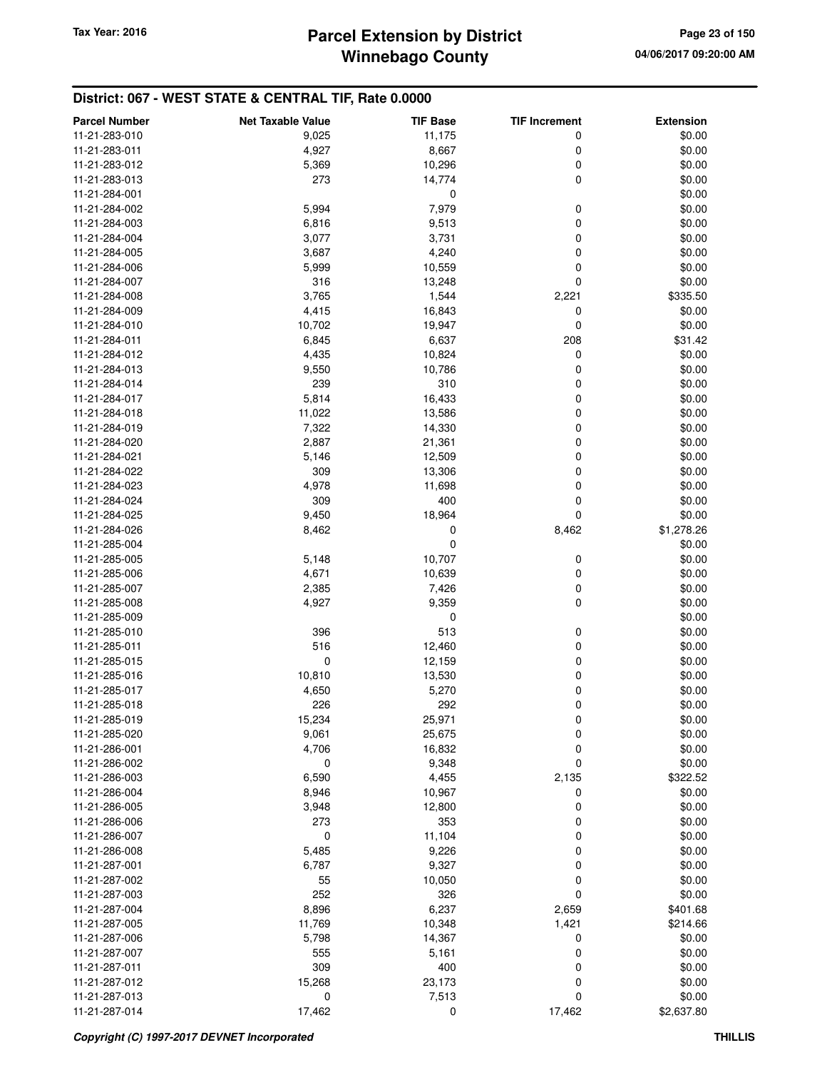## District: 067 - WEST STATE & CENTRAL TIF, Rate 0.0000

| Parcel Number | Net Taxable Value | TIF Base | TIF Increment | Extension |
|---|---|---|---|---|
| 11-21-283-010 | 9,025 | 11,175 | 0 | $0.00 |
| 11-21-283-011 | 4,927 | 8,667 | 0 | $0.00 |
| 11-21-283-012 | 5,369 | 10,296 | 0 | $0.00 |
| 11-21-283-013 | 273 | 14,774 | 0 | $0.00 |
| 11-21-284-001 | | 0 | | $0.00 |
| 11-21-284-002 | 5,994 | 7,979 | 0 | $0.00 |
| 11-21-284-003 | 6,816 | 9,513 | 0 | $0.00 |
| 11-21-284-004 | 3,077 | 3,731 | 0 | $0.00 |
| 11-21-284-005 | 3,687 | 4,240 | 0 | $0.00 |
| 11-21-284-006 | 5,999 | 10,559 | 0 | $0.00 |
| 11-21-284-007 | 316 | 13,248 | 0 | $0.00 |
| 11-21-284-008 | 3,765 | 1,544 | 2,221 | $335.50 |
| 11-21-284-009 | 4,415 | 16,843 | 0 | $0.00 |
| 11-21-284-010 | 10,702 | 19,947 | 0 | $0.00 |
| 11-21-284-011 | 6,845 | 6,637 | 208 | $31.42 |
| 11-21-284-012 | 4,435 | 10,824 | 0 | $0.00 |
| 11-21-284-013 | 9,550 | 10,786 | 0 | $0.00 |
| 11-21-284-014 | 239 | 310 | 0 | $0.00 |
| 11-21-284-017 | 5,814 | 16,433 | 0 | $0.00 |
| 11-21-284-018 | 11,022 | 13,586 | 0 | $0.00 |
| 11-21-284-019 | 7,322 | 14,330 | 0 | $0.00 |
| 11-21-284-020 | 2,887 | 21,361 | 0 | $0.00 |
| 11-21-284-021 | 5,146 | 12,509 | 0 | $0.00 |
| 11-21-284-022 | 309 | 13,306 | 0 | $0.00 |
| 11-21-284-023 | 4,978 | 11,698 | 0 | $0.00 |
| 11-21-284-024 | 309 | 400 | 0 | $0.00 |
| 11-21-284-025 | 9,450 | 18,964 | 0 | $0.00 |
| 11-21-284-026 | 8,462 | 0 | 8,462 | $1,278.26 |
| 11-21-285-004 | | 0 | | $0.00 |
| 11-21-285-005 | 5,148 | 10,707 | 0 | $0.00 |
| 11-21-285-006 | 4,671 | 10,639 | 0 | $0.00 |
| 11-21-285-007 | 2,385 | 7,426 | 0 | $0.00 |
| 11-21-285-008 | 4,927 | 9,359 | 0 | $0.00 |
| 11-21-285-009 | | 0 | | $0.00 |
| 11-21-285-010 | 396 | 513 | 0 | $0.00 |
| 11-21-285-011 | 516 | 12,460 | 0 | $0.00 |
| 11-21-285-015 | 0 | 12,159 | 0 | $0.00 |
| 11-21-285-016 | 10,810 | 13,530 | 0 | $0.00 |
| 11-21-285-017 | 4,650 | 5,270 | 0 | $0.00 |
| 11-21-285-018 | 226 | 292 | 0 | $0.00 |
| 11-21-285-019 | 15,234 | 25,971 | 0 | $0.00 |
| 11-21-285-020 | 9,061 | 25,675 | 0 | $0.00 |
| 11-21-286-001 | 4,706 | 16,832 | 0 | $0.00 |
| 11-21-286-002 | 0 | 9,348 | 0 | $0.00 |
| 11-21-286-003 | 6,590 | 4,455 | 2,135 | $322.52 |
| 11-21-286-004 | 8,946 | 10,967 | 0 | $0.00 |
| 11-21-286-005 | 3,948 | 12,800 | 0 | $0.00 |
| 11-21-286-006 | 273 | 353 | 0 | $0.00 |
| 11-21-286-007 | 0 | 11,104 | 0 | $0.00 |
| 11-21-286-008 | 5,485 | 9,226 | 0 | $0.00 |
| 11-21-287-001 | 6,787 | 9,327 | 0 | $0.00 |
| 11-21-287-002 | 55 | 10,050 | 0 | $0.00 |
| 11-21-287-003 | 252 | 326 | 0 | $0.00 |
| 11-21-287-004 | 8,896 | 6,237 | 2,659 | $401.68 |
| 11-21-287-005 | 11,769 | 10,348 | 1,421 | $214.66 |
| 11-21-287-006 | 5,798 | 14,367 | 0 | $0.00 |
| 11-21-287-007 | 555 | 5,161 | 0 | $0.00 |
| 11-21-287-011 | 309 | 400 | 0 | $0.00 |
| 11-21-287-012 | 15,268 | 23,173 | 0 | $0.00 |
| 11-21-287-013 | 0 | 7,513 | 0 | $0.00 |
| 11-21-287-014 | 17,462 | 0 | 17,462 | $2,637.80 |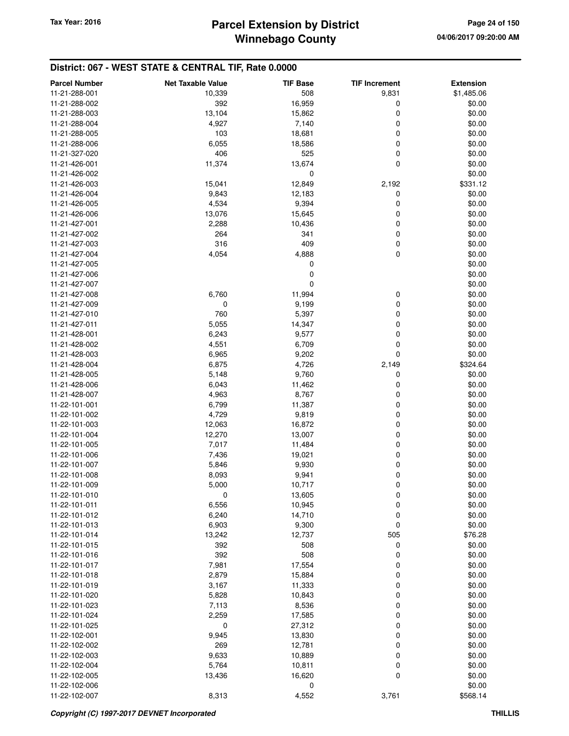## District: 067 - WEST STATE & CENTRAL TIF, Rate 0.0000

| Parcel Number | Net Taxable Value | TIF Base | TIF Increment | Extension |
|---|---|---|---|---|
| 11-21-288-001 | 10,339 | 508 | 9,831 | $1,485.06 |
| 11-21-288-002 | 392 | 16,959 | 0 | $0.00 |
| 11-21-288-003 | 13,104 | 15,862 | 0 | $0.00 |
| 11-21-288-004 | 4,927 | 7,140 | 0 | $0.00 |
| 11-21-288-005 | 103 | 18,681 | 0 | $0.00 |
| 11-21-288-006 | 6,055 | 18,586 | 0 | $0.00 |
| 11-21-327-020 | 406 | 525 | 0 | $0.00 |
| 11-21-426-001 | 11,374 | 13,674 | 0 | $0.00 |
| 11-21-426-002 | | 0 | | $0.00 |
| 11-21-426-003 | 15,041 | 12,849 | 2,192 | $331.12 |
| 11-21-426-004 | 9,843 | 12,183 | 0 | $0.00 |
| 11-21-426-005 | 4,534 | 9,394 | 0 | $0.00 |
| 11-21-426-006 | 13,076 | 15,645 | 0 | $0.00 |
| 11-21-427-001 | 2,288 | 10,436 | 0 | $0.00 |
| 11-21-427-002 | 264 | 341 | 0 | $0.00 |
| 11-21-427-003 | 316 | 409 | 0 | $0.00 |
| 11-21-427-004 | 4,054 | 4,888 | 0 | $0.00 |
| 11-21-427-005 | | 0 | | $0.00 |
| 11-21-427-006 | | 0 | | $0.00 |
| 11-21-427-007 | | 0 | | $0.00 |
| 11-21-427-008 | 6,760 | 11,994 | 0 | $0.00 |
| 11-21-427-009 | 0 | 9,199 | 0 | $0.00 |
| 11-21-427-010 | 760 | 5,397 | 0 | $0.00 |
| 11-21-427-011 | 5,055 | 14,347 | 0 | $0.00 |
| 11-21-428-001 | 6,243 | 9,577 | 0 | $0.00 |
| 11-21-428-002 | 4,551 | 6,709 | 0 | $0.00 |
| 11-21-428-003 | 6,965 | 9,202 | 0 | $0.00 |
| 11-21-428-004 | 6,875 | 4,726 | 2,149 | $324.64 |
| 11-21-428-005 | 5,148 | 9,760 | 0 | $0.00 |
| 11-21-428-006 | 6,043 | 11,462 | 0 | $0.00 |
| 11-21-428-007 | 4,963 | 8,767 | 0 | $0.00 |
| 11-22-101-001 | 6,799 | 11,387 | 0 | $0.00 |
| 11-22-101-002 | 4,729 | 9,819 | 0 | $0.00 |
| 11-22-101-003 | 12,063 | 16,872 | 0 | $0.00 |
| 11-22-101-004 | 12,270 | 13,007 | 0 | $0.00 |
| 11-22-101-005 | 7,017 | 11,484 | 0 | $0.00 |
| 11-22-101-006 | 7,436 | 19,021 | 0 | $0.00 |
| 11-22-101-007 | 5,846 | 9,930 | 0 | $0.00 |
| 11-22-101-008 | 8,093 | 9,941 | 0 | $0.00 |
| 11-22-101-009 | 5,000 | 10,717 | 0 | $0.00 |
| 11-22-101-010 | 0 | 13,605 | 0 | $0.00 |
| 11-22-101-011 | 6,556 | 10,945 | 0 | $0.00 |
| 11-22-101-012 | 6,240 | 14,710 | 0 | $0.00 |
| 11-22-101-013 | 6,903 | 9,300 | 0 | $0.00 |
| 11-22-101-014 | 13,242 | 12,737 | 505 | $76.28 |
| 11-22-101-015 | 392 | 508 | 0 | $0.00 |
| 11-22-101-016 | 392 | 508 | 0 | $0.00 |
| 11-22-101-017 | 7,981 | 17,554 | 0 | $0.00 |
| 11-22-101-018 | 2,879 | 15,884 | 0 | $0.00 |
| 11-22-101-019 | 3,167 | 11,333 | 0 | $0.00 |
| 11-22-101-020 | 5,828 | 10,843 | 0 | $0.00 |
| 11-22-101-023 | 7,113 | 8,536 | 0 | $0.00 |
| 11-22-101-024 | 2,259 | 17,585 | 0 | $0.00 |
| 11-22-101-025 | 0 | 27,312 | 0 | $0.00 |
| 11-22-102-001 | 9,945 | 13,830 | 0 | $0.00 |
| 11-22-102-002 | 269 | 12,781 | 0 | $0.00 |
| 11-22-102-003 | 9,633 | 10,889 | 0 | $0.00 |
| 11-22-102-004 | 5,764 | 10,811 | 0 | $0.00 |
| 11-22-102-005 | 13,436 | 16,620 | 0 | $0.00 |
| 11-22-102-006 | | 0 | | $0.00 |
| 11-22-102-007 | 8,313 | 4,552 | 3,761 | $568.14 |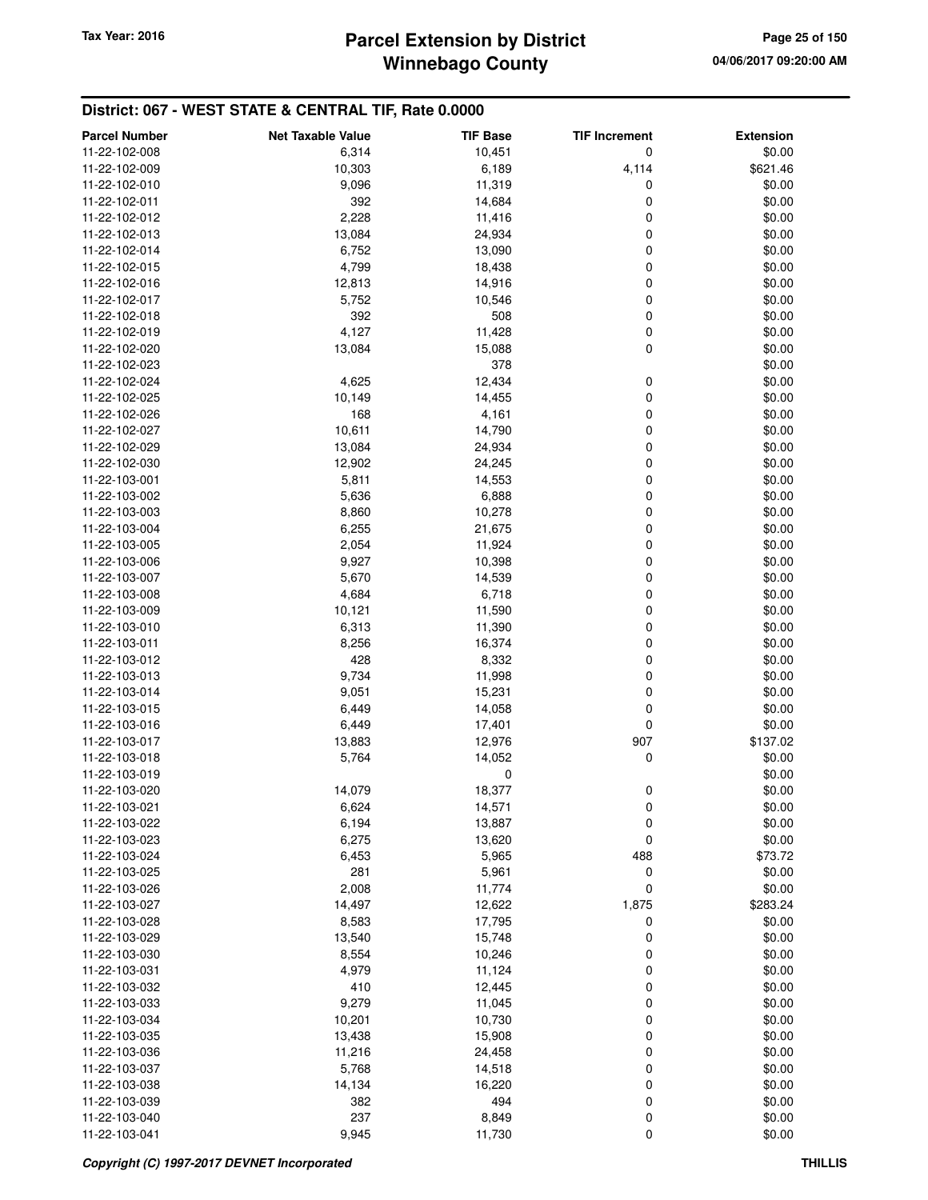## District: 067 - WEST STATE & CENTRAL TIF, Rate 0.0000

| Parcel Number | Net Taxable Value | TIF Base | TIF Increment | Extension |
|---|---|---|---|---|
| 11-22-102-008 | 6,314 | 10,451 | 0 | $0.00 |
| 11-22-102-009 | 10,303 | 6,189 | 4,114 | $621.46 |
| 11-22-102-010 | 9,096 | 11,319 | 0 | $0.00 |
| 11-22-102-011 | 392 | 14,684 | 0 | $0.00 |
| 11-22-102-012 | 2,228 | 11,416 | 0 | $0.00 |
| 11-22-102-013 | 13,084 | 24,934 | 0 | $0.00 |
| 11-22-102-014 | 6,752 | 13,090 | 0 | $0.00 |
| 11-22-102-015 | 4,799 | 18,438 | 0 | $0.00 |
| 11-22-102-016 | 12,813 | 14,916 | 0 | $0.00 |
| 11-22-102-017 | 5,752 | 10,546 | 0 | $0.00 |
| 11-22-102-018 | 392 | 508 | 0 | $0.00 |
| 11-22-102-019 | 4,127 | 11,428 | 0 | $0.00 |
| 11-22-102-020 | 13,084 | 15,088 | 0 | $0.00 |
| 11-22-102-023 | | 378 | | $0.00 |
| 11-22-102-024 | 4,625 | 12,434 | 0 | $0.00 |
| 11-22-102-025 | 10,149 | 14,455 | 0 | $0.00 |
| 11-22-102-026 | 168 | 4,161 | 0 | $0.00 |
| 11-22-102-027 | 10,611 | 14,790 | 0 | $0.00 |
| 11-22-102-029 | 13,084 | 24,934 | 0 | $0.00 |
| 11-22-102-030 | 12,902 | 24,245 | 0 | $0.00 |
| 11-22-103-001 | 5,811 | 14,553 | 0 | $0.00 |
| 11-22-103-002 | 5,636 | 6,888 | 0 | $0.00 |
| 11-22-103-003 | 8,860 | 10,278 | 0 | $0.00 |
| 11-22-103-004 | 6,255 | 21,675 | 0 | $0.00 |
| 11-22-103-005 | 2,054 | 11,924 | 0 | $0.00 |
| 11-22-103-006 | 9,927 | 10,398 | 0 | $0.00 |
| 11-22-103-007 | 5,670 | 14,539 | 0 | $0.00 |
| 11-22-103-008 | 4,684 | 6,718 | 0 | $0.00 |
| 11-22-103-009 | 10,121 | 11,590 | 0 | $0.00 |
| 11-22-103-010 | 6,313 | 11,390 | 0 | $0.00 |
| 11-22-103-011 | 8,256 | 16,374 | 0 | $0.00 |
| 11-22-103-012 | 428 | 8,332 | 0 | $0.00 |
| 11-22-103-013 | 9,734 | 11,998 | 0 | $0.00 |
| 11-22-103-014 | 9,051 | 15,231 | 0 | $0.00 |
| 11-22-103-015 | 6,449 | 14,058 | 0 | $0.00 |
| 11-22-103-016 | 6,449 | 17,401 | 0 | $0.00 |
| 11-22-103-017 | 13,883 | 12,976 | 907 | $137.02 |
| 11-22-103-018 | 5,764 | 14,052 | 0 | $0.00 |
| 11-22-103-019 | | 0 | | $0.00 |
| 11-22-103-020 | 14,079 | 18,377 | 0 | $0.00 |
| 11-22-103-021 | 6,624 | 14,571 | 0 | $0.00 |
| 11-22-103-022 | 6,194 | 13,887 | 0 | $0.00 |
| 11-22-103-023 | 6,275 | 13,620 | 0 | $0.00 |
| 11-22-103-024 | 6,453 | 5,965 | 488 | $73.72 |
| 11-22-103-025 | 281 | 5,961 | 0 | $0.00 |
| 11-22-103-026 | 2,008 | 11,774 | 0 | $0.00 |
| 11-22-103-027 | 14,497 | 12,622 | 1,875 | $283.24 |
| 11-22-103-028 | 8,583 | 17,795 | 0 | $0.00 |
| 11-22-103-029 | 13,540 | 15,748 | 0 | $0.00 |
| 11-22-103-030 | 8,554 | 10,246 | 0 | $0.00 |
| 11-22-103-031 | 4,979 | 11,124 | 0 | $0.00 |
| 11-22-103-032 | 410 | 12,445 | 0 | $0.00 |
| 11-22-103-033 | 9,279 | 11,045 | 0 | $0.00 |
| 11-22-103-034 | 10,201 | 10,730 | 0 | $0.00 |
| 11-22-103-035 | 13,438 | 15,908 | 0 | $0.00 |
| 11-22-103-036 | 11,216 | 24,458 | 0 | $0.00 |
| 11-22-103-037 | 5,768 | 14,518 | 0 | $0.00 |
| 11-22-103-038 | 14,134 | 16,220 | 0 | $0.00 |
| 11-22-103-039 | 382 | 494 | 0 | $0.00 |
| 11-22-103-040 | 237 | 8,849 | 0 | $0.00 |
| 11-22-103-041 | 9,945 | 11,730 | 0 | $0.00 |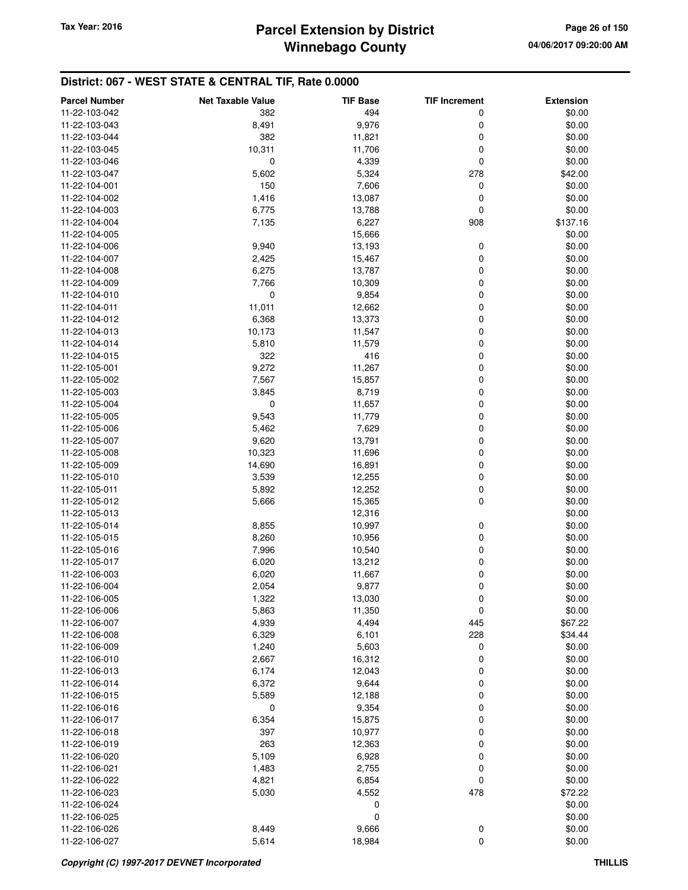## District: 067 - WEST STATE & CENTRAL TIF, Rate 0.0000

| Parcel Number | Net Taxable Value | TIF Base | TIF Increment | Extension |
|---|---|---|---|---|
| 11-22-103-042 | 382 | 494 | 0 | $0.00 |
| 11-22-103-043 | 8,491 | 9,976 | 0 | $0.00 |
| 11-22-103-044 | 382 | 11,821 | 0 | $0.00 |
| 11-22-103-045 | 10,311 | 11,706 | 0 | $0.00 |
| 11-22-103-046 | 0 | 4,339 | 0 | $0.00 |
| 11-22-103-047 | 5,602 | 5,324 | 278 | $42.00 |
| 11-22-104-001 | 150 | 7,606 | 0 | $0.00 |
| 11-22-104-002 | 1,416 | 13,087 | 0 | $0.00 |
| 11-22-104-003 | 6,775 | 13,788 | 0 | $0.00 |
| 11-22-104-004 | 7,135 | 6,227 | 908 | $137.16 |
| 11-22-104-005 | | 15,666 | | $0.00 |
| 11-22-104-006 | 9,940 | 13,193 | 0 | $0.00 |
| 11-22-104-007 | 2,425 | 15,467 | 0 | $0.00 |
| 11-22-104-008 | 6,275 | 13,787 | 0 | $0.00 |
| 11-22-104-009 | 7,766 | 10,309 | 0 | $0.00 |
| 11-22-104-010 | 0 | 9,854 | 0 | $0.00 |
| 11-22-104-011 | 11,011 | 12,662 | 0 | $0.00 |
| 11-22-104-012 | 6,368 | 13,373 | 0 | $0.00 |
| 11-22-104-013 | 10,173 | 11,547 | 0 | $0.00 |
| 11-22-104-014 | 5,810 | 11,579 | 0 | $0.00 |
| 11-22-104-015 | 322 | 416 | 0 | $0.00 |
| 11-22-105-001 | 9,272 | 11,267 | 0 | $0.00 |
| 11-22-105-002 | 7,567 | 15,857 | 0 | $0.00 |
| 11-22-105-003 | 3,845 | 8,719 | 0 | $0.00 |
| 11-22-105-004 | 0 | 11,657 | 0 | $0.00 |
| 11-22-105-005 | 9,543 | 11,779 | 0 | $0.00 |
| 11-22-105-006 | 5,462 | 7,629 | 0 | $0.00 |
| 11-22-105-007 | 9,620 | 13,791 | 0 | $0.00 |
| 11-22-105-008 | 10,323 | 11,696 | 0 | $0.00 |
| 11-22-105-009 | 14,690 | 16,891 | 0 | $0.00 |
| 11-22-105-010 | 3,539 | 12,255 | 0 | $0.00 |
| 11-22-105-011 | 5,892 | 12,252 | 0 | $0.00 |
| 11-22-105-012 | 5,666 | 15,365 | 0 | $0.00 |
| 11-22-105-013 | | 12,316 | | $0.00 |
| 11-22-105-014 | 8,855 | 10,997 | 0 | $0.00 |
| 11-22-105-015 | 8,260 | 10,956 | 0 | $0.00 |
| 11-22-105-016 | 7,996 | 10,540 | 0 | $0.00 |
| 11-22-105-017 | 6,020 | 13,212 | 0 | $0.00 |
| 11-22-106-003 | 6,020 | 11,667 | 0 | $0.00 |
| 11-22-106-004 | 2,054 | 9,877 | 0 | $0.00 |
| 11-22-106-005 | 1,322 | 13,030 | 0 | $0.00 |
| 11-22-106-006 | 5,863 | 11,350 | 0 | $0.00 |
| 11-22-106-007 | 4,939 | 4,494 | 445 | $67.22 |
| 11-22-106-008 | 6,329 | 6,101 | 228 | $34.44 |
| 11-22-106-009 | 1,240 | 5,603 | 0 | $0.00 |
| 11-22-106-010 | 2,667 | 16,312 | 0 | $0.00 |
| 11-22-106-013 | 6,174 | 12,043 | 0 | $0.00 |
| 11-22-106-014 | 6,372 | 9,644 | 0 | $0.00 |
| 11-22-106-015 | 5,589 | 12,188 | 0 | $0.00 |
| 11-22-106-016 | 0 | 9,354 | 0 | $0.00 |
| 11-22-106-017 | 6,354 | 15,875 | 0 | $0.00 |
| 11-22-106-018 | 397 | 10,977 | 0 | $0.00 |
| 11-22-106-019 | 263 | 12,363 | 0 | $0.00 |
| 11-22-106-020 | 5,109 | 6,928 | 0 | $0.00 |
| 11-22-106-021 | 1,483 | 2,755 | 0 | $0.00 |
| 11-22-106-022 | 4,821 | 6,854 | 0 | $0.00 |
| 11-22-106-023 | 5,030 | 4,552 | 478 | $72.22 |
| 11-22-106-024 | | 0 | | $0.00 |
| 11-22-106-025 | | 0 | | $0.00 |
| 11-22-106-026 | 8,449 | 9,666 | 0 | $0.00 |
| 11-22-106-027 | 5,614 | 18,984 | 0 | $0.00 |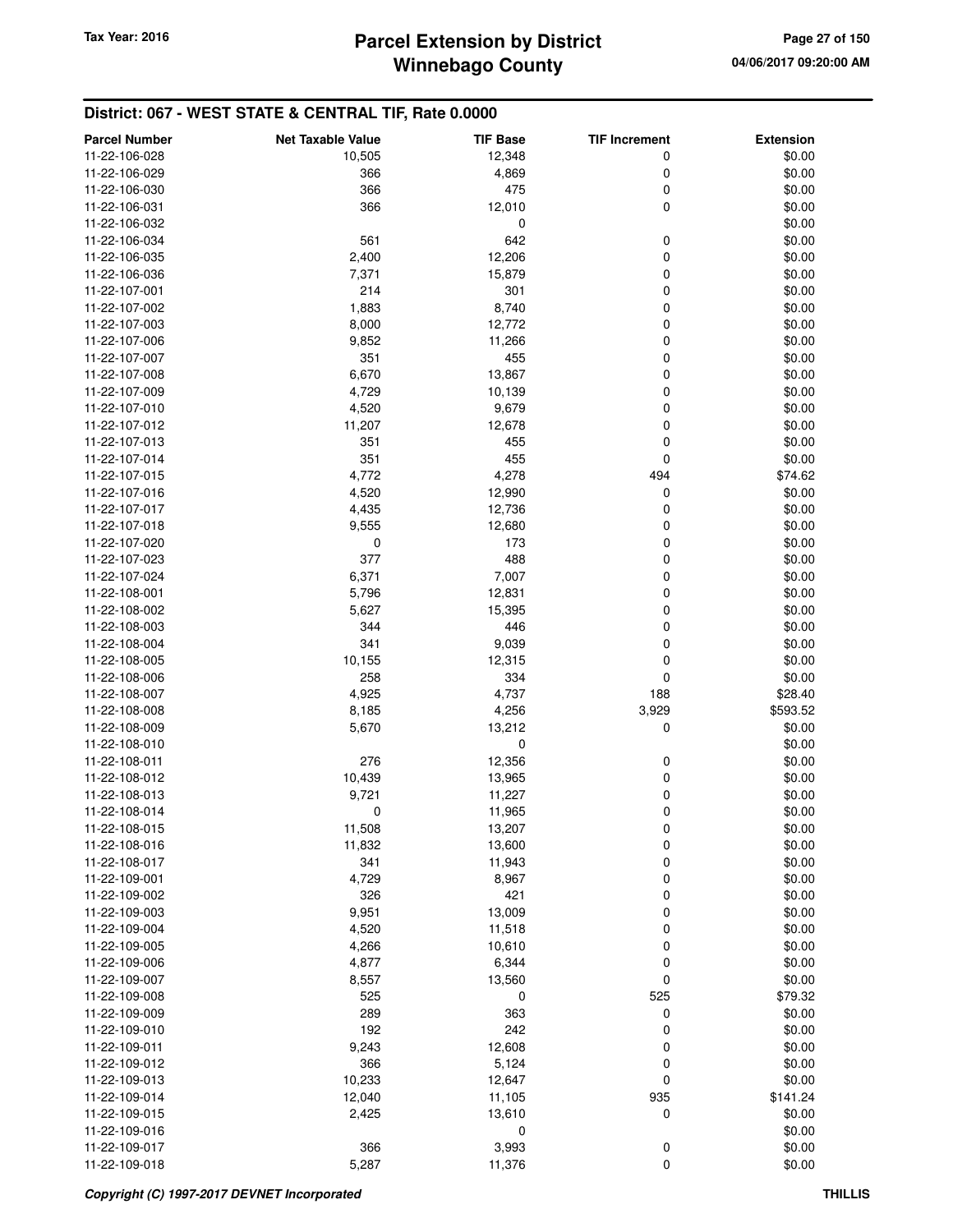## District: 067 - WEST STATE & CENTRAL TIF, Rate 0.0000

| Parcel Number | Net Taxable Value | TIF Base | TIF Increment | Extension |
|---|---|---|---|---|
| 11-22-106-028 | 10,505 | 12,348 | 0 | $0.00 |
| 11-22-106-029 | 366 | 4,869 | 0 | $0.00 |
| 11-22-106-030 | 366 | 475 | 0 | $0.00 |
| 11-22-106-031 | 366 | 12,010 | 0 | $0.00 |
| 11-22-106-032 | | 0 | | $0.00 |
| 11-22-106-034 | 561 | 642 | 0 | $0.00 |
| 11-22-106-035 | 2,400 | 12,206 | 0 | $0.00 |
| 11-22-106-036 | 7,371 | 15,879 | 0 | $0.00 |
| 11-22-107-001 | 214 | 301 | 0 | $0.00 |
| 11-22-107-002 | 1,883 | 8,740 | 0 | $0.00 |
| 11-22-107-003 | 8,000 | 12,772 | 0 | $0.00 |
| 11-22-107-006 | 9,852 | 11,266 | 0 | $0.00 |
| 11-22-107-007 | 351 | 455 | 0 | $0.00 |
| 11-22-107-008 | 6,670 | 13,867 | 0 | $0.00 |
| 11-22-107-009 | 4,729 | 10,139 | 0 | $0.00 |
| 11-22-107-010 | 4,520 | 9,679 | 0 | $0.00 |
| 11-22-107-012 | 11,207 | 12,678 | 0 | $0.00 |
| 11-22-107-013 | 351 | 455 | 0 | $0.00 |
| 11-22-107-014 | 351 | 455 | 0 | $0.00 |
| 11-22-107-015 | 4,772 | 4,278 | 494 | $74.62 |
| 11-22-107-016 | 4,520 | 12,990 | 0 | $0.00 |
| 11-22-107-017 | 4,435 | 12,736 | 0 | $0.00 |
| 11-22-107-018 | 9,555 | 12,680 | 0 | $0.00 |
| 11-22-107-020 | 0 | 173 | 0 | $0.00 |
| 11-22-107-023 | 377 | 488 | 0 | $0.00 |
| 11-22-107-024 | 6,371 | 7,007 | 0 | $0.00 |
| 11-22-108-001 | 5,796 | 12,831 | 0 | $0.00 |
| 11-22-108-002 | 5,627 | 15,395 | 0 | $0.00 |
| 11-22-108-003 | 344 | 446 | 0 | $0.00 |
| 11-22-108-004 | 341 | 9,039 | 0 | $0.00 |
| 11-22-108-005 | 10,155 | 12,315 | 0 | $0.00 |
| 11-22-108-006 | 258 | 334 | 0 | $0.00 |
| 11-22-108-007 | 4,925 | 4,737 | 188 | $28.40 |
| 11-22-108-008 | 8,185 | 4,256 | 3,929 | $593.52 |
| 11-22-108-009 | 5,670 | 13,212 | 0 | $0.00 |
| 11-22-108-010 | | 0 | | $0.00 |
| 11-22-108-011 | 276 | 12,356 | 0 | $0.00 |
| 11-22-108-012 | 10,439 | 13,965 | 0 | $0.00 |
| 11-22-108-013 | 9,721 | 11,227 | 0 | $0.00 |
| 11-22-108-014 | 0 | 11,965 | 0 | $0.00 |
| 11-22-108-015 | 11,508 | 13,207 | 0 | $0.00 |
| 11-22-108-016 | 11,832 | 13,600 | 0 | $0.00 |
| 11-22-108-017 | 341 | 11,943 | 0 | $0.00 |
| 11-22-109-001 | 4,729 | 8,967 | 0 | $0.00 |
| 11-22-109-002 | 326 | 421 | 0 | $0.00 |
| 11-22-109-003 | 9,951 | 13,009 | 0 | $0.00 |
| 11-22-109-004 | 4,520 | 11,518 | 0 | $0.00 |
| 11-22-109-005 | 4,266 | 10,610 | 0 | $0.00 |
| 11-22-109-006 | 4,877 | 6,344 | 0 | $0.00 |
| 11-22-109-007 | 8,557 | 13,560 | 0 | $0.00 |
| 11-22-109-008 | 525 | 0 | 525 | $79.32 |
| 11-22-109-009 | 289 | 363 | 0 | $0.00 |
| 11-22-109-010 | 192 | 242 | 0 | $0.00 |
| 11-22-109-011 | 9,243 | 12,608 | 0 | $0.00 |
| 11-22-109-012 | 366 | 5,124 | 0 | $0.00 |
| 11-22-109-013 | 10,233 | 12,647 | 0 | $0.00 |
| 11-22-109-014 | 12,040 | 11,105 | 935 | $141.24 |
| 11-22-109-015 | 2,425 | 13,610 | 0 | $0.00 |
| 11-22-109-016 | | 0 | | $0.00 |
| 11-22-109-017 | 366 | 3,993 | 0 | $0.00 |
| 11-22-109-018 | 5,287 | 11,376 | 0 | $0.00 |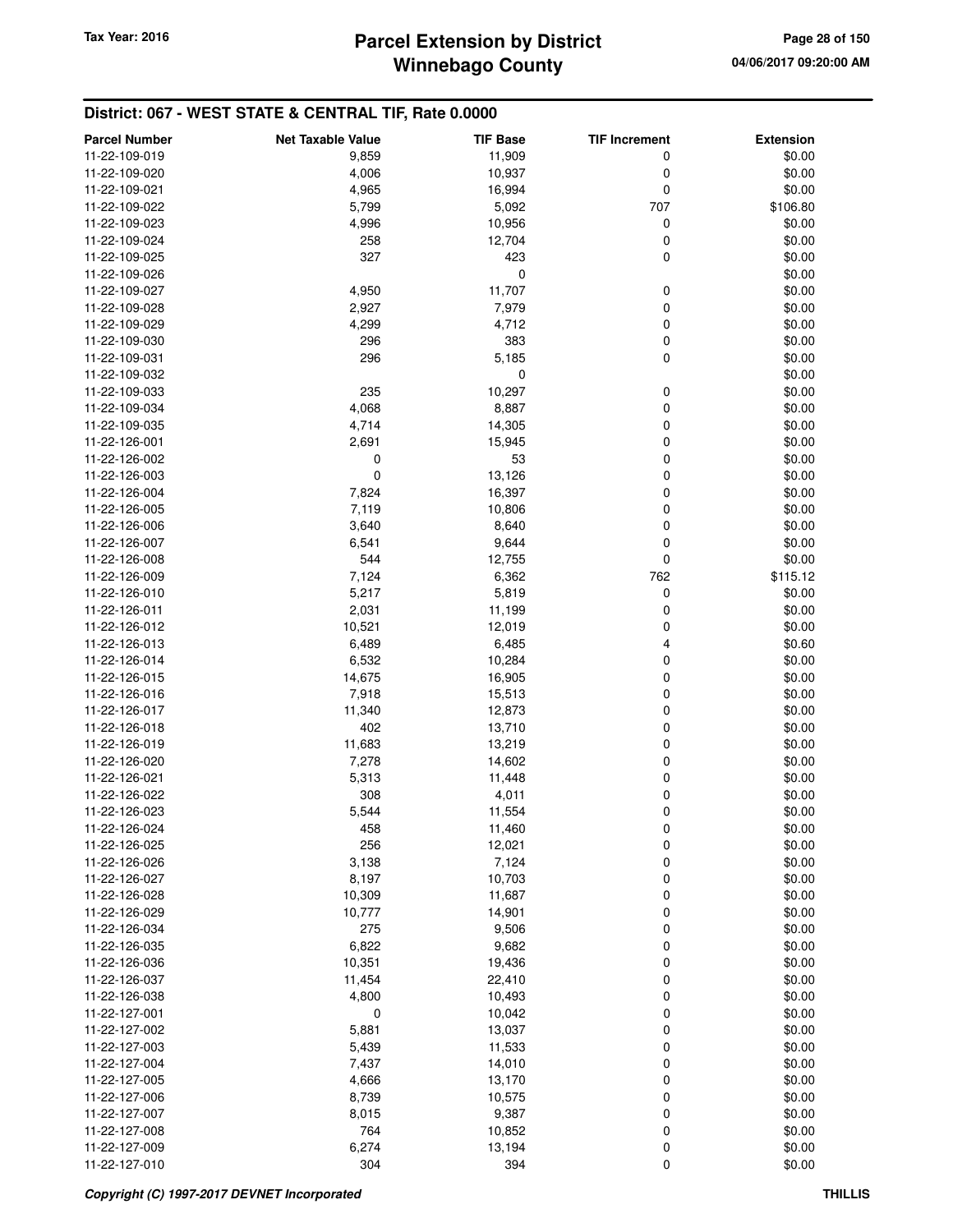## District: 067 - WEST STATE & CENTRAL TIF, Rate 0.0000

| Parcel Number | Net Taxable Value | TIF Base | TIF Increment | Extension |
|---|---|---|---|---|
| 11-22-109-019 | 9,859 | 11,909 | 0 | $0.00 |
| 11-22-109-020 | 4,006 | 10,937 | 0 | $0.00 |
| 11-22-109-021 | 4,965 | 16,994 | 0 | $0.00 |
| 11-22-109-022 | 5,799 | 5,092 | 707 | $106.80 |
| 11-22-109-023 | 4,996 | 10,956 | 0 | $0.00 |
| 11-22-109-024 | 258 | 12,704 | 0 | $0.00 |
| 11-22-109-025 | 327 | 423 | 0 | $0.00 |
| 11-22-109-026 | | 0 | | $0.00 |
| 11-22-109-027 | 4,950 | 11,707 | 0 | $0.00 |
| 11-22-109-028 | 2,927 | 7,979 | 0 | $0.00 |
| 11-22-109-029 | 4,299 | 4,712 | 0 | $0.00 |
| 11-22-109-030 | 296 | 383 | 0 | $0.00 |
| 11-22-109-031 | 296 | 5,185 | 0 | $0.00 |
| 11-22-109-032 | | 0 | | $0.00 |
| 11-22-109-033 | 235 | 10,297 | 0 | $0.00 |
| 11-22-109-034 | 4,068 | 8,887 | 0 | $0.00 |
| 11-22-109-035 | 4,714 | 14,305 | 0 | $0.00 |
| 11-22-126-001 | 2,691 | 15,945 | 0 | $0.00 |
| 11-22-126-002 | 0 | 53 | 0 | $0.00 |
| 11-22-126-003 | 0 | 13,126 | 0 | $0.00 |
| 11-22-126-004 | 7,824 | 16,397 | 0 | $0.00 |
| 11-22-126-005 | 7,119 | 10,806 | 0 | $0.00 |
| 11-22-126-006 | 3,640 | 8,640 | 0 | $0.00 |
| 11-22-126-007 | 6,541 | 9,644 | 0 | $0.00 |
| 11-22-126-008 | 544 | 12,755 | 0 | $0.00 |
| 11-22-126-009 | 7,124 | 6,362 | 762 | $115.12 |
| 11-22-126-010 | 5,217 | 5,819 | 0 | $0.00 |
| 11-22-126-011 | 2,031 | 11,199 | 0 | $0.00 |
| 11-22-126-012 | 10,521 | 12,019 | 0 | $0.00 |
| 11-22-126-013 | 6,489 | 6,485 | 4 | $0.60 |
| 11-22-126-014 | 6,532 | 10,284 | 0 | $0.00 |
| 11-22-126-015 | 14,675 | 16,905 | 0 | $0.00 |
| 11-22-126-016 | 7,918 | 15,513 | 0 | $0.00 |
| 11-22-126-017 | 11,340 | 12,873 | 0 | $0.00 |
| 11-22-126-018 | 402 | 13,710 | 0 | $0.00 |
| 11-22-126-019 | 11,683 | 13,219 | 0 | $0.00 |
| 11-22-126-020 | 7,278 | 14,602 | 0 | $0.00 |
| 11-22-126-021 | 5,313 | 11,448 | 0 | $0.00 |
| 11-22-126-022 | 308 | 4,011 | 0 | $0.00 |
| 11-22-126-023 | 5,544 | 11,554 | 0 | $0.00 |
| 11-22-126-024 | 458 | 11,460 | 0 | $0.00 |
| 11-22-126-025 | 256 | 12,021 | 0 | $0.00 |
| 11-22-126-026 | 3,138 | 7,124 | 0 | $0.00 |
| 11-22-126-027 | 8,197 | 10,703 | 0 | $0.00 |
| 11-22-126-028 | 10,309 | 11,687 | 0 | $0.00 |
| 11-22-126-029 | 10,777 | 14,901 | 0 | $0.00 |
| 11-22-126-034 | 275 | 9,506 | 0 | $0.00 |
| 11-22-126-035 | 6,822 | 9,682 | 0 | $0.00 |
| 11-22-126-036 | 10,351 | 19,436 | 0 | $0.00 |
| 11-22-126-037 | 11,454 | 22,410 | 0 | $0.00 |
| 11-22-126-038 | 4,800 | 10,493 | 0 | $0.00 |
| 11-22-127-001 | 0 | 10,042 | 0 | $0.00 |
| 11-22-127-002 | 5,881 | 13,037 | 0 | $0.00 |
| 11-22-127-003 | 5,439 | 11,533 | 0 | $0.00 |
| 11-22-127-004 | 7,437 | 14,010 | 0 | $0.00 |
| 11-22-127-005 | 4,666 | 13,170 | 0 | $0.00 |
| 11-22-127-006 | 8,739 | 10,575 | 0 | $0.00 |
| 11-22-127-007 | 8,015 | 9,387 | 0 | $0.00 |
| 11-22-127-008 | 764 | 10,852 | 0 | $0.00 |
| 11-22-127-009 | 6,274 | 13,194 | 0 | $0.00 |
| 11-22-127-010 | 304 | 394 | 0 | $0.00 |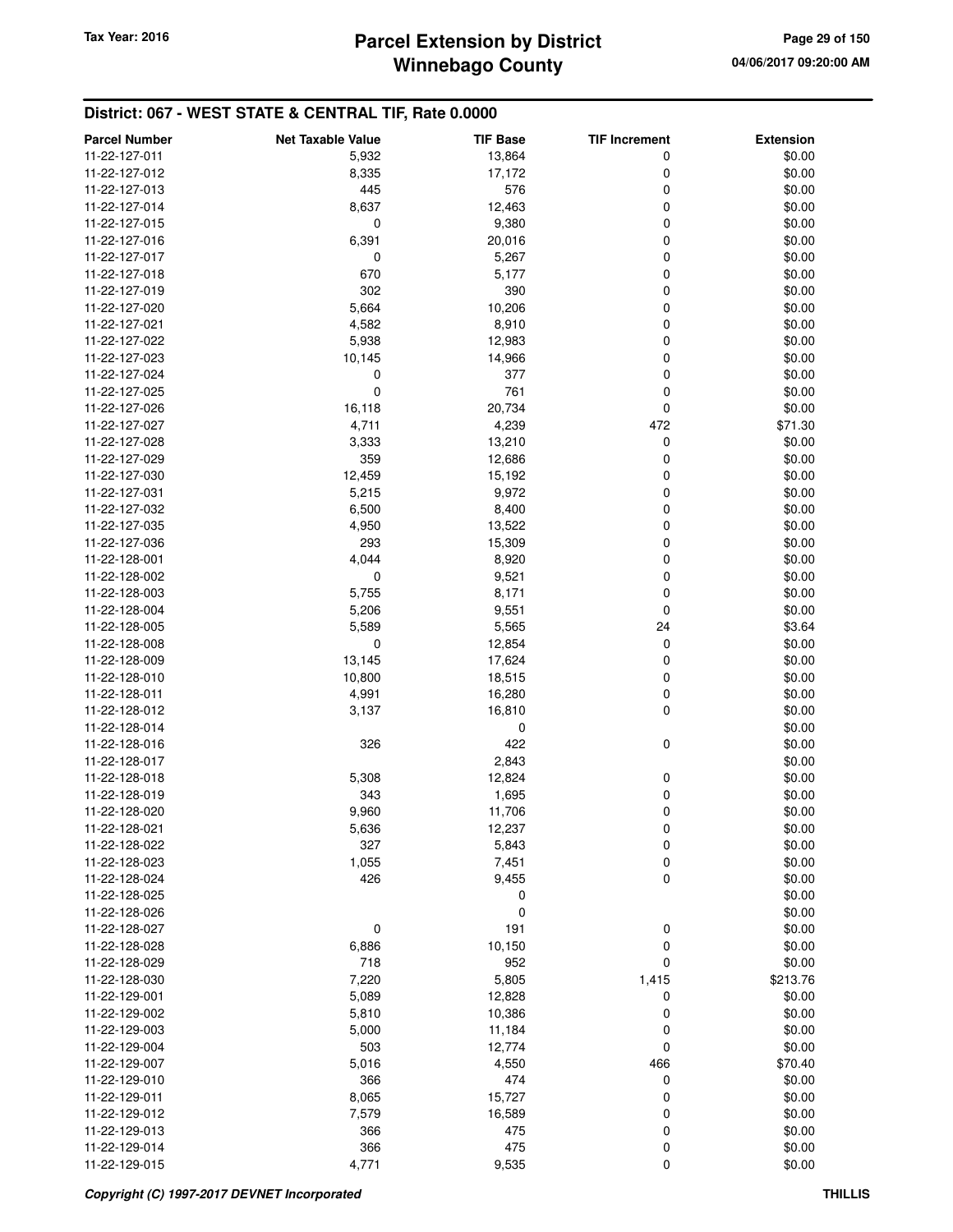## District: 067 - WEST STATE & CENTRAL TIF, Rate 0.0000

| Parcel Number | Net Taxable Value | TIF Base | TIF Increment | Extension |
|---|---|---|---|---|
| 11-22-127-011 | 5,932 | 13,864 | 0 | $0.00 |
| 11-22-127-012 | 8,335 | 17,172 | 0 | $0.00 |
| 11-22-127-013 | 445 | 576 | 0 | $0.00 |
| 11-22-127-014 | 8,637 | 12,463 | 0 | $0.00 |
| 11-22-127-015 | 0 | 9,380 | 0 | $0.00 |
| 11-22-127-016 | 6,391 | 20,016 | 0 | $0.00 |
| 11-22-127-017 | 0 | 5,267 | 0 | $0.00 |
| 11-22-127-018 | 670 | 5,177 | 0 | $0.00 |
| 11-22-127-019 | 302 | 390 | 0 | $0.00 |
| 11-22-127-020 | 5,664 | 10,206 | 0 | $0.00 |
| 11-22-127-021 | 4,582 | 8,910 | 0 | $0.00 |
| 11-22-127-022 | 5,938 | 12,983 | 0 | $0.00 |
| 11-22-127-023 | 10,145 | 14,966 | 0 | $0.00 |
| 11-22-127-024 | 0 | 377 | 0 | $0.00 |
| 11-22-127-025 | 0 | 761 | 0 | $0.00 |
| 11-22-127-026 | 16,118 | 20,734 | 0 | $0.00 |
| 11-22-127-027 | 4,711 | 4,239 | 472 | $71.30 |
| 11-22-127-028 | 3,333 | 13,210 | 0 | $0.00 |
| 11-22-127-029 | 359 | 12,686 | 0 | $0.00 |
| 11-22-127-030 | 12,459 | 15,192 | 0 | $0.00 |
| 11-22-127-031 | 5,215 | 9,972 | 0 | $0.00 |
| 11-22-127-032 | 6,500 | 8,400 | 0 | $0.00 |
| 11-22-127-035 | 4,950 | 13,522 | 0 | $0.00 |
| 11-22-127-036 | 293 | 15,309 | 0 | $0.00 |
| 11-22-128-001 | 4,044 | 8,920 | 0 | $0.00 |
| 11-22-128-002 | 0 | 9,521 | 0 | $0.00 |
| 11-22-128-003 | 5,755 | 8,171 | 0 | $0.00 |
| 11-22-128-004 | 5,206 | 9,551 | 0 | $0.00 |
| 11-22-128-005 | 5,589 | 5,565 | 24 | $3.64 |
| 11-22-128-008 | 0 | 12,854 | 0 | $0.00 |
| 11-22-128-009 | 13,145 | 17,624 | 0 | $0.00 |
| 11-22-128-010 | 10,800 | 18,515 | 0 | $0.00 |
| 11-22-128-011 | 4,991 | 16,280 | 0 | $0.00 |
| 11-22-128-012 | 3,137 | 16,810 | 0 | $0.00 |
| 11-22-128-014 | | 0 | | $0.00 |
| 11-22-128-016 | 326 | 422 | 0 | $0.00 |
| 11-22-128-017 | | 2,843 | | $0.00 |
| 11-22-128-018 | 5,308 | 12,824 | 0 | $0.00 |
| 11-22-128-019 | 343 | 1,695 | 0 | $0.00 |
| 11-22-128-020 | 9,960 | 11,706 | 0 | $0.00 |
| 11-22-128-021 | 5,636 | 12,237 | 0 | $0.00 |
| 11-22-128-022 | 327 | 5,843 | 0 | $0.00 |
| 11-22-128-023 | 1,055 | 7,451 | 0 | $0.00 |
| 11-22-128-024 | 426 | 9,455 | 0 | $0.00 |
| 11-22-128-025 | | 0 | | $0.00 |
| 11-22-128-026 | | 0 | | $0.00 |
| 11-22-128-027 | 0 | 191 | 0 | $0.00 |
| 11-22-128-028 | 6,886 | 10,150 | 0 | $0.00 |
| 11-22-128-029 | 718 | 952 | 0 | $0.00 |
| 11-22-128-030 | 7,220 | 5,805 | 1,415 | $213.76 |
| 11-22-129-001 | 5,089 | 12,828 | 0 | $0.00 |
| 11-22-129-002 | 5,810 | 10,386 | 0 | $0.00 |
| 11-22-129-003 | 5,000 | 11,184 | 0 | $0.00 |
| 11-22-129-004 | 503 | 12,774 | 0 | $0.00 |
| 11-22-129-007 | 5,016 | 4,550 | 466 | $70.40 |
| 11-22-129-010 | 366 | 474 | 0 | $0.00 |
| 11-22-129-011 | 8,065 | 15,727 | 0 | $0.00 |
| 11-22-129-012 | 7,579 | 16,589 | 0 | $0.00 |
| 11-22-129-013 | 366 | 475 | 0 | $0.00 |
| 11-22-129-014 | 366 | 475 | 0 | $0.00 |
| 11-22-129-015 | 4,771 | 9,535 | 0 | $0.00 |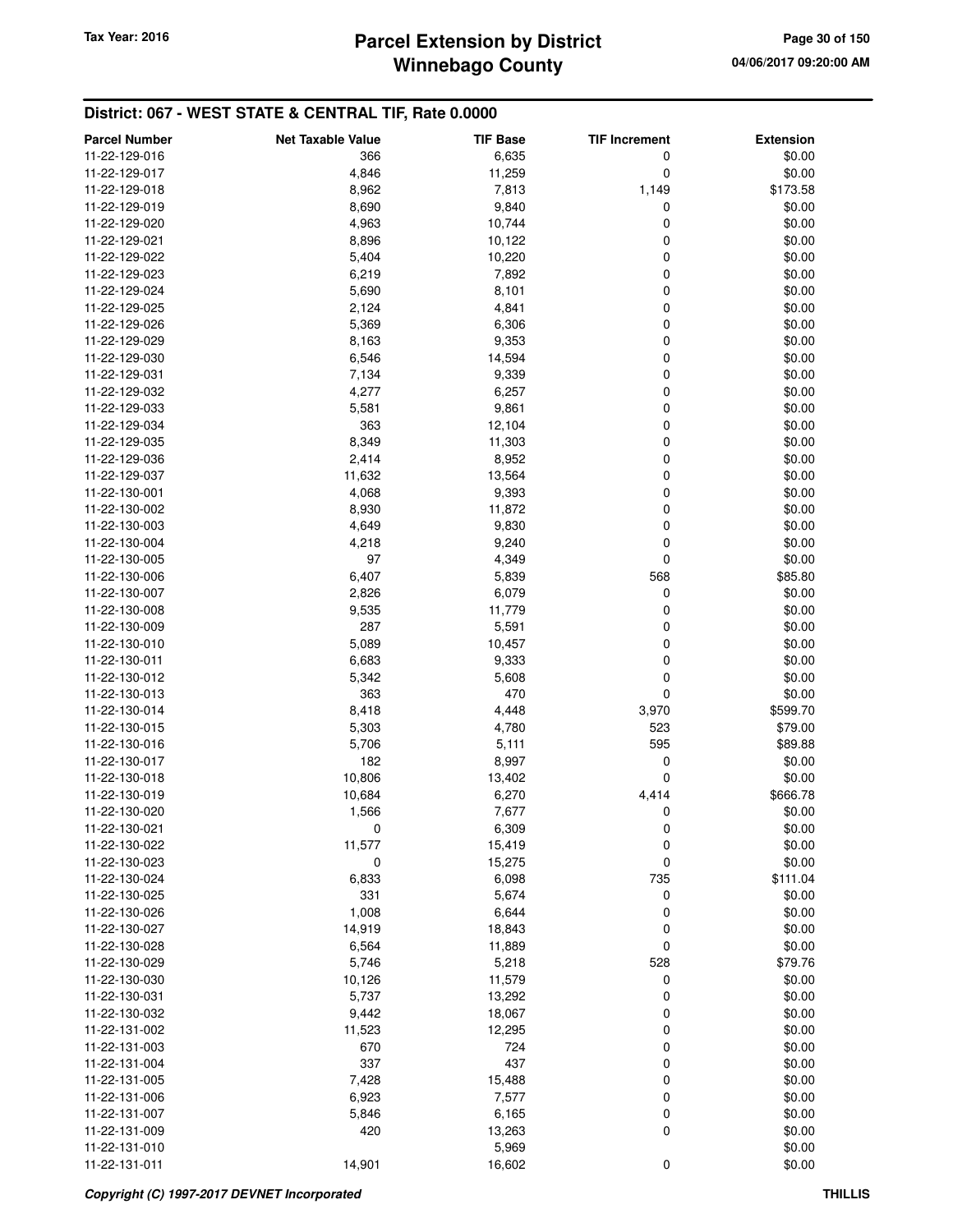## District: 067 - WEST STATE & CENTRAL TIF, Rate 0.0000

| Parcel Number | Net Taxable Value | TIF Base | TIF Increment | Extension |
|---|---|---|---|---|
| 11-22-129-016 | 366 | 6,635 | 0 | $0.00 |
| 11-22-129-017 | 4,846 | 11,259 | 0 | $0.00 |
| 11-22-129-018 | 8,962 | 7,813 | 1,149 | $173.58 |
| 11-22-129-019 | 8,690 | 9,840 | 0 | $0.00 |
| 11-22-129-020 | 4,963 | 10,744 | 0 | $0.00 |
| 11-22-129-021 | 8,896 | 10,122 | 0 | $0.00 |
| 11-22-129-022 | 5,404 | 10,220 | 0 | $0.00 |
| 11-22-129-023 | 6,219 | 7,892 | 0 | $0.00 |
| 11-22-129-024 | 5,690 | 8,101 | 0 | $0.00 |
| 11-22-129-025 | 2,124 | 4,841 | 0 | $0.00 |
| 11-22-129-026 | 5,369 | 6,306 | 0 | $0.00 |
| 11-22-129-029 | 8,163 | 9,353 | 0 | $0.00 |
| 11-22-129-030 | 6,546 | 14,594 | 0 | $0.00 |
| 11-22-129-031 | 7,134 | 9,339 | 0 | $0.00 |
| 11-22-129-032 | 4,277 | 6,257 | 0 | $0.00 |
| 11-22-129-033 | 5,581 | 9,861 | 0 | $0.00 |
| 11-22-129-034 | 363 | 12,104 | 0 | $0.00 |
| 11-22-129-035 | 8,349 | 11,303 | 0 | $0.00 |
| 11-22-129-036 | 2,414 | 8,952 | 0 | $0.00 |
| 11-22-129-037 | 11,632 | 13,564 | 0 | $0.00 |
| 11-22-130-001 | 4,068 | 9,393 | 0 | $0.00 |
| 11-22-130-002 | 8,930 | 11,872 | 0 | $0.00 |
| 11-22-130-003 | 4,649 | 9,830 | 0 | $0.00 |
| 11-22-130-004 | 4,218 | 9,240 | 0 | $0.00 |
| 11-22-130-005 | 97 | 4,349 | 0 | $0.00 |
| 11-22-130-006 | 6,407 | 5,839 | 568 | $85.80 |
| 11-22-130-007 | 2,826 | 6,079 | 0 | $0.00 |
| 11-22-130-008 | 9,535 | 11,779 | 0 | $0.00 |
| 11-22-130-009 | 287 | 5,591 | 0 | $0.00 |
| 11-22-130-010 | 5,089 | 10,457 | 0 | $0.00 |
| 11-22-130-011 | 6,683 | 9,333 | 0 | $0.00 |
| 11-22-130-012 | 5,342 | 5,608 | 0 | $0.00 |
| 11-22-130-013 | 363 | 470 | 0 | $0.00 |
| 11-22-130-014 | 8,418 | 4,448 | 3,970 | $599.70 |
| 11-22-130-015 | 5,303 | 4,780 | 523 | $79.00 |
| 11-22-130-016 | 5,706 | 5,111 | 595 | $89.88 |
| 11-22-130-017 | 182 | 8,997 | 0 | $0.00 |
| 11-22-130-018 | 10,806 | 13,402 | 0 | $0.00 |
| 11-22-130-019 | 10,684 | 6,270 | 4,414 | $666.78 |
| 11-22-130-020 | 1,566 | 7,677 | 0 | $0.00 |
| 11-22-130-021 | 0 | 6,309 | 0 | $0.00 |
| 11-22-130-022 | 11,577 | 15,419 | 0 | $0.00 |
| 11-22-130-023 | 0 | 15,275 | 0 | $0.00 |
| 11-22-130-024 | 6,833 | 6,098 | 735 | $111.04 |
| 11-22-130-025 | 331 | 5,674 | 0 | $0.00 |
| 11-22-130-026 | 1,008 | 6,644 | 0 | $0.00 |
| 11-22-130-027 | 14,919 | 18,843 | 0 | $0.00 |
| 11-22-130-028 | 6,564 | 11,889 | 0 | $0.00 |
| 11-22-130-029 | 5,746 | 5,218 | 528 | $79.76 |
| 11-22-130-030 | 10,126 | 11,579 | 0 | $0.00 |
| 11-22-130-031 | 5,737 | 13,292 | 0 | $0.00 |
| 11-22-130-032 | 9,442 | 18,067 | 0 | $0.00 |
| 11-22-131-002 | 11,523 | 12,295 | 0 | $0.00 |
| 11-22-131-003 | 670 | 724 | 0 | $0.00 |
| 11-22-131-004 | 337 | 437 | 0 | $0.00 |
| 11-22-131-005 | 7,428 | 15,488 | 0 | $0.00 |
| 11-22-131-006 | 6,923 | 7,577 | 0 | $0.00 |
| 11-22-131-007 | 5,846 | 6,165 | 0 | $0.00 |
| 11-22-131-009 | 420 | 13,263 | 0 | $0.00 |
| 11-22-131-010 | | 5,969 | | $0.00 |
| 11-22-131-011 | 14,901 | 16,602 | 0 | $0.00 |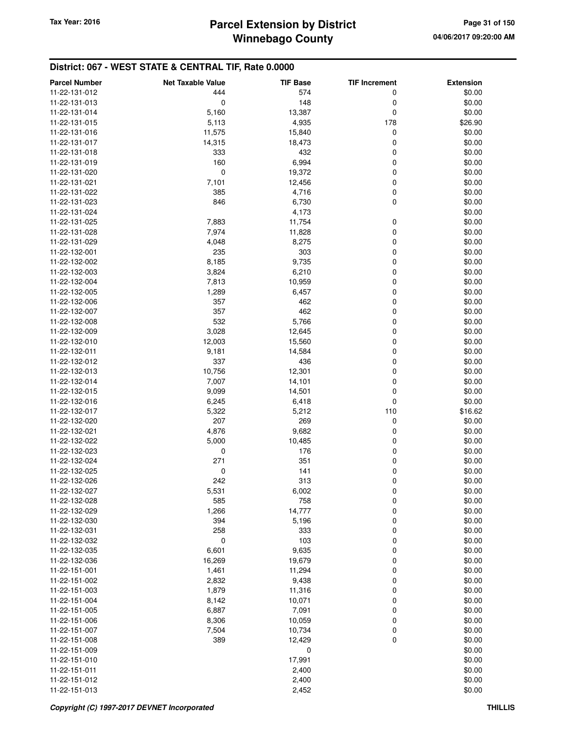## District: 067 - WEST STATE & CENTRAL TIF, Rate 0.0000

| Parcel Number | Net Taxable Value | TIF Base | TIF Increment | Extension |
|---|---|---|---|---|
| 11-22-131-012 | 444 | 574 | 0 | $0.00 |
| 11-22-131-013 | 0 | 148 | 0 | $0.00 |
| 11-22-131-014 | 5,160 | 13,387 | 0 | $0.00 |
| 11-22-131-015 | 5,113 | 4,935 | 178 | $26.90 |
| 11-22-131-016 | 11,575 | 15,840 | 0 | $0.00 |
| 11-22-131-017 | 14,315 | 18,473 | 0 | $0.00 |
| 11-22-131-018 | 333 | 432 | 0 | $0.00 |
| 11-22-131-019 | 160 | 6,994 | 0 | $0.00 |
| 11-22-131-020 | 0 | 19,372 | 0 | $0.00 |
| 11-22-131-021 | 7,101 | 12,456 | 0 | $0.00 |
| 11-22-131-022 | 385 | 4,716 | 0 | $0.00 |
| 11-22-131-023 | 846 | 6,730 | 0 | $0.00 |
| 11-22-131-024 | | 4,173 | | $0.00 |
| 11-22-131-025 | 7,883 | 11,754 | 0 | $0.00 |
| 11-22-131-028 | 7,974 | 11,828 | 0 | $0.00 |
| 11-22-131-029 | 4,048 | 8,275 | 0 | $0.00 |
| 11-22-132-001 | 235 | 303 | 0 | $0.00 |
| 11-22-132-002 | 8,185 | 9,735 | 0 | $0.00 |
| 11-22-132-003 | 3,824 | 6,210 | 0 | $0.00 |
| 11-22-132-004 | 7,813 | 10,959 | 0 | $0.00 |
| 11-22-132-005 | 1,289 | 6,457 | 0 | $0.00 |
| 11-22-132-006 | 357 | 462 | 0 | $0.00 |
| 11-22-132-007 | 357 | 462 | 0 | $0.00 |
| 11-22-132-008 | 532 | 5,766 | 0 | $0.00 |
| 11-22-132-009 | 3,028 | 12,645 | 0 | $0.00 |
| 11-22-132-010 | 12,003 | 15,560 | 0 | $0.00 |
| 11-22-132-011 | 9,181 | 14,584 | 0 | $0.00 |
| 11-22-132-012 | 337 | 436 | 0 | $0.00 |
| 11-22-132-013 | 10,756 | 12,301 | 0 | $0.00 |
| 11-22-132-014 | 7,007 | 14,101 | 0 | $0.00 |
| 11-22-132-015 | 9,099 | 14,501 | 0 | $0.00 |
| 11-22-132-016 | 6,245 | 6,418 | 0 | $0.00 |
| 11-22-132-017 | 5,322 | 5,212 | 110 | $16.62 |
| 11-22-132-020 | 207 | 269 | 0 | $0.00 |
| 11-22-132-021 | 4,876 | 9,682 | 0 | $0.00 |
| 11-22-132-022 | 5,000 | 10,485 | 0 | $0.00 |
| 11-22-132-023 | 0 | 176 | 0 | $0.00 |
| 11-22-132-024 | 271 | 351 | 0 | $0.00 |
| 11-22-132-025 | 0 | 141 | 0 | $0.00 |
| 11-22-132-026 | 242 | 313 | 0 | $0.00 |
| 11-22-132-027 | 5,531 | 6,002 | 0 | $0.00 |
| 11-22-132-028 | 585 | 758 | 0 | $0.00 |
| 11-22-132-029 | 1,266 | 14,777 | 0 | $0.00 |
| 11-22-132-030 | 394 | 5,196 | 0 | $0.00 |
| 11-22-132-031 | 258 | 333 | 0 | $0.00 |
| 11-22-132-032 | 0 | 103 | 0 | $0.00 |
| 11-22-132-035 | 6,601 | 9,635 | 0 | $0.00 |
| 11-22-132-036 | 16,269 | 19,679 | 0 | $0.00 |
| 11-22-151-001 | 1,461 | 11,294 | 0 | $0.00 |
| 11-22-151-002 | 2,832 | 9,438 | 0 | $0.00 |
| 11-22-151-003 | 1,879 | 11,316 | 0 | $0.00 |
| 11-22-151-004 | 8,142 | 10,071 | 0 | $0.00 |
| 11-22-151-005 | 6,887 | 7,091 | 0 | $0.00 |
| 11-22-151-006 | 8,306 | 10,059 | 0 | $0.00 |
| 11-22-151-007 | 7,504 | 10,734 | 0 | $0.00 |
| 11-22-151-008 | 389 | 12,429 | 0 | $0.00 |
| 11-22-151-009 | | 0 | | $0.00 |
| 11-22-151-010 | | 17,991 | | $0.00 |
| 11-22-151-011 | | 2,400 | | $0.00 |
| 11-22-151-012 | | 2,400 | | $0.00 |
| 11-22-151-013 | | 2,452 | | $0.00 |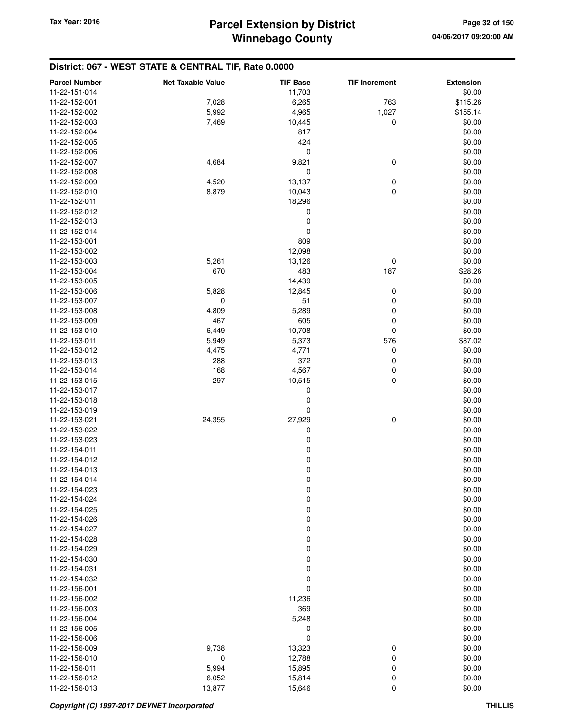## District: 067 - WEST STATE & CENTRAL TIF, Rate 0.0000

| Parcel Number | Net Taxable Value | TIF Base | TIF Increment | Extension |
|---|---|---|---|---|
| 11-22-151-014 | | 11,703 | | $0.00 |
| 11-22-152-001 | 7,028 | 6,265 | 763 | $115.26 |
| 11-22-152-002 | 5,992 | 4,965 | 1,027 | $155.14 |
| 11-22-152-003 | 7,469 | 10,445 | 0 | $0.00 |
| 11-22-152-004 | | 817 | | $0.00 |
| 11-22-152-005 | | 424 | | $0.00 |
| 11-22-152-006 | | 0 | | $0.00 |
| 11-22-152-007 | 4,684 | 9,821 | 0 | $0.00 |
| 11-22-152-008 | | 0 | | $0.00 |
| 11-22-152-009 | 4,520 | 13,137 | 0 | $0.00 |
| 11-22-152-010 | 8,879 | 10,043 | 0 | $0.00 |
| 11-22-152-011 | | 18,296 | | $0.00 |
| 11-22-152-012 | | 0 | | $0.00 |
| 11-22-152-013 | | 0 | | $0.00 |
| 11-22-152-014 | | 0 | | $0.00 |
| 11-22-153-001 | | 809 | | $0.00 |
| 11-22-153-002 | | 12,098 | | $0.00 |
| 11-22-153-003 | 5,261 | 13,126 | 0 | $0.00 |
| 11-22-153-004 | 670 | 483 | 187 | $28.26 |
| 11-22-153-005 | | 14,439 | | $0.00 |
| 11-22-153-006 | 5,828 | 12,845 | 0 | $0.00 |
| 11-22-153-007 | 0 | 51 | 0 | $0.00 |
| 11-22-153-008 | 4,809 | 5,289 | 0 | $0.00 |
| 11-22-153-009 | 467 | 605 | 0 | $0.00 |
| 11-22-153-010 | 6,449 | 10,708 | 0 | $0.00 |
| 11-22-153-011 | 5,949 | 5,373 | 576 | $87.02 |
| 11-22-153-012 | 4,475 | 4,771 | 0 | $0.00 |
| 11-22-153-013 | 288 | 372 | 0 | $0.00 |
| 11-22-153-014 | 168 | 4,567 | 0 | $0.00 |
| 11-22-153-015 | 297 | 10,515 | 0 | $0.00 |
| 11-22-153-017 | | 0 | | $0.00 |
| 11-22-153-018 | | 0 | | $0.00 |
| 11-22-153-019 | | 0 | | $0.00 |
| 11-22-153-021 | 24,355 | 27,929 | 0 | $0.00 |
| 11-22-153-022 | | 0 | | $0.00 |
| 11-22-153-023 | | 0 | | $0.00 |
| 11-22-154-011 | | 0 | | $0.00 |
| 11-22-154-012 | | 0 | | $0.00 |
| 11-22-154-013 | | 0 | | $0.00 |
| 11-22-154-014 | | 0 | | $0.00 |
| 11-22-154-023 | | 0 | | $0.00 |
| 11-22-154-024 | | 0 | | $0.00 |
| 11-22-154-025 | | 0 | | $0.00 |
| 11-22-154-026 | | 0 | | $0.00 |
| 11-22-154-027 | | 0 | | $0.00 |
| 11-22-154-028 | | 0 | | $0.00 |
| 11-22-154-029 | | 0 | | $0.00 |
| 11-22-154-030 | | 0 | | $0.00 |
| 11-22-154-031 | | 0 | | $0.00 |
| 11-22-154-032 | | 0 | | $0.00 |
| 11-22-156-001 | | 0 | | $0.00 |
| 11-22-156-002 | | 11,236 | | $0.00 |
| 11-22-156-003 | | 369 | | $0.00 |
| 11-22-156-004 | | 5,248 | | $0.00 |
| 11-22-156-005 | | 0 | | $0.00 |
| 11-22-156-006 | | 0 | | $0.00 |
| 11-22-156-009 | 9,738 | 13,323 | 0 | $0.00 |
| 11-22-156-010 | 0 | 12,788 | 0 | $0.00 |
| 11-22-156-011 | 5,994 | 15,895 | 0 | $0.00 |
| 11-22-156-012 | 6,052 | 15,814 | 0 | $0.00 |
| 11-22-156-013 | 13,877 | 15,646 | 0 | $0.00 |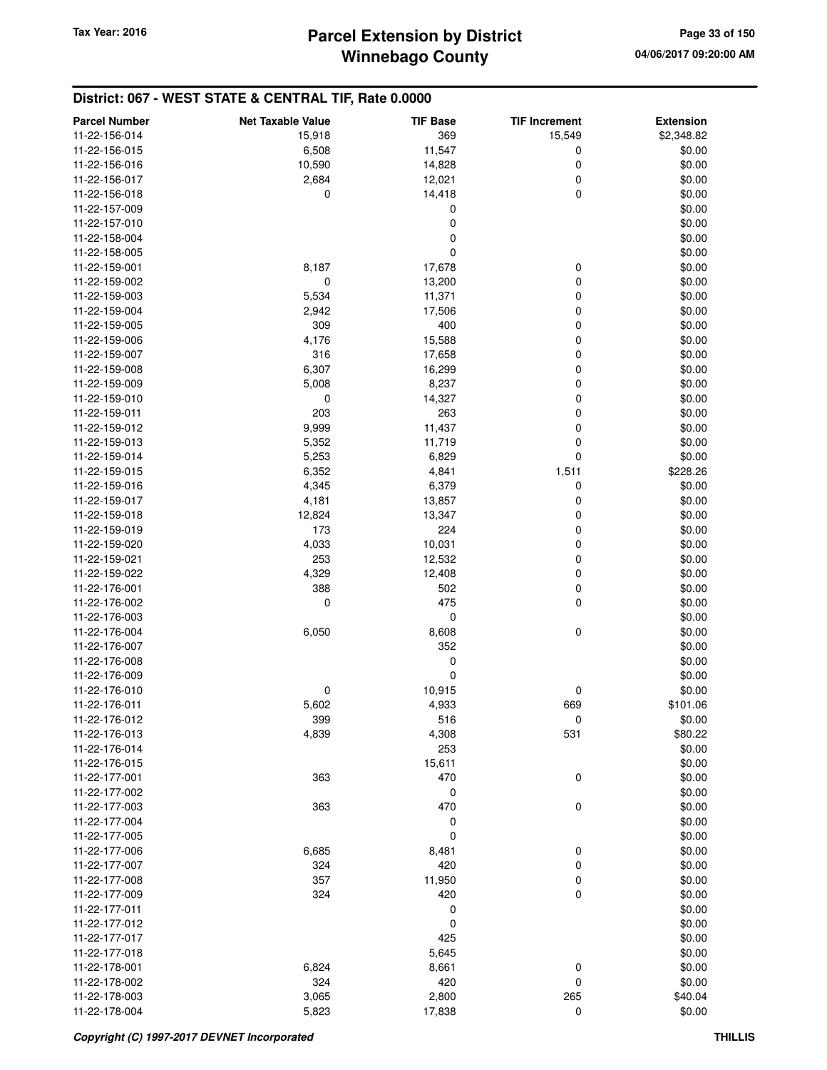## District: 067 - WEST STATE & CENTRAL TIF, Rate 0.0000

| Parcel Number | Net Taxable Value | TIF Base | TIF Increment | Extension |
|---|---|---|---|---|
| 11-22-156-014 | 15,918 | 369 | 15,549 | $2,348.82 |
| 11-22-156-015 | 6,508 | 11,547 | 0 | $0.00 |
| 11-22-156-016 | 10,590 | 14,828 | 0 | $0.00 |
| 11-22-156-017 | 2,684 | 12,021 | 0 | $0.00 |
| 11-22-156-018 | 0 | 14,418 | 0 | $0.00 |
| 11-22-157-009 | | 0 | | $0.00 |
| 11-22-157-010 | | 0 | | $0.00 |
| 11-22-158-004 | | 0 | | $0.00 |
| 11-22-158-005 | | 0 | | $0.00 |
| 11-22-159-001 | 8,187 | 17,678 | 0 | $0.00 |
| 11-22-159-002 | 0 | 13,200 | 0 | $0.00 |
| 11-22-159-003 | 5,534 | 11,371 | 0 | $0.00 |
| 11-22-159-004 | 2,942 | 17,506 | 0 | $0.00 |
| 11-22-159-005 | 309 | 400 | 0 | $0.00 |
| 11-22-159-006 | 4,176 | 15,588 | 0 | $0.00 |
| 11-22-159-007 | 316 | 17,658 | 0 | $0.00 |
| 11-22-159-008 | 6,307 | 16,299 | 0 | $0.00 |
| 11-22-159-009 | 5,008 | 8,237 | 0 | $0.00 |
| 11-22-159-010 | 0 | 14,327 | 0 | $0.00 |
| 11-22-159-011 | 203 | 263 | 0 | $0.00 |
| 11-22-159-012 | 9,999 | 11,437 | 0 | $0.00 |
| 11-22-159-013 | 5,352 | 11,719 | 0 | $0.00 |
| 11-22-159-014 | 5,253 | 6,829 | 0 | $0.00 |
| 11-22-159-015 | 6,352 | 4,841 | 1,511 | $228.26 |
| 11-22-159-016 | 4,345 | 6,379 | 0 | $0.00 |
| 11-22-159-017 | 4,181 | 13,857 | 0 | $0.00 |
| 11-22-159-018 | 12,824 | 13,347 | 0 | $0.00 |
| 11-22-159-019 | 173 | 224 | 0 | $0.00 |
| 11-22-159-020 | 4,033 | 10,031 | 0 | $0.00 |
| 11-22-159-021 | 253 | 12,532 | 0 | $0.00 |
| 11-22-159-022 | 4,329 | 12,408 | 0 | $0.00 |
| 11-22-176-001 | 388 | 502 | 0 | $0.00 |
| 11-22-176-002 | 0 | 475 | 0 | $0.00 |
| 11-22-176-003 | | 0 | | $0.00 |
| 11-22-176-004 | 6,050 | 8,608 | 0 | $0.00 |
| 11-22-176-007 | | 352 | | $0.00 |
| 11-22-176-008 | | 0 | | $0.00 |
| 11-22-176-009 | | 0 | | $0.00 |
| 11-22-176-010 | 0 | 10,915 | 0 | $0.00 |
| 11-22-176-011 | 5,602 | 4,933 | 669 | $101.06 |
| 11-22-176-012 | 399 | 516 | 0 | $0.00 |
| 11-22-176-013 | 4,839 | 4,308 | 531 | $80.22 |
| 11-22-176-014 | | 253 | | $0.00 |
| 11-22-176-015 | | 15,611 | | $0.00 |
| 11-22-177-001 | 363 | 470 | 0 | $0.00 |
| 11-22-177-002 | | 0 | | $0.00 |
| 11-22-177-003 | 363 | 470 | 0 | $0.00 |
| 11-22-177-004 | | 0 | | $0.00 |
| 11-22-177-005 | | 0 | | $0.00 |
| 11-22-177-006 | 6,685 | 8,481 | 0 | $0.00 |
| 11-22-177-007 | 324 | 420 | 0 | $0.00 |
| 11-22-177-008 | 357 | 11,950 | 0 | $0.00 |
| 11-22-177-009 | 324 | 420 | 0 | $0.00 |
| 11-22-177-011 | | 0 | | $0.00 |
| 11-22-177-012 | | 0 | | $0.00 |
| 11-22-177-017 | | 425 | | $0.00 |
| 11-22-177-018 | | 5,645 | | $0.00 |
| 11-22-178-001 | 6,824 | 8,661 | 0 | $0.00 |
| 11-22-178-002 | 324 | 420 | 0 | $0.00 |
| 11-22-178-003 | 3,065 | 2,800 | 265 | $40.04 |
| 11-22-178-004 | 5,823 | 17,838 | 0 | $0.00 |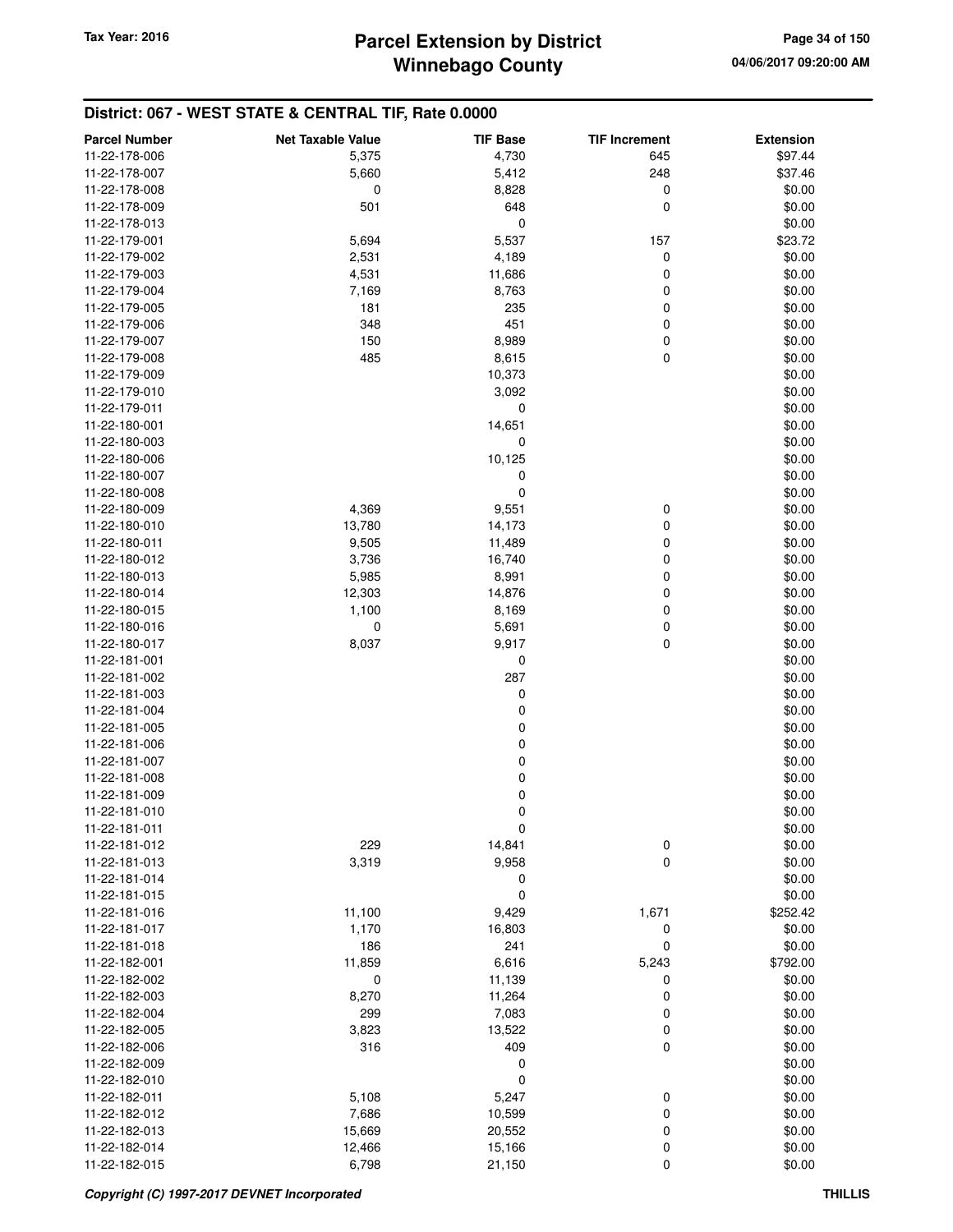## District: 067 - WEST STATE & CENTRAL TIF, Rate 0.0000

| Parcel Number | Net Taxable Value | TIF Base | TIF Increment | Extension |
|---|---|---|---|---|
| 11-22-178-006 | 5,375 | 4,730 | 645 | $97.44 |
| 11-22-178-007 | 5,660 | 5,412 | 248 | $37.46 |
| 11-22-178-008 | 0 | 8,828 | 0 | $0.00 |
| 11-22-178-009 | 501 | 648 | 0 | $0.00 |
| 11-22-178-013 | | 0 | | $0.00 |
| 11-22-179-001 | 5,694 | 5,537 | 157 | $23.72 |
| 11-22-179-002 | 2,531 | 4,189 | 0 | $0.00 |
| 11-22-179-003 | 4,531 | 11,686 | 0 | $0.00 |
| 11-22-179-004 | 7,169 | 8,763 | 0 | $0.00 |
| 11-22-179-005 | 181 | 235 | 0 | $0.00 |
| 11-22-179-006 | 348 | 451 | 0 | $0.00 |
| 11-22-179-007 | 150 | 8,989 | 0 | $0.00 |
| 11-22-179-008 | 485 | 8,615 | 0 | $0.00 |
| 11-22-179-009 | | 10,373 | | $0.00 |
| 11-22-179-010 | | 3,092 | | $0.00 |
| 11-22-179-011 | | 0 | | $0.00 |
| 11-22-180-001 | | 14,651 | | $0.00 |
| 11-22-180-003 | | 0 | | $0.00 |
| 11-22-180-006 | | 10,125 | | $0.00 |
| 11-22-180-007 | | 0 | | $0.00 |
| 11-22-180-008 | | 0 | | $0.00 |
| 11-22-180-009 | 4,369 | 9,551 | 0 | $0.00 |
| 11-22-180-010 | 13,780 | 14,173 | 0 | $0.00 |
| 11-22-180-011 | 9,505 | 11,489 | 0 | $0.00 |
| 11-22-180-012 | 3,736 | 16,740 | 0 | $0.00 |
| 11-22-180-013 | 5,985 | 8,991 | 0 | $0.00 |
| 11-22-180-014 | 12,303 | 14,876 | 0 | $0.00 |
| 11-22-180-015 | 1,100 | 8,169 | 0 | $0.00 |
| 11-22-180-016 | 0 | 5,691 | 0 | $0.00 |
| 11-22-180-017 | 8,037 | 9,917 | 0 | $0.00 |
| 11-22-181-001 | | 0 | | $0.00 |
| 11-22-181-002 | | 287 | | $0.00 |
| 11-22-181-003 | | 0 | | $0.00 |
| 11-22-181-004 | | 0 | | $0.00 |
| 11-22-181-005 | | 0 | | $0.00 |
| 11-22-181-006 | | 0 | | $0.00 |
| 11-22-181-007 | | 0 | | $0.00 |
| 11-22-181-008 | | 0 | | $0.00 |
| 11-22-181-009 | | 0 | | $0.00 |
| 11-22-181-010 | | 0 | | $0.00 |
| 11-22-181-011 | | 0 | | $0.00 |
| 11-22-181-012 | 229 | 14,841 | 0 | $0.00 |
| 11-22-181-013 | 3,319 | 9,958 | 0 | $0.00 |
| 11-22-181-014 | | 0 | | $0.00 |
| 11-22-181-015 | | 0 | | $0.00 |
| 11-22-181-016 | 11,100 | 9,429 | 1,671 | $252.42 |
| 11-22-181-017 | 1,170 | 16,803 | 0 | $0.00 |
| 11-22-181-018 | 186 | 241 | 0 | $0.00 |
| 11-22-182-001 | 11,859 | 6,616 | 5,243 | $792.00 |
| 11-22-182-002 | 0 | 11,139 | 0 | $0.00 |
| 11-22-182-003 | 8,270 | 11,264 | 0 | $0.00 |
| 11-22-182-004 | 299 | 7,083 | 0 | $0.00 |
| 11-22-182-005 | 3,823 | 13,522 | 0 | $0.00 |
| 11-22-182-006 | 316 | 409 | 0 | $0.00 |
| 11-22-182-009 | | 0 | | $0.00 |
| 11-22-182-010 | | 0 | | $0.00 |
| 11-22-182-011 | 5,108 | 5,247 | 0 | $0.00 |
| 11-22-182-012 | 7,686 | 10,599 | 0 | $0.00 |
| 11-22-182-013 | 15,669 | 20,552 | 0 | $0.00 |
| 11-22-182-014 | 12,466 | 15,166 | 0 | $0.00 |
| 11-22-182-015 | 6,798 | 21,150 | 0 | $0.00 |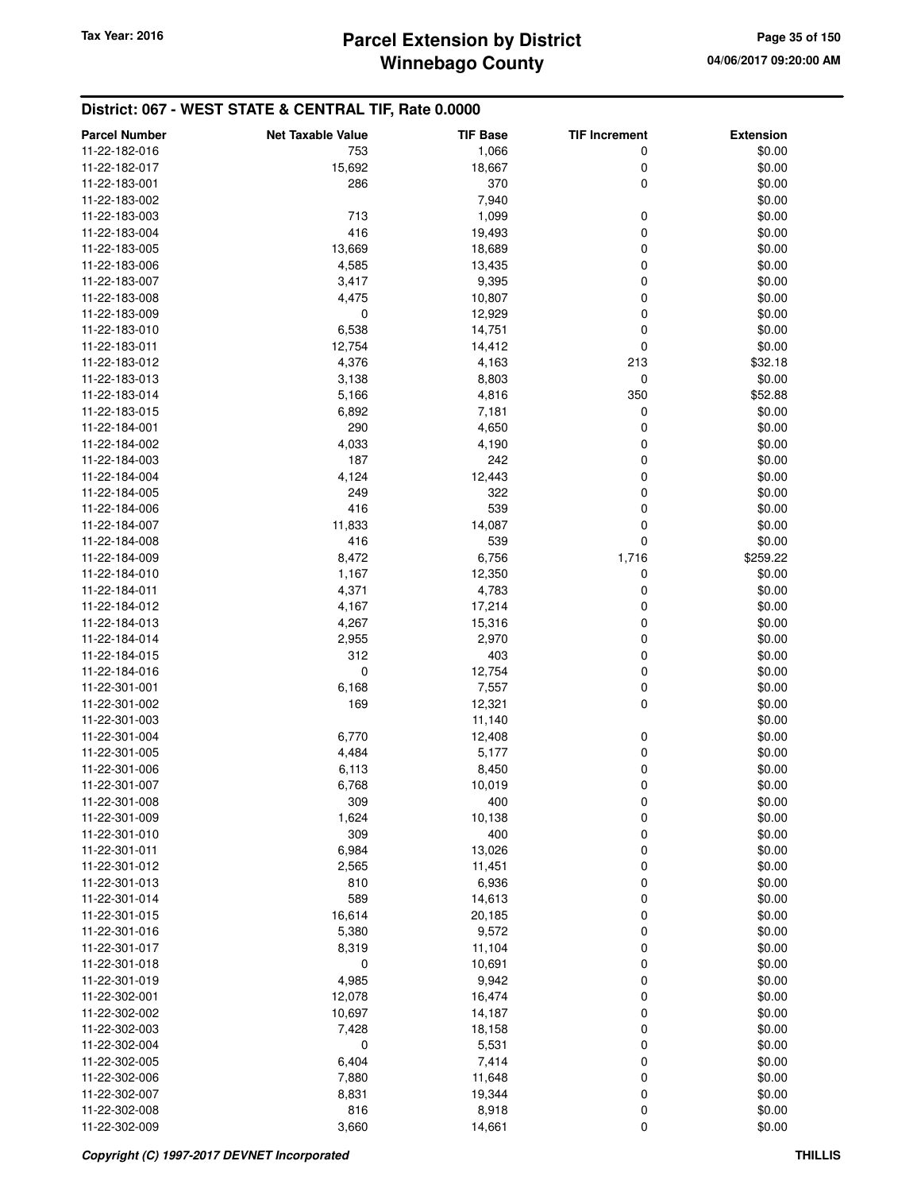## District: 067 - WEST STATE & CENTRAL TIF, Rate 0.0000

| Parcel Number | Net Taxable Value | TIF Base | TIF Increment | Extension |
|---|---|---|---|---|
| 11-22-182-016 | 753 | 1,066 | 0 | $0.00 |
| 11-22-182-017 | 15,692 | 18,667 | 0 | $0.00 |
| 11-22-183-001 | 286 | 370 | 0 | $0.00 |
| 11-22-183-002 | | 7,940 | | $0.00 |
| 11-22-183-003 | 713 | 1,099 | 0 | $0.00 |
| 11-22-183-004 | 416 | 19,493 | 0 | $0.00 |
| 11-22-183-005 | 13,669 | 18,689 | 0 | $0.00 |
| 11-22-183-006 | 4,585 | 13,435 | 0 | $0.00 |
| 11-22-183-007 | 3,417 | 9,395 | 0 | $0.00 |
| 11-22-183-008 | 4,475 | 10,807 | 0 | $0.00 |
| 11-22-183-009 | 0 | 12,929 | 0 | $0.00 |
| 11-22-183-010 | 6,538 | 14,751 | 0 | $0.00 |
| 11-22-183-011 | 12,754 | 14,412 | 0 | $0.00 |
| 11-22-183-012 | 4,376 | 4,163 | 213 | $32.18 |
| 11-22-183-013 | 3,138 | 8,803 | 0 | $0.00 |
| 11-22-183-014 | 5,166 | 4,816 | 350 | $52.88 |
| 11-22-183-015 | 6,892 | 7,181 | 0 | $0.00 |
| 11-22-184-001 | 290 | 4,650 | 0 | $0.00 |
| 11-22-184-002 | 4,033 | 4,190 | 0 | $0.00 |
| 11-22-184-003 | 187 | 242 | 0 | $0.00 |
| 11-22-184-004 | 4,124 | 12,443 | 0 | $0.00 |
| 11-22-184-005 | 249 | 322 | 0 | $0.00 |
| 11-22-184-006 | 416 | 539 | 0 | $0.00 |
| 11-22-184-007 | 11,833 | 14,087 | 0 | $0.00 |
| 11-22-184-008 | 416 | 539 | 0 | $0.00 |
| 11-22-184-009 | 8,472 | 6,756 | 1,716 | $259.22 |
| 11-22-184-010 | 1,167 | 12,350 | 0 | $0.00 |
| 11-22-184-011 | 4,371 | 4,783 | 0 | $0.00 |
| 11-22-184-012 | 4,167 | 17,214 | 0 | $0.00 |
| 11-22-184-013 | 4,267 | 15,316 | 0 | $0.00 |
| 11-22-184-014 | 2,955 | 2,970 | 0 | $0.00 |
| 11-22-184-015 | 312 | 403 | 0 | $0.00 |
| 11-22-184-016 | 0 | 12,754 | 0 | $0.00 |
| 11-22-301-001 | 6,168 | 7,557 | 0 | $0.00 |
| 11-22-301-002 | 169 | 12,321 | 0 | $0.00 |
| 11-22-301-003 | | 11,140 | | $0.00 |
| 11-22-301-004 | 6,770 | 12,408 | 0 | $0.00 |
| 11-22-301-005 | 4,484 | 5,177 | 0 | $0.00 |
| 11-22-301-006 | 6,113 | 8,450 | 0 | $0.00 |
| 11-22-301-007 | 6,768 | 10,019 | 0 | $0.00 |
| 11-22-301-008 | 309 | 400 | 0 | $0.00 |
| 11-22-301-009 | 1,624 | 10,138 | 0 | $0.00 |
| 11-22-301-010 | 309 | 400 | 0 | $0.00 |
| 11-22-301-011 | 6,984 | 13,026 | 0 | $0.00 |
| 11-22-301-012 | 2,565 | 11,451 | 0 | $0.00 |
| 11-22-301-013 | 810 | 6,936 | 0 | $0.00 |
| 11-22-301-014 | 589 | 14,613 | 0 | $0.00 |
| 11-22-301-015 | 16,614 | 20,185 | 0 | $0.00 |
| 11-22-301-016 | 5,380 | 9,572 | 0 | $0.00 |
| 11-22-301-017 | 8,319 | 11,104 | 0 | $0.00 |
| 11-22-301-018 | 0 | 10,691 | 0 | $0.00 |
| 11-22-301-019 | 4,985 | 9,942 | 0 | $0.00 |
| 11-22-302-001 | 12,078 | 16,474 | 0 | $0.00 |
| 11-22-302-002 | 10,697 | 14,187 | 0 | $0.00 |
| 11-22-302-003 | 7,428 | 18,158 | 0 | $0.00 |
| 11-22-302-004 | 0 | 5,531 | 0 | $0.00 |
| 11-22-302-005 | 6,404 | 7,414 | 0 | $0.00 |
| 11-22-302-006 | 7,880 | 11,648 | 0 | $0.00 |
| 11-22-302-007 | 8,831 | 19,344 | 0 | $0.00 |
| 11-22-302-008 | 816 | 8,918 | 0 | $0.00 |
| 11-22-302-009 | 3,660 | 14,661 | 0 | $0.00 |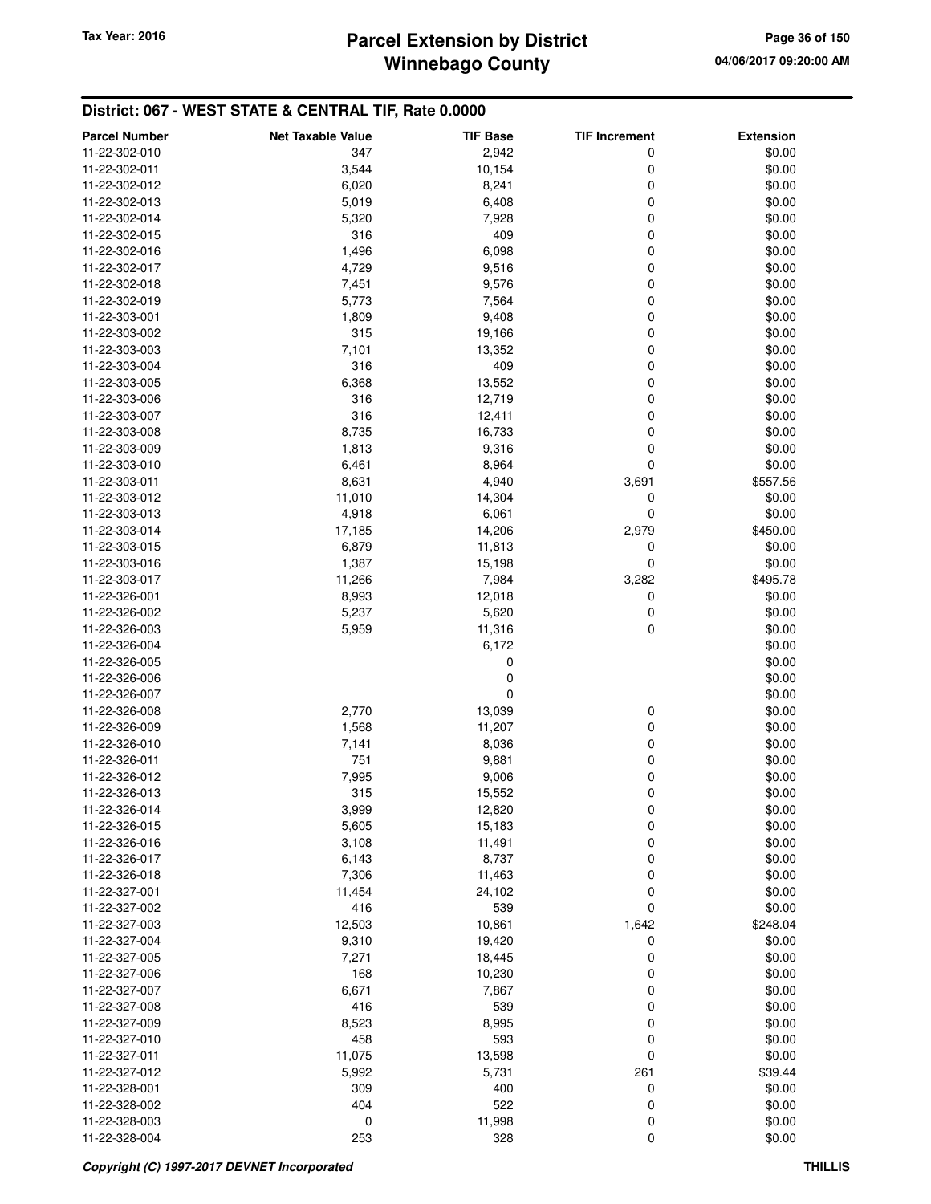## District: 067 - WEST STATE & CENTRAL TIF, Rate 0.0000

| Parcel Number | Net Taxable Value | TIF Base | TIF Increment | Extension |
|---|---|---|---|---|
| 11-22-302-010 | 347 | 2,942 | 0 | $0.00 |
| 11-22-302-011 | 3,544 | 10,154 | 0 | $0.00 |
| 11-22-302-012 | 6,020 | 8,241 | 0 | $0.00 |
| 11-22-302-013 | 5,019 | 6,408 | 0 | $0.00 |
| 11-22-302-014 | 5,320 | 7,928 | 0 | $0.00 |
| 11-22-302-015 | 316 | 409 | 0 | $0.00 |
| 11-22-302-016 | 1,496 | 6,098 | 0 | $0.00 |
| 11-22-302-017 | 4,729 | 9,516 | 0 | $0.00 |
| 11-22-302-018 | 7,451 | 9,576 | 0 | $0.00 |
| 11-22-302-019 | 5,773 | 7,564 | 0 | $0.00 |
| 11-22-303-001 | 1,809 | 9,408 | 0 | $0.00 |
| 11-22-303-002 | 315 | 19,166 | 0 | $0.00 |
| 11-22-303-003 | 7,101 | 13,352 | 0 | $0.00 |
| 11-22-303-004 | 316 | 409 | 0 | $0.00 |
| 11-22-303-005 | 6,368 | 13,552 | 0 | $0.00 |
| 11-22-303-006 | 316 | 12,719 | 0 | $0.00 |
| 11-22-303-007 | 316 | 12,411 | 0 | $0.00 |
| 11-22-303-008 | 8,735 | 16,733 | 0 | $0.00 |
| 11-22-303-009 | 1,813 | 9,316 | 0 | $0.00 |
| 11-22-303-010 | 6,461 | 8,964 | 0 | $0.00 |
| 11-22-303-011 | 8,631 | 4,940 | 3,691 | $557.56 |
| 11-22-303-012 | 11,010 | 14,304 | 0 | $0.00 |
| 11-22-303-013 | 4,918 | 6,061 | 0 | $0.00 |
| 11-22-303-014 | 17,185 | 14,206 | 2,979 | $450.00 |
| 11-22-303-015 | 6,879 | 11,813 | 0 | $0.00 |
| 11-22-303-016 | 1,387 | 15,198 | 0 | $0.00 |
| 11-22-303-017 | 11,266 | 7,984 | 3,282 | $495.78 |
| 11-22-326-001 | 8,993 | 12,018 | 0 | $0.00 |
| 11-22-326-002 | 5,237 | 5,620 | 0 | $0.00 |
| 11-22-326-003 | 5,959 | 11,316 | 0 | $0.00 |
| 11-22-326-004 | | 6,172 | | $0.00 |
| 11-22-326-005 | | 0 | | $0.00 |
| 11-22-326-006 | | 0 | | $0.00 |
| 11-22-326-007 | | 0 | | $0.00 |
| 11-22-326-008 | 2,770 | 13,039 | 0 | $0.00 |
| 11-22-326-009 | 1,568 | 11,207 | 0 | $0.00 |
| 11-22-326-010 | 7,141 | 8,036 | 0 | $0.00 |
| 11-22-326-011 | 751 | 9,881 | 0 | $0.00 |
| 11-22-326-012 | 7,995 | 9,006 | 0 | $0.00 |
| 11-22-326-013 | 315 | 15,552 | 0 | $0.00 |
| 11-22-326-014 | 3,999 | 12,820 | 0 | $0.00 |
| 11-22-326-015 | 5,605 | 15,183 | 0 | $0.00 |
| 11-22-326-016 | 3,108 | 11,491 | 0 | $0.00 |
| 11-22-326-017 | 6,143 | 8,737 | 0 | $0.00 |
| 11-22-326-018 | 7,306 | 11,463 | 0 | $0.00 |
| 11-22-327-001 | 11,454 | 24,102 | 0 | $0.00 |
| 11-22-327-002 | 416 | 539 | 0 | $0.00 |
| 11-22-327-003 | 12,503 | 10,861 | 1,642 | $248.04 |
| 11-22-327-004 | 9,310 | 19,420 | 0 | $0.00 |
| 11-22-327-005 | 7,271 | 18,445 | 0 | $0.00 |
| 11-22-327-006 | 168 | 10,230 | 0 | $0.00 |
| 11-22-327-007 | 6,671 | 7,867 | 0 | $0.00 |
| 11-22-327-008 | 416 | 539 | 0 | $0.00 |
| 11-22-327-009 | 8,523 | 8,995 | 0 | $0.00 |
| 11-22-327-010 | 458 | 593 | 0 | $0.00 |
| 11-22-327-011 | 11,075 | 13,598 | 0 | $0.00 |
| 11-22-327-012 | 5,992 | 5,731 | 261 | $39.44 |
| 11-22-328-001 | 309 | 400 | 0 | $0.00 |
| 11-22-328-002 | 404 | 522 | 0 | $0.00 |
| 11-22-328-003 | 0 | 11,998 | 0 | $0.00 |
| 11-22-328-004 | 253 | 328 | 0 | $0.00 |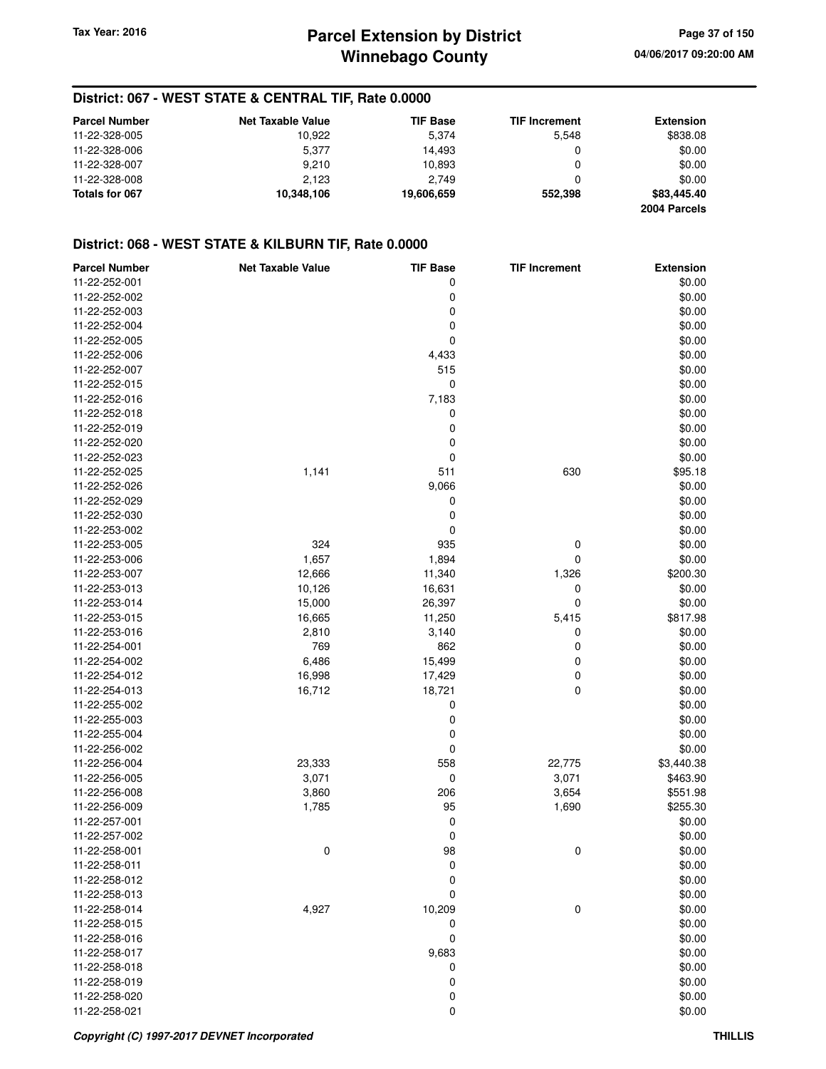## District: 067 - WEST STATE & CENTRAL TIF, Rate 0.0000

| Parcel Number | Net Taxable Value | TIF Base | TIF Increment | Extension |
|---|---|---|---|---|
| 11-22-328-005 | 10,922 | 5,374 | 5,548 | $838.08 |
| 11-22-328-006 | 5,377 | 14,493 | 0 | $0.00 |
| 11-22-328-007 | 9,210 | 10,893 | 0 | $0.00 |
| 11-22-328-008 | 2,123 | 2,749 | 0 | $0.00 |
| **Totals for 067** | **10,348,106** | **19,606,659** | **552,398** | **$83,445.40** |
| | | | | **2004 Parcels** |

## District: 068 - WEST STATE & KILBURN TIF, Rate 0.0000

| Parcel Number | Net Taxable Value | TIF Base | TIF Increment | Extension |
|---|---|---|---|---|
| 11-22-252-001 | | 0 | | $0.00 |
| 11-22-252-002 | | 0 | | $0.00 |
| 11-22-252-003 | | 0 | | $0.00 |
| 11-22-252-004 | | 0 | | $0.00 |
| 11-22-252-005 | | 0 | | $0.00 |
| 11-22-252-006 | | 4,433 | | $0.00 |
| 11-22-252-007 | | 515 | | $0.00 |
| 11-22-252-015 | | 0 | | $0.00 |
| 11-22-252-016 | | 7,183 | | $0.00 |
| 11-22-252-018 | | 0 | | $0.00 |
| 11-22-252-019 | | 0 | | $0.00 |
| 11-22-252-020 | | 0 | | $0.00 |
| 11-22-252-023 | | 0 | | $0.00 |
| 11-22-252-025 | 1,141 | 511 | 630 | $95.18 |
| 11-22-252-026 | | 9,066 | | $0.00 |
| 11-22-252-029 | | 0 | | $0.00 |
| 11-22-252-030 | | 0 | | $0.00 |
| 11-22-253-002 | | 0 | | $0.00 |
| 11-22-253-005 | 324 | 935 | 0 | $0.00 |
| 11-22-253-006 | 1,657 | 1,894 | 0 | $0.00 |
| 11-22-253-007 | 12,666 | 11,340 | 1,326 | $200.30 |
| 11-22-253-013 | 10,126 | 16,631 | 0 | $0.00 |
| 11-22-253-014 | 15,000 | 26,397 | 0 | $0.00 |
| 11-22-253-015 | 16,665 | 11,250 | 5,415 | $817.98 |
| 11-22-253-016 | 2,810 | 3,140 | 0 | $0.00 |
| 11-22-254-001 | 769 | 862 | 0 | $0.00 |
| 11-22-254-002 | 6,486 | 15,499 | 0 | $0.00 |
| 11-22-254-012 | 16,998 | 17,429 | 0 | $0.00 |
| 11-22-254-013 | 16,712 | 18,721 | 0 | $0.00 |
| 11-22-255-002 | | 0 | | $0.00 |
| 11-22-255-003 | | 0 | | $0.00 |
| 11-22-255-004 | | 0 | | $0.00 |
| 11-22-256-002 | | 0 | | $0.00 |
| 11-22-256-004 | 23,333 | 558 | 22,775 | $3,440.38 |
| 11-22-256-005 | 3,071 | 0 | 3,071 | $463.90 |
| 11-22-256-008 | 3,860 | 206 | 3,654 | $551.98 |
| 11-22-256-009 | 1,785 | 95 | 1,690 | $255.30 |
| 11-22-257-001 | | 0 | | $0.00 |
| 11-22-257-002 | | 0 | | $0.00 |
| 11-22-258-001 | 0 | 98 | 0 | $0.00 |
| 11-22-258-011 | | 0 | | $0.00 |
| 11-22-258-012 | | 0 | | $0.00 |
| 11-22-258-013 | | 0 | | $0.00 |
| 11-22-258-014 | 4,927 | 10,209 | 0 | $0.00 |
| 11-22-258-015 | | 0 | | $0.00 |
| 11-22-258-016 | | 0 | | $0.00 |
| 11-22-258-017 | | 9,683 | | $0.00 |
| 11-22-258-018 | | 0 | | $0.00 |
| 11-22-258-019 | | 0 | | $0.00 |
| 11-22-258-020 | | 0 | | $0.00 |
| 11-22-258-021 | | 0 | | $0.00 |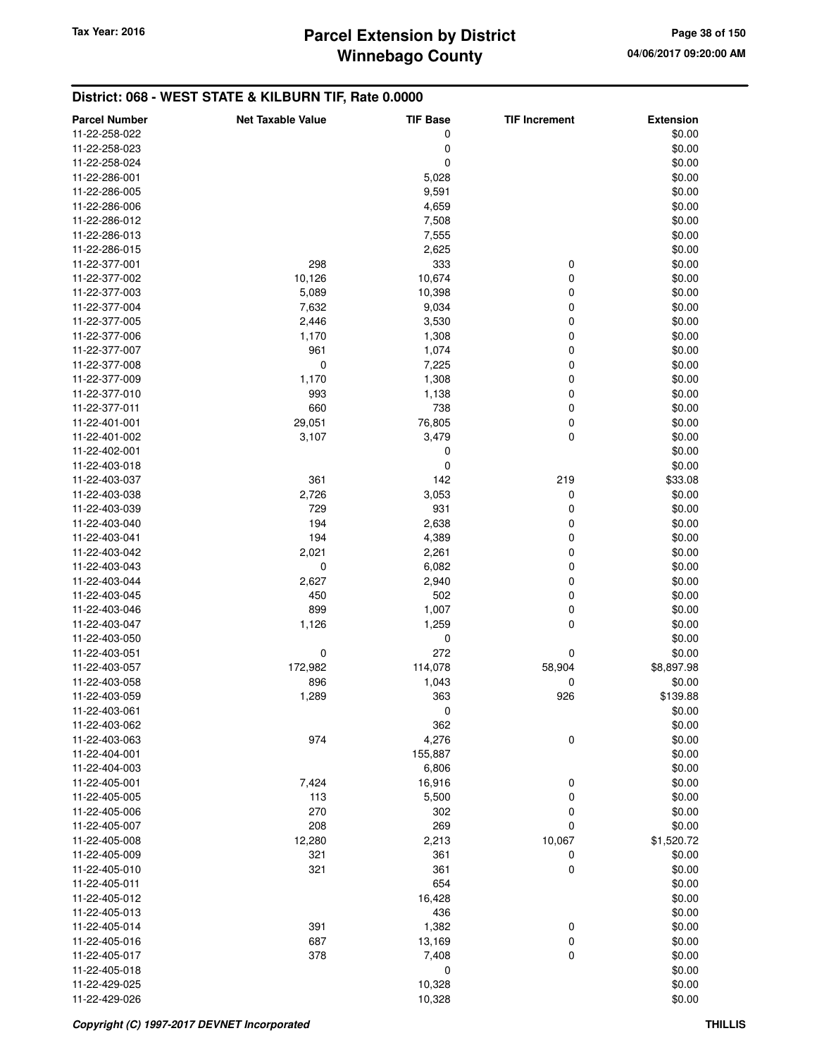## District: 068 - WEST STATE & KILBURN TIF, Rate 0.0000

| Parcel Number | Net Taxable Value | TIF Base | TIF Increment | Extension |
|---|---|---|---|---|
| 11-22-258-022 | | 0 | | $0.00 |
| 11-22-258-023 | | 0 | | $0.00 |
| 11-22-258-024 | | 0 | | $0.00 |
| 11-22-286-001 | | 5,028 | | $0.00 |
| 11-22-286-005 | | 9,591 | | $0.00 |
| 11-22-286-006 | | 4,659 | | $0.00 |
| 11-22-286-012 | | 7,508 | | $0.00 |
| 11-22-286-013 | | 7,555 | | $0.00 |
| 11-22-286-015 | | 2,625 | | $0.00 |
| 11-22-377-001 | 298 | 333 | 0 | $0.00 |
| 11-22-377-002 | 10,126 | 10,674 | 0 | $0.00 |
| 11-22-377-003 | 5,089 | 10,398 | 0 | $0.00 |
| 11-22-377-004 | 7,632 | 9,034 | 0 | $0.00 |
| 11-22-377-005 | 2,446 | 3,530 | 0 | $0.00 |
| 11-22-377-006 | 1,170 | 1,308 | 0 | $0.00 |
| 11-22-377-007 | 961 | 1,074 | 0 | $0.00 |
| 11-22-377-008 | 0 | 7,225 | 0 | $0.00 |
| 11-22-377-009 | 1,170 | 1,308 | 0 | $0.00 |
| 11-22-377-010 | 993 | 1,138 | 0 | $0.00 |
| 11-22-377-011 | 660 | 738 | 0 | $0.00 |
| 11-22-401-001 | 29,051 | 76,805 | 0 | $0.00 |
| 11-22-401-002 | 3,107 | 3,479 | 0 | $0.00 |
| 11-22-402-001 | | 0 | | $0.00 |
| 11-22-403-018 | | 0 | | $0.00 |
| 11-22-403-037 | 361 | 142 | 219 | $33.08 |
| 11-22-403-038 | 2,726 | 3,053 | 0 | $0.00 |
| 11-22-403-039 | 729 | 931 | 0 | $0.00 |
| 11-22-403-040 | 194 | 2,638 | 0 | $0.00 |
| 11-22-403-041 | 194 | 4,389 | 0 | $0.00 |
| 11-22-403-042 | 2,021 | 2,261 | 0 | $0.00 |
| 11-22-403-043 | 0 | 6,082 | 0 | $0.00 |
| 11-22-403-044 | 2,627 | 2,940 | 0 | $0.00 |
| 11-22-403-045 | 450 | 502 | 0 | $0.00 |
| 11-22-403-046 | 899 | 1,007 | 0 | $0.00 |
| 11-22-403-047 | 1,126 | 1,259 | 0 | $0.00 |
| 11-22-403-050 | | 0 | | $0.00 |
| 11-22-403-051 | 0 | 272 | 0 | $0.00 |
| 11-22-403-057 | 172,982 | 114,078 | 58,904 | $8,897.98 |
| 11-22-403-058 | 896 | 1,043 | 0 | $0.00 |
| 11-22-403-059 | 1,289 | 363 | 926 | $139.88 |
| 11-22-403-061 | | 0 | | $0.00 |
| 11-22-403-062 | | 362 | | $0.00 |
| 11-22-403-063 | 974 | 4,276 | 0 | $0.00 |
| 11-22-404-001 | | 155,887 | | $0.00 |
| 11-22-404-003 | | 6,806 | | $0.00 |
| 11-22-405-001 | 7,424 | 16,916 | 0 | $0.00 |
| 11-22-405-005 | 113 | 5,500 | 0 | $0.00 |
| 11-22-405-006 | 270 | 302 | 0 | $0.00 |
| 11-22-405-007 | 208 | 269 | 0 | $0.00 |
| 11-22-405-008 | 12,280 | 2,213 | 10,067 | $1,520.72 |
| 11-22-405-009 | 321 | 361 | 0 | $0.00 |
| 11-22-405-010 | 321 | 361 | 0 | $0.00 |
| 11-22-405-011 | | 654 | | $0.00 |
| 11-22-405-012 | | 16,428 | | $0.00 |
| 11-22-405-013 | | 436 | | $0.00 |
| 11-22-405-014 | 391 | 1,382 | 0 | $0.00 |
| 11-22-405-016 | 687 | 13,169 | 0 | $0.00 |
| 11-22-405-017 | 378 | 7,408 | 0 | $0.00 |
| 11-22-405-018 | | 0 | | $0.00 |
| 11-22-429-025 | | 10,328 | | $0.00 |
| 11-22-429-026 | | 10,328 | | $0.00 |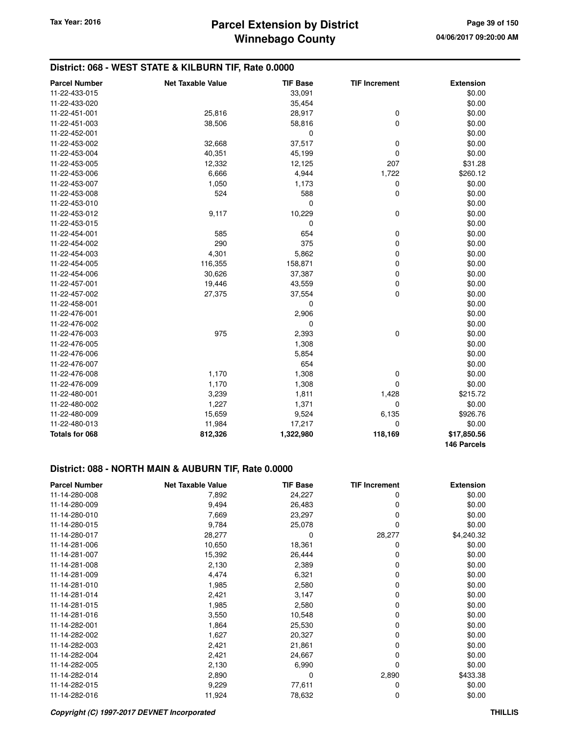## District: 068 - WEST STATE & KILBURN TIF, Rate 0.0000

| Parcel Number | Net Taxable Value | TIF Base | TIF Increment | Extension |
|---|---|---|---|---|
| 11-22-433-015 | | 33,091 | | $0.00 |
| 11-22-433-020 | | 35,454 | | $0.00 |
| 11-22-451-001 | 25,816 | 28,917 | 0 | $0.00 |
| 11-22-451-003 | 38,506 | 58,816 | 0 | $0.00 |
| 11-22-452-001 | | 0 | | $0.00 |
| 11-22-453-002 | 32,668 | 37,517 | 0 | $0.00 |
| 11-22-453-004 | 40,351 | 45,199 | 0 | $0.00 |
| 11-22-453-005 | 12,332 | 12,125 | 207 | $31.28 |
| 11-22-453-006 | 6,666 | 4,944 | 1,722 | $260.12 |
| 11-22-453-007 | 1,050 | 1,173 | 0 | $0.00 |
| 11-22-453-008 | 524 | 588 | 0 | $0.00 |
| 11-22-453-010 | | 0 | | $0.00 |
| 11-22-453-012 | 9,117 | 10,229 | 0 | $0.00 |
| 11-22-453-015 | | 0 | | $0.00 |
| 11-22-454-001 | 585 | 654 | 0 | $0.00 |
| 11-22-454-002 | 290 | 375 | 0 | $0.00 |
| 11-22-454-003 | 4,301 | 5,862 | 0 | $0.00 |
| 11-22-454-005 | 116,355 | 158,871 | 0 | $0.00 |
| 11-22-454-006 | 30,626 | 37,387 | 0 | $0.00 |
| 11-22-457-001 | 19,446 | 43,559 | 0 | $0.00 |
| 11-22-457-002 | 27,375 | 37,554 | 0 | $0.00 |
| 11-22-458-001 | | 0 | | $0.00 |
| 11-22-476-001 | | 2,906 | | $0.00 |
| 11-22-476-002 | | 0 | | $0.00 |
| 11-22-476-003 | 975 | 2,393 | 0 | $0.00 |
| 11-22-476-005 | | 1,308 | | $0.00 |
| 11-22-476-006 | | 5,854 | | $0.00 |
| 11-22-476-007 | | 654 | | $0.00 |
| 11-22-476-008 | 1,170 | 1,308 | 0 | $0.00 |
| 11-22-476-009 | 1,170 | 1,308 | 0 | $0.00 |
| 11-22-480-001 | 3,239 | 1,811 | 1,428 | $215.72 |
| 11-22-480-002 | 1,227 | 1,371 | 0 | $0.00 |
| 11-22-480-009 | 15,659 | 9,524 | 6,135 | $926.76 |
| 11-22-480-013 | 11,984 | 17,217 | 0 | $0.00 |
| **Totals for 068** | **812,326** | **1,322,980** | **118,169** | **$17,850.56** |
| | | | | **146 Parcels** |

## District: 088 - NORTH MAIN & AUBURN TIF, Rate 0.0000

| Parcel Number | Net Taxable Value | TIF Base | TIF Increment | Extension |
|---|---|---|---|---|
| 11-14-280-008 | 7,892 | 24,227 | 0 | $0.00 |
| 11-14-280-009 | 9,494 | 26,483 | 0 | $0.00 |
| 11-14-280-010 | 7,669 | 23,297 | 0 | $0.00 |
| 11-14-280-015 | 9,784 | 25,078 | 0 | $0.00 |
| 11-14-280-017 | 28,277 | 0 | 28,277 | $4,240.32 |
| 11-14-281-006 | 10,650 | 18,361 | 0 | $0.00 |
| 11-14-281-007 | 15,392 | 26,444 | 0 | $0.00 |
| 11-14-281-008 | 2,130 | 2,389 | 0 | $0.00 |
| 11-14-281-009 | 4,474 | 6,321 | 0 | $0.00 |
| 11-14-281-010 | 1,985 | 2,580 | 0 | $0.00 |
| 11-14-281-014 | 2,421 | 3,147 | 0 | $0.00 |
| 11-14-281-015 | 1,985 | 2,580 | 0 | $0.00 |
| 11-14-281-016 | 3,550 | 10,548 | 0 | $0.00 |
| 11-14-282-001 | 1,864 | 25,530 | 0 | $0.00 |
| 11-14-282-002 | 1,627 | 20,327 | 0 | $0.00 |
| 11-14-282-003 | 2,421 | 21,861 | 0 | $0.00 |
| 11-14-282-004 | 2,421 | 24,667 | 0 | $0.00 |
| 11-14-282-005 | 2,130 | 6,990 | 0 | $0.00 |
| 11-14-282-014 | 2,890 | 0 | 2,890 | $433.38 |
| 11-14-282-015 | 9,229 | 77,611 | 0 | $0.00 |
| 11-14-282-016 | 11,924 | 78,632 | 0 | $0.00 |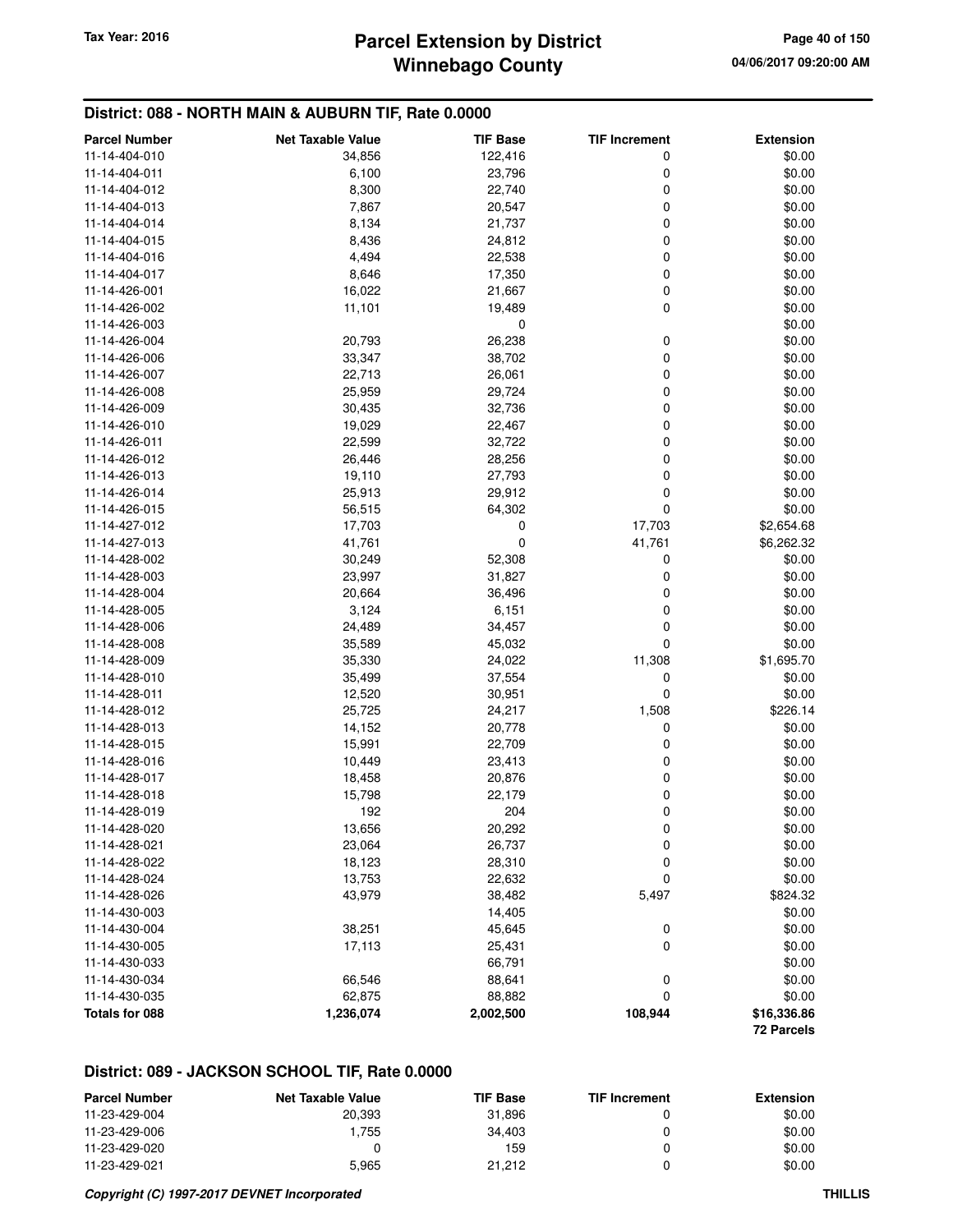## District: 088 - NORTH MAIN & AUBURN TIF, Rate 0.0000

| Parcel Number | Net Taxable Value | TIF Base | TIF Increment | Extension |
|---|---|---|---|---|
| 11-14-404-010 | 34,856 | 122,416 | 0 | $0.00 |
| 11-14-404-011 | 6,100 | 23,796 | 0 | $0.00 |
| 11-14-404-012 | 8,300 | 22,740 | 0 | $0.00 |
| 11-14-404-013 | 7,867 | 20,547 | 0 | $0.00 |
| 11-14-404-014 | 8,134 | 21,737 | 0 | $0.00 |
| 11-14-404-015 | 8,436 | 24,812 | 0 | $0.00 |
| 11-14-404-016 | 4,494 | 22,538 | 0 | $0.00 |
| 11-14-404-017 | 8,646 | 17,350 | 0 | $0.00 |
| 11-14-426-001 | 16,022 | 21,667 | 0 | $0.00 |
| 11-14-426-002 | 11,101 | 19,489 | 0 | $0.00 |
| 11-14-426-003 | | 0 | | $0.00 |
| 11-14-426-004 | 20,793 | 26,238 | 0 | $0.00 |
| 11-14-426-006 | 33,347 | 38,702 | 0 | $0.00 |
| 11-14-426-007 | 22,713 | 26,061 | 0 | $0.00 |
| 11-14-426-008 | 25,959 | 29,724 | 0 | $0.00 |
| 11-14-426-009 | 30,435 | 32,736 | 0 | $0.00 |
| 11-14-426-010 | 19,029 | 22,467 | 0 | $0.00 |
| 11-14-426-011 | 22,599 | 32,722 | 0 | $0.00 |
| 11-14-426-012 | 26,446 | 28,256 | 0 | $0.00 |
| 11-14-426-013 | 19,110 | 27,793 | 0 | $0.00 |
| 11-14-426-014 | 25,913 | 29,912 | 0 | $0.00 |
| 11-14-426-015 | 56,515 | 64,302 | 0 | $0.00 |
| 11-14-427-012 | 17,703 | 0 | 17,703 | $2,654.68 |
| 11-14-427-013 | 41,761 | 0 | 41,761 | $6,262.32 |
| 11-14-428-002 | 30,249 | 52,308 | 0 | $0.00 |
| 11-14-428-003 | 23,997 | 31,827 | 0 | $0.00 |
| 11-14-428-004 | 20,664 | 36,496 | 0 | $0.00 |
| 11-14-428-005 | 3,124 | 6,151 | 0 | $0.00 |
| 11-14-428-006 | 24,489 | 34,457 | 0 | $0.00 |
| 11-14-428-008 | 35,589 | 45,032 | 0 | $0.00 |
| 11-14-428-009 | 35,330 | 24,022 | 11,308 | $1,695.70 |
| 11-14-428-010 | 35,499 | 37,554 | 0 | $0.00 |
| 11-14-428-011 | 12,520 | 30,951 | 0 | $0.00 |
| 11-14-428-012 | 25,725 | 24,217 | 1,508 | $226.14 |
| 11-14-428-013 | 14,152 | 20,778 | 0 | $0.00 |
| 11-14-428-015 | 15,991 | 22,709 | 0 | $0.00 |
| 11-14-428-016 | 10,449 | 23,413 | 0 | $0.00 |
| 11-14-428-017 | 18,458 | 20,876 | 0 | $0.00 |
| 11-14-428-018 | 15,798 | 22,179 | 0 | $0.00 |
| 11-14-428-019 | 192 | 204 | 0 | $0.00 |
| 11-14-428-020 | 13,656 | 20,292 | 0 | $0.00 |
| 11-14-428-021 | 23,064 | 26,737 | 0 | $0.00 |
| 11-14-428-022 | 18,123 | 28,310 | 0 | $0.00 |
| 11-14-428-024 | 13,753 | 22,632 | 0 | $0.00 |
| 11-14-428-026 | 43,979 | 38,482 | 5,497 | $824.32 |
| 11-14-430-003 | | 14,405 | | $0.00 |
| 11-14-430-004 | 38,251 | 45,645 | 0 | $0.00 |
| 11-14-430-005 | 17,113 | 25,431 | 0 | $0.00 |
| 11-14-430-033 | | 66,791 | | $0.00 |
| 11-14-430-034 | 66,546 | 88,641 | 0 | $0.00 |
| 11-14-430-035 | 62,875 | 88,882 | 0 | $0.00 |
| **Totals for 088** | **1,236,074** | **2,002,500** | **108,944** | **$16,336.86** |
| | | | | **72 Parcels** |

## District: 089 - JACKSON SCHOOL TIF, Rate 0.0000

| Parcel Number | Net Taxable Value | TIF Base | TIF Increment | Extension |
|---|---|---|---|---|
| 11-23-429-004 | 20,393 | 31,896 | 0 | $0.00 |
| 11-23-429-006 | 1,755 | 34,403 | 0 | $0.00 |
| 11-23-429-020 | 0 | 159 | 0 | $0.00 |
| 11-23-429-021 | 5,965 | 21,212 | 0 | $0.00 |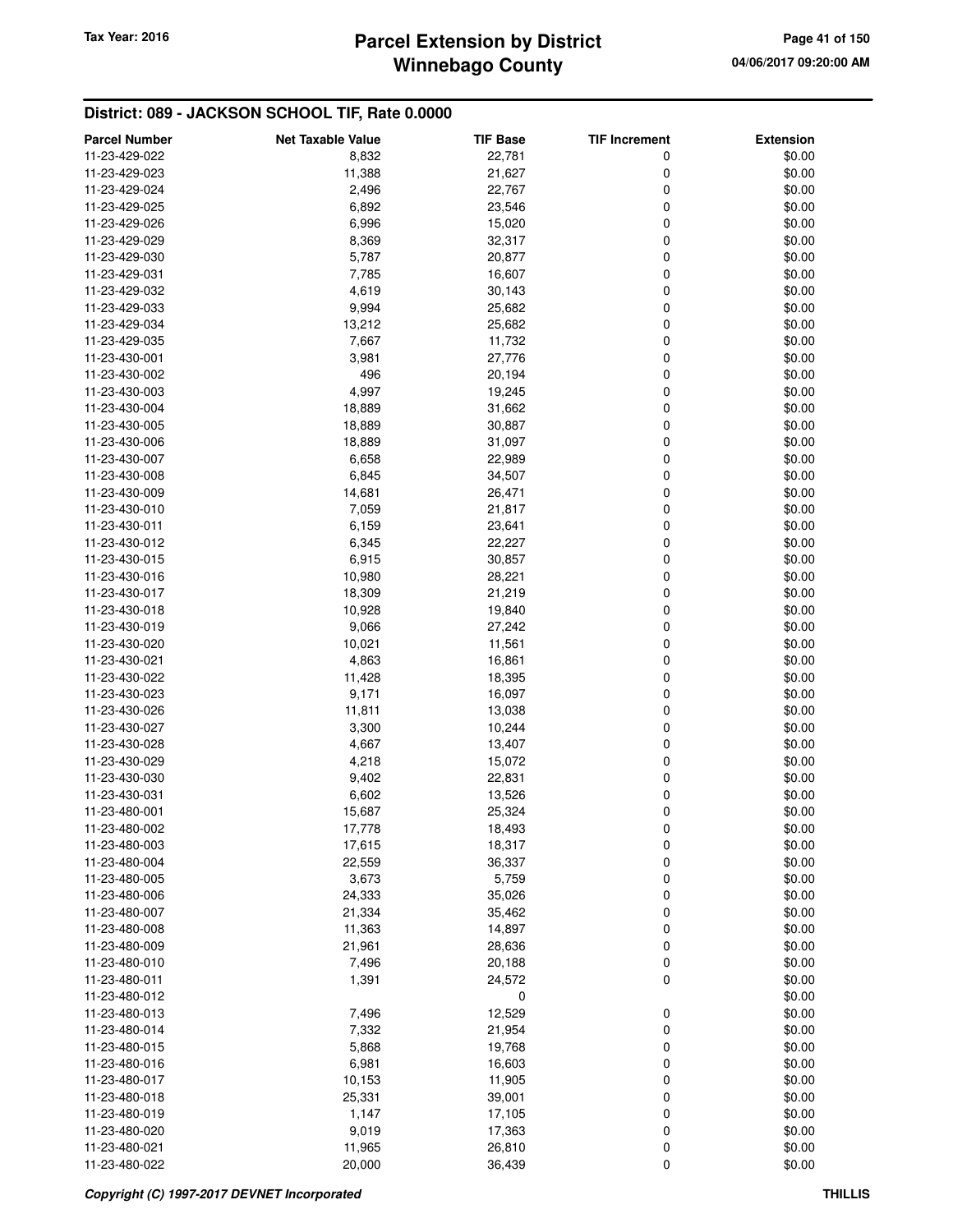## District: 089 - JACKSON SCHOOL TIF, Rate 0.0000

| Parcel Number | Net Taxable Value | TIF Base | TIF Increment | Extension |
|---|---|---|---|---|
| 11-23-429-022 | 8,832 | 22,781 | 0 | $0.00 |
| 11-23-429-023 | 11,388 | 21,627 | 0 | $0.00 |
| 11-23-429-024 | 2,496 | 22,767 | 0 | $0.00 |
| 11-23-429-025 | 6,892 | 23,546 | 0 | $0.00 |
| 11-23-429-026 | 6,996 | 15,020 | 0 | $0.00 |
| 11-23-429-029 | 8,369 | 32,317 | 0 | $0.00 |
| 11-23-429-030 | 5,787 | 20,877 | 0 | $0.00 |
| 11-23-429-031 | 7,785 | 16,607 | 0 | $0.00 |
| 11-23-429-032 | 4,619 | 30,143 | 0 | $0.00 |
| 11-23-429-033 | 9,994 | 25,682 | 0 | $0.00 |
| 11-23-429-034 | 13,212 | 25,682 | 0 | $0.00 |
| 11-23-429-035 | 7,667 | 11,732 | 0 | $0.00 |
| 11-23-430-001 | 3,981 | 27,776 | 0 | $0.00 |
| 11-23-430-002 | 496 | 20,194 | 0 | $0.00 |
| 11-23-430-003 | 4,997 | 19,245 | 0 | $0.00 |
| 11-23-430-004 | 18,889 | 31,662 | 0 | $0.00 |
| 11-23-430-005 | 18,889 | 30,887 | 0 | $0.00 |
| 11-23-430-006 | 18,889 | 31,097 | 0 | $0.00 |
| 11-23-430-007 | 6,658 | 22,989 | 0 | $0.00 |
| 11-23-430-008 | 6,845 | 34,507 | 0 | $0.00 |
| 11-23-430-009 | 14,681 | 26,471 | 0 | $0.00 |
| 11-23-430-010 | 7,059 | 21,817 | 0 | $0.00 |
| 11-23-430-011 | 6,159 | 23,641 | 0 | $0.00 |
| 11-23-430-012 | 6,345 | 22,227 | 0 | $0.00 |
| 11-23-430-015 | 6,915 | 30,857 | 0 | $0.00 |
| 11-23-430-016 | 10,980 | 28,221 | 0 | $0.00 |
| 11-23-430-017 | 18,309 | 21,219 | 0 | $0.00 |
| 11-23-430-018 | 10,928 | 19,840 | 0 | $0.00 |
| 11-23-430-019 | 9,066 | 27,242 | 0 | $0.00 |
| 11-23-430-020 | 10,021 | 11,561 | 0 | $0.00 |
| 11-23-430-021 | 4,863 | 16,861 | 0 | $0.00 |
| 11-23-430-022 | 11,428 | 18,395 | 0 | $0.00 |
| 11-23-430-023 | 9,171 | 16,097 | 0 | $0.00 |
| 11-23-430-026 | 11,811 | 13,038 | 0 | $0.00 |
| 11-23-430-027 | 3,300 | 10,244 | 0 | $0.00 |
| 11-23-430-028 | 4,667 | 13,407 | 0 | $0.00 |
| 11-23-430-029 | 4,218 | 15,072 | 0 | $0.00 |
| 11-23-430-030 | 9,402 | 22,831 | 0 | $0.00 |
| 11-23-430-031 | 6,602 | 13,526 | 0 | $0.00 |
| 11-23-480-001 | 15,687 | 25,324 | 0 | $0.00 |
| 11-23-480-002 | 17,778 | 18,493 | 0 | $0.00 |
| 11-23-480-003 | 17,615 | 18,317 | 0 | $0.00 |
| 11-23-480-004 | 22,559 | 36,337 | 0 | $0.00 |
| 11-23-480-005 | 3,673 | 5,759 | 0 | $0.00 |
| 11-23-480-006 | 24,333 | 35,026 | 0 | $0.00 |
| 11-23-480-007 | 21,334 | 35,462 | 0 | $0.00 |
| 11-23-480-008 | 11,363 | 14,897 | 0 | $0.00 |
| 11-23-480-009 | 21,961 | 28,636 | 0 | $0.00 |
| 11-23-480-010 | 7,496 | 20,188 | 0 | $0.00 |
| 11-23-480-011 | 1,391 | 24,572 | 0 | $0.00 |
| 11-23-480-012 | | 0 | | $0.00 |
| 11-23-480-013 | 7,496 | 12,529 | 0 | $0.00 |
| 11-23-480-014 | 7,332 | 21,954 | 0 | $0.00 |
| 11-23-480-015 | 5,868 | 19,768 | 0 | $0.00 |
| 11-23-480-016 | 6,981 | 16,603 | 0 | $0.00 |
| 11-23-480-017 | 10,153 | 11,905 | 0 | $0.00 |
| 11-23-480-018 | 25,331 | 39,001 | 0 | $0.00 |
| 11-23-480-019 | 1,147 | 17,105 | 0 | $0.00 |
| 11-23-480-020 | 9,019 | 17,363 | 0 | $0.00 |
| 11-23-480-021 | 11,965 | 26,810 | 0 | $0.00 |
| 11-23-480-022 | 20,000 | 36,439 | 0 | $0.00 |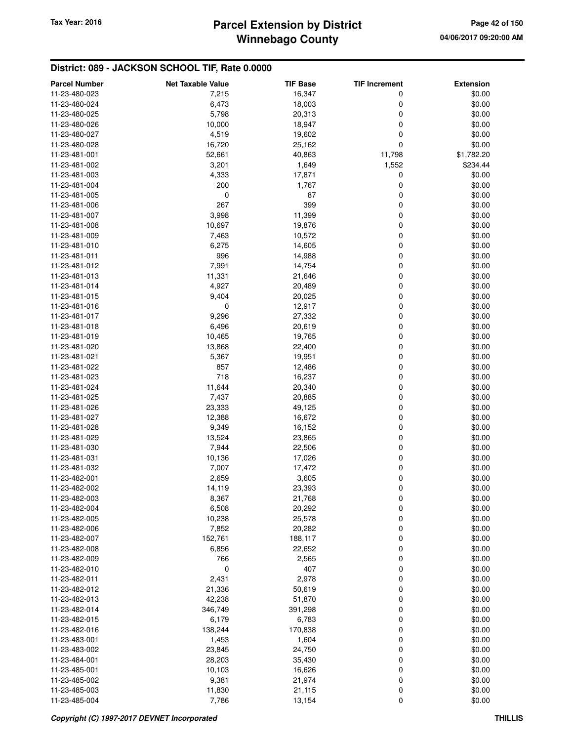## District: 089 - JACKSON SCHOOL TIF, Rate 0.0000

| Parcel Number | Net Taxable Value | TIF Base | TIF Increment | Extension |
|---|---|---|---|---|
| 11-23-480-023 | 7,215 | 16,347 | 0 | $0.00 |
| 11-23-480-024 | 6,473 | 18,003 | 0 | $0.00 |
| 11-23-480-025 | 5,798 | 20,313 | 0 | $0.00 |
| 11-23-480-026 | 10,000 | 18,947 | 0 | $0.00 |
| 11-23-480-027 | 4,519 | 19,602 | 0 | $0.00 |
| 11-23-480-028 | 16,720 | 25,162 | 0 | $0.00 |
| 11-23-481-001 | 52,661 | 40,863 | 11,798 | $1,782.20 |
| 11-23-481-002 | 3,201 | 1,649 | 1,552 | $234.44 |
| 11-23-481-003 | 4,333 | 17,871 | 0 | $0.00 |
| 11-23-481-004 | 200 | 1,767 | 0 | $0.00 |
| 11-23-481-005 | 0 | 87 | 0 | $0.00 |
| 11-23-481-006 | 267 | 399 | 0 | $0.00 |
| 11-23-481-007 | 3,998 | 11,399 | 0 | $0.00 |
| 11-23-481-008 | 10,697 | 19,876 | 0 | $0.00 |
| 11-23-481-009 | 7,463 | 10,572 | 0 | $0.00 |
| 11-23-481-010 | 6,275 | 14,605 | 0 | $0.00 |
| 11-23-481-011 | 996 | 14,988 | 0 | $0.00 |
| 11-23-481-012 | 7,991 | 14,754 | 0 | $0.00 |
| 11-23-481-013 | 11,331 | 21,646 | 0 | $0.00 |
| 11-23-481-014 | 4,927 | 20,489 | 0 | $0.00 |
| 11-23-481-015 | 9,404 | 20,025 | 0 | $0.00 |
| 11-23-481-016 | 0 | 12,917 | 0 | $0.00 |
| 11-23-481-017 | 9,296 | 27,332 | 0 | $0.00 |
| 11-23-481-018 | 6,496 | 20,619 | 0 | $0.00 |
| 11-23-481-019 | 10,465 | 19,765 | 0 | $0.00 |
| 11-23-481-020 | 13,868 | 22,400 | 0 | $0.00 |
| 11-23-481-021 | 5,367 | 19,951 | 0 | $0.00 |
| 11-23-481-022 | 857 | 12,486 | 0 | $0.00 |
| 11-23-481-023 | 718 | 16,237 | 0 | $0.00 |
| 11-23-481-024 | 11,644 | 20,340 | 0 | $0.00 |
| 11-23-481-025 | 7,437 | 20,885 | 0 | $0.00 |
| 11-23-481-026 | 23,333 | 49,125 | 0 | $0.00 |
| 11-23-481-027 | 12,388 | 16,672 | 0 | $0.00 |
| 11-23-481-028 | 9,349 | 16,152 | 0 | $0.00 |
| 11-23-481-029 | 13,524 | 23,865 | 0 | $0.00 |
| 11-23-481-030 | 7,944 | 22,506 | 0 | $0.00 |
| 11-23-481-031 | 10,136 | 17,026 | 0 | $0.00 |
| 11-23-481-032 | 7,007 | 17,472 | 0 | $0.00 |
| 11-23-482-001 | 2,659 | 3,605 | 0 | $0.00 |
| 11-23-482-002 | 14,119 | 23,393 | 0 | $0.00 |
| 11-23-482-003 | 8,367 | 21,768 | 0 | $0.00 |
| 11-23-482-004 | 6,508 | 20,292 | 0 | $0.00 |
| 11-23-482-005 | 10,238 | 25,578 | 0 | $0.00 |
| 11-23-482-006 | 7,852 | 20,282 | 0 | $0.00 |
| 11-23-482-007 | 152,761 | 188,117 | 0 | $0.00 |
| 11-23-482-008 | 6,856 | 22,652 | 0 | $0.00 |
| 11-23-482-009 | 766 | 2,565 | 0 | $0.00 |
| 11-23-482-010 | 0 | 407 | 0 | $0.00 |
| 11-23-482-011 | 2,431 | 2,978 | 0 | $0.00 |
| 11-23-482-012 | 21,336 | 50,619 | 0 | $0.00 |
| 11-23-482-013 | 42,238 | 51,870 | 0 | $0.00 |
| 11-23-482-014 | 346,749 | 391,298 | 0 | $0.00 |
| 11-23-482-015 | 6,179 | 6,783 | 0 | $0.00 |
| 11-23-482-016 | 138,244 | 170,838 | 0 | $0.00 |
| 11-23-483-001 | 1,453 | 1,604 | 0 | $0.00 |
| 11-23-483-002 | 23,845 | 24,750 | 0 | $0.00 |
| 11-23-484-001 | 28,203 | 35,430 | 0 | $0.00 |
| 11-23-485-001 | 10,103 | 16,626 | 0 | $0.00 |
| 11-23-485-002 | 9,381 | 21,974 | 0 | $0.00 |
| 11-23-485-003 | 11,830 | 21,115 | 0 | $0.00 |
| 11-23-485-004 | 7,786 | 13,154 | 0 | $0.00 |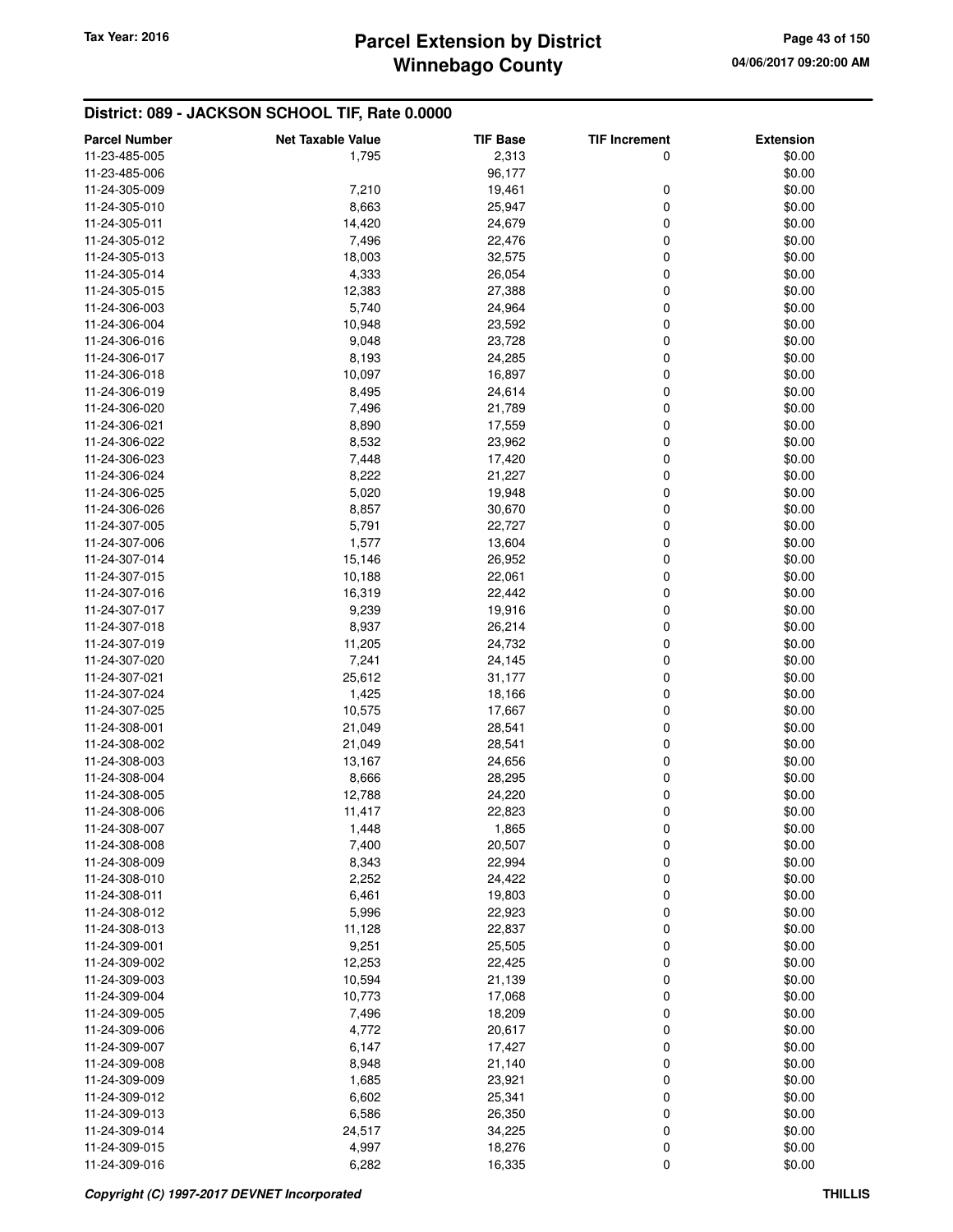## District: 089 - JACKSON SCHOOL TIF, Rate 0.0000

| Parcel Number | Net Taxable Value | TIF Base | TIF Increment | Extension |
|---|---|---|---|---|
| 11-23-485-005 | 1,795 | 2,313 | 0 | $0.00 |
| 11-23-485-006 | | 96,177 | | $0.00 |
| 11-24-305-009 | 7,210 | 19,461 | 0 | $0.00 |
| 11-24-305-010 | 8,663 | 25,947 | 0 | $0.00 |
| 11-24-305-011 | 14,420 | 24,679 | 0 | $0.00 |
| 11-24-305-012 | 7,496 | 22,476 | 0 | $0.00 |
| 11-24-305-013 | 18,003 | 32,575 | 0 | $0.00 |
| 11-24-305-014 | 4,333 | 26,054 | 0 | $0.00 |
| 11-24-305-015 | 12,383 | 27,388 | 0 | $0.00 |
| 11-24-306-003 | 5,740 | 24,964 | 0 | $0.00 |
| 11-24-306-004 | 10,948 | 23,592 | 0 | $0.00 |
| 11-24-306-016 | 9,048 | 23,728 | 0 | $0.00 |
| 11-24-306-017 | 8,193 | 24,285 | 0 | $0.00 |
| 11-24-306-018 | 10,097 | 16,897 | 0 | $0.00 |
| 11-24-306-019 | 8,495 | 24,614 | 0 | $0.00 |
| 11-24-306-020 | 7,496 | 21,789 | 0 | $0.00 |
| 11-24-306-021 | 8,890 | 17,559 | 0 | $0.00 |
| 11-24-306-022 | 8,532 | 23,962 | 0 | $0.00 |
| 11-24-306-023 | 7,448 | 17,420 | 0 | $0.00 |
| 11-24-306-024 | 8,222 | 21,227 | 0 | $0.00 |
| 11-24-306-025 | 5,020 | 19,948 | 0 | $0.00 |
| 11-24-306-026 | 8,857 | 30,670 | 0 | $0.00 |
| 11-24-307-005 | 5,791 | 22,727 | 0 | $0.00 |
| 11-24-307-006 | 1,577 | 13,604 | 0 | $0.00 |
| 11-24-307-014 | 15,146 | 26,952 | 0 | $0.00 |
| 11-24-307-015 | 10,188 | 22,061 | 0 | $0.00 |
| 11-24-307-016 | 16,319 | 22,442 | 0 | $0.00 |
| 11-24-307-017 | 9,239 | 19,916 | 0 | $0.00 |
| 11-24-307-018 | 8,937 | 26,214 | 0 | $0.00 |
| 11-24-307-019 | 11,205 | 24,732 | 0 | $0.00 |
| 11-24-307-020 | 7,241 | 24,145 | 0 | $0.00 |
| 11-24-307-021 | 25,612 | 31,177 | 0 | $0.00 |
| 11-24-307-024 | 1,425 | 18,166 | 0 | $0.00 |
| 11-24-307-025 | 10,575 | 17,667 | 0 | $0.00 |
| 11-24-308-001 | 21,049 | 28,541 | 0 | $0.00 |
| 11-24-308-002 | 21,049 | 28,541 | 0 | $0.00 |
| 11-24-308-003 | 13,167 | 24,656 | 0 | $0.00 |
| 11-24-308-004 | 8,666 | 28,295 | 0 | $0.00 |
| 11-24-308-005 | 12,788 | 24,220 | 0 | $0.00 |
| 11-24-308-006 | 11,417 | 22,823 | 0 | $0.00 |
| 11-24-308-007 | 1,448 | 1,865 | 0 | $0.00 |
| 11-24-308-008 | 7,400 | 20,507 | 0 | $0.00 |
| 11-24-308-009 | 8,343 | 22,994 | 0 | $0.00 |
| 11-24-308-010 | 2,252 | 24,422 | 0 | $0.00 |
| 11-24-308-011 | 6,461 | 19,803 | 0 | $0.00 |
| 11-24-308-012 | 5,996 | 22,923 | 0 | $0.00 |
| 11-24-308-013 | 11,128 | 22,837 | 0 | $0.00 |
| 11-24-309-001 | 9,251 | 25,505 | 0 | $0.00 |
| 11-24-309-002 | 12,253 | 22,425 | 0 | $0.00 |
| 11-24-309-003 | 10,594 | 21,139 | 0 | $0.00 |
| 11-24-309-004 | 10,773 | 17,068 | 0 | $0.00 |
| 11-24-309-005 | 7,496 | 18,209 | 0 | $0.00 |
| 11-24-309-006 | 4,772 | 20,617 | 0 | $0.00 |
| 11-24-309-007 | 6,147 | 17,427 | 0 | $0.00 |
| 11-24-309-008 | 8,948 | 21,140 | 0 | $0.00 |
| 11-24-309-009 | 1,685 | 23,921 | 0 | $0.00 |
| 11-24-309-012 | 6,602 | 25,341 | 0 | $0.00 |
| 11-24-309-013 | 6,586 | 26,350 | 0 | $0.00 |
| 11-24-309-014 | 24,517 | 34,225 | 0 | $0.00 |
| 11-24-309-015 | 4,997 | 18,276 | 0 | $0.00 |
| 11-24-309-016 | 6,282 | 16,335 | 0 | $0.00 |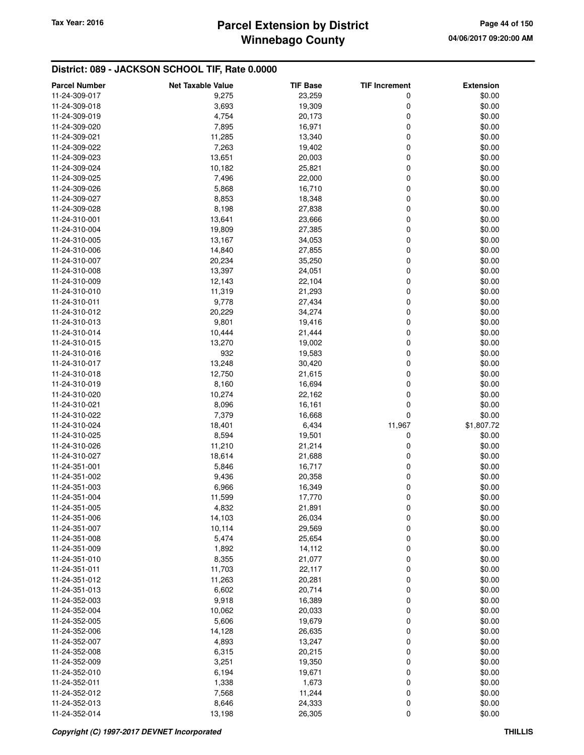## District: 089 - JACKSON SCHOOL TIF, Rate 0.0000

| Parcel Number | Net Taxable Value | TIF Base | TIF Increment | Extension |
|---|---|---|---|---|
| 11-24-309-017 | 9,275 | 23,259 | 0 | $0.00 |
| 11-24-309-018 | 3,693 | 19,309 | 0 | $0.00 |
| 11-24-309-019 | 4,754 | 20,173 | 0 | $0.00 |
| 11-24-309-020 | 7,895 | 16,971 | 0 | $0.00 |
| 11-24-309-021 | 11,285 | 13,340 | 0 | $0.00 |
| 11-24-309-022 | 7,263 | 19,402 | 0 | $0.00 |
| 11-24-309-023 | 13,651 | 20,003 | 0 | $0.00 |
| 11-24-309-024 | 10,182 | 25,821 | 0 | $0.00 |
| 11-24-309-025 | 7,496 | 22,000 | 0 | $0.00 |
| 11-24-309-026 | 5,868 | 16,710 | 0 | $0.00 |
| 11-24-309-027 | 8,853 | 18,348 | 0 | $0.00 |
| 11-24-309-028 | 8,198 | 27,838 | 0 | $0.00 |
| 11-24-310-001 | 13,641 | 23,666 | 0 | $0.00 |
| 11-24-310-004 | 19,809 | 27,385 | 0 | $0.00 |
| 11-24-310-005 | 13,167 | 34,053 | 0 | $0.00 |
| 11-24-310-006 | 14,840 | 27,855 | 0 | $0.00 |
| 11-24-310-007 | 20,234 | 35,250 | 0 | $0.00 |
| 11-24-310-008 | 13,397 | 24,051 | 0 | $0.00 |
| 11-24-310-009 | 12,143 | 22,104 | 0 | $0.00 |
| 11-24-310-010 | 11,319 | 21,293 | 0 | $0.00 |
| 11-24-310-011 | 9,778 | 27,434 | 0 | $0.00 |
| 11-24-310-012 | 20,229 | 34,274 | 0 | $0.00 |
| 11-24-310-013 | 9,801 | 19,416 | 0 | $0.00 |
| 11-24-310-014 | 10,444 | 21,444 | 0 | $0.00 |
| 11-24-310-015 | 13,270 | 19,002 | 0 | $0.00 |
| 11-24-310-016 | 932 | 19,583 | 0 | $0.00 |
| 11-24-310-017 | 13,248 | 30,420 | 0 | $0.00 |
| 11-24-310-018 | 12,750 | 21,615 | 0 | $0.00 |
| 11-24-310-019 | 8,160 | 16,694 | 0 | $0.00 |
| 11-24-310-020 | 10,274 | 22,162 | 0 | $0.00 |
| 11-24-310-021 | 8,096 | 16,161 | 0 | $0.00 |
| 11-24-310-022 | 7,379 | 16,668 | 0 | $0.00 |
| 11-24-310-024 | 18,401 | 6,434 | 11,967 | $1,807.72 |
| 11-24-310-025 | 8,594 | 19,501 | 0 | $0.00 |
| 11-24-310-026 | 11,210 | 21,214 | 0 | $0.00 |
| 11-24-310-027 | 18,614 | 21,688 | 0 | $0.00 |
| 11-24-351-001 | 5,846 | 16,717 | 0 | $0.00 |
| 11-24-351-002 | 9,436 | 20,358 | 0 | $0.00 |
| 11-24-351-003 | 6,966 | 16,349 | 0 | $0.00 |
| 11-24-351-004 | 11,599 | 17,770 | 0 | $0.00 |
| 11-24-351-005 | 4,832 | 21,891 | 0 | $0.00 |
| 11-24-351-006 | 14,103 | 26,034 | 0 | $0.00 |
| 11-24-351-007 | 10,114 | 29,569 | 0 | $0.00 |
| 11-24-351-008 | 5,474 | 25,654 | 0 | $0.00 |
| 11-24-351-009 | 1,892 | 14,112 | 0 | $0.00 |
| 11-24-351-010 | 8,355 | 21,077 | 0 | $0.00 |
| 11-24-351-011 | 11,703 | 22,117 | 0 | $0.00 |
| 11-24-351-012 | 11,263 | 20,281 | 0 | $0.00 |
| 11-24-351-013 | 6,602 | 20,714 | 0 | $0.00 |
| 11-24-352-003 | 9,918 | 16,389 | 0 | $0.00 |
| 11-24-352-004 | 10,062 | 20,033 | 0 | $0.00 |
| 11-24-352-005 | 5,606 | 19,679 | 0 | $0.00 |
| 11-24-352-006 | 14,128 | 26,635 | 0 | $0.00 |
| 11-24-352-007 | 4,893 | 13,247 | 0 | $0.00 |
| 11-24-352-008 | 6,315 | 20,215 | 0 | $0.00 |
| 11-24-352-009 | 3,251 | 19,350 | 0 | $0.00 |
| 11-24-352-010 | 6,194 | 19,671 | 0 | $0.00 |
| 11-24-352-011 | 1,338 | 1,673 | 0 | $0.00 |
| 11-24-352-012 | 7,568 | 11,244 | 0 | $0.00 |
| 11-24-352-013 | 8,646 | 24,333 | 0 | $0.00 |
| 11-24-352-014 | 13,198 | 26,305 | 0 | $0.00 |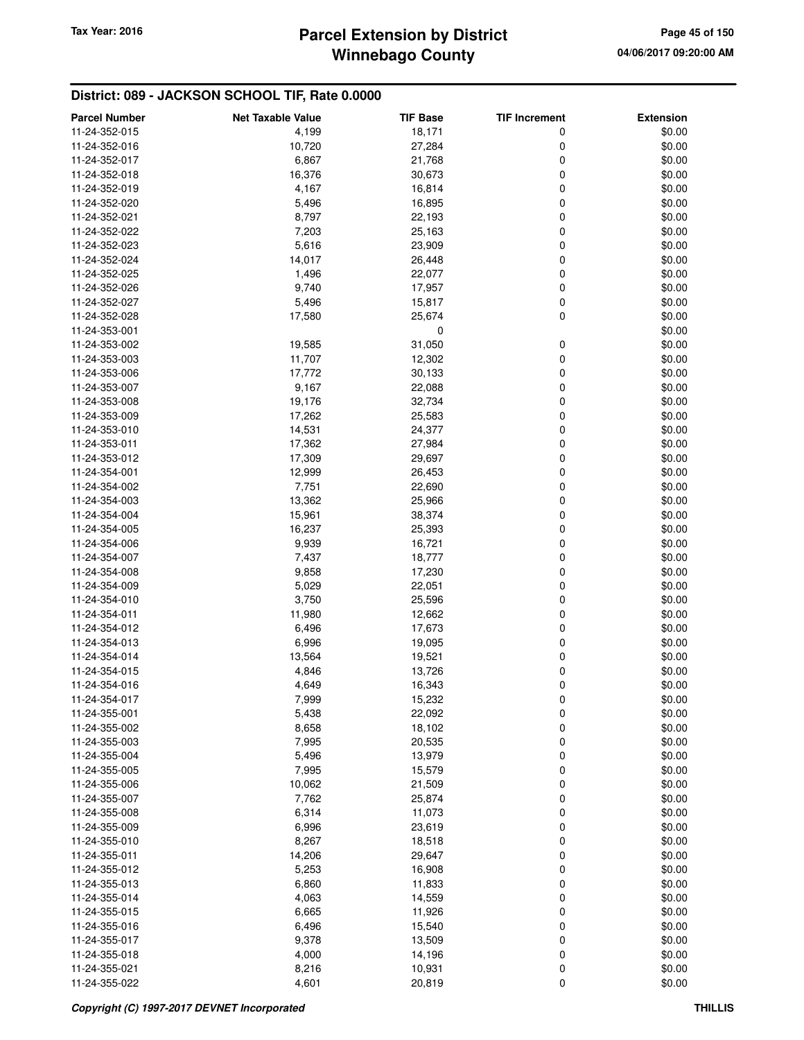## District: 089 - JACKSON SCHOOL TIF, Rate 0.0000

| Parcel Number | Net Taxable Value | TIF Base | TIF Increment | Extension |
|---|---|---|---|---|
| 11-24-352-015 | 4,199 | 18,171 | 0 | $0.00 |
| 11-24-352-016 | 10,720 | 27,284 | 0 | $0.00 |
| 11-24-352-017 | 6,867 | 21,768 | 0 | $0.00 |
| 11-24-352-018 | 16,376 | 30,673 | 0 | $0.00 |
| 11-24-352-019 | 4,167 | 16,814 | 0 | $0.00 |
| 11-24-352-020 | 5,496 | 16,895 | 0 | $0.00 |
| 11-24-352-021 | 8,797 | 22,193 | 0 | $0.00 |
| 11-24-352-022 | 7,203 | 25,163 | 0 | $0.00 |
| 11-24-352-023 | 5,616 | 23,909 | 0 | $0.00 |
| 11-24-352-024 | 14,017 | 26,448 | 0 | $0.00 |
| 11-24-352-025 | 1,496 | 22,077 | 0 | $0.00 |
| 11-24-352-026 | 9,740 | 17,957 | 0 | $0.00 |
| 11-24-352-027 | 5,496 | 15,817 | 0 | $0.00 |
| 11-24-352-028 | 17,580 | 25,674 | 0 | $0.00 |
| 11-24-353-001 | | 0 | | $0.00 |
| 11-24-353-002 | 19,585 | 31,050 | 0 | $0.00 |
| 11-24-353-003 | 11,707 | 12,302 | 0 | $0.00 |
| 11-24-353-006 | 17,772 | 30,133 | 0 | $0.00 |
| 11-24-353-007 | 9,167 | 22,088 | 0 | $0.00 |
| 11-24-353-008 | 19,176 | 32,734 | 0 | $0.00 |
| 11-24-353-009 | 17,262 | 25,583 | 0 | $0.00 |
| 11-24-353-010 | 14,531 | 24,377 | 0 | $0.00 |
| 11-24-353-011 | 17,362 | 27,984 | 0 | $0.00 |
| 11-24-353-012 | 17,309 | 29,697 | 0 | $0.00 |
| 11-24-354-001 | 12,999 | 26,453 | 0 | $0.00 |
| 11-24-354-002 | 7,751 | 22,690 | 0 | $0.00 |
| 11-24-354-003 | 13,362 | 25,966 | 0 | $0.00 |
| 11-24-354-004 | 15,961 | 38,374 | 0 | $0.00 |
| 11-24-354-005 | 16,237 | 25,393 | 0 | $0.00 |
| 11-24-354-006 | 9,939 | 16,721 | 0 | $0.00 |
| 11-24-354-007 | 7,437 | 18,777 | 0 | $0.00 |
| 11-24-354-008 | 9,858 | 17,230 | 0 | $0.00 |
| 11-24-354-009 | 5,029 | 22,051 | 0 | $0.00 |
| 11-24-354-010 | 3,750 | 25,596 | 0 | $0.00 |
| 11-24-354-011 | 11,980 | 12,662 | 0 | $0.00 |
| 11-24-354-012 | 6,496 | 17,673 | 0 | $0.00 |
| 11-24-354-013 | 6,996 | 19,095 | 0 | $0.00 |
| 11-24-354-014 | 13,564 | 19,521 | 0 | $0.00 |
| 11-24-354-015 | 4,846 | 13,726 | 0 | $0.00 |
| 11-24-354-016 | 4,649 | 16,343 | 0 | $0.00 |
| 11-24-354-017 | 7,999 | 15,232 | 0 | $0.00 |
| 11-24-355-001 | 5,438 | 22,092 | 0 | $0.00 |
| 11-24-355-002 | 8,658 | 18,102 | 0 | $0.00 |
| 11-24-355-003 | 7,995 | 20,535 | 0 | $0.00 |
| 11-24-355-004 | 5,496 | 13,979 | 0 | $0.00 |
| 11-24-355-005 | 7,995 | 15,579 | 0 | $0.00 |
| 11-24-355-006 | 10,062 | 21,509 | 0 | $0.00 |
| 11-24-355-007 | 7,762 | 25,874 | 0 | $0.00 |
| 11-24-355-008 | 6,314 | 11,073 | 0 | $0.00 |
| 11-24-355-009 | 6,996 | 23,619 | 0 | $0.00 |
| 11-24-355-010 | 8,267 | 18,518 | 0 | $0.00 |
| 11-24-355-011 | 14,206 | 29,647 | 0 | $0.00 |
| 11-24-355-012 | 5,253 | 16,908 | 0 | $0.00 |
| 11-24-355-013 | 6,860 | 11,833 | 0 | $0.00 |
| 11-24-355-014 | 4,063 | 14,559 | 0 | $0.00 |
| 11-24-355-015 | 6,665 | 11,926 | 0 | $0.00 |
| 11-24-355-016 | 6,496 | 15,540 | 0 | $0.00 |
| 11-24-355-017 | 9,378 | 13,509 | 0 | $0.00 |
| 11-24-355-018 | 4,000 | 14,196 | 0 | $0.00 |
| 11-24-355-021 | 8,216 | 10,931 | 0 | $0.00 |
| 11-24-355-022 | 4,601 | 20,819 | 0 | $0.00 |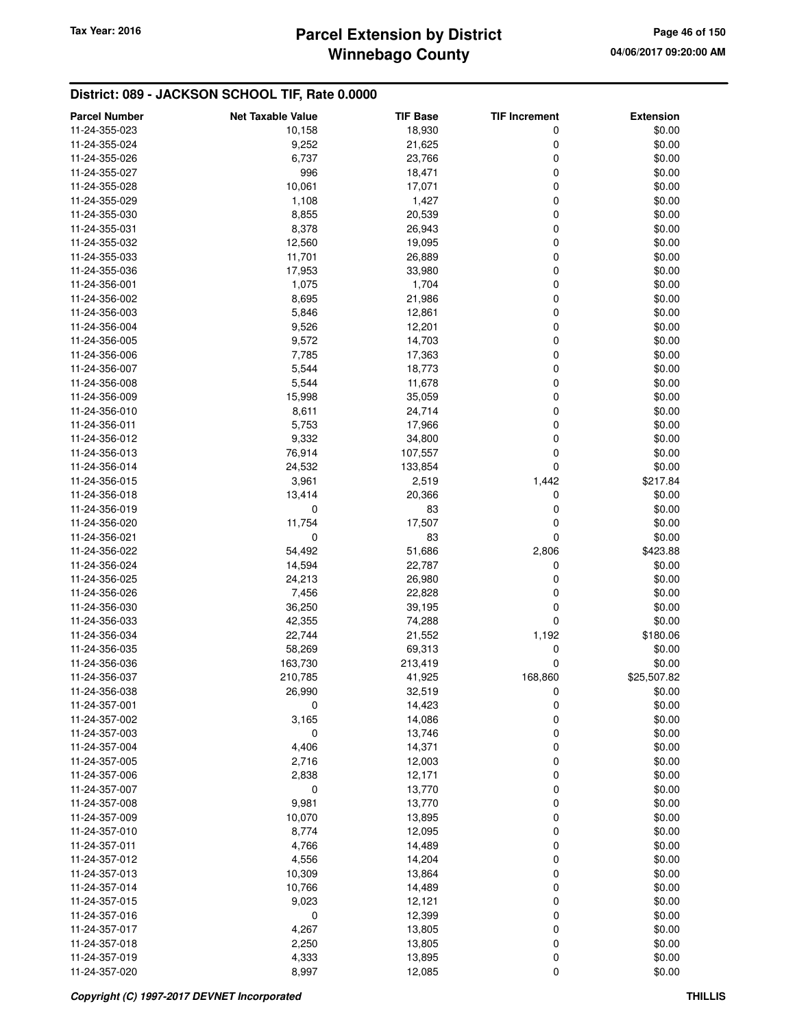## District: 089 - JACKSON SCHOOL TIF, Rate 0.0000

| Parcel Number | Net Taxable Value | TIF Base | TIF Increment | Extension |
|---|---|---|---|---|
| 11-24-355-023 | 10,158 | 18,930 | 0 | $0.00 |
| 11-24-355-024 | 9,252 | 21,625 | 0 | $0.00 |
| 11-24-355-026 | 6,737 | 23,766 | 0 | $0.00 |
| 11-24-355-027 | 996 | 18,471 | 0 | $0.00 |
| 11-24-355-028 | 10,061 | 17,071 | 0 | $0.00 |
| 11-24-355-029 | 1,108 | 1,427 | 0 | $0.00 |
| 11-24-355-030 | 8,855 | 20,539 | 0 | $0.00 |
| 11-24-355-031 | 8,378 | 26,943 | 0 | $0.00 |
| 11-24-355-032 | 12,560 | 19,095 | 0 | $0.00 |
| 11-24-355-033 | 11,701 | 26,889 | 0 | $0.00 |
| 11-24-355-036 | 17,953 | 33,980 | 0 | $0.00 |
| 11-24-356-001 | 1,075 | 1,704 | 0 | $0.00 |
| 11-24-356-002 | 8,695 | 21,986 | 0 | $0.00 |
| 11-24-356-003 | 5,846 | 12,861 | 0 | $0.00 |
| 11-24-356-004 | 9,526 | 12,201 | 0 | $0.00 |
| 11-24-356-005 | 9,572 | 14,703 | 0 | $0.00 |
| 11-24-356-006 | 7,785 | 17,363 | 0 | $0.00 |
| 11-24-356-007 | 5,544 | 18,773 | 0 | $0.00 |
| 11-24-356-008 | 5,544 | 11,678 | 0 | $0.00 |
| 11-24-356-009 | 15,998 | 35,059 | 0 | $0.00 |
| 11-24-356-010 | 8,611 | 24,714 | 0 | $0.00 |
| 11-24-356-011 | 5,753 | 17,966 | 0 | $0.00 |
| 11-24-356-012 | 9,332 | 34,800 | 0 | $0.00 |
| 11-24-356-013 | 76,914 | 107,557 | 0 | $0.00 |
| 11-24-356-014 | 24,532 | 133,854 | 0 | $0.00 |
| 11-24-356-015 | 3,961 | 2,519 | 1,442 | $217.84 |
| 11-24-356-018 | 13,414 | 20,366 | 0 | $0.00 |
| 11-24-356-019 | 0 | 83 | 0 | $0.00 |
| 11-24-356-020 | 11,754 | 17,507 | 0 | $0.00 |
| 11-24-356-021 | 0 | 83 | 0 | $0.00 |
| 11-24-356-022 | 54,492 | 51,686 | 2,806 | $423.88 |
| 11-24-356-024 | 14,594 | 22,787 | 0 | $0.00 |
| 11-24-356-025 | 24,213 | 26,980 | 0 | $0.00 |
| 11-24-356-026 | 7,456 | 22,828 | 0 | $0.00 |
| 11-24-356-030 | 36,250 | 39,195 | 0 | $0.00 |
| 11-24-356-033 | 42,355 | 74,288 | 0 | $0.00 |
| 11-24-356-034 | 22,744 | 21,552 | 1,192 | $180.06 |
| 11-24-356-035 | 58,269 | 69,313 | 0 | $0.00 |
| 11-24-356-036 | 163,730 | 213,419 | 0 | $0.00 |
| 11-24-356-037 | 210,785 | 41,925 | 168,860 | $25,507.82 |
| 11-24-356-038 | 26,990 | 32,519 | 0 | $0.00 |
| 11-24-357-001 | 0 | 14,423 | 0 | $0.00 |
| 11-24-357-002 | 3,165 | 14,086 | 0 | $0.00 |
| 11-24-357-003 | 0 | 13,746 | 0 | $0.00 |
| 11-24-357-004 | 4,406 | 14,371 | 0 | $0.00 |
| 11-24-357-005 | 2,716 | 12,003 | 0 | $0.00 |
| 11-24-357-006 | 2,838 | 12,171 | 0 | $0.00 |
| 11-24-357-007 | 0 | 13,770 | 0 | $0.00 |
| 11-24-357-008 | 9,981 | 13,770 | 0 | $0.00 |
| 11-24-357-009 | 10,070 | 13,895 | 0 | $0.00 |
| 11-24-357-010 | 8,774 | 12,095 | 0 | $0.00 |
| 11-24-357-011 | 4,766 | 14,489 | 0 | $0.00 |
| 11-24-357-012 | 4,556 | 14,204 | 0 | $0.00 |
| 11-24-357-013 | 10,309 | 13,864 | 0 | $0.00 |
| 11-24-357-014 | 10,766 | 14,489 | 0 | $0.00 |
| 11-24-357-015 | 9,023 | 12,121 | 0 | $0.00 |
| 11-24-357-016 | 0 | 12,399 | 0 | $0.00 |
| 11-24-357-017 | 4,267 | 13,805 | 0 | $0.00 |
| 11-24-357-018 | 2,250 | 13,805 | 0 | $0.00 |
| 11-24-357-019 | 4,333 | 13,895 | 0 | $0.00 |
| 11-24-357-020 | 8,997 | 12,085 | 0 | $0.00 |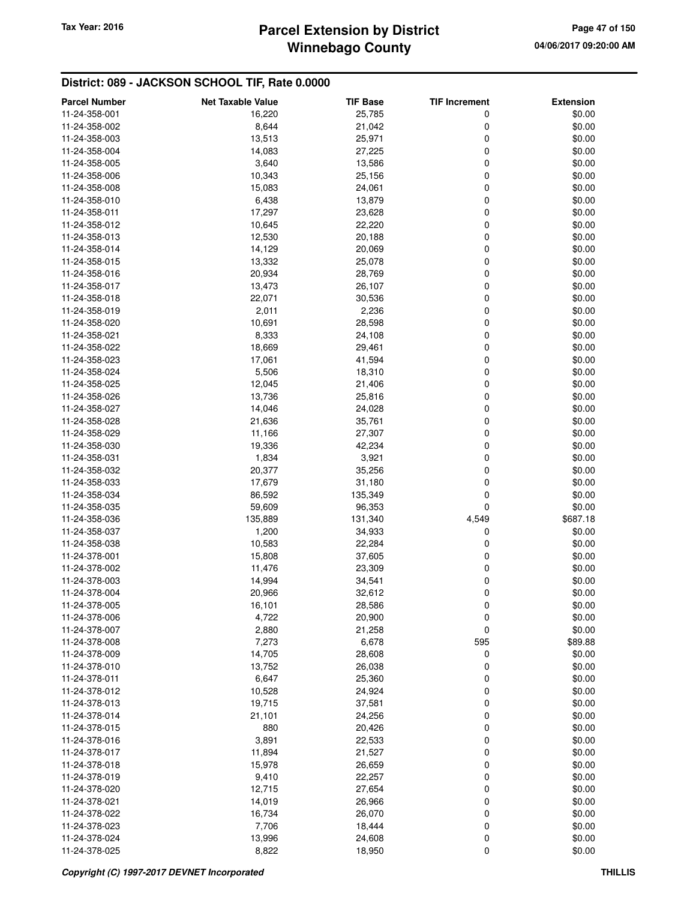## District: 089 - JACKSON SCHOOL TIF, Rate 0.0000

| Parcel Number | Net Taxable Value | TIF Base | TIF Increment | Extension |
|---|---|---|---|---|
| 11-24-358-001 | 16,220 | 25,785 | 0 | $0.00 |
| 11-24-358-002 | 8,644 | 21,042 | 0 | $0.00 |
| 11-24-358-003 | 13,513 | 25,971 | 0 | $0.00 |
| 11-24-358-004 | 14,083 | 27,225 | 0 | $0.00 |
| 11-24-358-005 | 3,640 | 13,586 | 0 | $0.00 |
| 11-24-358-006 | 10,343 | 25,156 | 0 | $0.00 |
| 11-24-358-008 | 15,083 | 24,061 | 0 | $0.00 |
| 11-24-358-010 | 6,438 | 13,879 | 0 | $0.00 |
| 11-24-358-011 | 17,297 | 23,628 | 0 | $0.00 |
| 11-24-358-012 | 10,645 | 22,220 | 0 | $0.00 |
| 11-24-358-013 | 12,530 | 20,188 | 0 | $0.00 |
| 11-24-358-014 | 14,129 | 20,069 | 0 | $0.00 |
| 11-24-358-015 | 13,332 | 25,078 | 0 | $0.00 |
| 11-24-358-016 | 20,934 | 28,769 | 0 | $0.00 |
| 11-24-358-017 | 13,473 | 26,107 | 0 | $0.00 |
| 11-24-358-018 | 22,071 | 30,536 | 0 | $0.00 |
| 11-24-358-019 | 2,011 | 2,236 | 0 | $0.00 |
| 11-24-358-020 | 10,691 | 28,598 | 0 | $0.00 |
| 11-24-358-021 | 8,333 | 24,108 | 0 | $0.00 |
| 11-24-358-022 | 18,669 | 29,461 | 0 | $0.00 |
| 11-24-358-023 | 17,061 | 41,594 | 0 | $0.00 |
| 11-24-358-024 | 5,506 | 18,310 | 0 | $0.00 |
| 11-24-358-025 | 12,045 | 21,406 | 0 | $0.00 |
| 11-24-358-026 | 13,736 | 25,816 | 0 | $0.00 |
| 11-24-358-027 | 14,046 | 24,028 | 0 | $0.00 |
| 11-24-358-028 | 21,636 | 35,761 | 0 | $0.00 |
| 11-24-358-029 | 11,166 | 27,307 | 0 | $0.00 |
| 11-24-358-030 | 19,336 | 42,234 | 0 | $0.00 |
| 11-24-358-031 | 1,834 | 3,921 | 0 | $0.00 |
| 11-24-358-032 | 20,377 | 35,256 | 0 | $0.00 |
| 11-24-358-033 | 17,679 | 31,180 | 0 | $0.00 |
| 11-24-358-034 | 86,592 | 135,349 | 0 | $0.00 |
| 11-24-358-035 | 59,609 | 96,353 | 0 | $0.00 |
| 11-24-358-036 | 135,889 | 131,340 | 4,549 | $687.18 |
| 11-24-358-037 | 1,200 | 34,933 | 0 | $0.00 |
| 11-24-358-038 | 10,583 | 22,284 | 0 | $0.00 |
| 11-24-378-001 | 15,808 | 37,605 | 0 | $0.00 |
| 11-24-378-002 | 11,476 | 23,309 | 0 | $0.00 |
| 11-24-378-003 | 14,994 | 34,541 | 0 | $0.00 |
| 11-24-378-004 | 20,966 | 32,612 | 0 | $0.00 |
| 11-24-378-005 | 16,101 | 28,586 | 0 | $0.00 |
| 11-24-378-006 | 4,722 | 20,900 | 0 | $0.00 |
| 11-24-378-007 | 2,880 | 21,258 | 0 | $0.00 |
| 11-24-378-008 | 7,273 | 6,678 | 595 | $89.88 |
| 11-24-378-009 | 14,705 | 28,608 | 0 | $0.00 |
| 11-24-378-010 | 13,752 | 26,038 | 0 | $0.00 |
| 11-24-378-011 | 6,647 | 25,360 | 0 | $0.00 |
| 11-24-378-012 | 10,528 | 24,924 | 0 | $0.00 |
| 11-24-378-013 | 19,715 | 37,581 | 0 | $0.00 |
| 11-24-378-014 | 21,101 | 24,256 | 0 | $0.00 |
| 11-24-378-015 | 880 | 20,426 | 0 | $0.00 |
| 11-24-378-016 | 3,891 | 22,533 | 0 | $0.00 |
| 11-24-378-017 | 11,894 | 21,527 | 0 | $0.00 |
| 11-24-378-018 | 15,978 | 26,659 | 0 | $0.00 |
| 11-24-378-019 | 9,410 | 22,257 | 0 | $0.00 |
| 11-24-378-020 | 12,715 | 27,654 | 0 | $0.00 |
| 11-24-378-021 | 14,019 | 26,966 | 0 | $0.00 |
| 11-24-378-022 | 16,734 | 26,070 | 0 | $0.00 |
| 11-24-378-023 | 7,706 | 18,444 | 0 | $0.00 |
| 11-24-378-024 | 13,996 | 24,608 | 0 | $0.00 |
| 11-24-378-025 | 8,822 | 18,950 | 0 | $0.00 |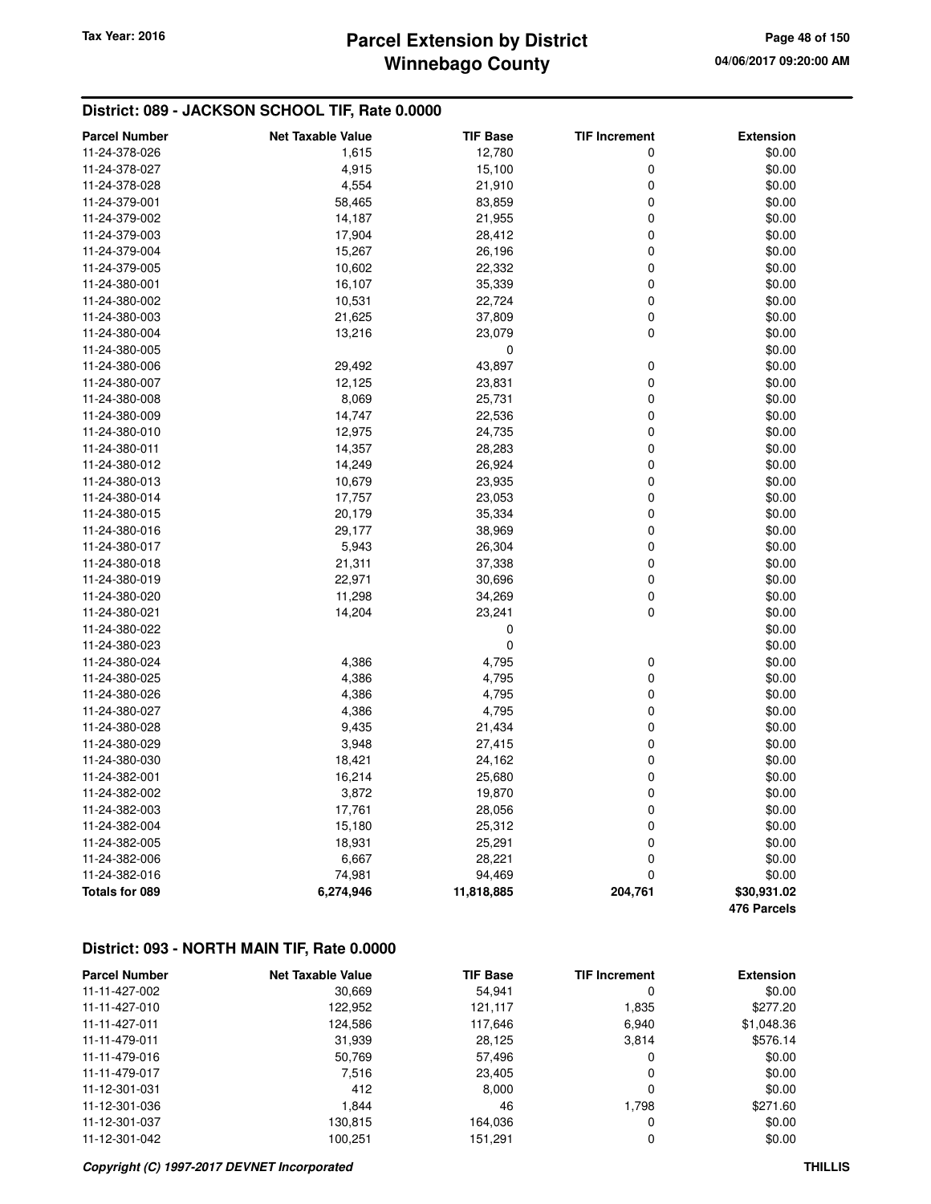## District: 089 - JACKSON SCHOOL TIF, Rate 0.0000

| Parcel Number | Net Taxable Value | TIF Base | TIF Increment | Extension |
|---|---|---|---|---|
| 11-24-378-026 | 1,615 | 12,780 | 0 | $0.00 |
| 11-24-378-027 | 4,915 | 15,100 | 0 | $0.00 |
| 11-24-378-028 | 4,554 | 21,910 | 0 | $0.00 |
| 11-24-379-001 | 58,465 | 83,859 | 0 | $0.00 |
| 11-24-379-002 | 14,187 | 21,955 | 0 | $0.00 |
| 11-24-379-003 | 17,904 | 28,412 | 0 | $0.00 |
| 11-24-379-004 | 15,267 | 26,196 | 0 | $0.00 |
| 11-24-379-005 | 10,602 | 22,332 | 0 | $0.00 |
| 11-24-380-001 | 16,107 | 35,339 | 0 | $0.00 |
| 11-24-380-002 | 10,531 | 22,724 | 0 | $0.00 |
| 11-24-380-003 | 21,625 | 37,809 | 0 | $0.00 |
| 11-24-380-004 | 13,216 | 23,079 | 0 | $0.00 |
| 11-24-380-005 | | 0 | | $0.00 |
| 11-24-380-006 | 29,492 | 43,897 | 0 | $0.00 |
| 11-24-380-007 | 12,125 | 23,831 | 0 | $0.00 |
| 11-24-380-008 | 8,069 | 25,731 | 0 | $0.00 |
| 11-24-380-009 | 14,747 | 22,536 | 0 | $0.00 |
| 11-24-380-010 | 12,975 | 24,735 | 0 | $0.00 |
| 11-24-380-011 | 14,357 | 28,283 | 0 | $0.00 |
| 11-24-380-012 | 14,249 | 26,924 | 0 | $0.00 |
| 11-24-380-013 | 10,679 | 23,935 | 0 | $0.00 |
| 11-24-380-014 | 17,757 | 23,053 | 0 | $0.00 |
| 11-24-380-015 | 20,179 | 35,334 | 0 | $0.00 |
| 11-24-380-016 | 29,177 | 38,969 | 0 | $0.00 |
| 11-24-380-017 | 5,943 | 26,304 | 0 | $0.00 |
| 11-24-380-018 | 21,311 | 37,338 | 0 | $0.00 |
| 11-24-380-019 | 22,971 | 30,696 | 0 | $0.00 |
| 11-24-380-020 | 11,298 | 34,269 | 0 | $0.00 |
| 11-24-380-021 | 14,204 | 23,241 | 0 | $0.00 |
| 11-24-380-022 | | 0 | | $0.00 |
| 11-24-380-023 | | 0 | | $0.00 |
| 11-24-380-024 | 4,386 | 4,795 | 0 | $0.00 |
| 11-24-380-025 | 4,386 | 4,795 | 0 | $0.00 |
| 11-24-380-026 | 4,386 | 4,795 | 0 | $0.00 |
| 11-24-380-027 | 4,386 | 4,795 | 0 | $0.00 |
| 11-24-380-028 | 9,435 | 21,434 | 0 | $0.00 |
| 11-24-380-029 | 3,948 | 27,415 | 0 | $0.00 |
| 11-24-380-030 | 18,421 | 24,162 | 0 | $0.00 |
| 11-24-382-001 | 16,214 | 25,680 | 0 | $0.00 |
| 11-24-382-002 | 3,872 | 19,870 | 0 | $0.00 |
| 11-24-382-003 | 17,761 | 28,056 | 0 | $0.00 |
| 11-24-382-004 | 15,180 | 25,312 | 0 | $0.00 |
| 11-24-382-005 | 18,931 | 25,291 | 0 | $0.00 |
| 11-24-382-006 | 6,667 | 28,221 | 0 | $0.00 |
| 11-24-382-016 | 74,981 | 94,469 | 0 | $0.00 |
| **Totals for 089** | **6,274,946** | **11,818,885** | **204,761** | **$30,931.02** |
| | | | | **476 Parcels** |

## District: 093 - NORTH MAIN TIF, Rate 0.0000

| Parcel Number | Net Taxable Value | TIF Base | TIF Increment | Extension |
|---|---|---|---|---|
| 11-11-427-002 | 30,669 | 54,941 | 0 | $0.00 |
| 11-11-427-010 | 122,952 | 121,117 | 1,835 | $277.20 |
| 11-11-427-011 | 124,586 | 117,646 | 6,940 | $1,048.36 |
| 11-11-479-011 | 31,939 | 28,125 | 3,814 | $576.14 |
| 11-11-479-016 | 50,769 | 57,496 | 0 | $0.00 |
| 11-11-479-017 | 7,516 | 23,405 | 0 | $0.00 |
| 11-12-301-031 | 412 | 8,000 | 0 | $0.00 |
| 11-12-301-036 | 1,844 | 46 | 1,798 | $271.60 |
| 11-12-301-037 | 130,815 | 164,036 | 0 | $0.00 |
| 11-12-301-042 | 100,251 | 151,291 | 0 | $0.00 |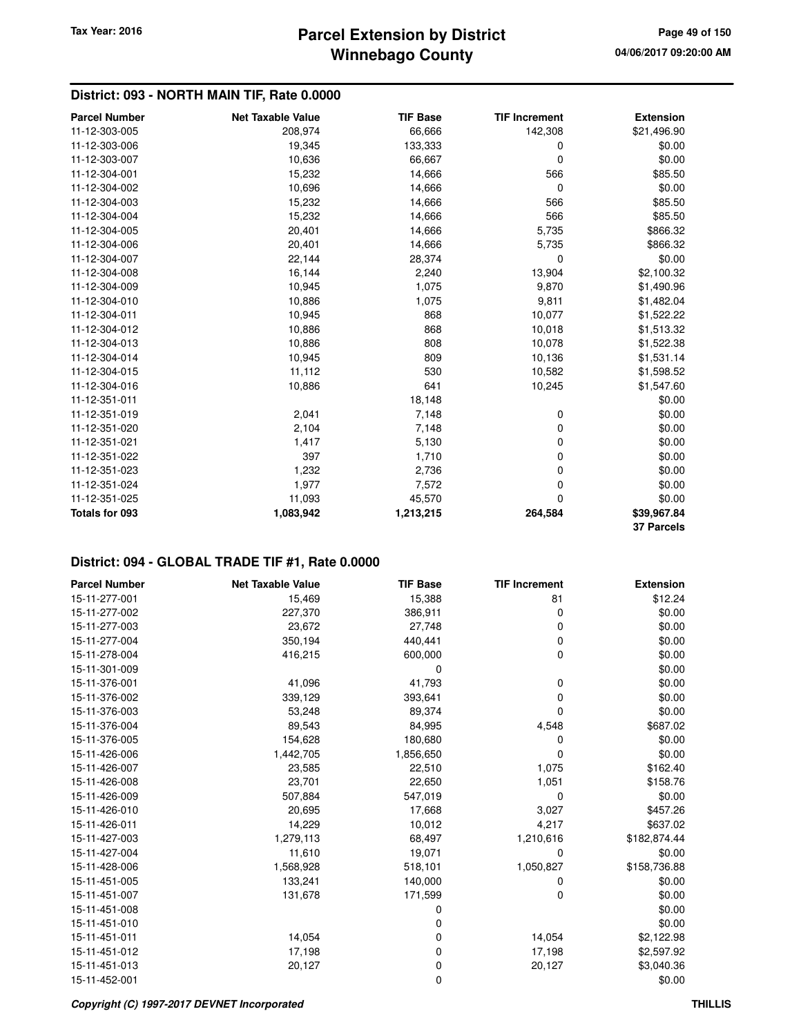## District: 093 - NORTH MAIN TIF, Rate 0.0000

| Parcel Number | Net Taxable Value | TIF Base | TIF Increment | Extension |
|---|---|---|---|---|
| 11-12-303-005 | 208,974 | 66,666 | 142,308 | $21,496.90 |
| 11-12-303-006 | 19,345 | 133,333 | 0 | $0.00 |
| 11-12-303-007 | 10,636 | 66,667 | 0 | $0.00 |
| 11-12-304-001 | 15,232 | 14,666 | 566 | $85.50 |
| 11-12-304-002 | 10,696 | 14,666 | 0 | $0.00 |
| 11-12-304-003 | 15,232 | 14,666 | 566 | $85.50 |
| 11-12-304-004 | 15,232 | 14,666 | 566 | $85.50 |
| 11-12-304-005 | 20,401 | 14,666 | 5,735 | $866.32 |
| 11-12-304-006 | 20,401 | 14,666 | 5,735 | $866.32 |
| 11-12-304-007 | 22,144 | 28,374 | 0 | $0.00 |
| 11-12-304-008 | 16,144 | 2,240 | 13,904 | $2,100.32 |
| 11-12-304-009 | 10,945 | 1,075 | 9,870 | $1,490.96 |
| 11-12-304-010 | 10,886 | 1,075 | 9,811 | $1,482.04 |
| 11-12-304-011 | 10,945 | 868 | 10,077 | $1,522.22 |
| 11-12-304-012 | 10,886 | 868 | 10,018 | $1,513.32 |
| 11-12-304-013 | 10,886 | 808 | 10,078 | $1,522.38 |
| 11-12-304-014 | 10,945 | 809 | 10,136 | $1,531.14 |
| 11-12-304-015 | 11,112 | 530 | 10,582 | $1,598.52 |
| 11-12-304-016 | 10,886 | 641 | 10,245 | $1,547.60 |
| 11-12-351-011 | | 18,148 | | $0.00 |
| 11-12-351-019 | 2,041 | 7,148 | 0 | $0.00 |
| 11-12-351-020 | 2,104 | 7,148 | 0 | $0.00 |
| 11-12-351-021 | 1,417 | 5,130 | 0 | $0.00 |
| 11-12-351-022 | 397 | 1,710 | 0 | $0.00 |
| 11-12-351-023 | 1,232 | 2,736 | 0 | $0.00 |
| 11-12-351-024 | 1,977 | 7,572 | 0 | $0.00 |
| 11-12-351-025 | 11,093 | 45,570 | 0 | $0.00 |
| **Totals for 093** | **1,083,942** | **1,213,215** | **264,584** | **$39,967.84** |
| | | | | **37 Parcels** |

## District: 094 - GLOBAL TRADE TIF #1, Rate 0.0000

| Parcel Number | Net Taxable Value | TIF Base | TIF Increment | Extension |
|---|---|---|---|---|
| 15-11-277-001 | 15,469 | 15,388 | 81 | $12.24 |
| 15-11-277-002 | 227,370 | 386,911 | 0 | $0.00 |
| 15-11-277-003 | 23,672 | 27,748 | 0 | $0.00 |
| 15-11-277-004 | 350,194 | 440,441 | 0 | $0.00 |
| 15-11-278-004 | 416,215 | 600,000 | 0 | $0.00 |
| 15-11-301-009 | | 0 | | $0.00 |
| 15-11-376-001 | 41,096 | 41,793 | 0 | $0.00 |
| 15-11-376-002 | 339,129 | 393,641 | 0 | $0.00 |
| 15-11-376-003 | 53,248 | 89,374 | 0 | $0.00 |
| 15-11-376-004 | 89,543 | 84,995 | 4,548 | $687.02 |
| 15-11-376-005 | 154,628 | 180,680 | 0 | $0.00 |
| 15-11-426-006 | 1,442,705 | 1,856,650 | 0 | $0.00 |
| 15-11-426-007 | 23,585 | 22,510 | 1,075 | $162.40 |
| 15-11-426-008 | 23,701 | 22,650 | 1,051 | $158.76 |
| 15-11-426-009 | 507,884 | 547,019 | 0 | $0.00 |
| 15-11-426-010 | 20,695 | 17,668 | 3,027 | $457.26 |
| 15-11-426-011 | 14,229 | 10,012 | 4,217 | $637.02 |
| 15-11-427-003 | 1,279,113 | 68,497 | 1,210,616 | $182,874.44 |
| 15-11-427-004 | 11,610 | 19,071 | 0 | $0.00 |
| 15-11-428-006 | 1,568,928 | 518,101 | 1,050,827 | $158,736.88 |
| 15-11-451-005 | 133,241 | 140,000 | 0 | $0.00 |
| 15-11-451-007 | 131,678 | 171,599 | 0 | $0.00 |
| 15-11-451-008 | | 0 | | $0.00 |
| 15-11-451-010 | | 0 | | $0.00 |
| 15-11-451-011 | 14,054 | 0 | 14,054 | $2,122.98 |
| 15-11-451-012 | 17,198 | 0 | 17,198 | $2,597.92 |
| 15-11-451-013 | 20,127 | 0 | 20,127 | $3,040.36 |
| 15-11-452-001 | | 0 | | $0.00 |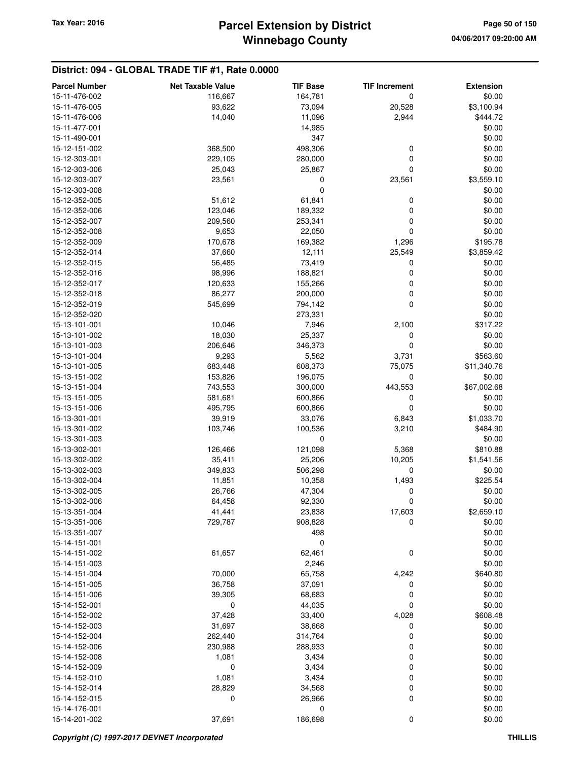## District: 094 - GLOBAL TRADE TIF #1, Rate 0.0000

| Parcel Number | Net Taxable Value | TIF Base | TIF Increment | Extension |
|---|---|---|---|---|
| 15-11-476-002 | 116,667 | 164,781 | 0 | $0.00 |
| 15-11-476-005 | 93,622 | 73,094 | 20,528 | $3,100.94 |
| 15-11-476-006 | 14,040 | 11,096 | 2,944 | $444.72 |
| 15-11-477-001 | | 14,985 | | $0.00 |
| 15-11-490-001 | | 347 | | $0.00 |
| 15-12-151-002 | 368,500 | 498,306 | 0 | $0.00 |
| 15-12-303-001 | 229,105 | 280,000 | 0 | $0.00 |
| 15-12-303-006 | 25,043 | 25,867 | 0 | $0.00 |
| 15-12-303-007 | 23,561 | 0 | 23,561 | $3,559.10 |
| 15-12-303-008 | | 0 | | $0.00 |
| 15-12-352-005 | 51,612 | 61,841 | 0 | $0.00 |
| 15-12-352-006 | 123,046 | 189,332 | 0 | $0.00 |
| 15-12-352-007 | 209,560 | 253,341 | 0 | $0.00 |
| 15-12-352-008 | 9,653 | 22,050 | 0 | $0.00 |
| 15-12-352-009 | 170,678 | 169,382 | 1,296 | $195.78 |
| 15-12-352-014 | 37,660 | 12,111 | 25,549 | $3,859.42 |
| 15-12-352-015 | 56,485 | 73,419 | 0 | $0.00 |
| 15-12-352-016 | 98,996 | 188,821 | 0 | $0.00 |
| 15-12-352-017 | 120,633 | 155,266 | 0 | $0.00 |
| 15-12-352-018 | 86,277 | 200,000 | 0 | $0.00 |
| 15-12-352-019 | 545,699 | 794,142 | 0 | $0.00 |
| 15-12-352-020 | | 273,331 | | $0.00 |
| 15-13-101-001 | 10,046 | 7,946 | 2,100 | $317.22 |
| 15-13-101-002 | 18,030 | 25,337 | 0 | $0.00 |
| 15-13-101-003 | 206,646 | 346,373 | 0 | $0.00 |
| 15-13-101-004 | 9,293 | 5,562 | 3,731 | $563.60 |
| 15-13-101-005 | 683,448 | 608,373 | 75,075 | $11,340.76 |
| 15-13-151-002 | 153,826 | 196,075 | 0 | $0.00 |
| 15-13-151-004 | 743,553 | 300,000 | 443,553 | $67,002.68 |
| 15-13-151-005 | 581,681 | 600,866 | 0 | $0.00 |
| 15-13-151-006 | 495,795 | 600,866 | 0 | $0.00 |
| 15-13-301-001 | 39,919 | 33,076 | 6,843 | $1,033.70 |
| 15-13-301-002 | 103,746 | 100,536 | 3,210 | $484.90 |
| 15-13-301-003 | | 0 | | $0.00 |
| 15-13-302-001 | 126,466 | 121,098 | 5,368 | $810.88 |
| 15-13-302-002 | 35,411 | 25,206 | 10,205 | $1,541.56 |
| 15-13-302-003 | 349,833 | 506,298 | 0 | $0.00 |
| 15-13-302-004 | 11,851 | 10,358 | 1,493 | $225.54 |
| 15-13-302-005 | 26,766 | 47,304 | 0 | $0.00 |
| 15-13-302-006 | 64,458 | 92,330 | 0 | $0.00 |
| 15-13-351-004 | 41,441 | 23,838 | 17,603 | $2,659.10 |
| 15-13-351-006 | 729,787 | 908,828 | 0 | $0.00 |
| 15-13-351-007 | | 498 | | $0.00 |
| 15-14-151-001 | | 0 | | $0.00 |
| 15-14-151-002 | 61,657 | 62,461 | 0 | $0.00 |
| 15-14-151-003 | | 2,246 | | $0.00 |
| 15-14-151-004 | 70,000 | 65,758 | 4,242 | $640.80 |
| 15-14-151-005 | 36,758 | 37,091 | 0 | $0.00 |
| 15-14-151-006 | 39,305 | 68,683 | 0 | $0.00 |
| 15-14-152-001 | 0 | 44,035 | 0 | $0.00 |
| 15-14-152-002 | 37,428 | 33,400 | 4,028 | $608.48 |
| 15-14-152-003 | 31,697 | 38,668 | 0 | $0.00 |
| 15-14-152-004 | 262,440 | 314,764 | 0 | $0.00 |
| 15-14-152-006 | 230,988 | 288,933 | 0 | $0.00 |
| 15-14-152-008 | 1,081 | 3,434 | 0 | $0.00 |
| 15-14-152-009 | 0 | 3,434 | 0 | $0.00 |
| 15-14-152-010 | 1,081 | 3,434 | 0 | $0.00 |
| 15-14-152-014 | 28,829 | 34,568 | 0 | $0.00 |
| 15-14-152-015 | 0 | 26,966 | 0 | $0.00 |
| 15-14-176-001 | | 0 | | $0.00 |
| 15-14-201-002 | 37,691 | 186,698 | 0 | $0.00 |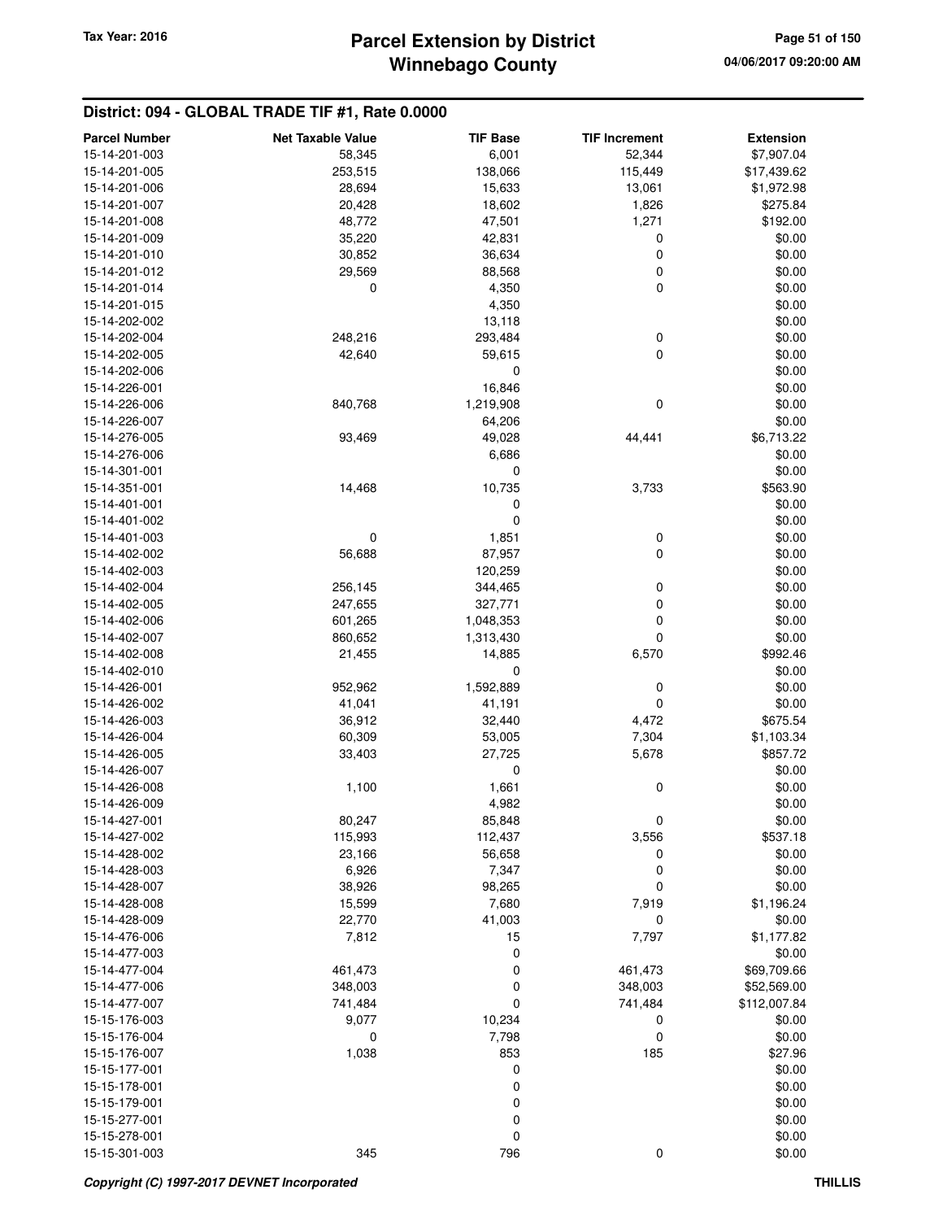## District: 094 - GLOBAL TRADE TIF #1, Rate 0.0000

| Parcel Number | Net Taxable Value | TIF Base | TIF Increment | Extension |
|---|---|---|---|---|
| 15-14-201-003 | 58,345 | 6,001 | 52,344 | $7,907.04 |
| 15-14-201-005 | 253,515 | 138,066 | 115,449 | $17,439.62 |
| 15-14-201-006 | 28,694 | 15,633 | 13,061 | $1,972.98 |
| 15-14-201-007 | 20,428 | 18,602 | 1,826 | $275.84 |
| 15-14-201-008 | 48,772 | 47,501 | 1,271 | $192.00 |
| 15-14-201-009 | 35,220 | 42,831 | 0 | $0.00 |
| 15-14-201-010 | 30,852 | 36,634 | 0 | $0.00 |
| 15-14-201-012 | 29,569 | 88,568 | 0 | $0.00 |
| 15-14-201-014 | 0 | 4,350 | 0 | $0.00 |
| 15-14-201-015 | | 4,350 | | $0.00 |
| 15-14-202-002 | | 13,118 | | $0.00 |
| 15-14-202-004 | 248,216 | 293,484 | 0 | $0.00 |
| 15-14-202-005 | 42,640 | 59,615 | 0 | $0.00 |
| 15-14-202-006 | | 0 | | $0.00 |
| 15-14-226-001 | | 16,846 | | $0.00 |
| 15-14-226-006 | 840,768 | 1,219,908 | 0 | $0.00 |
| 15-14-226-007 | | 64,206 | | $0.00 |
| 15-14-276-005 | 93,469 | 49,028 | 44,441 | $6,713.22 |
| 15-14-276-006 | | 6,686 | | $0.00 |
| 15-14-301-001 | | 0 | | $0.00 |
| 15-14-351-001 | 14,468 | 10,735 | 3,733 | $563.90 |
| 15-14-401-001 | | 0 | | $0.00 |
| 15-14-401-002 | | 0 | | $0.00 |
| 15-14-401-003 | 0 | 1,851 | 0 | $0.00 |
| 15-14-402-002 | 56,688 | 87,957 | 0 | $0.00 |
| 15-14-402-003 | | 120,259 | | $0.00 |
| 15-14-402-004 | 256,145 | 344,465 | 0 | $0.00 |
| 15-14-402-005 | 247,655 | 327,771 | 0 | $0.00 |
| 15-14-402-006 | 601,265 | 1,048,353 | 0 | $0.00 |
| 15-14-402-007 | 860,652 | 1,313,430 | 0 | $0.00 |
| 15-14-402-008 | 21,455 | 14,885 | 6,570 | $992.46 |
| 15-14-402-010 | | 0 | | $0.00 |
| 15-14-426-001 | 952,962 | 1,592,889 | 0 | $0.00 |
| 15-14-426-002 | 41,041 | 41,191 | 0 | $0.00 |
| 15-14-426-003 | 36,912 | 32,440 | 4,472 | $675.54 |
| 15-14-426-004 | 60,309 | 53,005 | 7,304 | $1,103.34 |
| 15-14-426-005 | 33,403 | 27,725 | 5,678 | $857.72 |
| 15-14-426-007 | | 0 | | $0.00 |
| 15-14-426-008 | 1,100 | 1,661 | 0 | $0.00 |
| 15-14-426-009 | | 4,982 | | $0.00 |
| 15-14-427-001 | 80,247 | 85,848 | 0 | $0.00 |
| 15-14-427-002 | 115,993 | 112,437 | 3,556 | $537.18 |
| 15-14-428-002 | 23,166 | 56,658 | 0 | $0.00 |
| 15-14-428-003 | 6,926 | 7,347 | 0 | $0.00 |
| 15-14-428-007 | 38,926 | 98,265 | 0 | $0.00 |
| 15-14-428-008 | 15,599 | 7,680 | 7,919 | $1,196.24 |
| 15-14-428-009 | 22,770 | 41,003 | 0 | $0.00 |
| 15-14-476-006 | 7,812 | 15 | 7,797 | $1,177.82 |
| 15-14-477-003 | | 0 | | $0.00 |
| 15-14-477-004 | 461,473 | 0 | 461,473 | $69,709.66 |
| 15-14-477-006 | 348,003 | 0 | 348,003 | $52,569.00 |
| 15-14-477-007 | 741,484 | 0 | 741,484 | $112,007.84 |
| 15-15-176-003 | 9,077 | 10,234 | 0 | $0.00 |
| 15-15-176-004 | 0 | 7,798 | 0 | $0.00 |
| 15-15-176-007 | 1,038 | 853 | 185 | $27.96 |
| 15-15-177-001 | | 0 | | $0.00 |
| 15-15-178-001 | | 0 | | $0.00 |
| 15-15-179-001 | | 0 | | $0.00 |
| 15-15-277-001 | | 0 | | $0.00 |
| 15-15-278-001 | | 0 | | $0.00 |
| 15-15-301-003 | 345 | 796 | 0 | $0.00 |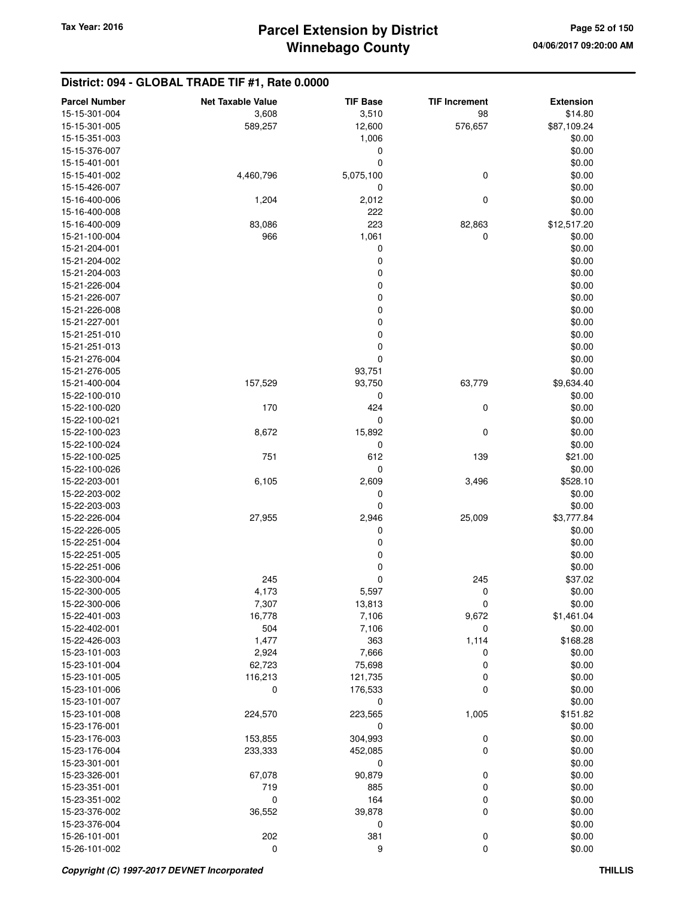## District: 094 - GLOBAL TRADE TIF #1, Rate 0.0000

| Parcel Number | Net Taxable Value | TIF Base | TIF Increment | Extension |
|---|---|---|---|---|
| 15-15-301-004 | 3,608 | 3,510 | 98 | $14.80 |
| 15-15-301-005 | 589,257 | 12,600 | 576,657 | $87,109.24 |
| 15-15-351-003 | | 1,006 | | $0.00 |
| 15-15-376-007 | | 0 | | $0.00 |
| 15-15-401-001 | | 0 | | $0.00 |
| 15-15-401-002 | 4,460,796 | 5,075,100 | 0 | $0.00 |
| 15-15-426-007 | | 0 | | $0.00 |
| 15-16-400-006 | 1,204 | 2,012 | 0 | $0.00 |
| 15-16-400-008 | | 222 | | $0.00 |
| 15-16-400-009 | 83,086 | 223 | 82,863 | $12,517.20 |
| 15-21-100-004 | 966 | 1,061 | 0 | $0.00 |
| 15-21-204-001 | | 0 | | $0.00 |
| 15-21-204-002 | | 0 | | $0.00 |
| 15-21-204-003 | | 0 | | $0.00 |
| 15-21-226-004 | | 0 | | $0.00 |
| 15-21-226-007 | | 0 | | $0.00 |
| 15-21-226-008 | | 0 | | $0.00 |
| 15-21-227-001 | | 0 | | $0.00 |
| 15-21-251-010 | | 0 | | $0.00 |
| 15-21-251-013 | | 0 | | $0.00 |
| 15-21-276-004 | | 0 | | $0.00 |
| 15-21-276-005 | | 93,751 | | $0.00 |
| 15-21-400-004 | 157,529 | 93,750 | 63,779 | $9,634.40 |
| 15-22-100-010 | | 0 | | $0.00 |
| 15-22-100-020 | 170 | 424 | 0 | $0.00 |
| 15-22-100-021 | | 0 | | $0.00 |
| 15-22-100-023 | 8,672 | 15,892 | 0 | $0.00 |
| 15-22-100-024 | | 0 | | $0.00 |
| 15-22-100-025 | 751 | 612 | 139 | $21.00 |
| 15-22-100-026 | | 0 | | $0.00 |
| 15-22-203-001 | 6,105 | 2,609 | 3,496 | $528.10 |
| 15-22-203-002 | | 0 | | $0.00 |
| 15-22-203-003 | | 0 | | $0.00 |
| 15-22-226-004 | 27,955 | 2,946 | 25,009 | $3,777.84 |
| 15-22-226-005 | | 0 | | $0.00 |
| 15-22-251-004 | | 0 | | $0.00 |
| 15-22-251-005 | | 0 | | $0.00 |
| 15-22-251-006 | | 0 | | $0.00 |
| 15-22-300-004 | 245 | 0 | 245 | $37.02 |
| 15-22-300-005 | 4,173 | 5,597 | 0 | $0.00 |
| 15-22-300-006 | 7,307 | 13,813 | 0 | $0.00 |
| 15-22-401-003 | 16,778 | 7,106 | 9,672 | $1,461.04 |
| 15-22-402-001 | 504 | 7,106 | 0 | $0.00 |
| 15-22-426-003 | 1,477 | 363 | 1,114 | $168.28 |
| 15-23-101-003 | 2,924 | 7,666 | 0 | $0.00 |
| 15-23-101-004 | 62,723 | 75,698 | 0 | $0.00 |
| 15-23-101-005 | 116,213 | 121,735 | 0 | $0.00 |
| 15-23-101-006 | 0 | 176,533 | 0 | $0.00 |
| 15-23-101-007 | | 0 | | $0.00 |
| 15-23-101-008 | 224,570 | 223,565 | 1,005 | $151.82 |
| 15-23-176-001 | | 0 | | $0.00 |
| 15-23-176-003 | 153,855 | 304,993 | 0 | $0.00 |
| 15-23-176-004 | 233,333 | 452,085 | 0 | $0.00 |
| 15-23-301-001 | | 0 | | $0.00 |
| 15-23-326-001 | 67,078 | 90,879 | 0 | $0.00 |
| 15-23-351-001 | 719 | 885 | 0 | $0.00 |
| 15-23-351-002 | 0 | 164 | 0 | $0.00 |
| 15-23-376-002 | 36,552 | 39,878 | 0 | $0.00 |
| 15-23-376-004 | | 0 | | $0.00 |
| 15-26-101-001 | 202 | 381 | 0 | $0.00 |
| 15-26-101-002 | 0 | 9 | 0 | $0.00 |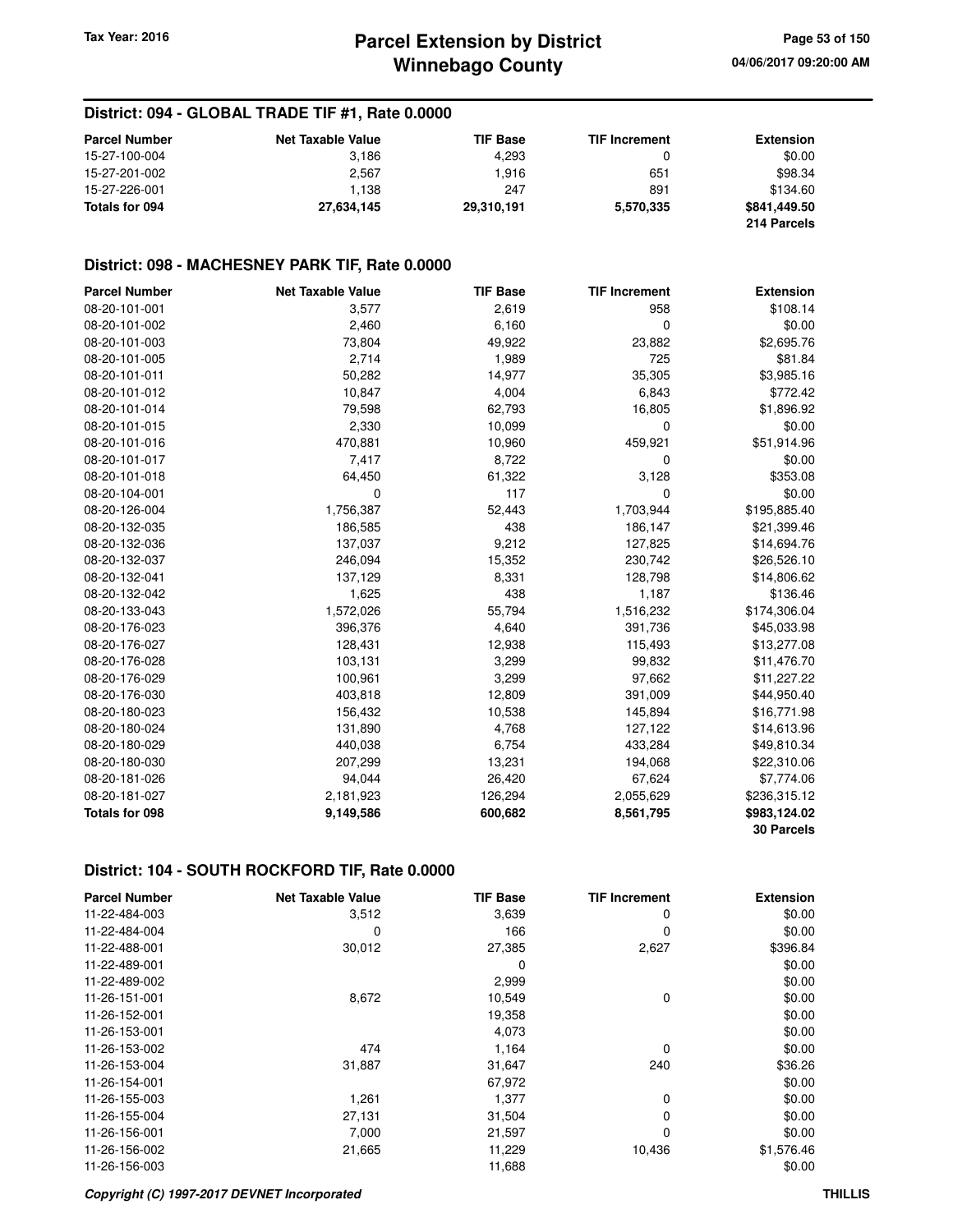### District: 094 - GLOBAL TRADE TIF #1, Rate 0.0000

| Parcel Number | Net Taxable Value | TIF Base | TIF Increment | Extension |
|---|---|---|---|---|
| 15-27-100-004 | 3,186 | 4,293 | 0 | $0.00 |
| 15-27-201-002 | 2,567 | 1,916 | 651 | $98.34 |
| 15-27-226-001 | 1,138 | 247 | 891 | $134.60 |
| **Totals for 094** | **27,634,145** | **29,310,191** | **5,570,335** | **$841,449.50** |
| | | | | **214 Parcels** |

### District: 098 - MACHESNEY PARK TIF, Rate 0.0000

| Parcel Number | Net Taxable Value | TIF Base | TIF Increment | Extension |
|---|---|---|---|---|
| 08-20-101-001 | 3,577 | 2,619 | 958 | $108.14 |
| 08-20-101-002 | 2,460 | 6,160 | 0 | $0.00 |
| 08-20-101-003 | 73,804 | 49,922 | 23,882 | $2,695.76 |
| 08-20-101-005 | 2,714 | 1,989 | 725 | $81.84 |
| 08-20-101-011 | 50,282 | 14,977 | 35,305 | $3,985.16 |
| 08-20-101-012 | 10,847 | 4,004 | 6,843 | $772.42 |
| 08-20-101-014 | 79,598 | 62,793 | 16,805 | $1,896.92 |
| 08-20-101-015 | 2,330 | 10,099 | 0 | $0.00 |
| 08-20-101-016 | 470,881 | 10,960 | 459,921 | $51,914.96 |
| 08-20-101-017 | 7,417 | 8,722 | 0 | $0.00 |
| 08-20-101-018 | 64,450 | 61,322 | 3,128 | $353.08 |
| 08-20-104-001 | 0 | 117 | 0 | $0.00 |
| 08-20-126-004 | 1,756,387 | 52,443 | 1,703,944 | $195,885.40 |
| 08-20-132-035 | 186,585 | 438 | 186,147 | $21,399.46 |
| 08-20-132-036 | 137,037 | 9,212 | 127,825 | $14,694.76 |
| 08-20-132-037 | 246,094 | 15,352 | 230,742 | $26,526.10 |
| 08-20-132-041 | 137,129 | 8,331 | 128,798 | $14,806.62 |
| 08-20-132-042 | 1,625 | 438 | 1,187 | $136.46 |
| 08-20-133-043 | 1,572,026 | 55,794 | 1,516,232 | $174,306.04 |
| 08-20-176-023 | 396,376 | 4,640 | 391,736 | $45,033.98 |
| 08-20-176-027 | 128,431 | 12,938 | 115,493 | $13,277.08 |
| 08-20-176-028 | 103,131 | 3,299 | 99,832 | $11,476.70 |
| 08-20-176-029 | 100,961 | 3,299 | 97,662 | $11,227.22 |
| 08-20-176-030 | 403,818 | 12,809 | 391,009 | $44,950.40 |
| 08-20-180-023 | 156,432 | 10,538 | 145,894 | $16,771.98 |
| 08-20-180-024 | 131,890 | 4,768 | 127,122 | $14,613.96 |
| 08-20-180-029 | 440,038 | 6,754 | 433,284 | $49,810.34 |
| 08-20-180-030 | 207,299 | 13,231 | 194,068 | $22,310.06 |
| 08-20-181-026 | 94,044 | 26,420 | 67,624 | $7,774.06 |
| 08-20-181-027 | 2,181,923 | 126,294 | 2,055,629 | $236,315.12 |
| **Totals for 098** | **9,149,586** | **600,682** | **8,561,795** | **$983,124.02** |
| | | | | **30 Parcels** |

### District: 104 - SOUTH ROCKFORD TIF, Rate 0.0000

| Parcel Number | Net Taxable Value | TIF Base | TIF Increment | Extension |
|---|---|---|---|---|
| 11-22-484-003 | 3,512 | 3,639 | 0 | $0.00 |
| 11-22-484-004 | 0 | 166 | 0 | $0.00 |
| 11-22-488-001 | 30,012 | 27,385 | 2,627 | $396.84 |
| 11-22-489-001 | | 0 | | $0.00 |
| 11-22-489-002 | | 2,999 | | $0.00 |
| 11-26-151-001 | 8,672 | 10,549 | 0 | $0.00 |
| 11-26-152-001 | | 19,358 | | $0.00 |
| 11-26-153-001 | | 4,073 | | $0.00 |
| 11-26-153-002 | 474 | 1,164 | 0 | $0.00 |
| 11-26-153-004 | 31,887 | 31,647 | 240 | $36.26 |
| 11-26-154-001 | | 67,972 | | $0.00 |
| 11-26-155-003 | 1,261 | 1,377 | 0 | $0.00 |
| 11-26-155-004 | 27,131 | 31,504 | 0 | $0.00 |
| 11-26-156-001 | 7,000 | 21,597 | 0 | $0.00 |
| 11-26-156-002 | 21,665 | 11,229 | 10,436 | $1,576.46 |
| 11-26-156-003 | | 11,688 | | $0.00 |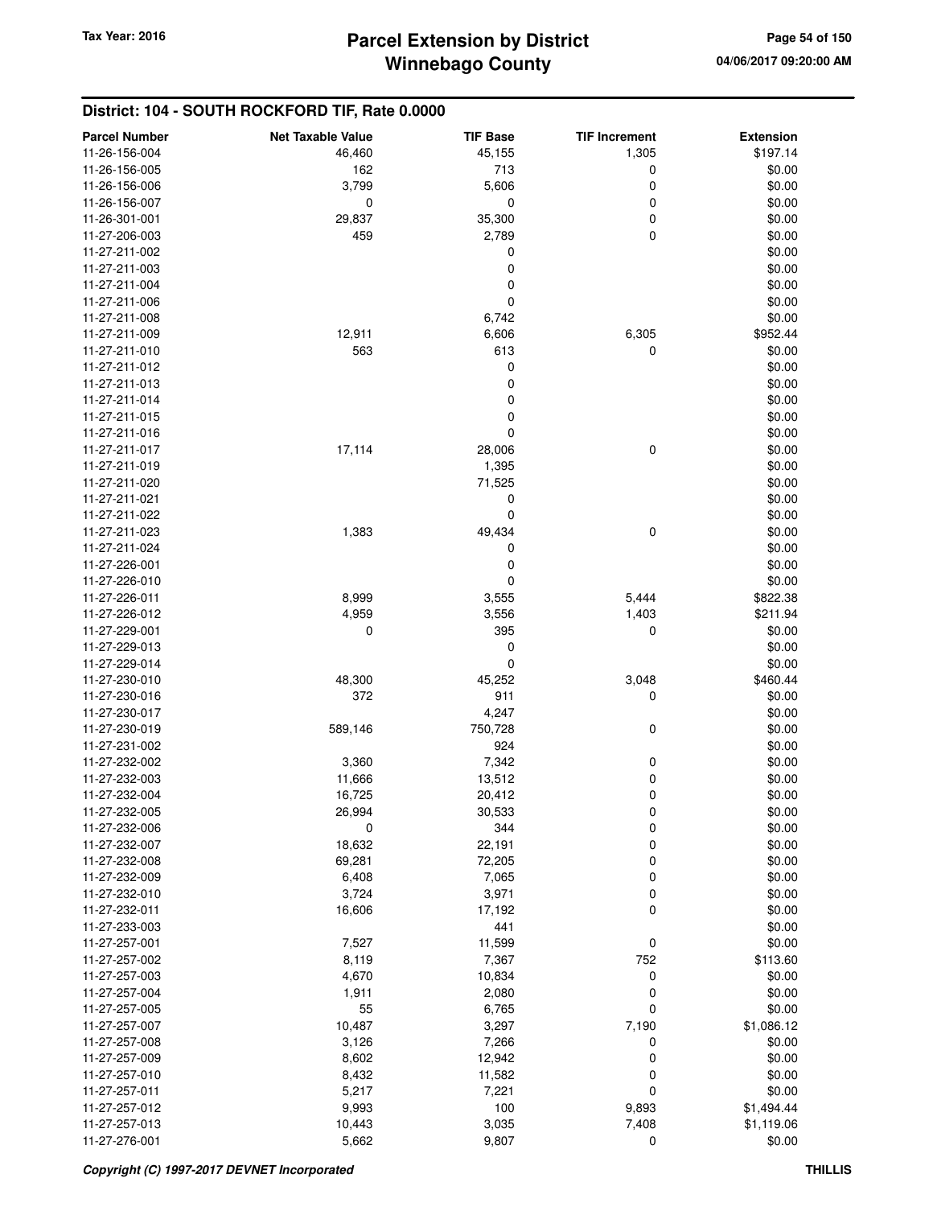## District: 104 - SOUTH ROCKFORD TIF, Rate 0.0000

| Parcel Number | Net Taxable Value | TIF Base | TIF Increment | Extension |
|---|---|---|---|---|
| 11-26-156-004 | 46,460 | 45,155 | 1,305 | $197.14 |
| 11-26-156-005 | 162 | 713 | 0 | $0.00 |
| 11-26-156-006 | 3,799 | 5,606 | 0 | $0.00 |
| 11-26-156-007 | 0 | 0 | 0 | $0.00 |
| 11-26-301-001 | 29,837 | 35,300 | 0 | $0.00 |
| 11-27-206-003 | 459 | 2,789 | 0 | $0.00 |
| 11-27-211-002 | | 0 | | $0.00 |
| 11-27-211-003 | | 0 | | $0.00 |
| 11-27-211-004 | | 0 | | $0.00 |
| 11-27-211-006 | | 0 | | $0.00 |
| 11-27-211-008 | | 6,742 | | $0.00 |
| 11-27-211-009 | 12,911 | 6,606 | 6,305 | $952.44 |
| 11-27-211-010 | 563 | 613 | 0 | $0.00 |
| 11-27-211-012 | | 0 | | $0.00 |
| 11-27-211-013 | | 0 | | $0.00 |
| 11-27-211-014 | | 0 | | $0.00 |
| 11-27-211-015 | | 0 | | $0.00 |
| 11-27-211-016 | | 0 | | $0.00 |
| 11-27-211-017 | 17,114 | 28,006 | 0 | $0.00 |
| 11-27-211-019 | | 1,395 | | $0.00 |
| 11-27-211-020 | | 71,525 | | $0.00 |
| 11-27-211-021 | | 0 | | $0.00 |
| 11-27-211-022 | | 0 | | $0.00 |
| 11-27-211-023 | 1,383 | 49,434 | 0 | $0.00 |
| 11-27-211-024 | | 0 | | $0.00 |
| 11-27-226-001 | | 0 | | $0.00 |
| 11-27-226-010 | | 0 | | $0.00 |
| 11-27-226-011 | 8,999 | 3,555 | 5,444 | $822.38 |
| 11-27-226-012 | 4,959 | 3,556 | 1,403 | $211.94 |
| 11-27-229-001 | 0 | 395 | 0 | $0.00 |
| 11-27-229-013 | | 0 | | $0.00 |
| 11-27-229-014 | | 0 | | $0.00 |
| 11-27-230-010 | 48,300 | 45,252 | 3,048 | $460.44 |
| 11-27-230-016 | 372 | 911 | 0 | $0.00 |
| 11-27-230-017 | | 4,247 | | $0.00 |
| 11-27-230-019 | 589,146 | 750,728 | 0 | $0.00 |
| 11-27-231-002 | | 924 | | $0.00 |
| 11-27-232-002 | 3,360 | 7,342 | 0 | $0.00 |
| 11-27-232-003 | 11,666 | 13,512 | 0 | $0.00 |
| 11-27-232-004 | 16,725 | 20,412 | 0 | $0.00 |
| 11-27-232-005 | 26,994 | 30,533 | 0 | $0.00 |
| 11-27-232-006 | 0 | 344 | 0 | $0.00 |
| 11-27-232-007 | 18,632 | 22,191 | 0 | $0.00 |
| 11-27-232-008 | 69,281 | 72,205 | 0 | $0.00 |
| 11-27-232-009 | 6,408 | 7,065 | 0 | $0.00 |
| 11-27-232-010 | 3,724 | 3,971 | 0 | $0.00 |
| 11-27-232-011 | 16,606 | 17,192 | 0 | $0.00 |
| 11-27-233-003 | | 441 | | $0.00 |
| 11-27-257-001 | 7,527 | 11,599 | 0 | $0.00 |
| 11-27-257-002 | 8,119 | 7,367 | 752 | $113.60 |
| 11-27-257-003 | 4,670 | 10,834 | 0 | $0.00 |
| 11-27-257-004 | 1,911 | 2,080 | 0 | $0.00 |
| 11-27-257-005 | 55 | 6,765 | 0 | $0.00 |
| 11-27-257-007 | 10,487 | 3,297 | 7,190 | $1,086.12 |
| 11-27-257-008 | 3,126 | 7,266 | 0 | $0.00 |
| 11-27-257-009 | 8,602 | 12,942 | 0 | $0.00 |
| 11-27-257-010 | 8,432 | 11,582 | 0 | $0.00 |
| 11-27-257-011 | 5,217 | 7,221 | 0 | $0.00 |
| 11-27-257-012 | 9,993 | 100 | 9,893 | $1,494.44 |
| 11-27-257-013 | 10,443 | 3,035 | 7,408 | $1,119.06 |
| 11-27-276-001 | 5,662 | 9,807 | 0 | $0.00 |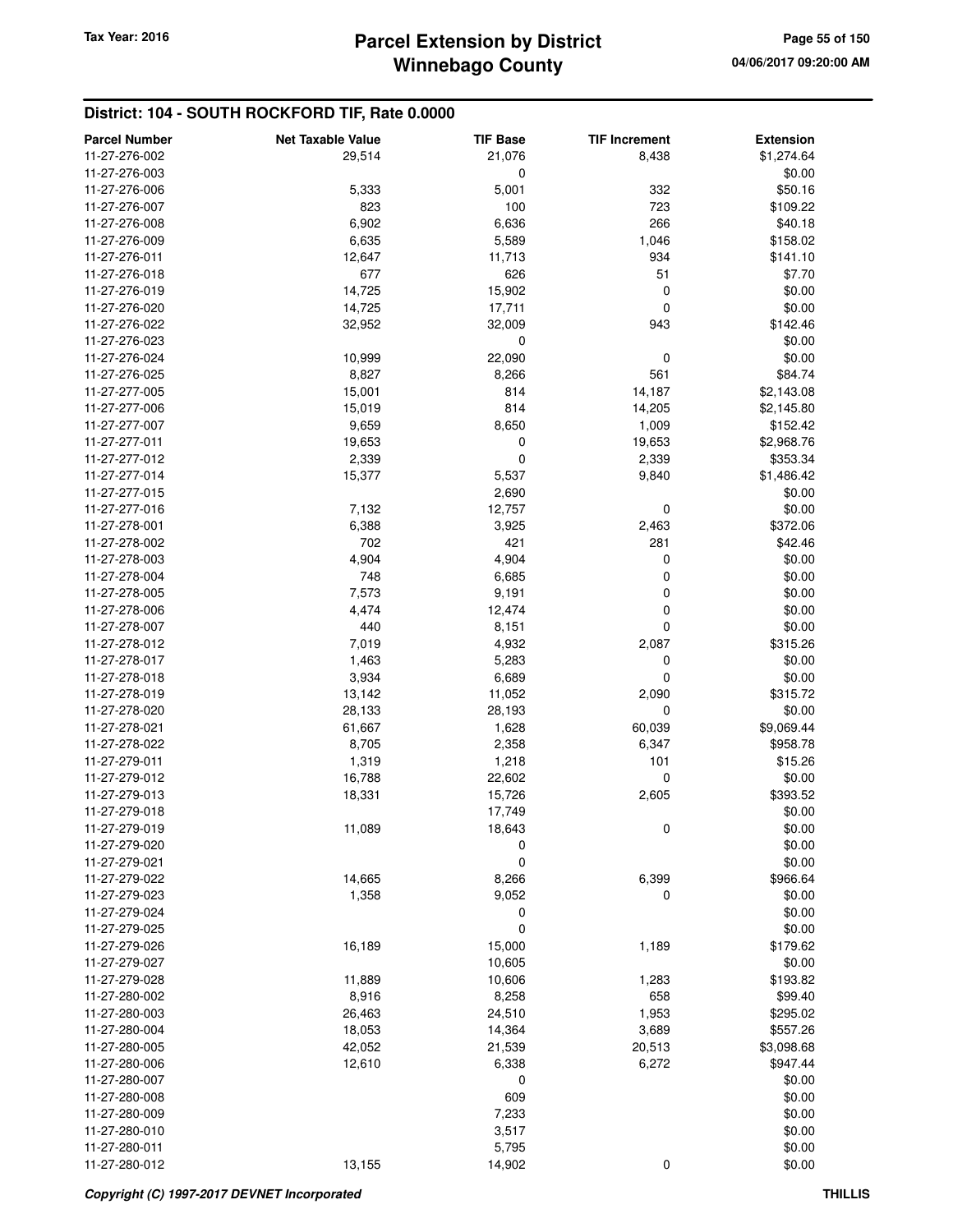## District: 104 - SOUTH ROCKFORD TIF, Rate 0.0000

| Parcel Number | Net Taxable Value | TIF Base | TIF Increment | Extension |
|---|---|---|---|---|
| 11-27-276-002 | 29,514 | 21,076 | 8,438 | $1,274.64 |
| 11-27-276-003 | | 0 | | $0.00 |
| 11-27-276-006 | 5,333 | 5,001 | 332 | $50.16 |
| 11-27-276-007 | 823 | 100 | 723 | $109.22 |
| 11-27-276-008 | 6,902 | 6,636 | 266 | $40.18 |
| 11-27-276-009 | 6,635 | 5,589 | 1,046 | $158.02 |
| 11-27-276-011 | 12,647 | 11,713 | 934 | $141.10 |
| 11-27-276-018 | 677 | 626 | 51 | $7.70 |
| 11-27-276-019 | 14,725 | 15,902 | 0 | $0.00 |
| 11-27-276-020 | 14,725 | 17,711 | 0 | $0.00 |
| 11-27-276-022 | 32,952 | 32,009 | 943 | $142.46 |
| 11-27-276-023 | | 0 | | $0.00 |
| 11-27-276-024 | 10,999 | 22,090 | 0 | $0.00 |
| 11-27-276-025 | 8,827 | 8,266 | 561 | $84.74 |
| 11-27-277-005 | 15,001 | 814 | 14,187 | $2,143.08 |
| 11-27-277-006 | 15,019 | 814 | 14,205 | $2,145.80 |
| 11-27-277-007 | 9,659 | 8,650 | 1,009 | $152.42 |
| 11-27-277-011 | 19,653 | 0 | 19,653 | $2,968.76 |
| 11-27-277-012 | 2,339 | 0 | 2,339 | $353.34 |
| 11-27-277-014 | 15,377 | 5,537 | 9,840 | $1,486.42 |
| 11-27-277-015 | | 2,690 | | $0.00 |
| 11-27-277-016 | 7,132 | 12,757 | 0 | $0.00 |
| 11-27-278-001 | 6,388 | 3,925 | 2,463 | $372.06 |
| 11-27-278-002 | 702 | 421 | 281 | $42.46 |
| 11-27-278-003 | 4,904 | 4,904 | 0 | $0.00 |
| 11-27-278-004 | 748 | 6,685 | 0 | $0.00 |
| 11-27-278-005 | 7,573 | 9,191 | 0 | $0.00 |
| 11-27-278-006 | 4,474 | 12,474 | 0 | $0.00 |
| 11-27-278-007 | 440 | 8,151 | 0 | $0.00 |
| 11-27-278-012 | 7,019 | 4,932 | 2,087 | $315.26 |
| 11-27-278-017 | 1,463 | 5,283 | 0 | $0.00 |
| 11-27-278-018 | 3,934 | 6,689 | 0 | $0.00 |
| 11-27-278-019 | 13,142 | 11,052 | 2,090 | $315.72 |
| 11-27-278-020 | 28,133 | 28,193 | 0 | $0.00 |
| 11-27-278-021 | 61,667 | 1,628 | 60,039 | $9,069.44 |
| 11-27-278-022 | 8,705 | 2,358 | 6,347 | $958.78 |
| 11-27-279-011 | 1,319 | 1,218 | 101 | $15.26 |
| 11-27-279-012 | 16,788 | 22,602 | 0 | $0.00 |
| 11-27-279-013 | 18,331 | 15,726 | 2,605 | $393.52 |
| 11-27-279-018 | | 17,749 | | $0.00 |
| 11-27-279-019 | 11,089 | 18,643 | 0 | $0.00 |
| 11-27-279-020 | | 0 | | $0.00 |
| 11-27-279-021 | | 0 | | $0.00 |
| 11-27-279-022 | 14,665 | 8,266 | 6,399 | $966.64 |
| 11-27-279-023 | 1,358 | 9,052 | 0 | $0.00 |
| 11-27-279-024 | | 0 | | $0.00 |
| 11-27-279-025 | | 0 | | $0.00 |
| 11-27-279-026 | 16,189 | 15,000 | 1,189 | $179.62 |
| 11-27-279-027 | | 10,605 | | $0.00 |
| 11-27-279-028 | 11,889 | 10,606 | 1,283 | $193.82 |
| 11-27-280-002 | 8,916 | 8,258 | 658 | $99.40 |
| 11-27-280-003 | 26,463 | 24,510 | 1,953 | $295.02 |
| 11-27-280-004 | 18,053 | 14,364 | 3,689 | $557.26 |
| 11-27-280-005 | 42,052 | 21,539 | 20,513 | $3,098.68 |
| 11-27-280-006 | 12,610 | 6,338 | 6,272 | $947.44 |
| 11-27-280-007 | | 0 | | $0.00 |
| 11-27-280-008 | | 609 | | $0.00 |
| 11-27-280-009 | | 7,233 | | $0.00 |
| 11-27-280-010 | | 3,517 | | $0.00 |
| 11-27-280-011 | | 5,795 | | $0.00 |
| 11-27-280-012 | 13,155 | 14,902 | 0 | $0.00 |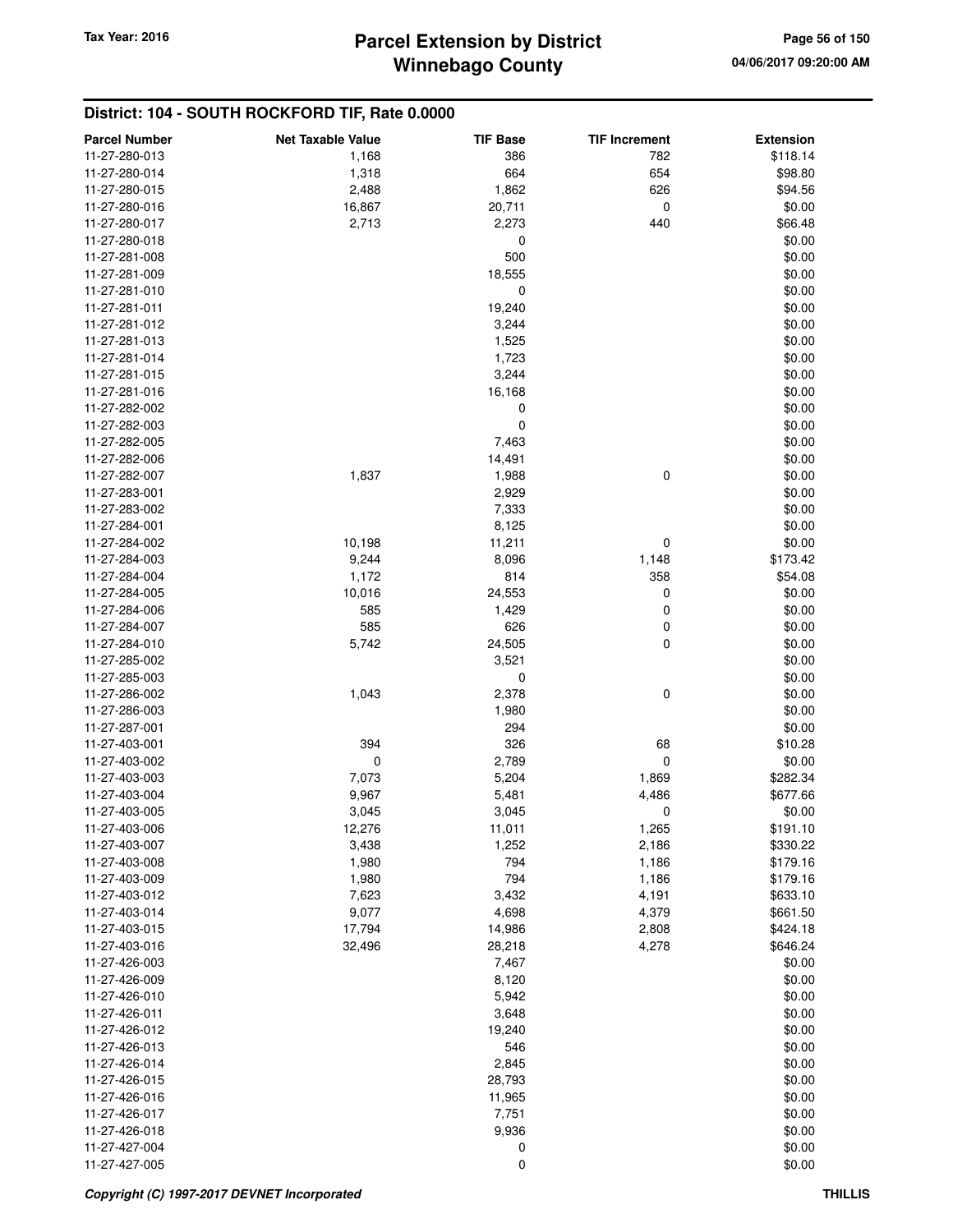## District: 104 - SOUTH ROCKFORD TIF, Rate 0.0000

| Parcel Number | Net Taxable Value | TIF Base | TIF Increment | Extension |
|---|---|---|---|---|
| 11-27-280-013 | 1,168 | 386 | 782 | $118.14 |
| 11-27-280-014 | 1,318 | 664 | 654 | $98.80 |
| 11-27-280-015 | 2,488 | 1,862 | 626 | $94.56 |
| 11-27-280-016 | 16,867 | 20,711 | 0 | $0.00 |
| 11-27-280-017 | 2,713 | 2,273 | 440 | $66.48 |
| 11-27-280-018 | | 0 | | $0.00 |
| 11-27-281-008 | | 500 | | $0.00 |
| 11-27-281-009 | | 18,555 | | $0.00 |
| 11-27-281-010 | | 0 | | $0.00 |
| 11-27-281-011 | | 19,240 | | $0.00 |
| 11-27-281-012 | | 3,244 | | $0.00 |
| 11-27-281-013 | | 1,525 | | $0.00 |
| 11-27-281-014 | | 1,723 | | $0.00 |
| 11-27-281-015 | | 3,244 | | $0.00 |
| 11-27-281-016 | | 16,168 | | $0.00 |
| 11-27-282-002 | | 0 | | $0.00 |
| 11-27-282-003 | | 0 | | $0.00 |
| 11-27-282-005 | | 7,463 | | $0.00 |
| 11-27-282-006 | | 14,491 | | $0.00 |
| 11-27-282-007 | 1,837 | 1,988 | 0 | $0.00 |
| 11-27-283-001 | | 2,929 | | $0.00 |
| 11-27-283-002 | | 7,333 | | $0.00 |
| 11-27-284-001 | | 8,125 | | $0.00 |
| 11-27-284-002 | 10,198 | 11,211 | 0 | $0.00 |
| 11-27-284-003 | 9,244 | 8,096 | 1,148 | $173.42 |
| 11-27-284-004 | 1,172 | 814 | 358 | $54.08 |
| 11-27-284-005 | 10,016 | 24,553 | 0 | $0.00 |
| 11-27-284-006 | 585 | 1,429 | 0 | $0.00 |
| 11-27-284-007 | 585 | 626 | 0 | $0.00 |
| 11-27-284-010 | 5,742 | 24,505 | 0 | $0.00 |
| 11-27-285-002 | | 3,521 | | $0.00 |
| 11-27-285-003 | | 0 | | $0.00 |
| 11-27-286-002 | 1,043 | 2,378 | 0 | $0.00 |
| 11-27-286-003 | | 1,980 | | $0.00 |
| 11-27-287-001 | | 294 | | $0.00 |
| 11-27-403-001 | 394 | 326 | 68 | $10.28 |
| 11-27-403-002 | 0 | 2,789 | 0 | $0.00 |
| 11-27-403-003 | 7,073 | 5,204 | 1,869 | $282.34 |
| 11-27-403-004 | 9,967 | 5,481 | 4,486 | $677.66 |
| 11-27-403-005 | 3,045 | 3,045 | 0 | $0.00 |
| 11-27-403-006 | 12,276 | 11,011 | 1,265 | $191.10 |
| 11-27-403-007 | 3,438 | 1,252 | 2,186 | $330.22 |
| 11-27-403-008 | 1,980 | 794 | 1,186 | $179.16 |
| 11-27-403-009 | 1,980 | 794 | 1,186 | $179.16 |
| 11-27-403-012 | 7,623 | 3,432 | 4,191 | $633.10 |
| 11-27-403-014 | 9,077 | 4,698 | 4,379 | $661.50 |
| 11-27-403-015 | 17,794 | 14,986 | 2,808 | $424.18 |
| 11-27-403-016 | 32,496 | 28,218 | 4,278 | $646.24 |
| 11-27-426-003 | | 7,467 | | $0.00 |
| 11-27-426-009 | | 8,120 | | $0.00 |
| 11-27-426-010 | | 5,942 | | $0.00 |
| 11-27-426-011 | | 3,648 | | $0.00 |
| 11-27-426-012 | | 19,240 | | $0.00 |
| 11-27-426-013 | | 546 | | $0.00 |
| 11-27-426-014 | | 2,845 | | $0.00 |
| 11-27-426-015 | | 28,793 | | $0.00 |
| 11-27-426-016 | | 11,965 | | $0.00 |
| 11-27-426-017 | | 7,751 | | $0.00 |
| 11-27-426-018 | | 9,936 | | $0.00 |
| 11-27-427-004 | | 0 | | $0.00 |
| 11-27-427-005 | | 0 | | $0.00 |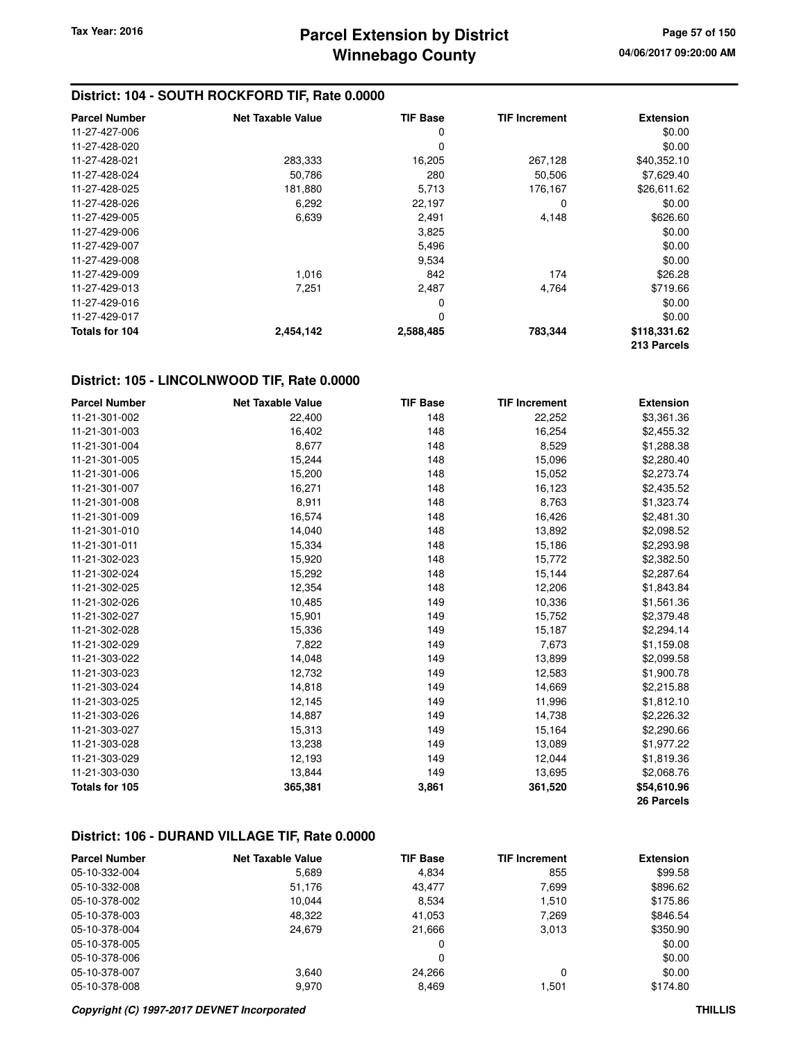## District: 104 - SOUTH ROCKFORD TIF, Rate 0.0000

| Parcel Number | Net Taxable Value | TIF Base | TIF Increment | Extension |
|---|---|---|---|---|
| 11-27-427-006 | | 0 | | $0.00 |
| 11-27-428-020 | | 0 | | $0.00 |
| 11-27-428-021 | 283,333 | 16,205 | 267,128 | $40,352.10 |
| 11-27-428-024 | 50,786 | 280 | 50,506 | $7,629.40 |
| 11-27-428-025 | 181,880 | 5,713 | 176,167 | $26,611.62 |
| 11-27-428-026 | 6,292 | 22,197 | 0 | $0.00 |
| 11-27-429-005 | 6,639 | 2,491 | 4,148 | $626.60 |
| 11-27-429-006 | | 3,825 | | $0.00 |
| 11-27-429-007 | | 5,496 | | $0.00 |
| 11-27-429-008 | | 9,534 | | $0.00 |
| 11-27-429-009 | 1,016 | 842 | 174 | $26.28 |
| 11-27-429-013 | 7,251 | 2,487 | 4,764 | $719.66 |
| 11-27-429-016 | | 0 | | $0.00 |
| 11-27-429-017 | | 0 | | $0.00 |
| **Totals for 104** | **2,454,142** | **2,588,485** | **783,344** | **$118,331.62** |
| | | | | **213 Parcels** |

## District: 105 - LINCOLNWOOD TIF, Rate 0.0000

| Parcel Number | Net Taxable Value | TIF Base | TIF Increment | Extension |
|---|---|---|---|---|
| 11-21-301-002 | 22,400 | 148 | 22,252 | $3,361.36 |
| 11-21-301-003 | 16,402 | 148 | 16,254 | $2,455.32 |
| 11-21-301-004 | 8,677 | 148 | 8,529 | $1,288.38 |
| 11-21-301-005 | 15,244 | 148 | 15,096 | $2,280.40 |
| 11-21-301-006 | 15,200 | 148 | 15,052 | $2,273.74 |
| 11-21-301-007 | 16,271 | 148 | 16,123 | $2,435.52 |
| 11-21-301-008 | 8,911 | 148 | 8,763 | $1,323.74 |
| 11-21-301-009 | 16,574 | 148 | 16,426 | $2,481.30 |
| 11-21-301-010 | 14,040 | 148 | 13,892 | $2,098.52 |
| 11-21-301-011 | 15,334 | 148 | 15,186 | $2,293.98 |
| 11-21-302-023 | 15,920 | 148 | 15,772 | $2,382.50 |
| 11-21-302-024 | 15,292 | 148 | 15,144 | $2,287.64 |
| 11-21-302-025 | 12,354 | 148 | 12,206 | $1,843.84 |
| 11-21-302-026 | 10,485 | 149 | 10,336 | $1,561.36 |
| 11-21-302-027 | 15,901 | 149 | 15,752 | $2,379.48 |
| 11-21-302-028 | 15,336 | 149 | 15,187 | $2,294.14 |
| 11-21-302-029 | 7,822 | 149 | 7,673 | $1,159.08 |
| 11-21-303-022 | 14,048 | 149 | 13,899 | $2,099.58 |
| 11-21-303-023 | 12,732 | 149 | 12,583 | $1,900.78 |
| 11-21-303-024 | 14,818 | 149 | 14,669 | $2,215.88 |
| 11-21-303-025 | 12,145 | 149 | 11,996 | $1,812.10 |
| 11-21-303-026 | 14,887 | 149 | 14,738 | $2,226.32 |
| 11-21-303-027 | 15,313 | 149 | 15,164 | $2,290.66 |
| 11-21-303-028 | 13,238 | 149 | 13,089 | $1,977.22 |
| 11-21-303-029 | 12,193 | 149 | 12,044 | $1,819.36 |
| 11-21-303-030 | 13,844 | 149 | 13,695 | $2,068.76 |
| **Totals for 105** | **365,381** | **3,861** | **361,520** | **$54,610.96** |
| | | | | **26 Parcels** |

## District: 106 - DURAND VILLAGE TIF, Rate 0.0000

| Parcel Number | Net Taxable Value | TIF Base | TIF Increment | Extension |
|---|---|---|---|---|
| 05-10-332-004 | 5,689 | 4,834 | 855 | $99.58 |
| 05-10-332-008 | 51,176 | 43,477 | 7,699 | $896.62 |
| 05-10-378-002 | 10,044 | 8,534 | 1,510 | $175.86 |
| 05-10-378-003 | 48,322 | 41,053 | 7,269 | $846.54 |
| 05-10-378-004 | 24,679 | 21,666 | 3,013 | $350.90 |
| 05-10-378-005 | | 0 | | $0.00 |
| 05-10-378-006 | | 0 | | $0.00 |
| 05-10-378-007 | 3,640 | 24,266 | 0 | $0.00 |
| 05-10-378-008 | 9,970 | 8,469 | 1,501 | $174.80 |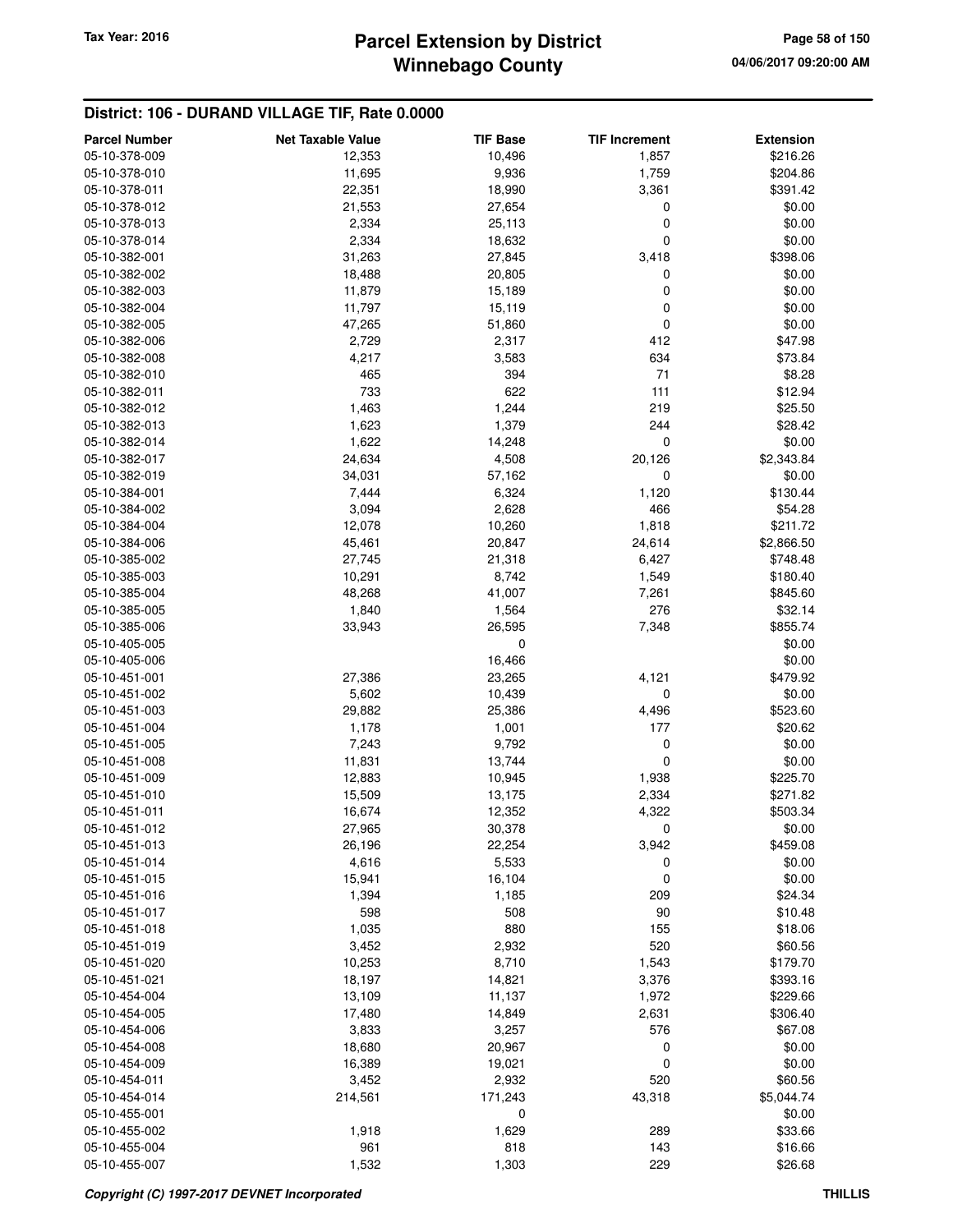## District: 106 - DURAND VILLAGE TIF, Rate 0.0000

| Parcel Number | Net Taxable Value | TIF Base | TIF Increment | Extension |
|---|---|---|---|---|
| 05-10-378-009 | 12,353 | 10,496 | 1,857 | $216.26 |
| 05-10-378-010 | 11,695 | 9,936 | 1,759 | $204.86 |
| 05-10-378-011 | 22,351 | 18,990 | 3,361 | $391.42 |
| 05-10-378-012 | 21,553 | 27,654 | 0 | $0.00 |
| 05-10-378-013 | 2,334 | 25,113 | 0 | $0.00 |
| 05-10-378-014 | 2,334 | 18,632 | 0 | $0.00 |
| 05-10-382-001 | 31,263 | 27,845 | 3,418 | $398.06 |
| 05-10-382-002 | 18,488 | 20,805 | 0 | $0.00 |
| 05-10-382-003 | 11,879 | 15,189 | 0 | $0.00 |
| 05-10-382-004 | 11,797 | 15,119 | 0 | $0.00 |
| 05-10-382-005 | 47,265 | 51,860 | 0 | $0.00 |
| 05-10-382-006 | 2,729 | 2,317 | 412 | $47.98 |
| 05-10-382-008 | 4,217 | 3,583 | 634 | $73.84 |
| 05-10-382-010 | 465 | 394 | 71 | $8.28 |
| 05-10-382-011 | 733 | 622 | 111 | $12.94 |
| 05-10-382-012 | 1,463 | 1,244 | 219 | $25.50 |
| 05-10-382-013 | 1,623 | 1,379 | 244 | $28.42 |
| 05-10-382-014 | 1,622 | 14,248 | 0 | $0.00 |
| 05-10-382-017 | 24,634 | 4,508 | 20,126 | $2,343.84 |
| 05-10-382-019 | 34,031 | 57,162 | 0 | $0.00 |
| 05-10-384-001 | 7,444 | 6,324 | 1,120 | $130.44 |
| 05-10-384-002 | 3,094 | 2,628 | 466 | $54.28 |
| 05-10-384-004 | 12,078 | 10,260 | 1,818 | $211.72 |
| 05-10-384-006 | 45,461 | 20,847 | 24,614 | $2,866.50 |
| 05-10-385-002 | 27,745 | 21,318 | 6,427 | $748.48 |
| 05-10-385-003 | 10,291 | 8,742 | 1,549 | $180.40 |
| 05-10-385-004 | 48,268 | 41,007 | 7,261 | $845.60 |
| 05-10-385-005 | 1,840 | 1,564 | 276 | $32.14 |
| 05-10-385-006 | 33,943 | 26,595 | 7,348 | $855.74 |
| 05-10-405-005 | | 0 | | $0.00 |
| 05-10-405-006 | | 16,466 | | $0.00 |
| 05-10-451-001 | 27,386 | 23,265 | 4,121 | $479.92 |
| 05-10-451-002 | 5,602 | 10,439 | 0 | $0.00 |
| 05-10-451-003 | 29,882 | 25,386 | 4,496 | $523.60 |
| 05-10-451-004 | 1,178 | 1,001 | 177 | $20.62 |
| 05-10-451-005 | 7,243 | 9,792 | 0 | $0.00 |
| 05-10-451-008 | 11,831 | 13,744 | 0 | $0.00 |
| 05-10-451-009 | 12,883 | 10,945 | 1,938 | $225.70 |
| 05-10-451-010 | 15,509 | 13,175 | 2,334 | $271.82 |
| 05-10-451-011 | 16,674 | 12,352 | 4,322 | $503.34 |
| 05-10-451-012 | 27,965 | 30,378 | 0 | $0.00 |
| 05-10-451-013 | 26,196 | 22,254 | 3,942 | $459.08 |
| 05-10-451-014 | 4,616 | 5,533 | 0 | $0.00 |
| 05-10-451-015 | 15,941 | 16,104 | 0 | $0.00 |
| 05-10-451-016 | 1,394 | 1,185 | 209 | $24.34 |
| 05-10-451-017 | 598 | 508 | 90 | $10.48 |
| 05-10-451-018 | 1,035 | 880 | 155 | $18.06 |
| 05-10-451-019 | 3,452 | 2,932 | 520 | $60.56 |
| 05-10-451-020 | 10,253 | 8,710 | 1,543 | $179.70 |
| 05-10-451-021 | 18,197 | 14,821 | 3,376 | $393.16 |
| 05-10-454-004 | 13,109 | 11,137 | 1,972 | $229.66 |
| 05-10-454-005 | 17,480 | 14,849 | 2,631 | $306.40 |
| 05-10-454-006 | 3,833 | 3,257 | 576 | $67.08 |
| 05-10-454-008 | 18,680 | 20,967 | 0 | $0.00 |
| 05-10-454-009 | 16,389 | 19,021 | 0 | $0.00 |
| 05-10-454-011 | 3,452 | 2,932 | 520 | $60.56 |
| 05-10-454-014 | 214,561 | 171,243 | 43,318 | $5,044.74 |
| 05-10-455-001 | | 0 | | $0.00 |
| 05-10-455-002 | 1,918 | 1,629 | 289 | $33.66 |
| 05-10-455-004 | 961 | 818 | 143 | $16.66 |
| 05-10-455-007 | 1,532 | 1,303 | 229 | $26.68 |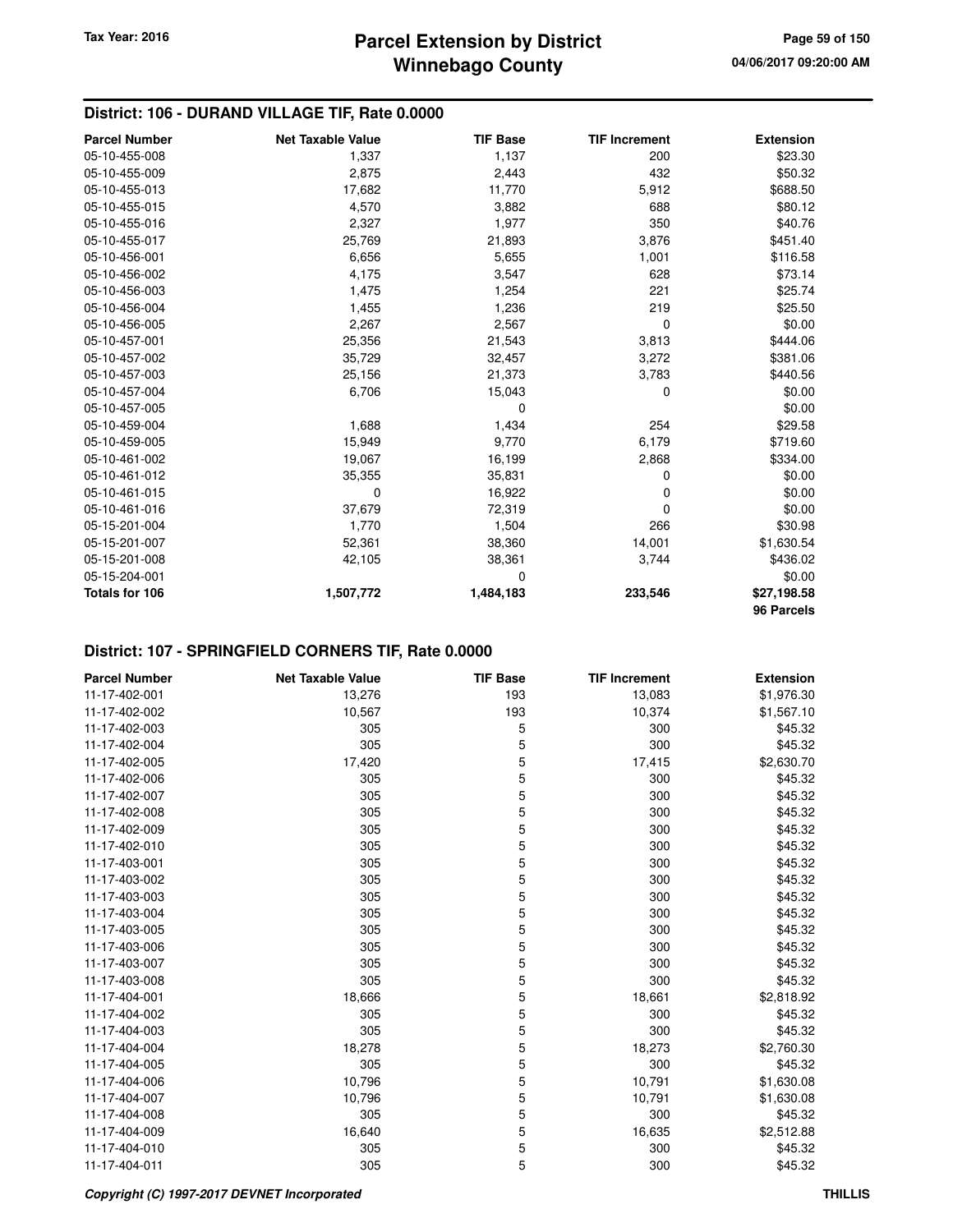## District: 106 - DURAND VILLAGE TIF, Rate 0.0000

| Parcel Number | Net Taxable Value | TIF Base | TIF Increment | Extension |
|---|---|---|---|---|
| 05-10-455-008 | 1,337 | 1,137 | 200 | $23.30 |
| 05-10-455-009 | 2,875 | 2,443 | 432 | $50.32 |
| 05-10-455-013 | 17,682 | 11,770 | 5,912 | $688.50 |
| 05-10-455-015 | 4,570 | 3,882 | 688 | $80.12 |
| 05-10-455-016 | 2,327 | 1,977 | 350 | $40.76 |
| 05-10-455-017 | 25,769 | 21,893 | 3,876 | $451.40 |
| 05-10-456-001 | 6,656 | 5,655 | 1,001 | $116.58 |
| 05-10-456-002 | 4,175 | 3,547 | 628 | $73.14 |
| 05-10-456-003 | 1,475 | 1,254 | 221 | $25.74 |
| 05-10-456-004 | 1,455 | 1,236 | 219 | $25.50 |
| 05-10-456-005 | 2,267 | 2,567 | 0 | $0.00 |
| 05-10-457-001 | 25,356 | 21,543 | 3,813 | $444.06 |
| 05-10-457-002 | 35,729 | 32,457 | 3,272 | $381.06 |
| 05-10-457-003 | 25,156 | 21,373 | 3,783 | $440.56 |
| 05-10-457-004 | 6,706 | 15,043 | 0 | $0.00 |
| 05-10-457-005 | | 0 | | $0.00 |
| 05-10-459-004 | 1,688 | 1,434 | 254 | $29.58 |
| 05-10-459-005 | 15,949 | 9,770 | 6,179 | $719.60 |
| 05-10-461-002 | 19,067 | 16,199 | 2,868 | $334.00 |
| 05-10-461-012 | 35,355 | 35,831 | 0 | $0.00 |
| 05-10-461-015 | 0 | 16,922 | 0 | $0.00 |
| 05-10-461-016 | 37,679 | 72,319 | 0 | $0.00 |
| 05-15-201-004 | 1,770 | 1,504 | 266 | $30.98 |
| 05-15-201-007 | 52,361 | 38,360 | 14,001 | $1,630.54 |
| 05-15-201-008 | 42,105 | 38,361 | 3,744 | $436.02 |
| 05-15-204-001 | | 0 | | $0.00 |
| **Totals for 106** | **1,507,772** | **1,484,183** | **233,546** | **$27,198.58** |
| | | | | **96 Parcels** |

## District: 107 - SPRINGFIELD CORNERS TIF, Rate 0.0000

| Parcel Number | Net Taxable Value | TIF Base | TIF Increment | Extension |
|---|---|---|---|---|
| 11-17-402-001 | 13,276 | 193 | 13,083 | $1,976.30 |
| 11-17-402-002 | 10,567 | 193 | 10,374 | $1,567.10 |
| 11-17-402-003 | 305 | 5 | 300 | $45.32 |
| 11-17-402-004 | 305 | 5 | 300 | $45.32 |
| 11-17-402-005 | 17,420 | 5 | 17,415 | $2,630.70 |
| 11-17-402-006 | 305 | 5 | 300 | $45.32 |
| 11-17-402-007 | 305 | 5 | 300 | $45.32 |
| 11-17-402-008 | 305 | 5 | 300 | $45.32 |
| 11-17-402-009 | 305 | 5 | 300 | $45.32 |
| 11-17-402-010 | 305 | 5 | 300 | $45.32 |
| 11-17-403-001 | 305 | 5 | 300 | $45.32 |
| 11-17-403-002 | 305 | 5 | 300 | $45.32 |
| 11-17-403-003 | 305 | 5 | 300 | $45.32 |
| 11-17-403-004 | 305 | 5 | 300 | $45.32 |
| 11-17-403-005 | 305 | 5 | 300 | $45.32 |
| 11-17-403-006 | 305 | 5 | 300 | $45.32 |
| 11-17-403-007 | 305 | 5 | 300 | $45.32 |
| 11-17-403-008 | 305 | 5 | 300 | $45.32 |
| 11-17-404-001 | 18,666 | 5 | 18,661 | $2,818.92 |
| 11-17-404-002 | 305 | 5 | 300 | $45.32 |
| 11-17-404-003 | 305 | 5 | 300 | $45.32 |
| 11-17-404-004 | 18,278 | 5 | 18,273 | $2,760.30 |
| 11-17-404-005 | 305 | 5 | 300 | $45.32 |
| 11-17-404-006 | 10,796 | 5 | 10,791 | $1,630.08 |
| 11-17-404-007 | 10,796 | 5 | 10,791 | $1,630.08 |
| 11-17-404-008 | 305 | 5 | 300 | $45.32 |
| 11-17-404-009 | 16,640 | 5 | 16,635 | $2,512.88 |
| 11-17-404-010 | 305 | 5 | 300 | $45.32 |
| 11-17-404-011 | 305 | 5 | 300 | $45.32 |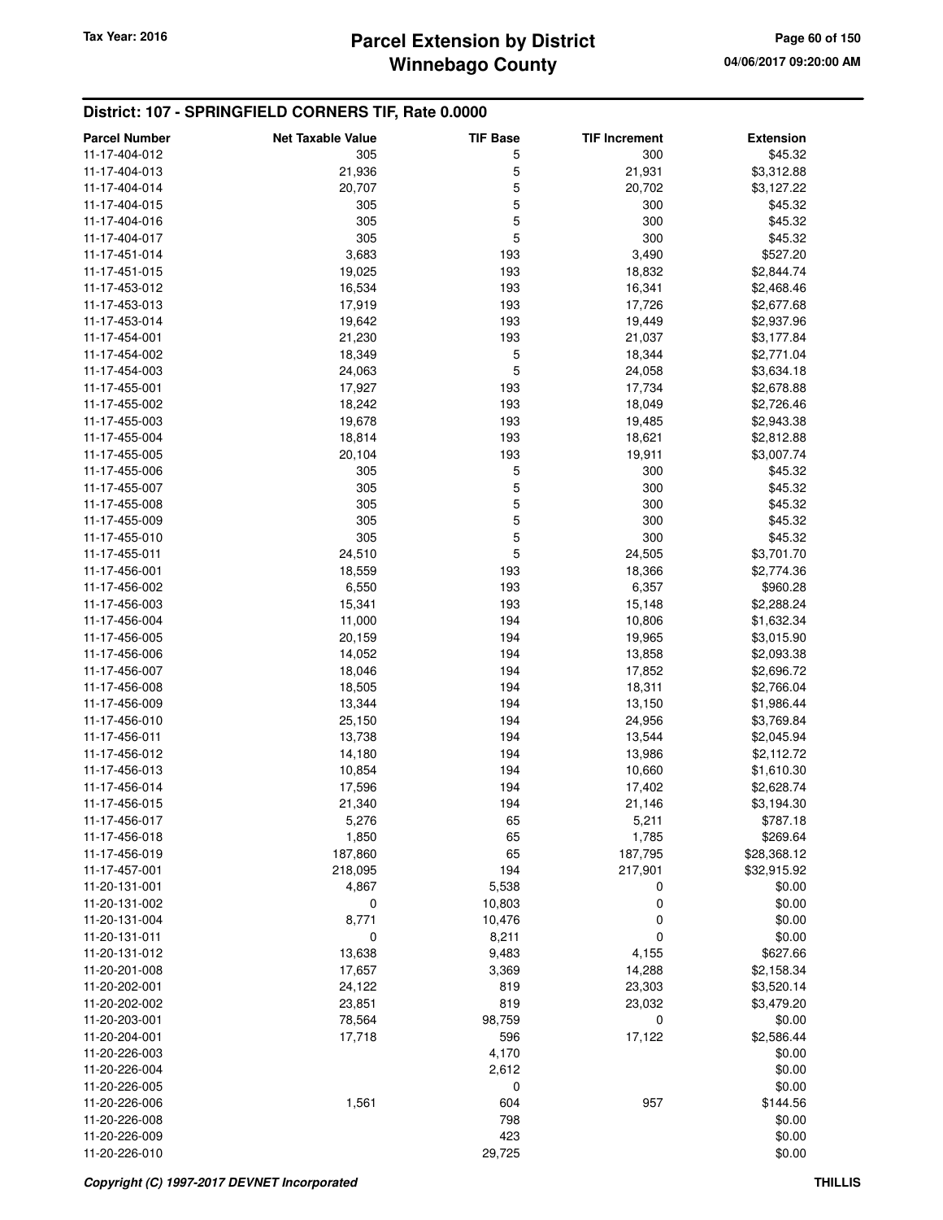## District: 107 - SPRINGFIELD CORNERS TIF, Rate 0.0000

| Parcel Number | Net Taxable Value | TIF Base | TIF Increment | Extension |
|---|---|---|---|---|
| 11-17-404-012 | 305 | 5 | 300 | $45.32 |
| 11-17-404-013 | 21,936 | 5 | 21,931 | $3,312.88 |
| 11-17-404-014 | 20,707 | 5 | 20,702 | $3,127.22 |
| 11-17-404-015 | 305 | 5 | 300 | $45.32 |
| 11-17-404-016 | 305 | 5 | 300 | $45.32 |
| 11-17-404-017 | 305 | 5 | 300 | $45.32 |
| 11-17-451-014 | 3,683 | 193 | 3,490 | $527.20 |
| 11-17-451-015 | 19,025 | 193 | 18,832 | $2,844.74 |
| 11-17-453-012 | 16,534 | 193 | 16,341 | $2,468.46 |
| 11-17-453-013 | 17,919 | 193 | 17,726 | $2,677.68 |
| 11-17-453-014 | 19,642 | 193 | 19,449 | $2,937.96 |
| 11-17-454-001 | 21,230 | 193 | 21,037 | $3,177.84 |
| 11-17-454-002 | 18,349 | 5 | 18,344 | $2,771.04 |
| 11-17-454-003 | 24,063 | 5 | 24,058 | $3,634.18 |
| 11-17-455-001 | 17,927 | 193 | 17,734 | $2,678.88 |
| 11-17-455-002 | 18,242 | 193 | 18,049 | $2,726.46 |
| 11-17-455-003 | 19,678 | 193 | 19,485 | $2,943.38 |
| 11-17-455-004 | 18,814 | 193 | 18,621 | $2,812.88 |
| 11-17-455-005 | 20,104 | 193 | 19,911 | $3,007.74 |
| 11-17-455-006 | 305 | 5 | 300 | $45.32 |
| 11-17-455-007 | 305 | 5 | 300 | $45.32 |
| 11-17-455-008 | 305 | 5 | 300 | $45.32 |
| 11-17-455-009 | 305 | 5 | 300 | $45.32 |
| 11-17-455-010 | 305 | 5 | 300 | $45.32 |
| 11-17-455-011 | 24,510 | 5 | 24,505 | $3,701.70 |
| 11-17-456-001 | 18,559 | 193 | 18,366 | $2,774.36 |
| 11-17-456-002 | 6,550 | 193 | 6,357 | $960.28 |
| 11-17-456-003 | 15,341 | 193 | 15,148 | $2,288.24 |
| 11-17-456-004 | 11,000 | 194 | 10,806 | $1,632.34 |
| 11-17-456-005 | 20,159 | 194 | 19,965 | $3,015.90 |
| 11-17-456-006 | 14,052 | 194 | 13,858 | $2,093.38 |
| 11-17-456-007 | 18,046 | 194 | 17,852 | $2,696.72 |
| 11-17-456-008 | 18,505 | 194 | 18,311 | $2,766.04 |
| 11-17-456-009 | 13,344 | 194 | 13,150 | $1,986.44 |
| 11-17-456-010 | 25,150 | 194 | 24,956 | $3,769.84 |
| 11-17-456-011 | 13,738 | 194 | 13,544 | $2,045.94 |
| 11-17-456-012 | 14,180 | 194 | 13,986 | $2,112.72 |
| 11-17-456-013 | 10,854 | 194 | 10,660 | $1,610.30 |
| 11-17-456-014 | 17,596 | 194 | 17,402 | $2,628.74 |
| 11-17-456-015 | 21,340 | 194 | 21,146 | $3,194.30 |
| 11-17-456-017 | 5,276 | 65 | 5,211 | $787.18 |
| 11-17-456-018 | 1,850 | 65 | 1,785 | $269.64 |
| 11-17-456-019 | 187,860 | 65 | 187,795 | $28,368.12 |
| 11-17-457-001 | 218,095 | 194 | 217,901 | $32,915.92 |
| 11-20-131-001 | 4,867 | 5,538 | 0 | $0.00 |
| 11-20-131-002 | 0 | 10,803 | 0 | $0.00 |
| 11-20-131-004 | 8,771 | 10,476 | 0 | $0.00 |
| 11-20-131-011 | 0 | 8,211 | 0 | $0.00 |
| 11-20-131-012 | 13,638 | 9,483 | 4,155 | $627.66 |
| 11-20-201-008 | 17,657 | 3,369 | 14,288 | $2,158.34 |
| 11-20-202-001 | 24,122 | 819 | 23,303 | $3,520.14 |
| 11-20-202-002 | 23,851 | 819 | 23,032 | $3,479.20 |
| 11-20-203-001 | 78,564 | 98,759 | 0 | $0.00 |
| 11-20-204-001 | 17,718 | 596 | 17,122 | $2,586.44 |
| 11-20-226-003 | | 4,170 | | $0.00 |
| 11-20-226-004 | | 2,612 | | $0.00 |
| 11-20-226-005 | | 0 | | $0.00 |
| 11-20-226-006 | 1,561 | 604 | 957 | $144.56 |
| 11-20-226-008 | | 798 | | $0.00 |
| 11-20-226-009 | | 423 | | $0.00 |
| 11-20-226-010 | | 29,725 | | $0.00 |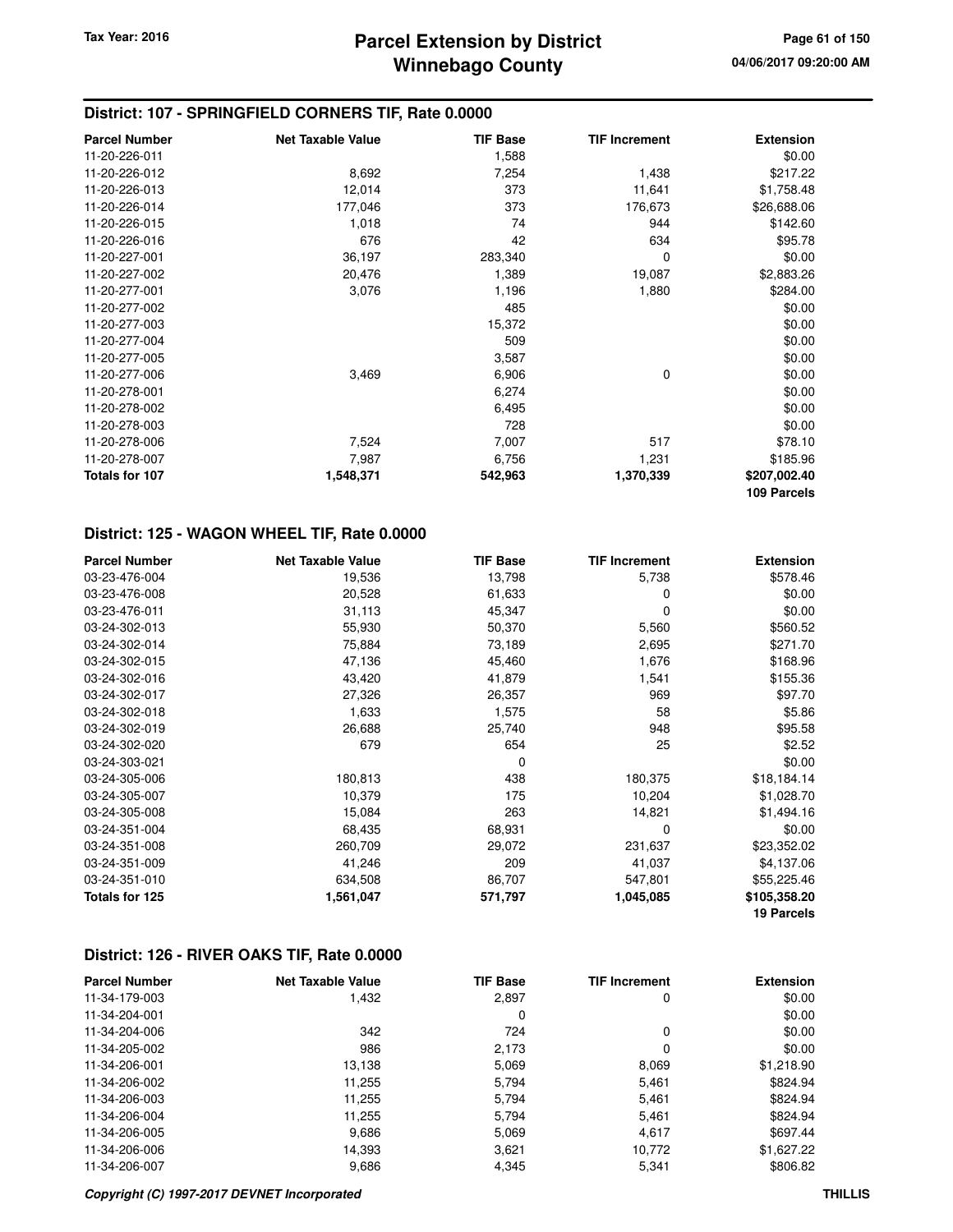## District: 107 - SPRINGFIELD CORNERS TIF, Rate 0.0000

| Parcel Number | Net Taxable Value | TIF Base | TIF Increment | Extension |
|---|---|---|---|---|
| 11-20-226-011 | | 1,588 | | $0.00 |
| 11-20-226-012 | 8,692 | 7,254 | 1,438 | $217.22 |
| 11-20-226-013 | 12,014 | 373 | 11,641 | $1,758.48 |
| 11-20-226-014 | 177,046 | 373 | 176,673 | $26,688.06 |
| 11-20-226-015 | 1,018 | 74 | 944 | $142.60 |
| 11-20-226-016 | 676 | 42 | 634 | $95.78 |
| 11-20-227-001 | 36,197 | 283,340 | 0 | $0.00 |
| 11-20-227-002 | 20,476 | 1,389 | 19,087 | $2,883.26 |
| 11-20-277-001 | 3,076 | 1,196 | 1,880 | $284.00 |
| 11-20-277-002 | | 485 | | $0.00 |
| 11-20-277-003 | | 15,372 | | $0.00 |
| 11-20-277-004 | | 509 | | $0.00 |
| 11-20-277-005 | | 3,587 | | $0.00 |
| 11-20-277-006 | 3,469 | 6,906 | 0 | $0.00 |
| 11-20-278-001 | | 6,274 | | $0.00 |
| 11-20-278-002 | | 6,495 | | $0.00 |
| 11-20-278-003 | | 728 | | $0.00 |
| 11-20-278-006 | 7,524 | 7,007 | 517 | $78.10 |
| 11-20-278-007 | 7,987 | 6,756 | 1,231 | $185.96 |
| **Totals for 107** | **1,548,371** | **542,963** | **1,370,339** | **$207,002.40** |
| | | | | **109 Parcels** |

## District: 125 - WAGON WHEEL TIF, Rate 0.0000

| Parcel Number | Net Taxable Value | TIF Base | TIF Increment | Extension |
|---|---|---|---|---|
| 03-23-476-004 | 19,536 | 13,798 | 5,738 | $578.46 |
| 03-23-476-008 | 20,528 | 61,633 | 0 | $0.00 |
| 03-23-476-011 | 31,113 | 45,347 | 0 | $0.00 |
| 03-24-302-013 | 55,930 | 50,370 | 5,560 | $560.52 |
| 03-24-302-014 | 75,884 | 73,189 | 2,695 | $271.70 |
| 03-24-302-015 | 47,136 | 45,460 | 1,676 | $168.96 |
| 03-24-302-016 | 43,420 | 41,879 | 1,541 | $155.36 |
| 03-24-302-017 | 27,326 | 26,357 | 969 | $97.70 |
| 03-24-302-018 | 1,633 | 1,575 | 58 | $5.86 |
| 03-24-302-019 | 26,688 | 25,740 | 948 | $95.58 |
| 03-24-302-020 | 679 | 654 | 25 | $2.52 |
| 03-24-303-021 | | 0 | | $0.00 |
| 03-24-305-006 | 180,813 | 438 | 180,375 | $18,184.14 |
| 03-24-305-007 | 10,379 | 175 | 10,204 | $1,028.70 |
| 03-24-305-008 | 15,084 | 263 | 14,821 | $1,494.16 |
| 03-24-351-004 | 68,435 | 68,931 | 0 | $0.00 |
| 03-24-351-008 | 260,709 | 29,072 | 231,637 | $23,352.02 |
| 03-24-351-009 | 41,246 | 209 | 41,037 | $4,137.06 |
| 03-24-351-010 | 634,508 | 86,707 | 547,801 | $55,225.46 |
| **Totals for 125** | **1,561,047** | **571,797** | **1,045,085** | **$105,358.20** |
| | | | | **19 Parcels** |

## District: 126 - RIVER OAKS TIF, Rate 0.0000

| Parcel Number | Net Taxable Value | TIF Base | TIF Increment | Extension |
|---|---|---|---|---|
| 11-34-179-003 | 1,432 | 2,897 | 0 | $0.00 |
| 11-34-204-001 | | 0 | | $0.00 |
| 11-34-204-006 | 342 | 724 | 0 | $0.00 |
| 11-34-205-002 | 986 | 2,173 | 0 | $0.00 |
| 11-34-206-001 | 13,138 | 5,069 | 8,069 | $1,218.90 |
| 11-34-206-002 | 11,255 | 5,794 | 5,461 | $824.94 |
| 11-34-206-003 | 11,255 | 5,794 | 5,461 | $824.94 |
| 11-34-206-004 | 11,255 | 5,794 | 5,461 | $824.94 |
| 11-34-206-005 | 9,686 | 5,069 | 4,617 | $697.44 |
| 11-34-206-006 | 14,393 | 3,621 | 10,772 | $1,627.22 |
| 11-34-206-007 | 9,686 | 4,345 | 5,341 | $806.82 |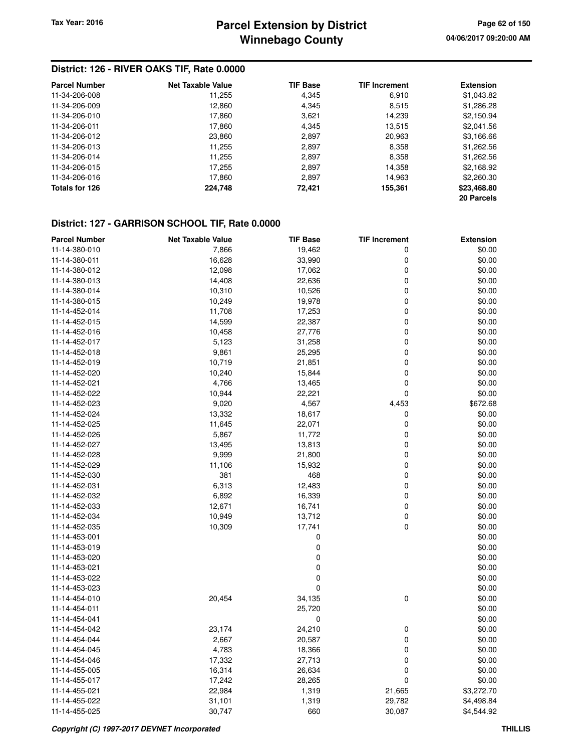## District: 126 - RIVER OAKS TIF, Rate 0.0000

| Parcel Number | Net Taxable Value | TIF Base | TIF Increment | Extension |
|---|---|---|---|---|
| 11-34-206-008 | 11,255 | 4,345 | 6,910 | $1,043.82 |
| 11-34-206-009 | 12,860 | 4,345 | 8,515 | $1,286.28 |
| 11-34-206-010 | 17,860 | 3,621 | 14,239 | $2,150.94 |
| 11-34-206-011 | 17,860 | 4,345 | 13,515 | $2,041.56 |
| 11-34-206-012 | 23,860 | 2,897 | 20,963 | $3,166.66 |
| 11-34-206-013 | 11,255 | 2,897 | 8,358 | $1,262.56 |
| 11-34-206-014 | 11,255 | 2,897 | 8,358 | $1,262.56 |
| 11-34-206-015 | 17,255 | 2,897 | 14,358 | $2,168.92 |
| 11-34-206-016 | 17,860 | 2,897 | 14,963 | $2,260.30 |
| **Totals for 126** | **224,748** | **72,421** | **155,361** | **$23,468.80** |
| | | | | **20 Parcels** |

## District: 127 - GARRISON SCHOOL TIF, Rate 0.0000

| Parcel Number | Net Taxable Value | TIF Base | TIF Increment | Extension |
|---|---|---|---|---|
| 11-14-380-010 | 7,866 | 19,462 | 0 | $0.00 |
| 11-14-380-011 | 16,628 | 33,990 | 0 | $0.00 |
| 11-14-380-012 | 12,098 | 17,062 | 0 | $0.00 |
| 11-14-380-013 | 14,408 | 22,636 | 0 | $0.00 |
| 11-14-380-014 | 10,310 | 10,526 | 0 | $0.00 |
| 11-14-380-015 | 10,249 | 19,978 | 0 | $0.00 |
| 11-14-452-014 | 11,708 | 17,253 | 0 | $0.00 |
| 11-14-452-015 | 14,599 | 22,387 | 0 | $0.00 |
| 11-14-452-016 | 10,458 | 27,776 | 0 | $0.00 |
| 11-14-452-017 | 5,123 | 31,258 | 0 | $0.00 |
| 11-14-452-018 | 9,861 | 25,295 | 0 | $0.00 |
| 11-14-452-019 | 10,719 | 21,851 | 0 | $0.00 |
| 11-14-452-020 | 10,240 | 15,844 | 0 | $0.00 |
| 11-14-452-021 | 4,766 | 13,465 | 0 | $0.00 |
| 11-14-452-022 | 10,944 | 22,221 | 0 | $0.00 |
| 11-14-452-023 | 9,020 | 4,567 | 4,453 | $672.68 |
| 11-14-452-024 | 13,332 | 18,617 | 0 | $0.00 |
| 11-14-452-025 | 11,645 | 22,071 | 0 | $0.00 |
| 11-14-452-026 | 5,867 | 11,772 | 0 | $0.00 |
| 11-14-452-027 | 13,495 | 13,813 | 0 | $0.00 |
| 11-14-452-028 | 9,999 | 21,800 | 0 | $0.00 |
| 11-14-452-029 | 11,106 | 15,932 | 0 | $0.00 |
| 11-14-452-030 | 381 | 468 | 0 | $0.00 |
| 11-14-452-031 | 6,313 | 12,483 | 0 | $0.00 |
| 11-14-452-032 | 6,892 | 16,339 | 0 | $0.00 |
| 11-14-452-033 | 12,671 | 16,741 | 0 | $0.00 |
| 11-14-452-034 | 10,949 | 13,712 | 0 | $0.00 |
| 11-14-452-035 | 10,309 | 17,741 | 0 | $0.00 |
| 11-14-453-001 | | 0 | | $0.00 |
| 11-14-453-019 | | 0 | | $0.00 |
| 11-14-453-020 | | 0 | | $0.00 |
| 11-14-453-021 | | 0 | | $0.00 |
| 11-14-453-022 | | 0 | | $0.00 |
| 11-14-453-023 | | 0 | | $0.00 |
| 11-14-454-010 | 20,454 | 34,135 | 0 | $0.00 |
| 11-14-454-011 | | 25,720 | | $0.00 |
| 11-14-454-041 | | 0 | | $0.00 |
| 11-14-454-042 | 23,174 | 24,210 | 0 | $0.00 |
| 11-14-454-044 | 2,667 | 20,587 | 0 | $0.00 |
| 11-14-454-045 | 4,783 | 18,366 | 0 | $0.00 |
| 11-14-454-046 | 17,332 | 27,713 | 0 | $0.00 |
| 11-14-455-005 | 16,314 | 26,634 | 0 | $0.00 |
| 11-14-455-017 | 17,242 | 28,265 | 0 | $0.00 |
| 11-14-455-021 | 22,984 | 1,319 | 21,665 | $3,272.70 |
| 11-14-455-022 | 31,101 | 1,319 | 29,782 | $4,498.84 |
| 11-14-455-025 | 30,747 | 660 | 30,087 | $4,544.92 |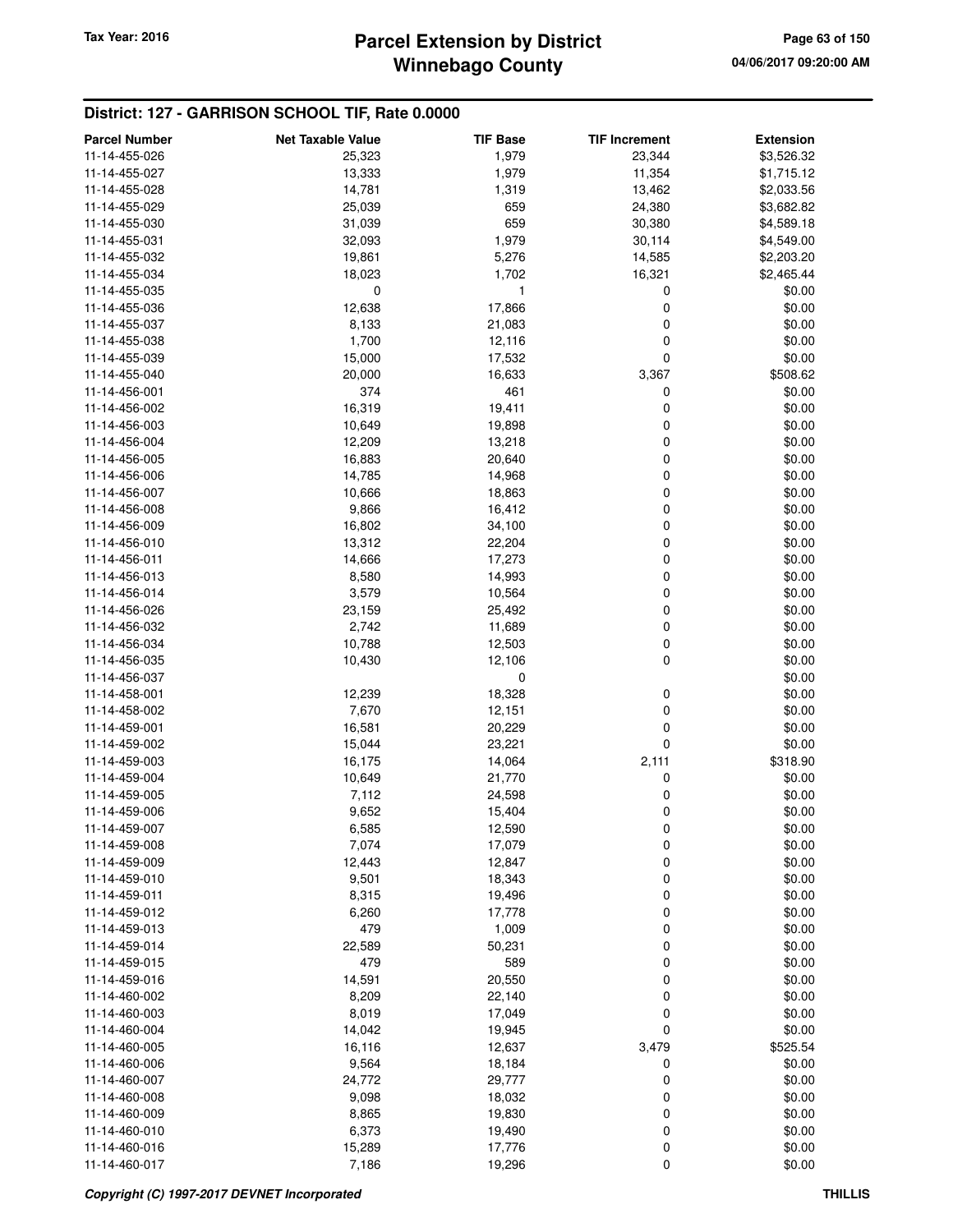## District: 127 - GARRISON SCHOOL TIF, Rate 0.0000

| Parcel Number | Net Taxable Value | TIF Base | TIF Increment | Extension |
|---|---|---|---|---|
| 11-14-455-026 | 25,323 | 1,979 | 23,344 | $3,526.32 |
| 11-14-455-027 | 13,333 | 1,979 | 11,354 | $1,715.12 |
| 11-14-455-028 | 14,781 | 1,319 | 13,462 | $2,033.56 |
| 11-14-455-029 | 25,039 | 659 | 24,380 | $3,682.82 |
| 11-14-455-030 | 31,039 | 659 | 30,380 | $4,589.18 |
| 11-14-455-031 | 32,093 | 1,979 | 30,114 | $4,549.00 |
| 11-14-455-032 | 19,861 | 5,276 | 14,585 | $2,203.20 |
| 11-14-455-034 | 18,023 | 1,702 | 16,321 | $2,465.44 |
| 11-14-455-035 | 0 | 1 | 0 | $0.00 |
| 11-14-455-036 | 12,638 | 17,866 | 0 | $0.00 |
| 11-14-455-037 | 8,133 | 21,083 | 0 | $0.00 |
| 11-14-455-038 | 1,700 | 12,116 | 0 | $0.00 |
| 11-14-455-039 | 15,000 | 17,532 | 0 | $0.00 |
| 11-14-455-040 | 20,000 | 16,633 | 3,367 | $508.62 |
| 11-14-456-001 | 374 | 461 | 0 | $0.00 |
| 11-14-456-002 | 16,319 | 19,411 | 0 | $0.00 |
| 11-14-456-003 | 10,649 | 19,898 | 0 | $0.00 |
| 11-14-456-004 | 12,209 | 13,218 | 0 | $0.00 |
| 11-14-456-005 | 16,883 | 20,640 | 0 | $0.00 |
| 11-14-456-006 | 14,785 | 14,968 | 0 | $0.00 |
| 11-14-456-007 | 10,666 | 18,863 | 0 | $0.00 |
| 11-14-456-008 | 9,866 | 16,412 | 0 | $0.00 |
| 11-14-456-009 | 16,802 | 34,100 | 0 | $0.00 |
| 11-14-456-010 | 13,312 | 22,204 | 0 | $0.00 |
| 11-14-456-011 | 14,666 | 17,273 | 0 | $0.00 |
| 11-14-456-013 | 8,580 | 14,993 | 0 | $0.00 |
| 11-14-456-014 | 3,579 | 10,564 | 0 | $0.00 |
| 11-14-456-026 | 23,159 | 25,492 | 0 | $0.00 |
| 11-14-456-032 | 2,742 | 11,689 | 0 | $0.00 |
| 11-14-456-034 | 10,788 | 12,503 | 0 | $0.00 |
| 11-14-456-035 | 10,430 | 12,106 | 0 | $0.00 |
| 11-14-456-037 | | 0 | | $0.00 |
| 11-14-458-001 | 12,239 | 18,328 | 0 | $0.00 |
| 11-14-458-002 | 7,670 | 12,151 | 0 | $0.00 |
| 11-14-459-001 | 16,581 | 20,229 | 0 | $0.00 |
| 11-14-459-002 | 15,044 | 23,221 | 0 | $0.00 |
| 11-14-459-003 | 16,175 | 14,064 | 2,111 | $318.90 |
| 11-14-459-004 | 10,649 | 21,770 | 0 | $0.00 |
| 11-14-459-005 | 7,112 | 24,598 | 0 | $0.00 |
| 11-14-459-006 | 9,652 | 15,404 | 0 | $0.00 |
| 11-14-459-007 | 6,585 | 12,590 | 0 | $0.00 |
| 11-14-459-008 | 7,074 | 17,079 | 0 | $0.00 |
| 11-14-459-009 | 12,443 | 12,847 | 0 | $0.00 |
| 11-14-459-010 | 9,501 | 18,343 | 0 | $0.00 |
| 11-14-459-011 | 8,315 | 19,496 | 0 | $0.00 |
| 11-14-459-012 | 6,260 | 17,778 | 0 | $0.00 |
| 11-14-459-013 | 479 | 1,009 | 0 | $0.00 |
| 11-14-459-014 | 22,589 | 50,231 | 0 | $0.00 |
| 11-14-459-015 | 479 | 589 | 0 | $0.00 |
| 11-14-459-016 | 14,591 | 20,550 | 0 | $0.00 |
| 11-14-460-002 | 8,209 | 22,140 | 0 | $0.00 |
| 11-14-460-003 | 8,019 | 17,049 | 0 | $0.00 |
| 11-14-460-004 | 14,042 | 19,945 | 0 | $0.00 |
| 11-14-460-005 | 16,116 | 12,637 | 3,479 | $525.54 |
| 11-14-460-006 | 9,564 | 18,184 | 0 | $0.00 |
| 11-14-460-007 | 24,772 | 29,777 | 0 | $0.00 |
| 11-14-460-008 | 9,098 | 18,032 | 0 | $0.00 |
| 11-14-460-009 | 8,865 | 19,830 | 0 | $0.00 |
| 11-14-460-010 | 6,373 | 19,490 | 0 | $0.00 |
| 11-14-460-016 | 15,289 | 17,776 | 0 | $0.00 |
| 11-14-460-017 | 7,186 | 19,296 | 0 | $0.00 |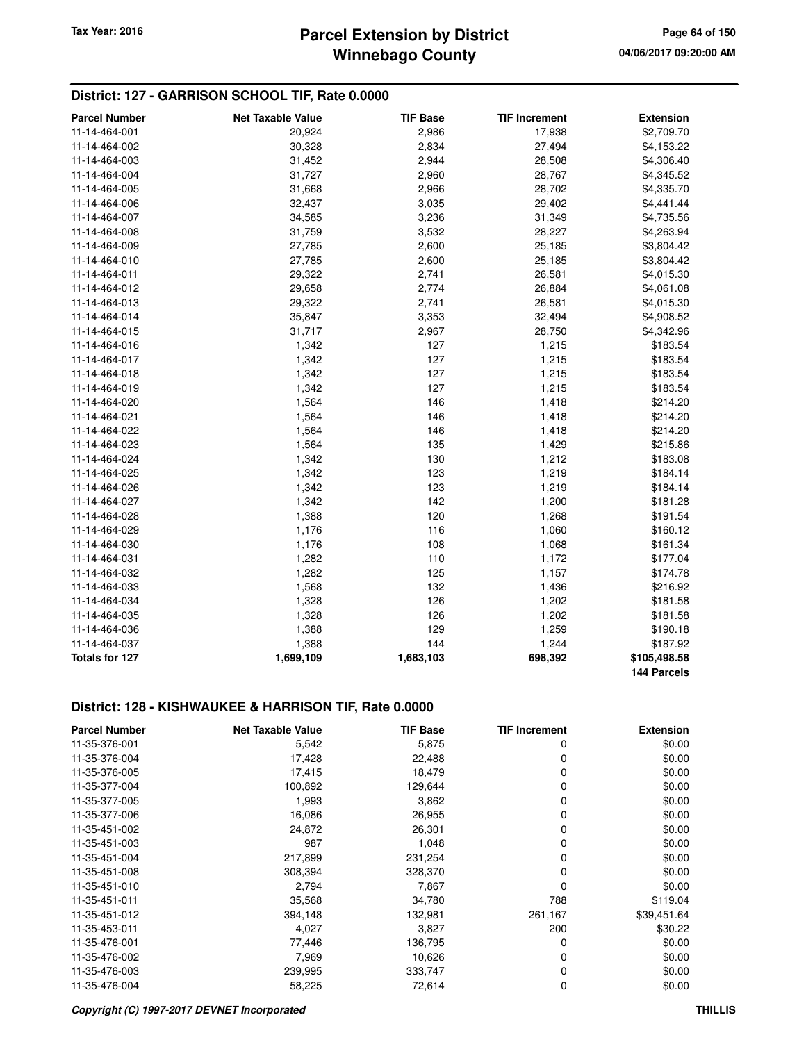## District: 127 - GARRISON SCHOOL TIF, Rate 0.0000

| Parcel Number | Net Taxable Value | TIF Base | TIF Increment | Extension |
|---|---|---|---|---|
| 11-14-464-001 | 20,924 | 2,986 | 17,938 | $2,709.70 |
| 11-14-464-002 | 30,328 | 2,834 | 27,494 | $4,153.22 |
| 11-14-464-003 | 31,452 | 2,944 | 28,508 | $4,306.40 |
| 11-14-464-004 | 31,727 | 2,960 | 28,767 | $4,345.52 |
| 11-14-464-005 | 31,668 | 2,966 | 28,702 | $4,335.70 |
| 11-14-464-006 | 32,437 | 3,035 | 29,402 | $4,441.44 |
| 11-14-464-007 | 34,585 | 3,236 | 31,349 | $4,735.56 |
| 11-14-464-008 | 31,759 | 3,532 | 28,227 | $4,263.94 |
| 11-14-464-009 | 27,785 | 2,600 | 25,185 | $3,804.42 |
| 11-14-464-010 | 27,785 | 2,600 | 25,185 | $3,804.42 |
| 11-14-464-011 | 29,322 | 2,741 | 26,581 | $4,015.30 |
| 11-14-464-012 | 29,658 | 2,774 | 26,884 | $4,061.08 |
| 11-14-464-013 | 29,322 | 2,741 | 26,581 | $4,015.30 |
| 11-14-464-014 | 35,847 | 3,353 | 32,494 | $4,908.52 |
| 11-14-464-015 | 31,717 | 2,967 | 28,750 | $4,342.96 |
| 11-14-464-016 | 1,342 | 127 | 1,215 | $183.54 |
| 11-14-464-017 | 1,342 | 127 | 1,215 | $183.54 |
| 11-14-464-018 | 1,342 | 127 | 1,215 | $183.54 |
| 11-14-464-019 | 1,342 | 127 | 1,215 | $183.54 |
| 11-14-464-020 | 1,564 | 146 | 1,418 | $214.20 |
| 11-14-464-021 | 1,564 | 146 | 1,418 | $214.20 |
| 11-14-464-022 | 1,564 | 146 | 1,418 | $214.20 |
| 11-14-464-023 | 1,564 | 135 | 1,429 | $215.86 |
| 11-14-464-024 | 1,342 | 130 | 1,212 | $183.08 |
| 11-14-464-025 | 1,342 | 123 | 1,219 | $184.14 |
| 11-14-464-026 | 1,342 | 123 | 1,219 | $184.14 |
| 11-14-464-027 | 1,342 | 142 | 1,200 | $181.28 |
| 11-14-464-028 | 1,388 | 120 | 1,268 | $191.54 |
| 11-14-464-029 | 1,176 | 116 | 1,060 | $160.12 |
| 11-14-464-030 | 1,176 | 108 | 1,068 | $161.34 |
| 11-14-464-031 | 1,282 | 110 | 1,172 | $177.04 |
| 11-14-464-032 | 1,282 | 125 | 1,157 | $174.78 |
| 11-14-464-033 | 1,568 | 132 | 1,436 | $216.92 |
| 11-14-464-034 | 1,328 | 126 | 1,202 | $181.58 |
| 11-14-464-035 | 1,328 | 126 | 1,202 | $181.58 |
| 11-14-464-036 | 1,388 | 129 | 1,259 | $190.18 |
| 11-14-464-037 | 1,388 | 144 | 1,244 | $187.92 |
| **Totals for 127** | **1,699,109** | **1,683,103** | **698,392** | **$105,498.58** |
| | | | | **144 Parcels** |

## District: 128 - KISHWAUKEE & HARRISON TIF, Rate 0.0000

| Parcel Number | Net Taxable Value | TIF Base | TIF Increment | Extension |
|---|---|---|---|---|
| 11-35-376-001 | 5,542 | 5,875 | 0 | $0.00 |
| 11-35-376-004 | 17,428 | 22,488 | 0 | $0.00 |
| 11-35-376-005 | 17,415 | 18,479 | 0 | $0.00 |
| 11-35-377-004 | 100,892 | 129,644 | 0 | $0.00 |
| 11-35-377-005 | 1,993 | 3,862 | 0 | $0.00 |
| 11-35-377-006 | 16,086 | 26,955 | 0 | $0.00 |
| 11-35-451-002 | 24,872 | 26,301 | 0 | $0.00 |
| 11-35-451-003 | 987 | 1,048 | 0 | $0.00 |
| 11-35-451-004 | 217,899 | 231,254 | 0 | $0.00 |
| 11-35-451-008 | 308,394 | 328,370 | 0 | $0.00 |
| 11-35-451-010 | 2,794 | 7,867 | 0 | $0.00 |
| 11-35-451-011 | 35,568 | 34,780 | 788 | $119.04 |
| 11-35-451-012 | 394,148 | 132,981 | 261,167 | $39,451.64 |
| 11-35-453-011 | 4,027 | 3,827 | 200 | $30.22 |
| 11-35-476-001 | 77,446 | 136,795 | 0 | $0.00 |
| 11-35-476-002 | 7,969 | 10,626 | 0 | $0.00 |
| 11-35-476-003 | 239,995 | 333,747 | 0 | $0.00 |
| 11-35-476-004 | 58,225 | 72,614 | 0 | $0.00 |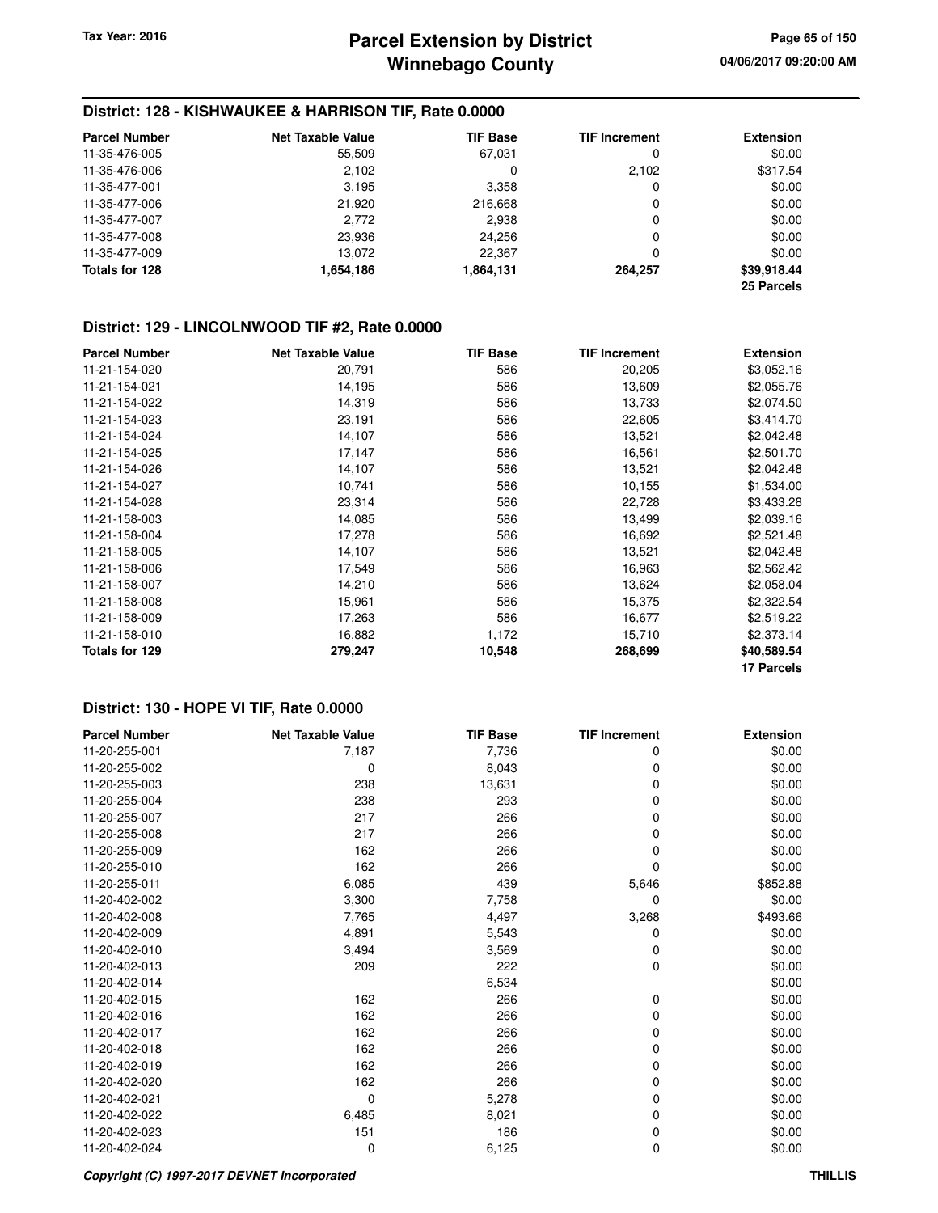## District: 128 - KISHWAUKEE & HARRISON TIF, Rate 0.0000

| Parcel Number | Net Taxable Value | TIF Base | TIF Increment | Extension |
|---|---|---|---|---|
| 11-35-476-005 | 55,509 | 67,031 | 0 | $0.00 |
| 11-35-476-006 | 2,102 | 0 | 2,102 | $317.54 |
| 11-35-477-001 | 3,195 | 3,358 | 0 | $0.00 |
| 11-35-477-006 | 21,920 | 216,668 | 0 | $0.00 |
| 11-35-477-007 | 2,772 | 2,938 | 0 | $0.00 |
| 11-35-477-008 | 23,936 | 24,256 | 0 | $0.00 |
| 11-35-477-009 | 13,072 | 22,367 | 0 | $0.00 |
| **Totals for 128** | **1,654,186** | **1,864,131** | **264,257** | **$39,918.44** |
| | | | | **25 Parcels** |

## District: 129 - LINCOLNWOOD TIF #2, Rate 0.0000

| Parcel Number | Net Taxable Value | TIF Base | TIF Increment | Extension |
|---|---|---|---|---|
| 11-21-154-020 | 20,791 | 586 | 20,205 | $3,052.16 |
| 11-21-154-021 | 14,195 | 586 | 13,609 | $2,055.76 |
| 11-21-154-022 | 14,319 | 586 | 13,733 | $2,074.50 |
| 11-21-154-023 | 23,191 | 586 | 22,605 | $3,414.70 |
| 11-21-154-024 | 14,107 | 586 | 13,521 | $2,042.48 |
| 11-21-154-025 | 17,147 | 586 | 16,561 | $2,501.70 |
| 11-21-154-026 | 14,107 | 586 | 13,521 | $2,042.48 |
| 11-21-154-027 | 10,741 | 586 | 10,155 | $1,534.00 |
| 11-21-154-028 | 23,314 | 586 | 22,728 | $3,433.28 |
| 11-21-158-003 | 14,085 | 586 | 13,499 | $2,039.16 |
| 11-21-158-004 | 17,278 | 586 | 16,692 | $2,521.48 |
| 11-21-158-005 | 14,107 | 586 | 13,521 | $2,042.48 |
| 11-21-158-006 | 17,549 | 586 | 16,963 | $2,562.42 |
| 11-21-158-007 | 14,210 | 586 | 13,624 | $2,058.04 |
| 11-21-158-008 | 15,961 | 586 | 15,375 | $2,322.54 |
| 11-21-158-009 | 17,263 | 586 | 16,677 | $2,519.22 |
| 11-21-158-010 | 16,882 | 1,172 | 15,710 | $2,373.14 |
| **Totals for 129** | **279,247** | **10,548** | **268,699** | **$40,589.54** |
| | | | | **17 Parcels** |

## District: 130 - HOPE VI TIF, Rate 0.0000

| Parcel Number | Net Taxable Value | TIF Base | TIF Increment | Extension |
|---|---|---|---|---|
| 11-20-255-001 | 7,187 | 7,736 | 0 | $0.00 |
| 11-20-255-002 | 0 | 8,043 | 0 | $0.00 |
| 11-20-255-003 | 238 | 13,631 | 0 | $0.00 |
| 11-20-255-004 | 238 | 293 | 0 | $0.00 |
| 11-20-255-007 | 217 | 266 | 0 | $0.00 |
| 11-20-255-008 | 217 | 266 | 0 | $0.00 |
| 11-20-255-009 | 162 | 266 | 0 | $0.00 |
| 11-20-255-010 | 162 | 266 | 0 | $0.00 |
| 11-20-255-011 | 6,085 | 439 | 5,646 | $852.88 |
| 11-20-402-002 | 3,300 | 7,758 | 0 | $0.00 |
| 11-20-402-008 | 7,765 | 4,497 | 3,268 | $493.66 |
| 11-20-402-009 | 4,891 | 5,543 | 0 | $0.00 |
| 11-20-402-010 | 3,494 | 3,569 | 0 | $0.00 |
| 11-20-402-013 | 209 | 222 | 0 | $0.00 |
| 11-20-402-014 | | 6,534 | | $0.00 |
| 11-20-402-015 | 162 | 266 | 0 | $0.00 |
| 11-20-402-016 | 162 | 266 | 0 | $0.00 |
| 11-20-402-017 | 162 | 266 | 0 | $0.00 |
| 11-20-402-018 | 162 | 266 | 0 | $0.00 |
| 11-20-402-019 | 162 | 266 | 0 | $0.00 |
| 11-20-402-020 | 162 | 266 | 0 | $0.00 |
| 11-20-402-021 | 0 | 5,278 | 0 | $0.00 |
| 11-20-402-022 | 6,485 | 8,021 | 0 | $0.00 |
| 11-20-402-023 | 151 | 186 | 0 | $0.00 |
| 11-20-402-024 | 0 | 6,125 | 0 | $0.00 |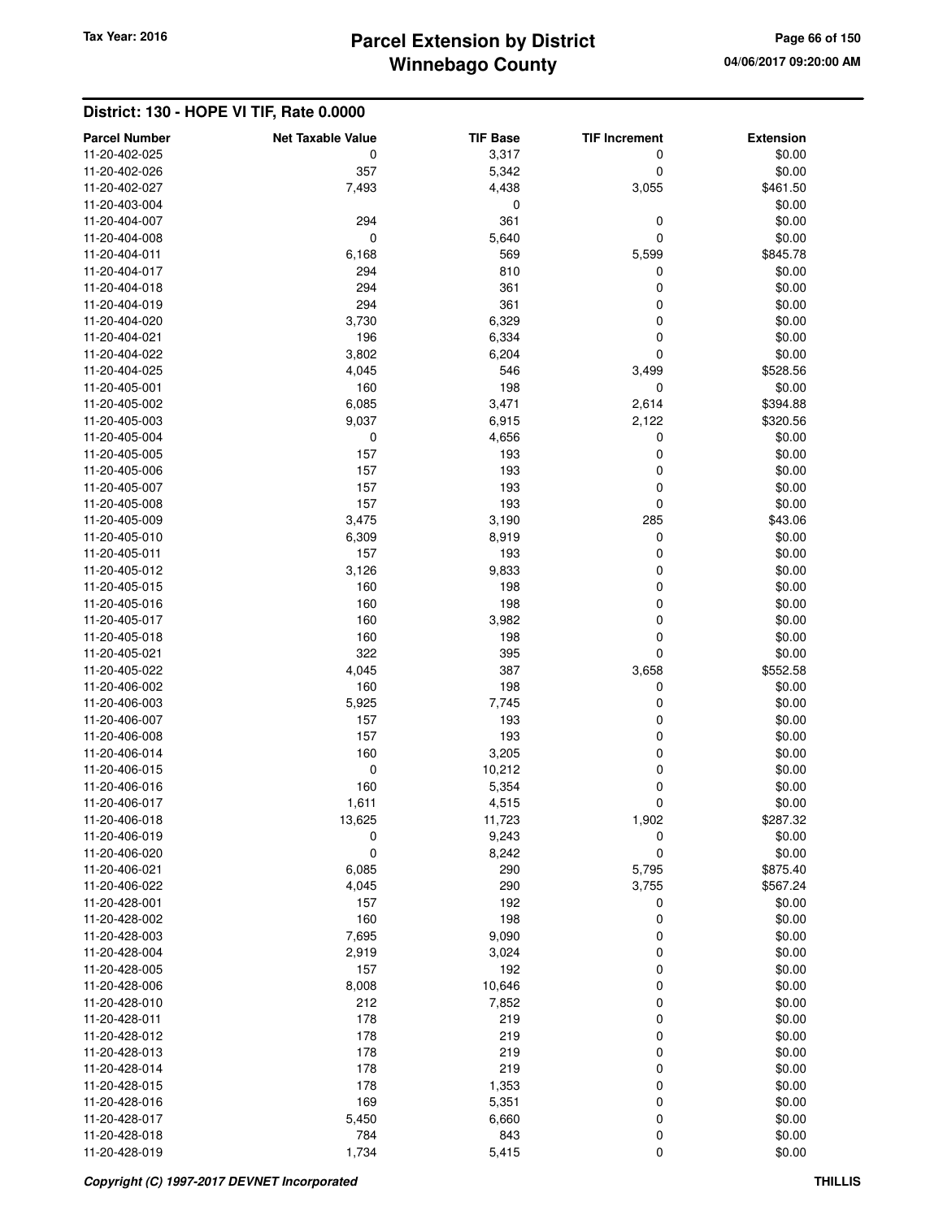## District: 130 - HOPE VI TIF, Rate 0.0000

| Parcel Number | Net Taxable Value | TIF Base | TIF Increment | Extension |
|---|---|---|---|---|
| 11-20-402-025 | 0 | 3,317 | 0 | $0.00 |
| 11-20-402-026 | 357 | 5,342 | 0 | $0.00 |
| 11-20-402-027 | 7,493 | 4,438 | 3,055 | $461.50 |
| 11-20-403-004 | | 0 | | $0.00 |
| 11-20-404-007 | 294 | 361 | 0 | $0.00 |
| 11-20-404-008 | 0 | 5,640 | 0 | $0.00 |
| 11-20-404-011 | 6,168 | 569 | 5,599 | $845.78 |
| 11-20-404-017 | 294 | 810 | 0 | $0.00 |
| 11-20-404-018 | 294 | 361 | 0 | $0.00 |
| 11-20-404-019 | 294 | 361 | 0 | $0.00 |
| 11-20-404-020 | 3,730 | 6,329 | 0 | $0.00 |
| 11-20-404-021 | 196 | 6,334 | 0 | $0.00 |
| 11-20-404-022 | 3,802 | 6,204 | 0 | $0.00 |
| 11-20-404-025 | 4,045 | 546 | 3,499 | $528.56 |
| 11-20-405-001 | 160 | 198 | 0 | $0.00 |
| 11-20-405-002 | 6,085 | 3,471 | 2,614 | $394.88 |
| 11-20-405-003 | 9,037 | 6,915 | 2,122 | $320.56 |
| 11-20-405-004 | 0 | 4,656 | 0 | $0.00 |
| 11-20-405-005 | 157 | 193 | 0 | $0.00 |
| 11-20-405-006 | 157 | 193 | 0 | $0.00 |
| 11-20-405-007 | 157 | 193 | 0 | $0.00 |
| 11-20-405-008 | 157 | 193 | 0 | $0.00 |
| 11-20-405-009 | 3,475 | 3,190 | 285 | $43.06 |
| 11-20-405-010 | 6,309 | 8,919 | 0 | $0.00 |
| 11-20-405-011 | 157 | 193 | 0 | $0.00 |
| 11-20-405-012 | 3,126 | 9,833 | 0 | $0.00 |
| 11-20-405-015 | 160 | 198 | 0 | $0.00 |
| 11-20-405-016 | 160 | 198 | 0 | $0.00 |
| 11-20-405-017 | 160 | 3,982 | 0 | $0.00 |
| 11-20-405-018 | 160 | 198 | 0 | $0.00 |
| 11-20-405-021 | 322 | 395 | 0 | $0.00 |
| 11-20-405-022 | 4,045 | 387 | 3,658 | $552.58 |
| 11-20-406-002 | 160 | 198 | 0 | $0.00 |
| 11-20-406-003 | 5,925 | 7,745 | 0 | $0.00 |
| 11-20-406-007 | 157 | 193 | 0 | $0.00 |
| 11-20-406-008 | 157 | 193 | 0 | $0.00 |
| 11-20-406-014 | 160 | 3,205 | 0 | $0.00 |
| 11-20-406-015 | 0 | 10,212 | 0 | $0.00 |
| 11-20-406-016 | 160 | 5,354 | 0 | $0.00 |
| 11-20-406-017 | 1,611 | 4,515 | 0 | $0.00 |
| 11-20-406-018 | 13,625 | 11,723 | 1,902 | $287.32 |
| 11-20-406-019 | 0 | 9,243 | 0 | $0.00 |
| 11-20-406-020 | 0 | 8,242 | 0 | $0.00 |
| 11-20-406-021 | 6,085 | 290 | 5,795 | $875.40 |
| 11-20-406-022 | 4,045 | 290 | 3,755 | $567.24 |
| 11-20-428-001 | 157 | 192 | 0 | $0.00 |
| 11-20-428-002 | 160 | 198 | 0 | $0.00 |
| 11-20-428-003 | 7,695 | 9,090 | 0 | $0.00 |
| 11-20-428-004 | 2,919 | 3,024 | 0 | $0.00 |
| 11-20-428-005 | 157 | 192 | 0 | $0.00 |
| 11-20-428-006 | 8,008 | 10,646 | 0 | $0.00 |
| 11-20-428-010 | 212 | 7,852 | 0 | $0.00 |
| 11-20-428-011 | 178 | 219 | 0 | $0.00 |
| 11-20-428-012 | 178 | 219 | 0 | $0.00 |
| 11-20-428-013 | 178 | 219 | 0 | $0.00 |
| 11-20-428-014 | 178 | 219 | 0 | $0.00 |
| 11-20-428-015 | 178 | 1,353 | 0 | $0.00 |
| 11-20-428-016 | 169 | 5,351 | 0 | $0.00 |
| 11-20-428-017 | 5,450 | 6,660 | 0 | $0.00 |
| 11-20-428-018 | 784 | 843 | 0 | $0.00 |
| 11-20-428-019 | 1,734 | 5,415 | 0 | $0.00 |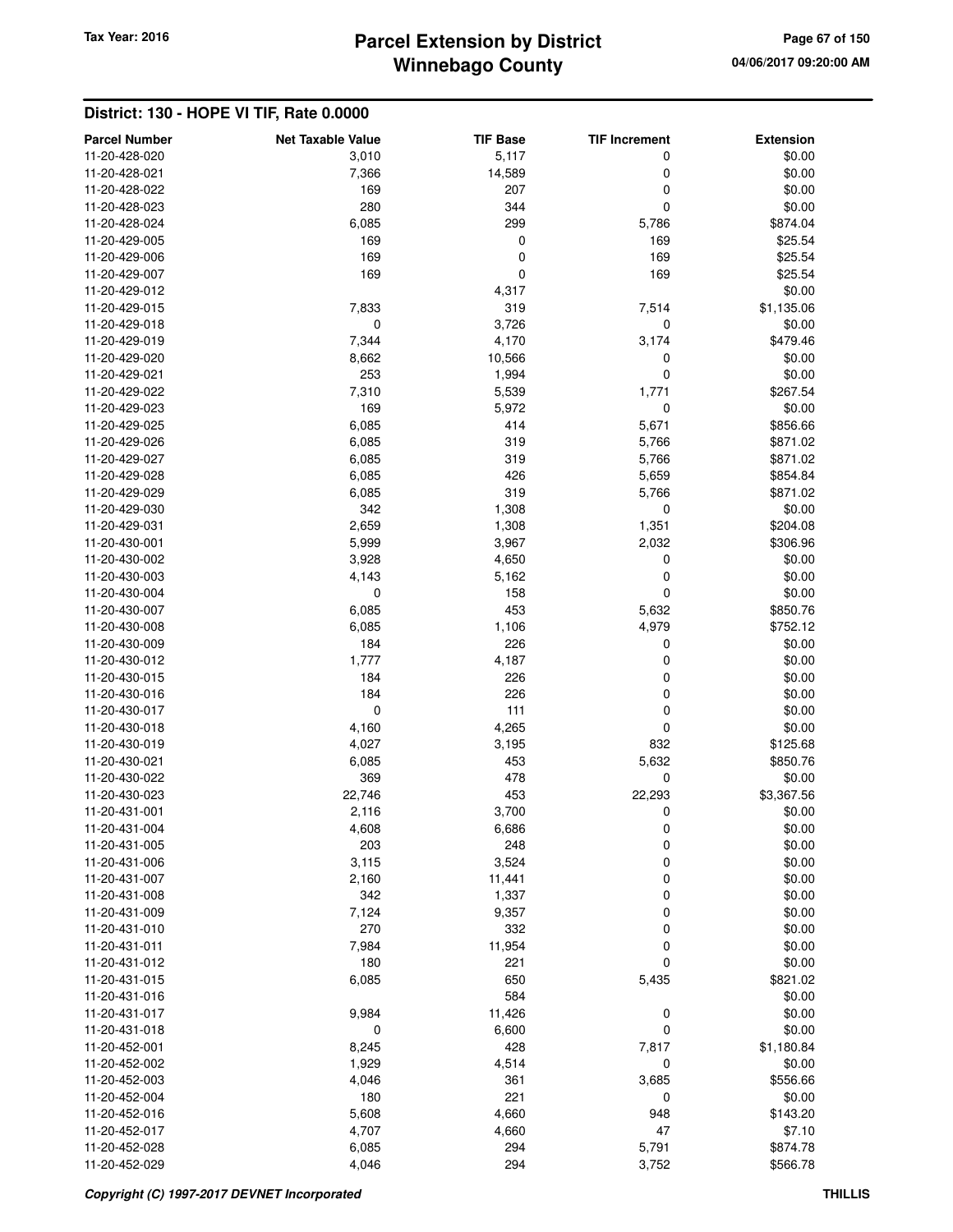# Parcel Extension by District
# Winnebago County

Tax Year: 2016

04/06/2017 09:20:00 AM

## District: 130 - HOPE VI TIF, Rate 0.0000

| Parcel Number | Net Taxable Value | TIF Base | TIF Increment | Extension |
|---|---|---|---|---|
| 11-20-428-020 | 3,010 | 5,117 | 0 | $0.00 |
| 11-20-428-021 | 7,366 | 14,589 | 0 | $0.00 |
| 11-20-428-022 | 169 | 207 | 0 | $0.00 |
| 11-20-428-023 | 280 | 344 | 0 | $0.00 |
| 11-20-428-024 | 6,085 | 299 | 5,786 | $874.04 |
| 11-20-429-005 | 169 | 0 | 169 | $25.54 |
| 11-20-429-006 | 169 | 0 | 169 | $25.54 |
| 11-20-429-007 | 169 | 0 | 169 | $25.54 |
| 11-20-429-012 | | 4,317 | | $0.00 |
| 11-20-429-015 | 7,833 | 319 | 7,514 | $1,135.06 |
| 11-20-429-018 | 0 | 3,726 | 0 | $0.00 |
| 11-20-429-019 | 7,344 | 4,170 | 3,174 | $479.46 |
| 11-20-429-020 | 8,662 | 10,566 | 0 | $0.00 |
| 11-20-429-021 | 253 | 1,994 | 0 | $0.00 |
| 11-20-429-022 | 7,310 | 5,539 | 1,771 | $267.54 |
| 11-20-429-023 | 169 | 5,972 | 0 | $0.00 |
| 11-20-429-025 | 6,085 | 414 | 5,671 | $856.66 |
| 11-20-429-026 | 6,085 | 319 | 5,766 | $871.02 |
| 11-20-429-027 | 6,085 | 319 | 5,766 | $871.02 |
| 11-20-429-028 | 6,085 | 426 | 5,659 | $854.84 |
| 11-20-429-029 | 6,085 | 319 | 5,766 | $871.02 |
| 11-20-429-030 | 342 | 1,308 | 0 | $0.00 |
| 11-20-429-031 | 2,659 | 1,308 | 1,351 | $204.08 |
| 11-20-430-001 | 5,999 | 3,967 | 2,032 | $306.96 |
| 11-20-430-002 | 3,928 | 4,650 | 0 | $0.00 |
| 11-20-430-003 | 4,143 | 5,162 | 0 | $0.00 |
| 11-20-430-004 | 0 | 158 | 0 | $0.00 |
| 11-20-430-007 | 6,085 | 453 | 5,632 | $850.76 |
| 11-20-430-008 | 6,085 | 1,106 | 4,979 | $752.12 |
| 11-20-430-009 | 184 | 226 | 0 | $0.00 |
| 11-20-430-012 | 1,777 | 4,187 | 0 | $0.00 |
| 11-20-430-015 | 184 | 226 | 0 | $0.00 |
| 11-20-430-016 | 184 | 226 | 0 | $0.00 |
| 11-20-430-017 | 0 | 111 | 0 | $0.00 |
| 11-20-430-018 | 4,160 | 4,265 | 0 | $0.00 |
| 11-20-430-019 | 4,027 | 3,195 | 832 | $125.68 |
| 11-20-430-021 | 6,085 | 453 | 5,632 | $850.76 |
| 11-20-430-022 | 369 | 478 | 0 | $0.00 |
| 11-20-430-023 | 22,746 | 453 | 22,293 | $3,367.56 |
| 11-20-431-001 | 2,116 | 3,700 | 0 | $0.00 |
| 11-20-431-004 | 4,608 | 6,686 | 0 | $0.00 |
| 11-20-431-005 | 203 | 248 | 0 | $0.00 |
| 11-20-431-006 | 3,115 | 3,524 | 0 | $0.00 |
| 11-20-431-007 | 2,160 | 11,441 | 0 | $0.00 |
| 11-20-431-008 | 342 | 1,337 | 0 | $0.00 |
| 11-20-431-009 | 7,124 | 9,357 | 0 | $0.00 |
| 11-20-431-010 | 270 | 332 | 0 | $0.00 |
| 11-20-431-011 | 7,984 | 11,954 | 0 | $0.00 |
| 11-20-431-012 | 180 | 221 | 0 | $0.00 |
| 11-20-431-015 | 6,085 | 650 | 5,435 | $821.02 |
| 11-20-431-016 | | 584 | | $0.00 |
| 11-20-431-017 | 9,984 | 11,426 | 0 | $0.00 |
| 11-20-431-018 | 0 | 6,600 | 0 | $0.00 |
| 11-20-452-001 | 8,245 | 428 | 7,817 | $1,180.84 |
| 11-20-452-002 | 1,929 | 4,514 | 0 | $0.00 |
| 11-20-452-003 | 4,046 | 361 | 3,685 | $556.66 |
| 11-20-452-004 | 180 | 221 | 0 | $0.00 |
| 11-20-452-016 | 5,608 | 4,660 | 948 | $143.20 |
| 11-20-452-017 | 4,707 | 4,660 | 47 | $7.10 |
| 11-20-452-028 | 6,085 | 294 | 5,791 | $874.78 |
| 11-20-452-029 | 4,046 | 294 | 3,752 | $566.78 |

*Copyright (C) 1997-2017 DEVNET Incorporated* **THILLIS**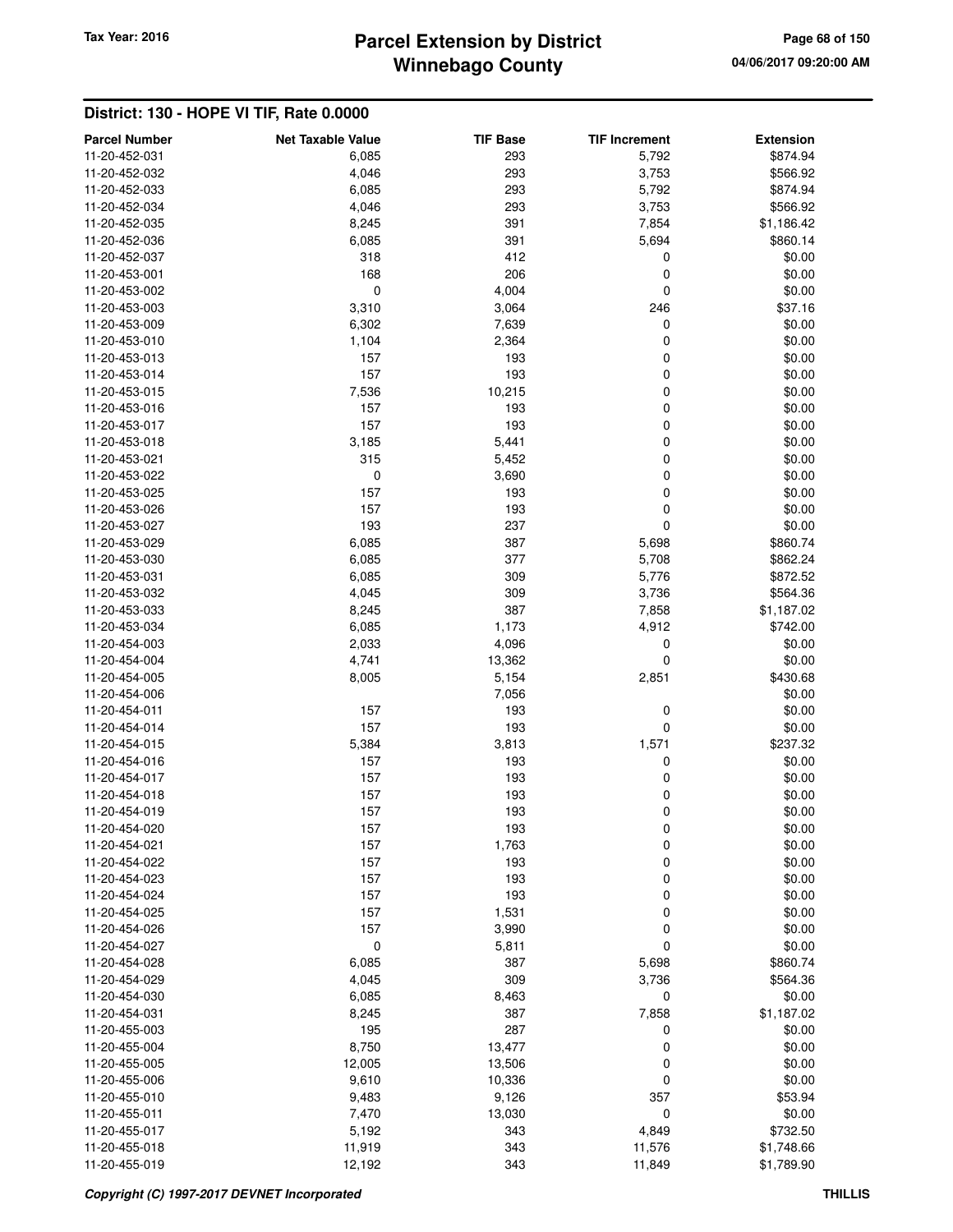## District: 130 - HOPE VI TIF, Rate 0.0000

| Parcel Number | Net Taxable Value | TIF Base | TIF Increment | Extension |
|---|---|---|---|---|
| 11-20-452-031 | 6,085 | 293 | 5,792 | $874.94 |
| 11-20-452-032 | 4,046 | 293 | 3,753 | $566.92 |
| 11-20-452-033 | 6,085 | 293 | 5,792 | $874.94 |
| 11-20-452-034 | 4,046 | 293 | 3,753 | $566.92 |
| 11-20-452-035 | 8,245 | 391 | 7,854 | $1,186.42 |
| 11-20-452-036 | 6,085 | 391 | 5,694 | $860.14 |
| 11-20-452-037 | 318 | 412 | 0 | $0.00 |
| 11-20-453-001 | 168 | 206 | 0 | $0.00 |
| 11-20-453-002 | 0 | 4,004 | 0 | $0.00 |
| 11-20-453-003 | 3,310 | 3,064 | 246 | $37.16 |
| 11-20-453-009 | 6,302 | 7,639 | 0 | $0.00 |
| 11-20-453-010 | 1,104 | 2,364 | 0 | $0.00 |
| 11-20-453-013 | 157 | 193 | 0 | $0.00 |
| 11-20-453-014 | 157 | 193 | 0 | $0.00 |
| 11-20-453-015 | 7,536 | 10,215 | 0 | $0.00 |
| 11-20-453-016 | 157 | 193 | 0 | $0.00 |
| 11-20-453-017 | 157 | 193 | 0 | $0.00 |
| 11-20-453-018 | 3,185 | 5,441 | 0 | $0.00 |
| 11-20-453-021 | 315 | 5,452 | 0 | $0.00 |
| 11-20-453-022 | 0 | 3,690 | 0 | $0.00 |
| 11-20-453-025 | 157 | 193 | 0 | $0.00 |
| 11-20-453-026 | 157 | 193 | 0 | $0.00 |
| 11-20-453-027 | 193 | 237 | 0 | $0.00 |
| 11-20-453-029 | 6,085 | 387 | 5,698 | $860.74 |
| 11-20-453-030 | 6,085 | 377 | 5,708 | $862.24 |
| 11-20-453-031 | 6,085 | 309 | 5,776 | $872.52 |
| 11-20-453-032 | 4,045 | 309 | 3,736 | $564.36 |
| 11-20-453-033 | 8,245 | 387 | 7,858 | $1,187.02 |
| 11-20-453-034 | 6,085 | 1,173 | 4,912 | $742.00 |
| 11-20-454-003 | 2,033 | 4,096 | 0 | $0.00 |
| 11-20-454-004 | 4,741 | 13,362 | 0 | $0.00 |
| 11-20-454-005 | 8,005 | 5,154 | 2,851 | $430.68 |
| 11-20-454-006 | | 7,056 | | $0.00 |
| 11-20-454-011 | 157 | 193 | 0 | $0.00 |
| 11-20-454-014 | 157 | 193 | 0 | $0.00 |
| 11-20-454-015 | 5,384 | 3,813 | 1,571 | $237.32 |
| 11-20-454-016 | 157 | 193 | 0 | $0.00 |
| 11-20-454-017 | 157 | 193 | 0 | $0.00 |
| 11-20-454-018 | 157 | 193 | 0 | $0.00 |
| 11-20-454-019 | 157 | 193 | 0 | $0.00 |
| 11-20-454-020 | 157 | 193 | 0 | $0.00 |
| 11-20-454-021 | 157 | 1,763 | 0 | $0.00 |
| 11-20-454-022 | 157 | 193 | 0 | $0.00 |
| 11-20-454-023 | 157 | 193 | 0 | $0.00 |
| 11-20-454-024 | 157 | 193 | 0 | $0.00 |
| 11-20-454-025 | 157 | 1,531 | 0 | $0.00 |
| 11-20-454-026 | 157 | 3,990 | 0 | $0.00 |
| 11-20-454-027 | 0 | 5,811 | 0 | $0.00 |
| 11-20-454-028 | 6,085 | 387 | 5,698 | $860.74 |
| 11-20-454-029 | 4,045 | 309 | 3,736 | $564.36 |
| 11-20-454-030 | 6,085 | 8,463 | 0 | $0.00 |
| 11-20-454-031 | 8,245 | 387 | 7,858 | $1,187.02 |
| 11-20-455-003 | 195 | 287 | 0 | $0.00 |
| 11-20-455-004 | 8,750 | 13,477 | 0 | $0.00 |
| 11-20-455-005 | 12,005 | 13,506 | 0 | $0.00 |
| 11-20-455-006 | 9,610 | 10,336 | 0 | $0.00 |
| 11-20-455-010 | 9,483 | 9,126 | 357 | $53.94 |
| 11-20-455-011 | 7,470 | 13,030 | 0 | $0.00 |
| 11-20-455-017 | 5,192 | 343 | 4,849 | $732.50 |
| 11-20-455-018 | 11,919 | 343 | 11,576 | $1,748.66 |
| 11-20-455-019 | 12,192 | 343 | 11,849 | $1,789.90 |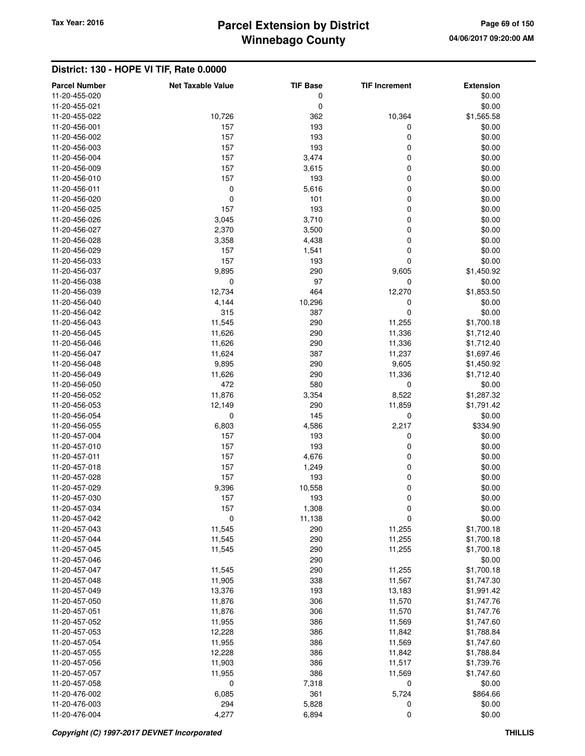## District: 130 - HOPE VI TIF, Rate 0.0000

| Parcel Number | Net Taxable Value | TIF Base | TIF Increment | Extension |
|---|---|---|---|---|
| 11-20-455-020 | | 0 | | $0.00 |
| 11-20-455-021 | | 0 | | $0.00 |
| 11-20-455-022 | 10,726 | 362 | 10,364 | $1,565.58 |
| 11-20-456-001 | 157 | 193 | 0 | $0.00 |
| 11-20-456-002 | 157 | 193 | 0 | $0.00 |
| 11-20-456-003 | 157 | 193 | 0 | $0.00 |
| 11-20-456-004 | 157 | 3,474 | 0 | $0.00 |
| 11-20-456-009 | 157 | 3,615 | 0 | $0.00 |
| 11-20-456-010 | 157 | 193 | 0 | $0.00 |
| 11-20-456-011 | 0 | 5,616 | 0 | $0.00 |
| 11-20-456-020 | 0 | 101 | 0 | $0.00 |
| 11-20-456-025 | 157 | 193 | 0 | $0.00 |
| 11-20-456-026 | 3,045 | 3,710 | 0 | $0.00 |
| 11-20-456-027 | 2,370 | 3,500 | 0 | $0.00 |
| 11-20-456-028 | 3,358 | 4,438 | 0 | $0.00 |
| 11-20-456-029 | 157 | 1,541 | 0 | $0.00 |
| 11-20-456-033 | 157 | 193 | 0 | $0.00 |
| 11-20-456-037 | 9,895 | 290 | 9,605 | $1,450.92 |
| 11-20-456-038 | 0 | 97 | 0 | $0.00 |
| 11-20-456-039 | 12,734 | 464 | 12,270 | $1,853.50 |
| 11-20-456-040 | 4,144 | 10,296 | 0 | $0.00 |
| 11-20-456-042 | 315 | 387 | 0 | $0.00 |
| 11-20-456-043 | 11,545 | 290 | 11,255 | $1,700.18 |
| 11-20-456-045 | 11,626 | 290 | 11,336 | $1,712.40 |
| 11-20-456-046 | 11,626 | 290 | 11,336 | $1,712.40 |
| 11-20-456-047 | 11,624 | 387 | 11,237 | $1,697.46 |
| 11-20-456-048 | 9,895 | 290 | 9,605 | $1,450.92 |
| 11-20-456-049 | 11,626 | 290 | 11,336 | $1,712.40 |
| 11-20-456-050 | 472 | 580 | 0 | $0.00 |
| 11-20-456-052 | 11,876 | 3,354 | 8,522 | $1,287.32 |
| 11-20-456-053 | 12,149 | 290 | 11,859 | $1,791.42 |
| 11-20-456-054 | 0 | 145 | 0 | $0.00 |
| 11-20-456-055 | 6,803 | 4,586 | 2,217 | $334.90 |
| 11-20-457-004 | 157 | 193 | 0 | $0.00 |
| 11-20-457-010 | 157 | 193 | 0 | $0.00 |
| 11-20-457-011 | 157 | 4,676 | 0 | $0.00 |
| 11-20-457-018 | 157 | 1,249 | 0 | $0.00 |
| 11-20-457-028 | 157 | 193 | 0 | $0.00 |
| 11-20-457-029 | 9,396 | 10,558 | 0 | $0.00 |
| 11-20-457-030 | 157 | 193 | 0 | $0.00 |
| 11-20-457-034 | 157 | 1,308 | 0 | $0.00 |
| 11-20-457-042 | 0 | 11,138 | 0 | $0.00 |
| 11-20-457-043 | 11,545 | 290 | 11,255 | $1,700.18 |
| 11-20-457-044 | 11,545 | 290 | 11,255 | $1,700.18 |
| 11-20-457-045 | 11,545 | 290 | 11,255 | $1,700.18 |
| 11-20-457-046 | | 290 | | $0.00 |
| 11-20-457-047 | 11,545 | 290 | 11,255 | $1,700.18 |
| 11-20-457-048 | 11,905 | 338 | 11,567 | $1,747.30 |
| 11-20-457-049 | 13,376 | 193 | 13,183 | $1,991.42 |
| 11-20-457-050 | 11,876 | 306 | 11,570 | $1,747.76 |
| 11-20-457-051 | 11,876 | 306 | 11,570 | $1,747.76 |
| 11-20-457-052 | 11,955 | 386 | 11,569 | $1,747.60 |
| 11-20-457-053 | 12,228 | 386 | 11,842 | $1,788.84 |
| 11-20-457-054 | 11,955 | 386 | 11,569 | $1,747.60 |
| 11-20-457-055 | 12,228 | 386 | 11,842 | $1,788.84 |
| 11-20-457-056 | 11,903 | 386 | 11,517 | $1,739.76 |
| 11-20-457-057 | 11,955 | 386 | 11,569 | $1,747.60 |
| 11-20-457-058 | 0 | 7,318 | 0 | $0.00 |
| 11-20-476-002 | 6,085 | 361 | 5,724 | $864.66 |
| 11-20-476-003 | 294 | 5,828 | 0 | $0.00 |
| 11-20-476-004 | 4,277 | 6,894 | 0 | $0.00 |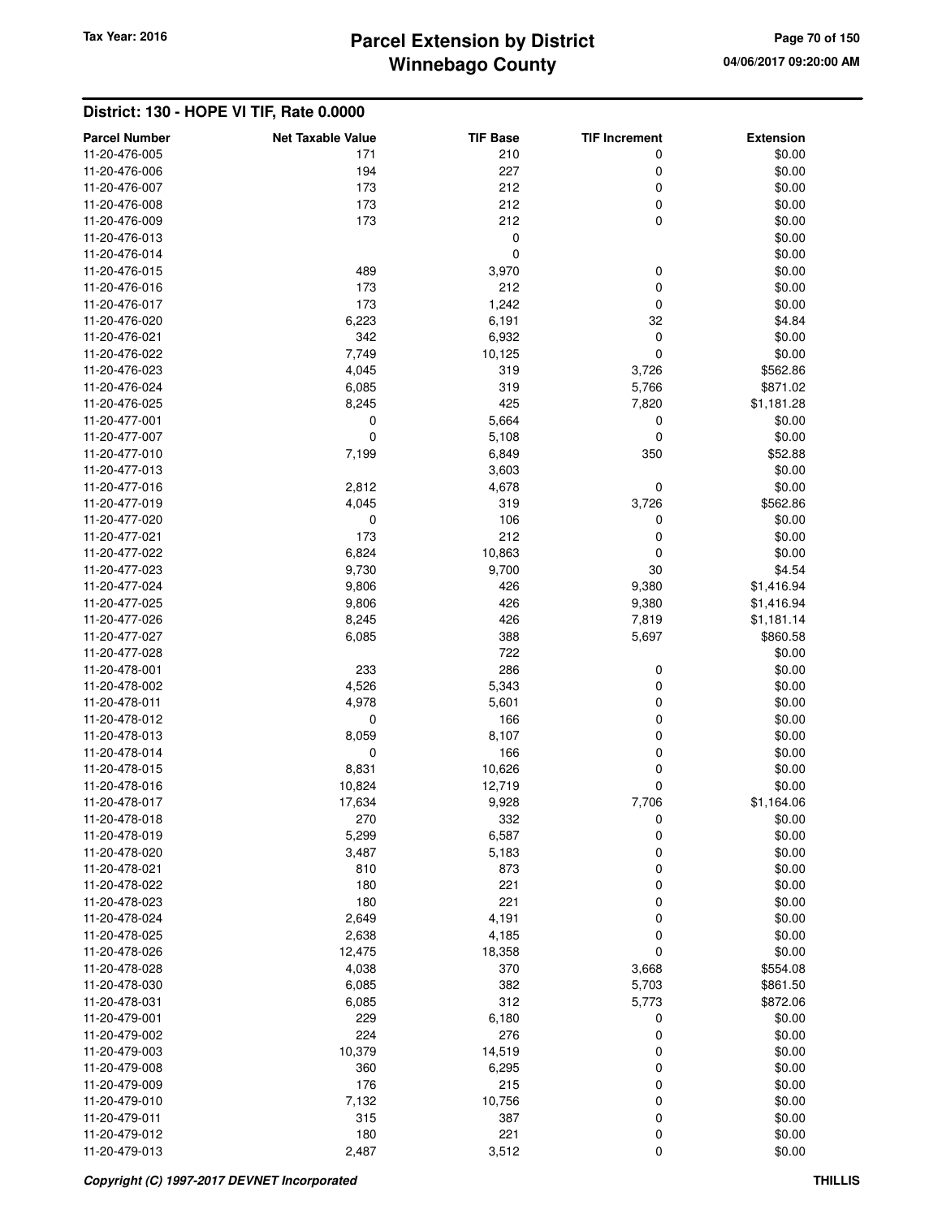## District: 130 - HOPE VI TIF, Rate 0.0000

| Parcel Number | Net Taxable Value | TIF Base | TIF Increment | Extension |
|---|---|---|---|---|
| 11-20-476-005 | 171 | 210 | 0 | $0.00 |
| 11-20-476-006 | 194 | 227 | 0 | $0.00 |
| 11-20-476-007 | 173 | 212 | 0 | $0.00 |
| 11-20-476-008 | 173 | 212 | 0 | $0.00 |
| 11-20-476-009 | 173 | 212 | 0 | $0.00 |
| 11-20-476-013 | | 0 | | $0.00 |
| 11-20-476-014 | | 0 | | $0.00 |
| 11-20-476-015 | 489 | 3,970 | 0 | $0.00 |
| 11-20-476-016 | 173 | 212 | 0 | $0.00 |
| 11-20-476-017 | 173 | 1,242 | 0 | $0.00 |
| 11-20-476-020 | 6,223 | 6,191 | 32 | $4.84 |
| 11-20-476-021 | 342 | 6,932 | 0 | $0.00 |
| 11-20-476-022 | 7,749 | 10,125 | 0 | $0.00 |
| 11-20-476-023 | 4,045 | 319 | 3,726 | $562.86 |
| 11-20-476-024 | 6,085 | 319 | 5,766 | $871.02 |
| 11-20-476-025 | 8,245 | 425 | 7,820 | $1,181.28 |
| 11-20-477-001 | 0 | 5,664 | 0 | $0.00 |
| 11-20-477-007 | 0 | 5,108 | 0 | $0.00 |
| 11-20-477-010 | 7,199 | 6,849 | 350 | $52.88 |
| 11-20-477-013 | | 3,603 | | $0.00 |
| 11-20-477-016 | 2,812 | 4,678 | 0 | $0.00 |
| 11-20-477-019 | 4,045 | 319 | 3,726 | $562.86 |
| 11-20-477-020 | 0 | 106 | 0 | $0.00 |
| 11-20-477-021 | 173 | 212 | 0 | $0.00 |
| 11-20-477-022 | 6,824 | 10,863 | 0 | $0.00 |
| 11-20-477-023 | 9,730 | 9,700 | 30 | $4.54 |
| 11-20-477-024 | 9,806 | 426 | 9,380 | $1,416.94 |
| 11-20-477-025 | 9,806 | 426 | 9,380 | $1,416.94 |
| 11-20-477-026 | 8,245 | 426 | 7,819 | $1,181.14 |
| 11-20-477-027 | 6,085 | 388 | 5,697 | $860.58 |
| 11-20-477-028 | | 722 | | $0.00 |
| 11-20-478-001 | 233 | 286 | 0 | $0.00 |
| 11-20-478-002 | 4,526 | 5,343 | 0 | $0.00 |
| 11-20-478-011 | 4,978 | 5,601 | 0 | $0.00 |
| 11-20-478-012 | 0 | 166 | 0 | $0.00 |
| 11-20-478-013 | 8,059 | 8,107 | 0 | $0.00 |
| 11-20-478-014 | 0 | 166 | 0 | $0.00 |
| 11-20-478-015 | 8,831 | 10,626 | 0 | $0.00 |
| 11-20-478-016 | 10,824 | 12,719 | 0 | $0.00 |
| 11-20-478-017 | 17,634 | 9,928 | 7,706 | $1,164.06 |
| 11-20-478-018 | 270 | 332 | 0 | $0.00 |
| 11-20-478-019 | 5,299 | 6,587 | 0 | $0.00 |
| 11-20-478-020 | 3,487 | 5,183 | 0 | $0.00 |
| 11-20-478-021 | 810 | 873 | 0 | $0.00 |
| 11-20-478-022 | 180 | 221 | 0 | $0.00 |
| 11-20-478-023 | 180 | 221 | 0 | $0.00 |
| 11-20-478-024 | 2,649 | 4,191 | 0 | $0.00 |
| 11-20-478-025 | 2,638 | 4,185 | 0 | $0.00 |
| 11-20-478-026 | 12,475 | 18,358 | 0 | $0.00 |
| 11-20-478-028 | 4,038 | 370 | 3,668 | $554.08 |
| 11-20-478-030 | 6,085 | 382 | 5,703 | $861.50 |
| 11-20-478-031 | 6,085 | 312 | 5,773 | $872.06 |
| 11-20-479-001 | 229 | 6,180 | 0 | $0.00 |
| 11-20-479-002 | 224 | 276 | 0 | $0.00 |
| 11-20-479-003 | 10,379 | 14,519 | 0 | $0.00 |
| 11-20-479-008 | 360 | 6,295 | 0 | $0.00 |
| 11-20-479-009 | 176 | 215 | 0 | $0.00 |
| 11-20-479-010 | 7,132 | 10,756 | 0 | $0.00 |
| 11-20-479-011 | 315 | 387 | 0 | $0.00 |
| 11-20-479-012 | 180 | 221 | 0 | $0.00 |
| 11-20-479-013 | 2,487 | 3,512 | 0 | $0.00 |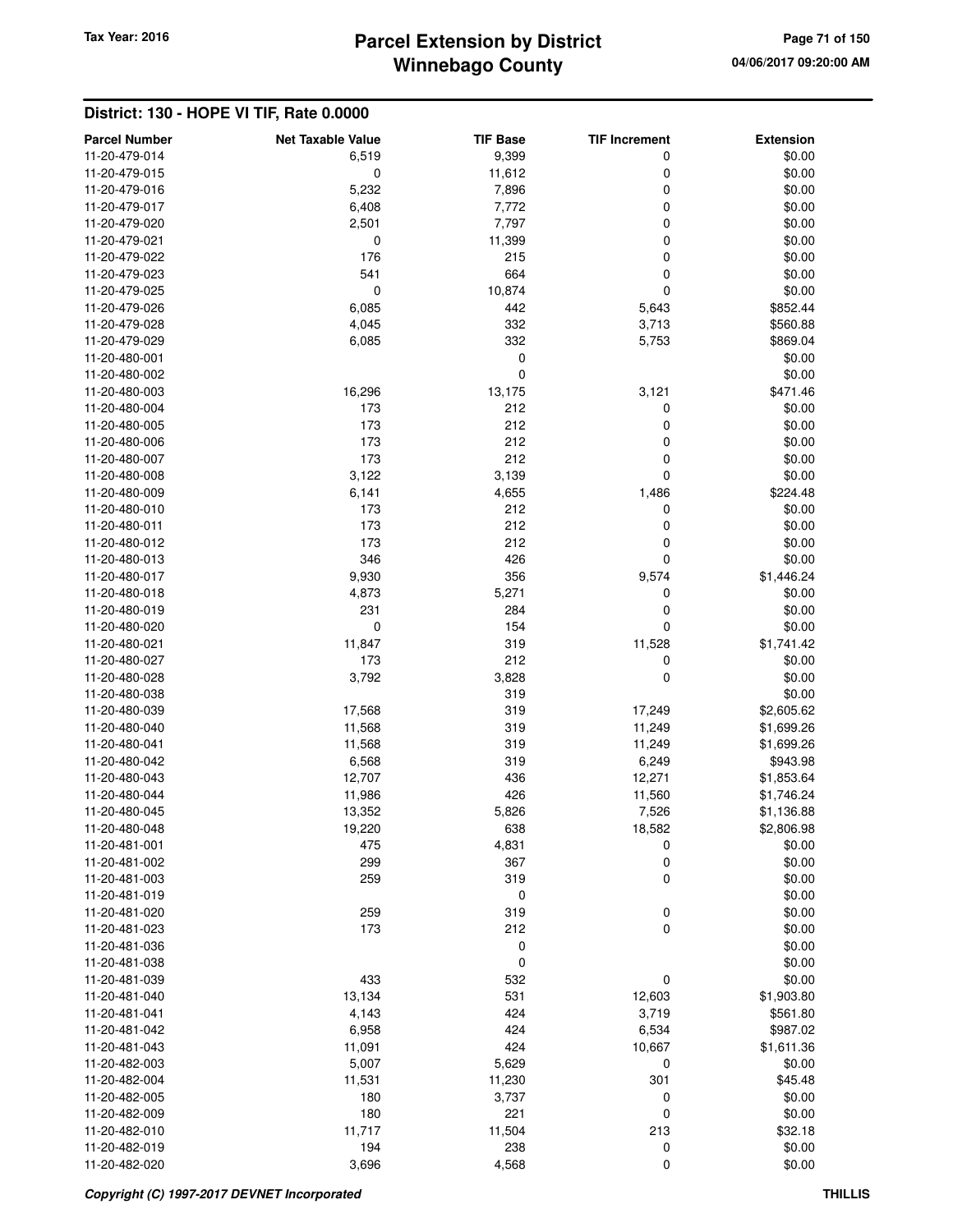# Parcel Extension by District
# Winnebago County

Tax Year: 2016

04/06/2017 09:20:00 AM

## District: 130 - HOPE VI TIF, Rate 0.0000

| Parcel Number | Net Taxable Value | TIF Base | TIF Increment | Extension |
|---|---|---|---|---|
| 11-20-479-014 | 6,519 | 9,399 | 0 | $0.00 |
| 11-20-479-015 | 0 | 11,612 | 0 | $0.00 |
| 11-20-479-016 | 5,232 | 7,896 | 0 | $0.00 |
| 11-20-479-017 | 6,408 | 7,772 | 0 | $0.00 |
| 11-20-479-020 | 2,501 | 7,797 | 0 | $0.00 |
| 11-20-479-021 | 0 | 11,399 | 0 | $0.00 |
| 11-20-479-022 | 176 | 215 | 0 | $0.00 |
| 11-20-479-023 | 541 | 664 | 0 | $0.00 |
| 11-20-479-025 | 0 | 10,874 | 0 | $0.00 |
| 11-20-479-026 | 6,085 | 442 | 5,643 | $852.44 |
| 11-20-479-028 | 4,045 | 332 | 3,713 | $560.88 |
| 11-20-479-029 | 6,085 | 332 | 5,753 | $869.04 |
| 11-20-480-001 | | 0 | | $0.00 |
| 11-20-480-002 | | 0 | | $0.00 |
| 11-20-480-003 | 16,296 | 13,175 | 3,121 | $471.46 |
| 11-20-480-004 | 173 | 212 | 0 | $0.00 |
| 11-20-480-005 | 173 | 212 | 0 | $0.00 |
| 11-20-480-006 | 173 | 212 | 0 | $0.00 |
| 11-20-480-007 | 173 | 212 | 0 | $0.00 |
| 11-20-480-008 | 3,122 | 3,139 | 0 | $0.00 |
| 11-20-480-009 | 6,141 | 4,655 | 1,486 | $224.48 |
| 11-20-480-010 | 173 | 212 | 0 | $0.00 |
| 11-20-480-011 | 173 | 212 | 0 | $0.00 |
| 11-20-480-012 | 173 | 212 | 0 | $0.00 |
| 11-20-480-013 | 346 | 426 | 0 | $0.00 |
| 11-20-480-017 | 9,930 | 356 | 9,574 | $1,446.24 |
| 11-20-480-018 | 4,873 | 5,271 | 0 | $0.00 |
| 11-20-480-019 | 231 | 284 | 0 | $0.00 |
| 11-20-480-020 | 0 | 154 | 0 | $0.00 |
| 11-20-480-021 | 11,847 | 319 | 11,528 | $1,741.42 |
| 11-20-480-027 | 173 | 212 | 0 | $0.00 |
| 11-20-480-028 | 3,792 | 3,828 | 0 | $0.00 |
| 11-20-480-038 | | 319 | | $0.00 |
| 11-20-480-039 | 17,568 | 319 | 17,249 | $2,605.62 |
| 11-20-480-040 | 11,568 | 319 | 11,249 | $1,699.26 |
| 11-20-480-041 | 11,568 | 319 | 11,249 | $1,699.26 |
| 11-20-480-042 | 6,568 | 319 | 6,249 | $943.98 |
| 11-20-480-043 | 12,707 | 436 | 12,271 | $1,853.64 |
| 11-20-480-044 | 11,986 | 426 | 11,560 | $1,746.24 |
| 11-20-480-045 | 13,352 | 5,826 | 7,526 | $1,136.88 |
| 11-20-480-048 | 19,220 | 638 | 18,582 | $2,806.98 |
| 11-20-481-001 | 475 | 4,831 | 0 | $0.00 |
| 11-20-481-002 | 299 | 367 | 0 | $0.00 |
| 11-20-481-003 | 259 | 319 | 0 | $0.00 |
| 11-20-481-019 | | 0 | | $0.00 |
| 11-20-481-020 | 259 | 319 | 0 | $0.00 |
| 11-20-481-023 | 173 | 212 | 0 | $0.00 |
| 11-20-481-036 | | 0 | | $0.00 |
| 11-20-481-038 | | 0 | | $0.00 |
| 11-20-481-039 | 433 | 532 | 0 | $0.00 |
| 11-20-481-040 | 13,134 | 531 | 12,603 | $1,903.80 |
| 11-20-481-041 | 4,143 | 424 | 3,719 | $561.80 |
| 11-20-481-042 | 6,958 | 424 | 6,534 | $987.02 |
| 11-20-481-043 | 11,091 | 424 | 10,667 | $1,611.36 |
| 11-20-482-003 | 5,007 | 5,629 | 0 | $0.00 |
| 11-20-482-004 | 11,531 | 11,230 | 301 | $45.48 |
| 11-20-482-005 | 180 | 3,737 | 0 | $0.00 |
| 11-20-482-009 | 180 | 221 | 0 | $0.00 |
| 11-20-482-010 | 11,717 | 11,504 | 213 | $32.18 |
| 11-20-482-019 | 194 | 238 | 0 | $0.00 |
| 11-20-482-020 | 3,696 | 4,568 | 0 | $0.00 |

*Copyright (C) 1997-2017 DEVNET Incorporated*

THILLIS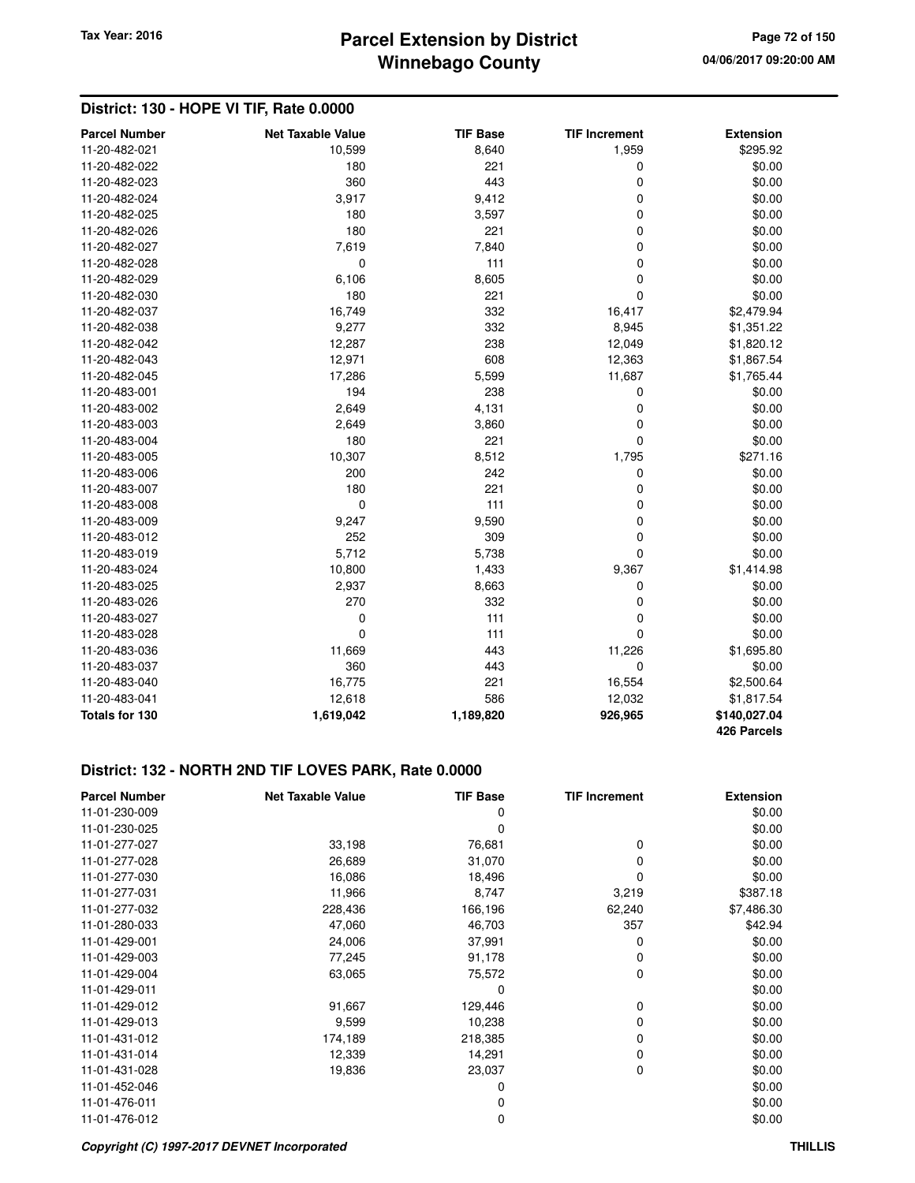## District: 130 - HOPE VI TIF, Rate 0.0000

| Parcel Number | Net Taxable Value | TIF Base | TIF Increment | Extension |
|---|---|---|---|---|
| 11-20-482-021 | 10,599 | 8,640 | 1,959 | $295.92 |
| 11-20-482-022 | 180 | 221 | 0 | $0.00 |
| 11-20-482-023 | 360 | 443 | 0 | $0.00 |
| 11-20-482-024 | 3,917 | 9,412 | 0 | $0.00 |
| 11-20-482-025 | 180 | 3,597 | 0 | $0.00 |
| 11-20-482-026 | 180 | 221 | 0 | $0.00 |
| 11-20-482-027 | 7,619 | 7,840 | 0 | $0.00 |
| 11-20-482-028 | 0 | 111 | 0 | $0.00 |
| 11-20-482-029 | 6,106 | 8,605 | 0 | $0.00 |
| 11-20-482-030 | 180 | 221 | 0 | $0.00 |
| 11-20-482-037 | 16,749 | 332 | 16,417 | $2,479.94 |
| 11-20-482-038 | 9,277 | 332 | 8,945 | $1,351.22 |
| 11-20-482-042 | 12,287 | 238 | 12,049 | $1,820.12 |
| 11-20-482-043 | 12,971 | 608 | 12,363 | $1,867.54 |
| 11-20-482-045 | 17,286 | 5,599 | 11,687 | $1,765.44 |
| 11-20-483-001 | 194 | 238 | 0 | $0.00 |
| 11-20-483-002 | 2,649 | 4,131 | 0 | $0.00 |
| 11-20-483-003 | 2,649 | 3,860 | 0 | $0.00 |
| 11-20-483-004 | 180 | 221 | 0 | $0.00 |
| 11-20-483-005 | 10,307 | 8,512 | 1,795 | $271.16 |
| 11-20-483-006 | 200 | 242 | 0 | $0.00 |
| 11-20-483-007 | 180 | 221 | 0 | $0.00 |
| 11-20-483-008 | 0 | 111 | 0 | $0.00 |
| 11-20-483-009 | 9,247 | 9,590 | 0 | $0.00 |
| 11-20-483-012 | 252 | 309 | 0 | $0.00 |
| 11-20-483-019 | 5,712 | 5,738 | 0 | $0.00 |
| 11-20-483-024 | 10,800 | 1,433 | 9,367 | $1,414.98 |
| 11-20-483-025 | 2,937 | 8,663 | 0 | $0.00 |
| 11-20-483-026 | 270 | 332 | 0 | $0.00 |
| 11-20-483-027 | 0 | 111 | 0 | $0.00 |
| 11-20-483-028 | 0 | 111 | 0 | $0.00 |
| 11-20-483-036 | 11,669 | 443 | 11,226 | $1,695.80 |
| 11-20-483-037 | 360 | 443 | 0 | $0.00 |
| 11-20-483-040 | 16,775 | 221 | 16,554 | $2,500.64 |
| 11-20-483-041 | 12,618 | 586 | 12,032 | $1,817.54 |
| **Totals for 130** | **1,619,042** | **1,189,820** | **926,965** | **$140,027.04** |
| | | | | **426 Parcels** |

## District: 132 - NORTH 2ND TIF LOVES PARK, Rate 0.0000

| Parcel Number | Net Taxable Value | TIF Base | TIF Increment | Extension |
|---|---|---|---|---|
| 11-01-230-009 | | 0 | | $0.00 |
| 11-01-230-025 | | 0 | | $0.00 |
| 11-01-277-027 | 33,198 | 76,681 | 0 | $0.00 |
| 11-01-277-028 | 26,689 | 31,070 | 0 | $0.00 |
| 11-01-277-030 | 16,086 | 18,496 | 0 | $0.00 |
| 11-01-277-031 | 11,966 | 8,747 | 3,219 | $387.18 |
| 11-01-277-032 | 228,436 | 166,196 | 62,240 | $7,486.30 |
| 11-01-280-033 | 47,060 | 46,703 | 357 | $42.94 |
| 11-01-429-001 | 24,006 | 37,991 | 0 | $0.00 |
| 11-01-429-003 | 77,245 | 91,178 | 0 | $0.00 |
| 11-01-429-004 | 63,065 | 75,572 | 0 | $0.00 |
| 11-01-429-011 | | 0 | | $0.00 |
| 11-01-429-012 | 91,667 | 129,446 | 0 | $0.00 |
| 11-01-429-013 | 9,599 | 10,238 | 0 | $0.00 |
| 11-01-431-012 | 174,189 | 218,385 | 0 | $0.00 |
| 11-01-431-014 | 12,339 | 14,291 | 0 | $0.00 |
| 11-01-431-028 | 19,836 | 23,037 | 0 | $0.00 |
| 11-01-452-046 | | 0 | | $0.00 |
| 11-01-476-011 | | 0 | | $0.00 |
| 11-01-476-012 | | 0 | | $0.00 |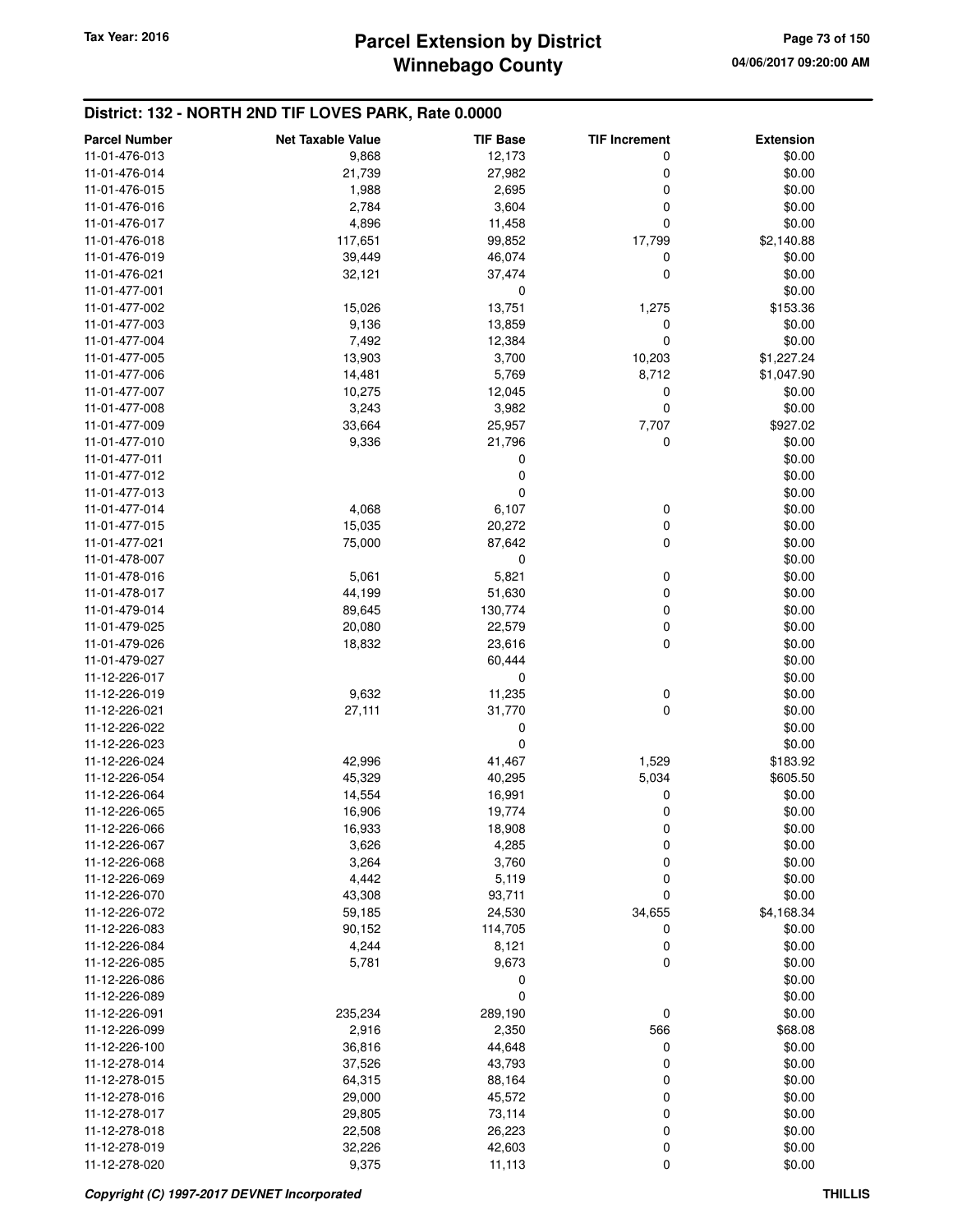## District: 132 - NORTH 2ND TIF LOVES PARK, Rate 0.0000

| Parcel Number | Net Taxable Value | TIF Base | TIF Increment | Extension |
|---|---|---|---|---|
| 11-01-476-013 | 9,868 | 12,173 | 0 | $0.00 |
| 11-01-476-014 | 21,739 | 27,982 | 0 | $0.00 |
| 11-01-476-015 | 1,988 | 2,695 | 0 | $0.00 |
| 11-01-476-016 | 2,784 | 3,604 | 0 | $0.00 |
| 11-01-476-017 | 4,896 | 11,458 | 0 | $0.00 |
| 11-01-476-018 | 117,651 | 99,852 | 17,799 | $2,140.88 |
| 11-01-476-019 | 39,449 | 46,074 | 0 | $0.00 |
| 11-01-476-021 | 32,121 | 37,474 | 0 | $0.00 |
| 11-01-477-001 | | 0 | | $0.00 |
| 11-01-477-002 | 15,026 | 13,751 | 1,275 | $153.36 |
| 11-01-477-003 | 9,136 | 13,859 | 0 | $0.00 |
| 11-01-477-004 | 7,492 | 12,384 | 0 | $0.00 |
| 11-01-477-005 | 13,903 | 3,700 | 10,203 | $1,227.24 |
| 11-01-477-006 | 14,481 | 5,769 | 8,712 | $1,047.90 |
| 11-01-477-007 | 10,275 | 12,045 | 0 | $0.00 |
| 11-01-477-008 | 3,243 | 3,982 | 0 | $0.00 |
| 11-01-477-009 | 33,664 | 25,957 | 7,707 | $927.02 |
| 11-01-477-010 | 9,336 | 21,796 | 0 | $0.00 |
| 11-01-477-011 | | 0 | | $0.00 |
| 11-01-477-012 | | 0 | | $0.00 |
| 11-01-477-013 | | 0 | | $0.00 |
| 11-01-477-014 | 4,068 | 6,107 | 0 | $0.00 |
| 11-01-477-015 | 15,035 | 20,272 | 0 | $0.00 |
| 11-01-477-021 | 75,000 | 87,642 | 0 | $0.00 |
| 11-01-478-007 | | 0 | | $0.00 |
| 11-01-478-016 | 5,061 | 5,821 | 0 | $0.00 |
| 11-01-478-017 | 44,199 | 51,630 | 0 | $0.00 |
| 11-01-479-014 | 89,645 | 130,774 | 0 | $0.00 |
| 11-01-479-025 | 20,080 | 22,579 | 0 | $0.00 |
| 11-01-479-026 | 18,832 | 23,616 | 0 | $0.00 |
| 11-01-479-027 | | 60,444 | | $0.00 |
| 11-12-226-017 | | 0 | | $0.00 |
| 11-12-226-019 | 9,632 | 11,235 | 0 | $0.00 |
| 11-12-226-021 | 27,111 | 31,770 | 0 | $0.00 |
| 11-12-226-022 | | 0 | | $0.00 |
| 11-12-226-023 | | 0 | | $0.00 |
| 11-12-226-024 | 42,996 | 41,467 | 1,529 | $183.92 |
| 11-12-226-054 | 45,329 | 40,295 | 5,034 | $605.50 |
| 11-12-226-064 | 14,554 | 16,991 | 0 | $0.00 |
| 11-12-226-065 | 16,906 | 19,774 | 0 | $0.00 |
| 11-12-226-066 | 16,933 | 18,908 | 0 | $0.00 |
| 11-12-226-067 | 3,626 | 4,285 | 0 | $0.00 |
| 11-12-226-068 | 3,264 | 3,760 | 0 | $0.00 |
| 11-12-226-069 | 4,442 | 5,119 | 0 | $0.00 |
| 11-12-226-070 | 43,308 | 93,711 | 0 | $0.00 |
| 11-12-226-072 | 59,185 | 24,530 | 34,655 | $4,168.34 |
| 11-12-226-083 | 90,152 | 114,705 | 0 | $0.00 |
| 11-12-226-084 | 4,244 | 8,121 | 0 | $0.00 |
| 11-12-226-085 | 5,781 | 9,673 | 0 | $0.00 |
| 11-12-226-086 | | 0 | | $0.00 |
| 11-12-226-089 | | 0 | | $0.00 |
| 11-12-226-091 | 235,234 | 289,190 | 0 | $0.00 |
| 11-12-226-099 | 2,916 | 2,350 | 566 | $68.08 |
| 11-12-226-100 | 36,816 | 44,648 | 0 | $0.00 |
| 11-12-278-014 | 37,526 | 43,793 | 0 | $0.00 |
| 11-12-278-015 | 64,315 | 88,164 | 0 | $0.00 |
| 11-12-278-016 | 29,000 | 45,572 | 0 | $0.00 |
| 11-12-278-017 | 29,805 | 73,114 | 0 | $0.00 |
| 11-12-278-018 | 22,508 | 26,223 | 0 | $0.00 |
| 11-12-278-019 | 32,226 | 42,603 | 0 | $0.00 |
| 11-12-278-020 | 9,375 | 11,113 | 0 | $0.00 |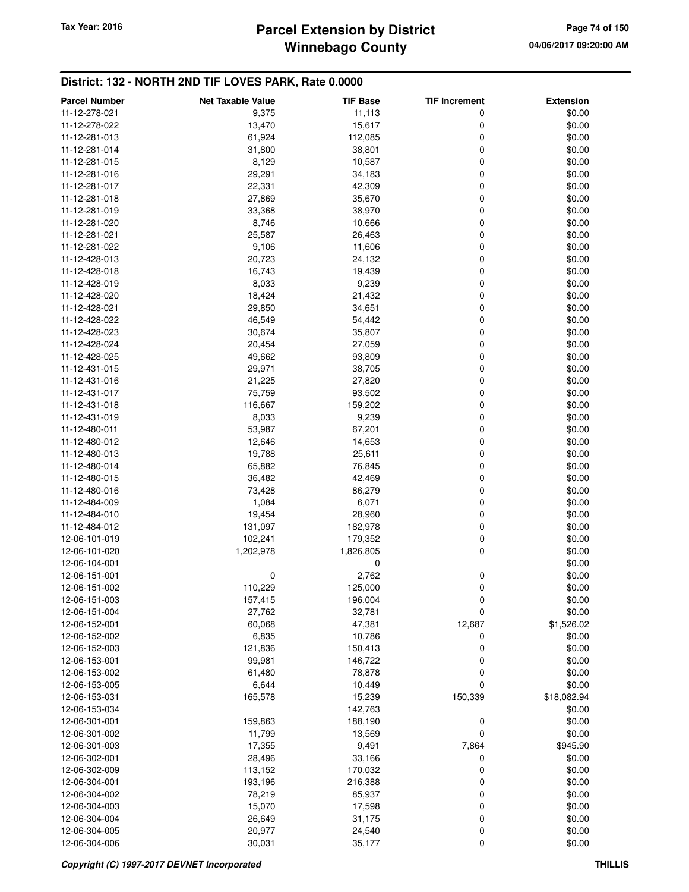## District: 132 - NORTH 2ND TIF LOVES PARK, Rate 0.0000

| Parcel Number | Net Taxable Value | TIF Base | TIF Increment | Extension |
|---|---|---|---|---|
| 11-12-278-021 | 9,375 | 11,113 | 0 | $0.00 |
| 11-12-278-022 | 13,470 | 15,617 | 0 | $0.00 |
| 11-12-281-013 | 61,924 | 112,085 | 0 | $0.00 |
| 11-12-281-014 | 31,800 | 38,801 | 0 | $0.00 |
| 11-12-281-015 | 8,129 | 10,587 | 0 | $0.00 |
| 11-12-281-016 | 29,291 | 34,183 | 0 | $0.00 |
| 11-12-281-017 | 22,331 | 42,309 | 0 | $0.00 |
| 11-12-281-018 | 27,869 | 35,670 | 0 | $0.00 |
| 11-12-281-019 | 33,368 | 38,970 | 0 | $0.00 |
| 11-12-281-020 | 8,746 | 10,666 | 0 | $0.00 |
| 11-12-281-021 | 25,587 | 26,463 | 0 | $0.00 |
| 11-12-281-022 | 9,106 | 11,606 | 0 | $0.00 |
| 11-12-428-013 | 20,723 | 24,132 | 0 | $0.00 |
| 11-12-428-018 | 16,743 | 19,439 | 0 | $0.00 |
| 11-12-428-019 | 8,033 | 9,239 | 0 | $0.00 |
| 11-12-428-020 | 18,424 | 21,432 | 0 | $0.00 |
| 11-12-428-021 | 29,850 | 34,651 | 0 | $0.00 |
| 11-12-428-022 | 46,549 | 54,442 | 0 | $0.00 |
| 11-12-428-023 | 30,674 | 35,807 | 0 | $0.00 |
| 11-12-428-024 | 20,454 | 27,059 | 0 | $0.00 |
| 11-12-428-025 | 49,662 | 93,809 | 0 | $0.00 |
| 11-12-431-015 | 29,971 | 38,705 | 0 | $0.00 |
| 11-12-431-016 | 21,225 | 27,820 | 0 | $0.00 |
| 11-12-431-017 | 75,759 | 93,502 | 0 | $0.00 |
| 11-12-431-018 | 116,667 | 159,202 | 0 | $0.00 |
| 11-12-431-019 | 8,033 | 9,239 | 0 | $0.00 |
| 11-12-480-011 | 53,987 | 67,201 | 0 | $0.00 |
| 11-12-480-012 | 12,646 | 14,653 | 0 | $0.00 |
| 11-12-480-013 | 19,788 | 25,611 | 0 | $0.00 |
| 11-12-480-014 | 65,882 | 76,845 | 0 | $0.00 |
| 11-12-480-015 | 36,482 | 42,469 | 0 | $0.00 |
| 11-12-480-016 | 73,428 | 86,279 | 0 | $0.00 |
| 11-12-484-009 | 1,084 | 6,071 | 0 | $0.00 |
| 11-12-484-010 | 19,454 | 28,960 | 0 | $0.00 |
| 11-12-484-012 | 131,097 | 182,978 | 0 | $0.00 |
| 12-06-101-019 | 102,241 | 179,352 | 0 | $0.00 |
| 12-06-101-020 | 1,202,978 | 1,826,805 | 0 | $0.00 |
| 12-06-104-001 | | 0 | | $0.00 |
| 12-06-151-001 | 0 | 2,762 | 0 | $0.00 |
| 12-06-151-002 | 110,229 | 125,000 | 0 | $0.00 |
| 12-06-151-003 | 157,415 | 196,004 | 0 | $0.00 |
| 12-06-151-004 | 27,762 | 32,781 | 0 | $0.00 |
| 12-06-152-001 | 60,068 | 47,381 | 12,687 | $1,526.02 |
| 12-06-152-002 | 6,835 | 10,786 | 0 | $0.00 |
| 12-06-152-003 | 121,836 | 150,413 | 0 | $0.00 |
| 12-06-153-001 | 99,981 | 146,722 | 0 | $0.00 |
| 12-06-153-002 | 61,480 | 78,878 | 0 | $0.00 |
| 12-06-153-005 | 6,644 | 10,449 | 0 | $0.00 |
| 12-06-153-031 | 165,578 | 15,239 | 150,339 | $18,082.94 |
| 12-06-153-034 | | 142,763 | | $0.00 |
| 12-06-301-001 | 159,863 | 188,190 | 0 | $0.00 |
| 12-06-301-002 | 11,799 | 13,569 | 0 | $0.00 |
| 12-06-301-003 | 17,355 | 9,491 | 7,864 | $945.90 |
| 12-06-302-001 | 28,496 | 33,166 | 0 | $0.00 |
| 12-06-302-009 | 113,152 | 170,032 | 0 | $0.00 |
| 12-06-304-001 | 193,196 | 216,388 | 0 | $0.00 |
| 12-06-304-002 | 78,219 | 85,937 | 0 | $0.00 |
| 12-06-304-003 | 15,070 | 17,598 | 0 | $0.00 |
| 12-06-304-004 | 26,649 | 31,175 | 0 | $0.00 |
| 12-06-304-005 | 20,977 | 24,540 | 0 | $0.00 |
| 12-06-304-006 | 30,031 | 35,177 | 0 | $0.00 |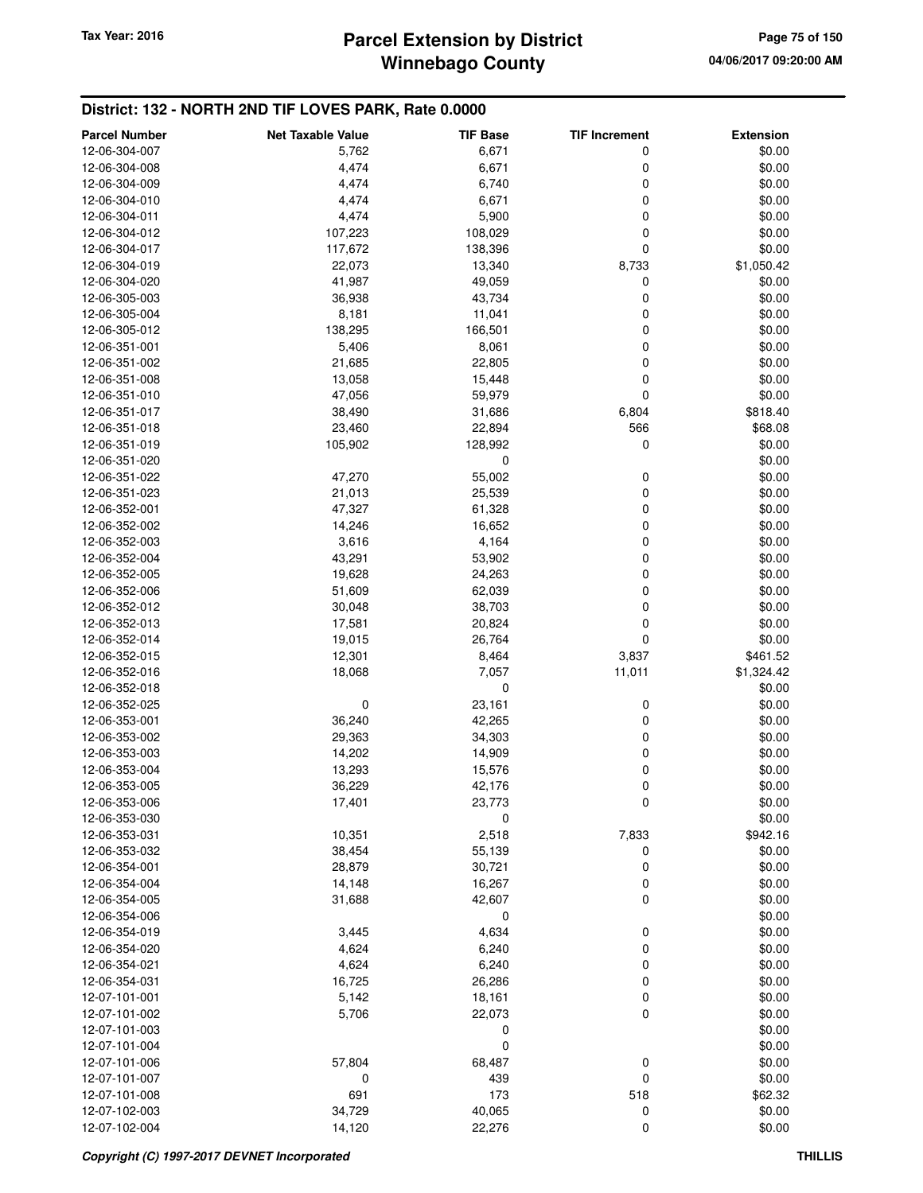## District: 132 - NORTH 2ND TIF LOVES PARK, Rate 0.0000

| Parcel Number | Net Taxable Value | TIF Base | TIF Increment | Extension |
|---|---|---|---|---|
| 12-06-304-007 | 5,762 | 6,671 | 0 | $0.00 |
| 12-06-304-008 | 4,474 | 6,671 | 0 | $0.00 |
| 12-06-304-009 | 4,474 | 6,740 | 0 | $0.00 |
| 12-06-304-010 | 4,474 | 6,671 | 0 | $0.00 |
| 12-06-304-011 | 4,474 | 5,900 | 0 | $0.00 |
| 12-06-304-012 | 107,223 | 108,029 | 0 | $0.00 |
| 12-06-304-017 | 117,672 | 138,396 | 0 | $0.00 |
| 12-06-304-019 | 22,073 | 13,340 | 8,733 | $1,050.42 |
| 12-06-304-020 | 41,987 | 49,059 | 0 | $0.00 |
| 12-06-305-003 | 36,938 | 43,734 | 0 | $0.00 |
| 12-06-305-004 | 8,181 | 11,041 | 0 | $0.00 |
| 12-06-305-012 | 138,295 | 166,501 | 0 | $0.00 |
| 12-06-351-001 | 5,406 | 8,061 | 0 | $0.00 |
| 12-06-351-002 | 21,685 | 22,805 | 0 | $0.00 |
| 12-06-351-008 | 13,058 | 15,448 | 0 | $0.00 |
| 12-06-351-010 | 47,056 | 59,979 | 0 | $0.00 |
| 12-06-351-017 | 38,490 | 31,686 | 6,804 | $818.40 |
| 12-06-351-018 | 23,460 | 22,894 | 566 | $68.08 |
| 12-06-351-019 | 105,902 | 128,992 | 0 | $0.00 |
| 12-06-351-020 | | 0 | | $0.00 |
| 12-06-351-022 | 47,270 | 55,002 | 0 | $0.00 |
| 12-06-351-023 | 21,013 | 25,539 | 0 | $0.00 |
| 12-06-352-001 | 47,327 | 61,328 | 0 | $0.00 |
| 12-06-352-002 | 14,246 | 16,652 | 0 | $0.00 |
| 12-06-352-003 | 3,616 | 4,164 | 0 | $0.00 |
| 12-06-352-004 | 43,291 | 53,902 | 0 | $0.00 |
| 12-06-352-005 | 19,628 | 24,263 | 0 | $0.00 |
| 12-06-352-006 | 51,609 | 62,039 | 0 | $0.00 |
| 12-06-352-012 | 30,048 | 38,703 | 0 | $0.00 |
| 12-06-352-013 | 17,581 | 20,824 | 0 | $0.00 |
| 12-06-352-014 | 19,015 | 26,764 | 0 | $0.00 |
| 12-06-352-015 | 12,301 | 8,464 | 3,837 | $461.52 |
| 12-06-352-016 | 18,068 | 7,057 | 11,011 | $1,324.42 |
| 12-06-352-018 | | 0 | | $0.00 |
| 12-06-352-025 | 0 | 23,161 | 0 | $0.00 |
| 12-06-353-001 | 36,240 | 42,265 | 0 | $0.00 |
| 12-06-353-002 | 29,363 | 34,303 | 0 | $0.00 |
| 12-06-353-003 | 14,202 | 14,909 | 0 | $0.00 |
| 12-06-353-004 | 13,293 | 15,576 | 0 | $0.00 |
| 12-06-353-005 | 36,229 | 42,176 | 0 | $0.00 |
| 12-06-353-006 | 17,401 | 23,773 | 0 | $0.00 |
| 12-06-353-030 | | 0 | | $0.00 |
| 12-06-353-031 | 10,351 | 2,518 | 7,833 | $942.16 |
| 12-06-353-032 | 38,454 | 55,139 | 0 | $0.00 |
| 12-06-354-001 | 28,879 | 30,721 | 0 | $0.00 |
| 12-06-354-004 | 14,148 | 16,267 | 0 | $0.00 |
| 12-06-354-005 | 31,688 | 42,607 | 0 | $0.00 |
| 12-06-354-006 | | 0 | | $0.00 |
| 12-06-354-019 | 3,445 | 4,634 | 0 | $0.00 |
| 12-06-354-020 | 4,624 | 6,240 | 0 | $0.00 |
| 12-06-354-021 | 4,624 | 6,240 | 0 | $0.00 |
| 12-06-354-031 | 16,725 | 26,286 | 0 | $0.00 |
| 12-07-101-001 | 5,142 | 18,161 | 0 | $0.00 |
| 12-07-101-002 | 5,706 | 22,073 | 0 | $0.00 |
| 12-07-101-003 | | 0 | | $0.00 |
| 12-07-101-004 | | 0 | | $0.00 |
| 12-07-101-006 | 57,804 | 68,487 | 0 | $0.00 |
| 12-07-101-007 | 0 | 439 | 0 | $0.00 |
| 12-07-101-008 | 691 | 173 | 518 | $62.32 |
| 12-07-102-003 | 34,729 | 40,065 | 0 | $0.00 |
| 12-07-102-004 | 14,120 | 22,276 | 0 | $0.00 |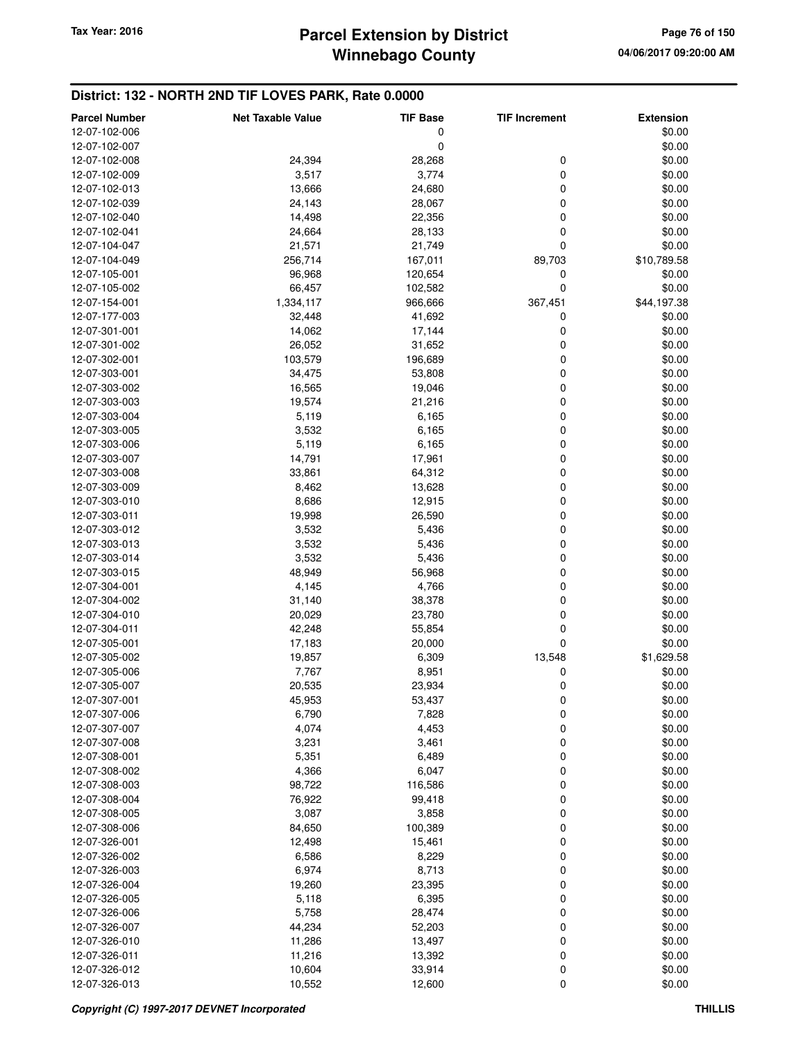# Parcel Extension by District
# Winnebago County

Tax Year: 2016

## District: 132 - NORTH 2ND TIF LOVES PARK, Rate 0.0000

| Parcel Number | Net Taxable Value | TIF Base | TIF Increment | Extension |
|---|---|---|---|---|
| 12-07-102-006 | | 0 | | $0.00 |
| 12-07-102-007 | | 0 | | $0.00 |
| 12-07-102-008 | 24,394 | 28,268 | 0 | $0.00 |
| 12-07-102-009 | 3,517 | 3,774 | 0 | $0.00 |
| 12-07-102-013 | 13,666 | 24,680 | 0 | $0.00 |
| 12-07-102-039 | 24,143 | 28,067 | 0 | $0.00 |
| 12-07-102-040 | 14,498 | 22,356 | 0 | $0.00 |
| 12-07-102-041 | 24,664 | 28,133 | 0 | $0.00 |
| 12-07-104-047 | 21,571 | 21,749 | 0 | $0.00 |
| 12-07-104-049 | 256,714 | 167,011 | 89,703 | $10,789.58 |
| 12-07-105-001 | 96,968 | 120,654 | 0 | $0.00 |
| 12-07-105-002 | 66,457 | 102,582 | 0 | $0.00 |
| 12-07-154-001 | 1,334,117 | 966,666 | 367,451 | $44,197.38 |
| 12-07-177-003 | 32,448 | 41,692 | 0 | $0.00 |
| 12-07-301-001 | 14,062 | 17,144 | 0 | $0.00 |
| 12-07-301-002 | 26,052 | 31,652 | 0 | $0.00 |
| 12-07-302-001 | 103,579 | 196,689 | 0 | $0.00 |
| 12-07-303-001 | 34,475 | 53,808 | 0 | $0.00 |
| 12-07-303-002 | 16,565 | 19,046 | 0 | $0.00 |
| 12-07-303-003 | 19,574 | 21,216 | 0 | $0.00 |
| 12-07-303-004 | 5,119 | 6,165 | 0 | $0.00 |
| 12-07-303-005 | 3,532 | 6,165 | 0 | $0.00 |
| 12-07-303-006 | 5,119 | 6,165 | 0 | $0.00 |
| 12-07-303-007 | 14,791 | 17,961 | 0 | $0.00 |
| 12-07-303-008 | 33,861 | 64,312 | 0 | $0.00 |
| 12-07-303-009 | 8,462 | 13,628 | 0 | $0.00 |
| 12-07-303-010 | 8,686 | 12,915 | 0 | $0.00 |
| 12-07-303-011 | 19,998 | 26,590 | 0 | $0.00 |
| 12-07-303-012 | 3,532 | 5,436 | 0 | $0.00 |
| 12-07-303-013 | 3,532 | 5,436 | 0 | $0.00 |
| 12-07-303-014 | 3,532 | 5,436 | 0 | $0.00 |
| 12-07-303-015 | 48,949 | 56,968 | 0 | $0.00 |
| 12-07-304-001 | 4,145 | 4,766 | 0 | $0.00 |
| 12-07-304-002 | 31,140 | 38,378 | 0 | $0.00 |
| 12-07-304-010 | 20,029 | 23,780 | 0 | $0.00 |
| 12-07-304-011 | 42,248 | 55,854 | 0 | $0.00 |
| 12-07-305-001 | 17,183 | 20,000 | 0 | $0.00 |
| 12-07-305-002 | 19,857 | 6,309 | 13,548 | $1,629.58 |
| 12-07-305-006 | 7,767 | 8,951 | 0 | $0.00 |
| 12-07-305-007 | 20,535 | 23,934 | 0 | $0.00 |
| 12-07-307-001 | 45,953 | 53,437 | 0 | $0.00 |
| 12-07-307-006 | 6,790 | 7,828 | 0 | $0.00 |
| 12-07-307-007 | 4,074 | 4,453 | 0 | $0.00 |
| 12-07-307-008 | 3,231 | 3,461 | 0 | $0.00 |
| 12-07-308-001 | 5,351 | 6,489 | 0 | $0.00 |
| 12-07-308-002 | 4,366 | 6,047 | 0 | $0.00 |
| 12-07-308-003 | 98,722 | 116,586 | 0 | $0.00 |
| 12-07-308-004 | 76,922 | 99,418 | 0 | $0.00 |
| 12-07-308-005 | 3,087 | 3,858 | 0 | $0.00 |
| 12-07-308-006 | 84,650 | 100,389 | 0 | $0.00 |
| 12-07-326-001 | 12,498 | 15,461 | 0 | $0.00 |
| 12-07-326-002 | 6,586 | 8,229 | 0 | $0.00 |
| 12-07-326-003 | 6,974 | 8,713 | 0 | $0.00 |
| 12-07-326-004 | 19,260 | 23,395 | 0 | $0.00 |
| 12-07-326-005 | 5,118 | 6,395 | 0 | $0.00 |
| 12-07-326-006 | 5,758 | 28,474 | 0 | $0.00 |
| 12-07-326-007 | 44,234 | 52,203 | 0 | $0.00 |
| 12-07-326-010 | 11,286 | 13,497 | 0 | $0.00 |
| 12-07-326-011 | 11,216 | 13,392 | 0 | $0.00 |
| 12-07-326-012 | 10,604 | 33,914 | 0 | $0.00 |
| 12-07-326-013 | 10,552 | 12,600 | 0 | $0.00 |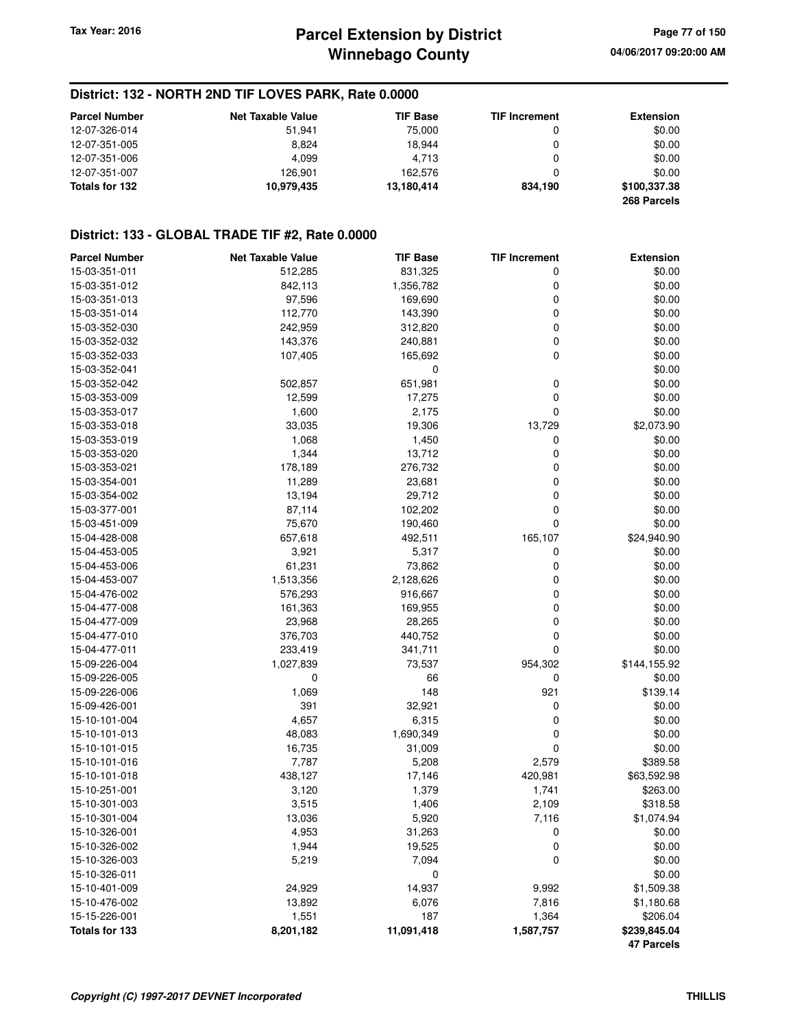## District: 132 - NORTH 2ND TIF LOVES PARK, Rate 0.0000

| Parcel Number | Net Taxable Value | TIF Base | TIF Increment | Extension |
|---|---|---|---|---|
| 12-07-326-014 | 51,941 | 75,000 | 0 | $0.00 |
| 12-07-351-005 | 8,824 | 18,944 | 0 | $0.00 |
| 12-07-351-006 | 4,099 | 4,713 | 0 | $0.00 |
| 12-07-351-007 | 126,901 | 162,576 | 0 | $0.00 |
| **Totals for 132** | **10,979,435** | **13,180,414** | **834,190** | **$100,337.38** |
| | | | | **268 Parcels** |

## District: 133 - GLOBAL TRADE TIF #2, Rate 0.0000

| Parcel Number | Net Taxable Value | TIF Base | TIF Increment | Extension |
|---|---|---|---|---|
| 15-03-351-011 | 512,285 | 831,325 | 0 | $0.00 |
| 15-03-351-012 | 842,113 | 1,356,782 | 0 | $0.00 |
| 15-03-351-013 | 97,596 | 169,690 | 0 | $0.00 |
| 15-03-351-014 | 112,770 | 143,390 | 0 | $0.00 |
| 15-03-352-030 | 242,959 | 312,820 | 0 | $0.00 |
| 15-03-352-032 | 143,376 | 240,881 | 0 | $0.00 |
| 15-03-352-033 | 107,405 | 165,692 | 0 | $0.00 |
| 15-03-352-041 | | 0 | | $0.00 |
| 15-03-352-042 | 502,857 | 651,981 | 0 | $0.00 |
| 15-03-353-009 | 12,599 | 17,275 | 0 | $0.00 |
| 15-03-353-017 | 1,600 | 2,175 | 0 | $0.00 |
| 15-03-353-018 | 33,035 | 19,306 | 13,729 | $2,073.90 |
| 15-03-353-019 | 1,068 | 1,450 | 0 | $0.00 |
| 15-03-353-020 | 1,344 | 13,712 | 0 | $0.00 |
| 15-03-353-021 | 178,189 | 276,732 | 0 | $0.00 |
| 15-03-354-001 | 11,289 | 23,681 | 0 | $0.00 |
| 15-03-354-002 | 13,194 | 29,712 | 0 | $0.00 |
| 15-03-377-001 | 87,114 | 102,202 | 0 | $0.00 |
| 15-03-451-009 | 75,670 | 190,460 | 0 | $0.00 |
| 15-04-428-008 | 657,618 | 492,511 | 165,107 | $24,940.90 |
| 15-04-453-005 | 3,921 | 5,317 | 0 | $0.00 |
| 15-04-453-006 | 61,231 | 73,862 | 0 | $0.00 |
| 15-04-453-007 | 1,513,356 | 2,128,626 | 0 | $0.00 |
| 15-04-476-002 | 576,293 | 916,667 | 0 | $0.00 |
| 15-04-477-008 | 161,363 | 169,955 | 0 | $0.00 |
| 15-04-477-009 | 23,968 | 28,265 | 0 | $0.00 |
| 15-04-477-010 | 376,703 | 440,752 | 0 | $0.00 |
| 15-04-477-011 | 233,419 | 341,711 | 0 | $0.00 |
| 15-09-226-004 | 1,027,839 | 73,537 | 954,302 | $144,155.92 |
| 15-09-226-005 | 0 | 66 | 0 | $0.00 |
| 15-09-226-006 | 1,069 | 148 | 921 | $139.14 |
| 15-09-426-001 | 391 | 32,921 | 0 | $0.00 |
| 15-10-101-004 | 4,657 | 6,315 | 0 | $0.00 |
| 15-10-101-013 | 48,083 | 1,690,349 | 0 | $0.00 |
| 15-10-101-015 | 16,735 | 31,009 | 0 | $0.00 |
| 15-10-101-016 | 7,787 | 5,208 | 2,579 | $389.58 |
| 15-10-101-018 | 438,127 | 17,146 | 420,981 | $63,592.98 |
| 15-10-251-001 | 3,120 | 1,379 | 1,741 | $263.00 |
| 15-10-301-003 | 3,515 | 1,406 | 2,109 | $318.58 |
| 15-10-301-004 | 13,036 | 5,920 | 7,116 | $1,074.94 |
| 15-10-326-001 | 4,953 | 31,263 | 0 | $0.00 |
| 15-10-326-002 | 1,944 | 19,525 | 0 | $0.00 |
| 15-10-326-003 | 5,219 | 7,094 | 0 | $0.00 |
| 15-10-326-011 | | 0 | | $0.00 |
| 15-10-401-009 | 24,929 | 14,937 | 9,992 | $1,509.38 |
| 15-10-476-002 | 13,892 | 6,076 | 7,816 | $1,180.68 |
| 15-15-226-001 | 1,551 | 187 | 1,364 | $206.04 |
| **Totals for 133** | **8,201,182** | **11,091,418** | **1,587,757** | **$239,845.04** |
| | | | | **47 Parcels** |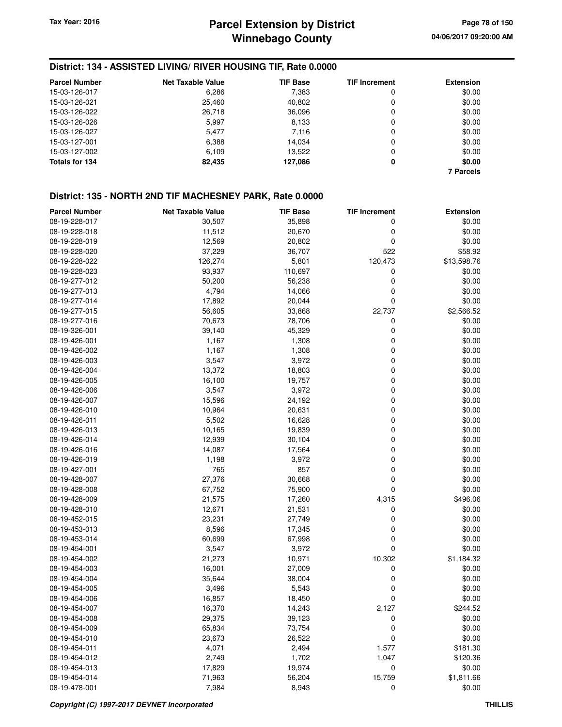## District: 134 - ASSISTED LIVING/ RIVER HOUSING TIF, Rate 0.0000

| Parcel Number | Net Taxable Value | TIF Base | TIF Increment | Extension |
|---|---|---|---|---|
| 15-03-126-017 | 6,286 | 7,383 | 0 | $0.00 |
| 15-03-126-021 | 25,460 | 40,802 | 0 | $0.00 |
| 15-03-126-022 | 26,718 | 36,096 | 0 | $0.00 |
| 15-03-126-026 | 5,997 | 8,133 | 0 | $0.00 |
| 15-03-126-027 | 5,477 | 7,116 | 0 | $0.00 |
| 15-03-127-001 | 6,388 | 14,034 | 0 | $0.00 |
| 15-03-127-002 | 6,109 | 13,522 | 0 | $0.00 |
| **Totals for 134** | **82,435** | **127,086** | **0** | **$0.00** |
| | | | | **7 Parcels** |

## District: 135 - NORTH 2ND TIF MACHESNEY PARK, Rate 0.0000

| Parcel Number | Net Taxable Value | TIF Base | TIF Increment | Extension |
|---|---|---|---|---|
| 08-19-228-017 | 30,507 | 35,898 | 0 | $0.00 |
| 08-19-228-018 | 11,512 | 20,670 | 0 | $0.00 |
| 08-19-228-019 | 12,569 | 20,802 | 0 | $0.00 |
| 08-19-228-020 | 37,229 | 36,707 | 522 | $58.92 |
| 08-19-228-022 | 126,274 | 5,801 | 120,473 | $13,598.76 |
| 08-19-228-023 | 93,937 | 110,697 | 0 | $0.00 |
| 08-19-277-012 | 50,200 | 56,238 | 0 | $0.00 |
| 08-19-277-013 | 4,794 | 14,066 | 0 | $0.00 |
| 08-19-277-014 | 17,892 | 20,044 | 0 | $0.00 |
| 08-19-277-015 | 56,605 | 33,868 | 22,737 | $2,566.52 |
| 08-19-277-016 | 70,673 | 78,706 | 0 | $0.00 |
| 08-19-326-001 | 39,140 | 45,329 | 0 | $0.00 |
| 08-19-426-001 | 1,167 | 1,308 | 0 | $0.00 |
| 08-19-426-002 | 1,167 | 1,308 | 0 | $0.00 |
| 08-19-426-003 | 3,547 | 3,972 | 0 | $0.00 |
| 08-19-426-004 | 13,372 | 18,803 | 0 | $0.00 |
| 08-19-426-005 | 16,100 | 19,757 | 0 | $0.00 |
| 08-19-426-006 | 3,547 | 3,972 | 0 | $0.00 |
| 08-19-426-007 | 15,596 | 24,192 | 0 | $0.00 |
| 08-19-426-010 | 10,964 | 20,631 | 0 | $0.00 |
| 08-19-426-011 | 5,502 | 16,628 | 0 | $0.00 |
| 08-19-426-013 | 10,165 | 19,839 | 0 | $0.00 |
| 08-19-426-014 | 12,939 | 30,104 | 0 | $0.00 |
| 08-19-426-016 | 14,087 | 17,564 | 0 | $0.00 |
| 08-19-426-019 | 1,198 | 3,972 | 0 | $0.00 |
| 08-19-427-001 | 765 | 857 | 0 | $0.00 |
| 08-19-428-007 | 27,376 | 30,668 | 0 | $0.00 |
| 08-19-428-008 | 67,752 | 75,900 | 0 | $0.00 |
| 08-19-428-009 | 21,575 | 17,260 | 4,315 | $496.06 |
| 08-19-428-010 | 12,671 | 21,531 | 0 | $0.00 |
| 08-19-452-015 | 23,231 | 27,749 | 0 | $0.00 |
| 08-19-453-013 | 8,596 | 17,345 | 0 | $0.00 |
| 08-19-453-014 | 60,699 | 67,998 | 0 | $0.00 |
| 08-19-454-001 | 3,547 | 3,972 | 0 | $0.00 |
| 08-19-454-002 | 21,273 | 10,971 | 10,302 | $1,184.32 |
| 08-19-454-003 | 16,001 | 27,009 | 0 | $0.00 |
| 08-19-454-004 | 35,644 | 38,004 | 0 | $0.00 |
| 08-19-454-005 | 3,496 | 5,543 | 0 | $0.00 |
| 08-19-454-006 | 16,857 | 18,450 | 0 | $0.00 |
| 08-19-454-007 | 16,370 | 14,243 | 2,127 | $244.52 |
| 08-19-454-008 | 29,375 | 39,123 | 0 | $0.00 |
| 08-19-454-009 | 65,834 | 73,754 | 0 | $0.00 |
| 08-19-454-010 | 23,673 | 26,522 | 0 | $0.00 |
| 08-19-454-011 | 4,071 | 2,494 | 1,577 | $181.30 |
| 08-19-454-012 | 2,749 | 1,702 | 1,047 | $120.36 |
| 08-19-454-013 | 17,829 | 19,974 | 0 | $0.00 |
| 08-19-454-014 | 71,963 | 56,204 | 15,759 | $1,811.66 |
| 08-19-478-001 | 7,984 | 8,943 | 0 | $0.00 |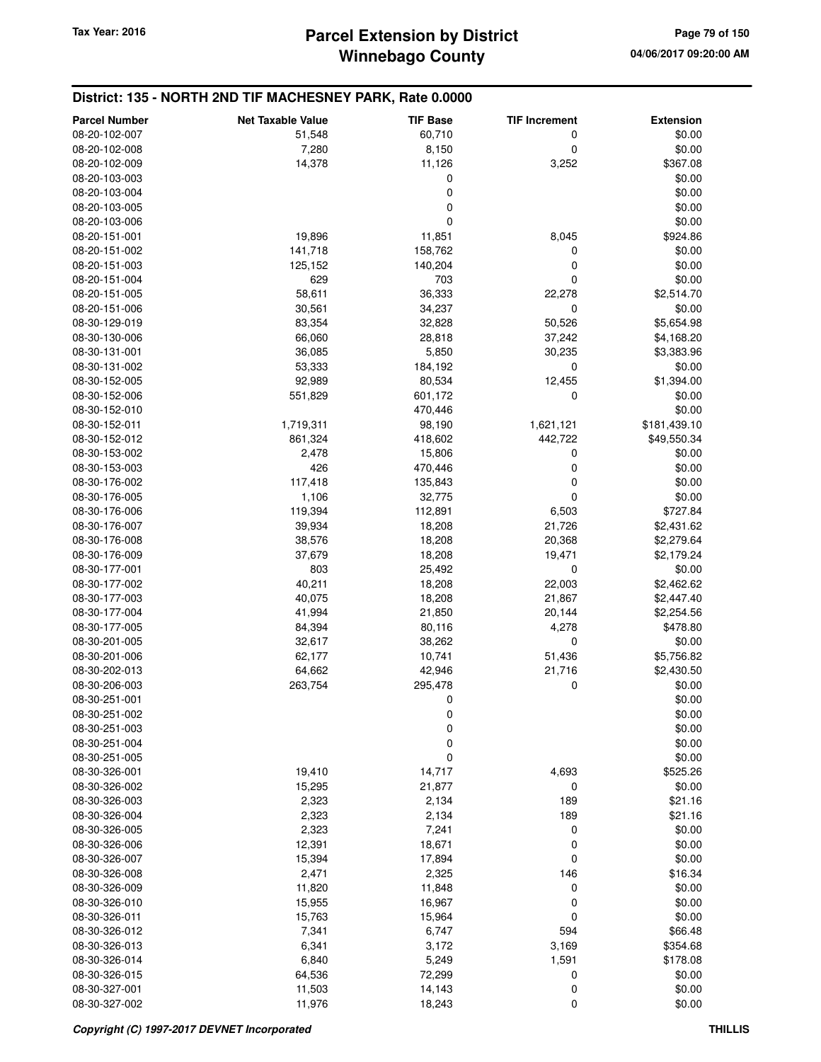## District: 135 - NORTH 2ND TIF MACHESNEY PARK, Rate 0.0000

| Parcel Number | Net Taxable Value | TIF Base | TIF Increment | Extension |
|---|---|---|---|---|
| 08-20-102-007 | 51,548 | 60,710 | 0 | $0.00 |
| 08-20-102-008 | 7,280 | 8,150 | 0 | $0.00 |
| 08-20-102-009 | 14,378 | 11,126 | 3,252 | $367.08 |
| 08-20-103-003 | | 0 | | $0.00 |
| 08-20-103-004 | | 0 | | $0.00 |
| 08-20-103-005 | | 0 | | $0.00 |
| 08-20-103-006 | | 0 | | $0.00 |
| 08-20-151-001 | 19,896 | 11,851 | 8,045 | $924.86 |
| 08-20-151-002 | 141,718 | 158,762 | 0 | $0.00 |
| 08-20-151-003 | 125,152 | 140,204 | 0 | $0.00 |
| 08-20-151-004 | 629 | 703 | 0 | $0.00 |
| 08-20-151-005 | 58,611 | 36,333 | 22,278 | $2,514.70 |
| 08-20-151-006 | 30,561 | 34,237 | 0 | $0.00 |
| 08-30-129-019 | 83,354 | 32,828 | 50,526 | $5,654.98 |
| 08-30-130-006 | 66,060 | 28,818 | 37,242 | $4,168.20 |
| 08-30-131-001 | 36,085 | 5,850 | 30,235 | $3,383.96 |
| 08-30-131-002 | 53,333 | 184,192 | 0 | $0.00 |
| 08-30-152-005 | 92,989 | 80,534 | 12,455 | $1,394.00 |
| 08-30-152-006 | 551,829 | 601,172 | 0 | $0.00 |
| 08-30-152-010 | | 470,446 | | $0.00 |
| 08-30-152-011 | 1,719,311 | 98,190 | 1,621,121 | $181,439.10 |
| 08-30-152-012 | 861,324 | 418,602 | 442,722 | $49,550.34 |
| 08-30-153-002 | 2,478 | 15,806 | 0 | $0.00 |
| 08-30-153-003 | 426 | 470,446 | 0 | $0.00 |
| 08-30-176-002 | 117,418 | 135,843 | 0 | $0.00 |
| 08-30-176-005 | 1,106 | 32,775 | 0 | $0.00 |
| 08-30-176-006 | 119,394 | 112,891 | 6,503 | $727.84 |
| 08-30-176-007 | 39,934 | 18,208 | 21,726 | $2,431.62 |
| 08-30-176-008 | 38,576 | 18,208 | 20,368 | $2,279.64 |
| 08-30-176-009 | 37,679 | 18,208 | 19,471 | $2,179.24 |
| 08-30-177-001 | 803 | 25,492 | 0 | $0.00 |
| 08-30-177-002 | 40,211 | 18,208 | 22,003 | $2,462.62 |
| 08-30-177-003 | 40,075 | 18,208 | 21,867 | $2,447.40 |
| 08-30-177-004 | 41,994 | 21,850 | 20,144 | $2,254.56 |
| 08-30-177-005 | 84,394 | 80,116 | 4,278 | $478.80 |
| 08-30-201-005 | 32,617 | 38,262 | 0 | $0.00 |
| 08-30-201-006 | 62,177 | 10,741 | 51,436 | $5,756.82 |
| 08-30-202-013 | 64,662 | 42,946 | 21,716 | $2,430.50 |
| 08-30-206-003 | 263,754 | 295,478 | 0 | $0.00 |
| 08-30-251-001 | | 0 | | $0.00 |
| 08-30-251-002 | | 0 | | $0.00 |
| 08-30-251-003 | | 0 | | $0.00 |
| 08-30-251-004 | | 0 | | $0.00 |
| 08-30-251-005 | | 0 | | $0.00 |
| 08-30-326-001 | 19,410 | 14,717 | 4,693 | $525.26 |
| 08-30-326-002 | 15,295 | 21,877 | 0 | $0.00 |
| 08-30-326-003 | 2,323 | 2,134 | 189 | $21.16 |
| 08-30-326-004 | 2,323 | 2,134 | 189 | $21.16 |
| 08-30-326-005 | 2,323 | 7,241 | 0 | $0.00 |
| 08-30-326-006 | 12,391 | 18,671 | 0 | $0.00 |
| 08-30-326-007 | 15,394 | 17,894 | 0 | $0.00 |
| 08-30-326-008 | 2,471 | 2,325 | 146 | $16.34 |
| 08-30-326-009 | 11,820 | 11,848 | 0 | $0.00 |
| 08-30-326-010 | 15,955 | 16,967 | 0 | $0.00 |
| 08-30-326-011 | 15,763 | 15,964 | 0 | $0.00 |
| 08-30-326-012 | 7,341 | 6,747 | 594 | $66.48 |
| 08-30-326-013 | 6,341 | 3,172 | 3,169 | $354.68 |
| 08-30-326-014 | 6,840 | 5,249 | 1,591 | $178.08 |
| 08-30-326-015 | 64,536 | 72,299 | 0 | $0.00 |
| 08-30-327-001 | 11,503 | 14,143 | 0 | $0.00 |
| 08-30-327-002 | 11,976 | 18,243 | 0 | $0.00 |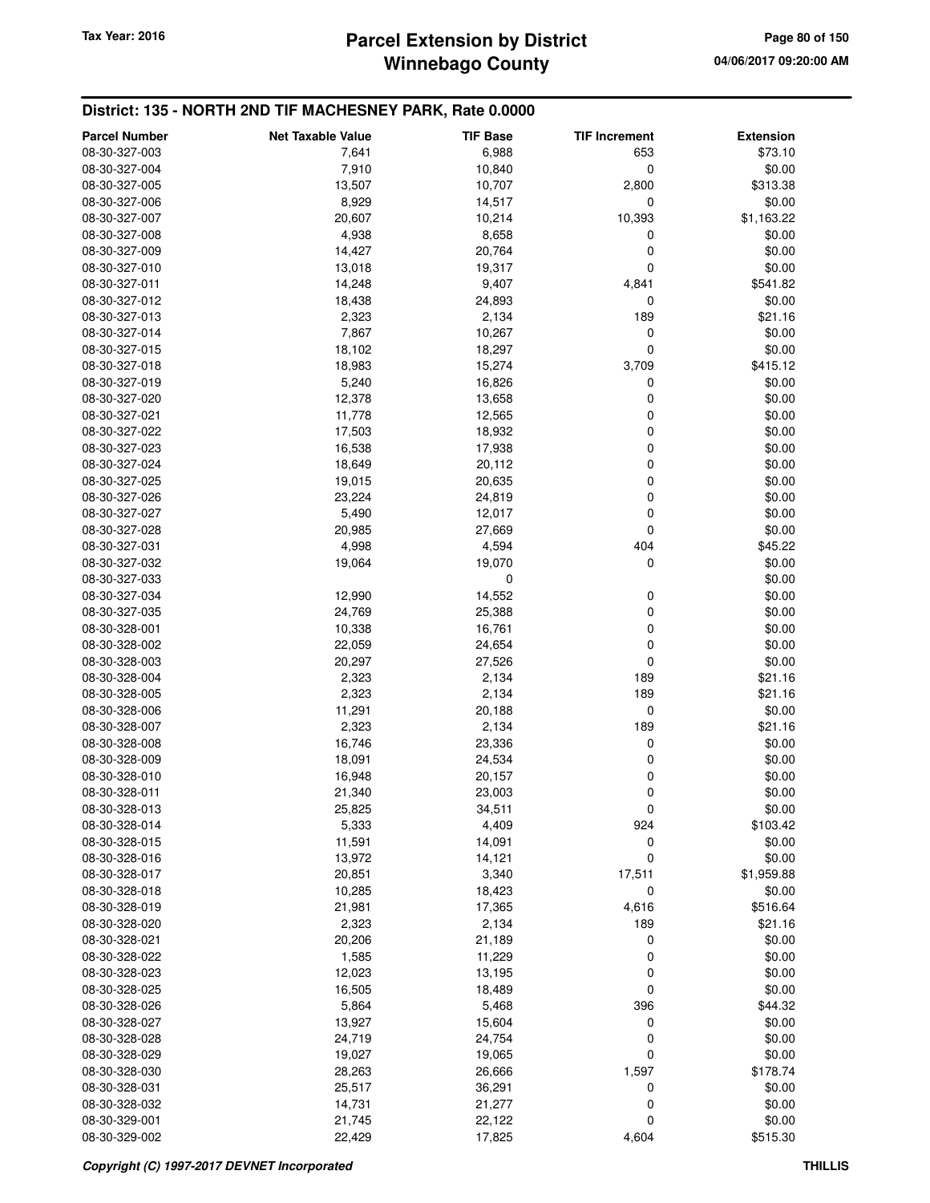## District: 135 - NORTH 2ND TIF MACHESNEY PARK, Rate 0.0000

| Parcel Number | Net Taxable Value | TIF Base | TIF Increment | Extension |
|---|---|---|---|---|
| 08-30-327-003 | 7,641 | 6,988 | 653 | $73.10 |
| 08-30-327-004 | 7,910 | 10,840 | 0 | $0.00 |
| 08-30-327-005 | 13,507 | 10,707 | 2,800 | $313.38 |
| 08-30-327-006 | 8,929 | 14,517 | 0 | $0.00 |
| 08-30-327-007 | 20,607 | 10,214 | 10,393 | $1,163.22 |
| 08-30-327-008 | 4,938 | 8,658 | 0 | $0.00 |
| 08-30-327-009 | 14,427 | 20,764 | 0 | $0.00 |
| 08-30-327-010 | 13,018 | 19,317 | 0 | $0.00 |
| 08-30-327-011 | 14,248 | 9,407 | 4,841 | $541.82 |
| 08-30-327-012 | 18,438 | 24,893 | 0 | $0.00 |
| 08-30-327-013 | 2,323 | 2,134 | 189 | $21.16 |
| 08-30-327-014 | 7,867 | 10,267 | 0 | $0.00 |
| 08-30-327-015 | 18,102 | 18,297 | 0 | $0.00 |
| 08-30-327-018 | 18,983 | 15,274 | 3,709 | $415.12 |
| 08-30-327-019 | 5,240 | 16,826 | 0 | $0.00 |
| 08-30-327-020 | 12,378 | 13,658 | 0 | $0.00 |
| 08-30-327-021 | 11,778 | 12,565 | 0 | $0.00 |
| 08-30-327-022 | 17,503 | 18,932 | 0 | $0.00 |
| 08-30-327-023 | 16,538 | 17,938 | 0 | $0.00 |
| 08-30-327-024 | 18,649 | 20,112 | 0 | $0.00 |
| 08-30-327-025 | 19,015 | 20,635 | 0 | $0.00 |
| 08-30-327-026 | 23,224 | 24,819 | 0 | $0.00 |
| 08-30-327-027 | 5,490 | 12,017 | 0 | $0.00 |
| 08-30-327-028 | 20,985 | 27,669 | 0 | $0.00 |
| 08-30-327-031 | 4,998 | 4,594 | 404 | $45.22 |
| 08-30-327-032 | 19,064 | 19,070 | 0 | $0.00 |
| 08-30-327-033 | | 0 | | $0.00 |
| 08-30-327-034 | 12,990 | 14,552 | 0 | $0.00 |
| 08-30-327-035 | 24,769 | 25,388 | 0 | $0.00 |
| 08-30-328-001 | 10,338 | 16,761 | 0 | $0.00 |
| 08-30-328-002 | 22,059 | 24,654 | 0 | $0.00 |
| 08-30-328-003 | 20,297 | 27,526 | 0 | $0.00 |
| 08-30-328-004 | 2,323 | 2,134 | 189 | $21.16 |
| 08-30-328-005 | 2,323 | 2,134 | 189 | $21.16 |
| 08-30-328-006 | 11,291 | 20,188 | 0 | $0.00 |
| 08-30-328-007 | 2,323 | 2,134 | 189 | $21.16 |
| 08-30-328-008 | 16,746 | 23,336 | 0 | $0.00 |
| 08-30-328-009 | 18,091 | 24,534 | 0 | $0.00 |
| 08-30-328-010 | 16,948 | 20,157 | 0 | $0.00 |
| 08-30-328-011 | 21,340 | 23,003 | 0 | $0.00 |
| 08-30-328-013 | 25,825 | 34,511 | 0 | $0.00 |
| 08-30-328-014 | 5,333 | 4,409 | 924 | $103.42 |
| 08-30-328-015 | 11,591 | 14,091 | 0 | $0.00 |
| 08-30-328-016 | 13,972 | 14,121 | 0 | $0.00 |
| 08-30-328-017 | 20,851 | 3,340 | 17,511 | $1,959.88 |
| 08-30-328-018 | 10,285 | 18,423 | 0 | $0.00 |
| 08-30-328-019 | 21,981 | 17,365 | 4,616 | $516.64 |
| 08-30-328-020 | 2,323 | 2,134 | 189 | $21.16 |
| 08-30-328-021 | 20,206 | 21,189 | 0 | $0.00 |
| 08-30-328-022 | 1,585 | 11,229 | 0 | $0.00 |
| 08-30-328-023 | 12,023 | 13,195 | 0 | $0.00 |
| 08-30-328-025 | 16,505 | 18,489 | 0 | $0.00 |
| 08-30-328-026 | 5,864 | 5,468 | 396 | $44.32 |
| 08-30-328-027 | 13,927 | 15,604 | 0 | $0.00 |
| 08-30-328-028 | 24,719 | 24,754 | 0 | $0.00 |
| 08-30-328-029 | 19,027 | 19,065 | 0 | $0.00 |
| 08-30-328-030 | 28,263 | 26,666 | 1,597 | $178.74 |
| 08-30-328-031 | 25,517 | 36,291 | 0 | $0.00 |
| 08-30-328-032 | 14,731 | 21,277 | 0 | $0.00 |
| 08-30-329-001 | 21,745 | 22,122 | 0 | $0.00 |
| 08-30-329-002 | 22,429 | 17,825 | 4,604 | $515.30 |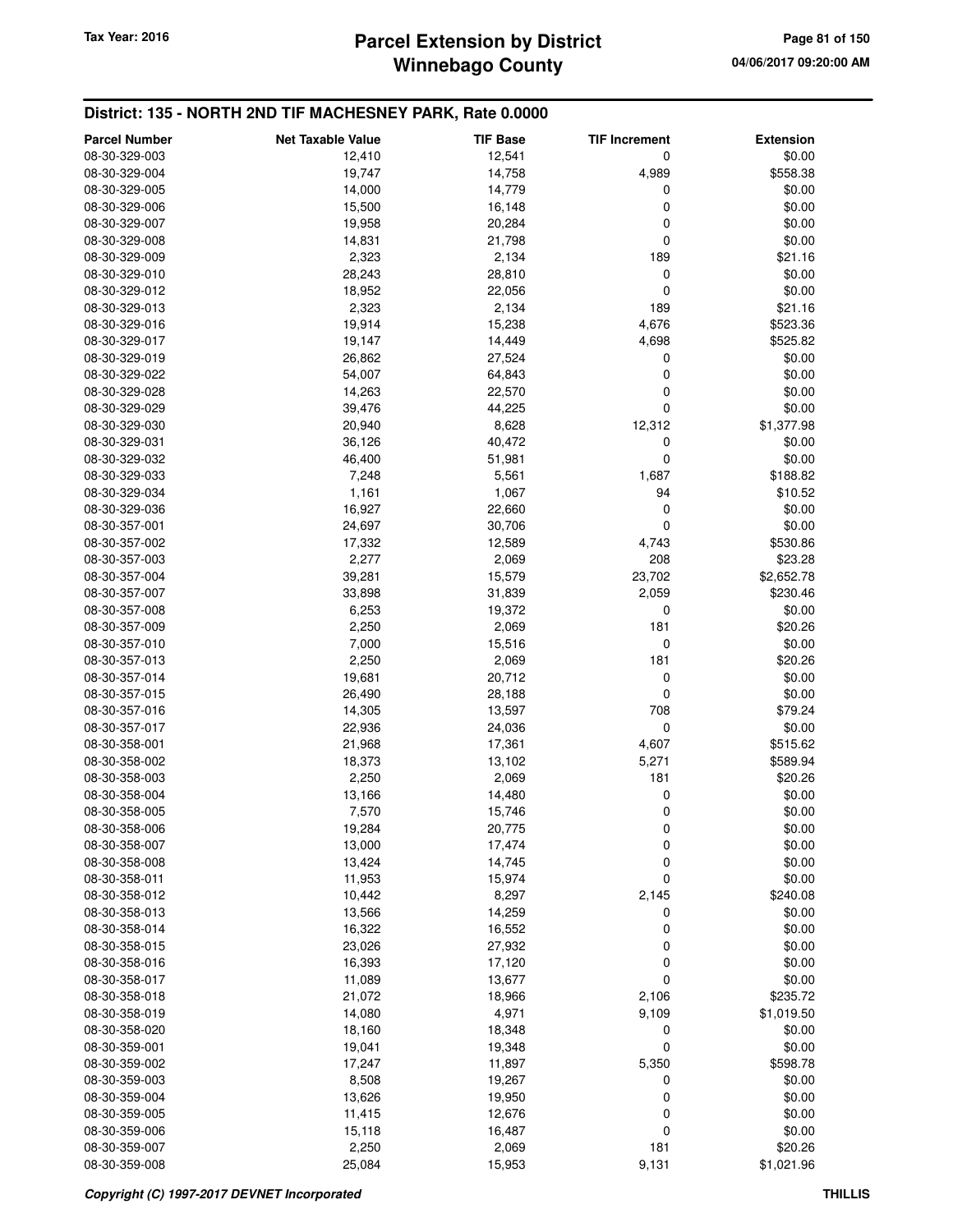## District: 135 - NORTH 2ND TIF MACHESNEY PARK, Rate 0.0000

| Parcel Number | Net Taxable Value | TIF Base | TIF Increment | Extension |
|---|---|---|---|---|
| 08-30-329-003 | 12,410 | 12,541 | 0 | $0.00 |
| 08-30-329-004 | 19,747 | 14,758 | 4,989 | $558.38 |
| 08-30-329-005 | 14,000 | 14,779 | 0 | $0.00 |
| 08-30-329-006 | 15,500 | 16,148 | 0 | $0.00 |
| 08-30-329-007 | 19,958 | 20,284 | 0 | $0.00 |
| 08-30-329-008 | 14,831 | 21,798 | 0 | $0.00 |
| 08-30-329-009 | 2,323 | 2,134 | 189 | $21.16 |
| 08-30-329-010 | 28,243 | 28,810 | 0 | $0.00 |
| 08-30-329-012 | 18,952 | 22,056 | 0 | $0.00 |
| 08-30-329-013 | 2,323 | 2,134 | 189 | $21.16 |
| 08-30-329-016 | 19,914 | 15,238 | 4,676 | $523.36 |
| 08-30-329-017 | 19,147 | 14,449 | 4,698 | $525.82 |
| 08-30-329-019 | 26,862 | 27,524 | 0 | $0.00 |
| 08-30-329-022 | 54,007 | 64,843 | 0 | $0.00 |
| 08-30-329-028 | 14,263 | 22,570 | 0 | $0.00 |
| 08-30-329-029 | 39,476 | 44,225 | 0 | $0.00 |
| 08-30-329-030 | 20,940 | 8,628 | 12,312 | $1,377.98 |
| 08-30-329-031 | 36,126 | 40,472 | 0 | $0.00 |
| 08-30-329-032 | 46,400 | 51,981 | 0 | $0.00 |
| 08-30-329-033 | 7,248 | 5,561 | 1,687 | $188.82 |
| 08-30-329-034 | 1,161 | 1,067 | 94 | $10.52 |
| 08-30-329-036 | 16,927 | 22,660 | 0 | $0.00 |
| 08-30-357-001 | 24,697 | 30,706 | 0 | $0.00 |
| 08-30-357-002 | 17,332 | 12,589 | 4,743 | $530.86 |
| 08-30-357-003 | 2,277 | 2,069 | 208 | $23.28 |
| 08-30-357-004 | 39,281 | 15,579 | 23,702 | $2,652.78 |
| 08-30-357-007 | 33,898 | 31,839 | 2,059 | $230.46 |
| 08-30-357-008 | 6,253 | 19,372 | 0 | $0.00 |
| 08-30-357-009 | 2,250 | 2,069 | 181 | $20.26 |
| 08-30-357-010 | 7,000 | 15,516 | 0 | $0.00 |
| 08-30-357-013 | 2,250 | 2,069 | 181 | $20.26 |
| 08-30-357-014 | 19,681 | 20,712 | 0 | $0.00 |
| 08-30-357-015 | 26,490 | 28,188 | 0 | $0.00 |
| 08-30-357-016 | 14,305 | 13,597 | 708 | $79.24 |
| 08-30-357-017 | 22,936 | 24,036 | 0 | $0.00 |
| 08-30-358-001 | 21,968 | 17,361 | 4,607 | $515.62 |
| 08-30-358-002 | 18,373 | 13,102 | 5,271 | $589.94 |
| 08-30-358-003 | 2,250 | 2,069 | 181 | $20.26 |
| 08-30-358-004 | 13,166 | 14,480 | 0 | $0.00 |
| 08-30-358-005 | 7,570 | 15,746 | 0 | $0.00 |
| 08-30-358-006 | 19,284 | 20,775 | 0 | $0.00 |
| 08-30-358-007 | 13,000 | 17,474 | 0 | $0.00 |
| 08-30-358-008 | 13,424 | 14,745 | 0 | $0.00 |
| 08-30-358-011 | 11,953 | 15,974 | 0 | $0.00 |
| 08-30-358-012 | 10,442 | 8,297 | 2,145 | $240.08 |
| 08-30-358-013 | 13,566 | 14,259 | 0 | $0.00 |
| 08-30-358-014 | 16,322 | 16,552 | 0 | $0.00 |
| 08-30-358-015 | 23,026 | 27,932 | 0 | $0.00 |
| 08-30-358-016 | 16,393 | 17,120 | 0 | $0.00 |
| 08-30-358-017 | 11,089 | 13,677 | 0 | $0.00 |
| 08-30-358-018 | 21,072 | 18,966 | 2,106 | $235.72 |
| 08-30-358-019 | 14,080 | 4,971 | 9,109 | $1,019.50 |
| 08-30-358-020 | 18,160 | 18,348 | 0 | $0.00 |
| 08-30-359-001 | 19,041 | 19,348 | 0 | $0.00 |
| 08-30-359-002 | 17,247 | 11,897 | 5,350 | $598.78 |
| 08-30-359-003 | 8,508 | 19,267 | 0 | $0.00 |
| 08-30-359-004 | 13,626 | 19,950 | 0 | $0.00 |
| 08-30-359-005 | 11,415 | 12,676 | 0 | $0.00 |
| 08-30-359-006 | 15,118 | 16,487 | 0 | $0.00 |
| 08-30-359-007 | 2,250 | 2,069 | 181 | $20.26 |
| 08-30-359-008 | 25,084 | 15,953 | 9,131 | $1,021.96 |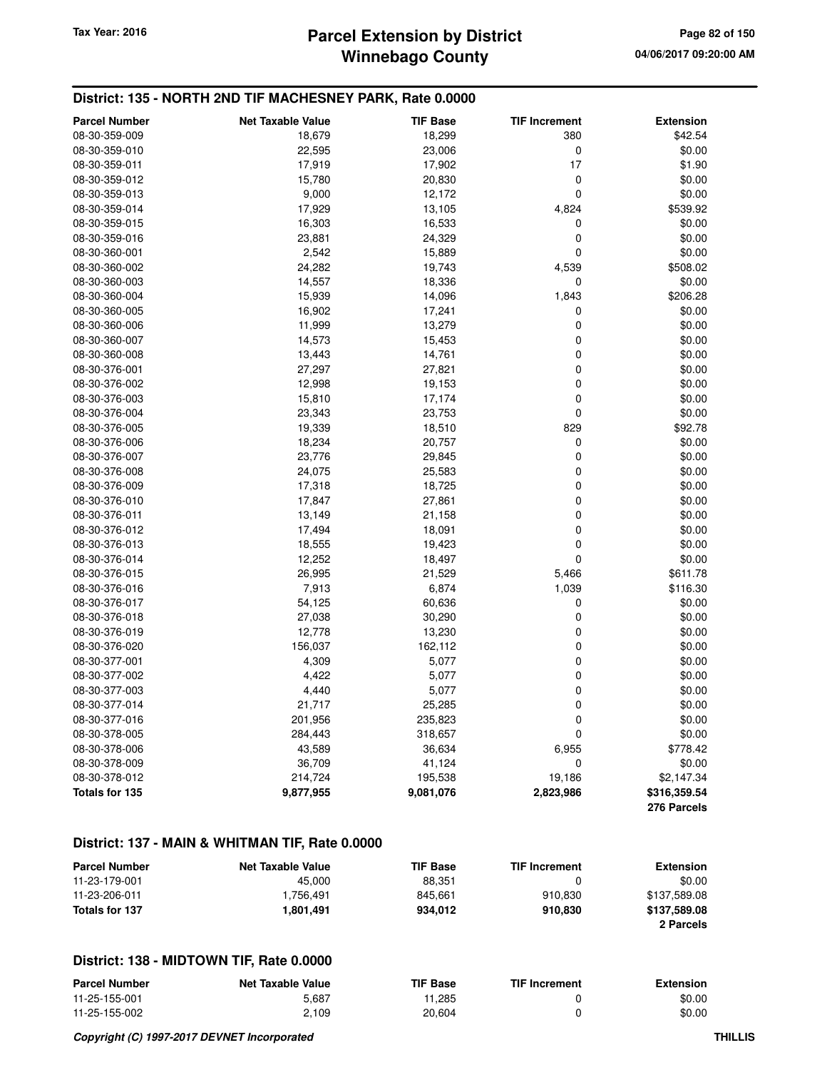## District: 135 - NORTH 2ND TIF MACHESNEY PARK, Rate 0.0000

| Parcel Number | Net Taxable Value | TIF Base | TIF Increment | Extension |
|---|---|---|---|---|
| 08-30-359-009 | 18,679 | 18,299 | 380 | $42.54 |
| 08-30-359-010 | 22,595 | 23,006 | 0 | $0.00 |
| 08-30-359-011 | 17,919 | 17,902 | 17 | $1.90 |
| 08-30-359-012 | 15,780 | 20,830 | 0 | $0.00 |
| 08-30-359-013 | 9,000 | 12,172 | 0 | $0.00 |
| 08-30-359-014 | 17,929 | 13,105 | 4,824 | $539.92 |
| 08-30-359-015 | 16,303 | 16,533 | 0 | $0.00 |
| 08-30-359-016 | 23,881 | 24,329 | 0 | $0.00 |
| 08-30-360-001 | 2,542 | 15,889 | 0 | $0.00 |
| 08-30-360-002 | 24,282 | 19,743 | 4,539 | $508.02 |
| 08-30-360-003 | 14,557 | 18,336 | 0 | $0.00 |
| 08-30-360-004 | 15,939 | 14,096 | 1,843 | $206.28 |
| 08-30-360-005 | 16,902 | 17,241 | 0 | $0.00 |
| 08-30-360-006 | 11,999 | 13,279 | 0 | $0.00 |
| 08-30-360-007 | 14,573 | 15,453 | 0 | $0.00 |
| 08-30-360-008 | 13,443 | 14,761 | 0 | $0.00 |
| 08-30-376-001 | 27,297 | 27,821 | 0 | $0.00 |
| 08-30-376-002 | 12,998 | 19,153 | 0 | $0.00 |
| 08-30-376-003 | 15,810 | 17,174 | 0 | $0.00 |
| 08-30-376-004 | 23,343 | 23,753 | 0 | $0.00 |
| 08-30-376-005 | 19,339 | 18,510 | 829 | $92.78 |
| 08-30-376-006 | 18,234 | 20,757 | 0 | $0.00 |
| 08-30-376-007 | 23,776 | 29,845 | 0 | $0.00 |
| 08-30-376-008 | 24,075 | 25,583 | 0 | $0.00 |
| 08-30-376-009 | 17,318 | 18,725 | 0 | $0.00 |
| 08-30-376-010 | 17,847 | 27,861 | 0 | $0.00 |
| 08-30-376-011 | 13,149 | 21,158 | 0 | $0.00 |
| 08-30-376-012 | 17,494 | 18,091 | 0 | $0.00 |
| 08-30-376-013 | 18,555 | 19,423 | 0 | $0.00 |
| 08-30-376-014 | 12,252 | 18,497 | 0 | $0.00 |
| 08-30-376-015 | 26,995 | 21,529 | 5,466 | $611.78 |
| 08-30-376-016 | 7,913 | 6,874 | 1,039 | $116.30 |
| 08-30-376-017 | 54,125 | 60,636 | 0 | $0.00 |
| 08-30-376-018 | 27,038 | 30,290 | 0 | $0.00 |
| 08-30-376-019 | 12,778 | 13,230 | 0 | $0.00 |
| 08-30-376-020 | 156,037 | 162,112 | 0 | $0.00 |
| 08-30-377-001 | 4,309 | 5,077 | 0 | $0.00 |
| 08-30-377-002 | 4,422 | 5,077 | 0 | $0.00 |
| 08-30-377-003 | 4,440 | 5,077 | 0 | $0.00 |
| 08-30-377-014 | 21,717 | 25,285 | 0 | $0.00 |
| 08-30-377-016 | 201,956 | 235,823 | 0 | $0.00 |
| 08-30-378-005 | 284,443 | 318,657 | 0 | $0.00 |
| 08-30-378-006 | 43,589 | 36,634 | 6,955 | $778.42 |
| 08-30-378-009 | 36,709 | 41,124 | 0 | $0.00 |
| 08-30-378-012 | 214,724 | 195,538 | 19,186 | $2,147.34 |
| **Totals for 135** | **9,877,955** | **9,081,076** | **2,823,986** | **$316,359.54** |
| | | | | **276 Parcels** |

## District: 137 - MAIN & WHITMAN TIF, Rate 0.0000

| Parcel Number | Net Taxable Value | TIF Base | TIF Increment | Extension |
|---|---|---|---|---|
| 11-23-179-001 | 45,000 | 88,351 | 0 | $0.00 |
| 11-23-206-011 | 1,756,491 | 845,661 | 910,830 | $137,589.08 |
| **Totals for 137** | **1,801,491** | **934,012** | **910,830** | **$137,589.08** |
| | | | | **2 Parcels** |

## District: 138 - MIDTOWN TIF, Rate 0.0000

| Parcel Number | Net Taxable Value | TIF Base | TIF Increment | Extension |
|---|---|---|---|---|
| 11-25-155-001 | 5,687 | 11,285 | 0 | $0.00 |
| 11-25-155-002 | 2,109 | 20,604 | 0 | $0.00 |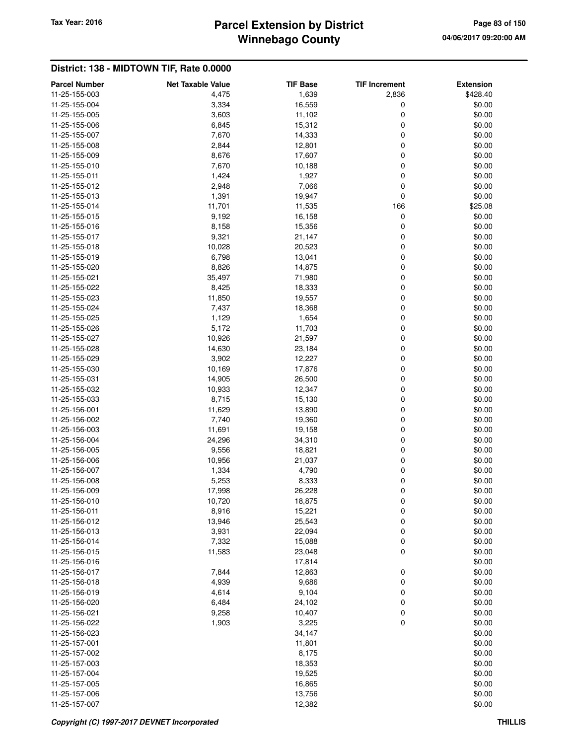## District: 138 - MIDTOWN TIF, Rate 0.0000

| Parcel Number | Net Taxable Value | TIF Base | TIF Increment | Extension |
|---|---|---|---|---|
| 11-25-155-003 | 4,475 | 1,639 | 2,836 | $428.40 |
| 11-25-155-004 | 3,334 | 16,559 | 0 | $0.00 |
| 11-25-155-005 | 3,603 | 11,102 | 0 | $0.00 |
| 11-25-155-006 | 6,845 | 15,312 | 0 | $0.00 |
| 11-25-155-007 | 7,670 | 14,333 | 0 | $0.00 |
| 11-25-155-008 | 2,844 | 12,801 | 0 | $0.00 |
| 11-25-155-009 | 8,676 | 17,607 | 0 | $0.00 |
| 11-25-155-010 | 7,670 | 10,188 | 0 | $0.00 |
| 11-25-155-011 | 1,424 | 1,927 | 0 | $0.00 |
| 11-25-155-012 | 2,948 | 7,066 | 0 | $0.00 |
| 11-25-155-013 | 1,391 | 19,947 | 0 | $0.00 |
| 11-25-155-014 | 11,701 | 11,535 | 166 | $25.08 |
| 11-25-155-015 | 9,192 | 16,158 | 0 | $0.00 |
| 11-25-155-016 | 8,158 | 15,356 | 0 | $0.00 |
| 11-25-155-017 | 9,321 | 21,147 | 0 | $0.00 |
| 11-25-155-018 | 10,028 | 20,523 | 0 | $0.00 |
| 11-25-155-019 | 6,798 | 13,041 | 0 | $0.00 |
| 11-25-155-020 | 8,826 | 14,875 | 0 | $0.00 |
| 11-25-155-021 | 35,497 | 71,980 | 0 | $0.00 |
| 11-25-155-022 | 8,425 | 18,333 | 0 | $0.00 |
| 11-25-155-023 | 11,850 | 19,557 | 0 | $0.00 |
| 11-25-155-024 | 7,437 | 18,368 | 0 | $0.00 |
| 11-25-155-025 | 1,129 | 1,654 | 0 | $0.00 |
| 11-25-155-026 | 5,172 | 11,703 | 0 | $0.00 |
| 11-25-155-027 | 10,926 | 21,597 | 0 | $0.00 |
| 11-25-155-028 | 14,630 | 23,184 | 0 | $0.00 |
| 11-25-155-029 | 3,902 | 12,227 | 0 | $0.00 |
| 11-25-155-030 | 10,169 | 17,876 | 0 | $0.00 |
| 11-25-155-031 | 14,905 | 26,500 | 0 | $0.00 |
| 11-25-155-032 | 10,933 | 12,347 | 0 | $0.00 |
| 11-25-155-033 | 8,715 | 15,130 | 0 | $0.00 |
| 11-25-156-001 | 11,629 | 13,890 | 0 | $0.00 |
| 11-25-156-002 | 7,740 | 19,360 | 0 | $0.00 |
| 11-25-156-003 | 11,691 | 19,158 | 0 | $0.00 |
| 11-25-156-004 | 24,296 | 34,310 | 0 | $0.00 |
| 11-25-156-005 | 9,556 | 18,821 | 0 | $0.00 |
| 11-25-156-006 | 10,956 | 21,037 | 0 | $0.00 |
| 11-25-156-007 | 1,334 | 4,790 | 0 | $0.00 |
| 11-25-156-008 | 5,253 | 8,333 | 0 | $0.00 |
| 11-25-156-009 | 17,998 | 26,228 | 0 | $0.00 |
| 11-25-156-010 | 10,720 | 18,875 | 0 | $0.00 |
| 11-25-156-011 | 8,916 | 15,221 | 0 | $0.00 |
| 11-25-156-012 | 13,946 | 25,543 | 0 | $0.00 |
| 11-25-156-013 | 3,931 | 22,094 | 0 | $0.00 |
| 11-25-156-014 | 7,332 | 15,088 | 0 | $0.00 |
| 11-25-156-015 | 11,583 | 23,048 | 0 | $0.00 |
| 11-25-156-016 | | 17,814 | | $0.00 |
| 11-25-156-017 | 7,844 | 12,863 | 0 | $0.00 |
| 11-25-156-018 | 4,939 | 9,686 | 0 | $0.00 |
| 11-25-156-019 | 4,614 | 9,104 | 0 | $0.00 |
| 11-25-156-020 | 6,484 | 24,102 | 0 | $0.00 |
| 11-25-156-021 | 9,258 | 10,407 | 0 | $0.00 |
| 11-25-156-022 | 1,903 | 3,225 | 0 | $0.00 |
| 11-25-156-023 | | 34,147 | | $0.00 |
| 11-25-157-001 | | 11,801 | | $0.00 |
| 11-25-157-002 | | 8,175 | | $0.00 |
| 11-25-157-003 | | 18,353 | | $0.00 |
| 11-25-157-004 | | 19,525 | | $0.00 |
| 11-25-157-005 | | 16,865 | | $0.00 |
| 11-25-157-006 | | 13,756 | | $0.00 |
| 11-25-157-007 | | 12,382 | | $0.00 |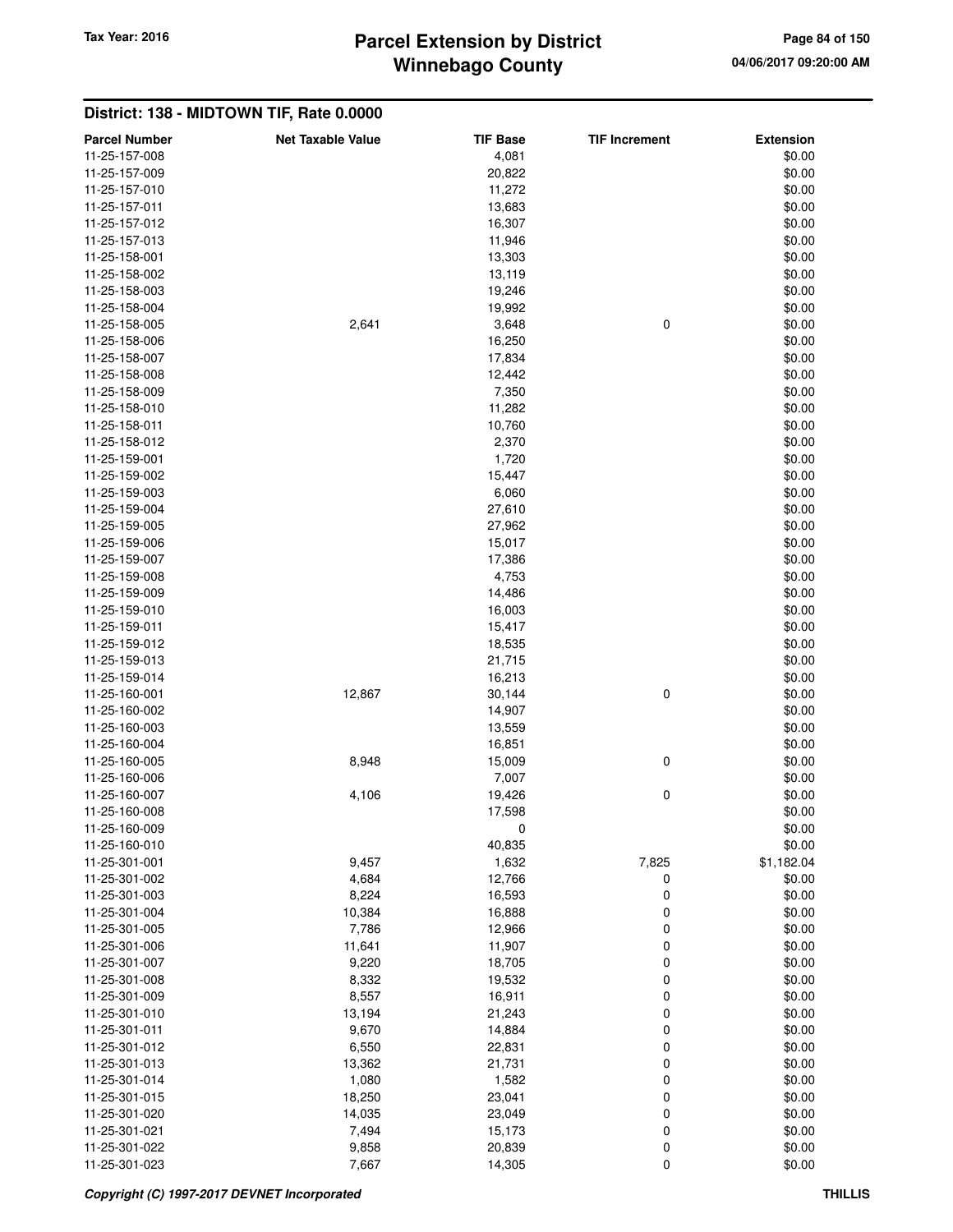## District: 138 - MIDTOWN TIF, Rate 0.0000

| Parcel Number | Net Taxable Value | TIF Base | TIF Increment | Extension |
|---|---|---|---|---|
| 11-25-157-008 | | 4,081 | | $0.00 |
| 11-25-157-009 | | 20,822 | | $0.00 |
| 11-25-157-010 | | 11,272 | | $0.00 |
| 11-25-157-011 | | 13,683 | | $0.00 |
| 11-25-157-012 | | 16,307 | | $0.00 |
| 11-25-157-013 | | 11,946 | | $0.00 |
| 11-25-158-001 | | 13,303 | | $0.00 |
| 11-25-158-002 | | 13,119 | | $0.00 |
| 11-25-158-003 | | 19,246 | | $0.00 |
| 11-25-158-004 | | 19,992 | | $0.00 |
| 11-25-158-005 | 2,641 | 3,648 | 0 | $0.00 |
| 11-25-158-006 | | 16,250 | | $0.00 |
| 11-25-158-007 | | 17,834 | | $0.00 |
| 11-25-158-008 | | 12,442 | | $0.00 |
| 11-25-158-009 | | 7,350 | | $0.00 |
| 11-25-158-010 | | 11,282 | | $0.00 |
| 11-25-158-011 | | 10,760 | | $0.00 |
| 11-25-158-012 | | 2,370 | | $0.00 |
| 11-25-159-001 | | 1,720 | | $0.00 |
| 11-25-159-002 | | 15,447 | | $0.00 |
| 11-25-159-003 | | 6,060 | | $0.00 |
| 11-25-159-004 | | 27,610 | | $0.00 |
| 11-25-159-005 | | 27,962 | | $0.00 |
| 11-25-159-006 | | 15,017 | | $0.00 |
| 11-25-159-007 | | 17,386 | | $0.00 |
| 11-25-159-008 | | 4,753 | | $0.00 |
| 11-25-159-009 | | 14,486 | | $0.00 |
| 11-25-159-010 | | 16,003 | | $0.00 |
| 11-25-159-011 | | 15,417 | | $0.00 |
| 11-25-159-012 | | 18,535 | | $0.00 |
| 11-25-159-013 | | 21,715 | | $0.00 |
| 11-25-159-014 | | 16,213 | | $0.00 |
| 11-25-160-001 | 12,867 | 30,144 | 0 | $0.00 |
| 11-25-160-002 | | 14,907 | | $0.00 |
| 11-25-160-003 | | 13,559 | | $0.00 |
| 11-25-160-004 | | 16,851 | | $0.00 |
| 11-25-160-005 | 8,948 | 15,009 | 0 | $0.00 |
| 11-25-160-006 | | 7,007 | | $0.00 |
| 11-25-160-007 | 4,106 | 19,426 | 0 | $0.00 |
| 11-25-160-008 | | 17,598 | | $0.00 |
| 11-25-160-009 | | 0 | | $0.00 |
| 11-25-160-010 | | 40,835 | | $0.00 |
| 11-25-301-001 | 9,457 | 1,632 | 7,825 | $1,182.04 |
| 11-25-301-002 | 4,684 | 12,766 | 0 | $0.00 |
| 11-25-301-003 | 8,224 | 16,593 | 0 | $0.00 |
| 11-25-301-004 | 10,384 | 16,888 | 0 | $0.00 |
| 11-25-301-005 | 7,786 | 12,966 | 0 | $0.00 |
| 11-25-301-006 | 11,641 | 11,907 | 0 | $0.00 |
| 11-25-301-007 | 9,220 | 18,705 | 0 | $0.00 |
| 11-25-301-008 | 8,332 | 19,532 | 0 | $0.00 |
| 11-25-301-009 | 8,557 | 16,911 | 0 | $0.00 |
| 11-25-301-010 | 13,194 | 21,243 | 0 | $0.00 |
| 11-25-301-011 | 9,670 | 14,884 | 0 | $0.00 |
| 11-25-301-012 | 6,550 | 22,831 | 0 | $0.00 |
| 11-25-301-013 | 13,362 | 21,731 | 0 | $0.00 |
| 11-25-301-014 | 1,080 | 1,582 | 0 | $0.00 |
| 11-25-301-015 | 18,250 | 23,041 | 0 | $0.00 |
| 11-25-301-020 | 14,035 | 23,049 | 0 | $0.00 |
| 11-25-301-021 | 7,494 | 15,173 | 0 | $0.00 |
| 11-25-301-022 | 9,858 | 20,839 | 0 | $0.00 |
| 11-25-301-023 | 7,667 | 14,305 | 0 | $0.00 |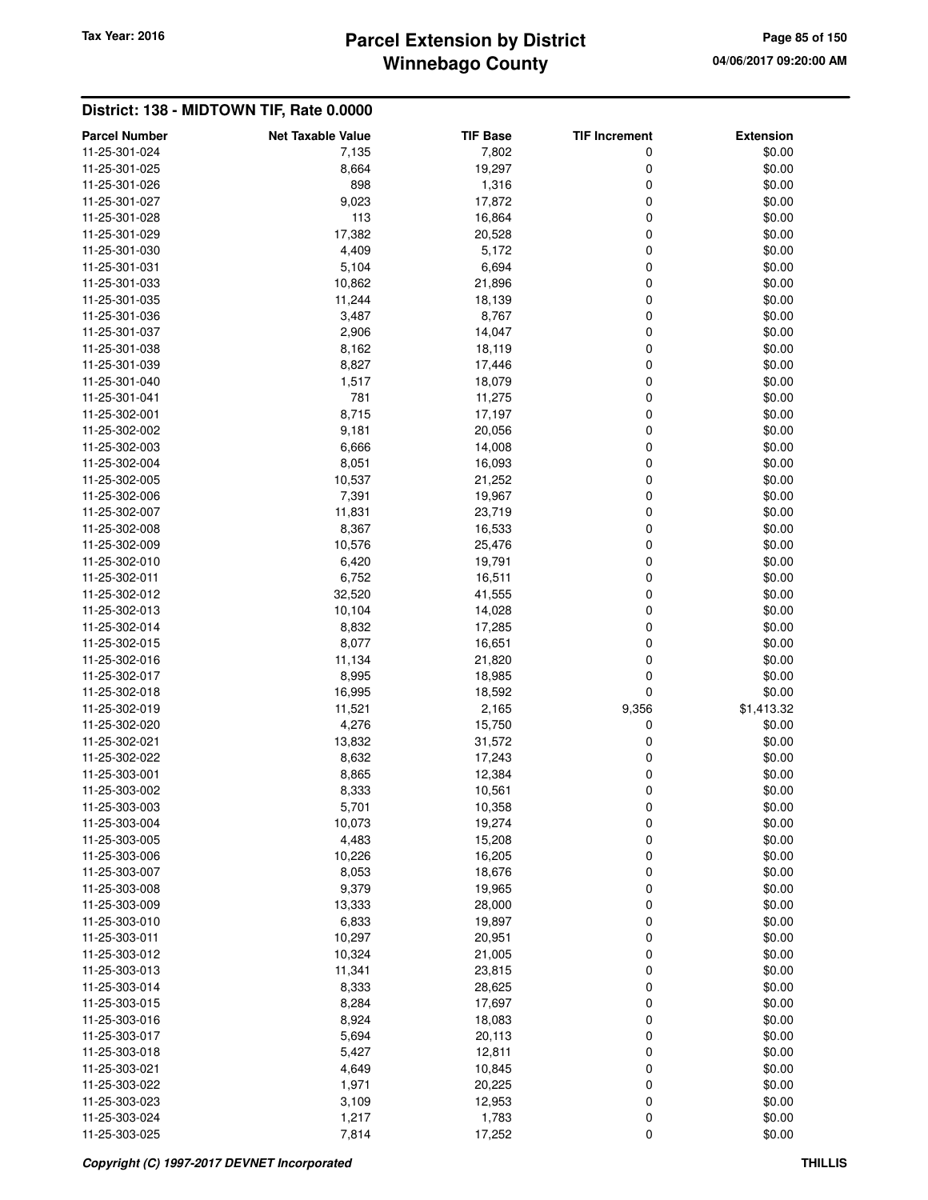## District: 138 - MIDTOWN TIF, Rate 0.0000

| Parcel Number | Net Taxable Value | TIF Base | TIF Increment | Extension |
|---|---|---|---|---|
| 11-25-301-024 | 7,135 | 7,802 | 0 | $0.00 |
| 11-25-301-025 | 8,664 | 19,297 | 0 | $0.00 |
| 11-25-301-026 | 898 | 1,316 | 0 | $0.00 |
| 11-25-301-027 | 9,023 | 17,872 | 0 | $0.00 |
| 11-25-301-028 | 113 | 16,864 | 0 | $0.00 |
| 11-25-301-029 | 17,382 | 20,528 | 0 | $0.00 |
| 11-25-301-030 | 4,409 | 5,172 | 0 | $0.00 |
| 11-25-301-031 | 5,104 | 6,694 | 0 | $0.00 |
| 11-25-301-033 | 10,862 | 21,896 | 0 | $0.00 |
| 11-25-301-035 | 11,244 | 18,139 | 0 | $0.00 |
| 11-25-301-036 | 3,487 | 8,767 | 0 | $0.00 |
| 11-25-301-037 | 2,906 | 14,047 | 0 | $0.00 |
| 11-25-301-038 | 8,162 | 18,119 | 0 | $0.00 |
| 11-25-301-039 | 8,827 | 17,446 | 0 | $0.00 |
| 11-25-301-040 | 1,517 | 18,079 | 0 | $0.00 |
| 11-25-301-041 | 781 | 11,275 | 0 | $0.00 |
| 11-25-302-001 | 8,715 | 17,197 | 0 | $0.00 |
| 11-25-302-002 | 9,181 | 20,056 | 0 | $0.00 |
| 11-25-302-003 | 6,666 | 14,008 | 0 | $0.00 |
| 11-25-302-004 | 8,051 | 16,093 | 0 | $0.00 |
| 11-25-302-005 | 10,537 | 21,252 | 0 | $0.00 |
| 11-25-302-006 | 7,391 | 19,967 | 0 | $0.00 |
| 11-25-302-007 | 11,831 | 23,719 | 0 | $0.00 |
| 11-25-302-008 | 8,367 | 16,533 | 0 | $0.00 |
| 11-25-302-009 | 10,576 | 25,476 | 0 | $0.00 |
| 11-25-302-010 | 6,420 | 19,791 | 0 | $0.00 |
| 11-25-302-011 | 6,752 | 16,511 | 0 | $0.00 |
| 11-25-302-012 | 32,520 | 41,555 | 0 | $0.00 |
| 11-25-302-013 | 10,104 | 14,028 | 0 | $0.00 |
| 11-25-302-014 | 8,832 | 17,285 | 0 | $0.00 |
| 11-25-302-015 | 8,077 | 16,651 | 0 | $0.00 |
| 11-25-302-016 | 11,134 | 21,820 | 0 | $0.00 |
| 11-25-302-017 | 8,995 | 18,985 | 0 | $0.00 |
| 11-25-302-018 | 16,995 | 18,592 | 0 | $0.00 |
| 11-25-302-019 | 11,521 | 2,165 | 9,356 | $1,413.32 |
| 11-25-302-020 | 4,276 | 15,750 | 0 | $0.00 |
| 11-25-302-021 | 13,832 | 31,572 | 0 | $0.00 |
| 11-25-302-022 | 8,632 | 17,243 | 0 | $0.00 |
| 11-25-303-001 | 8,865 | 12,384 | 0 | $0.00 |
| 11-25-303-002 | 8,333 | 10,561 | 0 | $0.00 |
| 11-25-303-003 | 5,701 | 10,358 | 0 | $0.00 |
| 11-25-303-004 | 10,073 | 19,274 | 0 | $0.00 |
| 11-25-303-005 | 4,483 | 15,208 | 0 | $0.00 |
| 11-25-303-006 | 10,226 | 16,205 | 0 | $0.00 |
| 11-25-303-007 | 8,053 | 18,676 | 0 | $0.00 |
| 11-25-303-008 | 9,379 | 19,965 | 0 | $0.00 |
| 11-25-303-009 | 13,333 | 28,000 | 0 | $0.00 |
| 11-25-303-010 | 6,833 | 19,897 | 0 | $0.00 |
| 11-25-303-011 | 10,297 | 20,951 | 0 | $0.00 |
| 11-25-303-012 | 10,324 | 21,005 | 0 | $0.00 |
| 11-25-303-013 | 11,341 | 23,815 | 0 | $0.00 |
| 11-25-303-014 | 8,333 | 28,625 | 0 | $0.00 |
| 11-25-303-015 | 8,284 | 17,697 | 0 | $0.00 |
| 11-25-303-016 | 8,924 | 18,083 | 0 | $0.00 |
| 11-25-303-017 | 5,694 | 20,113 | 0 | $0.00 |
| 11-25-303-018 | 5,427 | 12,811 | 0 | $0.00 |
| 11-25-303-021 | 4,649 | 10,845 | 0 | $0.00 |
| 11-25-303-022 | 1,971 | 20,225 | 0 | $0.00 |
| 11-25-303-023 | 3,109 | 12,953 | 0 | $0.00 |
| 11-25-303-024 | 1,217 | 1,783 | 0 | $0.00 |
| 11-25-303-025 | 7,814 | 17,252 | 0 | $0.00 |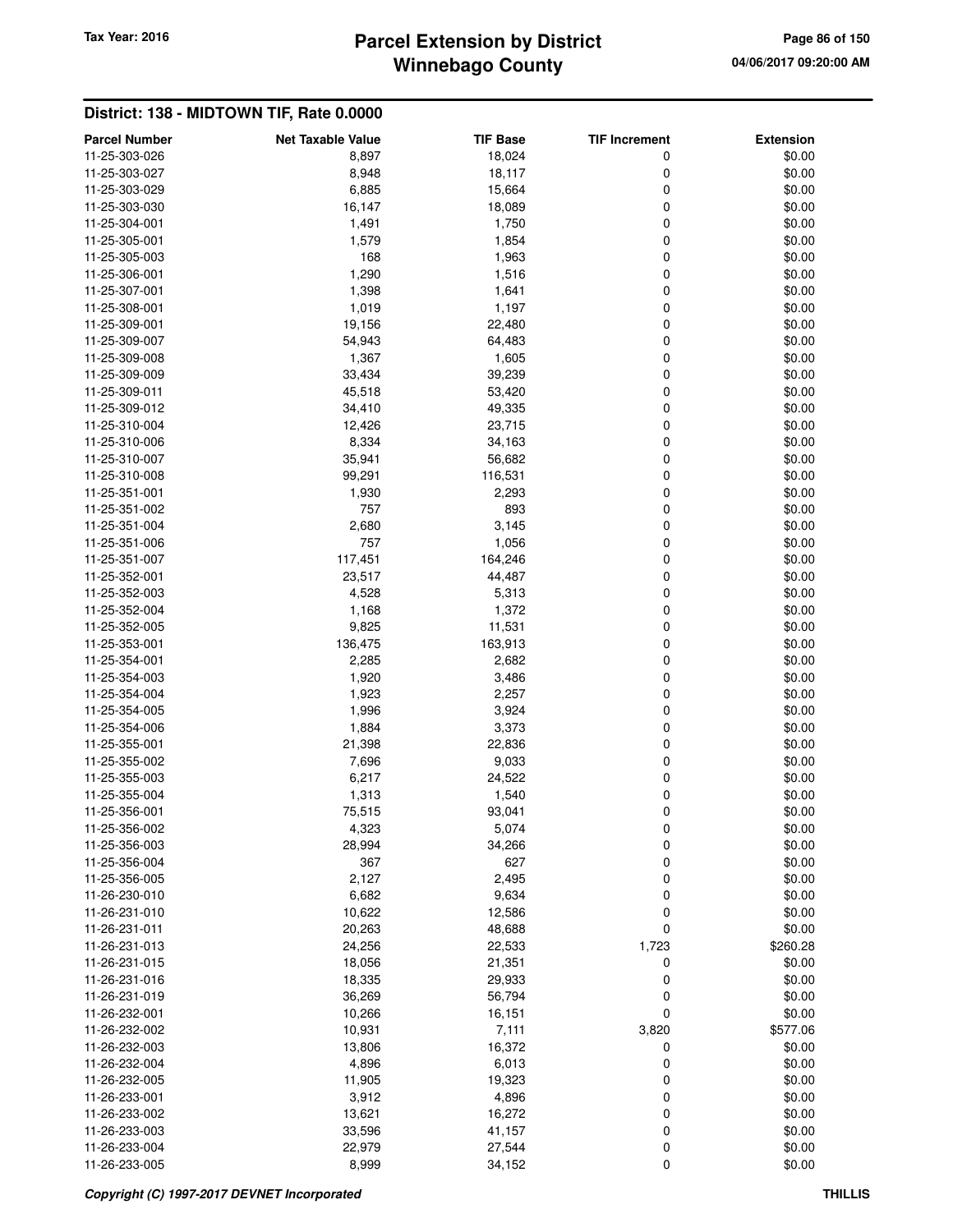## District: 138 - MIDTOWN TIF, Rate 0.0000

| Parcel Number | Net Taxable Value | TIF Base | TIF Increment | Extension |
|---|---|---|---|---|
| 11-25-303-026 | 8,897 | 18,024 | 0 | $0.00 |
| 11-25-303-027 | 8,948 | 18,117 | 0 | $0.00 |
| 11-25-303-029 | 6,885 | 15,664 | 0 | $0.00 |
| 11-25-303-030 | 16,147 | 18,089 | 0 | $0.00 |
| 11-25-304-001 | 1,491 | 1,750 | 0 | $0.00 |
| 11-25-305-001 | 1,579 | 1,854 | 0 | $0.00 |
| 11-25-305-003 | 168 | 1,963 | 0 | $0.00 |
| 11-25-306-001 | 1,290 | 1,516 | 0 | $0.00 |
| 11-25-307-001 | 1,398 | 1,641 | 0 | $0.00 |
| 11-25-308-001 | 1,019 | 1,197 | 0 | $0.00 |
| 11-25-309-001 | 19,156 | 22,480 | 0 | $0.00 |
| 11-25-309-007 | 54,943 | 64,483 | 0 | $0.00 |
| 11-25-309-008 | 1,367 | 1,605 | 0 | $0.00 |
| 11-25-309-009 | 33,434 | 39,239 | 0 | $0.00 |
| 11-25-309-011 | 45,518 | 53,420 | 0 | $0.00 |
| 11-25-309-012 | 34,410 | 49,335 | 0 | $0.00 |
| 11-25-310-004 | 12,426 | 23,715 | 0 | $0.00 |
| 11-25-310-006 | 8,334 | 34,163 | 0 | $0.00 |
| 11-25-310-007 | 35,941 | 56,682 | 0 | $0.00 |
| 11-25-310-008 | 99,291 | 116,531 | 0 | $0.00 |
| 11-25-351-001 | 1,930 | 2,293 | 0 | $0.00 |
| 11-25-351-002 | 757 | 893 | 0 | $0.00 |
| 11-25-351-004 | 2,680 | 3,145 | 0 | $0.00 |
| 11-25-351-006 | 757 | 1,056 | 0 | $0.00 |
| 11-25-351-007 | 117,451 | 164,246 | 0 | $0.00 |
| 11-25-352-001 | 23,517 | 44,487 | 0 | $0.00 |
| 11-25-352-003 | 4,528 | 5,313 | 0 | $0.00 |
| 11-25-352-004 | 1,168 | 1,372 | 0 | $0.00 |
| 11-25-352-005 | 9,825 | 11,531 | 0 | $0.00 |
| 11-25-353-001 | 136,475 | 163,913 | 0 | $0.00 |
| 11-25-354-001 | 2,285 | 2,682 | 0 | $0.00 |
| 11-25-354-003 | 1,920 | 3,486 | 0 | $0.00 |
| 11-25-354-004 | 1,923 | 2,257 | 0 | $0.00 |
| 11-25-354-005 | 1,996 | 3,924 | 0 | $0.00 |
| 11-25-354-006 | 1,884 | 3,373 | 0 | $0.00 |
| 11-25-355-001 | 21,398 | 22,836 | 0 | $0.00 |
| 11-25-355-002 | 7,696 | 9,033 | 0 | $0.00 |
| 11-25-355-003 | 6,217 | 24,522 | 0 | $0.00 |
| 11-25-355-004 | 1,313 | 1,540 | 0 | $0.00 |
| 11-25-356-001 | 75,515 | 93,041 | 0 | $0.00 |
| 11-25-356-002 | 4,323 | 5,074 | 0 | $0.00 |
| 11-25-356-003 | 28,994 | 34,266 | 0 | $0.00 |
| 11-25-356-004 | 367 | 627 | 0 | $0.00 |
| 11-25-356-005 | 2,127 | 2,495 | 0 | $0.00 |
| 11-26-230-010 | 6,682 | 9,634 | 0 | $0.00 |
| 11-26-231-010 | 10,622 | 12,586 | 0 | $0.00 |
| 11-26-231-011 | 20,263 | 48,688 | 0 | $0.00 |
| 11-26-231-013 | 24,256 | 22,533 | 1,723 | $260.28 |
| 11-26-231-015 | 18,056 | 21,351 | 0 | $0.00 |
| 11-26-231-016 | 18,335 | 29,933 | 0 | $0.00 |
| 11-26-231-019 | 36,269 | 56,794 | 0 | $0.00 |
| 11-26-232-001 | 10,266 | 16,151 | 0 | $0.00 |
| 11-26-232-002 | 10,931 | 7,111 | 3,820 | $577.06 |
| 11-26-232-003 | 13,806 | 16,372 | 0 | $0.00 |
| 11-26-232-004 | 4,896 | 6,013 | 0 | $0.00 |
| 11-26-232-005 | 11,905 | 19,323 | 0 | $0.00 |
| 11-26-233-001 | 3,912 | 4,896 | 0 | $0.00 |
| 11-26-233-002 | 13,621 | 16,272 | 0 | $0.00 |
| 11-26-233-003 | 33,596 | 41,157 | 0 | $0.00 |
| 11-26-233-004 | 22,979 | 27,544 | 0 | $0.00 |
| 11-26-233-005 | 8,999 | 34,152 | 0 | $0.00 |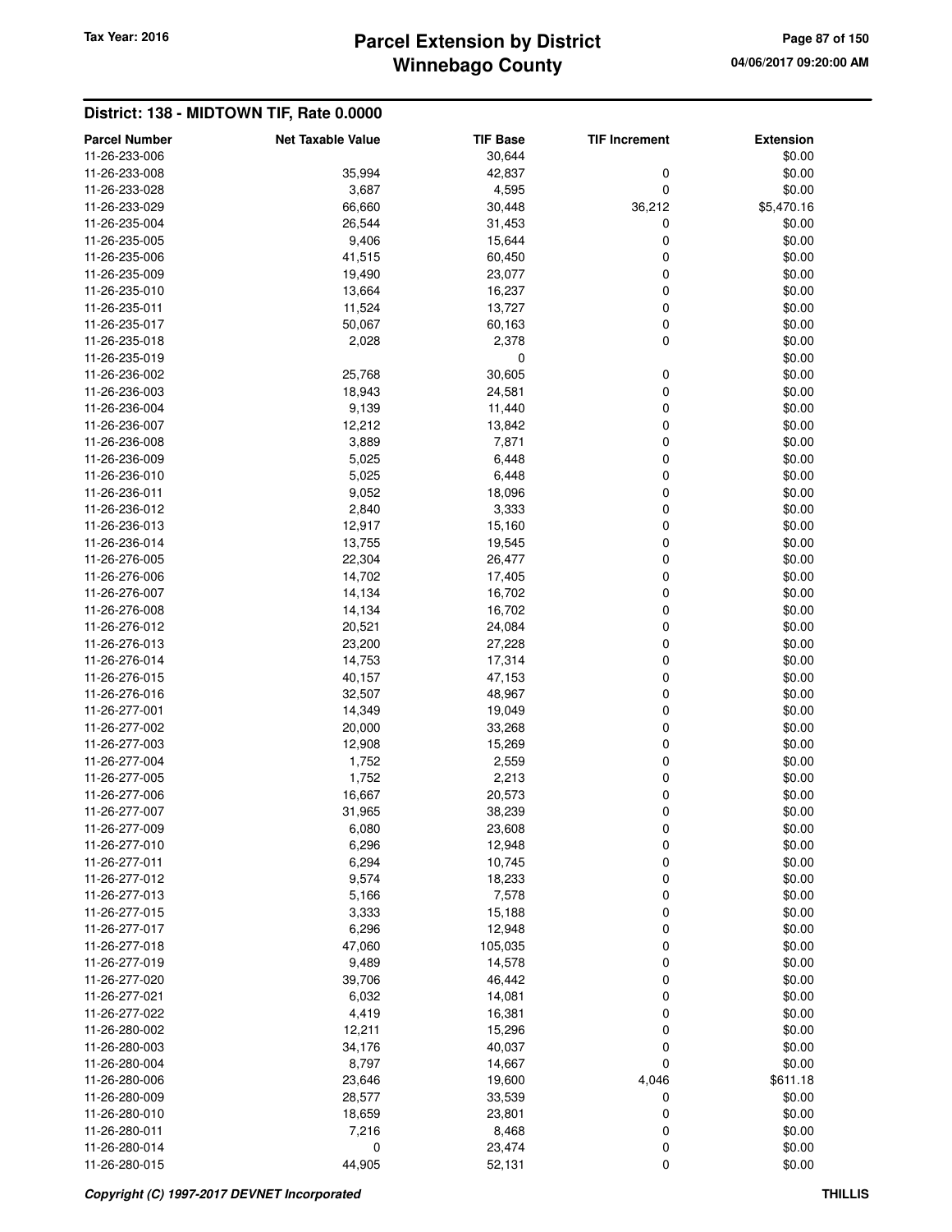## District: 138 - MIDTOWN TIF, Rate 0.0000

| Parcel Number | Net Taxable Value | TIF Base | TIF Increment | Extension |
|---|---|---|---|---|
| 11-26-233-006 | | 30,644 | | $0.00 |
| 11-26-233-008 | 35,994 | 42,837 | 0 | $0.00 |
| 11-26-233-028 | 3,687 | 4,595 | 0 | $0.00 |
| 11-26-233-029 | 66,660 | 30,448 | 36,212 | $5,470.16 |
| 11-26-235-004 | 26,544 | 31,453 | 0 | $0.00 |
| 11-26-235-005 | 9,406 | 15,644 | 0 | $0.00 |
| 11-26-235-006 | 41,515 | 60,450 | 0 | $0.00 |
| 11-26-235-009 | 19,490 | 23,077 | 0 | $0.00 |
| 11-26-235-010 | 13,664 | 16,237 | 0 | $0.00 |
| 11-26-235-011 | 11,524 | 13,727 | 0 | $0.00 |
| 11-26-235-017 | 50,067 | 60,163 | 0 | $0.00 |
| 11-26-235-018 | 2,028 | 2,378 | 0 | $0.00 |
| 11-26-235-019 | | 0 | | $0.00 |
| 11-26-236-002 | 25,768 | 30,605 | 0 | $0.00 |
| 11-26-236-003 | 18,943 | 24,581 | 0 | $0.00 |
| 11-26-236-004 | 9,139 | 11,440 | 0 | $0.00 |
| 11-26-236-007 | 12,212 | 13,842 | 0 | $0.00 |
| 11-26-236-008 | 3,889 | 7,871 | 0 | $0.00 |
| 11-26-236-009 | 5,025 | 6,448 | 0 | $0.00 |
| 11-26-236-010 | 5,025 | 6,448 | 0 | $0.00 |
| 11-26-236-011 | 9,052 | 18,096 | 0 | $0.00 |
| 11-26-236-012 | 2,840 | 3,333 | 0 | $0.00 |
| 11-26-236-013 | 12,917 | 15,160 | 0 | $0.00 |
| 11-26-236-014 | 13,755 | 19,545 | 0 | $0.00 |
| 11-26-276-005 | 22,304 | 26,477 | 0 | $0.00 |
| 11-26-276-006 | 14,702 | 17,405 | 0 | $0.00 |
| 11-26-276-007 | 14,134 | 16,702 | 0 | $0.00 |
| 11-26-276-008 | 14,134 | 16,702 | 0 | $0.00 |
| 11-26-276-012 | 20,521 | 24,084 | 0 | $0.00 |
| 11-26-276-013 | 23,200 | 27,228 | 0 | $0.00 |
| 11-26-276-014 | 14,753 | 17,314 | 0 | $0.00 |
| 11-26-276-015 | 40,157 | 47,153 | 0 | $0.00 |
| 11-26-276-016 | 32,507 | 48,967 | 0 | $0.00 |
| 11-26-277-001 | 14,349 | 19,049 | 0 | $0.00 |
| 11-26-277-002 | 20,000 | 33,268 | 0 | $0.00 |
| 11-26-277-003 | 12,908 | 15,269 | 0 | $0.00 |
| 11-26-277-004 | 1,752 | 2,559 | 0 | $0.00 |
| 11-26-277-005 | 1,752 | 2,213 | 0 | $0.00 |
| 11-26-277-006 | 16,667 | 20,573 | 0 | $0.00 |
| 11-26-277-007 | 31,965 | 38,239 | 0 | $0.00 |
| 11-26-277-009 | 6,080 | 23,608 | 0 | $0.00 |
| 11-26-277-010 | 6,296 | 12,948 | 0 | $0.00 |
| 11-26-277-011 | 6,294 | 10,745 | 0 | $0.00 |
| 11-26-277-012 | 9,574 | 18,233 | 0 | $0.00 |
| 11-26-277-013 | 5,166 | 7,578 | 0 | $0.00 |
| 11-26-277-015 | 3,333 | 15,188 | 0 | $0.00 |
| 11-26-277-017 | 6,296 | 12,948 | 0 | $0.00 |
| 11-26-277-018 | 47,060 | 105,035 | 0 | $0.00 |
| 11-26-277-019 | 9,489 | 14,578 | 0 | $0.00 |
| 11-26-277-020 | 39,706 | 46,442 | 0 | $0.00 |
| 11-26-277-021 | 6,032 | 14,081 | 0 | $0.00 |
| 11-26-277-022 | 4,419 | 16,381 | 0 | $0.00 |
| 11-26-280-002 | 12,211 | 15,296 | 0 | $0.00 |
| 11-26-280-003 | 34,176 | 40,037 | 0 | $0.00 |
| 11-26-280-004 | 8,797 | 14,667 | 0 | $0.00 |
| 11-26-280-006 | 23,646 | 19,600 | 4,046 | $611.18 |
| 11-26-280-009 | 28,577 | 33,539 | 0 | $0.00 |
| 11-26-280-010 | 18,659 | 23,801 | 0 | $0.00 |
| 11-26-280-011 | 7,216 | 8,468 | 0 | $0.00 |
| 11-26-280-014 | 0 | 23,474 | 0 | $0.00 |
| 11-26-280-015 | 44,905 | 52,131 | 0 | $0.00 |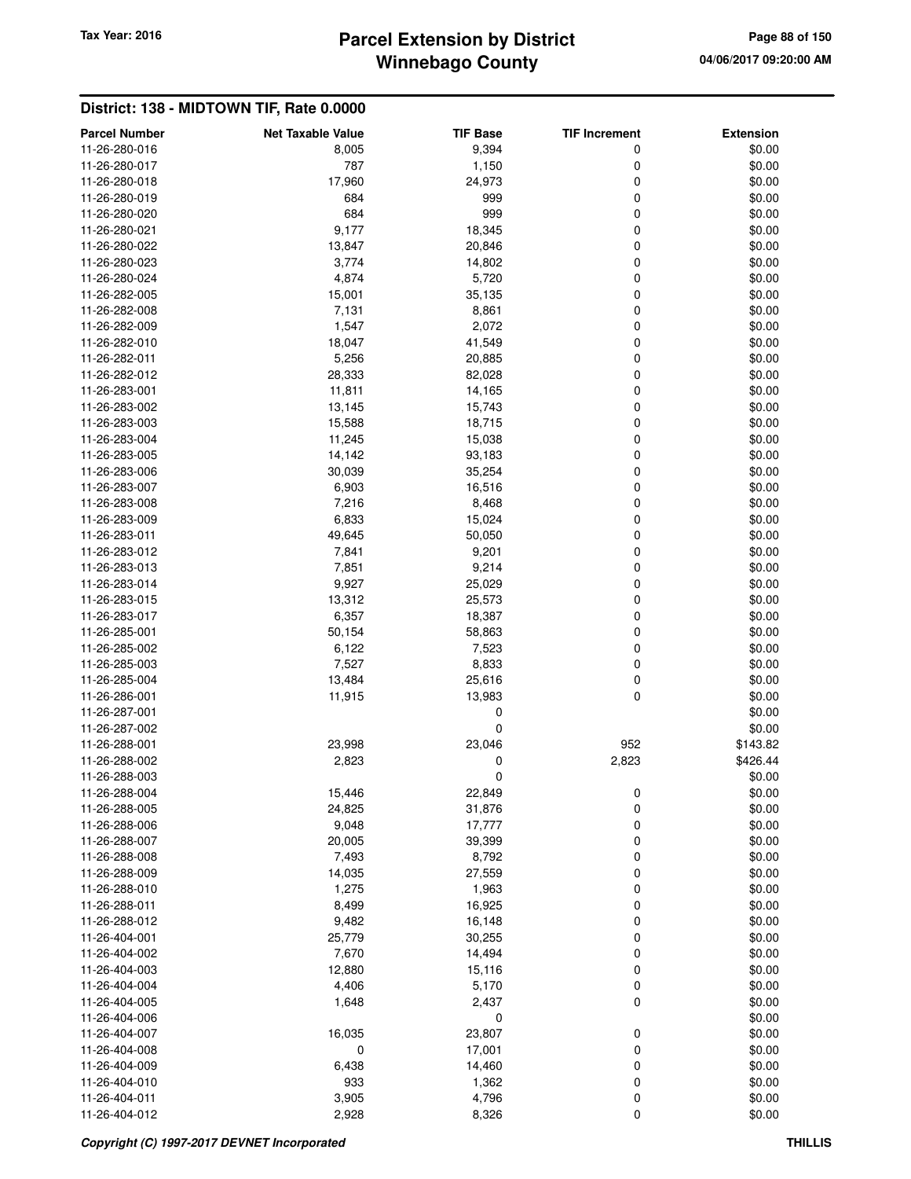## District: 138 - MIDTOWN TIF, Rate 0.0000

| Parcel Number | Net Taxable Value | TIF Base | TIF Increment | Extension |
|---|---|---|---|---|
| 11-26-280-016 | 8,005 | 9,394 | 0 | $0.00 |
| 11-26-280-017 | 787 | 1,150 | 0 | $0.00 |
| 11-26-280-018 | 17,960 | 24,973 | 0 | $0.00 |
| 11-26-280-019 | 684 | 999 | 0 | $0.00 |
| 11-26-280-020 | 684 | 999 | 0 | $0.00 |
| 11-26-280-021 | 9,177 | 18,345 | 0 | $0.00 |
| 11-26-280-022 | 13,847 | 20,846 | 0 | $0.00 |
| 11-26-280-023 | 3,774 | 14,802 | 0 | $0.00 |
| 11-26-280-024 | 4,874 | 5,720 | 0 | $0.00 |
| 11-26-282-005 | 15,001 | 35,135 | 0 | $0.00 |
| 11-26-282-008 | 7,131 | 8,861 | 0 | $0.00 |
| 11-26-282-009 | 1,547 | 2,072 | 0 | $0.00 |
| 11-26-282-010 | 18,047 | 41,549 | 0 | $0.00 |
| 11-26-282-011 | 5,256 | 20,885 | 0 | $0.00 |
| 11-26-282-012 | 28,333 | 82,028 | 0 | $0.00 |
| 11-26-283-001 | 11,811 | 14,165 | 0 | $0.00 |
| 11-26-283-002 | 13,145 | 15,743 | 0 | $0.00 |
| 11-26-283-003 | 15,588 | 18,715 | 0 | $0.00 |
| 11-26-283-004 | 11,245 | 15,038 | 0 | $0.00 |
| 11-26-283-005 | 14,142 | 93,183 | 0 | $0.00 |
| 11-26-283-006 | 30,039 | 35,254 | 0 | $0.00 |
| 11-26-283-007 | 6,903 | 16,516 | 0 | $0.00 |
| 11-26-283-008 | 7,216 | 8,468 | 0 | $0.00 |
| 11-26-283-009 | 6,833 | 15,024 | 0 | $0.00 |
| 11-26-283-011 | 49,645 | 50,050 | 0 | $0.00 |
| 11-26-283-012 | 7,841 | 9,201 | 0 | $0.00 |
| 11-26-283-013 | 7,851 | 9,214 | 0 | $0.00 |
| 11-26-283-014 | 9,927 | 25,029 | 0 | $0.00 |
| 11-26-283-015 | 13,312 | 25,573 | 0 | $0.00 |
| 11-26-283-017 | 6,357 | 18,387 | 0 | $0.00 |
| 11-26-285-001 | 50,154 | 58,863 | 0 | $0.00 |
| 11-26-285-002 | 6,122 | 7,523 | 0 | $0.00 |
| 11-26-285-003 | 7,527 | 8,833 | 0 | $0.00 |
| 11-26-285-004 | 13,484 | 25,616 | 0 | $0.00 |
| 11-26-286-001 | 11,915 | 13,983 | 0 | $0.00 |
| 11-26-287-001 | | 0 | | $0.00 |
| 11-26-287-002 | | 0 | | $0.00 |
| 11-26-288-001 | 23,998 | 23,046 | 952 | $143.82 |
| 11-26-288-002 | 2,823 | 0 | 2,823 | $426.44 |
| 11-26-288-003 | | 0 | | $0.00 |
| 11-26-288-004 | 15,446 | 22,849 | 0 | $0.00 |
| 11-26-288-005 | 24,825 | 31,876 | 0 | $0.00 |
| 11-26-288-006 | 9,048 | 17,777 | 0 | $0.00 |
| 11-26-288-007 | 20,005 | 39,399 | 0 | $0.00 |
| 11-26-288-008 | 7,493 | 8,792 | 0 | $0.00 |
| 11-26-288-009 | 14,035 | 27,559 | 0 | $0.00 |
| 11-26-288-010 | 1,275 | 1,963 | 0 | $0.00 |
| 11-26-288-011 | 8,499 | 16,925 | 0 | $0.00 |
| 11-26-288-012 | 9,482 | 16,148 | 0 | $0.00 |
| 11-26-404-001 | 25,779 | 30,255 | 0 | $0.00 |
| 11-26-404-002 | 7,670 | 14,494 | 0 | $0.00 |
| 11-26-404-003 | 12,880 | 15,116 | 0 | $0.00 |
| 11-26-404-004 | 4,406 | 5,170 | 0 | $0.00 |
| 11-26-404-005 | 1,648 | 2,437 | 0 | $0.00 |
| 11-26-404-006 | | 0 | | $0.00 |
| 11-26-404-007 | 16,035 | 23,807 | 0 | $0.00 |
| 11-26-404-008 | 0 | 17,001 | 0 | $0.00 |
| 11-26-404-009 | 6,438 | 14,460 | 0 | $0.00 |
| 11-26-404-010 | 933 | 1,362 | 0 | $0.00 |
| 11-26-404-011 | 3,905 | 4,796 | 0 | $0.00 |
| 11-26-404-012 | 2,928 | 8,326 | 0 | $0.00 |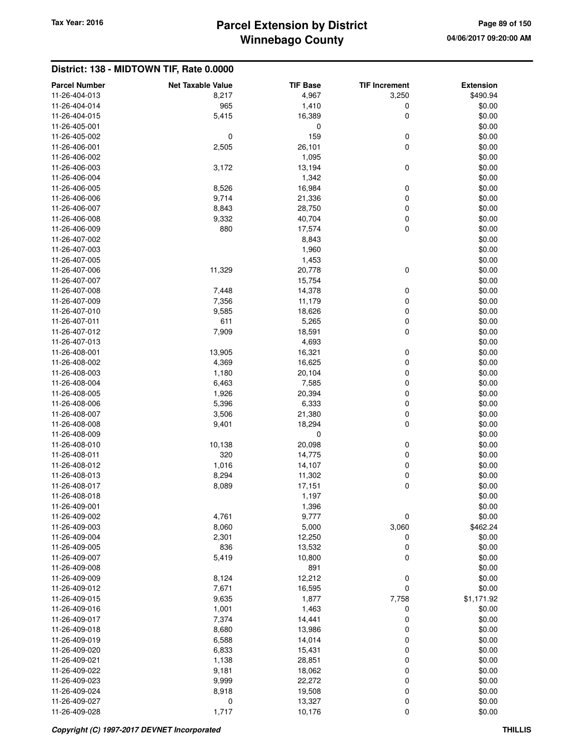## District: 138 - MIDTOWN TIF, Rate 0.0000

| Parcel Number | Net Taxable Value | TIF Base | TIF Increment | Extension |
|---|---|---|---|---|
| 11-26-404-013 | 8,217 | 4,967 | 3,250 | $490.94 |
| 11-26-404-014 | 965 | 1,410 | 0 | $0.00 |
| 11-26-404-015 | 5,415 | 16,389 | 0 | $0.00 |
| 11-26-405-001 | | 0 | | $0.00 |
| 11-26-405-002 | 0 | 159 | 0 | $0.00 |
| 11-26-406-001 | 2,505 | 26,101 | 0 | $0.00 |
| 11-26-406-002 | | 1,095 | | $0.00 |
| 11-26-406-003 | 3,172 | 13,194 | 0 | $0.00 |
| 11-26-406-004 | | 1,342 | | $0.00 |
| 11-26-406-005 | 8,526 | 16,984 | 0 | $0.00 |
| 11-26-406-006 | 9,714 | 21,336 | 0 | $0.00 |
| 11-26-406-007 | 8,843 | 28,750 | 0 | $0.00 |
| 11-26-406-008 | 9,332 | 40,704 | 0 | $0.00 |
| 11-26-406-009 | 880 | 17,574 | 0 | $0.00 |
| 11-26-407-002 | | 8,843 | | $0.00 |
| 11-26-407-003 | | 1,960 | | $0.00 |
| 11-26-407-005 | | 1,453 | | $0.00 |
| 11-26-407-006 | 11,329 | 20,778 | 0 | $0.00 |
| 11-26-407-007 | | 15,754 | | $0.00 |
| 11-26-407-008 | 7,448 | 14,378 | 0 | $0.00 |
| 11-26-407-009 | 7,356 | 11,179 | 0 | $0.00 |
| 11-26-407-010 | 9,585 | 18,626 | 0 | $0.00 |
| 11-26-407-011 | 611 | 5,265 | 0 | $0.00 |
| 11-26-407-012 | 7,909 | 18,591 | 0 | $0.00 |
| 11-26-407-013 | | 4,693 | | $0.00 |
| 11-26-408-001 | 13,905 | 16,321 | 0 | $0.00 |
| 11-26-408-002 | 4,369 | 16,625 | 0 | $0.00 |
| 11-26-408-003 | 1,180 | 20,104 | 0 | $0.00 |
| 11-26-408-004 | 6,463 | 7,585 | 0 | $0.00 |
| 11-26-408-005 | 1,926 | 20,394 | 0 | $0.00 |
| 11-26-408-006 | 5,396 | 6,333 | 0 | $0.00 |
| 11-26-408-007 | 3,506 | 21,380 | 0 | $0.00 |
| 11-26-408-008 | 9,401 | 18,294 | 0 | $0.00 |
| 11-26-408-009 | | 0 | | $0.00 |
| 11-26-408-010 | 10,138 | 20,098 | 0 | $0.00 |
| 11-26-408-011 | 320 | 14,775 | 0 | $0.00 |
| 11-26-408-012 | 1,016 | 14,107 | 0 | $0.00 |
| 11-26-408-013 | 8,294 | 11,302 | 0 | $0.00 |
| 11-26-408-017 | 8,089 | 17,151 | 0 | $0.00 |
| 11-26-408-018 | | 1,197 | | $0.00 |
| 11-26-409-001 | | 1,396 | | $0.00 |
| 11-26-409-002 | 4,761 | 9,777 | 0 | $0.00 |
| 11-26-409-003 | 8,060 | 5,000 | 3,060 | $462.24 |
| 11-26-409-004 | 2,301 | 12,250 | 0 | $0.00 |
| 11-26-409-005 | 836 | 13,532 | 0 | $0.00 |
| 11-26-409-007 | 5,419 | 10,800 | 0 | $0.00 |
| 11-26-409-008 | | 891 | | $0.00 |
| 11-26-409-009 | 8,124 | 12,212 | 0 | $0.00 |
| 11-26-409-012 | 7,671 | 16,595 | 0 | $0.00 |
| 11-26-409-015 | 9,635 | 1,877 | 7,758 | $1,171.92 |
| 11-26-409-016 | 1,001 | 1,463 | 0 | $0.00 |
| 11-26-409-017 | 7,374 | 14,441 | 0 | $0.00 |
| 11-26-409-018 | 8,680 | 13,986 | 0 | $0.00 |
| 11-26-409-019 | 6,588 | 14,014 | 0 | $0.00 |
| 11-26-409-020 | 6,833 | 15,431 | 0 | $0.00 |
| 11-26-409-021 | 1,138 | 28,851 | 0 | $0.00 |
| 11-26-409-022 | 9,181 | 18,062 | 0 | $0.00 |
| 11-26-409-023 | 9,999 | 22,272 | 0 | $0.00 |
| 11-26-409-024 | 8,918 | 19,508 | 0 | $0.00 |
| 11-26-409-027 | 0 | 13,327 | 0 | $0.00 |
| 11-26-409-028 | 1,717 | 10,176 | 0 | $0.00 |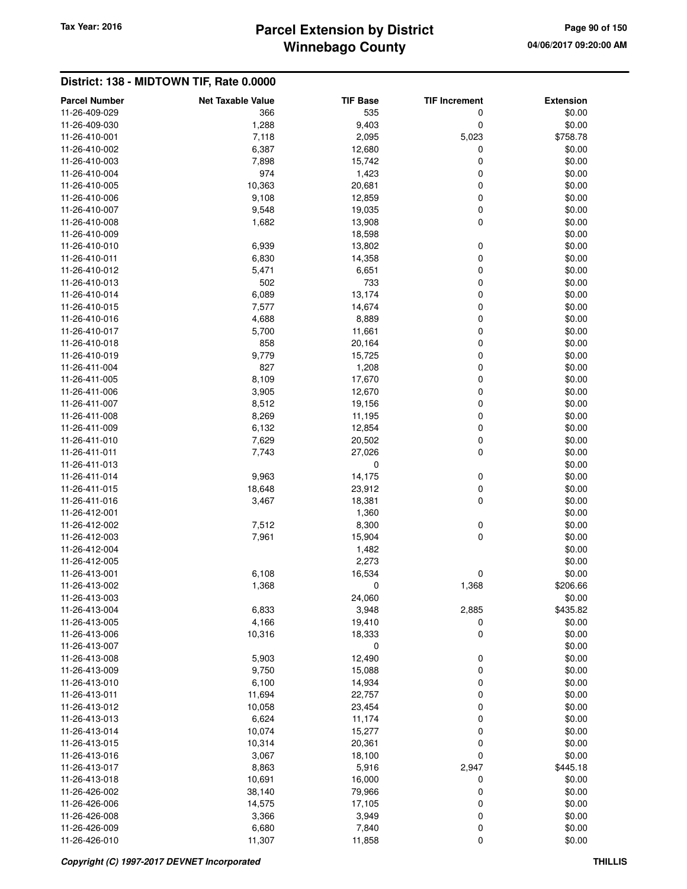## District: 138 - MIDTOWN TIF, Rate 0.0000

| Parcel Number | Net Taxable Value | TIF Base | TIF Increment | Extension |
|---|---|---|---|---|
| 11-26-409-029 | 366 | 535 | 0 | $0.00 |
| 11-26-409-030 | 1,288 | 9,403 | 0 | $0.00 |
| 11-26-410-001 | 7,118 | 2,095 | 5,023 | $758.78 |
| 11-26-410-002 | 6,387 | 12,680 | 0 | $0.00 |
| 11-26-410-003 | 7,898 | 15,742 | 0 | $0.00 |
| 11-26-410-004 | 974 | 1,423 | 0 | $0.00 |
| 11-26-410-005 | 10,363 | 20,681 | 0 | $0.00 |
| 11-26-410-006 | 9,108 | 12,859 | 0 | $0.00 |
| 11-26-410-007 | 9,548 | 19,035 | 0 | $0.00 |
| 11-26-410-008 | 1,682 | 13,908 | 0 | $0.00 |
| 11-26-410-009 | | 18,598 | | $0.00 |
| 11-26-410-010 | 6,939 | 13,802 | 0 | $0.00 |
| 11-26-410-011 | 6,830 | 14,358 | 0 | $0.00 |
| 11-26-410-012 | 5,471 | 6,651 | 0 | $0.00 |
| 11-26-410-013 | 502 | 733 | 0 | $0.00 |
| 11-26-410-014 | 6,089 | 13,174 | 0 | $0.00 |
| 11-26-410-015 | 7,577 | 14,674 | 0 | $0.00 |
| 11-26-410-016 | 4,688 | 8,889 | 0 | $0.00 |
| 11-26-410-017 | 5,700 | 11,661 | 0 | $0.00 |
| 11-26-410-018 | 858 | 20,164 | 0 | $0.00 |
| 11-26-410-019 | 9,779 | 15,725 | 0 | $0.00 |
| 11-26-411-004 | 827 | 1,208 | 0 | $0.00 |
| 11-26-411-005 | 8,109 | 17,670 | 0 | $0.00 |
| 11-26-411-006 | 3,905 | 12,670 | 0 | $0.00 |
| 11-26-411-007 | 8,512 | 19,156 | 0 | $0.00 |
| 11-26-411-008 | 8,269 | 11,195 | 0 | $0.00 |
| 11-26-411-009 | 6,132 | 12,854 | 0 | $0.00 |
| 11-26-411-010 | 7,629 | 20,502 | 0 | $0.00 |
| 11-26-411-011 | 7,743 | 27,026 | 0 | $0.00 |
| 11-26-411-013 | | 0 | | $0.00 |
| 11-26-411-014 | 9,963 | 14,175 | 0 | $0.00 |
| 11-26-411-015 | 18,648 | 23,912 | 0 | $0.00 |
| 11-26-411-016 | 3,467 | 18,381 | 0 | $0.00 |
| 11-26-412-001 | | 1,360 | | $0.00 |
| 11-26-412-002 | 7,512 | 8,300 | 0 | $0.00 |
| 11-26-412-003 | 7,961 | 15,904 | 0 | $0.00 |
| 11-26-412-004 | | 1,482 | | $0.00 |
| 11-26-412-005 | | 2,273 | | $0.00 |
| 11-26-413-001 | 6,108 | 16,534 | 0 | $0.00 |
| 11-26-413-002 | 1,368 | 0 | 1,368 | $206.66 |
| 11-26-413-003 | | 24,060 | | $0.00 |
| 11-26-413-004 | 6,833 | 3,948 | 2,885 | $435.82 |
| 11-26-413-005 | 4,166 | 19,410 | 0 | $0.00 |
| 11-26-413-006 | 10,316 | 18,333 | 0 | $0.00 |
| 11-26-413-007 | | 0 | | $0.00 |
| 11-26-413-008 | 5,903 | 12,490 | 0 | $0.00 |
| 11-26-413-009 | 9,750 | 15,088 | 0 | $0.00 |
| 11-26-413-010 | 6,100 | 14,934 | 0 | $0.00 |
| 11-26-413-011 | 11,694 | 22,757 | 0 | $0.00 |
| 11-26-413-012 | 10,058 | 23,454 | 0 | $0.00 |
| 11-26-413-013 | 6,624 | 11,174 | 0 | $0.00 |
| 11-26-413-014 | 10,074 | 15,277 | 0 | $0.00 |
| 11-26-413-015 | 10,314 | 20,361 | 0 | $0.00 |
| 11-26-413-016 | 3,067 | 18,100 | 0 | $0.00 |
| 11-26-413-017 | 8,863 | 5,916 | 2,947 | $445.18 |
| 11-26-413-018 | 10,691 | 16,000 | 0 | $0.00 |
| 11-26-426-002 | 38,140 | 79,966 | 0 | $0.00 |
| 11-26-426-006 | 14,575 | 17,105 | 0 | $0.00 |
| 11-26-426-008 | 3,366 | 3,949 | 0 | $0.00 |
| 11-26-426-009 | 6,680 | 7,840 | 0 | $0.00 |
| 11-26-426-010 | 11,307 | 11,858 | 0 | $0.00 |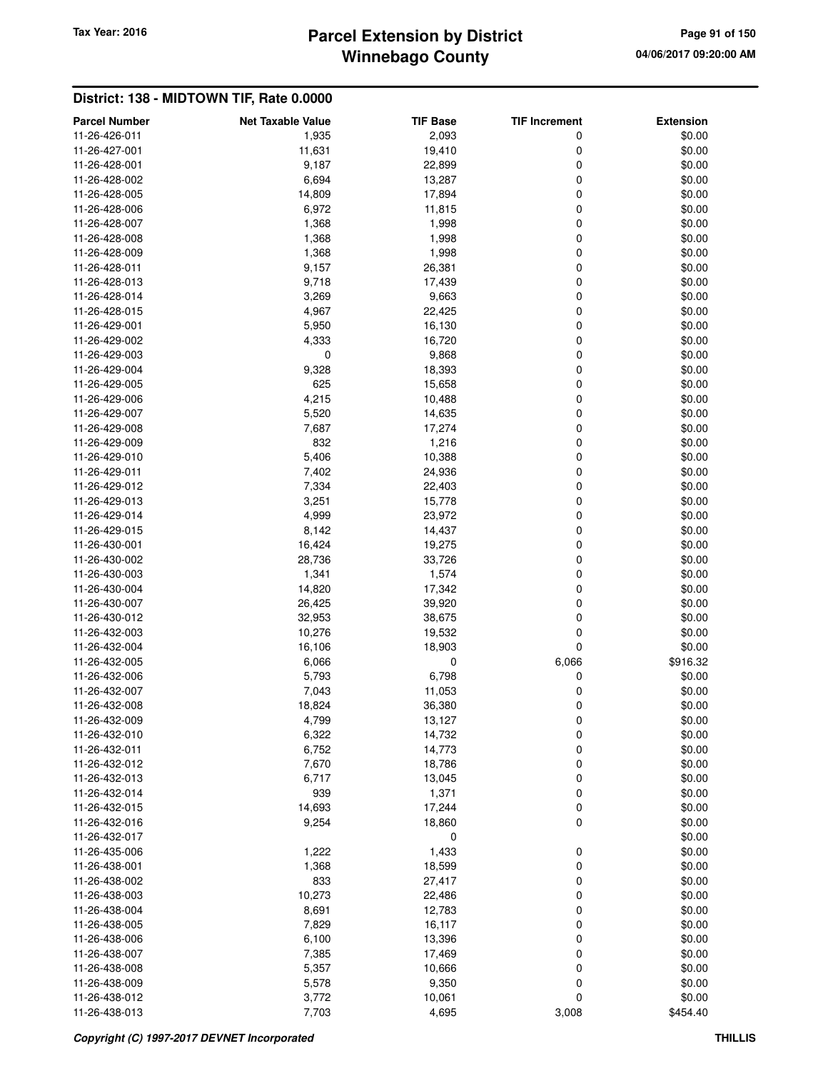## District: 138 - MIDTOWN TIF, Rate 0.0000

| Parcel Number | Net Taxable Value | TIF Base | TIF Increment | Extension |
|---|---|---|---|---|
| 11-26-426-011 | 1,935 | 2,093 | 0 | $0.00 |
| 11-26-427-001 | 11,631 | 19,410 | 0 | $0.00 |
| 11-26-428-001 | 9,187 | 22,899 | 0 | $0.00 |
| 11-26-428-002 | 6,694 | 13,287 | 0 | $0.00 |
| 11-26-428-005 | 14,809 | 17,894 | 0 | $0.00 |
| 11-26-428-006 | 6,972 | 11,815 | 0 | $0.00 |
| 11-26-428-007 | 1,368 | 1,998 | 0 | $0.00 |
| 11-26-428-008 | 1,368 | 1,998 | 0 | $0.00 |
| 11-26-428-009 | 1,368 | 1,998 | 0 | $0.00 |
| 11-26-428-011 | 9,157 | 26,381 | 0 | $0.00 |
| 11-26-428-013 | 9,718 | 17,439 | 0 | $0.00 |
| 11-26-428-014 | 3,269 | 9,663 | 0 | $0.00 |
| 11-26-428-015 | 4,967 | 22,425 | 0 | $0.00 |
| 11-26-429-001 | 5,950 | 16,130 | 0 | $0.00 |
| 11-26-429-002 | 4,333 | 16,720 | 0 | $0.00 |
| 11-26-429-003 | 0 | 9,868 | 0 | $0.00 |
| 11-26-429-004 | 9,328 | 18,393 | 0 | $0.00 |
| 11-26-429-005 | 625 | 15,658 | 0 | $0.00 |
| 11-26-429-006 | 4,215 | 10,488 | 0 | $0.00 |
| 11-26-429-007 | 5,520 | 14,635 | 0 | $0.00 |
| 11-26-429-008 | 7,687 | 17,274 | 0 | $0.00 |
| 11-26-429-009 | 832 | 1,216 | 0 | $0.00 |
| 11-26-429-010 | 5,406 | 10,388 | 0 | $0.00 |
| 11-26-429-011 | 7,402 | 24,936 | 0 | $0.00 |
| 11-26-429-012 | 7,334 | 22,403 | 0 | $0.00 |
| 11-26-429-013 | 3,251 | 15,778 | 0 | $0.00 |
| 11-26-429-014 | 4,999 | 23,972 | 0 | $0.00 |
| 11-26-429-015 | 8,142 | 14,437 | 0 | $0.00 |
| 11-26-430-001 | 16,424 | 19,275 | 0 | $0.00 |
| 11-26-430-002 | 28,736 | 33,726 | 0 | $0.00 |
| 11-26-430-003 | 1,341 | 1,574 | 0 | $0.00 |
| 11-26-430-004 | 14,820 | 17,342 | 0 | $0.00 |
| 11-26-430-007 | 26,425 | 39,920 | 0 | $0.00 |
| 11-26-430-012 | 32,953 | 38,675 | 0 | $0.00 |
| 11-26-432-003 | 10,276 | 19,532 | 0 | $0.00 |
| 11-26-432-004 | 16,106 | 18,903 | 0 | $0.00 |
| 11-26-432-005 | 6,066 | 0 | 6,066 | $916.32 |
| 11-26-432-006 | 5,793 | 6,798 | 0 | $0.00 |
| 11-26-432-007 | 7,043 | 11,053 | 0 | $0.00 |
| 11-26-432-008 | 18,824 | 36,380 | 0 | $0.00 |
| 11-26-432-009 | 4,799 | 13,127 | 0 | $0.00 |
| 11-26-432-010 | 6,322 | 14,732 | 0 | $0.00 |
| 11-26-432-011 | 6,752 | 14,773 | 0 | $0.00 |
| 11-26-432-012 | 7,670 | 18,786 | 0 | $0.00 |
| 11-26-432-013 | 6,717 | 13,045 | 0 | $0.00 |
| 11-26-432-014 | 939 | 1,371 | 0 | $0.00 |
| 11-26-432-015 | 14,693 | 17,244 | 0 | $0.00 |
| 11-26-432-016 | 9,254 | 18,860 | 0 | $0.00 |
| 11-26-432-017 | | 0 | | $0.00 |
| 11-26-435-006 | 1,222 | 1,433 | 0 | $0.00 |
| 11-26-438-001 | 1,368 | 18,599 | 0 | $0.00 |
| 11-26-438-002 | 833 | 27,417 | 0 | $0.00 |
| 11-26-438-003 | 10,273 | 22,486 | 0 | $0.00 |
| 11-26-438-004 | 8,691 | 12,783 | 0 | $0.00 |
| 11-26-438-005 | 7,829 | 16,117 | 0 | $0.00 |
| 11-26-438-006 | 6,100 | 13,396 | 0 | $0.00 |
| 11-26-438-007 | 7,385 | 17,469 | 0 | $0.00 |
| 11-26-438-008 | 5,357 | 10,666 | 0 | $0.00 |
| 11-26-438-009 | 5,578 | 9,350 | 0 | $0.00 |
| 11-26-438-012 | 3,772 | 10,061 | 0 | $0.00 |
| 11-26-438-013 | 7,703 | 4,695 | 3,008 | $454.40 |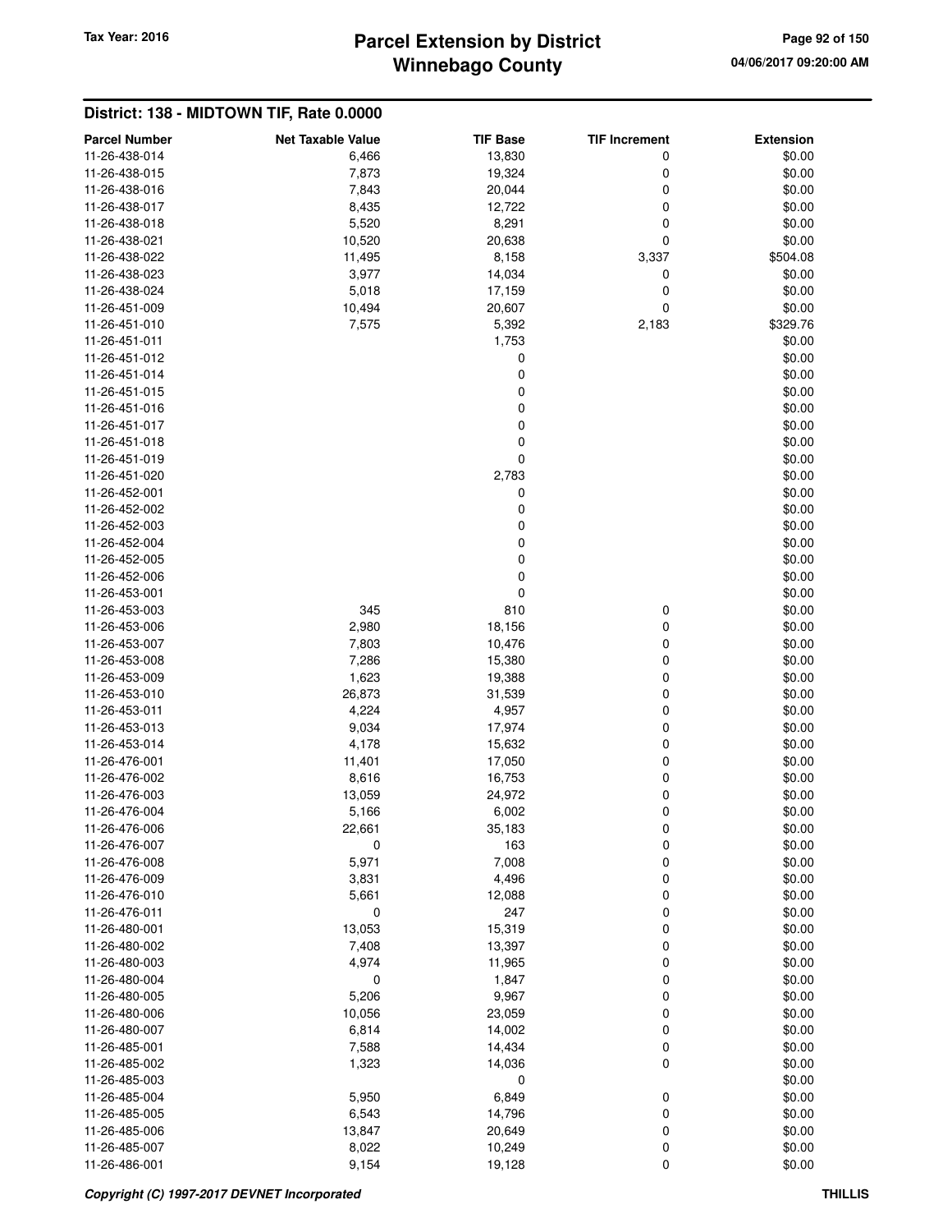# Parcel Extension by District
# Winnebago County

Tax Year: 2016

04/06/2017 09:20:00 AM

## District: 138 - MIDTOWN TIF, Rate 0.0000

| Parcel Number | Net Taxable Value | TIF Base | TIF Increment | Extension |
|---|---|---|---|---|
| 11-26-438-014 | 6,466 | 13,830 | 0 | $0.00 |
| 11-26-438-015 | 7,873 | 19,324 | 0 | $0.00 |
| 11-26-438-016 | 7,843 | 20,044 | 0 | $0.00 |
| 11-26-438-017 | 8,435 | 12,722 | 0 | $0.00 |
| 11-26-438-018 | 5,520 | 8,291 | 0 | $0.00 |
| 11-26-438-021 | 10,520 | 20,638 | 0 | $0.00 |
| 11-26-438-022 | 11,495 | 8,158 | 3,337 | $504.08 |
| 11-26-438-023 | 3,977 | 14,034 | 0 | $0.00 |
| 11-26-438-024 | 5,018 | 17,159 | 0 | $0.00 |
| 11-26-451-009 | 10,494 | 20,607 | 0 | $0.00 |
| 11-26-451-010 | 7,575 | 5,392 | 2,183 | $329.76 |
| 11-26-451-011 | | 1,753 | | $0.00 |
| 11-26-451-012 | | 0 | | $0.00 |
| 11-26-451-014 | | 0 | | $0.00 |
| 11-26-451-015 | | 0 | | $0.00 |
| 11-26-451-016 | | 0 | | $0.00 |
| 11-26-451-017 | | 0 | | $0.00 |
| 11-26-451-018 | | 0 | | $0.00 |
| 11-26-451-019 | | 0 | | $0.00 |
| 11-26-451-020 | | 2,783 | | $0.00 |
| 11-26-452-001 | | 0 | | $0.00 |
| 11-26-452-002 | | 0 | | $0.00 |
| 11-26-452-003 | | 0 | | $0.00 |
| 11-26-452-004 | | 0 | | $0.00 |
| 11-26-452-005 | | 0 | | $0.00 |
| 11-26-452-006 | | 0 | | $0.00 |
| 11-26-453-001 | | 0 | | $0.00 |
| 11-26-453-003 | 345 | 810 | 0 | $0.00 |
| 11-26-453-006 | 2,980 | 18,156 | 0 | $0.00 |
| 11-26-453-007 | 7,803 | 10,476 | 0 | $0.00 |
| 11-26-453-008 | 7,286 | 15,380 | 0 | $0.00 |
| 11-26-453-009 | 1,623 | 19,388 | 0 | $0.00 |
| 11-26-453-010 | 26,873 | 31,539 | 0 | $0.00 |
| 11-26-453-011 | 4,224 | 4,957 | 0 | $0.00 |
| 11-26-453-013 | 9,034 | 17,974 | 0 | $0.00 |
| 11-26-453-014 | 4,178 | 15,632 | 0 | $0.00 |
| 11-26-476-001 | 11,401 | 17,050 | 0 | $0.00 |
| 11-26-476-002 | 8,616 | 16,753 | 0 | $0.00 |
| 11-26-476-003 | 13,059 | 24,972 | 0 | $0.00 |
| 11-26-476-004 | 5,166 | 6,002 | 0 | $0.00 |
| 11-26-476-006 | 22,661 | 35,183 | 0 | $0.00 |
| 11-26-476-007 | 0 | 163 | 0 | $0.00 |
| 11-26-476-008 | 5,971 | 7,008 | 0 | $0.00 |
| 11-26-476-009 | 3,831 | 4,496 | 0 | $0.00 |
| 11-26-476-010 | 5,661 | 12,088 | 0 | $0.00 |
| 11-26-476-011 | 0 | 247 | 0 | $0.00 |
| 11-26-480-001 | 13,053 | 15,319 | 0 | $0.00 |
| 11-26-480-002 | 7,408 | 13,397 | 0 | $0.00 |
| 11-26-480-003 | 4,974 | 11,965 | 0 | $0.00 |
| 11-26-480-004 | 0 | 1,847 | 0 | $0.00 |
| 11-26-480-005 | 5,206 | 9,967 | 0 | $0.00 |
| 11-26-480-006 | 10,056 | 23,059 | 0 | $0.00 |
| 11-26-480-007 | 6,814 | 14,002 | 0 | $0.00 |
| 11-26-485-001 | 7,588 | 14,434 | 0 | $0.00 |
| 11-26-485-002 | 1,323 | 14,036 | 0 | $0.00 |
| 11-26-485-003 | | 0 | | $0.00 |
| 11-26-485-004 | 5,950 | 6,849 | 0 | $0.00 |
| 11-26-485-005 | 6,543 | 14,796 | 0 | $0.00 |
| 11-26-485-006 | 13,847 | 20,649 | 0 | $0.00 |
| 11-26-485-007 | 8,022 | 10,249 | 0 | $0.00 |
| 11-26-486-001 | 9,154 | 19,128 | 0 | $0.00 |

*Copyright (C) 1997-2017 DEVNET Incorporated*

THILLIS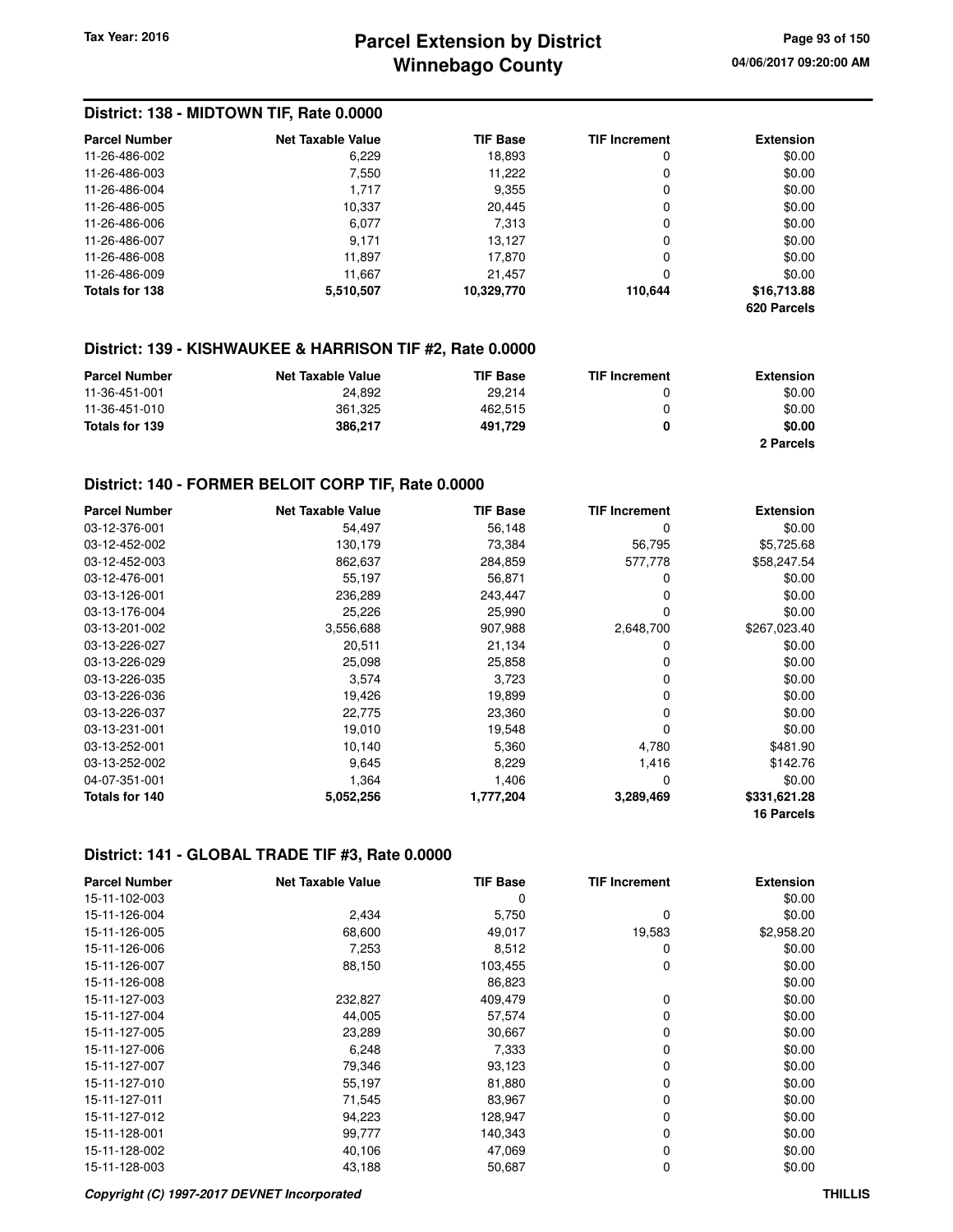## District: 138 - MIDTOWN TIF, Rate 0.0000

| Parcel Number | Net Taxable Value | TIF Base | TIF Increment | Extension |
|---|---|---|---|---|
| 11-26-486-002 | 6,229 | 18,893 | 0 | $0.00 |
| 11-26-486-003 | 7,550 | 11,222 | 0 | $0.00 |
| 11-26-486-004 | 1,717 | 9,355 | 0 | $0.00 |
| 11-26-486-005 | 10,337 | 20,445 | 0 | $0.00 |
| 11-26-486-006 | 6,077 | 7,313 | 0 | $0.00 |
| 11-26-486-007 | 9,171 | 13,127 | 0 | $0.00 |
| 11-26-486-008 | 11,897 | 17,870 | 0 | $0.00 |
| 11-26-486-009 | 11,667 | 21,457 | 0 | $0.00 |
| **Totals for 138** | **5,510,507** | **10,329,770** | **110,644** | **$16,713.88** |
| | | | | **620 Parcels** |

## District: 139 - KISHWAUKEE & HARRISON TIF #2, Rate 0.0000

| Parcel Number | Net Taxable Value | TIF Base | TIF Increment | Extension |
|---|---|---|---|---|
| 11-36-451-001 | 24,892 | 29,214 | 0 | $0.00 |
| 11-36-451-010 | 361,325 | 462,515 | 0 | $0.00 |
| **Totals for 139** | **386,217** | **491,729** | **0** | **$0.00** |
| | | | | **2 Parcels** |

## District: 140 - FORMER BELOIT CORP TIF, Rate 0.0000

| Parcel Number | Net Taxable Value | TIF Base | TIF Increment | Extension |
|---|---|---|---|---|
| 03-12-376-001 | 54,497 | 56,148 | 0 | $0.00 |
| 03-12-452-002 | 130,179 | 73,384 | 56,795 | $5,725.68 |
| 03-12-452-003 | 862,637 | 284,859 | 577,778 | $58,247.54 |
| 03-12-476-001 | 55,197 | 56,871 | 0 | $0.00 |
| 03-13-126-001 | 236,289 | 243,447 | 0 | $0.00 |
| 03-13-176-004 | 25,226 | 25,990 | 0 | $0.00 |
| 03-13-201-002 | 3,556,688 | 907,988 | 2,648,700 | $267,023.40 |
| 03-13-226-027 | 20,511 | 21,134 | 0 | $0.00 |
| 03-13-226-029 | 25,098 | 25,858 | 0 | $0.00 |
| 03-13-226-035 | 3,574 | 3,723 | 0 | $0.00 |
| 03-13-226-036 | 19,426 | 19,899 | 0 | $0.00 |
| 03-13-226-037 | 22,775 | 23,360 | 0 | $0.00 |
| 03-13-231-001 | 19,010 | 19,548 | 0 | $0.00 |
| 03-13-252-001 | 10,140 | 5,360 | 4,780 | $481.90 |
| 03-13-252-002 | 9,645 | 8,229 | 1,416 | $142.76 |
| 04-07-351-001 | 1,364 | 1,406 | 0 | $0.00 |
| **Totals for 140** | **5,052,256** | **1,777,204** | **3,289,469** | **$331,621.28** |
| | | | | **16 Parcels** |

## District: 141 - GLOBAL TRADE TIF #3, Rate 0.0000

| Parcel Number | Net Taxable Value | TIF Base | TIF Increment | Extension |
|---|---|---|---|---|
| 15-11-102-003 | | 0 | | $0.00 |
| 15-11-126-004 | 2,434 | 5,750 | 0 | $0.00 |
| 15-11-126-005 | 68,600 | 49,017 | 19,583 | $2,958.20 |
| 15-11-126-006 | 7,253 | 8,512 | 0 | $0.00 |
| 15-11-126-007 | 88,150 | 103,455 | 0 | $0.00 |
| 15-11-126-008 | | 86,823 | | $0.00 |
| 15-11-127-003 | 232,827 | 409,479 | 0 | $0.00 |
| 15-11-127-004 | 44,005 | 57,574 | 0 | $0.00 |
| 15-11-127-005 | 23,289 | 30,667 | 0 | $0.00 |
| 15-11-127-006 | 6,248 | 7,333 | 0 | $0.00 |
| 15-11-127-007 | 79,346 | 93,123 | 0 | $0.00 |
| 15-11-127-010 | 55,197 | 81,880 | 0 | $0.00 |
| 15-11-127-011 | 71,545 | 83,967 | 0 | $0.00 |
| 15-11-127-012 | 94,223 | 128,947 | 0 | $0.00 |
| 15-11-128-001 | 99,777 | 140,343 | 0 | $0.00 |
| 15-11-128-002 | 40,106 | 47,069 | 0 | $0.00 |
| 15-11-128-003 | 43,188 | 50,687 | 0 | $0.00 |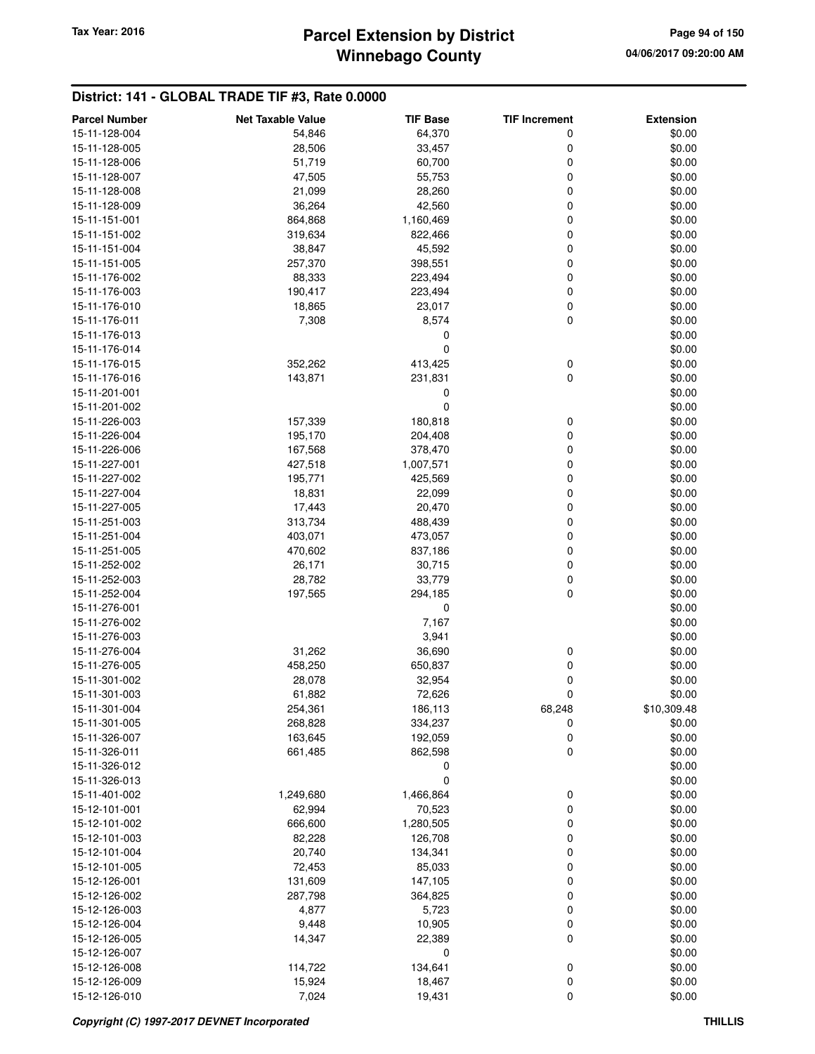## District: 141 - GLOBAL TRADE TIF #3, Rate 0.0000

| Parcel Number | Net Taxable Value | TIF Base | TIF Increment | Extension |
|---|---|---|---|---|
| 15-11-128-004 | 54,846 | 64,370 | 0 | $0.00 |
| 15-11-128-005 | 28,506 | 33,457 | 0 | $0.00 |
| 15-11-128-006 | 51,719 | 60,700 | 0 | $0.00 |
| 15-11-128-007 | 47,505 | 55,753 | 0 | $0.00 |
| 15-11-128-008 | 21,099 | 28,260 | 0 | $0.00 |
| 15-11-128-009 | 36,264 | 42,560 | 0 | $0.00 |
| 15-11-151-001 | 864,868 | 1,160,469 | 0 | $0.00 |
| 15-11-151-002 | 319,634 | 822,466 | 0 | $0.00 |
| 15-11-151-004 | 38,847 | 45,592 | 0 | $0.00 |
| 15-11-151-005 | 257,370 | 398,551 | 0 | $0.00 |
| 15-11-176-002 | 88,333 | 223,494 | 0 | $0.00 |
| 15-11-176-003 | 190,417 | 223,494 | 0 | $0.00 |
| 15-11-176-010 | 18,865 | 23,017 | 0 | $0.00 |
| 15-11-176-011 | 7,308 | 8,574 | 0 | $0.00 |
| 15-11-176-013 | | 0 | | $0.00 |
| 15-11-176-014 | | 0 | | $0.00 |
| 15-11-176-015 | 352,262 | 413,425 | 0 | $0.00 |
| 15-11-176-016 | 143,871 | 231,831 | 0 | $0.00 |
| 15-11-201-001 | | 0 | | $0.00 |
| 15-11-201-002 | | 0 | | $0.00 |
| 15-11-226-003 | 157,339 | 180,818 | 0 | $0.00 |
| 15-11-226-004 | 195,170 | 204,408 | 0 | $0.00 |
| 15-11-226-006 | 167,568 | 378,470 | 0 | $0.00 |
| 15-11-227-001 | 427,518 | 1,007,571 | 0 | $0.00 |
| 15-11-227-002 | 195,771 | 425,569 | 0 | $0.00 |
| 15-11-227-004 | 18,831 | 22,099 | 0 | $0.00 |
| 15-11-227-005 | 17,443 | 20,470 | 0 | $0.00 |
| 15-11-251-003 | 313,734 | 488,439 | 0 | $0.00 |
| 15-11-251-004 | 403,071 | 473,057 | 0 | $0.00 |
| 15-11-251-005 | 470,602 | 837,186 | 0 | $0.00 |
| 15-11-252-002 | 26,171 | 30,715 | 0 | $0.00 |
| 15-11-252-003 | 28,782 | 33,779 | 0 | $0.00 |
| 15-11-252-004 | 197,565 | 294,185 | 0 | $0.00 |
| 15-11-276-001 | | 0 | | $0.00 |
| 15-11-276-002 | | 7,167 | | $0.00 |
| 15-11-276-003 | | 3,941 | | $0.00 |
| 15-11-276-004 | 31,262 | 36,690 | 0 | $0.00 |
| 15-11-276-005 | 458,250 | 650,837 | 0 | $0.00 |
| 15-11-301-002 | 28,078 | 32,954 | 0 | $0.00 |
| 15-11-301-003 | 61,882 | 72,626 | 0 | $0.00 |
| 15-11-301-004 | 254,361 | 186,113 | 68,248 | $10,309.48 |
| 15-11-301-005 | 268,828 | 334,237 | 0 | $0.00 |
| 15-11-326-007 | 163,645 | 192,059 | 0 | $0.00 |
| 15-11-326-011 | 661,485 | 862,598 | 0 | $0.00 |
| 15-11-326-012 | | 0 | | $0.00 |
| 15-11-326-013 | | 0 | | $0.00 |
| 15-11-401-002 | 1,249,680 | 1,466,864 | 0 | $0.00 |
| 15-12-101-001 | 62,994 | 70,523 | 0 | $0.00 |
| 15-12-101-002 | 666,600 | 1,280,505 | 0 | $0.00 |
| 15-12-101-003 | 82,228 | 126,708 | 0 | $0.00 |
| 15-12-101-004 | 20,740 | 134,341 | 0 | $0.00 |
| 15-12-101-005 | 72,453 | 85,033 | 0 | $0.00 |
| 15-12-126-001 | 131,609 | 147,105 | 0 | $0.00 |
| 15-12-126-002 | 287,798 | 364,825 | 0 | $0.00 |
| 15-12-126-003 | 4,877 | 5,723 | 0 | $0.00 |
| 15-12-126-004 | 9,448 | 10,905 | 0 | $0.00 |
| 15-12-126-005 | 14,347 | 22,389 | 0 | $0.00 |
| 15-12-126-007 | | 0 | | $0.00 |
| 15-12-126-008 | 114,722 | 134,641 | 0 | $0.00 |
| 15-12-126-009 | 15,924 | 18,467 | 0 | $0.00 |
| 15-12-126-010 | 7,024 | 19,431 | 0 | $0.00 |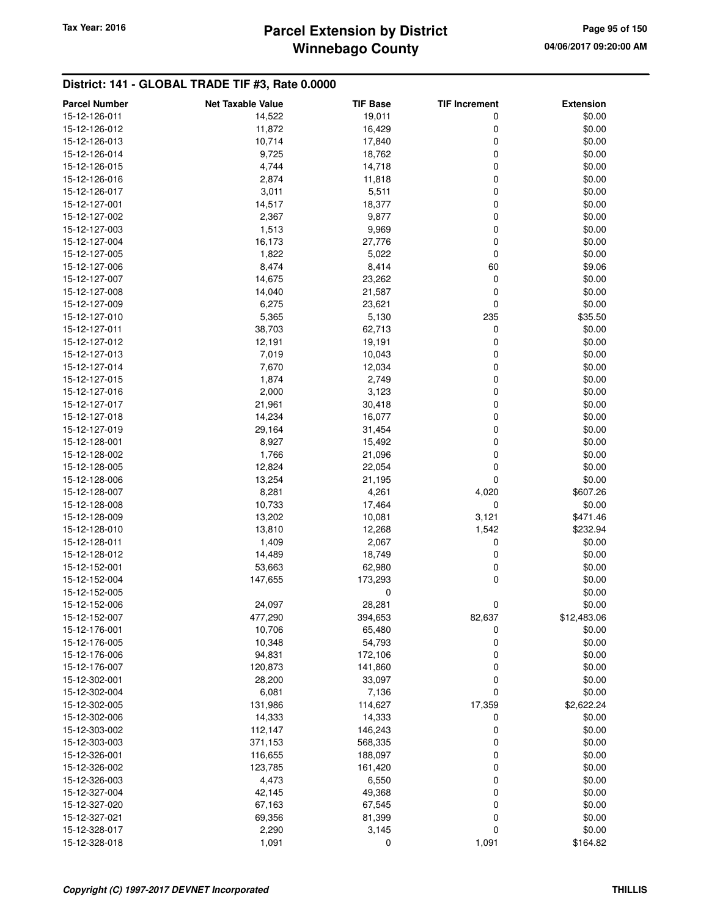# Parcel Extension by District
# Winnebago County

Tax Year: 2016

04/06/2017 09:20:00 AM

## District: 141 - GLOBAL TRADE TIF #3, Rate 0.0000

| Parcel Number | Net Taxable Value | TIF Base | TIF Increment | Extension |
|---|---|---|---|---|
| 15-12-126-011 | 14,522 | 19,011 | 0 | $0.00 |
| 15-12-126-012 | 11,872 | 16,429 | 0 | $0.00 |
| 15-12-126-013 | 10,714 | 17,840 | 0 | $0.00 |
| 15-12-126-014 | 9,725 | 18,762 | 0 | $0.00 |
| 15-12-126-015 | 4,744 | 14,718 | 0 | $0.00 |
| 15-12-126-016 | 2,874 | 11,818 | 0 | $0.00 |
| 15-12-126-017 | 3,011 | 5,511 | 0 | $0.00 |
| 15-12-127-001 | 14,517 | 18,377 | 0 | $0.00 |
| 15-12-127-002 | 2,367 | 9,877 | 0 | $0.00 |
| 15-12-127-003 | 1,513 | 9,969 | 0 | $0.00 |
| 15-12-127-004 | 16,173 | 27,776 | 0 | $0.00 |
| 15-12-127-005 | 1,822 | 5,022 | 0 | $0.00 |
| 15-12-127-006 | 8,474 | 8,414 | 60 | $9.06 |
| 15-12-127-007 | 14,675 | 23,262 | 0 | $0.00 |
| 15-12-127-008 | 14,040 | 21,587 | 0 | $0.00 |
| 15-12-127-009 | 6,275 | 23,621 | 0 | $0.00 |
| 15-12-127-010 | 5,365 | 5,130 | 235 | $35.50 |
| 15-12-127-011 | 38,703 | 62,713 | 0 | $0.00 |
| 15-12-127-012 | 12,191 | 19,191 | 0 | $0.00 |
| 15-12-127-013 | 7,019 | 10,043 | 0 | $0.00 |
| 15-12-127-014 | 7,670 | 12,034 | 0 | $0.00 |
| 15-12-127-015 | 1,874 | 2,749 | 0 | $0.00 |
| 15-12-127-016 | 2,000 | 3,123 | 0 | $0.00 |
| 15-12-127-017 | 21,961 | 30,418 | 0 | $0.00 |
| 15-12-127-018 | 14,234 | 16,077 | 0 | $0.00 |
| 15-12-127-019 | 29,164 | 31,454 | 0 | $0.00 |
| 15-12-128-001 | 8,927 | 15,492 | 0 | $0.00 |
| 15-12-128-002 | 1,766 | 21,096 | 0 | $0.00 |
| 15-12-128-005 | 12,824 | 22,054 | 0 | $0.00 |
| 15-12-128-006 | 13,254 | 21,195 | 0 | $0.00 |
| 15-12-128-007 | 8,281 | 4,261 | 4,020 | $607.26 |
| 15-12-128-008 | 10,733 | 17,464 | 0 | $0.00 |
| 15-12-128-009 | 13,202 | 10,081 | 3,121 | $471.46 |
| 15-12-128-010 | 13,810 | 12,268 | 1,542 | $232.94 |
| 15-12-128-011 | 1,409 | 2,067 | 0 | $0.00 |
| 15-12-128-012 | 14,489 | 18,749 | 0 | $0.00 |
| 15-12-152-001 | 53,663 | 62,980 | 0 | $0.00 |
| 15-12-152-004 | 147,655 | 173,293 | 0 | $0.00 |
| 15-12-152-005 | | 0 | | $0.00 |
| 15-12-152-006 | 24,097 | 28,281 | 0 | $0.00 |
| 15-12-152-007 | 477,290 | 394,653 | 82,637 | $12,483.06 |
| 15-12-176-001 | 10,706 | 65,480 | 0 | $0.00 |
| 15-12-176-005 | 10,348 | 54,793 | 0 | $0.00 |
| 15-12-176-006 | 94,831 | 172,106 | 0 | $0.00 |
| 15-12-176-007 | 120,873 | 141,860 | 0 | $0.00 |
| 15-12-302-001 | 28,200 | 33,097 | 0 | $0.00 |
| 15-12-302-004 | 6,081 | 7,136 | 0 | $0.00 |
| 15-12-302-005 | 131,986 | 114,627 | 17,359 | $2,622.24 |
| 15-12-302-006 | 14,333 | 14,333 | 0 | $0.00 |
| 15-12-303-002 | 112,147 | 146,243 | 0 | $0.00 |
| 15-12-303-003 | 371,153 | 568,335 | 0 | $0.00 |
| 15-12-326-001 | 116,655 | 188,097 | 0 | $0.00 |
| 15-12-326-002 | 123,785 | 161,420 | 0 | $0.00 |
| 15-12-326-003 | 4,473 | 6,550 | 0 | $0.00 |
| 15-12-327-004 | 42,145 | 49,368 | 0 | $0.00 |
| 15-12-327-020 | 67,163 | 67,545 | 0 | $0.00 |
| 15-12-327-021 | 69,356 | 81,399 | 0 | $0.00 |
| 15-12-328-017 | 2,290 | 3,145 | 0 | $0.00 |
| 15-12-328-018 | 1,091 | 0 | 1,091 | $164.82 |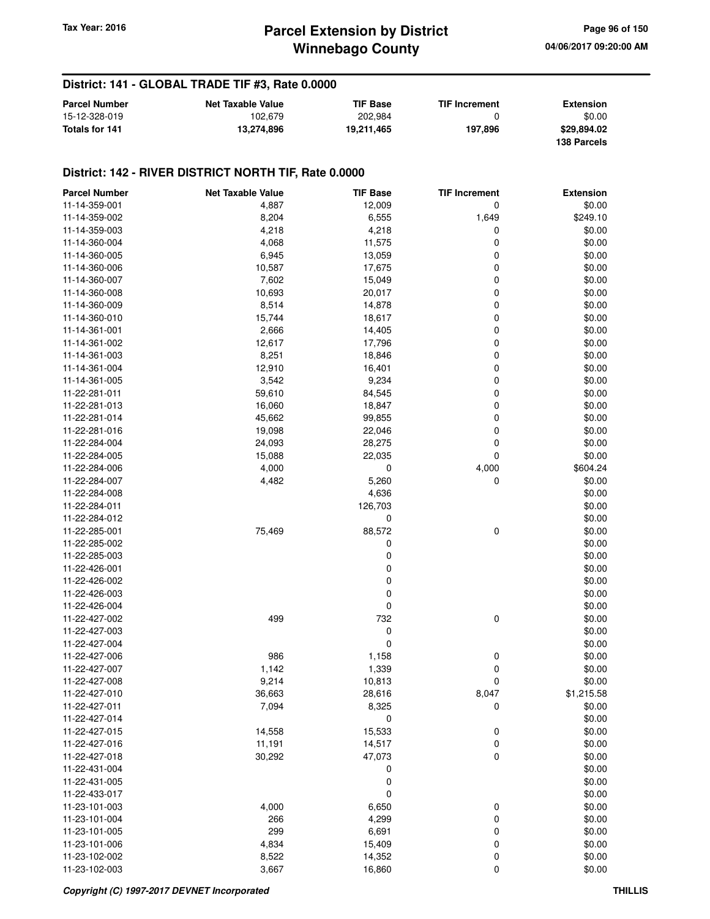## District: 141 - GLOBAL TRADE TIF #3, Rate 0.0000

| Parcel Number | Net Taxable Value | TIF Base | TIF Increment | Extension |
|---|---|---|---|---|
| 15-12-328-019 | 102,679 | 202,984 | 0 | $0.00 |
| **Totals for 141** | **13,274,896** | **19,211,465** | **197,896** | **$29,894.02** |
| | | | | **138 Parcels** |

## District: 142 - RIVER DISTRICT NORTH TIF, Rate 0.0000

| Parcel Number | Net Taxable Value | TIF Base | TIF Increment | Extension |
|---|---|---|---|---|
| 11-14-359-001 | 4,887 | 12,009 | 0 | $0.00 |
| 11-14-359-002 | 8,204 | 6,555 | 1,649 | $249.10 |
| 11-14-359-003 | 4,218 | 4,218 | 0 | $0.00 |
| 11-14-360-004 | 4,068 | 11,575 | 0 | $0.00 |
| 11-14-360-005 | 6,945 | 13,059 | 0 | $0.00 |
| 11-14-360-006 | 10,587 | 17,675 | 0 | $0.00 |
| 11-14-360-007 | 7,602 | 15,049 | 0 | $0.00 |
| 11-14-360-008 | 10,693 | 20,017 | 0 | $0.00 |
| 11-14-360-009 | 8,514 | 14,878 | 0 | $0.00 |
| 11-14-360-010 | 15,744 | 18,617 | 0 | $0.00 |
| 11-14-361-001 | 2,666 | 14,405 | 0 | $0.00 |
| 11-14-361-002 | 12,617 | 17,796 | 0 | $0.00 |
| 11-14-361-003 | 8,251 | 18,846 | 0 | $0.00 |
| 11-14-361-004 | 12,910 | 16,401 | 0 | $0.00 |
| 11-14-361-005 | 3,542 | 9,234 | 0 | $0.00 |
| 11-22-281-011 | 59,610 | 84,545 | 0 | $0.00 |
| 11-22-281-013 | 16,060 | 18,847 | 0 | $0.00 |
| 11-22-281-014 | 45,662 | 99,855 | 0 | $0.00 |
| 11-22-281-016 | 19,098 | 22,046 | 0 | $0.00 |
| 11-22-284-004 | 24,093 | 28,275 | 0 | $0.00 |
| 11-22-284-005 | 15,088 | 22,035 | 0 | $0.00 |
| 11-22-284-006 | 4,000 | 0 | 4,000 | $604.24 |
| 11-22-284-007 | 4,482 | 5,260 | 0 | $0.00 |
| 11-22-284-008 | | 4,636 | | $0.00 |
| 11-22-284-011 | | 126,703 | | $0.00 |
| 11-22-284-012 | | 0 | | $0.00 |
| 11-22-285-001 | 75,469 | 88,572 | 0 | $0.00 |
| 11-22-285-002 | | 0 | | $0.00 |
| 11-22-285-003 | | 0 | | $0.00 |
| 11-22-426-001 | | 0 | | $0.00 |
| 11-22-426-002 | | 0 | | $0.00 |
| 11-22-426-003 | | 0 | | $0.00 |
| 11-22-426-004 | | 0 | | $0.00 |
| 11-22-427-002 | 499 | 732 | 0 | $0.00 |
| 11-22-427-003 | | 0 | | $0.00 |
| 11-22-427-004 | | 0 | | $0.00 |
| 11-22-427-006 | 986 | 1,158 | 0 | $0.00 |
| 11-22-427-007 | 1,142 | 1,339 | 0 | $0.00 |
| 11-22-427-008 | 9,214 | 10,813 | 0 | $0.00 |
| 11-22-427-010 | 36,663 | 28,616 | 8,047 | $1,215.58 |
| 11-22-427-011 | 7,094 | 8,325 | 0 | $0.00 |
| 11-22-427-014 | | 0 | | $0.00 |
| 11-22-427-015 | 14,558 | 15,533 | 0 | $0.00 |
| 11-22-427-016 | 11,191 | 14,517 | 0 | $0.00 |
| 11-22-427-018 | 30,292 | 47,073 | 0 | $0.00 |
| 11-22-431-004 | | 0 | | $0.00 |
| 11-22-431-005 | | 0 | | $0.00 |
| 11-22-433-017 | | 0 | | $0.00 |
| 11-23-101-003 | 4,000 | 6,650 | 0 | $0.00 |
| 11-23-101-004 | 266 | 4,299 | 0 | $0.00 |
| 11-23-101-005 | 299 | 6,691 | 0 | $0.00 |
| 11-23-101-006 | 4,834 | 15,409 | 0 | $0.00 |
| 11-23-102-002 | 8,522 | 14,352 | 0 | $0.00 |
| 11-23-102-003 | 3,667 | 16,860 | 0 | $0.00 |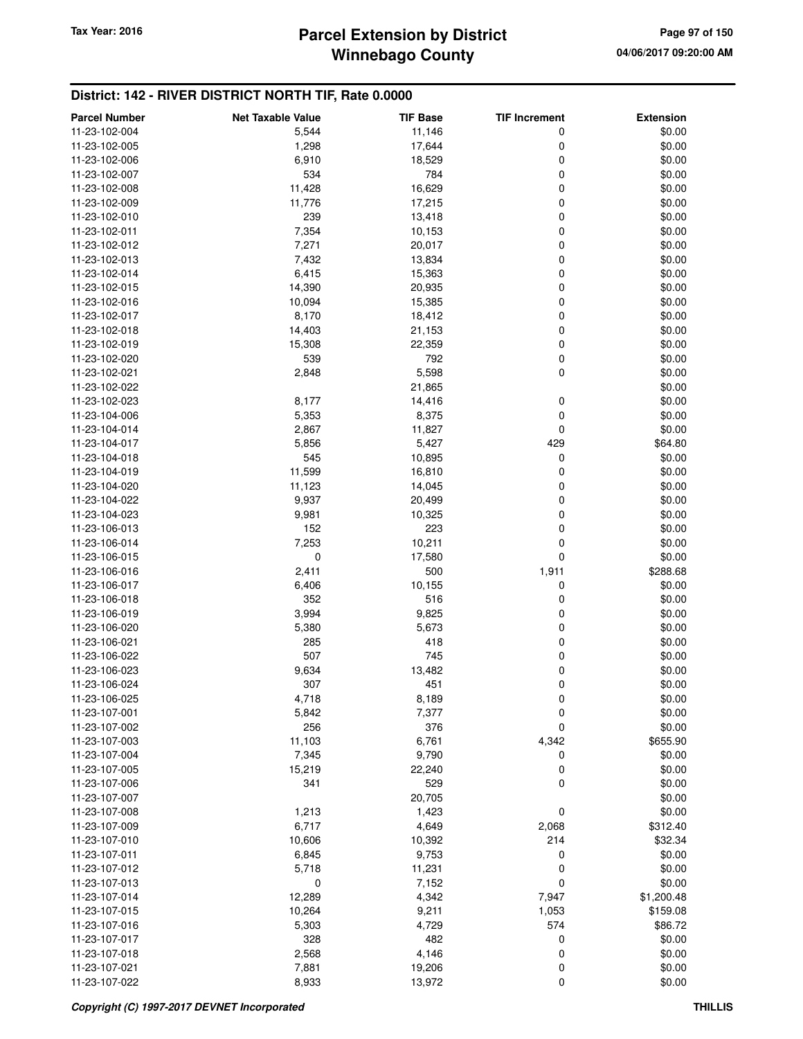## District: 142 - RIVER DISTRICT NORTH TIF, Rate 0.0000

| Parcel Number | Net Taxable Value | TIF Base | TIF Increment | Extension |
|---|---|---|---|---|
| 11-23-102-004 | 5,544 | 11,146 | 0 | $0.00 |
| 11-23-102-005 | 1,298 | 17,644 | 0 | $0.00 |
| 11-23-102-006 | 6,910 | 18,529 | 0 | $0.00 |
| 11-23-102-007 | 534 | 784 | 0 | $0.00 |
| 11-23-102-008 | 11,428 | 16,629 | 0 | $0.00 |
| 11-23-102-009 | 11,776 | 17,215 | 0 | $0.00 |
| 11-23-102-010 | 239 | 13,418 | 0 | $0.00 |
| 11-23-102-011 | 7,354 | 10,153 | 0 | $0.00 |
| 11-23-102-012 | 7,271 | 20,017 | 0 | $0.00 |
| 11-23-102-013 | 7,432 | 13,834 | 0 | $0.00 |
| 11-23-102-014 | 6,415 | 15,363 | 0 | $0.00 |
| 11-23-102-015 | 14,390 | 20,935 | 0 | $0.00 |
| 11-23-102-016 | 10,094 | 15,385 | 0 | $0.00 |
| 11-23-102-017 | 8,170 | 18,412 | 0 | $0.00 |
| 11-23-102-018 | 14,403 | 21,153 | 0 | $0.00 |
| 11-23-102-019 | 15,308 | 22,359 | 0 | $0.00 |
| 11-23-102-020 | 539 | 792 | 0 | $0.00 |
| 11-23-102-021 | 2,848 | 5,598 | 0 | $0.00 |
| 11-23-102-022 | | 21,865 | | $0.00 |
| 11-23-102-023 | 8,177 | 14,416 | 0 | $0.00 |
| 11-23-104-006 | 5,353 | 8,375 | 0 | $0.00 |
| 11-23-104-014 | 2,867 | 11,827 | 0 | $0.00 |
| 11-23-104-017 | 5,856 | 5,427 | 429 | $64.80 |
| 11-23-104-018 | 545 | 10,895 | 0 | $0.00 |
| 11-23-104-019 | 11,599 | 16,810 | 0 | $0.00 |
| 11-23-104-020 | 11,123 | 14,045 | 0 | $0.00 |
| 11-23-104-022 | 9,937 | 20,499 | 0 | $0.00 |
| 11-23-104-023 | 9,981 | 10,325 | 0 | $0.00 |
| 11-23-106-013 | 152 | 223 | 0 | $0.00 |
| 11-23-106-014 | 7,253 | 10,211 | 0 | $0.00 |
| 11-23-106-015 | 0 | 17,580 | 0 | $0.00 |
| 11-23-106-016 | 2,411 | 500 | 1,911 | $288.68 |
| 11-23-106-017 | 6,406 | 10,155 | 0 | $0.00 |
| 11-23-106-018 | 352 | 516 | 0 | $0.00 |
| 11-23-106-019 | 3,994 | 9,825 | 0 | $0.00 |
| 11-23-106-020 | 5,380 | 5,673 | 0 | $0.00 |
| 11-23-106-021 | 285 | 418 | 0 | $0.00 |
| 11-23-106-022 | 507 | 745 | 0 | $0.00 |
| 11-23-106-023 | 9,634 | 13,482 | 0 | $0.00 |
| 11-23-106-024 | 307 | 451 | 0 | $0.00 |
| 11-23-106-025 | 4,718 | 8,189 | 0 | $0.00 |
| 11-23-107-001 | 5,842 | 7,377 | 0 | $0.00 |
| 11-23-107-002 | 256 | 376 | 0 | $0.00 |
| 11-23-107-003 | 11,103 | 6,761 | 4,342 | $655.90 |
| 11-23-107-004 | 7,345 | 9,790 | 0 | $0.00 |
| 11-23-107-005 | 15,219 | 22,240 | 0 | $0.00 |
| 11-23-107-006 | 341 | 529 | 0 | $0.00 |
| 11-23-107-007 | | 20,705 | | $0.00 |
| 11-23-107-008 | 1,213 | 1,423 | 0 | $0.00 |
| 11-23-107-009 | 6,717 | 4,649 | 2,068 | $312.40 |
| 11-23-107-010 | 10,606 | 10,392 | 214 | $32.34 |
| 11-23-107-011 | 6,845 | 9,753 | 0 | $0.00 |
| 11-23-107-012 | 5,718 | 11,231 | 0 | $0.00 |
| 11-23-107-013 | 0 | 7,152 | 0 | $0.00 |
| 11-23-107-014 | 12,289 | 4,342 | 7,947 | $1,200.48 |
| 11-23-107-015 | 10,264 | 9,211 | 1,053 | $159.08 |
| 11-23-107-016 | 5,303 | 4,729 | 574 | $86.72 |
| 11-23-107-017 | 328 | 482 | 0 | $0.00 |
| 11-23-107-018 | 2,568 | 4,146 | 0 | $0.00 |
| 11-23-107-021 | 7,881 | 19,206 | 0 | $0.00 |
| 11-23-107-022 | 8,933 | 13,972 | 0 | $0.00 |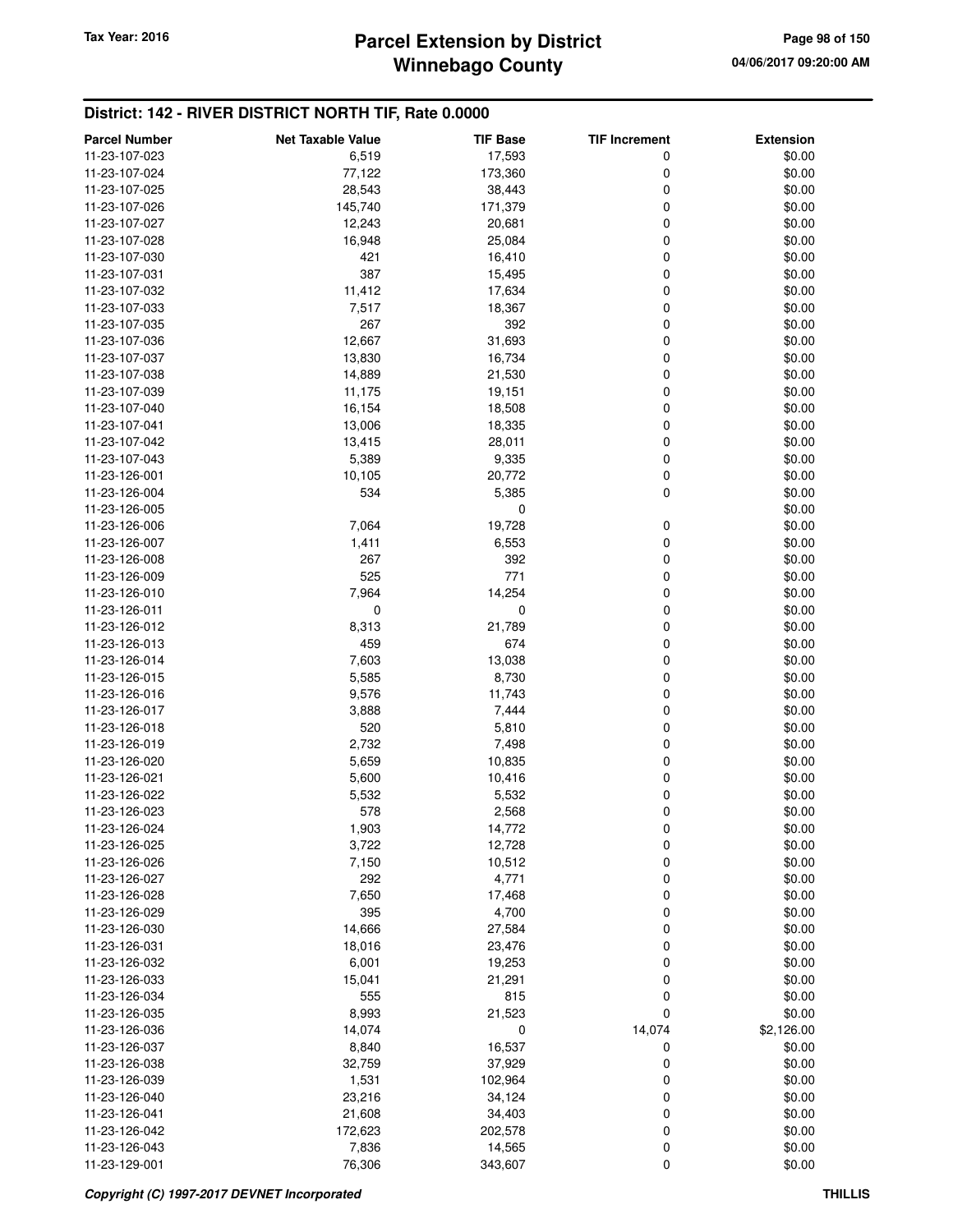## District: 142 - RIVER DISTRICT NORTH TIF, Rate 0.0000

| Parcel Number | Net Taxable Value | TIF Base | TIF Increment | Extension |
|---|---|---|---|---|
| 11-23-107-023 | 6,519 | 17,593 | 0 | $0.00 |
| 11-23-107-024 | 77,122 | 173,360 | 0 | $0.00 |
| 11-23-107-025 | 28,543 | 38,443 | 0 | $0.00 |
| 11-23-107-026 | 145,740 | 171,379 | 0 | $0.00 |
| 11-23-107-027 | 12,243 | 20,681 | 0 | $0.00 |
| 11-23-107-028 | 16,948 | 25,084 | 0 | $0.00 |
| 11-23-107-030 | 421 | 16,410 | 0 | $0.00 |
| 11-23-107-031 | 387 | 15,495 | 0 | $0.00 |
| 11-23-107-032 | 11,412 | 17,634 | 0 | $0.00 |
| 11-23-107-033 | 7,517 | 18,367 | 0 | $0.00 |
| 11-23-107-035 | 267 | 392 | 0 | $0.00 |
| 11-23-107-036 | 12,667 | 31,693 | 0 | $0.00 |
| 11-23-107-037 | 13,830 | 16,734 | 0 | $0.00 |
| 11-23-107-038 | 14,889 | 21,530 | 0 | $0.00 |
| 11-23-107-039 | 11,175 | 19,151 | 0 | $0.00 |
| 11-23-107-040 | 16,154 | 18,508 | 0 | $0.00 |
| 11-23-107-041 | 13,006 | 18,335 | 0 | $0.00 |
| 11-23-107-042 | 13,415 | 28,011 | 0 | $0.00 |
| 11-23-107-043 | 5,389 | 9,335 | 0 | $0.00 |
| 11-23-126-001 | 10,105 | 20,772 | 0 | $0.00 |
| 11-23-126-004 | 534 | 5,385 | 0 | $0.00 |
| 11-23-126-005 | | 0 | | $0.00 |
| 11-23-126-006 | 7,064 | 19,728 | 0 | $0.00 |
| 11-23-126-007 | 1,411 | 6,553 | 0 | $0.00 |
| 11-23-126-008 | 267 | 392 | 0 | $0.00 |
| 11-23-126-009 | 525 | 771 | 0 | $0.00 |
| 11-23-126-010 | 7,964 | 14,254 | 0 | $0.00 |
| 11-23-126-011 | 0 | 0 | 0 | $0.00 |
| 11-23-126-012 | 8,313 | 21,789 | 0 | $0.00 |
| 11-23-126-013 | 459 | 674 | 0 | $0.00 |
| 11-23-126-014 | 7,603 | 13,038 | 0 | $0.00 |
| 11-23-126-015 | 5,585 | 8,730 | 0 | $0.00 |
| 11-23-126-016 | 9,576 | 11,743 | 0 | $0.00 |
| 11-23-126-017 | 3,888 | 7,444 | 0 | $0.00 |
| 11-23-126-018 | 520 | 5,810 | 0 | $0.00 |
| 11-23-126-019 | 2,732 | 7,498 | 0 | $0.00 |
| 11-23-126-020 | 5,659 | 10,835 | 0 | $0.00 |
| 11-23-126-021 | 5,600 | 10,416 | 0 | $0.00 |
| 11-23-126-022 | 5,532 | 5,532 | 0 | $0.00 |
| 11-23-126-023 | 578 | 2,568 | 0 | $0.00 |
| 11-23-126-024 | 1,903 | 14,772 | 0 | $0.00 |
| 11-23-126-025 | 3,722 | 12,728 | 0 | $0.00 |
| 11-23-126-026 | 7,150 | 10,512 | 0 | $0.00 |
| 11-23-126-027 | 292 | 4,771 | 0 | $0.00 |
| 11-23-126-028 | 7,650 | 17,468 | 0 | $0.00 |
| 11-23-126-029 | 395 | 4,700 | 0 | $0.00 |
| 11-23-126-030 | 14,666 | 27,584 | 0 | $0.00 |
| 11-23-126-031 | 18,016 | 23,476 | 0 | $0.00 |
| 11-23-126-032 | 6,001 | 19,253 | 0 | $0.00 |
| 11-23-126-033 | 15,041 | 21,291 | 0 | $0.00 |
| 11-23-126-034 | 555 | 815 | 0 | $0.00 |
| 11-23-126-035 | 8,993 | 21,523 | 0 | $0.00 |
| 11-23-126-036 | 14,074 | 0 | 14,074 | $2,126.00 |
| 11-23-126-037 | 8,840 | 16,537 | 0 | $0.00 |
| 11-23-126-038 | 32,759 | 37,929 | 0 | $0.00 |
| 11-23-126-039 | 1,531 | 102,964 | 0 | $0.00 |
| 11-23-126-040 | 23,216 | 34,124 | 0 | $0.00 |
| 11-23-126-041 | 21,608 | 34,403 | 0 | $0.00 |
| 11-23-126-042 | 172,623 | 202,578 | 0 | $0.00 |
| 11-23-126-043 | 7,836 | 14,565 | 0 | $0.00 |
| 11-23-129-001 | 76,306 | 343,607 | 0 | $0.00 |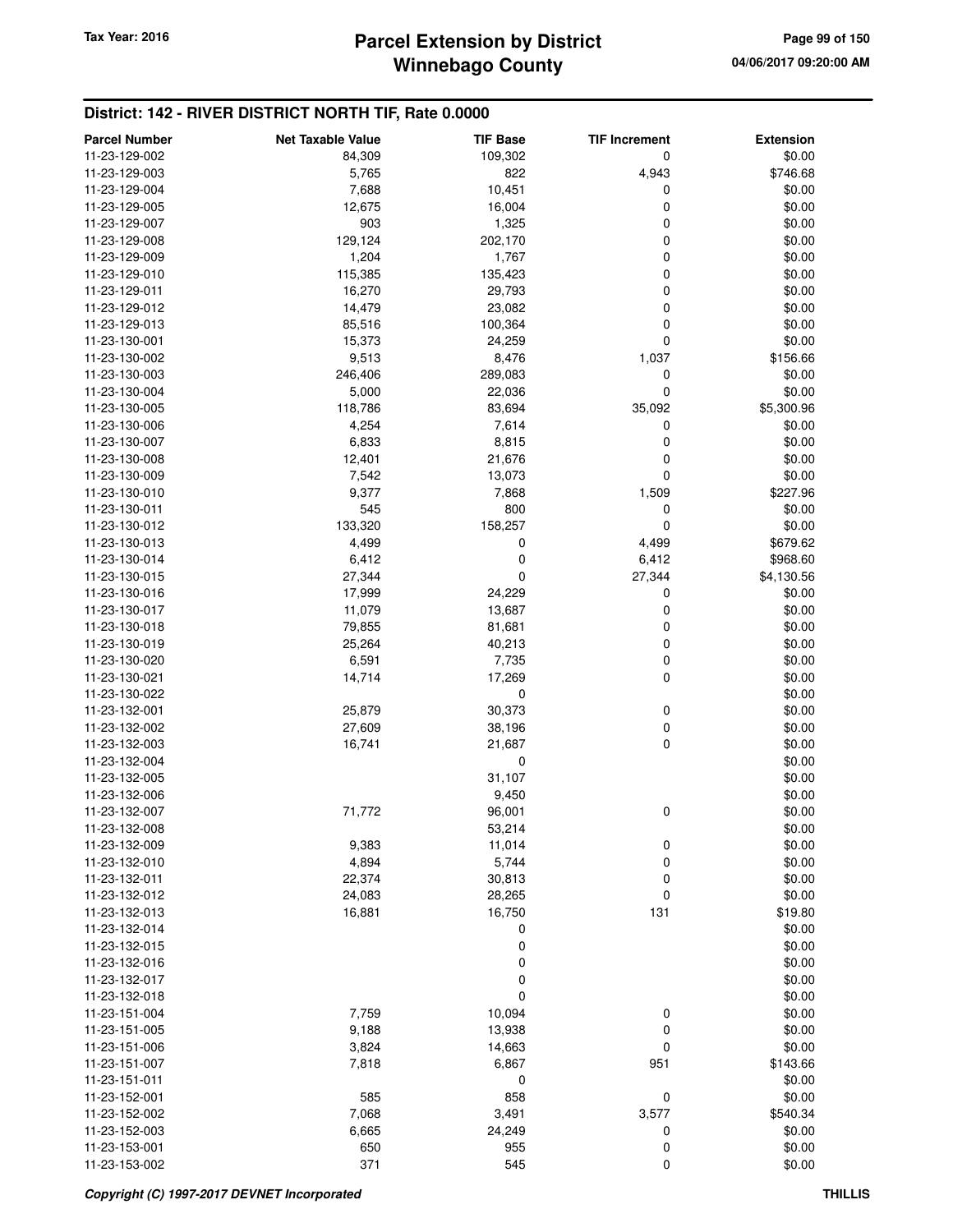## District: 142 - RIVER DISTRICT NORTH TIF, Rate 0.0000

| Parcel Number | Net Taxable Value | TIF Base | TIF Increment | Extension |
|---|---|---|---|---|
| 11-23-129-002 | 84,309 | 109,302 | 0 | $0.00 |
| 11-23-129-003 | 5,765 | 822 | 4,943 | $746.68 |
| 11-23-129-004 | 7,688 | 10,451 | 0 | $0.00 |
| 11-23-129-005 | 12,675 | 16,004 | 0 | $0.00 |
| 11-23-129-007 | 903 | 1,325 | 0 | $0.00 |
| 11-23-129-008 | 129,124 | 202,170 | 0 | $0.00 |
| 11-23-129-009 | 1,204 | 1,767 | 0 | $0.00 |
| 11-23-129-010 | 115,385 | 135,423 | 0 | $0.00 |
| 11-23-129-011 | 16,270 | 29,793 | 0 | $0.00 |
| 11-23-129-012 | 14,479 | 23,082 | 0 | $0.00 |
| 11-23-129-013 | 85,516 | 100,364 | 0 | $0.00 |
| 11-23-130-001 | 15,373 | 24,259 | 0 | $0.00 |
| 11-23-130-002 | 9,513 | 8,476 | 1,037 | $156.66 |
| 11-23-130-003 | 246,406 | 289,083 | 0 | $0.00 |
| 11-23-130-004 | 5,000 | 22,036 | 0 | $0.00 |
| 11-23-130-005 | 118,786 | 83,694 | 35,092 | $5,300.96 |
| 11-23-130-006 | 4,254 | 7,614 | 0 | $0.00 |
| 11-23-130-007 | 6,833 | 8,815 | 0 | $0.00 |
| 11-23-130-008 | 12,401 | 21,676 | 0 | $0.00 |
| 11-23-130-009 | 7,542 | 13,073 | 0 | $0.00 |
| 11-23-130-010 | 9,377 | 7,868 | 1,509 | $227.96 |
| 11-23-130-011 | 545 | 800 | 0 | $0.00 |
| 11-23-130-012 | 133,320 | 158,257 | 0 | $0.00 |
| 11-23-130-013 | 4,499 | 0 | 4,499 | $679.62 |
| 11-23-130-014 | 6,412 | 0 | 6,412 | $968.60 |
| 11-23-130-015 | 27,344 | 0 | 27,344 | $4,130.56 |
| 11-23-130-016 | 17,999 | 24,229 | 0 | $0.00 |
| 11-23-130-017 | 11,079 | 13,687 | 0 | $0.00 |
| 11-23-130-018 | 79,855 | 81,681 | 0 | $0.00 |
| 11-23-130-019 | 25,264 | 40,213 | 0 | $0.00 |
| 11-23-130-020 | 6,591 | 7,735 | 0 | $0.00 |
| 11-23-130-021 | 14,714 | 17,269 | 0 | $0.00 |
| 11-23-130-022 | | 0 | | $0.00 |
| 11-23-132-001 | 25,879 | 30,373 | 0 | $0.00 |
| 11-23-132-002 | 27,609 | 38,196 | 0 | $0.00 |
| 11-23-132-003 | 16,741 | 21,687 | 0 | $0.00 |
| 11-23-132-004 | | 0 | | $0.00 |
| 11-23-132-005 | | 31,107 | | $0.00 |
| 11-23-132-006 | | 9,450 | | $0.00 |
| 11-23-132-007 | 71,772 | 96,001 | 0 | $0.00 |
| 11-23-132-008 | | 53,214 | | $0.00 |
| 11-23-132-009 | 9,383 | 11,014 | 0 | $0.00 |
| 11-23-132-010 | 4,894 | 5,744 | 0 | $0.00 |
| 11-23-132-011 | 22,374 | 30,813 | 0 | $0.00 |
| 11-23-132-012 | 24,083 | 28,265 | 0 | $0.00 |
| 11-23-132-013 | 16,881 | 16,750 | 131 | $19.80 |
| 11-23-132-014 | | 0 | | $0.00 |
| 11-23-132-015 | | 0 | | $0.00 |
| 11-23-132-016 | | 0 | | $0.00 |
| 11-23-132-017 | | 0 | | $0.00 |
| 11-23-132-018 | | 0 | | $0.00 |
| 11-23-151-004 | 7,759 | 10,094 | 0 | $0.00 |
| 11-23-151-005 | 9,188 | 13,938 | 0 | $0.00 |
| 11-23-151-006 | 3,824 | 14,663 | 0 | $0.00 |
| 11-23-151-007 | 7,818 | 6,867 | 951 | $143.66 |
| 11-23-151-011 | | 0 | | $0.00 |
| 11-23-152-001 | 585 | 858 | 0 | $0.00 |
| 11-23-152-002 | 7,068 | 3,491 | 3,577 | $540.34 |
| 11-23-152-003 | 6,665 | 24,249 | 0 | $0.00 |
| 11-23-153-001 | 650 | 955 | 0 | $0.00 |
| 11-23-153-002 | 371 | 545 | 0 | $0.00 |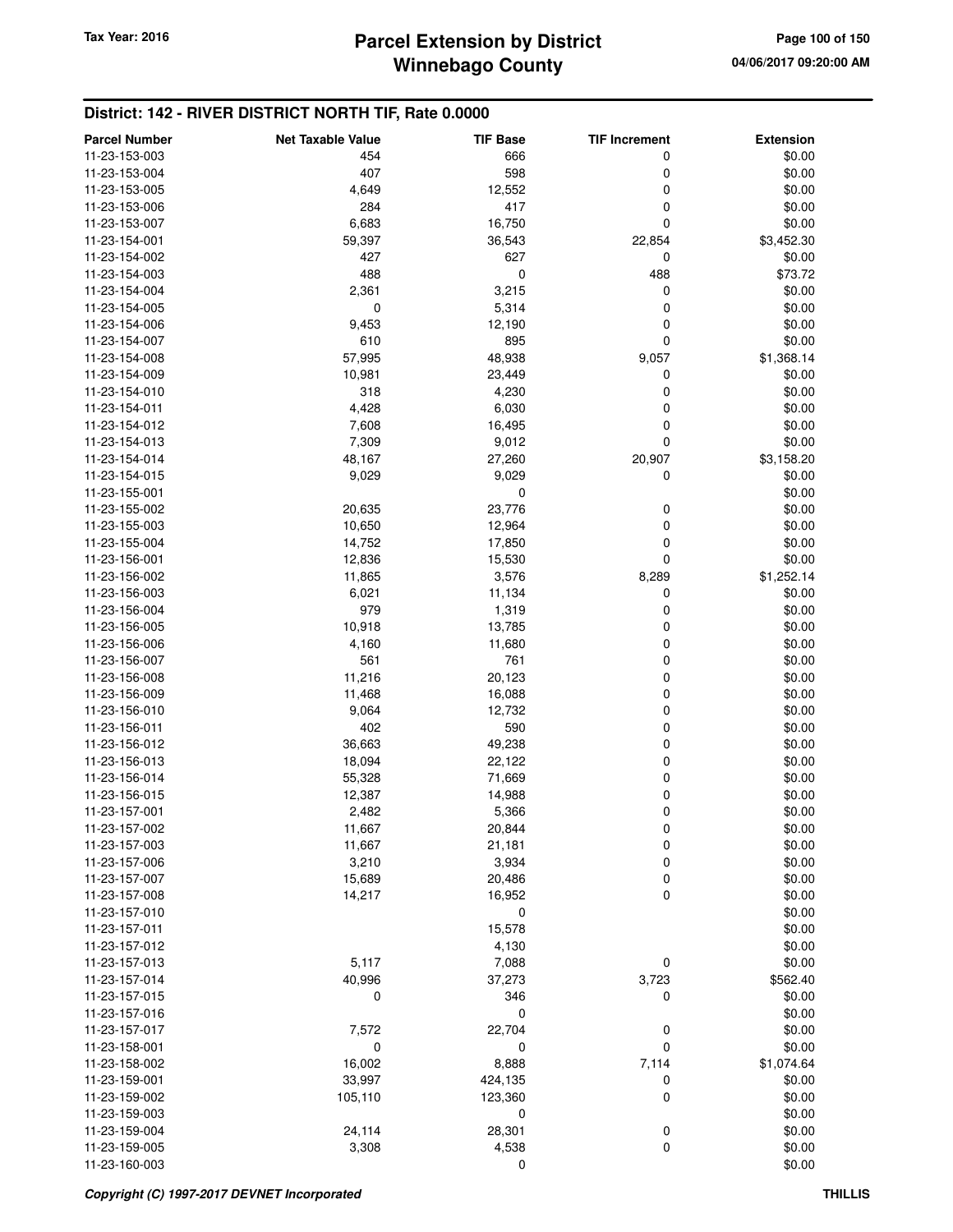## District: 142 - RIVER DISTRICT NORTH TIF, Rate 0.0000

| Parcel Number | Net Taxable Value | TIF Base | TIF Increment | Extension |
|---|---|---|---|---|
| 11-23-153-003 | 454 | 666 | 0 | $0.00 |
| 11-23-153-004 | 407 | 598 | 0 | $0.00 |
| 11-23-153-005 | 4,649 | 12,552 | 0 | $0.00 |
| 11-23-153-006 | 284 | 417 | 0 | $0.00 |
| 11-23-153-007 | 6,683 | 16,750 | 0 | $0.00 |
| 11-23-154-001 | 59,397 | 36,543 | 22,854 | $3,452.30 |
| 11-23-154-002 | 427 | 627 | 0 | $0.00 |
| 11-23-154-003 | 488 | 0 | 488 | $73.72 |
| 11-23-154-004 | 2,361 | 3,215 | 0 | $0.00 |
| 11-23-154-005 | 0 | 5,314 | 0 | $0.00 |
| 11-23-154-006 | 9,453 | 12,190 | 0 | $0.00 |
| 11-23-154-007 | 610 | 895 | 0 | $0.00 |
| 11-23-154-008 | 57,995 | 48,938 | 9,057 | $1,368.14 |
| 11-23-154-009 | 10,981 | 23,449 | 0 | $0.00 |
| 11-23-154-010 | 318 | 4,230 | 0 | $0.00 |
| 11-23-154-011 | 4,428 | 6,030 | 0 | $0.00 |
| 11-23-154-012 | 7,608 | 16,495 | 0 | $0.00 |
| 11-23-154-013 | 7,309 | 9,012 | 0 | $0.00 |
| 11-23-154-014 | 48,167 | 27,260 | 20,907 | $3,158.20 |
| 11-23-154-015 | 9,029 | 9,029 | 0 | $0.00 |
| 11-23-155-001 | | 0 | | $0.00 |
| 11-23-155-002 | 20,635 | 23,776 | 0 | $0.00 |
| 11-23-155-003 | 10,650 | 12,964 | 0 | $0.00 |
| 11-23-155-004 | 14,752 | 17,850 | 0 | $0.00 |
| 11-23-156-001 | 12,836 | 15,530 | 0 | $0.00 |
| 11-23-156-002 | 11,865 | 3,576 | 8,289 | $1,252.14 |
| 11-23-156-003 | 6,021 | 11,134 | 0 | $0.00 |
| 11-23-156-004 | 979 | 1,319 | 0 | $0.00 |
| 11-23-156-005 | 10,918 | 13,785 | 0 | $0.00 |
| 11-23-156-006 | 4,160 | 11,680 | 0 | $0.00 |
| 11-23-156-007 | 561 | 761 | 0 | $0.00 |
| 11-23-156-008 | 11,216 | 20,123 | 0 | $0.00 |
| 11-23-156-009 | 11,468 | 16,088 | 0 | $0.00 |
| 11-23-156-010 | 9,064 | 12,732 | 0 | $0.00 |
| 11-23-156-011 | 402 | 590 | 0 | $0.00 |
| 11-23-156-012 | 36,663 | 49,238 | 0 | $0.00 |
| 11-23-156-013 | 18,094 | 22,122 | 0 | $0.00 |
| 11-23-156-014 | 55,328 | 71,669 | 0 | $0.00 |
| 11-23-156-015 | 12,387 | 14,988 | 0 | $0.00 |
| 11-23-157-001 | 2,482 | 5,366 | 0 | $0.00 |
| 11-23-157-002 | 11,667 | 20,844 | 0 | $0.00 |
| 11-23-157-003 | 11,667 | 21,181 | 0 | $0.00 |
| 11-23-157-006 | 3,210 | 3,934 | 0 | $0.00 |
| 11-23-157-007 | 15,689 | 20,486 | 0 | $0.00 |
| 11-23-157-008 | 14,217 | 16,952 | 0 | $0.00 |
| 11-23-157-010 | | 0 | | $0.00 |
| 11-23-157-011 | | 15,578 | | $0.00 |
| 11-23-157-012 | | 4,130 | | $0.00 |
| 11-23-157-013 | 5,117 | 7,088 | 0 | $0.00 |
| 11-23-157-014 | 40,996 | 37,273 | 3,723 | $562.40 |
| 11-23-157-015 | 0 | 346 | 0 | $0.00 |
| 11-23-157-016 | | 0 | | $0.00 |
| 11-23-157-017 | 7,572 | 22,704 | 0 | $0.00 |
| 11-23-158-001 | 0 | 0 | 0 | $0.00 |
| 11-23-158-002 | 16,002 | 8,888 | 7,114 | $1,074.64 |
| 11-23-159-001 | 33,997 | 424,135 | 0 | $0.00 |
| 11-23-159-002 | 105,110 | 123,360 | 0 | $0.00 |
| 11-23-159-003 | | 0 | | $0.00 |
| 11-23-159-004 | 24,114 | 28,301 | 0 | $0.00 |
| 11-23-159-005 | 3,308 | 4,538 | 0 | $0.00 |
| 11-23-160-003 | | 0 | | $0.00 |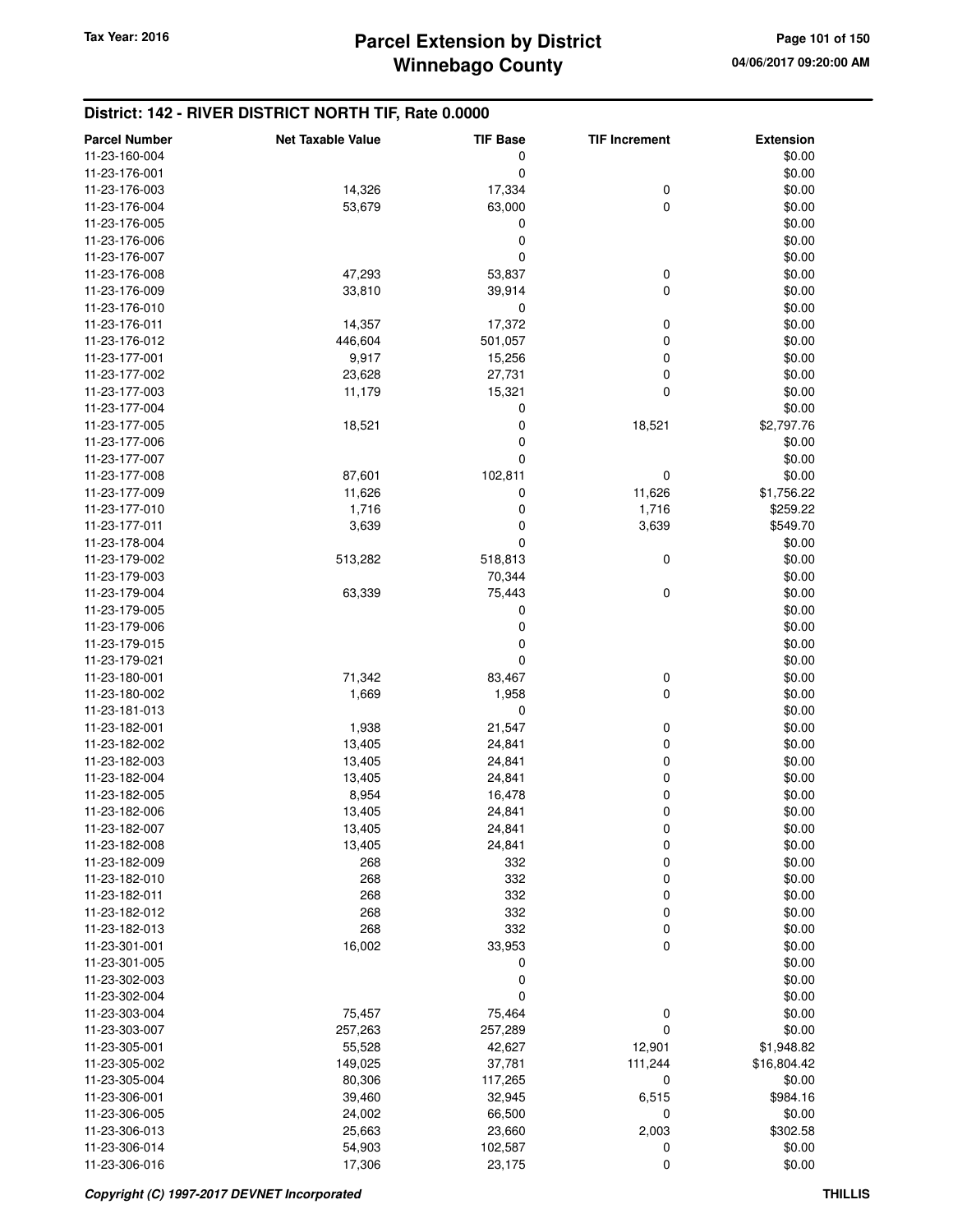# Parcel Extension by District
# Winnebago County

Tax Year: 2016

04/06/2017 09:20:00 AM

## District: 142 - RIVER DISTRICT NORTH TIF, Rate 0.0000

| Parcel Number | Net Taxable Value | TIF Base | TIF Increment | Extension |
|---|---|---|---|---|
| 11-23-160-004 | | 0 | | $0.00 |
| 11-23-176-001 | | 0 | | $0.00 |
| 11-23-176-003 | 14,326 | 17,334 | 0 | $0.00 |
| 11-23-176-004 | 53,679 | 63,000 | 0 | $0.00 |
| 11-23-176-005 | | 0 | | $0.00 |
| 11-23-176-006 | | 0 | | $0.00 |
| 11-23-176-007 | | 0 | | $0.00 |
| 11-23-176-008 | 47,293 | 53,837 | 0 | $0.00 |
| 11-23-176-009 | 33,810 | 39,914 | 0 | $0.00 |
| 11-23-176-010 | | 0 | | $0.00 |
| 11-23-176-011 | 14,357 | 17,372 | 0 | $0.00 |
| 11-23-176-012 | 446,604 | 501,057 | 0 | $0.00 |
| 11-23-177-001 | 9,917 | 15,256 | 0 | $0.00 |
| 11-23-177-002 | 23,628 | 27,731 | 0 | $0.00 |
| 11-23-177-003 | 11,179 | 15,321 | 0 | $0.00 |
| 11-23-177-004 | | 0 | | $0.00 |
| 11-23-177-005 | 18,521 | 0 | 18,521 | $2,797.76 |
| 11-23-177-006 | | 0 | | $0.00 |
| 11-23-177-007 | | 0 | | $0.00 |
| 11-23-177-008 | 87,601 | 102,811 | 0 | $0.00 |
| 11-23-177-009 | 11,626 | 0 | 11,626 | $1,756.22 |
| 11-23-177-010 | 1,716 | 0 | 1,716 | $259.22 |
| 11-23-177-011 | 3,639 | 0 | 3,639 | $549.70 |
| 11-23-178-004 | | 0 | | $0.00 |
| 11-23-179-002 | 513,282 | 518,813 | 0 | $0.00 |
| 11-23-179-003 | | 70,344 | | $0.00 |
| 11-23-179-004 | 63,339 | 75,443 | 0 | $0.00 |
| 11-23-179-005 | | 0 | | $0.00 |
| 11-23-179-006 | | 0 | | $0.00 |
| 11-23-179-015 | | 0 | | $0.00 |
| 11-23-179-021 | | 0 | | $0.00 |
| 11-23-180-001 | 71,342 | 83,467 | 0 | $0.00 |
| 11-23-180-002 | 1,669 | 1,958 | 0 | $0.00 |
| 11-23-181-013 | | 0 | | $0.00 |
| 11-23-182-001 | 1,938 | 21,547 | 0 | $0.00 |
| 11-23-182-002 | 13,405 | 24,841 | 0 | $0.00 |
| 11-23-182-003 | 13,405 | 24,841 | 0 | $0.00 |
| 11-23-182-004 | 13,405 | 24,841 | 0 | $0.00 |
| 11-23-182-005 | 8,954 | 16,478 | 0 | $0.00 |
| 11-23-182-006 | 13,405 | 24,841 | 0 | $0.00 |
| 11-23-182-007 | 13,405 | 24,841 | 0 | $0.00 |
| 11-23-182-008 | 13,405 | 24,841 | 0 | $0.00 |
| 11-23-182-009 | 268 | 332 | 0 | $0.00 |
| 11-23-182-010 | 268 | 332 | 0 | $0.00 |
| 11-23-182-011 | 268 | 332 | 0 | $0.00 |
| 11-23-182-012 | 268 | 332 | 0 | $0.00 |
| 11-23-182-013 | 268 | 332 | 0 | $0.00 |
| 11-23-301-001 | 16,002 | 33,953 | 0 | $0.00 |
| 11-23-301-005 | | 0 | | $0.00 |
| 11-23-302-003 | | 0 | | $0.00 |
| 11-23-302-004 | | 0 | | $0.00 |
| 11-23-303-004 | 75,457 | 75,464 | 0 | $0.00 |
| 11-23-303-007 | 257,263 | 257,289 | 0 | $0.00 |
| 11-23-305-001 | 55,528 | 42,627 | 12,901 | $1,948.82 |
| 11-23-305-002 | 149,025 | 37,781 | 111,244 | $16,804.42 |
| 11-23-305-004 | 80,306 | 117,265 | 0 | $0.00 |
| 11-23-306-001 | 39,460 | 32,945 | 6,515 | $984.16 |
| 11-23-306-005 | 24,002 | 66,500 | 0 | $0.00 |
| 11-23-306-013 | 25,663 | 23,660 | 2,003 | $302.58 |
| 11-23-306-014 | 54,903 | 102,587 | 0 | $0.00 |
| 11-23-306-016 | 17,306 | 23,175 | 0 | $0.00 |

*Copyright (C) 1997-2017 DEVNET Incorporated*

THILLIS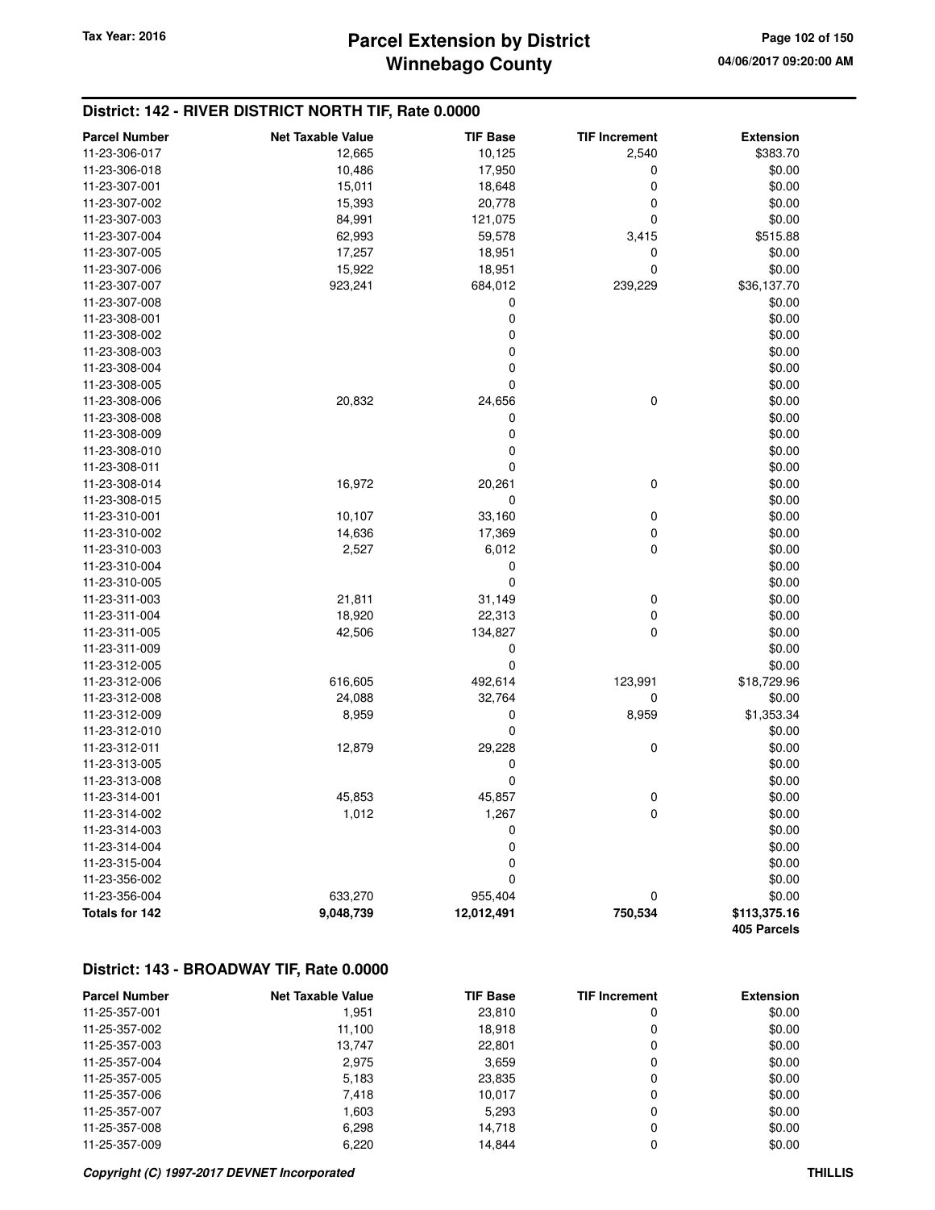## District: 142 - RIVER DISTRICT NORTH TIF, Rate 0.0000

| Parcel Number | Net Taxable Value | TIF Base | TIF Increment | Extension |
|---|---|---|---|---|
| 11-23-306-017 | 12,665 | 10,125 | 2,540 | $383.70 |
| 11-23-306-018 | 10,486 | 17,950 | 0 | $0.00 |
| 11-23-307-001 | 15,011 | 18,648 | 0 | $0.00 |
| 11-23-307-002 | 15,393 | 20,778 | 0 | $0.00 |
| 11-23-307-003 | 84,991 | 121,075 | 0 | $0.00 |
| 11-23-307-004 | 62,993 | 59,578 | 3,415 | $515.88 |
| 11-23-307-005 | 17,257 | 18,951 | 0 | $0.00 |
| 11-23-307-006 | 15,922 | 18,951 | 0 | $0.00 |
| 11-23-307-007 | 923,241 | 684,012 | 239,229 | $36,137.70 |
| 11-23-307-008 | | 0 | | $0.00 |
| 11-23-308-001 | | 0 | | $0.00 |
| 11-23-308-002 | | 0 | | $0.00 |
| 11-23-308-003 | | 0 | | $0.00 |
| 11-23-308-004 | | 0 | | $0.00 |
| 11-23-308-005 | | 0 | | $0.00 |
| 11-23-308-006 | 20,832 | 24,656 | 0 | $0.00 |
| 11-23-308-008 | | 0 | | $0.00 |
| 11-23-308-009 | | 0 | | $0.00 |
| 11-23-308-010 | | 0 | | $0.00 |
| 11-23-308-011 | | 0 | | $0.00 |
| 11-23-308-014 | 16,972 | 20,261 | 0 | $0.00 |
| 11-23-308-015 | | 0 | | $0.00 |
| 11-23-310-001 | 10,107 | 33,160 | 0 | $0.00 |
| 11-23-310-002 | 14,636 | 17,369 | 0 | $0.00 |
| 11-23-310-003 | 2,527 | 6,012 | 0 | $0.00 |
| 11-23-310-004 | | 0 | | $0.00 |
| 11-23-310-005 | | 0 | | $0.00 |
| 11-23-311-003 | 21,811 | 31,149 | 0 | $0.00 |
| 11-23-311-004 | 18,920 | 22,313 | 0 | $0.00 |
| 11-23-311-005 | 42,506 | 134,827 | 0 | $0.00 |
| 11-23-311-009 | | 0 | | $0.00 |
| 11-23-312-005 | | 0 | | $0.00 |
| 11-23-312-006 | 616,605 | 492,614 | 123,991 | $18,729.96 |
| 11-23-312-008 | 24,088 | 32,764 | 0 | $0.00 |
| 11-23-312-009 | 8,959 | 0 | 8,959 | $1,353.34 |
| 11-23-312-010 | | 0 | | $0.00 |
| 11-23-312-011 | 12,879 | 29,228 | 0 | $0.00 |
| 11-23-313-005 | | 0 | | $0.00 |
| 11-23-313-008 | | 0 | | $0.00 |
| 11-23-314-001 | 45,853 | 45,857 | 0 | $0.00 |
| 11-23-314-002 | 1,012 | 1,267 | 0 | $0.00 |
| 11-23-314-003 | | 0 | | $0.00 |
| 11-23-314-004 | | 0 | | $0.00 |
| 11-23-315-004 | | 0 | | $0.00 |
| 11-23-356-002 | | 0 | | $0.00 |
| 11-23-356-004 | 633,270 | 955,404 | 0 | $0.00 |
| **Totals for 142** | **9,048,739** | **12,012,491** | **750,534** | **$113,375.16** |
| | | | | **405 Parcels** |

## District: 143 - BROADWAY TIF, Rate 0.0000

| Parcel Number | Net Taxable Value | TIF Base | TIF Increment | Extension |
|---|---|---|---|---|
| 11-25-357-001 | 1,951 | 23,810 | 0 | $0.00 |
| 11-25-357-002 | 11,100 | 18,918 | 0 | $0.00 |
| 11-25-357-003 | 13,747 | 22,801 | 0 | $0.00 |
| 11-25-357-004 | 2,975 | 3,659 | 0 | $0.00 |
| 11-25-357-005 | 5,183 | 23,835 | 0 | $0.00 |
| 11-25-357-006 | 7,418 | 10,017 | 0 | $0.00 |
| 11-25-357-007 | 1,603 | 5,293 | 0 | $0.00 |
| 11-25-357-008 | 6,298 | 14,718 | 0 | $0.00 |
| 11-25-357-009 | 6,220 | 14,844 | 0 | $0.00 |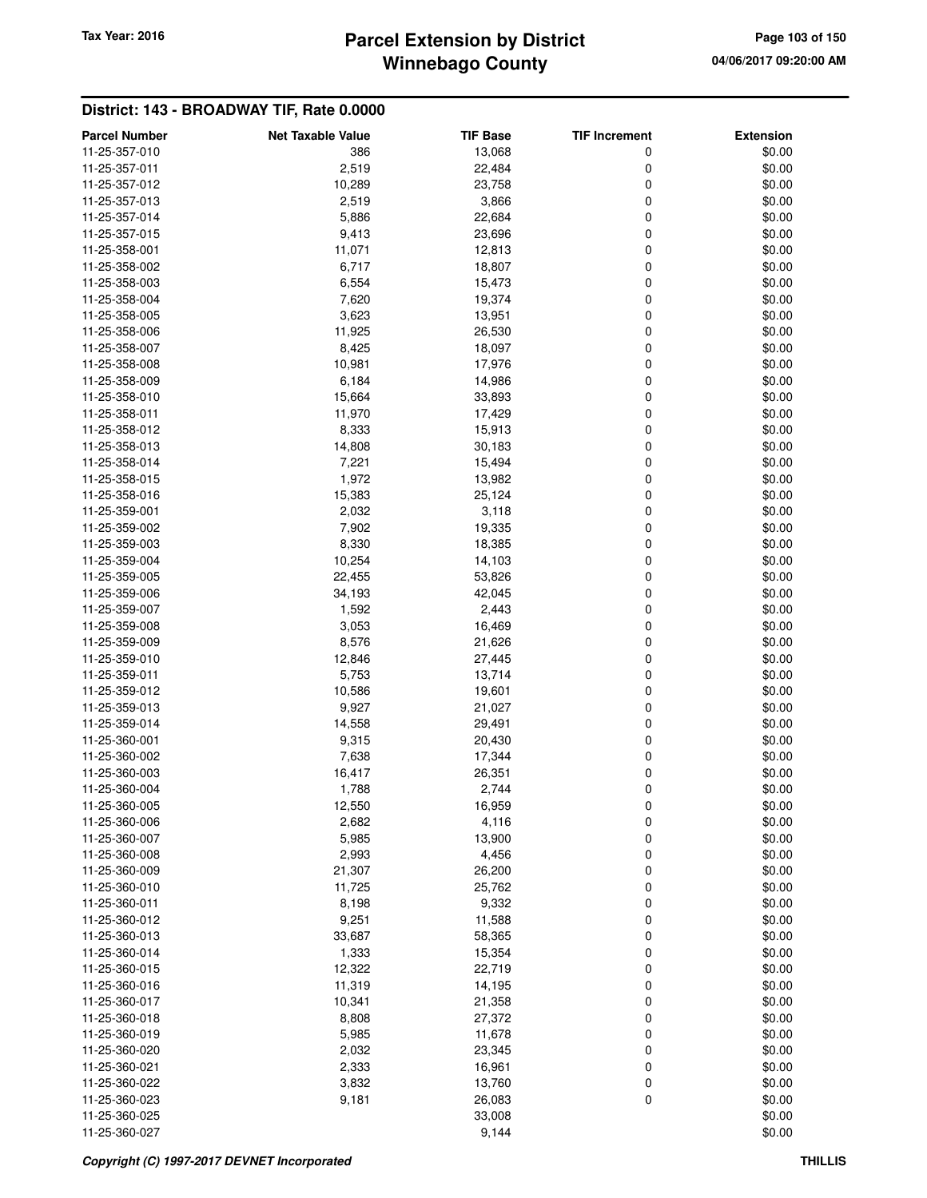## District: 143 - BROADWAY TIF, Rate 0.0000

| Parcel Number | Net Taxable Value | TIF Base | TIF Increment | Extension |
|---|---|---|---|---|
| 11-25-357-010 | 386 | 13,068 | 0 | $0.00 |
| 11-25-357-011 | 2,519 | 22,484 | 0 | $0.00 |
| 11-25-357-012 | 10,289 | 23,758 | 0 | $0.00 |
| 11-25-357-013 | 2,519 | 3,866 | 0 | $0.00 |
| 11-25-357-014 | 5,886 | 22,684 | 0 | $0.00 |
| 11-25-357-015 | 9,413 | 23,696 | 0 | $0.00 |
| 11-25-358-001 | 11,071 | 12,813 | 0 | $0.00 |
| 11-25-358-002 | 6,717 | 18,807 | 0 | $0.00 |
| 11-25-358-003 | 6,554 | 15,473 | 0 | $0.00 |
| 11-25-358-004 | 7,620 | 19,374 | 0 | $0.00 |
| 11-25-358-005 | 3,623 | 13,951 | 0 | $0.00 |
| 11-25-358-006 | 11,925 | 26,530 | 0 | $0.00 |
| 11-25-358-007 | 8,425 | 18,097 | 0 | $0.00 |
| 11-25-358-008 | 10,981 | 17,976 | 0 | $0.00 |
| 11-25-358-009 | 6,184 | 14,986 | 0 | $0.00 |
| 11-25-358-010 | 15,664 | 33,893 | 0 | $0.00 |
| 11-25-358-011 | 11,970 | 17,429 | 0 | $0.00 |
| 11-25-358-012 | 8,333 | 15,913 | 0 | $0.00 |
| 11-25-358-013 | 14,808 | 30,183 | 0 | $0.00 |
| 11-25-358-014 | 7,221 | 15,494 | 0 | $0.00 |
| 11-25-358-015 | 1,972 | 13,982 | 0 | $0.00 |
| 11-25-358-016 | 15,383 | 25,124 | 0 | $0.00 |
| 11-25-359-001 | 2,032 | 3,118 | 0 | $0.00 |
| 11-25-359-002 | 7,902 | 19,335 | 0 | $0.00 |
| 11-25-359-003 | 8,330 | 18,385 | 0 | $0.00 |
| 11-25-359-004 | 10,254 | 14,103 | 0 | $0.00 |
| 11-25-359-005 | 22,455 | 53,826 | 0 | $0.00 |
| 11-25-359-006 | 34,193 | 42,045 | 0 | $0.00 |
| 11-25-359-007 | 1,592 | 2,443 | 0 | $0.00 |
| 11-25-359-008 | 3,053 | 16,469 | 0 | $0.00 |
| 11-25-359-009 | 8,576 | 21,626 | 0 | $0.00 |
| 11-25-359-010 | 12,846 | 27,445 | 0 | $0.00 |
| 11-25-359-011 | 5,753 | 13,714 | 0 | $0.00 |
| 11-25-359-012 | 10,586 | 19,601 | 0 | $0.00 |
| 11-25-359-013 | 9,927 | 21,027 | 0 | $0.00 |
| 11-25-359-014 | 14,558 | 29,491 | 0 | $0.00 |
| 11-25-360-001 | 9,315 | 20,430 | 0 | $0.00 |
| 11-25-360-002 | 7,638 | 17,344 | 0 | $0.00 |
| 11-25-360-003 | 16,417 | 26,351 | 0 | $0.00 |
| 11-25-360-004 | 1,788 | 2,744 | 0 | $0.00 |
| 11-25-360-005 | 12,550 | 16,959 | 0 | $0.00 |
| 11-25-360-006 | 2,682 | 4,116 | 0 | $0.00 |
| 11-25-360-007 | 5,985 | 13,900 | 0 | $0.00 |
| 11-25-360-008 | 2,993 | 4,456 | 0 | $0.00 |
| 11-25-360-009 | 21,307 | 26,200 | 0 | $0.00 |
| 11-25-360-010 | 11,725 | 25,762 | 0 | $0.00 |
| 11-25-360-011 | 8,198 | 9,332 | 0 | $0.00 |
| 11-25-360-012 | 9,251 | 11,588 | 0 | $0.00 |
| 11-25-360-013 | 33,687 | 58,365 | 0 | $0.00 |
| 11-25-360-014 | 1,333 | 15,354 | 0 | $0.00 |
| 11-25-360-015 | 12,322 | 22,719 | 0 | $0.00 |
| 11-25-360-016 | 11,319 | 14,195 | 0 | $0.00 |
| 11-25-360-017 | 10,341 | 21,358 | 0 | $0.00 |
| 11-25-360-018 | 8,808 | 27,372 | 0 | $0.00 |
| 11-25-360-019 | 5,985 | 11,678 | 0 | $0.00 |
| 11-25-360-020 | 2,032 | 23,345 | 0 | $0.00 |
| 11-25-360-021 | 2,333 | 16,961 | 0 | $0.00 |
| 11-25-360-022 | 3,832 | 13,760 | 0 | $0.00 |
| 11-25-360-023 | 9,181 | 26,083 | 0 | $0.00 |
| 11-25-360-025 | | 33,008 | | $0.00 |
| 11-25-360-027 | | 9,144 | | $0.00 |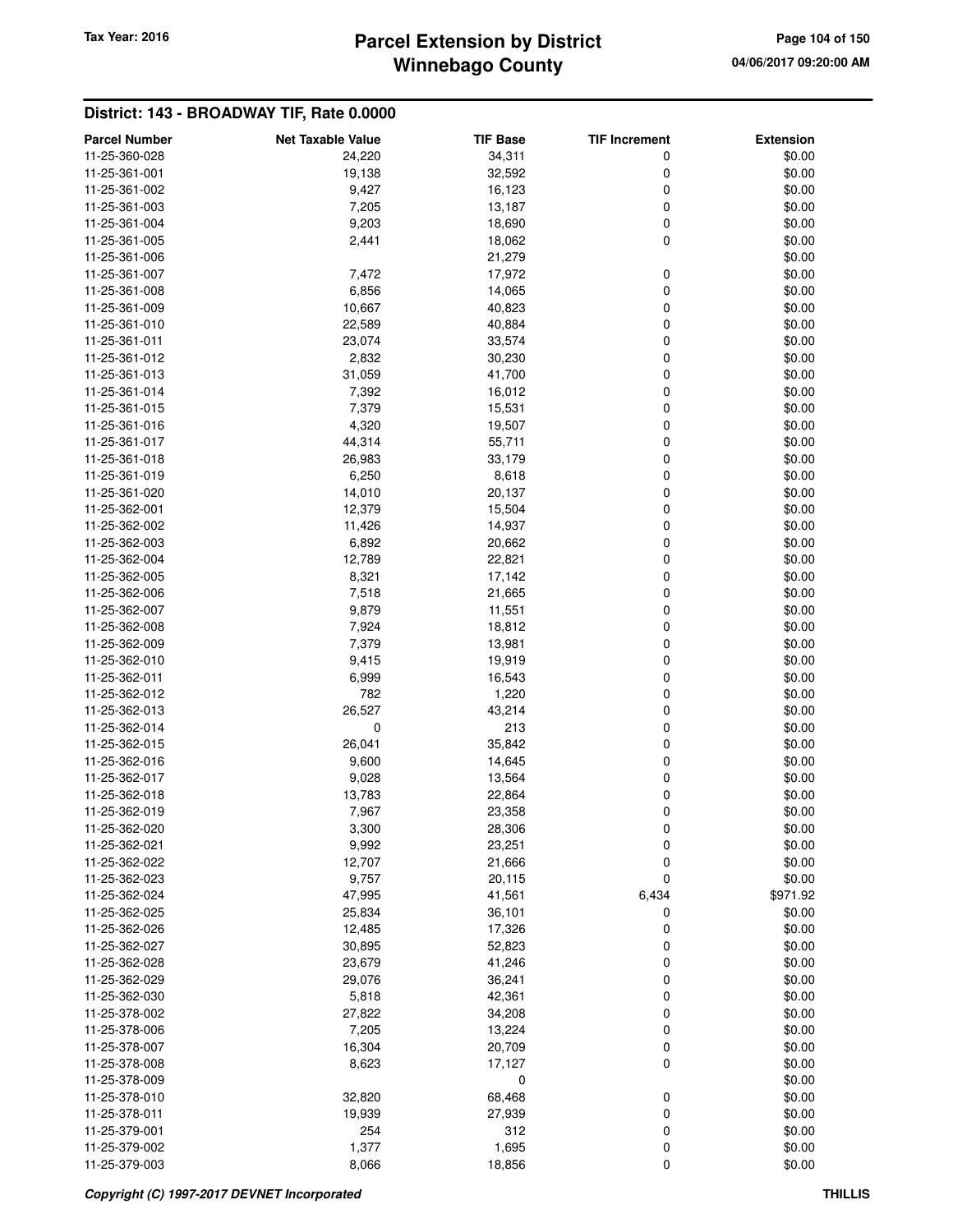## District: 143 - BROADWAY TIF, Rate 0.0000

| Parcel Number | Net Taxable Value | TIF Base | TIF Increment | Extension |
|---|---|---|---|---|
| 11-25-360-028 | 24,220 | 34,311 | 0 | $0.00 |
| 11-25-361-001 | 19,138 | 32,592 | 0 | $0.00 |
| 11-25-361-002 | 9,427 | 16,123 | 0 | $0.00 |
| 11-25-361-003 | 7,205 | 13,187 | 0 | $0.00 |
| 11-25-361-004 | 9,203 | 18,690 | 0 | $0.00 |
| 11-25-361-005 | 2,441 | 18,062 | 0 | $0.00 |
| 11-25-361-006 | | 21,279 | | $0.00 |
| 11-25-361-007 | 7,472 | 17,972 | 0 | $0.00 |
| 11-25-361-008 | 6,856 | 14,065 | 0 | $0.00 |
| 11-25-361-009 | 10,667 | 40,823 | 0 | $0.00 |
| 11-25-361-010 | 22,589 | 40,884 | 0 | $0.00 |
| 11-25-361-011 | 23,074 | 33,574 | 0 | $0.00 |
| 11-25-361-012 | 2,832 | 30,230 | 0 | $0.00 |
| 11-25-361-013 | 31,059 | 41,700 | 0 | $0.00 |
| 11-25-361-014 | 7,392 | 16,012 | 0 | $0.00 |
| 11-25-361-015 | 7,379 | 15,531 | 0 | $0.00 |
| 11-25-361-016 | 4,320 | 19,507 | 0 | $0.00 |
| 11-25-361-017 | 44,314 | 55,711 | 0 | $0.00 |
| 11-25-361-018 | 26,983 | 33,179 | 0 | $0.00 |
| 11-25-361-019 | 6,250 | 8,618 | 0 | $0.00 |
| 11-25-361-020 | 14,010 | 20,137 | 0 | $0.00 |
| 11-25-362-001 | 12,379 | 15,504 | 0 | $0.00 |
| 11-25-362-002 | 11,426 | 14,937 | 0 | $0.00 |
| 11-25-362-003 | 6,892 | 20,662 | 0 | $0.00 |
| 11-25-362-004 | 12,789 | 22,821 | 0 | $0.00 |
| 11-25-362-005 | 8,321 | 17,142 | 0 | $0.00 |
| 11-25-362-006 | 7,518 | 21,665 | 0 | $0.00 |
| 11-25-362-007 | 9,879 | 11,551 | 0 | $0.00 |
| 11-25-362-008 | 7,924 | 18,812 | 0 | $0.00 |
| 11-25-362-009 | 7,379 | 13,981 | 0 | $0.00 |
| 11-25-362-010 | 9,415 | 19,919 | 0 | $0.00 |
| 11-25-362-011 | 6,999 | 16,543 | 0 | $0.00 |
| 11-25-362-012 | 782 | 1,220 | 0 | $0.00 |
| 11-25-362-013 | 26,527 | 43,214 | 0 | $0.00 |
| 11-25-362-014 | 0 | 213 | 0 | $0.00 |
| 11-25-362-015 | 26,041 | 35,842 | 0 | $0.00 |
| 11-25-362-016 | 9,600 | 14,645 | 0 | $0.00 |
| 11-25-362-017 | 9,028 | 13,564 | 0 | $0.00 |
| 11-25-362-018 | 13,783 | 22,864 | 0 | $0.00 |
| 11-25-362-019 | 7,967 | 23,358 | 0 | $0.00 |
| 11-25-362-020 | 3,300 | 28,306 | 0 | $0.00 |
| 11-25-362-021 | 9,992 | 23,251 | 0 | $0.00 |
| 11-25-362-022 | 12,707 | 21,666 | 0 | $0.00 |
| 11-25-362-023 | 9,757 | 20,115 | 0 | $0.00 |
| 11-25-362-024 | 47,995 | 41,561 | 6,434 | $971.92 |
| 11-25-362-025 | 25,834 | 36,101 | 0 | $0.00 |
| 11-25-362-026 | 12,485 | 17,326 | 0 | $0.00 |
| 11-25-362-027 | 30,895 | 52,823 | 0 | $0.00 |
| 11-25-362-028 | 23,679 | 41,246 | 0 | $0.00 |
| 11-25-362-029 | 29,076 | 36,241 | 0 | $0.00 |
| 11-25-362-030 | 5,818 | 42,361 | 0 | $0.00 |
| 11-25-378-002 | 27,822 | 34,208 | 0 | $0.00 |
| 11-25-378-006 | 7,205 | 13,224 | 0 | $0.00 |
| 11-25-378-007 | 16,304 | 20,709 | 0 | $0.00 |
| 11-25-378-008 | 8,623 | 17,127 | 0 | $0.00 |
| 11-25-378-009 | | 0 | | $0.00 |
| 11-25-378-010 | 32,820 | 68,468 | 0 | $0.00 |
| 11-25-378-011 | 19,939 | 27,939 | 0 | $0.00 |
| 11-25-379-001 | 254 | 312 | 0 | $0.00 |
| 11-25-379-002 | 1,377 | 1,695 | 0 | $0.00 |
| 11-25-379-003 | 8,066 | 18,856 | 0 | $0.00 |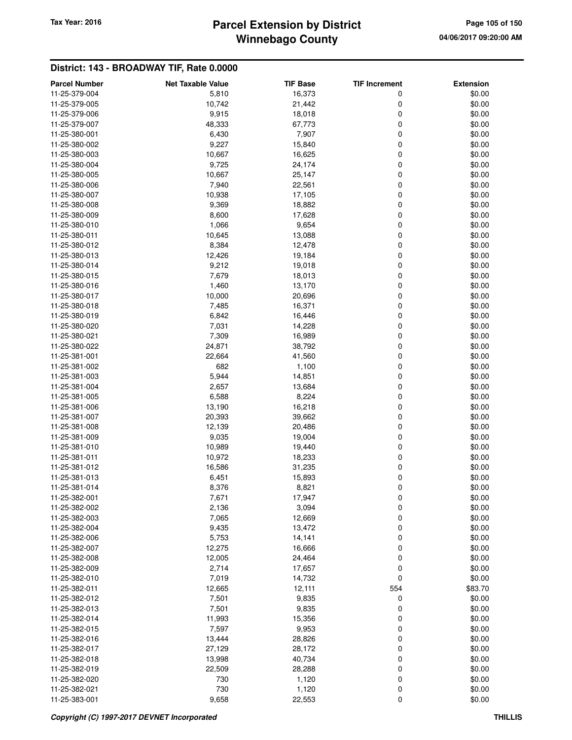## District: 143 - BROADWAY TIF, Rate 0.0000

| Parcel Number | Net Taxable Value | TIF Base | TIF Increment | Extension |
|---|---|---|---|---|
| 11-25-379-004 | 5,810 | 16,373 | 0 | $0.00 |
| 11-25-379-005 | 10,742 | 21,442 | 0 | $0.00 |
| 11-25-379-006 | 9,915 | 18,018 | 0 | $0.00 |
| 11-25-379-007 | 48,333 | 67,773 | 0 | $0.00 |
| 11-25-380-001 | 6,430 | 7,907 | 0 | $0.00 |
| 11-25-380-002 | 9,227 | 15,840 | 0 | $0.00 |
| 11-25-380-003 | 10,667 | 16,625 | 0 | $0.00 |
| 11-25-380-004 | 9,725 | 24,174 | 0 | $0.00 |
| 11-25-380-005 | 10,667 | 25,147 | 0 | $0.00 |
| 11-25-380-006 | 7,940 | 22,561 | 0 | $0.00 |
| 11-25-380-007 | 10,938 | 17,105 | 0 | $0.00 |
| 11-25-380-008 | 9,369 | 18,882 | 0 | $0.00 |
| 11-25-380-009 | 8,600 | 17,628 | 0 | $0.00 |
| 11-25-380-010 | 1,066 | 9,654 | 0 | $0.00 |
| 11-25-380-011 | 10,645 | 13,088 | 0 | $0.00 |
| 11-25-380-012 | 8,384 | 12,478 | 0 | $0.00 |
| 11-25-380-013 | 12,426 | 19,184 | 0 | $0.00 |
| 11-25-380-014 | 9,212 | 19,018 | 0 | $0.00 |
| 11-25-380-015 | 7,679 | 18,013 | 0 | $0.00 |
| 11-25-380-016 | 1,460 | 13,170 | 0 | $0.00 |
| 11-25-380-017 | 10,000 | 20,696 | 0 | $0.00 |
| 11-25-380-018 | 7,485 | 16,371 | 0 | $0.00 |
| 11-25-380-019 | 6,842 | 16,446 | 0 | $0.00 |
| 11-25-380-020 | 7,031 | 14,228 | 0 | $0.00 |
| 11-25-380-021 | 7,309 | 16,989 | 0 | $0.00 |
| 11-25-380-022 | 24,871 | 38,792 | 0 | $0.00 |
| 11-25-381-001 | 22,664 | 41,560 | 0 | $0.00 |
| 11-25-381-002 | 682 | 1,100 | 0 | $0.00 |
| 11-25-381-003 | 5,944 | 14,851 | 0 | $0.00 |
| 11-25-381-004 | 2,657 | 13,684 | 0 | $0.00 |
| 11-25-381-005 | 6,588 | 8,224 | 0 | $0.00 |
| 11-25-381-006 | 13,190 | 16,218 | 0 | $0.00 |
| 11-25-381-007 | 20,393 | 39,662 | 0 | $0.00 |
| 11-25-381-008 | 12,139 | 20,486 | 0 | $0.00 |
| 11-25-381-009 | 9,035 | 19,004 | 0 | $0.00 |
| 11-25-381-010 | 10,989 | 19,440 | 0 | $0.00 |
| 11-25-381-011 | 10,972 | 18,233 | 0 | $0.00 |
| 11-25-381-012 | 16,586 | 31,235 | 0 | $0.00 |
| 11-25-381-013 | 6,451 | 15,893 | 0 | $0.00 |
| 11-25-381-014 | 8,376 | 8,821 | 0 | $0.00 |
| 11-25-382-001 | 7,671 | 17,947 | 0 | $0.00 |
| 11-25-382-002 | 2,136 | 3,094 | 0 | $0.00 |
| 11-25-382-003 | 7,065 | 12,669 | 0 | $0.00 |
| 11-25-382-004 | 9,435 | 13,472 | 0 | $0.00 |
| 11-25-382-006 | 5,753 | 14,141 | 0 | $0.00 |
| 11-25-382-007 | 12,275 | 16,666 | 0 | $0.00 |
| 11-25-382-008 | 12,005 | 24,464 | 0 | $0.00 |
| 11-25-382-009 | 2,714 | 17,657 | 0 | $0.00 |
| 11-25-382-010 | 7,019 | 14,732 | 0 | $0.00 |
| 11-25-382-011 | 12,665 | 12,111 | 554 | $83.70 |
| 11-25-382-012 | 7,501 | 9,835 | 0 | $0.00 |
| 11-25-382-013 | 7,501 | 9,835 | 0 | $0.00 |
| 11-25-382-014 | 11,993 | 15,356 | 0 | $0.00 |
| 11-25-382-015 | 7,597 | 9,953 | 0 | $0.00 |
| 11-25-382-016 | 13,444 | 28,826 | 0 | $0.00 |
| 11-25-382-017 | 27,129 | 28,172 | 0 | $0.00 |
| 11-25-382-018 | 13,998 | 40,734 | 0 | $0.00 |
| 11-25-382-019 | 22,509 | 28,288 | 0 | $0.00 |
| 11-25-382-020 | 730 | 1,120 | 0 | $0.00 |
| 11-25-382-021 | 730 | 1,120 | 0 | $0.00 |
| 11-25-383-001 | 9,658 | 22,553 | 0 | $0.00 |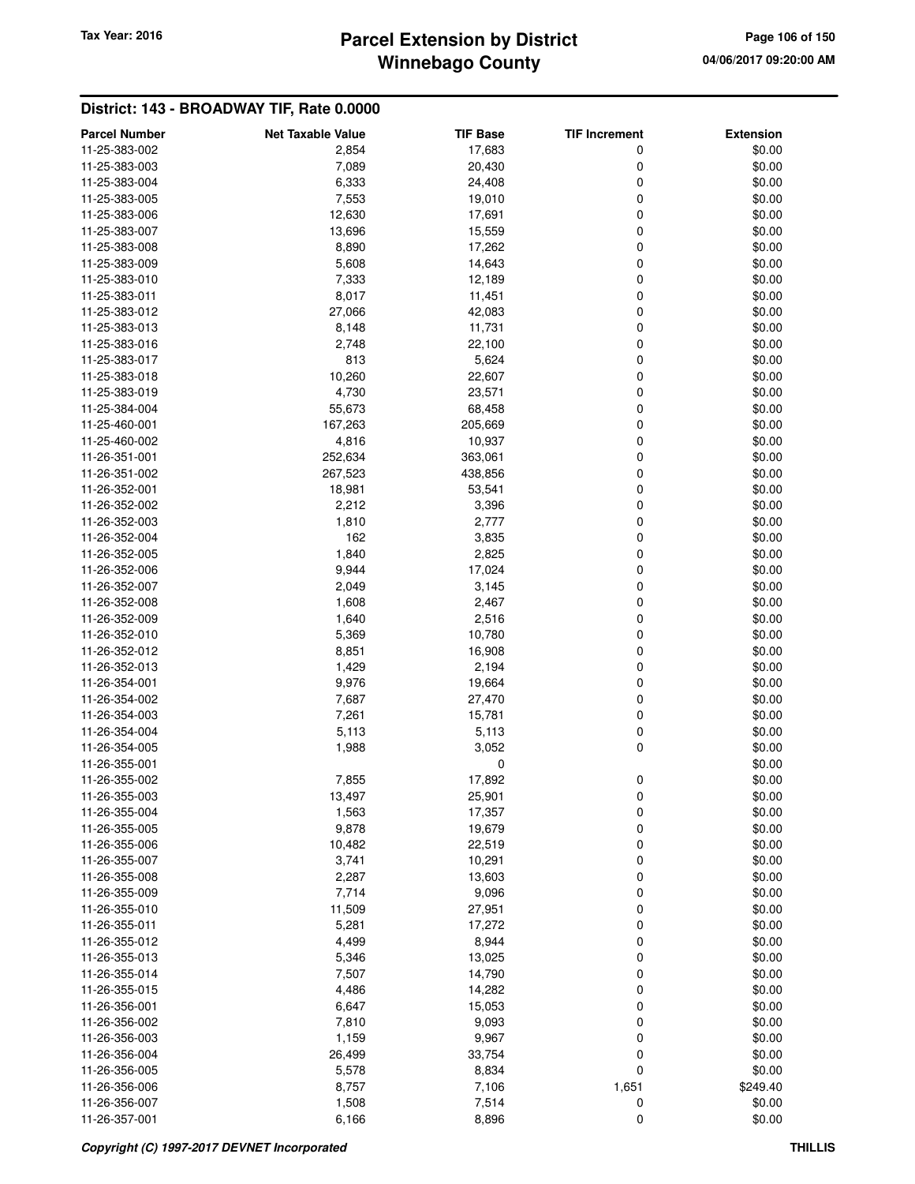## District: 143 - BROADWAY TIF, Rate 0.0000

| Parcel Number | Net Taxable Value | TIF Base | TIF Increment | Extension |
|---|---|---|---|---|
| 11-25-383-002 | 2,854 | 17,683 | 0 | $0.00 |
| 11-25-383-003 | 7,089 | 20,430 | 0 | $0.00 |
| 11-25-383-004 | 6,333 | 24,408 | 0 | $0.00 |
| 11-25-383-005 | 7,553 | 19,010 | 0 | $0.00 |
| 11-25-383-006 | 12,630 | 17,691 | 0 | $0.00 |
| 11-25-383-007 | 13,696 | 15,559 | 0 | $0.00 |
| 11-25-383-008 | 8,890 | 17,262 | 0 | $0.00 |
| 11-25-383-009 | 5,608 | 14,643 | 0 | $0.00 |
| 11-25-383-010 | 7,333 | 12,189 | 0 | $0.00 |
| 11-25-383-011 | 8,017 | 11,451 | 0 | $0.00 |
| 11-25-383-012 | 27,066 | 42,083 | 0 | $0.00 |
| 11-25-383-013 | 8,148 | 11,731 | 0 | $0.00 |
| 11-25-383-016 | 2,748 | 22,100 | 0 | $0.00 |
| 11-25-383-017 | 813 | 5,624 | 0 | $0.00 |
| 11-25-383-018 | 10,260 | 22,607 | 0 | $0.00 |
| 11-25-383-019 | 4,730 | 23,571 | 0 | $0.00 |
| 11-25-384-004 | 55,673 | 68,458 | 0 | $0.00 |
| 11-25-460-001 | 167,263 | 205,669 | 0 | $0.00 |
| 11-25-460-002 | 4,816 | 10,937 | 0 | $0.00 |
| 11-26-351-001 | 252,634 | 363,061 | 0 | $0.00 |
| 11-26-351-002 | 267,523 | 438,856 | 0 | $0.00 |
| 11-26-352-001 | 18,981 | 53,541 | 0 | $0.00 |
| 11-26-352-002 | 2,212 | 3,396 | 0 | $0.00 |
| 11-26-352-003 | 1,810 | 2,777 | 0 | $0.00 |
| 11-26-352-004 | 162 | 3,835 | 0 | $0.00 |
| 11-26-352-005 | 1,840 | 2,825 | 0 | $0.00 |
| 11-26-352-006 | 9,944 | 17,024 | 0 | $0.00 |
| 11-26-352-007 | 2,049 | 3,145 | 0 | $0.00 |
| 11-26-352-008 | 1,608 | 2,467 | 0 | $0.00 |
| 11-26-352-009 | 1,640 | 2,516 | 0 | $0.00 |
| 11-26-352-010 | 5,369 | 10,780 | 0 | $0.00 |
| 11-26-352-012 | 8,851 | 16,908 | 0 | $0.00 |
| 11-26-352-013 | 1,429 | 2,194 | 0 | $0.00 |
| 11-26-354-001 | 9,976 | 19,664 | 0 | $0.00 |
| 11-26-354-002 | 7,687 | 27,470 | 0 | $0.00 |
| 11-26-354-003 | 7,261 | 15,781 | 0 | $0.00 |
| 11-26-354-004 | 5,113 | 5,113 | 0 | $0.00 |
| 11-26-354-005 | 1,988 | 3,052 | 0 | $0.00 |
| 11-26-355-001 | | 0 | | $0.00 |
| 11-26-355-002 | 7,855 | 17,892 | 0 | $0.00 |
| 11-26-355-003 | 13,497 | 25,901 | 0 | $0.00 |
| 11-26-355-004 | 1,563 | 17,357 | 0 | $0.00 |
| 11-26-355-005 | 9,878 | 19,679 | 0 | $0.00 |
| 11-26-355-006 | 10,482 | 22,519 | 0 | $0.00 |
| 11-26-355-007 | 3,741 | 10,291 | 0 | $0.00 |
| 11-26-355-008 | 2,287 | 13,603 | 0 | $0.00 |
| 11-26-355-009 | 7,714 | 9,096 | 0 | $0.00 |
| 11-26-355-010 | 11,509 | 27,951 | 0 | $0.00 |
| 11-26-355-011 | 5,281 | 17,272 | 0 | $0.00 |
| 11-26-355-012 | 4,499 | 8,944 | 0 | $0.00 |
| 11-26-355-013 | 5,346 | 13,025 | 0 | $0.00 |
| 11-26-355-014 | 7,507 | 14,790 | 0 | $0.00 |
| 11-26-355-015 | 4,486 | 14,282 | 0 | $0.00 |
| 11-26-356-001 | 6,647 | 15,053 | 0 | $0.00 |
| 11-26-356-002 | 7,810 | 9,093 | 0 | $0.00 |
| 11-26-356-003 | 1,159 | 9,967 | 0 | $0.00 |
| 11-26-356-004 | 26,499 | 33,754 | 0 | $0.00 |
| 11-26-356-005 | 5,578 | 8,834 | 0 | $0.00 |
| 11-26-356-006 | 8,757 | 7,106 | 1,651 | $249.40 |
| 11-26-356-007 | 1,508 | 7,514 | 0 | $0.00 |
| 11-26-357-001 | 6,166 | 8,896 | 0 | $0.00 |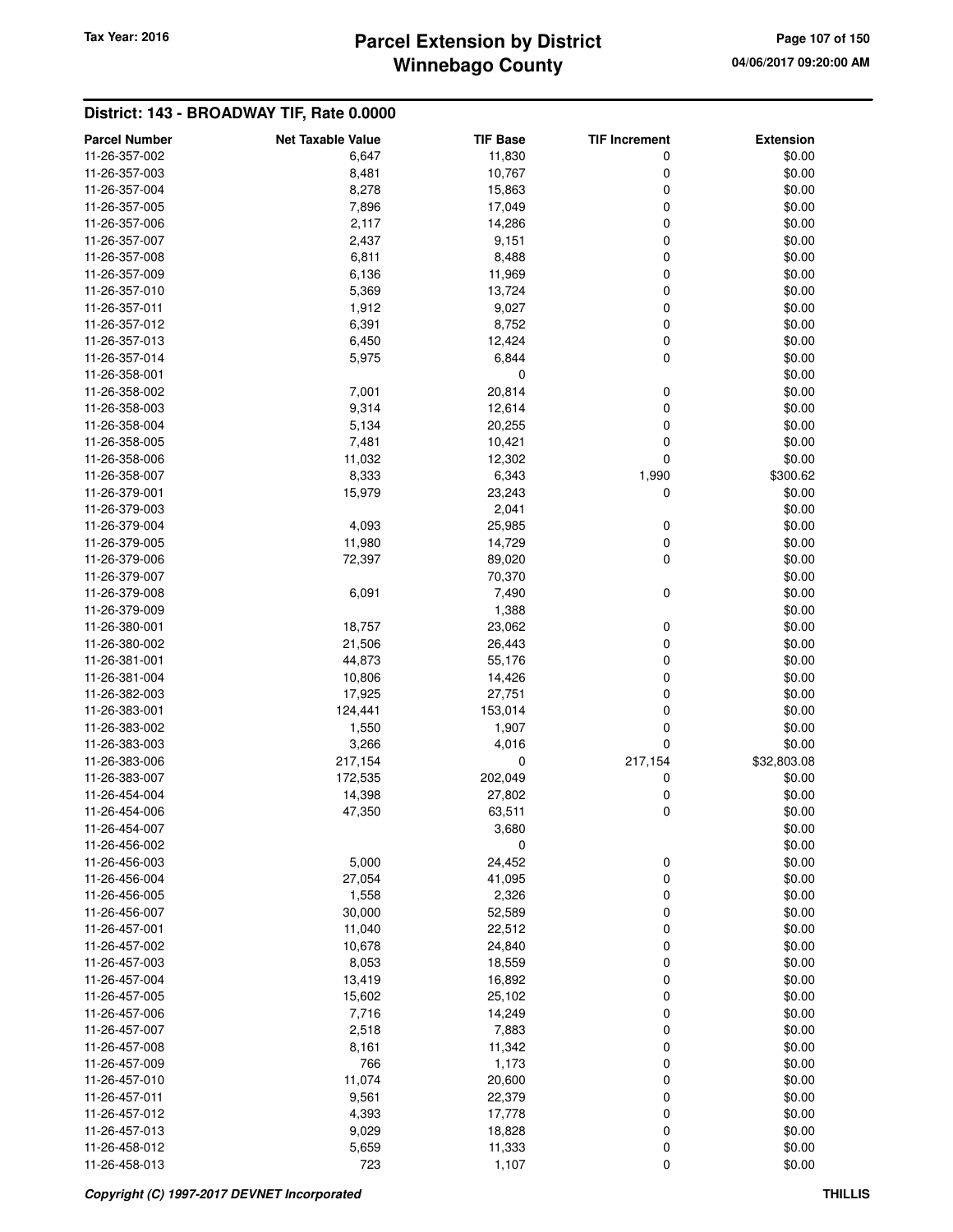## District: 143 - BROADWAY TIF, Rate 0.0000

| Parcel Number | Net Taxable Value | TIF Base | TIF Increment | Extension |
|---|---|---|---|---|
| 11-26-357-002 | 6,647 | 11,830 | 0 | $0.00 |
| 11-26-357-003 | 8,481 | 10,767 | 0 | $0.00 |
| 11-26-357-004 | 8,278 | 15,863 | 0 | $0.00 |
| 11-26-357-005 | 7,896 | 17,049 | 0 | $0.00 |
| 11-26-357-006 | 2,117 | 14,286 | 0 | $0.00 |
| 11-26-357-007 | 2,437 | 9,151 | 0 | $0.00 |
| 11-26-357-008 | 6,811 | 8,488 | 0 | $0.00 |
| 11-26-357-009 | 6,136 | 11,969 | 0 | $0.00 |
| 11-26-357-010 | 5,369 | 13,724 | 0 | $0.00 |
| 11-26-357-011 | 1,912 | 9,027 | 0 | $0.00 |
| 11-26-357-012 | 6,391 | 8,752 | 0 | $0.00 |
| 11-26-357-013 | 6,450 | 12,424 | 0 | $0.00 |
| 11-26-357-014 | 5,975 | 6,844 | 0 | $0.00 |
| 11-26-358-001 | | 0 | | $0.00 |
| 11-26-358-002 | 7,001 | 20,814 | 0 | $0.00 |
| 11-26-358-003 | 9,314 | 12,614 | 0 | $0.00 |
| 11-26-358-004 | 5,134 | 20,255 | 0 | $0.00 |
| 11-26-358-005 | 7,481 | 10,421 | 0 | $0.00 |
| 11-26-358-006 | 11,032 | 12,302 | 0 | $0.00 |
| 11-26-358-007 | 8,333 | 6,343 | 1,990 | $300.62 |
| 11-26-379-001 | 15,979 | 23,243 | 0 | $0.00 |
| 11-26-379-003 | | 2,041 | | $0.00 |
| 11-26-379-004 | 4,093 | 25,985 | 0 | $0.00 |
| 11-26-379-005 | 11,980 | 14,729 | 0 | $0.00 |
| 11-26-379-006 | 72,397 | 89,020 | 0 | $0.00 |
| 11-26-379-007 | | 70,370 | | $0.00 |
| 11-26-379-008 | 6,091 | 7,490 | 0 | $0.00 |
| 11-26-379-009 | | 1,388 | | $0.00 |
| 11-26-380-001 | 18,757 | 23,062 | 0 | $0.00 |
| 11-26-380-002 | 21,506 | 26,443 | 0 | $0.00 |
| 11-26-381-001 | 44,873 | 55,176 | 0 | $0.00 |
| 11-26-381-004 | 10,806 | 14,426 | 0 | $0.00 |
| 11-26-382-003 | 17,925 | 27,751 | 0 | $0.00 |
| 11-26-383-001 | 124,441 | 153,014 | 0 | $0.00 |
| 11-26-383-002 | 1,550 | 1,907 | 0 | $0.00 |
| 11-26-383-003 | 3,266 | 4,016 | 0 | $0.00 |
| 11-26-383-006 | 217,154 | 0 | 217,154 | $32,803.08 |
| 11-26-383-007 | 172,535 | 202,049 | 0 | $0.00 |
| 11-26-454-004 | 14,398 | 27,802 | 0 | $0.00 |
| 11-26-454-006 | 47,350 | 63,511 | 0 | $0.00 |
| 11-26-454-007 | | 3,680 | | $0.00 |
| 11-26-456-002 | | 0 | | $0.00 |
| 11-26-456-003 | 5,000 | 24,452 | 0 | $0.00 |
| 11-26-456-004 | 27,054 | 41,095 | 0 | $0.00 |
| 11-26-456-005 | 1,558 | 2,326 | 0 | $0.00 |
| 11-26-456-007 | 30,000 | 52,589 | 0 | $0.00 |
| 11-26-457-001 | 11,040 | 22,512 | 0 | $0.00 |
| 11-26-457-002 | 10,678 | 24,840 | 0 | $0.00 |
| 11-26-457-003 | 8,053 | 18,559 | 0 | $0.00 |
| 11-26-457-004 | 13,419 | 16,892 | 0 | $0.00 |
| 11-26-457-005 | 15,602 | 25,102 | 0 | $0.00 |
| 11-26-457-006 | 7,716 | 14,249 | 0 | $0.00 |
| 11-26-457-007 | 2,518 | 7,883 | 0 | $0.00 |
| 11-26-457-008 | 8,161 | 11,342 | 0 | $0.00 |
| 11-26-457-009 | 766 | 1,173 | 0 | $0.00 |
| 11-26-457-010 | 11,074 | 20,600 | 0 | $0.00 |
| 11-26-457-011 | 9,561 | 22,379 | 0 | $0.00 |
| 11-26-457-012 | 4,393 | 17,778 | 0 | $0.00 |
| 11-26-457-013 | 9,029 | 18,828 | 0 | $0.00 |
| 11-26-458-012 | 5,659 | 11,333 | 0 | $0.00 |
| 11-26-458-013 | 723 | 1,107 | 0 | $0.00 |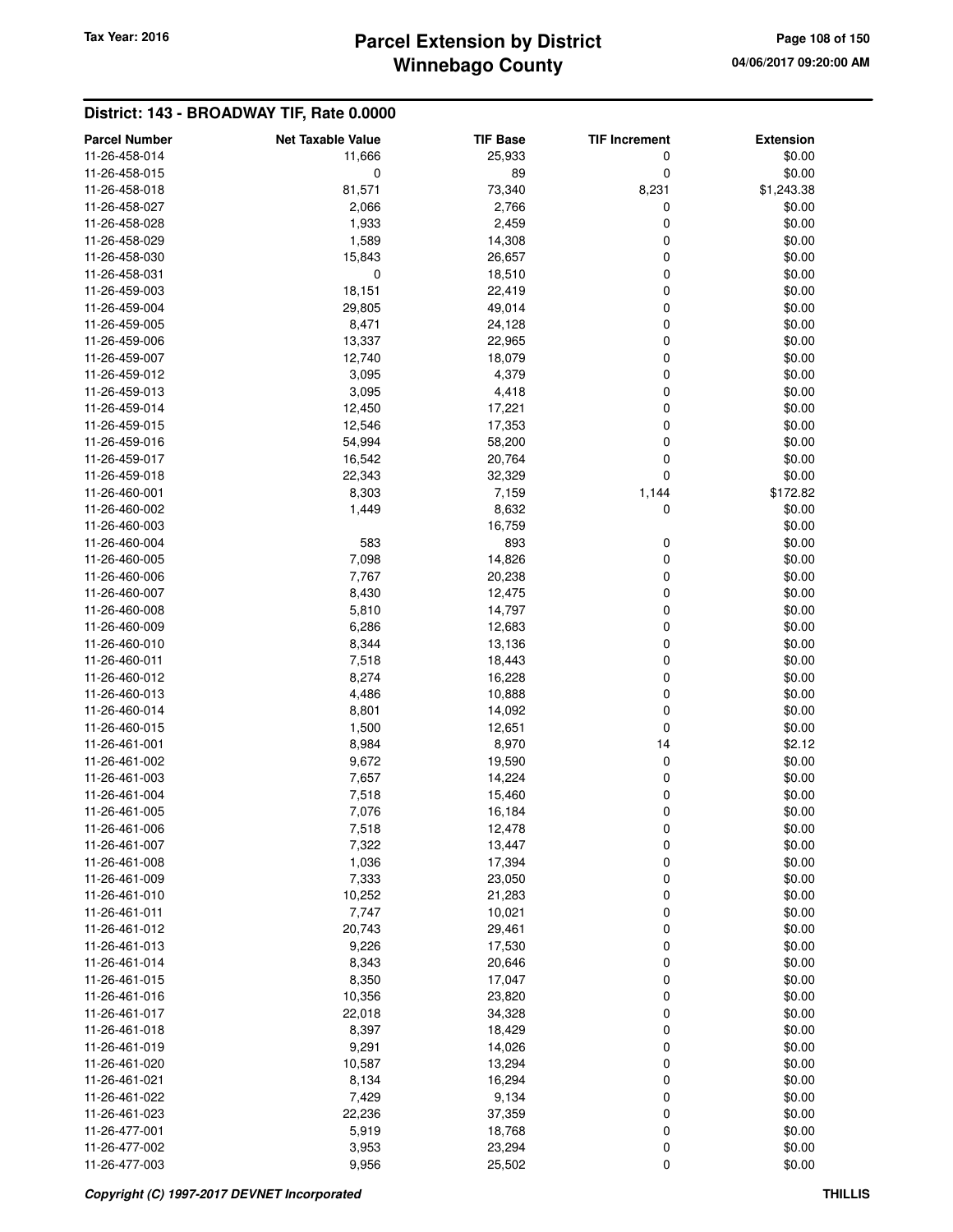## District: 143 - BROADWAY TIF, Rate 0.0000

| Parcel Number | Net Taxable Value | TIF Base | TIF Increment | Extension |
|---|---|---|---|---|
| 11-26-458-014 | 11,666 | 25,933 | 0 | $0.00 |
| 11-26-458-015 | 0 | 89 | 0 | $0.00 |
| 11-26-458-018 | 81,571 | 73,340 | 8,231 | $1,243.38 |
| 11-26-458-027 | 2,066 | 2,766 | 0 | $0.00 |
| 11-26-458-028 | 1,933 | 2,459 | 0 | $0.00 |
| 11-26-458-029 | 1,589 | 14,308 | 0 | $0.00 |
| 11-26-458-030 | 15,843 | 26,657 | 0 | $0.00 |
| 11-26-458-031 | 0 | 18,510 | 0 | $0.00 |
| 11-26-459-003 | 18,151 | 22,419 | 0 | $0.00 |
| 11-26-459-004 | 29,805 | 49,014 | 0 | $0.00 |
| 11-26-459-005 | 8,471 | 24,128 | 0 | $0.00 |
| 11-26-459-006 | 13,337 | 22,965 | 0 | $0.00 |
| 11-26-459-007 | 12,740 | 18,079 | 0 | $0.00 |
| 11-26-459-012 | 3,095 | 4,379 | 0 | $0.00 |
| 11-26-459-013 | 3,095 | 4,418 | 0 | $0.00 |
| 11-26-459-014 | 12,450 | 17,221 | 0 | $0.00 |
| 11-26-459-015 | 12,546 | 17,353 | 0 | $0.00 |
| 11-26-459-016 | 54,994 | 58,200 | 0 | $0.00 |
| 11-26-459-017 | 16,542 | 20,764 | 0 | $0.00 |
| 11-26-459-018 | 22,343 | 32,329 | 0 | $0.00 |
| 11-26-460-001 | 8,303 | 7,159 | 1,144 | $172.82 |
| 11-26-460-002 | 1,449 | 8,632 | 0 | $0.00 |
| 11-26-460-003 | | 16,759 | | $0.00 |
| 11-26-460-004 | 583 | 893 | 0 | $0.00 |
| 11-26-460-005 | 7,098 | 14,826 | 0 | $0.00 |
| 11-26-460-006 | 7,767 | 20,238 | 0 | $0.00 |
| 11-26-460-007 | 8,430 | 12,475 | 0 | $0.00 |
| 11-26-460-008 | 5,810 | 14,797 | 0 | $0.00 |
| 11-26-460-009 | 6,286 | 12,683 | 0 | $0.00 |
| 11-26-460-010 | 8,344 | 13,136 | 0 | $0.00 |
| 11-26-460-011 | 7,518 | 18,443 | 0 | $0.00 |
| 11-26-460-012 | 8,274 | 16,228 | 0 | $0.00 |
| 11-26-460-013 | 4,486 | 10,888 | 0 | $0.00 |
| 11-26-460-014 | 8,801 | 14,092 | 0 | $0.00 |
| 11-26-460-015 | 1,500 | 12,651 | 0 | $0.00 |
| 11-26-461-001 | 8,984 | 8,970 | 14 | $2.12 |
| 11-26-461-002 | 9,672 | 19,590 | 0 | $0.00 |
| 11-26-461-003 | 7,657 | 14,224 | 0 | $0.00 |
| 11-26-461-004 | 7,518 | 15,460 | 0 | $0.00 |
| 11-26-461-005 | 7,076 | 16,184 | 0 | $0.00 |
| 11-26-461-006 | 7,518 | 12,478 | 0 | $0.00 |
| 11-26-461-007 | 7,322 | 13,447 | 0 | $0.00 |
| 11-26-461-008 | 1,036 | 17,394 | 0 | $0.00 |
| 11-26-461-009 | 7,333 | 23,050 | 0 | $0.00 |
| 11-26-461-010 | 10,252 | 21,283 | 0 | $0.00 |
| 11-26-461-011 | 7,747 | 10,021 | 0 | $0.00 |
| 11-26-461-012 | 20,743 | 29,461 | 0 | $0.00 |
| 11-26-461-013 | 9,226 | 17,530 | 0 | $0.00 |
| 11-26-461-014 | 8,343 | 20,646 | 0 | $0.00 |
| 11-26-461-015 | 8,350 | 17,047 | 0 | $0.00 |
| 11-26-461-016 | 10,356 | 23,820 | 0 | $0.00 |
| 11-26-461-017 | 22,018 | 34,328 | 0 | $0.00 |
| 11-26-461-018 | 8,397 | 18,429 | 0 | $0.00 |
| 11-26-461-019 | 9,291 | 14,026 | 0 | $0.00 |
| 11-26-461-020 | 10,587 | 13,294 | 0 | $0.00 |
| 11-26-461-021 | 8,134 | 16,294 | 0 | $0.00 |
| 11-26-461-022 | 7,429 | 9,134 | 0 | $0.00 |
| 11-26-461-023 | 22,236 | 37,359 | 0 | $0.00 |
| 11-26-477-001 | 5,919 | 18,768 | 0 | $0.00 |
| 11-26-477-002 | 3,953 | 23,294 | 0 | $0.00 |
| 11-26-477-003 | 9,956 | 25,502 | 0 | $0.00 |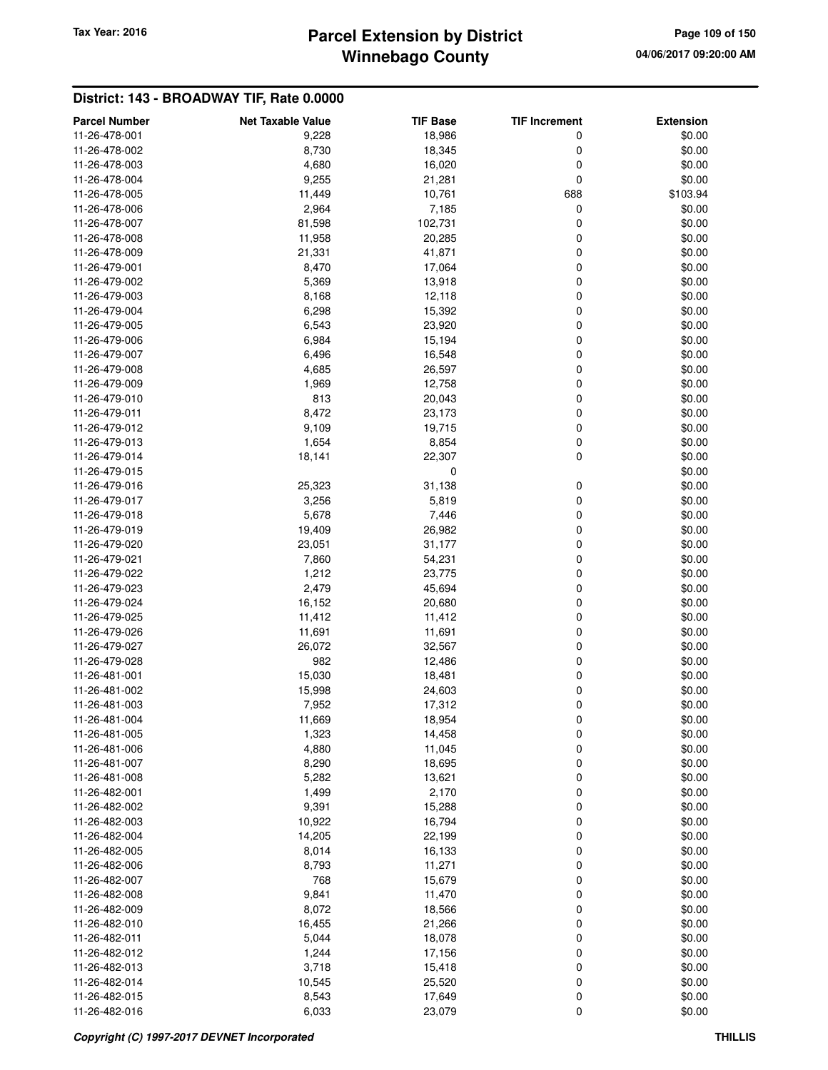# Parcel Extension by District
# Winnebago County

Tax Year: 2016

04/06/2017 09:20:00 AM

## District: 143 - BROADWAY TIF, Rate 0.0000

| Parcel Number | Net Taxable Value | TIF Base | TIF Increment | Extension |
|---|---|---|---|---|
| 11-26-478-001 | 9,228 | 18,986 | 0 | $0.00 |
| 11-26-478-002 | 8,730 | 18,345 | 0 | $0.00 |
| 11-26-478-003 | 4,680 | 16,020 | 0 | $0.00 |
| 11-26-478-004 | 9,255 | 21,281 | 0 | $0.00 |
| 11-26-478-005 | 11,449 | 10,761 | 688 | $103.94 |
| 11-26-478-006 | 2,964 | 7,185 | 0 | $0.00 |
| 11-26-478-007 | 81,598 | 102,731 | 0 | $0.00 |
| 11-26-478-008 | 11,958 | 20,285 | 0 | $0.00 |
| 11-26-478-009 | 21,331 | 41,871 | 0 | $0.00 |
| 11-26-479-001 | 8,470 | 17,064 | 0 | $0.00 |
| 11-26-479-002 | 5,369 | 13,918 | 0 | $0.00 |
| 11-26-479-003 | 8,168 | 12,118 | 0 | $0.00 |
| 11-26-479-004 | 6,298 | 15,392 | 0 | $0.00 |
| 11-26-479-005 | 6,543 | 23,920 | 0 | $0.00 |
| 11-26-479-006 | 6,984 | 15,194 | 0 | $0.00 |
| 11-26-479-007 | 6,496 | 16,548 | 0 | $0.00 |
| 11-26-479-008 | 4,685 | 26,597 | 0 | $0.00 |
| 11-26-479-009 | 1,969 | 12,758 | 0 | $0.00 |
| 11-26-479-010 | 813 | 20,043 | 0 | $0.00 |
| 11-26-479-011 | 8,472 | 23,173 | 0 | $0.00 |
| 11-26-479-012 | 9,109 | 19,715 | 0 | $0.00 |
| 11-26-479-013 | 1,654 | 8,854 | 0 | $0.00 |
| 11-26-479-014 | 18,141 | 22,307 | 0 | $0.00 |
| 11-26-479-015 | | 0 | | $0.00 |
| 11-26-479-016 | 25,323 | 31,138 | 0 | $0.00 |
| 11-26-479-017 | 3,256 | 5,819 | 0 | $0.00 |
| 11-26-479-018 | 5,678 | 7,446 | 0 | $0.00 |
| 11-26-479-019 | 19,409 | 26,982 | 0 | $0.00 |
| 11-26-479-020 | 23,051 | 31,177 | 0 | $0.00 |
| 11-26-479-021 | 7,860 | 54,231 | 0 | $0.00 |
| 11-26-479-022 | 1,212 | 23,775 | 0 | $0.00 |
| 11-26-479-023 | 2,479 | 45,694 | 0 | $0.00 |
| 11-26-479-024 | 16,152 | 20,680 | 0 | $0.00 |
| 11-26-479-025 | 11,412 | 11,412 | 0 | $0.00 |
| 11-26-479-026 | 11,691 | 11,691 | 0 | $0.00 |
| 11-26-479-027 | 26,072 | 32,567 | 0 | $0.00 |
| 11-26-479-028 | 982 | 12,486 | 0 | $0.00 |
| 11-26-481-001 | 15,030 | 18,481 | 0 | $0.00 |
| 11-26-481-002 | 15,998 | 24,603 | 0 | $0.00 |
| 11-26-481-003 | 7,952 | 17,312 | 0 | $0.00 |
| 11-26-481-004 | 11,669 | 18,954 | 0 | $0.00 |
| 11-26-481-005 | 1,323 | 14,458 | 0 | $0.00 |
| 11-26-481-006 | 4,880 | 11,045 | 0 | $0.00 |
| 11-26-481-007 | 8,290 | 18,695 | 0 | $0.00 |
| 11-26-481-008 | 5,282 | 13,621 | 0 | $0.00 |
| 11-26-482-001 | 1,499 | 2,170 | 0 | $0.00 |
| 11-26-482-002 | 9,391 | 15,288 | 0 | $0.00 |
| 11-26-482-003 | 10,922 | 16,794 | 0 | $0.00 |
| 11-26-482-004 | 14,205 | 22,199 | 0 | $0.00 |
| 11-26-482-005 | 8,014 | 16,133 | 0 | $0.00 |
| 11-26-482-006 | 8,793 | 11,271 | 0 | $0.00 |
| 11-26-482-007 | 768 | 15,679 | 0 | $0.00 |
| 11-26-482-008 | 9,841 | 11,470 | 0 | $0.00 |
| 11-26-482-009 | 8,072 | 18,566 | 0 | $0.00 |
| 11-26-482-010 | 16,455 | 21,266 | 0 | $0.00 |
| 11-26-482-011 | 5,044 | 18,078 | 0 | $0.00 |
| 11-26-482-012 | 1,244 | 17,156 | 0 | $0.00 |
| 11-26-482-013 | 3,718 | 15,418 | 0 | $0.00 |
| 11-26-482-014 | 10,545 | 25,520 | 0 | $0.00 |
| 11-26-482-015 | 8,543 | 17,649 | 0 | $0.00 |
| 11-26-482-016 | 6,033 | 23,079 | 0 | $0.00 |

*Copyright (C) 1997-2017 DEVNET Incorporated* THILLIS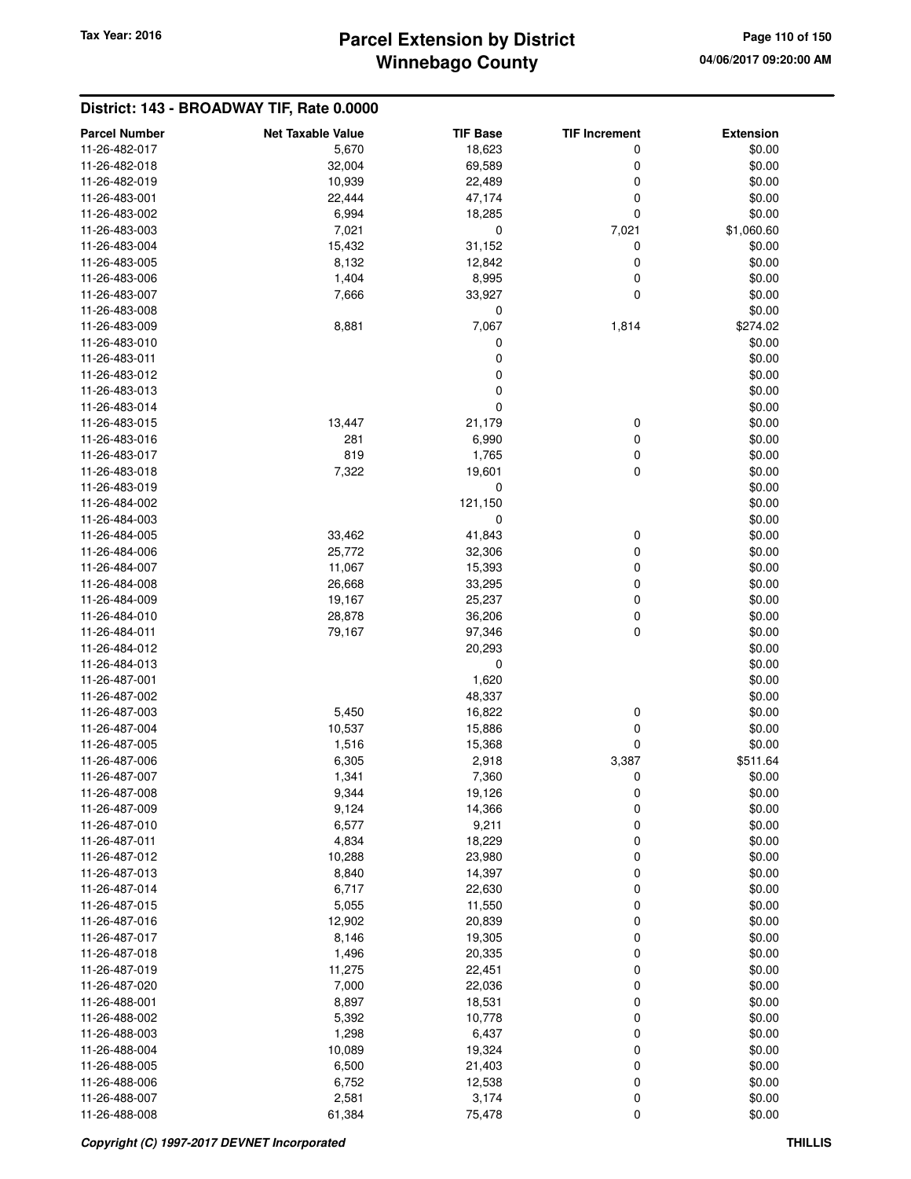## District: 143 - BROADWAY TIF, Rate 0.0000

| Parcel Number | Net Taxable Value | TIF Base | TIF Increment | Extension |
|---|---|---|---|---|
| 11-26-482-017 | 5,670 | 18,623 | 0 | $0.00 |
| 11-26-482-018 | 32,004 | 69,589 | 0 | $0.00 |
| 11-26-482-019 | 10,939 | 22,489 | 0 | $0.00 |
| 11-26-483-001 | 22,444 | 47,174 | 0 | $0.00 |
| 11-26-483-002 | 6,994 | 18,285 | 0 | $0.00 |
| 11-26-483-003 | 7,021 | 0 | 7,021 | $1,060.60 |
| 11-26-483-004 | 15,432 | 31,152 | 0 | $0.00 |
| 11-26-483-005 | 8,132 | 12,842 | 0 | $0.00 |
| 11-26-483-006 | 1,404 | 8,995 | 0 | $0.00 |
| 11-26-483-007 | 7,666 | 33,927 | 0 | $0.00 |
| 11-26-483-008 | | 0 | | $0.00 |
| 11-26-483-009 | 8,881 | 7,067 | 1,814 | $274.02 |
| 11-26-483-010 | | 0 | | $0.00 |
| 11-26-483-011 | | 0 | | $0.00 |
| 11-26-483-012 | | 0 | | $0.00 |
| 11-26-483-013 | | 0 | | $0.00 |
| 11-26-483-014 | | 0 | | $0.00 |
| 11-26-483-015 | 13,447 | 21,179 | 0 | $0.00 |
| 11-26-483-016 | 281 | 6,990 | 0 | $0.00 |
| 11-26-483-017 | 819 | 1,765 | 0 | $0.00 |
| 11-26-483-018 | 7,322 | 19,601 | 0 | $0.00 |
| 11-26-483-019 | | 0 | | $0.00 |
| 11-26-484-002 | | 121,150 | | $0.00 |
| 11-26-484-003 | | 0 | | $0.00 |
| 11-26-484-005 | 33,462 | 41,843 | 0 | $0.00 |
| 11-26-484-006 | 25,772 | 32,306 | 0 | $0.00 |
| 11-26-484-007 | 11,067 | 15,393 | 0 | $0.00 |
| 11-26-484-008 | 26,668 | 33,295 | 0 | $0.00 |
| 11-26-484-009 | 19,167 | 25,237 | 0 | $0.00 |
| 11-26-484-010 | 28,878 | 36,206 | 0 | $0.00 |
| 11-26-484-011 | 79,167 | 97,346 | 0 | $0.00 |
| 11-26-484-012 | | 20,293 | | $0.00 |
| 11-26-484-013 | | 0 | | $0.00 |
| 11-26-487-001 | | 1,620 | | $0.00 |
| 11-26-487-002 | | 48,337 | | $0.00 |
| 11-26-487-003 | 5,450 | 16,822 | 0 | $0.00 |
| 11-26-487-004 | 10,537 | 15,886 | 0 | $0.00 |
| 11-26-487-005 | 1,516 | 15,368 | 0 | $0.00 |
| 11-26-487-006 | 6,305 | 2,918 | 3,387 | $511.64 |
| 11-26-487-007 | 1,341 | 7,360 | 0 | $0.00 |
| 11-26-487-008 | 9,344 | 19,126 | 0 | $0.00 |
| 11-26-487-009 | 9,124 | 14,366 | 0 | $0.00 |
| 11-26-487-010 | 6,577 | 9,211 | 0 | $0.00 |
| 11-26-487-011 | 4,834 | 18,229 | 0 | $0.00 |
| 11-26-487-012 | 10,288 | 23,980 | 0 | $0.00 |
| 11-26-487-013 | 8,840 | 14,397 | 0 | $0.00 |
| 11-26-487-014 | 6,717 | 22,630 | 0 | $0.00 |
| 11-26-487-015 | 5,055 | 11,550 | 0 | $0.00 |
| 11-26-487-016 | 12,902 | 20,839 | 0 | $0.00 |
| 11-26-487-017 | 8,146 | 19,305 | 0 | $0.00 |
| 11-26-487-018 | 1,496 | 20,335 | 0 | $0.00 |
| 11-26-487-019 | 11,275 | 22,451 | 0 | $0.00 |
| 11-26-487-020 | 7,000 | 22,036 | 0 | $0.00 |
| 11-26-488-001 | 8,897 | 18,531 | 0 | $0.00 |
| 11-26-488-002 | 5,392 | 10,778 | 0 | $0.00 |
| 11-26-488-003 | 1,298 | 6,437 | 0 | $0.00 |
| 11-26-488-004 | 10,089 | 19,324 | 0 | $0.00 |
| 11-26-488-005 | 6,500 | 21,403 | 0 | $0.00 |
| 11-26-488-006 | 6,752 | 12,538 | 0 | $0.00 |
| 11-26-488-007 | 2,581 | 3,174 | 0 | $0.00 |
| 11-26-488-008 | 61,384 | 75,478 | 0 | $0.00 |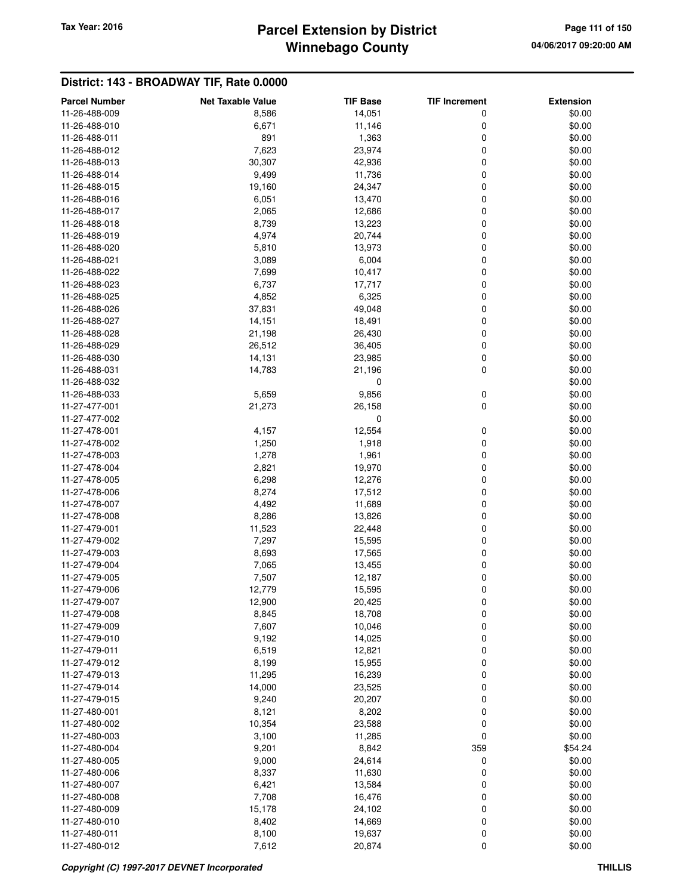## District: 143 - BROADWAY TIF, Rate 0.0000

| Parcel Number | Net Taxable Value | TIF Base | TIF Increment | Extension |
|---|---|---|---|---|
| 11-26-488-009 | 8,586 | 14,051 | 0 | $0.00 |
| 11-26-488-010 | 6,671 | 11,146 | 0 | $0.00 |
| 11-26-488-011 | 891 | 1,363 | 0 | $0.00 |
| 11-26-488-012 | 7,623 | 23,974 | 0 | $0.00 |
| 11-26-488-013 | 30,307 | 42,936 | 0 | $0.00 |
| 11-26-488-014 | 9,499 | 11,736 | 0 | $0.00 |
| 11-26-488-015 | 19,160 | 24,347 | 0 | $0.00 |
| 11-26-488-016 | 6,051 | 13,470 | 0 | $0.00 |
| 11-26-488-017 | 2,065 | 12,686 | 0 | $0.00 |
| 11-26-488-018 | 8,739 | 13,223 | 0 | $0.00 |
| 11-26-488-019 | 4,974 | 20,744 | 0 | $0.00 |
| 11-26-488-020 | 5,810 | 13,973 | 0 | $0.00 |
| 11-26-488-021 | 3,089 | 6,004 | 0 | $0.00 |
| 11-26-488-022 | 7,699 | 10,417 | 0 | $0.00 |
| 11-26-488-023 | 6,737 | 17,717 | 0 | $0.00 |
| 11-26-488-025 | 4,852 | 6,325 | 0 | $0.00 |
| 11-26-488-026 | 37,831 | 49,048 | 0 | $0.00 |
| 11-26-488-027 | 14,151 | 18,491 | 0 | $0.00 |
| 11-26-488-028 | 21,198 | 26,430 | 0 | $0.00 |
| 11-26-488-029 | 26,512 | 36,405 | 0 | $0.00 |
| 11-26-488-030 | 14,131 | 23,985 | 0 | $0.00 |
| 11-26-488-031 | 14,783 | 21,196 | 0 | $0.00 |
| 11-26-488-032 | | 0 | | $0.00 |
| 11-26-488-033 | 5,659 | 9,856 | 0 | $0.00 |
| 11-27-477-001 | 21,273 | 26,158 | 0 | $0.00 |
| 11-27-477-002 | | 0 | | $0.00 |
| 11-27-478-001 | 4,157 | 12,554 | 0 | $0.00 |
| 11-27-478-002 | 1,250 | 1,918 | 0 | $0.00 |
| 11-27-478-003 | 1,278 | 1,961 | 0 | $0.00 |
| 11-27-478-004 | 2,821 | 19,970 | 0 | $0.00 |
| 11-27-478-005 | 6,298 | 12,276 | 0 | $0.00 |
| 11-27-478-006 | 8,274 | 17,512 | 0 | $0.00 |
| 11-27-478-007 | 4,492 | 11,689 | 0 | $0.00 |
| 11-27-478-008 | 8,286 | 13,826 | 0 | $0.00 |
| 11-27-479-001 | 11,523 | 22,448 | 0 | $0.00 |
| 11-27-479-002 | 7,297 | 15,595 | 0 | $0.00 |
| 11-27-479-003 | 8,693 | 17,565 | 0 | $0.00 |
| 11-27-479-004 | 7,065 | 13,455 | 0 | $0.00 |
| 11-27-479-005 | 7,507 | 12,187 | 0 | $0.00 |
| 11-27-479-006 | 12,779 | 15,595 | 0 | $0.00 |
| 11-27-479-007 | 12,900 | 20,425 | 0 | $0.00 |
| 11-27-479-008 | 8,845 | 18,708 | 0 | $0.00 |
| 11-27-479-009 | 7,607 | 10,046 | 0 | $0.00 |
| 11-27-479-010 | 9,192 | 14,025 | 0 | $0.00 |
| 11-27-479-011 | 6,519 | 12,821 | 0 | $0.00 |
| 11-27-479-012 | 8,199 | 15,955 | 0 | $0.00 |
| 11-27-479-013 | 11,295 | 16,239 | 0 | $0.00 |
| 11-27-479-014 | 14,000 | 23,525 | 0 | $0.00 |
| 11-27-479-015 | 9,240 | 20,207 | 0 | $0.00 |
| 11-27-480-001 | 8,121 | 8,202 | 0 | $0.00 |
| 11-27-480-002 | 10,354 | 23,588 | 0 | $0.00 |
| 11-27-480-003 | 3,100 | 11,285 | 0 | $0.00 |
| 11-27-480-004 | 9,201 | 8,842 | 359 | $54.24 |
| 11-27-480-005 | 9,000 | 24,614 | 0 | $0.00 |
| 11-27-480-006 | 8,337 | 11,630 | 0 | $0.00 |
| 11-27-480-007 | 6,421 | 13,584 | 0 | $0.00 |
| 11-27-480-008 | 7,708 | 16,476 | 0 | $0.00 |
| 11-27-480-009 | 15,178 | 24,102 | 0 | $0.00 |
| 11-27-480-010 | 8,402 | 14,669 | 0 | $0.00 |
| 11-27-480-011 | 8,100 | 19,637 | 0 | $0.00 |
| 11-27-480-012 | 7,612 | 20,874 | 0 | $0.00 |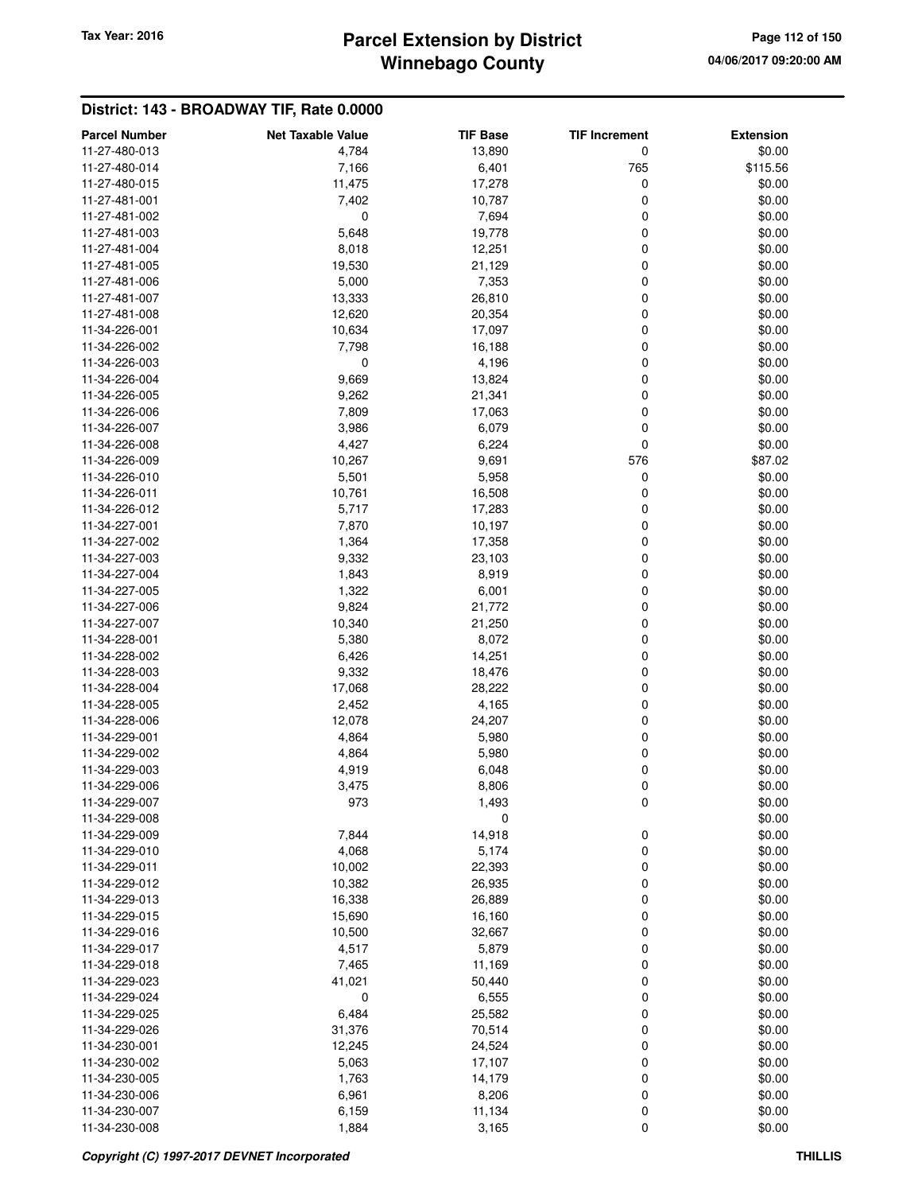## District: 143 - BROADWAY TIF, Rate 0.0000

| Parcel Number | Net Taxable Value | TIF Base | TIF Increment | Extension |
|---|---|---|---|---|
| 11-27-480-013 | 4,784 | 13,890 | 0 | $0.00 |
| 11-27-480-014 | 7,166 | 6,401 | 765 | $115.56 |
| 11-27-480-015 | 11,475 | 17,278 | 0 | $0.00 |
| 11-27-481-001 | 7,402 | 10,787 | 0 | $0.00 |
| 11-27-481-002 | 0 | 7,694 | 0 | $0.00 |
| 11-27-481-003 | 5,648 | 19,778 | 0 | $0.00 |
| 11-27-481-004 | 8,018 | 12,251 | 0 | $0.00 |
| 11-27-481-005 | 19,530 | 21,129 | 0 | $0.00 |
| 11-27-481-006 | 5,000 | 7,353 | 0 | $0.00 |
| 11-27-481-007 | 13,333 | 26,810 | 0 | $0.00 |
| 11-27-481-008 | 12,620 | 20,354 | 0 | $0.00 |
| 11-34-226-001 | 10,634 | 17,097 | 0 | $0.00 |
| 11-34-226-002 | 7,798 | 16,188 | 0 | $0.00 |
| 11-34-226-003 | 0 | 4,196 | 0 | $0.00 |
| 11-34-226-004 | 9,669 | 13,824 | 0 | $0.00 |
| 11-34-226-005 | 9,262 | 21,341 | 0 | $0.00 |
| 11-34-226-006 | 7,809 | 17,063 | 0 | $0.00 |
| 11-34-226-007 | 3,986 | 6,079 | 0 | $0.00 |
| 11-34-226-008 | 4,427 | 6,224 | 0 | $0.00 |
| 11-34-226-009 | 10,267 | 9,691 | 576 | $87.02 |
| 11-34-226-010 | 5,501 | 5,958 | 0 | $0.00 |
| 11-34-226-011 | 10,761 | 16,508 | 0 | $0.00 |
| 11-34-226-012 | 5,717 | 17,283 | 0 | $0.00 |
| 11-34-227-001 | 7,870 | 10,197 | 0 | $0.00 |
| 11-34-227-002 | 1,364 | 17,358 | 0 | $0.00 |
| 11-34-227-003 | 9,332 | 23,103 | 0 | $0.00 |
| 11-34-227-004 | 1,843 | 8,919 | 0 | $0.00 |
| 11-34-227-005 | 1,322 | 6,001 | 0 | $0.00 |
| 11-34-227-006 | 9,824 | 21,772 | 0 | $0.00 |
| 11-34-227-007 | 10,340 | 21,250 | 0 | $0.00 |
| 11-34-228-001 | 5,380 | 8,072 | 0 | $0.00 |
| 11-34-228-002 | 6,426 | 14,251 | 0 | $0.00 |
| 11-34-228-003 | 9,332 | 18,476 | 0 | $0.00 |
| 11-34-228-004 | 17,068 | 28,222 | 0 | $0.00 |
| 11-34-228-005 | 2,452 | 4,165 | 0 | $0.00 |
| 11-34-228-006 | 12,078 | 24,207 | 0 | $0.00 |
| 11-34-229-001 | 4,864 | 5,980 | 0 | $0.00 |
| 11-34-229-002 | 4,864 | 5,980 | 0 | $0.00 |
| 11-34-229-003 | 4,919 | 6,048 | 0 | $0.00 |
| 11-34-229-006 | 3,475 | 8,806 | 0 | $0.00 |
| 11-34-229-007 | 973 | 1,493 | 0 | $0.00 |
| 11-34-229-008 | | 0 | | $0.00 |
| 11-34-229-009 | 7,844 | 14,918 | 0 | $0.00 |
| 11-34-229-010 | 4,068 | 5,174 | 0 | $0.00 |
| 11-34-229-011 | 10,002 | 22,393 | 0 | $0.00 |
| 11-34-229-012 | 10,382 | 26,935 | 0 | $0.00 |
| 11-34-229-013 | 16,338 | 26,889 | 0 | $0.00 |
| 11-34-229-015 | 15,690 | 16,160 | 0 | $0.00 |
| 11-34-229-016 | 10,500 | 32,667 | 0 | $0.00 |
| 11-34-229-017 | 4,517 | 5,879 | 0 | $0.00 |
| 11-34-229-018 | 7,465 | 11,169 | 0 | $0.00 |
| 11-34-229-023 | 41,021 | 50,440 | 0 | $0.00 |
| 11-34-229-024 | 0 | 6,555 | 0 | $0.00 |
| 11-34-229-025 | 6,484 | 25,582 | 0 | $0.00 |
| 11-34-229-026 | 31,376 | 70,514 | 0 | $0.00 |
| 11-34-230-001 | 12,245 | 24,524 | 0 | $0.00 |
| 11-34-230-002 | 5,063 | 17,107 | 0 | $0.00 |
| 11-34-230-005 | 1,763 | 14,179 | 0 | $0.00 |
| 11-34-230-006 | 6,961 | 8,206 | 0 | $0.00 |
| 11-34-230-007 | 6,159 | 11,134 | 0 | $0.00 |
| 11-34-230-008 | 1,884 | 3,165 | 0 | $0.00 |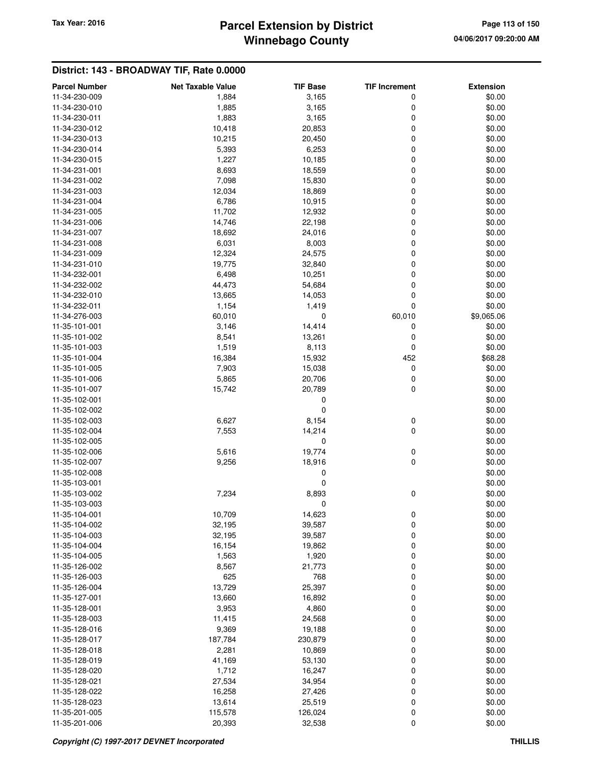# Parcel Extension by District
# Winnebago County

Tax Year: 2016

04/06/2017 09:20:00 AM

## District: 143 - BROADWAY TIF, Rate 0.0000

| Parcel Number | Net Taxable Value | TIF Base | TIF Increment | Extension |
|---|---|---|---|---|
| 11-34-230-009 | 1,884 | 3,165 | 0 | $0.00 |
| 11-34-230-010 | 1,885 | 3,165 | 0 | $0.00 |
| 11-34-230-011 | 1,883 | 3,165 | 0 | $0.00 |
| 11-34-230-012 | 10,418 | 20,853 | 0 | $0.00 |
| 11-34-230-013 | 10,215 | 20,450 | 0 | $0.00 |
| 11-34-230-014 | 5,393 | 6,253 | 0 | $0.00 |
| 11-34-230-015 | 1,227 | 10,185 | 0 | $0.00 |
| 11-34-231-001 | 8,693 | 18,559 | 0 | $0.00 |
| 11-34-231-002 | 7,098 | 15,830 | 0 | $0.00 |
| 11-34-231-003 | 12,034 | 18,869 | 0 | $0.00 |
| 11-34-231-004 | 6,786 | 10,915 | 0 | $0.00 |
| 11-34-231-005 | 11,702 | 12,932 | 0 | $0.00 |
| 11-34-231-006 | 14,746 | 22,198 | 0 | $0.00 |
| 11-34-231-007 | 18,692 | 24,016 | 0 | $0.00 |
| 11-34-231-008 | 6,031 | 8,003 | 0 | $0.00 |
| 11-34-231-009 | 12,324 | 24,575 | 0 | $0.00 |
| 11-34-231-010 | 19,775 | 32,840 | 0 | $0.00 |
| 11-34-232-001 | 6,498 | 10,251 | 0 | $0.00 |
| 11-34-232-002 | 44,473 | 54,684 | 0 | $0.00 |
| 11-34-232-010 | 13,665 | 14,053 | 0 | $0.00 |
| 11-34-232-011 | 1,154 | 1,419 | 0 | $0.00 |
| 11-34-276-003 | 60,010 | 0 | 60,010 | $9,065.06 |
| 11-35-101-001 | 3,146 | 14,414 | 0 | $0.00 |
| 11-35-101-002 | 8,541 | 13,261 | 0 | $0.00 |
| 11-35-101-003 | 1,519 | 8,113 | 0 | $0.00 |
| 11-35-101-004 | 16,384 | 15,932 | 452 | $68.28 |
| 11-35-101-005 | 7,903 | 15,038 | 0 | $0.00 |
| 11-35-101-006 | 5,865 | 20,706 | 0 | $0.00 |
| 11-35-101-007 | 15,742 | 20,789 | 0 | $0.00 |
| 11-35-102-001 | | 0 | | $0.00 |
| 11-35-102-002 | | 0 | | $0.00 |
| 11-35-102-003 | 6,627 | 8,154 | 0 | $0.00 |
| 11-35-102-004 | 7,553 | 14,214 | 0 | $0.00 |
| 11-35-102-005 | | 0 | | $0.00 |
| 11-35-102-006 | 5,616 | 19,774 | 0 | $0.00 |
| 11-35-102-007 | 9,256 | 18,916 | 0 | $0.00 |
| 11-35-102-008 | | 0 | | $0.00 |
| 11-35-103-001 | | 0 | | $0.00 |
| 11-35-103-002 | 7,234 | 8,893 | 0 | $0.00 |
| 11-35-103-003 | | 0 | | $0.00 |
| 11-35-104-001 | 10,709 | 14,623 | 0 | $0.00 |
| 11-35-104-002 | 32,195 | 39,587 | 0 | $0.00 |
| 11-35-104-003 | 32,195 | 39,587 | 0 | $0.00 |
| 11-35-104-004 | 16,154 | 19,862 | 0 | $0.00 |
| 11-35-104-005 | 1,563 | 1,920 | 0 | $0.00 |
| 11-35-126-002 | 8,567 | 21,773 | 0 | $0.00 |
| 11-35-126-003 | 625 | 768 | 0 | $0.00 |
| 11-35-126-004 | 13,729 | 25,397 | 0 | $0.00 |
| 11-35-127-001 | 13,660 | 16,892 | 0 | $0.00 |
| 11-35-128-001 | 3,953 | 4,860 | 0 | $0.00 |
| 11-35-128-003 | 11,415 | 24,568 | 0 | $0.00 |
| 11-35-128-016 | 9,369 | 19,188 | 0 | $0.00 |
| 11-35-128-017 | 187,784 | 230,879 | 0 | $0.00 |
| 11-35-128-018 | 2,281 | 10,869 | 0 | $0.00 |
| 11-35-128-019 | 41,169 | 53,130 | 0 | $0.00 |
| 11-35-128-020 | 1,712 | 16,247 | 0 | $0.00 |
| 11-35-128-021 | 27,534 | 34,954 | 0 | $0.00 |
| 11-35-128-022 | 16,258 | 27,426 | 0 | $0.00 |
| 11-35-128-023 | 13,614 | 25,519 | 0 | $0.00 |
| 11-35-201-005 | 115,578 | 126,024 | 0 | $0.00 |
| 11-35-201-006 | 20,393 | 32,538 | 0 | $0.00 |

*Copyright (C) 1997-2017 DEVNET Incorporated*

THILLIS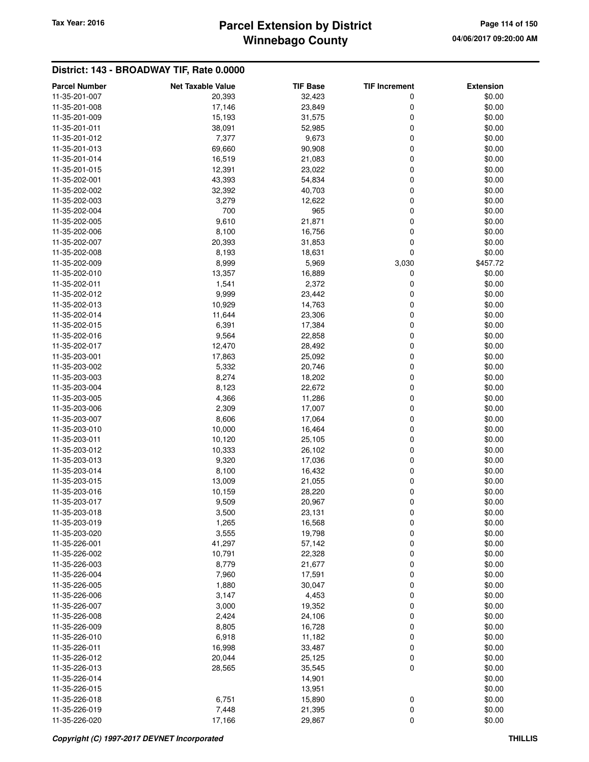## District: 143 - BROADWAY TIF, Rate 0.0000

| Parcel Number | Net Taxable Value | TIF Base | TIF Increment | Extension |
|---|---|---|---|---|
| 11-35-201-007 | 20,393 | 32,423 | 0 | $0.00 |
| 11-35-201-008 | 17,146 | 23,849 | 0 | $0.00 |
| 11-35-201-009 | 15,193 | 31,575 | 0 | $0.00 |
| 11-35-201-011 | 38,091 | 52,985 | 0 | $0.00 |
| 11-35-201-012 | 7,377 | 9,673 | 0 | $0.00 |
| 11-35-201-013 | 69,660 | 90,908 | 0 | $0.00 |
| 11-35-201-014 | 16,519 | 21,083 | 0 | $0.00 |
| 11-35-201-015 | 12,391 | 23,022 | 0 | $0.00 |
| 11-35-202-001 | 43,393 | 54,834 | 0 | $0.00 |
| 11-35-202-002 | 32,392 | 40,703 | 0 | $0.00 |
| 11-35-202-003 | 3,279 | 12,622 | 0 | $0.00 |
| 11-35-202-004 | 700 | 965 | 0 | $0.00 |
| 11-35-202-005 | 9,610 | 21,871 | 0 | $0.00 |
| 11-35-202-006 | 8,100 | 16,756 | 0 | $0.00 |
| 11-35-202-007 | 20,393 | 31,853 | 0 | $0.00 |
| 11-35-202-008 | 8,193 | 18,631 | 0 | $0.00 |
| 11-35-202-009 | 8,999 | 5,969 | 3,030 | $457.72 |
| 11-35-202-010 | 13,357 | 16,889 | 0 | $0.00 |
| 11-35-202-011 | 1,541 | 2,372 | 0 | $0.00 |
| 11-35-202-012 | 9,999 | 23,442 | 0 | $0.00 |
| 11-35-202-013 | 10,929 | 14,763 | 0 | $0.00 |
| 11-35-202-014 | 11,644 | 23,306 | 0 | $0.00 |
| 11-35-202-015 | 6,391 | 17,384 | 0 | $0.00 |
| 11-35-202-016 | 9,564 | 22,858 | 0 | $0.00 |
| 11-35-202-017 | 12,470 | 28,492 | 0 | $0.00 |
| 11-35-203-001 | 17,863 | 25,092 | 0 | $0.00 |
| 11-35-203-002 | 5,332 | 20,746 | 0 | $0.00 |
| 11-35-203-003 | 8,274 | 18,202 | 0 | $0.00 |
| 11-35-203-004 | 8,123 | 22,672 | 0 | $0.00 |
| 11-35-203-005 | 4,366 | 11,286 | 0 | $0.00 |
| 11-35-203-006 | 2,309 | 17,007 | 0 | $0.00 |
| 11-35-203-007 | 8,606 | 17,064 | 0 | $0.00 |
| 11-35-203-010 | 10,000 | 16,464 | 0 | $0.00 |
| 11-35-203-011 | 10,120 | 25,105 | 0 | $0.00 |
| 11-35-203-012 | 10,333 | 26,102 | 0 | $0.00 |
| 11-35-203-013 | 9,320 | 17,036 | 0 | $0.00 |
| 11-35-203-014 | 8,100 | 16,432 | 0 | $0.00 |
| 11-35-203-015 | 13,009 | 21,055 | 0 | $0.00 |
| 11-35-203-016 | 10,159 | 28,220 | 0 | $0.00 |
| 11-35-203-017 | 9,509 | 20,967 | 0 | $0.00 |
| 11-35-203-018 | 3,500 | 23,131 | 0 | $0.00 |
| 11-35-203-019 | 1,265 | 16,568 | 0 | $0.00 |
| 11-35-203-020 | 3,555 | 19,798 | 0 | $0.00 |
| 11-35-226-001 | 41,297 | 57,142 | 0 | $0.00 |
| 11-35-226-002 | 10,791 | 22,328 | 0 | $0.00 |
| 11-35-226-003 | 8,779 | 21,677 | 0 | $0.00 |
| 11-35-226-004 | 7,960 | 17,591 | 0 | $0.00 |
| 11-35-226-005 | 1,880 | 30,047 | 0 | $0.00 |
| 11-35-226-006 | 3,147 | 4,453 | 0 | $0.00 |
| 11-35-226-007 | 3,000 | 19,352 | 0 | $0.00 |
| 11-35-226-008 | 2,424 | 24,106 | 0 | $0.00 |
| 11-35-226-009 | 8,805 | 16,728 | 0 | $0.00 |
| 11-35-226-010 | 6,918 | 11,182 | 0 | $0.00 |
| 11-35-226-011 | 16,998 | 33,487 | 0 | $0.00 |
| 11-35-226-012 | 20,044 | 25,125 | 0 | $0.00 |
| 11-35-226-013 | 28,565 | 35,545 | 0 | $0.00 |
| 11-35-226-014 | | 14,901 | | $0.00 |
| 11-35-226-015 | | 13,951 | | $0.00 |
| 11-35-226-018 | 6,751 | 15,890 | 0 | $0.00 |
| 11-35-226-019 | 7,448 | 21,395 | 0 | $0.00 |
| 11-35-226-020 | 17,166 | 29,867 | 0 | $0.00 |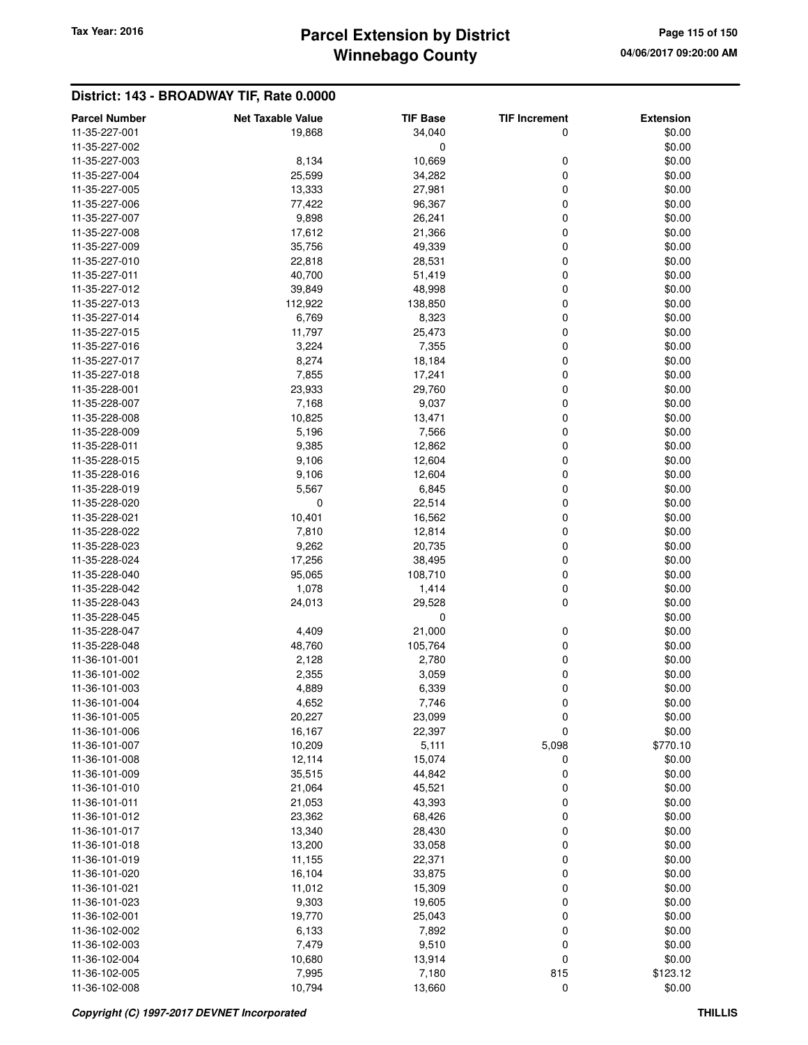## District: 143 - BROADWAY TIF, Rate 0.0000

| Parcel Number | Net Taxable Value | TIF Base | TIF Increment | Extension |
|---|---|---|---|---|
| 11-35-227-001 | 19,868 | 34,040 | 0 | $0.00 |
| 11-35-227-002 | | 0 | | $0.00 |
| 11-35-227-003 | 8,134 | 10,669 | 0 | $0.00 |
| 11-35-227-004 | 25,599 | 34,282 | 0 | $0.00 |
| 11-35-227-005 | 13,333 | 27,981 | 0 | $0.00 |
| 11-35-227-006 | 77,422 | 96,367 | 0 | $0.00 |
| 11-35-227-007 | 9,898 | 26,241 | 0 | $0.00 |
| 11-35-227-008 | 17,612 | 21,366 | 0 | $0.00 |
| 11-35-227-009 | 35,756 | 49,339 | 0 | $0.00 |
| 11-35-227-010 | 22,818 | 28,531 | 0 | $0.00 |
| 11-35-227-011 | 40,700 | 51,419 | 0 | $0.00 |
| 11-35-227-012 | 39,849 | 48,998 | 0 | $0.00 |
| 11-35-227-013 | 112,922 | 138,850 | 0 | $0.00 |
| 11-35-227-014 | 6,769 | 8,323 | 0 | $0.00 |
| 11-35-227-015 | 11,797 | 25,473 | 0 | $0.00 |
| 11-35-227-016 | 3,224 | 7,355 | 0 | $0.00 |
| 11-35-227-017 | 8,274 | 18,184 | 0 | $0.00 |
| 11-35-227-018 | 7,855 | 17,241 | 0 | $0.00 |
| 11-35-228-001 | 23,933 | 29,760 | 0 | $0.00 |
| 11-35-228-007 | 7,168 | 9,037 | 0 | $0.00 |
| 11-35-228-008 | 10,825 | 13,471 | 0 | $0.00 |
| 11-35-228-009 | 5,196 | 7,566 | 0 | $0.00 |
| 11-35-228-011 | 9,385 | 12,862 | 0 | $0.00 |
| 11-35-228-015 | 9,106 | 12,604 | 0 | $0.00 |
| 11-35-228-016 | 9,106 | 12,604 | 0 | $0.00 |
| 11-35-228-019 | 5,567 | 6,845 | 0 | $0.00 |
| 11-35-228-020 | 0 | 22,514 | 0 | $0.00 |
| 11-35-228-021 | 10,401 | 16,562 | 0 | $0.00 |
| 11-35-228-022 | 7,810 | 12,814 | 0 | $0.00 |
| 11-35-228-023 | 9,262 | 20,735 | 0 | $0.00 |
| 11-35-228-024 | 17,256 | 38,495 | 0 | $0.00 |
| 11-35-228-040 | 95,065 | 108,710 | 0 | $0.00 |
| 11-35-228-042 | 1,078 | 1,414 | 0 | $0.00 |
| 11-35-228-043 | 24,013 | 29,528 | 0 | $0.00 |
| 11-35-228-045 | | 0 | | $0.00 |
| 11-35-228-047 | 4,409 | 21,000 | 0 | $0.00 |
| 11-35-228-048 | 48,760 | 105,764 | 0 | $0.00 |
| 11-36-101-001 | 2,128 | 2,780 | 0 | $0.00 |
| 11-36-101-002 | 2,355 | 3,059 | 0 | $0.00 |
| 11-36-101-003 | 4,889 | 6,339 | 0 | $0.00 |
| 11-36-101-004 | 4,652 | 7,746 | 0 | $0.00 |
| 11-36-101-005 | 20,227 | 23,099 | 0 | $0.00 |
| 11-36-101-006 | 16,167 | 22,397 | 0 | $0.00 |
| 11-36-101-007 | 10,209 | 5,111 | 5,098 | $770.10 |
| 11-36-101-008 | 12,114 | 15,074 | 0 | $0.00 |
| 11-36-101-009 | 35,515 | 44,842 | 0 | $0.00 |
| 11-36-101-010 | 21,064 | 45,521 | 0 | $0.00 |
| 11-36-101-011 | 21,053 | 43,393 | 0 | $0.00 |
| 11-36-101-012 | 23,362 | 68,426 | 0 | $0.00 |
| 11-36-101-017 | 13,340 | 28,430 | 0 | $0.00 |
| 11-36-101-018 | 13,200 | 33,058 | 0 | $0.00 |
| 11-36-101-019 | 11,155 | 22,371 | 0 | $0.00 |
| 11-36-101-020 | 16,104 | 33,875 | 0 | $0.00 |
| 11-36-101-021 | 11,012 | 15,309 | 0 | $0.00 |
| 11-36-101-023 | 9,303 | 19,605 | 0 | $0.00 |
| 11-36-102-001 | 19,770 | 25,043 | 0 | $0.00 |
| 11-36-102-002 | 6,133 | 7,892 | 0 | $0.00 |
| 11-36-102-003 | 7,479 | 9,510 | 0 | $0.00 |
| 11-36-102-004 | 10,680 | 13,914 | 0 | $0.00 |
| 11-36-102-005 | 7,995 | 7,180 | 815 | $123.12 |
| 11-36-102-008 | 10,794 | 13,660 | 0 | $0.00 |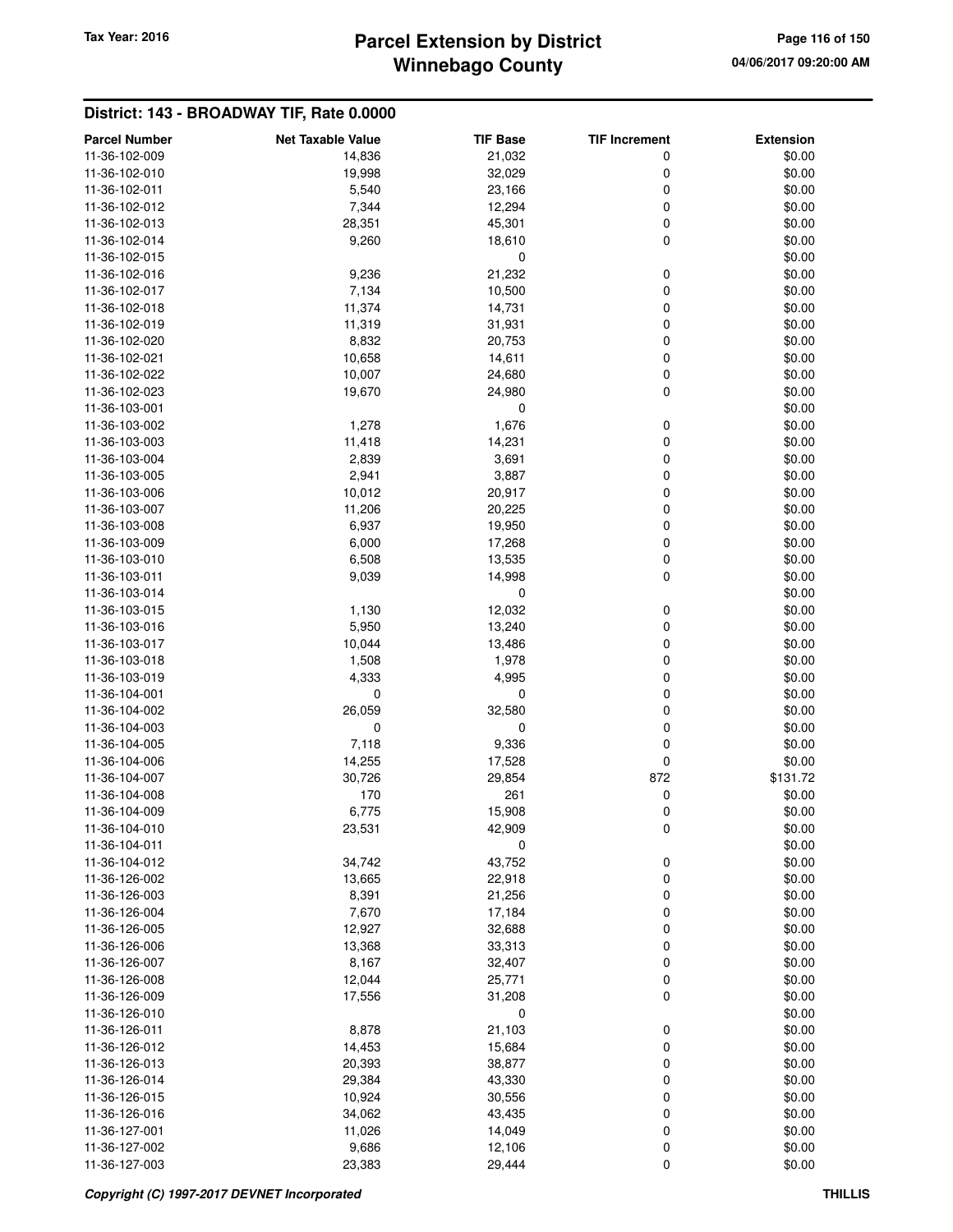## District: 143 - BROADWAY TIF, Rate 0.0000

| Parcel Number | Net Taxable Value | TIF Base | TIF Increment | Extension |
|---|---|---|---|---|
| 11-36-102-009 | 14,836 | 21,032 | 0 | $0.00 |
| 11-36-102-010 | 19,998 | 32,029 | 0 | $0.00 |
| 11-36-102-011 | 5,540 | 23,166 | 0 | $0.00 |
| 11-36-102-012 | 7,344 | 12,294 | 0 | $0.00 |
| 11-36-102-013 | 28,351 | 45,301 | 0 | $0.00 |
| 11-36-102-014 | 9,260 | 18,610 | 0 | $0.00 |
| 11-36-102-015 | | 0 | | $0.00 |
| 11-36-102-016 | 9,236 | 21,232 | 0 | $0.00 |
| 11-36-102-017 | 7,134 | 10,500 | 0 | $0.00 |
| 11-36-102-018 | 11,374 | 14,731 | 0 | $0.00 |
| 11-36-102-019 | 11,319 | 31,931 | 0 | $0.00 |
| 11-36-102-020 | 8,832 | 20,753 | 0 | $0.00 |
| 11-36-102-021 | 10,658 | 14,611 | 0 | $0.00 |
| 11-36-102-022 | 10,007 | 24,680 | 0 | $0.00 |
| 11-36-102-023 | 19,670 | 24,980 | 0 | $0.00 |
| 11-36-103-001 | | 0 | | $0.00 |
| 11-36-103-002 | 1,278 | 1,676 | 0 | $0.00 |
| 11-36-103-003 | 11,418 | 14,231 | 0 | $0.00 |
| 11-36-103-004 | 2,839 | 3,691 | 0 | $0.00 |
| 11-36-103-005 | 2,941 | 3,887 | 0 | $0.00 |
| 11-36-103-006 | 10,012 | 20,917 | 0 | $0.00 |
| 11-36-103-007 | 11,206 | 20,225 | 0 | $0.00 |
| 11-36-103-008 | 6,937 | 19,950 | 0 | $0.00 |
| 11-36-103-009 | 6,000 | 17,268 | 0 | $0.00 |
| 11-36-103-010 | 6,508 | 13,535 | 0 | $0.00 |
| 11-36-103-011 | 9,039 | 14,998 | 0 | $0.00 |
| 11-36-103-014 | | 0 | | $0.00 |
| 11-36-103-015 | 1,130 | 12,032 | 0 | $0.00 |
| 11-36-103-016 | 5,950 | 13,240 | 0 | $0.00 |
| 11-36-103-017 | 10,044 | 13,486 | 0 | $0.00 |
| 11-36-103-018 | 1,508 | 1,978 | 0 | $0.00 |
| 11-36-103-019 | 4,333 | 4,995 | 0 | $0.00 |
| 11-36-104-001 | 0 | 0 | 0 | $0.00 |
| 11-36-104-002 | 26,059 | 32,580 | 0 | $0.00 |
| 11-36-104-003 | 0 | 0 | 0 | $0.00 |
| 11-36-104-005 | 7,118 | 9,336 | 0 | $0.00 |
| 11-36-104-006 | 14,255 | 17,528 | 0 | $0.00 |
| 11-36-104-007 | 30,726 | 29,854 | 872 | $131.72 |
| 11-36-104-008 | 170 | 261 | 0 | $0.00 |
| 11-36-104-009 | 6,775 | 15,908 | 0 | $0.00 |
| 11-36-104-010 | 23,531 | 42,909 | 0 | $0.00 |
| 11-36-104-011 | | 0 | | $0.00 |
| 11-36-104-012 | 34,742 | 43,752 | 0 | $0.00 |
| 11-36-126-002 | 13,665 | 22,918 | 0 | $0.00 |
| 11-36-126-003 | 8,391 | 21,256 | 0 | $0.00 |
| 11-36-126-004 | 7,670 | 17,184 | 0 | $0.00 |
| 11-36-126-005 | 12,927 | 32,688 | 0 | $0.00 |
| 11-36-126-006 | 13,368 | 33,313 | 0 | $0.00 |
| 11-36-126-007 | 8,167 | 32,407 | 0 | $0.00 |
| 11-36-126-008 | 12,044 | 25,771 | 0 | $0.00 |
| 11-36-126-009 | 17,556 | 31,208 | 0 | $0.00 |
| 11-36-126-010 | | 0 | | $0.00 |
| 11-36-126-011 | 8,878 | 21,103 | 0 | $0.00 |
| 11-36-126-012 | 14,453 | 15,684 | 0 | $0.00 |
| 11-36-126-013 | 20,393 | 38,877 | 0 | $0.00 |
| 11-36-126-014 | 29,384 | 43,330 | 0 | $0.00 |
| 11-36-126-015 | 10,924 | 30,556 | 0 | $0.00 |
| 11-36-126-016 | 34,062 | 43,435 | 0 | $0.00 |
| 11-36-127-001 | 11,026 | 14,049 | 0 | $0.00 |
| 11-36-127-002 | 9,686 | 12,106 | 0 | $0.00 |
| 11-36-127-003 | 23,383 | 29,444 | 0 | $0.00 |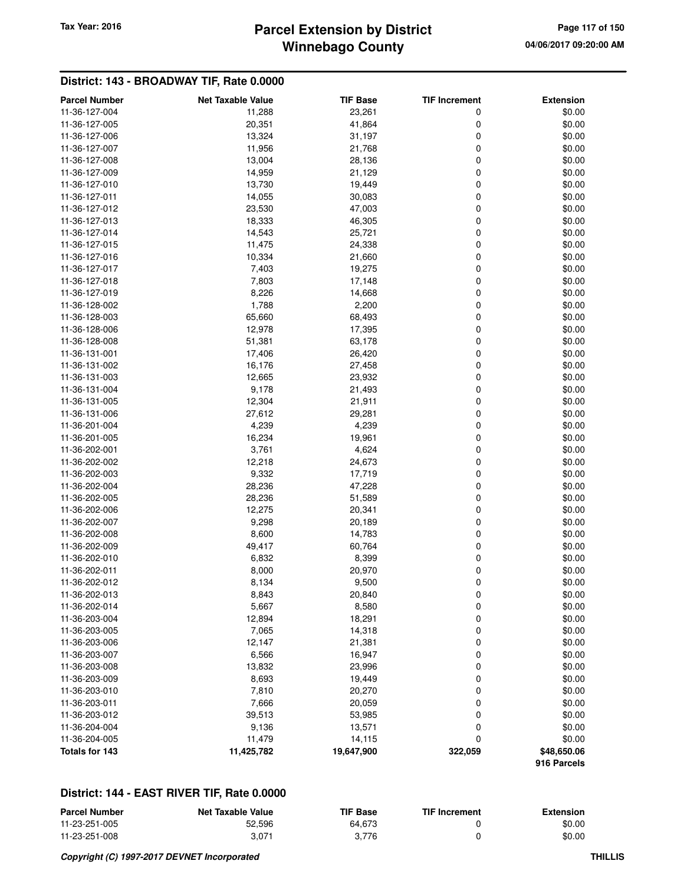## District: 143 - BROADWAY TIF, Rate 0.0000

| Parcel Number | Net Taxable Value | TIF Base | TIF Increment | Extension |
|---|---|---|---|---|
| 11-36-127-004 | 11,288 | 23,261 | 0 | $0.00 |
| 11-36-127-005 | 20,351 | 41,864 | 0 | $0.00 |
| 11-36-127-006 | 13,324 | 31,197 | 0 | $0.00 |
| 11-36-127-007 | 11,956 | 21,768 | 0 | $0.00 |
| 11-36-127-008 | 13,004 | 28,136 | 0 | $0.00 |
| 11-36-127-009 | 14,959 | 21,129 | 0 | $0.00 |
| 11-36-127-010 | 13,730 | 19,449 | 0 | $0.00 |
| 11-36-127-011 | 14,055 | 30,083 | 0 | $0.00 |
| 11-36-127-012 | 23,530 | 47,003 | 0 | $0.00 |
| 11-36-127-013 | 18,333 | 46,305 | 0 | $0.00 |
| 11-36-127-014 | 14,543 | 25,721 | 0 | $0.00 |
| 11-36-127-015 | 11,475 | 24,338 | 0 | $0.00 |
| 11-36-127-016 | 10,334 | 21,660 | 0 | $0.00 |
| 11-36-127-017 | 7,403 | 19,275 | 0 | $0.00 |
| 11-36-127-018 | 7,803 | 17,148 | 0 | $0.00 |
| 11-36-127-019 | 8,226 | 14,668 | 0 | $0.00 |
| 11-36-128-002 | 1,788 | 2,200 | 0 | $0.00 |
| 11-36-128-003 | 65,660 | 68,493 | 0 | $0.00 |
| 11-36-128-006 | 12,978 | 17,395 | 0 | $0.00 |
| 11-36-128-008 | 51,381 | 63,178 | 0 | $0.00 |
| 11-36-131-001 | 17,406 | 26,420 | 0 | $0.00 |
| 11-36-131-002 | 16,176 | 27,458 | 0 | $0.00 |
| 11-36-131-003 | 12,665 | 23,932 | 0 | $0.00 |
| 11-36-131-004 | 9,178 | 21,493 | 0 | $0.00 |
| 11-36-131-005 | 12,304 | 21,911 | 0 | $0.00 |
| 11-36-131-006 | 27,612 | 29,281 | 0 | $0.00 |
| 11-36-201-004 | 4,239 | 4,239 | 0 | $0.00 |
| 11-36-201-005 | 16,234 | 19,961 | 0 | $0.00 |
| 11-36-202-001 | 3,761 | 4,624 | 0 | $0.00 |
| 11-36-202-002 | 12,218 | 24,673 | 0 | $0.00 |
| 11-36-202-003 | 9,332 | 17,719 | 0 | $0.00 |
| 11-36-202-004 | 28,236 | 47,228 | 0 | $0.00 |
| 11-36-202-005 | 28,236 | 51,589 | 0 | $0.00 |
| 11-36-202-006 | 12,275 | 20,341 | 0 | $0.00 |
| 11-36-202-007 | 9,298 | 20,189 | 0 | $0.00 |
| 11-36-202-008 | 8,600 | 14,783 | 0 | $0.00 |
| 11-36-202-009 | 49,417 | 60,764 | 0 | $0.00 |
| 11-36-202-010 | 6,832 | 8,399 | 0 | $0.00 |
| 11-36-202-011 | 8,000 | 20,970 | 0 | $0.00 |
| 11-36-202-012 | 8,134 | 9,500 | 0 | $0.00 |
| 11-36-202-013 | 8,843 | 20,840 | 0 | $0.00 |
| 11-36-202-014 | 5,667 | 8,580 | 0 | $0.00 |
| 11-36-203-004 | 12,894 | 18,291 | 0 | $0.00 |
| 11-36-203-005 | 7,065 | 14,318 | 0 | $0.00 |
| 11-36-203-006 | 12,147 | 21,381 | 0 | $0.00 |
| 11-36-203-007 | 6,566 | 16,947 | 0 | $0.00 |
| 11-36-203-008 | 13,832 | 23,996 | 0 | $0.00 |
| 11-36-203-009 | 8,693 | 19,449 | 0 | $0.00 |
| 11-36-203-010 | 7,810 | 20,270 | 0 | $0.00 |
| 11-36-203-011 | 7,666 | 20,059 | 0 | $0.00 |
| 11-36-203-012 | 39,513 | 53,985 | 0 | $0.00 |
| 11-36-204-004 | 9,136 | 13,571 | 0 | $0.00 |
| 11-36-204-005 | 11,479 | 14,115 | 0 | $0.00 |
| **Totals for 143** | **11,425,782** | **19,647,900** | **322,059** | **$48,650.06** |
| | | | | **916 Parcels** |

## District: 144 - EAST RIVER TIF, Rate 0.0000

| Parcel Number | Net Taxable Value | TIF Base | TIF Increment | Extension |
|---|---|---|---|---|
| 11-23-251-005 | 52,596 | 64,673 | 0 | $0.00 |
| 11-23-251-008 | 3,071 | 3,776 | 0 | $0.00 |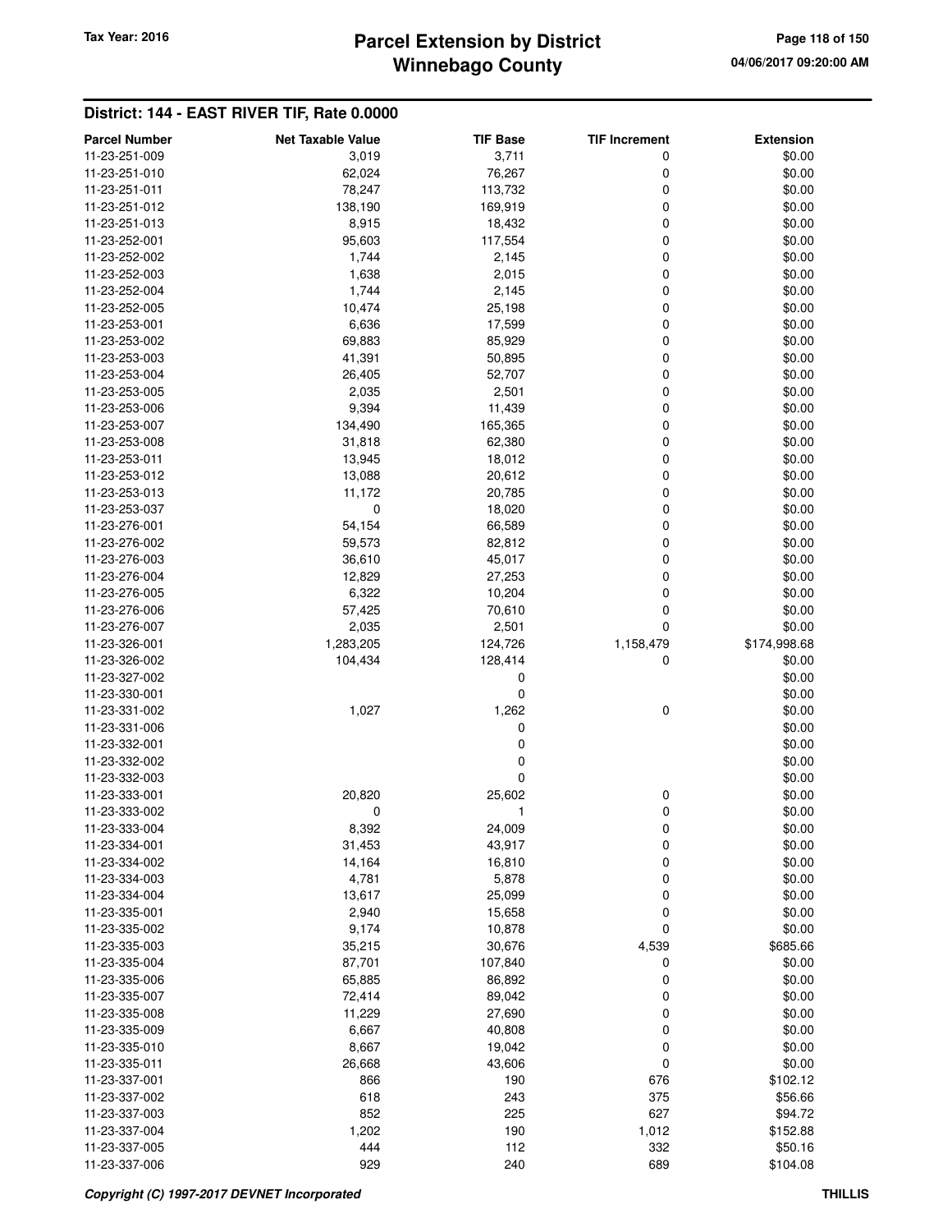# Parcel Extension by District
# Winnebago County

Tax Year: 2016

04/06/2017 09:20:00 AM

## District: 144 - EAST RIVER TIF, Rate 0.0000

| Parcel Number | Net Taxable Value | TIF Base | TIF Increment | Extension |
|---|---|---|---|---|
| 11-23-251-009 | 3,019 | 3,711 | 0 | $0.00 |
| 11-23-251-010 | 62,024 | 76,267 | 0 | $0.00 |
| 11-23-251-011 | 78,247 | 113,732 | 0 | $0.00 |
| 11-23-251-012 | 138,190 | 169,919 | 0 | $0.00 |
| 11-23-251-013 | 8,915 | 18,432 | 0 | $0.00 |
| 11-23-252-001 | 95,603 | 117,554 | 0 | $0.00 |
| 11-23-252-002 | 1,744 | 2,145 | 0 | $0.00 |
| 11-23-252-003 | 1,638 | 2,015 | 0 | $0.00 |
| 11-23-252-004 | 1,744 | 2,145 | 0 | $0.00 |
| 11-23-252-005 | 10,474 | 25,198 | 0 | $0.00 |
| 11-23-253-001 | 6,636 | 17,599 | 0 | $0.00 |
| 11-23-253-002 | 69,883 | 85,929 | 0 | $0.00 |
| 11-23-253-003 | 41,391 | 50,895 | 0 | $0.00 |
| 11-23-253-004 | 26,405 | 52,707 | 0 | $0.00 |
| 11-23-253-005 | 2,035 | 2,501 | 0 | $0.00 |
| 11-23-253-006 | 9,394 | 11,439 | 0 | $0.00 |
| 11-23-253-007 | 134,490 | 165,365 | 0 | $0.00 |
| 11-23-253-008 | 31,818 | 62,380 | 0 | $0.00 |
| 11-23-253-011 | 13,945 | 18,012 | 0 | $0.00 |
| 11-23-253-012 | 13,088 | 20,612 | 0 | $0.00 |
| 11-23-253-013 | 11,172 | 20,785 | 0 | $0.00 |
| 11-23-253-037 | 0 | 18,020 | 0 | $0.00 |
| 11-23-276-001 | 54,154 | 66,589 | 0 | $0.00 |
| 11-23-276-002 | 59,573 | 82,812 | 0 | $0.00 |
| 11-23-276-003 | 36,610 | 45,017 | 0 | $0.00 |
| 11-23-276-004 | 12,829 | 27,253 | 0 | $0.00 |
| 11-23-276-005 | 6,322 | 10,204 | 0 | $0.00 |
| 11-23-276-006 | 57,425 | 70,610 | 0 | $0.00 |
| 11-23-276-007 | 2,035 | 2,501 | 0 | $0.00 |
| 11-23-326-001 | 1,283,205 | 124,726 | 1,158,479 | $174,998.68 |
| 11-23-326-002 | 104,434 | 128,414 | 0 | $0.00 |
| 11-23-327-002 | | 0 | | $0.00 |
| 11-23-330-001 | | 0 | | $0.00 |
| 11-23-331-002 | 1,027 | 1,262 | 0 | $0.00 |
| 11-23-331-006 | | 0 | | $0.00 |
| 11-23-332-001 | | 0 | | $0.00 |
| 11-23-332-002 | | 0 | | $0.00 |
| 11-23-332-003 | | 0 | | $0.00 |
| 11-23-333-001 | 20,820 | 25,602 | 0 | $0.00 |
| 11-23-333-002 | 0 | 1 | 0 | $0.00 |
| 11-23-333-004 | 8,392 | 24,009 | 0 | $0.00 |
| 11-23-334-001 | 31,453 | 43,917 | 0 | $0.00 |
| 11-23-334-002 | 14,164 | 16,810 | 0 | $0.00 |
| 11-23-334-003 | 4,781 | 5,878 | 0 | $0.00 |
| 11-23-334-004 | 13,617 | 25,099 | 0 | $0.00 |
| 11-23-335-001 | 2,940 | 15,658 | 0 | $0.00 |
| 11-23-335-002 | 9,174 | 10,878 | 0 | $0.00 |
| 11-23-335-003 | 35,215 | 30,676 | 4,539 | $685.66 |
| 11-23-335-004 | 87,701 | 107,840 | 0 | $0.00 |
| 11-23-335-006 | 65,885 | 86,892 | 0 | $0.00 |
| 11-23-335-007 | 72,414 | 89,042 | 0 | $0.00 |
| 11-23-335-008 | 11,229 | 27,690 | 0 | $0.00 |
| 11-23-335-009 | 6,667 | 40,808 | 0 | $0.00 |
| 11-23-335-010 | 8,667 | 19,042 | 0 | $0.00 |
| 11-23-335-011 | 26,668 | 43,606 | 0 | $0.00 |
| 11-23-337-001 | 866 | 190 | 676 | $102.12 |
| 11-23-337-002 | 618 | 243 | 375 | $56.66 |
| 11-23-337-003 | 852 | 225 | 627 | $94.72 |
| 11-23-337-004 | 1,202 | 190 | 1,012 | $152.88 |
| 11-23-337-005 | 444 | 112 | 332 | $50.16 |
| 11-23-337-006 | 929 | 240 | 689 | $104.08 |

*Copyright (C) 1997-2017 DEVNET Incorporated*

THILLIS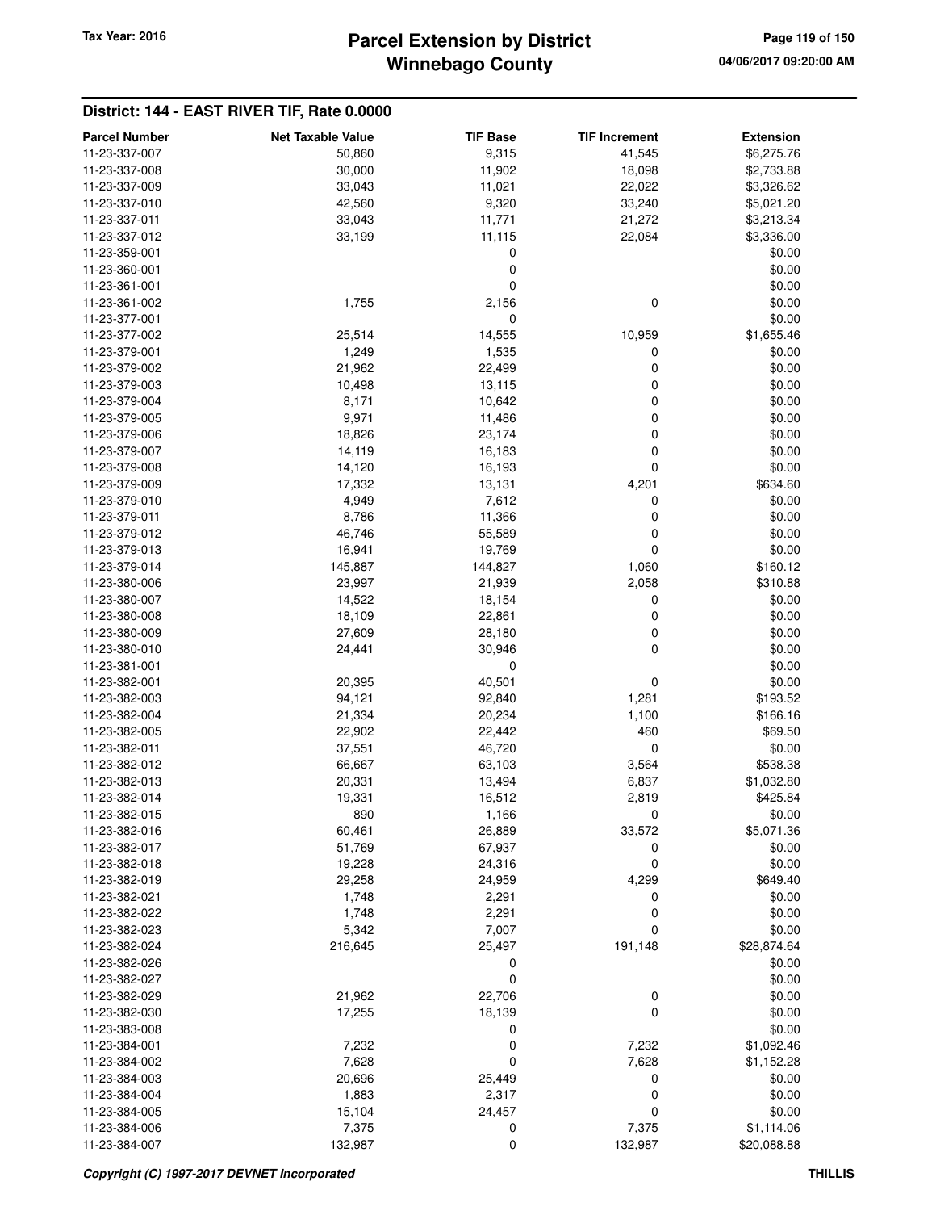## District: 144 - EAST RIVER TIF, Rate 0.0000

| Parcel Number | Net Taxable Value | TIF Base | TIF Increment | Extension |
|---|---|---|---|---|
| 11-23-337-007 | 50,860 | 9,315 | 41,545 | $6,275.76 |
| 11-23-337-008 | 30,000 | 11,902 | 18,098 | $2,733.88 |
| 11-23-337-009 | 33,043 | 11,021 | 22,022 | $3,326.62 |
| 11-23-337-010 | 42,560 | 9,320 | 33,240 | $5,021.20 |
| 11-23-337-011 | 33,043 | 11,771 | 21,272 | $3,213.34 |
| 11-23-337-012 | 33,199 | 11,115 | 22,084 | $3,336.00 |
| 11-23-359-001 | | 0 | | $0.00 |
| 11-23-360-001 | | 0 | | $0.00 |
| 11-23-361-001 | | 0 | | $0.00 |
| 11-23-361-002 | 1,755 | 2,156 | 0 | $0.00 |
| 11-23-377-001 | | 0 | | $0.00 |
| 11-23-377-002 | 25,514 | 14,555 | 10,959 | $1,655.46 |
| 11-23-379-001 | 1,249 | 1,535 | 0 | $0.00 |
| 11-23-379-002 | 21,962 | 22,499 | 0 | $0.00 |
| 11-23-379-003 | 10,498 | 13,115 | 0 | $0.00 |
| 11-23-379-004 | 8,171 | 10,642 | 0 | $0.00 |
| 11-23-379-005 | 9,971 | 11,486 | 0 | $0.00 |
| 11-23-379-006 | 18,826 | 23,174 | 0 | $0.00 |
| 11-23-379-007 | 14,119 | 16,183 | 0 | $0.00 |
| 11-23-379-008 | 14,120 | 16,193 | 0 | $0.00 |
| 11-23-379-009 | 17,332 | 13,131 | 4,201 | $634.60 |
| 11-23-379-010 | 4,949 | 7,612 | 0 | $0.00 |
| 11-23-379-011 | 8,786 | 11,366 | 0 | $0.00 |
| 11-23-379-012 | 46,746 | 55,589 | 0 | $0.00 |
| 11-23-379-013 | 16,941 | 19,769 | 0 | $0.00 |
| 11-23-379-014 | 145,887 | 144,827 | 1,060 | $160.12 |
| 11-23-380-006 | 23,997 | 21,939 | 2,058 | $310.88 |
| 11-23-380-007 | 14,522 | 18,154 | 0 | $0.00 |
| 11-23-380-008 | 18,109 | 22,861 | 0 | $0.00 |
| 11-23-380-009 | 27,609 | 28,180 | 0 | $0.00 |
| 11-23-380-010 | 24,441 | 30,946 | 0 | $0.00 |
| 11-23-381-001 | | 0 | | $0.00 |
| 11-23-382-001 | 20,395 | 40,501 | 0 | $0.00 |
| 11-23-382-003 | 94,121 | 92,840 | 1,281 | $193.52 |
| 11-23-382-004 | 21,334 | 20,234 | 1,100 | $166.16 |
| 11-23-382-005 | 22,902 | 22,442 | 460 | $69.50 |
| 11-23-382-011 | 37,551 | 46,720 | 0 | $0.00 |
| 11-23-382-012 | 66,667 | 63,103 | 3,564 | $538.38 |
| 11-23-382-013 | 20,331 | 13,494 | 6,837 | $1,032.80 |
| 11-23-382-014 | 19,331 | 16,512 | 2,819 | $425.84 |
| 11-23-382-015 | 890 | 1,166 | 0 | $0.00 |
| 11-23-382-016 | 60,461 | 26,889 | 33,572 | $5,071.36 |
| 11-23-382-017 | 51,769 | 67,937 | 0 | $0.00 |
| 11-23-382-018 | 19,228 | 24,316 | 0 | $0.00 |
| 11-23-382-019 | 29,258 | 24,959 | 4,299 | $649.40 |
| 11-23-382-021 | 1,748 | 2,291 | 0 | $0.00 |
| 11-23-382-022 | 1,748 | 2,291 | 0 | $0.00 |
| 11-23-382-023 | 5,342 | 7,007 | 0 | $0.00 |
| 11-23-382-024 | 216,645 | 25,497 | 191,148 | $28,874.64 |
| 11-23-382-026 | | 0 | | $0.00 |
| 11-23-382-027 | | 0 | | $0.00 |
| 11-23-382-029 | 21,962 | 22,706 | 0 | $0.00 |
| 11-23-382-030 | 17,255 | 18,139 | 0 | $0.00 |
| 11-23-383-008 | | 0 | | $0.00 |
| 11-23-384-001 | 7,232 | 0 | 7,232 | $1,092.46 |
| 11-23-384-002 | 7,628 | 0 | 7,628 | $1,152.28 |
| 11-23-384-003 | 20,696 | 25,449 | 0 | $0.00 |
| 11-23-384-004 | 1,883 | 2,317 | 0 | $0.00 |
| 11-23-384-005 | 15,104 | 24,457 | 0 | $0.00 |
| 11-23-384-006 | 7,375 | 0 | 7,375 | $1,114.06 |
| 11-23-384-007 | 132,987 | 0 | 132,987 | $20,088.88 |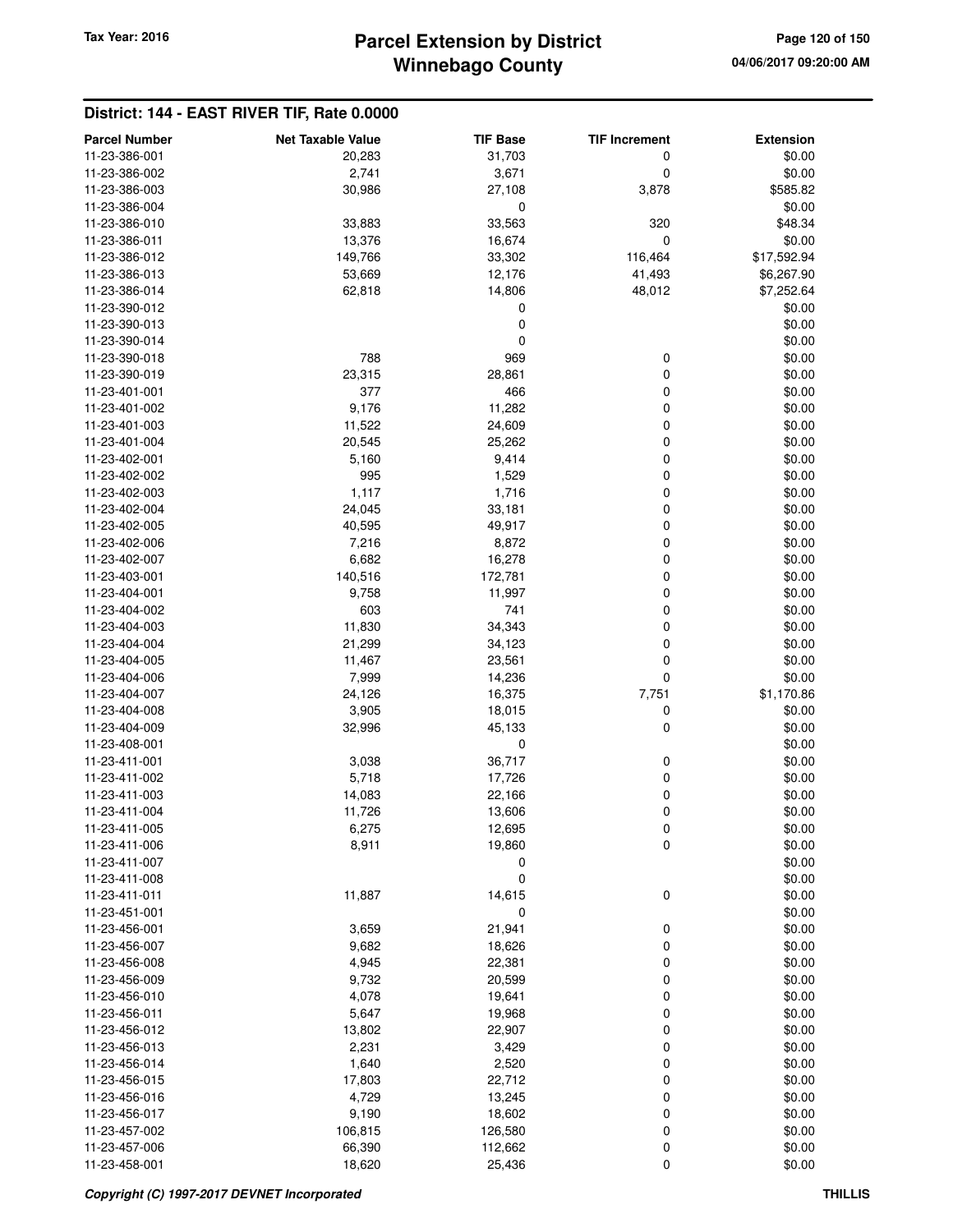## District: 144 - EAST RIVER TIF, Rate 0.0000

| Parcel Number | Net Taxable Value | TIF Base | TIF Increment | Extension |
|---|---|---|---|---|
| 11-23-386-001 | 20,283 | 31,703 | 0 | $0.00 |
| 11-23-386-002 | 2,741 | 3,671 | 0 | $0.00 |
| 11-23-386-003 | 30,986 | 27,108 | 3,878 | $585.82 |
| 11-23-386-004 | | 0 | | $0.00 |
| 11-23-386-010 | 33,883 | 33,563 | 320 | $48.34 |
| 11-23-386-011 | 13,376 | 16,674 | 0 | $0.00 |
| 11-23-386-012 | 149,766 | 33,302 | 116,464 | $17,592.94 |
| 11-23-386-013 | 53,669 | 12,176 | 41,493 | $6,267.90 |
| 11-23-386-014 | 62,818 | 14,806 | 48,012 | $7,252.64 |
| 11-23-390-012 | | 0 | | $0.00 |
| 11-23-390-013 | | 0 | | $0.00 |
| 11-23-390-014 | | 0 | | $0.00 |
| 11-23-390-018 | 788 | 969 | 0 | $0.00 |
| 11-23-390-019 | 23,315 | 28,861 | 0 | $0.00 |
| 11-23-401-001 | 377 | 466 | 0 | $0.00 |
| 11-23-401-002 | 9,176 | 11,282 | 0 | $0.00 |
| 11-23-401-003 | 11,522 | 24,609 | 0 | $0.00 |
| 11-23-401-004 | 20,545 | 25,262 | 0 | $0.00 |
| 11-23-402-001 | 5,160 | 9,414 | 0 | $0.00 |
| 11-23-402-002 | 995 | 1,529 | 0 | $0.00 |
| 11-23-402-003 | 1,117 | 1,716 | 0 | $0.00 |
| 11-23-402-004 | 24,045 | 33,181 | 0 | $0.00 |
| 11-23-402-005 | 40,595 | 49,917 | 0 | $0.00 |
| 11-23-402-006 | 7,216 | 8,872 | 0 | $0.00 |
| 11-23-402-007 | 6,682 | 16,278 | 0 | $0.00 |
| 11-23-403-001 | 140,516 | 172,781 | 0 | $0.00 |
| 11-23-404-001 | 9,758 | 11,997 | 0 | $0.00 |
| 11-23-404-002 | 603 | 741 | 0 | $0.00 |
| 11-23-404-003 | 11,830 | 34,343 | 0 | $0.00 |
| 11-23-404-004 | 21,299 | 34,123 | 0 | $0.00 |
| 11-23-404-005 | 11,467 | 23,561 | 0 | $0.00 |
| 11-23-404-006 | 7,999 | 14,236 | 0 | $0.00 |
| 11-23-404-007 | 24,126 | 16,375 | 7,751 | $1,170.86 |
| 11-23-404-008 | 3,905 | 18,015 | 0 | $0.00 |
| 11-23-404-009 | 32,996 | 45,133 | 0 | $0.00 |
| 11-23-408-001 | | 0 | | $0.00 |
| 11-23-411-001 | 3,038 | 36,717 | 0 | $0.00 |
| 11-23-411-002 | 5,718 | 17,726 | 0 | $0.00 |
| 11-23-411-003 | 14,083 | 22,166 | 0 | $0.00 |
| 11-23-411-004 | 11,726 | 13,606 | 0 | $0.00 |
| 11-23-411-005 | 6,275 | 12,695 | 0 | $0.00 |
| 11-23-411-006 | 8,911 | 19,860 | 0 | $0.00 |
| 11-23-411-007 | | 0 | | $0.00 |
| 11-23-411-008 | | 0 | | $0.00 |
| 11-23-411-011 | 11,887 | 14,615 | 0 | $0.00 |
| 11-23-451-001 | | 0 | | $0.00 |
| 11-23-456-001 | 3,659 | 21,941 | 0 | $0.00 |
| 11-23-456-007 | 9,682 | 18,626 | 0 | $0.00 |
| 11-23-456-008 | 4,945 | 22,381 | 0 | $0.00 |
| 11-23-456-009 | 9,732 | 20,599 | 0 | $0.00 |
| 11-23-456-010 | 4,078 | 19,641 | 0 | $0.00 |
| 11-23-456-011 | 5,647 | 19,968 | 0 | $0.00 |
| 11-23-456-012 | 13,802 | 22,907 | 0 | $0.00 |
| 11-23-456-013 | 2,231 | 3,429 | 0 | $0.00 |
| 11-23-456-014 | 1,640 | 2,520 | 0 | $0.00 |
| 11-23-456-015 | 17,803 | 22,712 | 0 | $0.00 |
| 11-23-456-016 | 4,729 | 13,245 | 0 | $0.00 |
| 11-23-456-017 | 9,190 | 18,602 | 0 | $0.00 |
| 11-23-457-002 | 106,815 | 126,580 | 0 | $0.00 |
| 11-23-457-006 | 66,390 | 112,662 | 0 | $0.00 |
| 11-23-458-001 | 18,620 | 25,436 | 0 | $0.00 |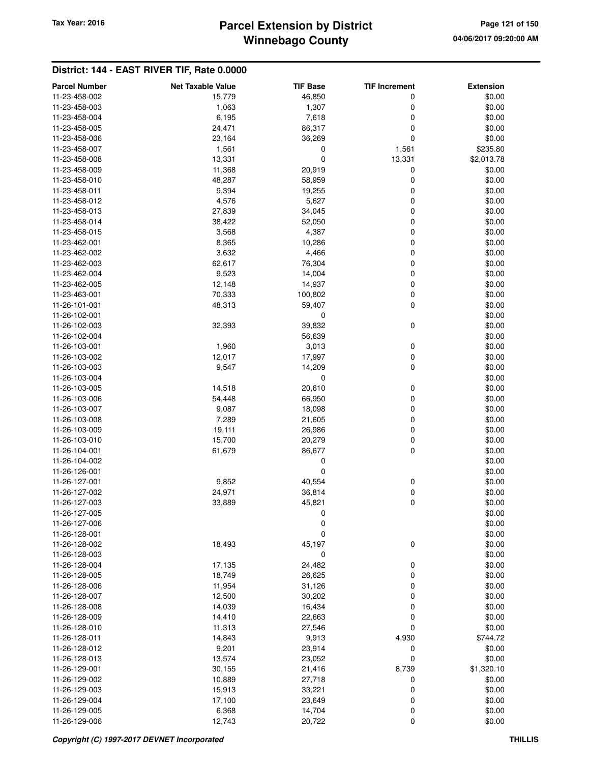## District: 144 - EAST RIVER TIF, Rate 0.0000

| Parcel Number | Net Taxable Value | TIF Base | TIF Increment | Extension |
|---|---|---|---|---|
| 11-23-458-002 | 15,779 | 46,850 | 0 | $0.00 |
| 11-23-458-003 | 1,063 | 1,307 | 0 | $0.00 |
| 11-23-458-004 | 6,195 | 7,618 | 0 | $0.00 |
| 11-23-458-005 | 24,471 | 86,317 | 0 | $0.00 |
| 11-23-458-006 | 23,164 | 36,269 | 0 | $0.00 |
| 11-23-458-007 | 1,561 | 0 | 1,561 | $235.80 |
| 11-23-458-008 | 13,331 | 0 | 13,331 | $2,013.78 |
| 11-23-458-009 | 11,368 | 20,919 | 0 | $0.00 |
| 11-23-458-010 | 48,287 | 58,959 | 0 | $0.00 |
| 11-23-458-011 | 9,394 | 19,255 | 0 | $0.00 |
| 11-23-458-012 | 4,576 | 5,627 | 0 | $0.00 |
| 11-23-458-013 | 27,839 | 34,045 | 0 | $0.00 |
| 11-23-458-014 | 38,422 | 52,050 | 0 | $0.00 |
| 11-23-458-015 | 3,568 | 4,387 | 0 | $0.00 |
| 11-23-462-001 | 8,365 | 10,286 | 0 | $0.00 |
| 11-23-462-002 | 3,632 | 4,466 | 0 | $0.00 |
| 11-23-462-003 | 62,617 | 76,304 | 0 | $0.00 |
| 11-23-462-004 | 9,523 | 14,004 | 0 | $0.00 |
| 11-23-462-005 | 12,148 | 14,937 | 0 | $0.00 |
| 11-23-463-001 | 70,333 | 100,802 | 0 | $0.00 |
| 11-26-101-001 | 48,313 | 59,407 | 0 | $0.00 |
| 11-26-102-001 | | 0 | | $0.00 |
| 11-26-102-003 | 32,393 | 39,832 | 0 | $0.00 |
| 11-26-102-004 | | 56,639 | | $0.00 |
| 11-26-103-001 | 1,960 | 3,013 | 0 | $0.00 |
| 11-26-103-002 | 12,017 | 17,997 | 0 | $0.00 |
| 11-26-103-003 | 9,547 | 14,209 | 0 | $0.00 |
| 11-26-103-004 | | 0 | | $0.00 |
| 11-26-103-005 | 14,518 | 20,610 | 0 | $0.00 |
| 11-26-103-006 | 54,448 | 66,950 | 0 | $0.00 |
| 11-26-103-007 | 9,087 | 18,098 | 0 | $0.00 |
| 11-26-103-008 | 7,289 | 21,605 | 0 | $0.00 |
| 11-26-103-009 | 19,111 | 26,986 | 0 | $0.00 |
| 11-26-103-010 | 15,700 | 20,279 | 0 | $0.00 |
| 11-26-104-001 | 61,679 | 86,677 | 0 | $0.00 |
| 11-26-104-002 | | 0 | | $0.00 |
| 11-26-126-001 | | 0 | | $0.00 |
| 11-26-127-001 | 9,852 | 40,554 | 0 | $0.00 |
| 11-26-127-002 | 24,971 | 36,814 | 0 | $0.00 |
| 11-26-127-003 | 33,889 | 45,821 | 0 | $0.00 |
| 11-26-127-005 | | 0 | | $0.00 |
| 11-26-127-006 | | 0 | | $0.00 |
| 11-26-128-001 | | 0 | | $0.00 |
| 11-26-128-002 | 18,493 | 45,197 | 0 | $0.00 |
| 11-26-128-003 | | 0 | | $0.00 |
| 11-26-128-004 | 17,135 | 24,482 | 0 | $0.00 |
| 11-26-128-005 | 18,749 | 26,625 | 0 | $0.00 |
| 11-26-128-006 | 11,954 | 31,126 | 0 | $0.00 |
| 11-26-128-007 | 12,500 | 30,202 | 0 | $0.00 |
| 11-26-128-008 | 14,039 | 16,434 | 0 | $0.00 |
| 11-26-128-009 | 14,410 | 22,663 | 0 | $0.00 |
| 11-26-128-010 | 11,313 | 27,546 | 0 | $0.00 |
| 11-26-128-011 | 14,843 | 9,913 | 4,930 | $744.72 |
| 11-26-128-012 | 9,201 | 23,914 | 0 | $0.00 |
| 11-26-128-013 | 13,574 | 23,052 | 0 | $0.00 |
| 11-26-129-001 | 30,155 | 21,416 | 8,739 | $1,320.10 |
| 11-26-129-002 | 10,889 | 27,718 | 0 | $0.00 |
| 11-26-129-003 | 15,913 | 33,221 | 0 | $0.00 |
| 11-26-129-004 | 17,100 | 23,649 | 0 | $0.00 |
| 11-26-129-005 | 6,368 | 14,704 | 0 | $0.00 |
| 11-26-129-006 | 12,743 | 20,722 | 0 | $0.00 |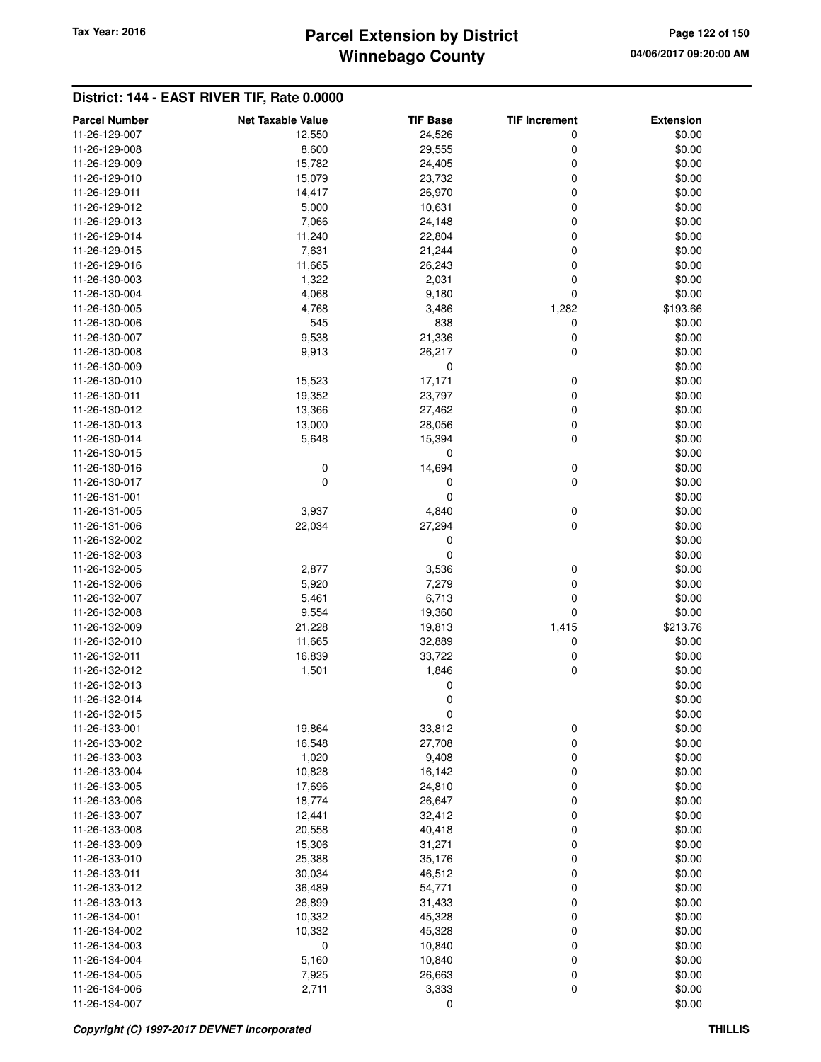**Tax Year: 2016**

# Parcel Extension by District
# Winnebago County

04/06/2017 09:20:00 AM

## District: 144 - EAST RIVER TIF, Rate 0.0000

| Parcel Number | Net Taxable Value | TIF Base | TIF Increment | Extension |
|---|---|---|---|---|
| 11-26-129-007 | 12,550 | 24,526 | 0 | $0.00 |
| 11-26-129-008 | 8,600 | 29,555 | 0 | $0.00 |
| 11-26-129-009 | 15,782 | 24,405 | 0 | $0.00 |
| 11-26-129-010 | 15,079 | 23,732 | 0 | $0.00 |
| 11-26-129-011 | 14,417 | 26,970 | 0 | $0.00 |
| 11-26-129-012 | 5,000 | 10,631 | 0 | $0.00 |
| 11-26-129-013 | 7,066 | 24,148 | 0 | $0.00 |
| 11-26-129-014 | 11,240 | 22,804 | 0 | $0.00 |
| 11-26-129-015 | 7,631 | 21,244 | 0 | $0.00 |
| 11-26-129-016 | 11,665 | 26,243 | 0 | $0.00 |
| 11-26-130-003 | 1,322 | 2,031 | 0 | $0.00 |
| 11-26-130-004 | 4,068 | 9,180 | 0 | $0.00 |
| 11-26-130-005 | 4,768 | 3,486 | 1,282 | $193.66 |
| 11-26-130-006 | 545 | 838 | 0 | $0.00 |
| 11-26-130-007 | 9,538 | 21,336 | 0 | $0.00 |
| 11-26-130-008 | 9,913 | 26,217 | 0 | $0.00 |
| 11-26-130-009 | | 0 | | $0.00 |
| 11-26-130-010 | 15,523 | 17,171 | 0 | $0.00 |
| 11-26-130-011 | 19,352 | 23,797 | 0 | $0.00 |
| 11-26-130-012 | 13,366 | 27,462 | 0 | $0.00 |
| 11-26-130-013 | 13,000 | 28,056 | 0 | $0.00 |
| 11-26-130-014 | 5,648 | 15,394 | 0 | $0.00 |
| 11-26-130-015 | | 0 | | $0.00 |
| 11-26-130-016 | 0 | 14,694 | 0 | $0.00 |
| 11-26-130-017 | 0 | 0 | 0 | $0.00 |
| 11-26-131-001 | | 0 | | $0.00 |
| 11-26-131-005 | 3,937 | 4,840 | 0 | $0.00 |
| 11-26-131-006 | 22,034 | 27,294 | 0 | $0.00 |
| 11-26-132-002 | | 0 | | $0.00 |
| 11-26-132-003 | | 0 | | $0.00 |
| 11-26-132-005 | 2,877 | 3,536 | 0 | $0.00 |
| 11-26-132-006 | 5,920 | 7,279 | 0 | $0.00 |
| 11-26-132-007 | 5,461 | 6,713 | 0 | $0.00 |
| 11-26-132-008 | 9,554 | 19,360 | 0 | $0.00 |
| 11-26-132-009 | 21,228 | 19,813 | 1,415 | $213.76 |
| 11-26-132-010 | 11,665 | 32,889 | 0 | $0.00 |
| 11-26-132-011 | 16,839 | 33,722 | 0 | $0.00 |
| 11-26-132-012 | 1,501 | 1,846 | 0 | $0.00 |
| 11-26-132-013 | | 0 | | $0.00 |
| 11-26-132-014 | | 0 | | $0.00 |
| 11-26-132-015 | | 0 | | $0.00 |
| 11-26-133-001 | 19,864 | 33,812 | 0 | $0.00 |
| 11-26-133-002 | 16,548 | 27,708 | 0 | $0.00 |
| 11-26-133-003 | 1,020 | 9,408 | 0 | $0.00 |
| 11-26-133-004 | 10,828 | 16,142 | 0 | $0.00 |
| 11-26-133-005 | 17,696 | 24,810 | 0 | $0.00 |
| 11-26-133-006 | 18,774 | 26,647 | 0 | $0.00 |
| 11-26-133-007 | 12,441 | 32,412 | 0 | $0.00 |
| 11-26-133-008 | 20,558 | 40,418 | 0 | $0.00 |
| 11-26-133-009 | 15,306 | 31,271 | 0 | $0.00 |
| 11-26-133-010 | 25,388 | 35,176 | 0 | $0.00 |
| 11-26-133-011 | 30,034 | 46,512 | 0 | $0.00 |
| 11-26-133-012 | 36,489 | 54,771 | 0 | $0.00 |
| 11-26-133-013 | 26,899 | 31,433 | 0 | $0.00 |
| 11-26-134-001 | 10,332 | 45,328 | 0 | $0.00 |
| 11-26-134-002 | 10,332 | 45,328 | 0 | $0.00 |
| 11-26-134-003 | 0 | 10,840 | 0 | $0.00 |
| 11-26-134-004 | 5,160 | 10,840 | 0 | $0.00 |
| 11-26-134-005 | 7,925 | 26,663 | 0 | $0.00 |
| 11-26-134-006 | 2,711 | 3,333 | 0 | $0.00 |
| 11-26-134-007 | | 0 | | $0.00 |

*Copyright (C) 1997-2017 DEVNET Incorporated* **THILLIS**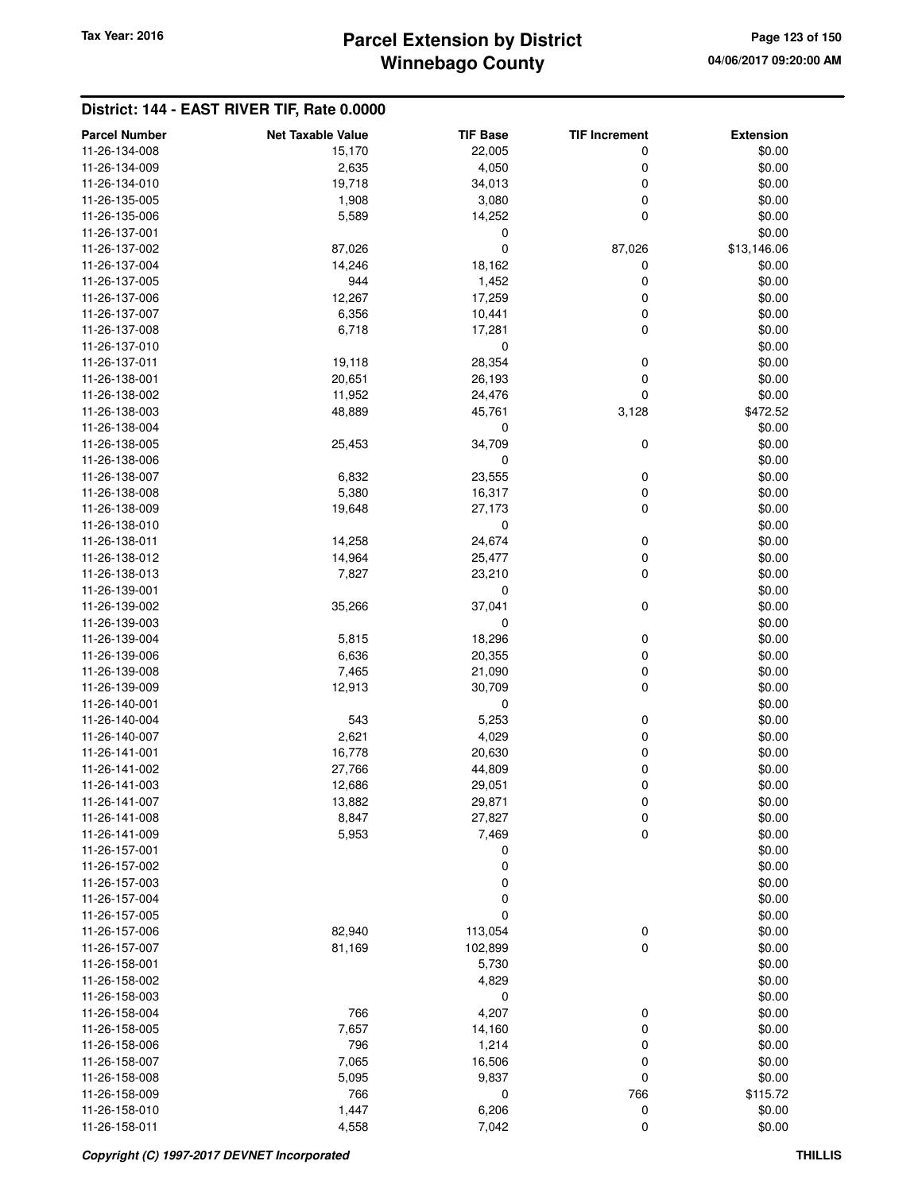## District: 144 - EAST RIVER TIF, Rate 0.0000

| Parcel Number | Net Taxable Value | TIF Base | TIF Increment | Extension |
|---|---|---|---|---|
| 11-26-134-008 | 15,170 | 22,005 | 0 | $0.00 |
| 11-26-134-009 | 2,635 | 4,050 | 0 | $0.00 |
| 11-26-134-010 | 19,718 | 34,013 | 0 | $0.00 |
| 11-26-135-005 | 1,908 | 3,080 | 0 | $0.00 |
| 11-26-135-006 | 5,589 | 14,252 | 0 | $0.00 |
| 11-26-137-001 | | 0 | | $0.00 |
| 11-26-137-002 | 87,026 | 0 | 87,026 | $13,146.06 |
| 11-26-137-004 | 14,246 | 18,162 | 0 | $0.00 |
| 11-26-137-005 | 944 | 1,452 | 0 | $0.00 |
| 11-26-137-006 | 12,267 | 17,259 | 0 | $0.00 |
| 11-26-137-007 | 6,356 | 10,441 | 0 | $0.00 |
| 11-26-137-008 | 6,718 | 17,281 | 0 | $0.00 |
| 11-26-137-010 | | 0 | | $0.00 |
| 11-26-137-011 | 19,118 | 28,354 | 0 | $0.00 |
| 11-26-138-001 | 20,651 | 26,193 | 0 | $0.00 |
| 11-26-138-002 | 11,952 | 24,476 | 0 | $0.00 |
| 11-26-138-003 | 48,889 | 45,761 | 3,128 | $472.52 |
| 11-26-138-004 | | 0 | | $0.00 |
| 11-26-138-005 | 25,453 | 34,709 | 0 | $0.00 |
| 11-26-138-006 | | 0 | | $0.00 |
| 11-26-138-007 | 6,832 | 23,555 | 0 | $0.00 |
| 11-26-138-008 | 5,380 | 16,317 | 0 | $0.00 |
| 11-26-138-009 | 19,648 | 27,173 | 0 | $0.00 |
| 11-26-138-010 | | 0 | | $0.00 |
| 11-26-138-011 | 14,258 | 24,674 | 0 | $0.00 |
| 11-26-138-012 | 14,964 | 25,477 | 0 | $0.00 |
| 11-26-138-013 | 7,827 | 23,210 | 0 | $0.00 |
| 11-26-139-001 | | 0 | | $0.00 |
| 11-26-139-002 | 35,266 | 37,041 | 0 | $0.00 |
| 11-26-139-003 | | 0 | | $0.00 |
| 11-26-139-004 | 5,815 | 18,296 | 0 | $0.00 |
| 11-26-139-006 | 6,636 | 20,355 | 0 | $0.00 |
| 11-26-139-008 | 7,465 | 21,090 | 0 | $0.00 |
| 11-26-139-009 | 12,913 | 30,709 | 0 | $0.00 |
| 11-26-140-001 | | 0 | | $0.00 |
| 11-26-140-004 | 543 | 5,253 | 0 | $0.00 |
| 11-26-140-007 | 2,621 | 4,029 | 0 | $0.00 |
| 11-26-141-001 | 16,778 | 20,630 | 0 | $0.00 |
| 11-26-141-002 | 27,766 | 44,809 | 0 | $0.00 |
| 11-26-141-003 | 12,686 | 29,051 | 0 | $0.00 |
| 11-26-141-007 | 13,882 | 29,871 | 0 | $0.00 |
| 11-26-141-008 | 8,847 | 27,827 | 0 | $0.00 |
| 11-26-141-009 | 5,953 | 7,469 | 0 | $0.00 |
| 11-26-157-001 | | 0 | | $0.00 |
| 11-26-157-002 | | 0 | | $0.00 |
| 11-26-157-003 | | 0 | | $0.00 |
| 11-26-157-004 | | 0 | | $0.00 |
| 11-26-157-005 | | 0 | | $0.00 |
| 11-26-157-006 | 82,940 | 113,054 | 0 | $0.00 |
| 11-26-157-007 | 81,169 | 102,899 | 0 | $0.00 |
| 11-26-158-001 | | 5,730 | | $0.00 |
| 11-26-158-002 | | 4,829 | | $0.00 |
| 11-26-158-003 | | 0 | | $0.00 |
| 11-26-158-004 | 766 | 4,207 | 0 | $0.00 |
| 11-26-158-005 | 7,657 | 14,160 | 0 | $0.00 |
| 11-26-158-006 | 796 | 1,214 | 0 | $0.00 |
| 11-26-158-007 | 7,065 | 16,506 | 0 | $0.00 |
| 11-26-158-008 | 5,095 | 9,837 | 0 | $0.00 |
| 11-26-158-009 | 766 | 0 | 766 | $115.72 |
| 11-26-158-010 | 1,447 | 6,206 | 0 | $0.00 |
| 11-26-158-011 | 4,558 | 7,042 | 0 | $0.00 |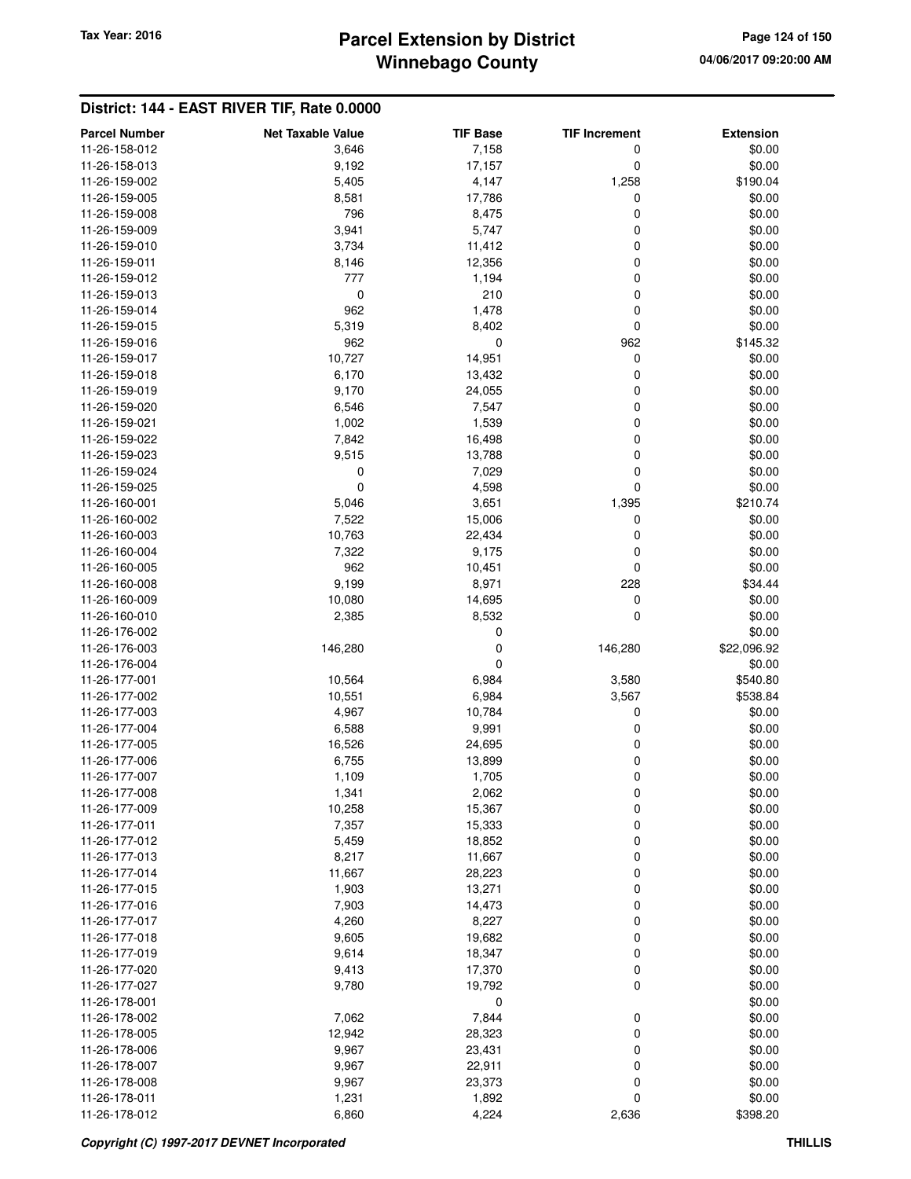## District: 144 - EAST RIVER TIF, Rate 0.0000

| Parcel Number | Net Taxable Value | TIF Base | TIF Increment | Extension |
|---|---|---|---|---|
| 11-26-158-012 | 3,646 | 7,158 | 0 | $0.00 |
| 11-26-158-013 | 9,192 | 17,157 | 0 | $0.00 |
| 11-26-159-002 | 5,405 | 4,147 | 1,258 | $190.04 |
| 11-26-159-005 | 8,581 | 17,786 | 0 | $0.00 |
| 11-26-159-008 | 796 | 8,475 | 0 | $0.00 |
| 11-26-159-009 | 3,941 | 5,747 | 0 | $0.00 |
| 11-26-159-010 | 3,734 | 11,412 | 0 | $0.00 |
| 11-26-159-011 | 8,146 | 12,356 | 0 | $0.00 |
| 11-26-159-012 | 777 | 1,194 | 0 | $0.00 |
| 11-26-159-013 | 0 | 210 | 0 | $0.00 |
| 11-26-159-014 | 962 | 1,478 | 0 | $0.00 |
| 11-26-159-015 | 5,319 | 8,402 | 0 | $0.00 |
| 11-26-159-016 | 962 | 0 | 962 | $145.32 |
| 11-26-159-017 | 10,727 | 14,951 | 0 | $0.00 |
| 11-26-159-018 | 6,170 | 13,432 | 0 | $0.00 |
| 11-26-159-019 | 9,170 | 24,055 | 0 | $0.00 |
| 11-26-159-020 | 6,546 | 7,547 | 0 | $0.00 |
| 11-26-159-021 | 1,002 | 1,539 | 0 | $0.00 |
| 11-26-159-022 | 7,842 | 16,498 | 0 | $0.00 |
| 11-26-159-023 | 9,515 | 13,788 | 0 | $0.00 |
| 11-26-159-024 | 0 | 7,029 | 0 | $0.00 |
| 11-26-159-025 | 0 | 4,598 | 0 | $0.00 |
| 11-26-160-001 | 5,046 | 3,651 | 1,395 | $210.74 |
| 11-26-160-002 | 7,522 | 15,006 | 0 | $0.00 |
| 11-26-160-003 | 10,763 | 22,434 | 0 | $0.00 |
| 11-26-160-004 | 7,322 | 9,175 | 0 | $0.00 |
| 11-26-160-005 | 962 | 10,451 | 0 | $0.00 |
| 11-26-160-008 | 9,199 | 8,971 | 228 | $34.44 |
| 11-26-160-009 | 10,080 | 14,695 | 0 | $0.00 |
| 11-26-160-010 | 2,385 | 8,532 | 0 | $0.00 |
| 11-26-176-002 | | 0 | | $0.00 |
| 11-26-176-003 | 146,280 | 0 | 146,280 | $22,096.92 |
| 11-26-176-004 | | 0 | | $0.00 |
| 11-26-177-001 | 10,564 | 6,984 | 3,580 | $540.80 |
| 11-26-177-002 | 10,551 | 6,984 | 3,567 | $538.84 |
| 11-26-177-003 | 4,967 | 10,784 | 0 | $0.00 |
| 11-26-177-004 | 6,588 | 9,991 | 0 | $0.00 |
| 11-26-177-005 | 16,526 | 24,695 | 0 | $0.00 |
| 11-26-177-006 | 6,755 | 13,899 | 0 | $0.00 |
| 11-26-177-007 | 1,109 | 1,705 | 0 | $0.00 |
| 11-26-177-008 | 1,341 | 2,062 | 0 | $0.00 |
| 11-26-177-009 | 10,258 | 15,367 | 0 | $0.00 |
| 11-26-177-011 | 7,357 | 15,333 | 0 | $0.00 |
| 11-26-177-012 | 5,459 | 18,852 | 0 | $0.00 |
| 11-26-177-013 | 8,217 | 11,667 | 0 | $0.00 |
| 11-26-177-014 | 11,667 | 28,223 | 0 | $0.00 |
| 11-26-177-015 | 1,903 | 13,271 | 0 | $0.00 |
| 11-26-177-016 | 7,903 | 14,473 | 0 | $0.00 |
| 11-26-177-017 | 4,260 | 8,227 | 0 | $0.00 |
| 11-26-177-018 | 9,605 | 19,682 | 0 | $0.00 |
| 11-26-177-019 | 9,614 | 18,347 | 0 | $0.00 |
| 11-26-177-020 | 9,413 | 17,370 | 0 | $0.00 |
| 11-26-177-027 | 9,780 | 19,792 | 0 | $0.00 |
| 11-26-178-001 | | 0 | | $0.00 |
| 11-26-178-002 | 7,062 | 7,844 | 0 | $0.00 |
| 11-26-178-005 | 12,942 | 28,323 | 0 | $0.00 |
| 11-26-178-006 | 9,967 | 23,431 | 0 | $0.00 |
| 11-26-178-007 | 9,967 | 22,911 | 0 | $0.00 |
| 11-26-178-008 | 9,967 | 23,373 | 0 | $0.00 |
| 11-26-178-011 | 1,231 | 1,892 | 0 | $0.00 |
| 11-26-178-012 | 6,860 | 4,224 | 2,636 | $398.20 |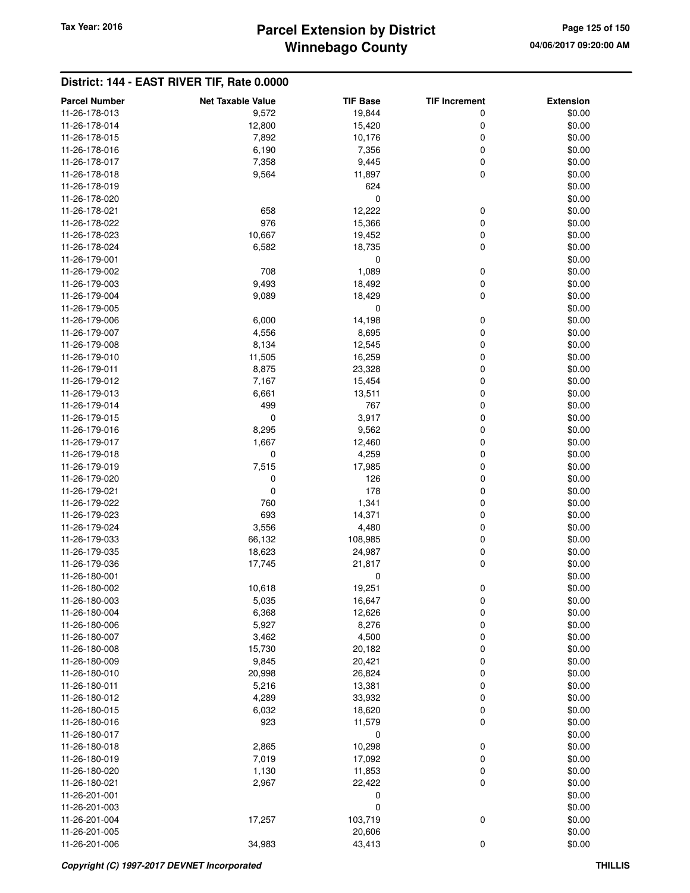## District: 144 - EAST RIVER TIF, Rate 0.0000

| Parcel Number | Net Taxable Value | TIF Base | TIF Increment | Extension |
|---|---|---|---|---|
| 11-26-178-013 | 9,572 | 19,844 | 0 | $0.00 |
| 11-26-178-014 | 12,800 | 15,420 | 0 | $0.00 |
| 11-26-178-015 | 7,892 | 10,176 | 0 | $0.00 |
| 11-26-178-016 | 6,190 | 7,356 | 0 | $0.00 |
| 11-26-178-017 | 7,358 | 9,445 | 0 | $0.00 |
| 11-26-178-018 | 9,564 | 11,897 | 0 | $0.00 |
| 11-26-178-019 | | 624 | | $0.00 |
| 11-26-178-020 | | 0 | | $0.00 |
| 11-26-178-021 | 658 | 12,222 | 0 | $0.00 |
| 11-26-178-022 | 976 | 15,366 | 0 | $0.00 |
| 11-26-178-023 | 10,667 | 19,452 | 0 | $0.00 |
| 11-26-178-024 | 6,582 | 18,735 | 0 | $0.00 |
| 11-26-179-001 | | 0 | | $0.00 |
| 11-26-179-002 | 708 | 1,089 | 0 | $0.00 |
| 11-26-179-003 | 9,493 | 18,492 | 0 | $0.00 |
| 11-26-179-004 | 9,089 | 18,429 | 0 | $0.00 |
| 11-26-179-005 | | 0 | | $0.00 |
| 11-26-179-006 | 6,000 | 14,198 | 0 | $0.00 |
| 11-26-179-007 | 4,556 | 8,695 | 0 | $0.00 |
| 11-26-179-008 | 8,134 | 12,545 | 0 | $0.00 |
| 11-26-179-010 | 11,505 | 16,259 | 0 | $0.00 |
| 11-26-179-011 | 8,875 | 23,328 | 0 | $0.00 |
| 11-26-179-012 | 7,167 | 15,454 | 0 | $0.00 |
| 11-26-179-013 | 6,661 | 13,511 | 0 | $0.00 |
| 11-26-179-014 | 499 | 767 | 0 | $0.00 |
| 11-26-179-015 | 0 | 3,917 | 0 | $0.00 |
| 11-26-179-016 | 8,295 | 9,562 | 0 | $0.00 |
| 11-26-179-017 | 1,667 | 12,460 | 0 | $0.00 |
| 11-26-179-018 | 0 | 4,259 | 0 | $0.00 |
| 11-26-179-019 | 7,515 | 17,985 | 0 | $0.00 |
| 11-26-179-020 | 0 | 126 | 0 | $0.00 |
| 11-26-179-021 | 0 | 178 | 0 | $0.00 |
| 11-26-179-022 | 760 | 1,341 | 0 | $0.00 |
| 11-26-179-023 | 693 | 14,371 | 0 | $0.00 |
| 11-26-179-024 | 3,556 | 4,480 | 0 | $0.00 |
| 11-26-179-033 | 66,132 | 108,985 | 0 | $0.00 |
| 11-26-179-035 | 18,623 | 24,987 | 0 | $0.00 |
| 11-26-179-036 | 17,745 | 21,817 | 0 | $0.00 |
| 11-26-180-001 | | 0 | | $0.00 |
| 11-26-180-002 | 10,618 | 19,251 | 0 | $0.00 |
| 11-26-180-003 | 5,035 | 16,647 | 0 | $0.00 |
| 11-26-180-004 | 6,368 | 12,626 | 0 | $0.00 |
| 11-26-180-006 | 5,927 | 8,276 | 0 | $0.00 |
| 11-26-180-007 | 3,462 | 4,500 | 0 | $0.00 |
| 11-26-180-008 | 15,730 | 20,182 | 0 | $0.00 |
| 11-26-180-009 | 9,845 | 20,421 | 0 | $0.00 |
| 11-26-180-010 | 20,998 | 26,824 | 0 | $0.00 |
| 11-26-180-011 | 5,216 | 13,381 | 0 | $0.00 |
| 11-26-180-012 | 4,289 | 33,932 | 0 | $0.00 |
| 11-26-180-015 | 6,032 | 18,620 | 0 | $0.00 |
| 11-26-180-016 | 923 | 11,579 | 0 | $0.00 |
| 11-26-180-017 | | 0 | | $0.00 |
| 11-26-180-018 | 2,865 | 10,298 | 0 | $0.00 |
| 11-26-180-019 | 7,019 | 17,092 | 0 | $0.00 |
| 11-26-180-020 | 1,130 | 11,853 | 0 | $0.00 |
| 11-26-180-021 | 2,967 | 22,422 | 0 | $0.00 |
| 11-26-201-001 | | 0 | | $0.00 |
| 11-26-201-003 | | 0 | | $0.00 |
| 11-26-201-004 | 17,257 | 103,719 | 0 | $0.00 |
| 11-26-201-005 | | 20,606 | | $0.00 |
| 11-26-201-006 | 34,983 | 43,413 | 0 | $0.00 |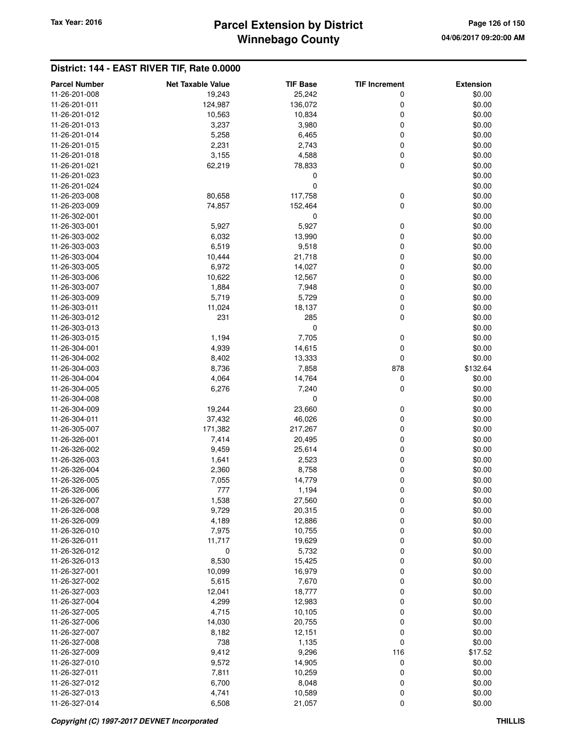## District: 144 - EAST RIVER TIF, Rate 0.0000

| Parcel Number | Net Taxable Value | TIF Base | TIF Increment | Extension |
|---|---|---|---|---|
| 11-26-201-008 | 19,243 | 25,242 | 0 | $0.00 |
| 11-26-201-011 | 124,987 | 136,072 | 0 | $0.00 |
| 11-26-201-012 | 10,563 | 10,834 | 0 | $0.00 |
| 11-26-201-013 | 3,237 | 3,980 | 0 | $0.00 |
| 11-26-201-014 | 5,258 | 6,465 | 0 | $0.00 |
| 11-26-201-015 | 2,231 | 2,743 | 0 | $0.00 |
| 11-26-201-018 | 3,155 | 4,588 | 0 | $0.00 |
| 11-26-201-021 | 62,219 | 78,833 | 0 | $0.00 |
| 11-26-201-023 | | 0 | | $0.00 |
| 11-26-201-024 | | 0 | | $0.00 |
| 11-26-203-008 | 80,658 | 117,758 | 0 | $0.00 |
| 11-26-203-009 | 74,857 | 152,464 | 0 | $0.00 |
| 11-26-302-001 | | 0 | | $0.00 |
| 11-26-303-001 | 5,927 | 5,927 | 0 | $0.00 |
| 11-26-303-002 | 6,032 | 13,990 | 0 | $0.00 |
| 11-26-303-003 | 6,519 | 9,518 | 0 | $0.00 |
| 11-26-303-004 | 10,444 | 21,718 | 0 | $0.00 |
| 11-26-303-005 | 6,972 | 14,027 | 0 | $0.00 |
| 11-26-303-006 | 10,622 | 12,567 | 0 | $0.00 |
| 11-26-303-007 | 1,884 | 7,948 | 0 | $0.00 |
| 11-26-303-009 | 5,719 | 5,729 | 0 | $0.00 |
| 11-26-303-011 | 11,024 | 18,137 | 0 | $0.00 |
| 11-26-303-012 | 231 | 285 | 0 | $0.00 |
| 11-26-303-013 | | 0 | | $0.00 |
| 11-26-303-015 | 1,194 | 7,705 | 0 | $0.00 |
| 11-26-304-001 | 4,939 | 14,615 | 0 | $0.00 |
| 11-26-304-002 | 8,402 | 13,333 | 0 | $0.00 |
| 11-26-304-003 | 8,736 | 7,858 | 878 | $132.64 |
| 11-26-304-004 | 4,064 | 14,764 | 0 | $0.00 |
| 11-26-304-005 | 6,276 | 7,240 | 0 | $0.00 |
| 11-26-304-008 | | 0 | | $0.00 |
| 11-26-304-009 | 19,244 | 23,660 | 0 | $0.00 |
| 11-26-304-011 | 37,432 | 46,026 | 0 | $0.00 |
| 11-26-305-007 | 171,382 | 217,267 | 0 | $0.00 |
| 11-26-326-001 | 7,414 | 20,495 | 0 | $0.00 |
| 11-26-326-002 | 9,459 | 25,614 | 0 | $0.00 |
| 11-26-326-003 | 1,641 | 2,523 | 0 | $0.00 |
| 11-26-326-004 | 2,360 | 8,758 | 0 | $0.00 |
| 11-26-326-005 | 7,055 | 14,779 | 0 | $0.00 |
| 11-26-326-006 | 777 | 1,194 | 0 | $0.00 |
| 11-26-326-007 | 1,538 | 27,560 | 0 | $0.00 |
| 11-26-326-008 | 9,729 | 20,315 | 0 | $0.00 |
| 11-26-326-009 | 4,189 | 12,886 | 0 | $0.00 |
| 11-26-326-010 | 7,975 | 10,755 | 0 | $0.00 |
| 11-26-326-011 | 11,717 | 19,629 | 0 | $0.00 |
| 11-26-326-012 | 0 | 5,732 | 0 | $0.00 |
| 11-26-326-013 | 8,530 | 15,425 | 0 | $0.00 |
| 11-26-327-001 | 10,099 | 16,979 | 0 | $0.00 |
| 11-26-327-002 | 5,615 | 7,670 | 0 | $0.00 |
| 11-26-327-003 | 12,041 | 18,777 | 0 | $0.00 |
| 11-26-327-004 | 4,299 | 12,983 | 0 | $0.00 |
| 11-26-327-005 | 4,715 | 10,105 | 0 | $0.00 |
| 11-26-327-006 | 14,030 | 20,755 | 0 | $0.00 |
| 11-26-327-007 | 8,182 | 12,151 | 0 | $0.00 |
| 11-26-327-008 | 738 | 1,135 | 0 | $0.00 |
| 11-26-327-009 | 9,412 | 9,296 | 116 | $17.52 |
| 11-26-327-010 | 9,572 | 14,905 | 0 | $0.00 |
| 11-26-327-011 | 7,811 | 10,259 | 0 | $0.00 |
| 11-26-327-012 | 6,700 | 8,048 | 0 | $0.00 |
| 11-26-327-013 | 4,741 | 10,589 | 0 | $0.00 |
| 11-26-327-014 | 6,508 | 21,057 | 0 | $0.00 |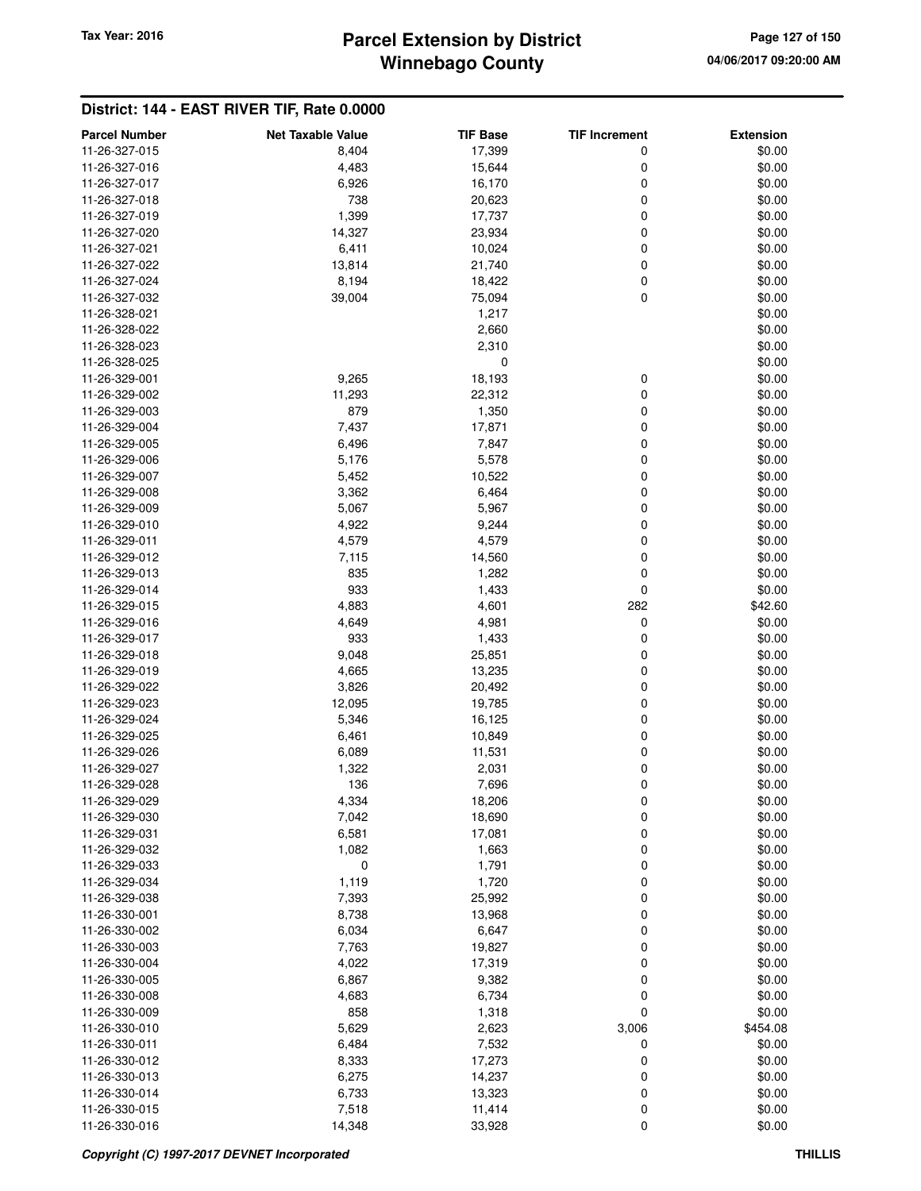## District: 144 - EAST RIVER TIF, Rate 0.0000

| Parcel Number | Net Taxable Value | TIF Base | TIF Increment | Extension |
|---|---|---|---|---|
| 11-26-327-015 | 8,404 | 17,399 | 0 | $0.00 |
| 11-26-327-016 | 4,483 | 15,644 | 0 | $0.00 |
| 11-26-327-017 | 6,926 | 16,170 | 0 | $0.00 |
| 11-26-327-018 | 738 | 20,623 | 0 | $0.00 |
| 11-26-327-019 | 1,399 | 17,737 | 0 | $0.00 |
| 11-26-327-020 | 14,327 | 23,934 | 0 | $0.00 |
| 11-26-327-021 | 6,411 | 10,024 | 0 | $0.00 |
| 11-26-327-022 | 13,814 | 21,740 | 0 | $0.00 |
| 11-26-327-024 | 8,194 | 18,422 | 0 | $0.00 |
| 11-26-327-032 | 39,004 | 75,094 | 0 | $0.00 |
| 11-26-328-021 | | 1,217 | | $0.00 |
| 11-26-328-022 | | 2,660 | | $0.00 |
| 11-26-328-023 | | 2,310 | | $0.00 |
| 11-26-328-025 | | 0 | | $0.00 |
| 11-26-329-001 | 9,265 | 18,193 | 0 | $0.00 |
| 11-26-329-002 | 11,293 | 22,312 | 0 | $0.00 |
| 11-26-329-003 | 879 | 1,350 | 0 | $0.00 |
| 11-26-329-004 | 7,437 | 17,871 | 0 | $0.00 |
| 11-26-329-005 | 6,496 | 7,847 | 0 | $0.00 |
| 11-26-329-006 | 5,176 | 5,578 | 0 | $0.00 |
| 11-26-329-007 | 5,452 | 10,522 | 0 | $0.00 |
| 11-26-329-008 | 3,362 | 6,464 | 0 | $0.00 |
| 11-26-329-009 | 5,067 | 5,967 | 0 | $0.00 |
| 11-26-329-010 | 4,922 | 9,244 | 0 | $0.00 |
| 11-26-329-011 | 4,579 | 4,579 | 0 | $0.00 |
| 11-26-329-012 | 7,115 | 14,560 | 0 | $0.00 |
| 11-26-329-013 | 835 | 1,282 | 0 | $0.00 |
| 11-26-329-014 | 933 | 1,433 | 0 | $0.00 |
| 11-26-329-015 | 4,883 | 4,601 | 282 | $42.60 |
| 11-26-329-016 | 4,649 | 4,981 | 0 | $0.00 |
| 11-26-329-017 | 933 | 1,433 | 0 | $0.00 |
| 11-26-329-018 | 9,048 | 25,851 | 0 | $0.00 |
| 11-26-329-019 | 4,665 | 13,235 | 0 | $0.00 |
| 11-26-329-022 | 3,826 | 20,492 | 0 | $0.00 |
| 11-26-329-023 | 12,095 | 19,785 | 0 | $0.00 |
| 11-26-329-024 | 5,346 | 16,125 | 0 | $0.00 |
| 11-26-329-025 | 6,461 | 10,849 | 0 | $0.00 |
| 11-26-329-026 | 6,089 | 11,531 | 0 | $0.00 |
| 11-26-329-027 | 1,322 | 2,031 | 0 | $0.00 |
| 11-26-329-028 | 136 | 7,696 | 0 | $0.00 |
| 11-26-329-029 | 4,334 | 18,206 | 0 | $0.00 |
| 11-26-329-030 | 7,042 | 18,690 | 0 | $0.00 |
| 11-26-329-031 | 6,581 | 17,081 | 0 | $0.00 |
| 11-26-329-032 | 1,082 | 1,663 | 0 | $0.00 |
| 11-26-329-033 | 0 | 1,791 | 0 | $0.00 |
| 11-26-329-034 | 1,119 | 1,720 | 0 | $0.00 |
| 11-26-329-038 | 7,393 | 25,992 | 0 | $0.00 |
| 11-26-330-001 | 8,738 | 13,968 | 0 | $0.00 |
| 11-26-330-002 | 6,034 | 6,647 | 0 | $0.00 |
| 11-26-330-003 | 7,763 | 19,827 | 0 | $0.00 |
| 11-26-330-004 | 4,022 | 17,319 | 0 | $0.00 |
| 11-26-330-005 | 6,867 | 9,382 | 0 | $0.00 |
| 11-26-330-008 | 4,683 | 6,734 | 0 | $0.00 |
| 11-26-330-009 | 858 | 1,318 | 0 | $0.00 |
| 11-26-330-010 | 5,629 | 2,623 | 3,006 | $454.08 |
| 11-26-330-011 | 6,484 | 7,532 | 0 | $0.00 |
| 11-26-330-012 | 8,333 | 17,273 | 0 | $0.00 |
| 11-26-330-013 | 6,275 | 14,237 | 0 | $0.00 |
| 11-26-330-014 | 6,733 | 13,323 | 0 | $0.00 |
| 11-26-330-015 | 7,518 | 11,414 | 0 | $0.00 |
| 11-26-330-016 | 14,348 | 33,928 | 0 | $0.00 |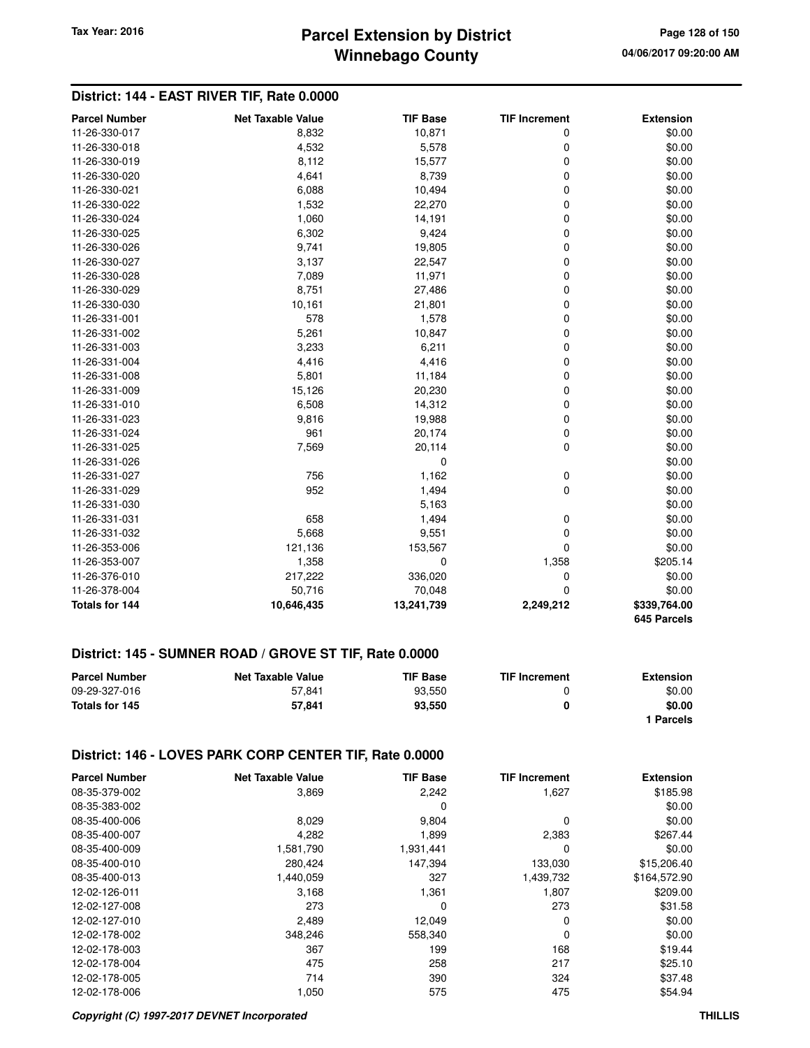## District: 144 - EAST RIVER TIF, Rate 0.0000

| Parcel Number | Net Taxable Value | TIF Base | TIF Increment | Extension |
|---|---|---|---|---|
| 11-26-330-017 | 8,832 | 10,871 | 0 | $0.00 |
| 11-26-330-018 | 4,532 | 5,578 | 0 | $0.00 |
| 11-26-330-019 | 8,112 | 15,577 | 0 | $0.00 |
| 11-26-330-020 | 4,641 | 8,739 | 0 | $0.00 |
| 11-26-330-021 | 6,088 | 10,494 | 0 | $0.00 |
| 11-26-330-022 | 1,532 | 22,270 | 0 | $0.00 |
| 11-26-330-024 | 1,060 | 14,191 | 0 | $0.00 |
| 11-26-330-025 | 6,302 | 9,424 | 0 | $0.00 |
| 11-26-330-026 | 9,741 | 19,805 | 0 | $0.00 |
| 11-26-330-027 | 3,137 | 22,547 | 0 | $0.00 |
| 11-26-330-028 | 7,089 | 11,971 | 0 | $0.00 |
| 11-26-330-029 | 8,751 | 27,486 | 0 | $0.00 |
| 11-26-330-030 | 10,161 | 21,801 | 0 | $0.00 |
| 11-26-331-001 | 578 | 1,578 | 0 | $0.00 |
| 11-26-331-002 | 5,261 | 10,847 | 0 | $0.00 |
| 11-26-331-003 | 3,233 | 6,211 | 0 | $0.00 |
| 11-26-331-004 | 4,416 | 4,416 | 0 | $0.00 |
| 11-26-331-008 | 5,801 | 11,184 | 0 | $0.00 |
| 11-26-331-009 | 15,126 | 20,230 | 0 | $0.00 |
| 11-26-331-010 | 6,508 | 14,312 | 0 | $0.00 |
| 11-26-331-023 | 9,816 | 19,988 | 0 | $0.00 |
| 11-26-331-024 | 961 | 20,174 | 0 | $0.00 |
| 11-26-331-025 | 7,569 | 20,114 | 0 | $0.00 |
| 11-26-331-026 | | 0 | | $0.00 |
| 11-26-331-027 | 756 | 1,162 | 0 | $0.00 |
| 11-26-331-029 | 952 | 1,494 | 0 | $0.00 |
| 11-26-331-030 | | 5,163 | | $0.00 |
| 11-26-331-031 | 658 | 1,494 | 0 | $0.00 |
| 11-26-331-032 | 5,668 | 9,551 | 0 | $0.00 |
| 11-26-353-006 | 121,136 | 153,567 | 0 | $0.00 |
| 11-26-353-007 | 1,358 | 0 | 1,358 | $205.14 |
| 11-26-376-010 | 217,222 | 336,020 | 0 | $0.00 |
| 11-26-378-004 | 50,716 | 70,048 | 0 | $0.00 |
| **Totals for 144** | **10,646,435** | **13,241,739** | **2,249,212** | **$339,764.00** |
| | | | | **645 Parcels** |

## District: 145 - SUMNER ROAD / GROVE ST TIF, Rate 0.0000

| Parcel Number | Net Taxable Value | TIF Base | TIF Increment | Extension |
|---|---|---|---|---|
| 09-29-327-016 | 57,841 | 93,550 | 0 | $0.00 |
| **Totals for 145** | **57,841** | **93,550** | **0** | **$0.00** |
| | | | | **1 Parcels** |

## District: 146 - LOVES PARK CORP CENTER TIF, Rate 0.0000

| Parcel Number | Net Taxable Value | TIF Base | TIF Increment | Extension |
|---|---|---|---|---|
| 08-35-379-002 | 3,869 | 2,242 | 1,627 | $185.98 |
| 08-35-383-002 | | 0 | | $0.00 |
| 08-35-400-006 | 8,029 | 9,804 | 0 | $0.00 |
| 08-35-400-007 | 4,282 | 1,899 | 2,383 | $267.44 |
| 08-35-400-009 | 1,581,790 | 1,931,441 | 0 | $0.00 |
| 08-35-400-010 | 280,424 | 147,394 | 133,030 | $15,206.40 |
| 08-35-400-013 | 1,440,059 | 327 | 1,439,732 | $164,572.90 |
| 12-02-126-011 | 3,168 | 1,361 | 1,807 | $209.00 |
| 12-02-127-008 | 273 | 0 | 273 | $31.58 |
| 12-02-127-010 | 2,489 | 12,049 | 0 | $0.00 |
| 12-02-178-002 | 348,246 | 558,340 | 0 | $0.00 |
| 12-02-178-003 | 367 | 199 | 168 | $19.44 |
| 12-02-178-004 | 475 | 258 | 217 | $25.10 |
| 12-02-178-005 | 714 | 390 | 324 | $37.48 |
| 12-02-178-006 | 1,050 | 575 | 475 | $54.94 |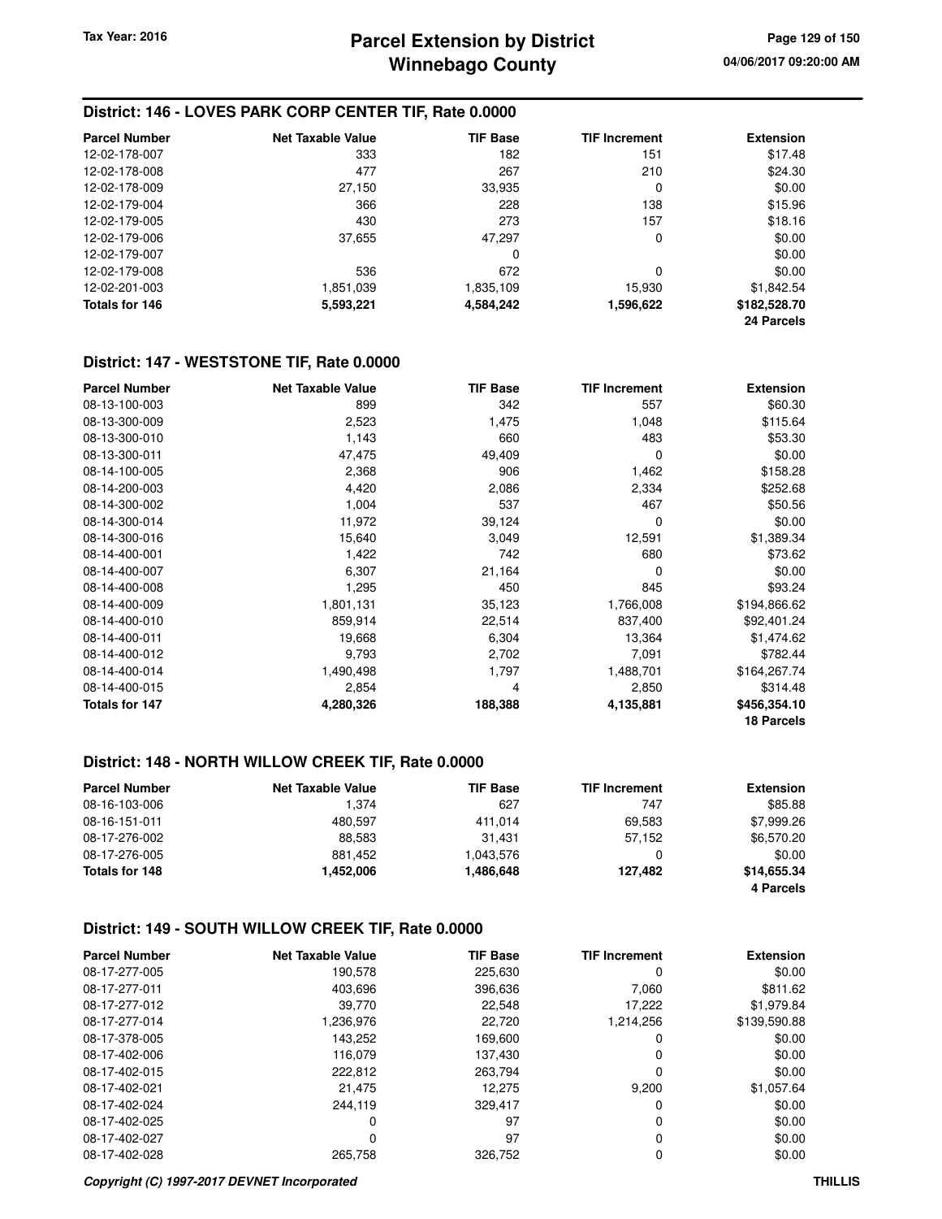## District: 146 - LOVES PARK CORP CENTER TIF, Rate 0.0000

| Parcel Number | Net Taxable Value | TIF Base | TIF Increment | Extension |
|---|---|---|---|---|
| 12-02-178-007 | 333 | 182 | 151 | $17.48 |
| 12-02-178-008 | 477 | 267 | 210 | $24.30 |
| 12-02-178-009 | 27,150 | 33,935 | 0 | $0.00 |
| 12-02-179-004 | 366 | 228 | 138 | $15.96 |
| 12-02-179-005 | 430 | 273 | 157 | $18.16 |
| 12-02-179-006 | 37,655 | 47,297 | 0 | $0.00 |
| 12-02-179-007 | | 0 | | $0.00 |
| 12-02-179-008 | 536 | 672 | 0 | $0.00 |
| 12-02-201-003 | 1,851,039 | 1,835,109 | 15,930 | $1,842.54 |
| **Totals for 146** | **5,593,221** | **4,584,242** | **1,596,622** | **$182,528.70** |
| | | | | **24 Parcels** |

## District: 147 - WESTSTONE TIF, Rate 0.0000

| Parcel Number | Net Taxable Value | TIF Base | TIF Increment | Extension |
|---|---|---|---|---|
| 08-13-100-003 | 899 | 342 | 557 | $60.30 |
| 08-13-300-009 | 2,523 | 1,475 | 1,048 | $115.64 |
| 08-13-300-010 | 1,143 | 660 | 483 | $53.30 |
| 08-13-300-011 | 47,475 | 49,409 | 0 | $0.00 |
| 08-14-100-005 | 2,368 | 906 | 1,462 | $158.28 |
| 08-14-200-003 | 4,420 | 2,086 | 2,334 | $252.68 |
| 08-14-300-002 | 1,004 | 537 | 467 | $50.56 |
| 08-14-300-014 | 11,972 | 39,124 | 0 | $0.00 |
| 08-14-300-016 | 15,640 | 3,049 | 12,591 | $1,389.34 |
| 08-14-400-001 | 1,422 | 742 | 680 | $73.62 |
| 08-14-400-007 | 6,307 | 21,164 | 0 | $0.00 |
| 08-14-400-008 | 1,295 | 450 | 845 | $93.24 |
| 08-14-400-009 | 1,801,131 | 35,123 | 1,766,008 | $194,866.62 |
| 08-14-400-010 | 859,914 | 22,514 | 837,400 | $92,401.24 |
| 08-14-400-011 | 19,668 | 6,304 | 13,364 | $1,474.62 |
| 08-14-400-012 | 9,793 | 2,702 | 7,091 | $782.44 |
| 08-14-400-014 | 1,490,498 | 1,797 | 1,488,701 | $164,267.74 |
| 08-14-400-015 | 2,854 | 4 | 2,850 | $314.48 |
| **Totals for 147** | **4,280,326** | **188,388** | **4,135,881** | **$456,354.10** |
| | | | | **18 Parcels** |

## District: 148 - NORTH WILLOW CREEK TIF, Rate 0.0000

| Parcel Number | Net Taxable Value | TIF Base | TIF Increment | Extension |
|---|---|---|---|---|
| 08-16-103-006 | 1,374 | 627 | 747 | $85.88 |
| 08-16-151-011 | 480,597 | 411,014 | 69,583 | $7,999.26 |
| 08-17-276-002 | 88,583 | 31,431 | 57,152 | $6,570.20 |
| 08-17-276-005 | 881,452 | 1,043,576 | 0 | $0.00 |
| **Totals for 148** | **1,452,006** | **1,486,648** | **127,482** | **$14,655.34** |
| | | | | **4 Parcels** |

## District: 149 - SOUTH WILLOW CREEK TIF, Rate 0.0000

| Parcel Number | Net Taxable Value | TIF Base | TIF Increment | Extension |
|---|---|---|---|---|
| 08-17-277-005 | 190,578 | 225,630 | 0 | $0.00 |
| 08-17-277-011 | 403,696 | 396,636 | 7,060 | $811.62 |
| 08-17-277-012 | 39,770 | 22,548 | 17,222 | $1,979.84 |
| 08-17-277-014 | 1,236,976 | 22,720 | 1,214,256 | $139,590.88 |
| 08-17-378-005 | 143,252 | 169,600 | 0 | $0.00 |
| 08-17-402-006 | 116,079 | 137,430 | 0 | $0.00 |
| 08-17-402-015 | 222,812 | 263,794 | 0 | $0.00 |
| 08-17-402-021 | 21,475 | 12,275 | 9,200 | $1,057.64 |
| 08-17-402-024 | 244,119 | 329,417 | 0 | $0.00 |
| 08-17-402-025 | 0 | 97 | 0 | $0.00 |
| 08-17-402-027 | 0 | 97 | 0 | $0.00 |
| 08-17-402-028 | 265,758 | 326,752 | 0 | $0.00 |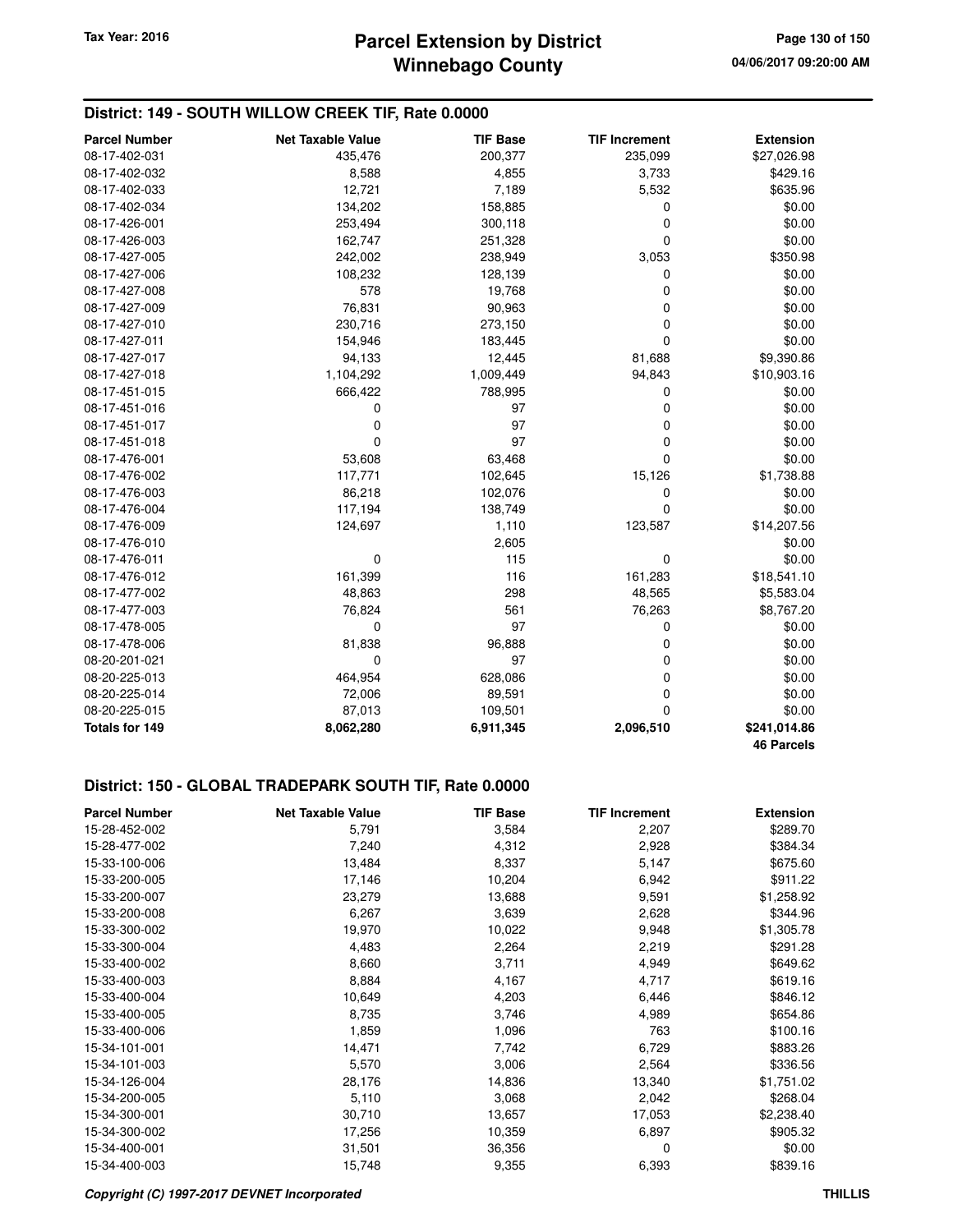## District: 149 - SOUTH WILLOW CREEK TIF, Rate 0.0000

| Parcel Number | Net Taxable Value | TIF Base | TIF Increment | Extension |
|---|---|---|---|---|
| 08-17-402-031 | 435,476 | 200,377 | 235,099 | $27,026.98 |
| 08-17-402-032 | 8,588 | 4,855 | 3,733 | $429.16 |
| 08-17-402-033 | 12,721 | 7,189 | 5,532 | $635.96 |
| 08-17-402-034 | 134,202 | 158,885 | 0 | $0.00 |
| 08-17-426-001 | 253,494 | 300,118 | 0 | $0.00 |
| 08-17-426-003 | 162,747 | 251,328 | 0 | $0.00 |
| 08-17-427-005 | 242,002 | 238,949 | 3,053 | $350.98 |
| 08-17-427-006 | 108,232 | 128,139 | 0 | $0.00 |
| 08-17-427-008 | 578 | 19,768 | 0 | $0.00 |
| 08-17-427-009 | 76,831 | 90,963 | 0 | $0.00 |
| 08-17-427-010 | 230,716 | 273,150 | 0 | $0.00 |
| 08-17-427-011 | 154,946 | 183,445 | 0 | $0.00 |
| 08-17-427-017 | 94,133 | 12,445 | 81,688 | $9,390.86 |
| 08-17-427-018 | 1,104,292 | 1,009,449 | 94,843 | $10,903.16 |
| 08-17-451-015 | 666,422 | 788,995 | 0 | $0.00 |
| 08-17-451-016 | 0 | 97 | 0 | $0.00 |
| 08-17-451-017 | 0 | 97 | 0 | $0.00 |
| 08-17-451-018 | 0 | 97 | 0 | $0.00 |
| 08-17-476-001 | 53,608 | 63,468 | 0 | $0.00 |
| 08-17-476-002 | 117,771 | 102,645 | 15,126 | $1,738.88 |
| 08-17-476-003 | 86,218 | 102,076 | 0 | $0.00 |
| 08-17-476-004 | 117,194 | 138,749 | 0 | $0.00 |
| 08-17-476-009 | 124,697 | 1,110 | 123,587 | $14,207.56 |
| 08-17-476-010 | | 2,605 | | $0.00 |
| 08-17-476-011 | 0 | 115 | 0 | $0.00 |
| 08-17-476-012 | 161,399 | 116 | 161,283 | $18,541.10 |
| 08-17-477-002 | 48,863 | 298 | 48,565 | $5,583.04 |
| 08-17-477-003 | 76,824 | 561 | 76,263 | $8,767.20 |
| 08-17-478-005 | 0 | 97 | 0 | $0.00 |
| 08-17-478-006 | 81,838 | 96,888 | 0 | $0.00 |
| 08-20-201-021 | 0 | 97 | 0 | $0.00 |
| 08-20-225-013 | 464,954 | 628,086 | 0 | $0.00 |
| 08-20-225-014 | 72,006 | 89,591 | 0 | $0.00 |
| 08-20-225-015 | 87,013 | 109,501 | 0 | $0.00 |
| **Totals for 149** | **8,062,280** | **6,911,345** | **2,096,510** | **$241,014.86** |
| | | | | **46 Parcels** |

## District: 150 - GLOBAL TRADEPARK SOUTH TIF, Rate 0.0000

| Parcel Number | Net Taxable Value | TIF Base | TIF Increment | Extension |
|---|---|---|---|---|
| 15-28-452-002 | 5,791 | 3,584 | 2,207 | $289.70 |
| 15-28-477-002 | 7,240 | 4,312 | 2,928 | $384.34 |
| 15-33-100-006 | 13,484 | 8,337 | 5,147 | $675.60 |
| 15-33-200-005 | 17,146 | 10,204 | 6,942 | $911.22 |
| 15-33-200-007 | 23,279 | 13,688 | 9,591 | $1,258.92 |
| 15-33-200-008 | 6,267 | 3,639 | 2,628 | $344.96 |
| 15-33-300-002 | 19,970 | 10,022 | 9,948 | $1,305.78 |
| 15-33-300-004 | 4,483 | 2,264 | 2,219 | $291.28 |
| 15-33-400-002 | 8,660 | 3,711 | 4,949 | $649.62 |
| 15-33-400-003 | 8,884 | 4,167 | 4,717 | $619.16 |
| 15-33-400-004 | 10,649 | 4,203 | 6,446 | $846.12 |
| 15-33-400-005 | 8,735 | 3,746 | 4,989 | $654.86 |
| 15-33-400-006 | 1,859 | 1,096 | 763 | $100.16 |
| 15-34-101-001 | 14,471 | 7,742 | 6,729 | $883.26 |
| 15-34-101-003 | 5,570 | 3,006 | 2,564 | $336.56 |
| 15-34-126-004 | 28,176 | 14,836 | 13,340 | $1,751.02 |
| 15-34-200-005 | 5,110 | 3,068 | 2,042 | $268.04 |
| 15-34-300-001 | 30,710 | 13,657 | 17,053 | $2,238.40 |
| 15-34-300-002 | 17,256 | 10,359 | 6,897 | $905.32 |
| 15-34-400-001 | 31,501 | 36,356 | 0 | $0.00 |
| 15-34-400-003 | 15,748 | 9,355 | 6,393 | $839.16 |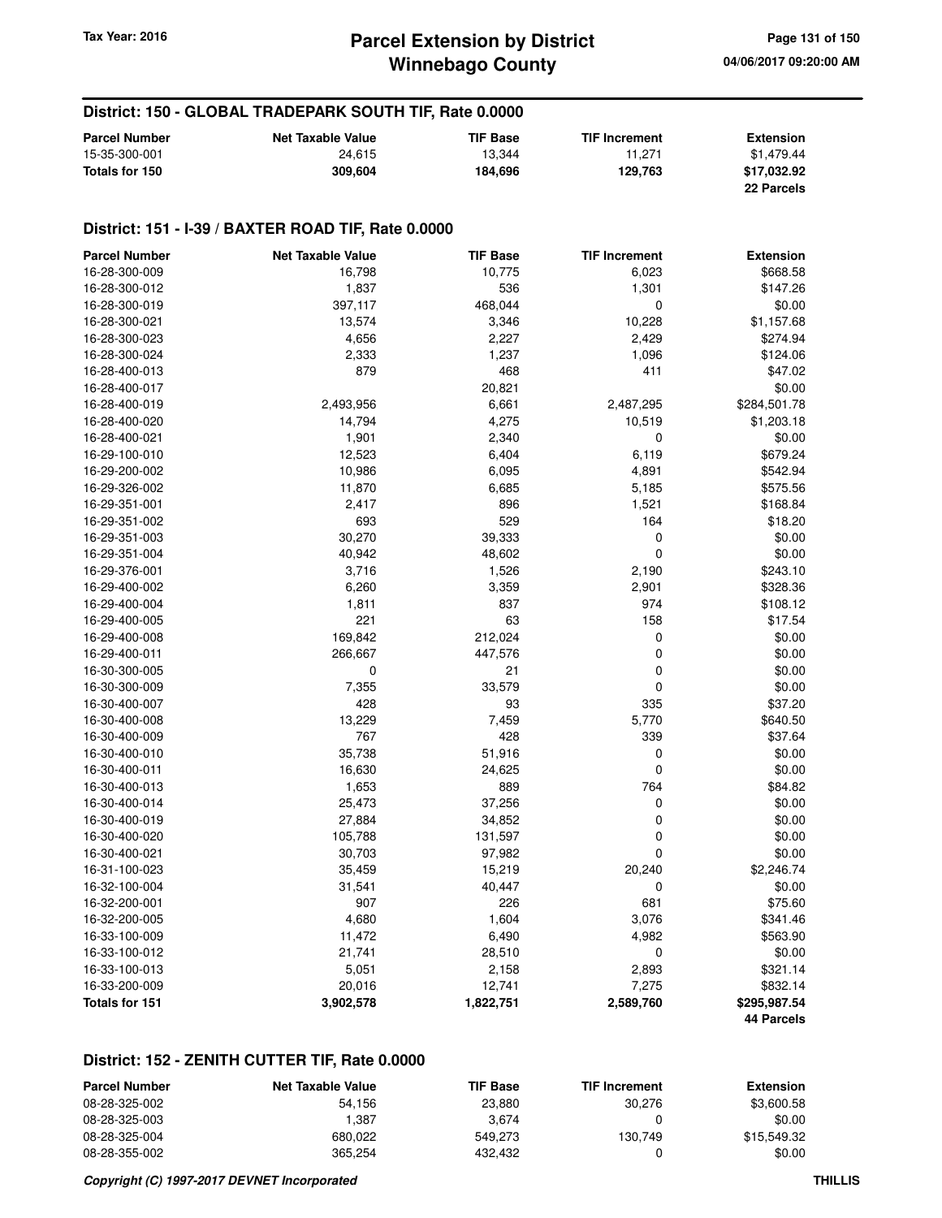## District: 150 - GLOBAL TRADEPARK SOUTH TIF, Rate 0.0000

| Parcel Number | Net Taxable Value | TIF Base | TIF Increment | Extension |
|---|---|---|---|---|
| 15-35-300-001 | 24,615 | 13,344 | 11,271 | $1,479.44 |
| **Totals for 150** | **309,604** | **184,696** | **129,763** | **$17,032.92** |
| | | | | **22 Parcels** |

## District: 151 - I-39 / BAXTER ROAD TIF, Rate 0.0000

| Parcel Number | Net Taxable Value | TIF Base | TIF Increment | Extension |
|---|---|---|---|---|
| 16-28-300-009 | 16,798 | 10,775 | 6,023 | $668.58 |
| 16-28-300-012 | 1,837 | 536 | 1,301 | $147.26 |
| 16-28-300-019 | 397,117 | 468,044 | 0 | $0.00 |
| 16-28-300-021 | 13,574 | 3,346 | 10,228 | $1,157.68 |
| 16-28-300-023 | 4,656 | 2,227 | 2,429 | $274.94 |
| 16-28-300-024 | 2,333 | 1,237 | 1,096 | $124.06 |
| 16-28-400-013 | 879 | 468 | 411 | $47.02 |
| 16-28-400-017 | | 20,821 | | $0.00 |
| 16-28-400-019 | 2,493,956 | 6,661 | 2,487,295 | $284,501.78 |
| 16-28-400-020 | 14,794 | 4,275 | 10,519 | $1,203.18 |
| 16-28-400-021 | 1,901 | 2,340 | 0 | $0.00 |
| 16-29-100-010 | 12,523 | 6,404 | 6,119 | $679.24 |
| 16-29-200-002 | 10,986 | 6,095 | 4,891 | $542.94 |
| 16-29-326-002 | 11,870 | 6,685 | 5,185 | $575.56 |
| 16-29-351-001 | 2,417 | 896 | 1,521 | $168.84 |
| 16-29-351-002 | 693 | 529 | 164 | $18.20 |
| 16-29-351-003 | 30,270 | 39,333 | 0 | $0.00 |
| 16-29-351-004 | 40,942 | 48,602 | 0 | $0.00 |
| 16-29-376-001 | 3,716 | 1,526 | 2,190 | $243.10 |
| 16-29-400-002 | 6,260 | 3,359 | 2,901 | $328.36 |
| 16-29-400-004 | 1,811 | 837 | 974 | $108.12 |
| 16-29-400-005 | 221 | 63 | 158 | $17.54 |
| 16-29-400-008 | 169,842 | 212,024 | 0 | $0.00 |
| 16-29-400-011 | 266,667 | 447,576 | 0 | $0.00 |
| 16-30-300-005 | 0 | 21 | 0 | $0.00 |
| 16-30-300-009 | 7,355 | 33,579 | 0 | $0.00 |
| 16-30-400-007 | 428 | 93 | 335 | $37.20 |
| 16-30-400-008 | 13,229 | 7,459 | 5,770 | $640.50 |
| 16-30-400-009 | 767 | 428 | 339 | $37.64 |
| 16-30-400-010 | 35,738 | 51,916 | 0 | $0.00 |
| 16-30-400-011 | 16,630 | 24,625 | 0 | $0.00 |
| 16-30-400-013 | 1,653 | 889 | 764 | $84.82 |
| 16-30-400-014 | 25,473 | 37,256 | 0 | $0.00 |
| 16-30-400-019 | 27,884 | 34,852 | 0 | $0.00 |
| 16-30-400-020 | 105,788 | 131,597 | 0 | $0.00 |
| 16-30-400-021 | 30,703 | 97,982 | 0 | $0.00 |
| 16-31-100-023 | 35,459 | 15,219 | 20,240 | $2,246.74 |
| 16-32-100-004 | 31,541 | 40,447 | 0 | $0.00 |
| 16-32-200-001 | 907 | 226 | 681 | $75.60 |
| 16-32-200-005 | 4,680 | 1,604 | 3,076 | $341.46 |
| 16-33-100-009 | 11,472 | 6,490 | 4,982 | $563.90 |
| 16-33-100-012 | 21,741 | 28,510 | 0 | $0.00 |
| 16-33-100-013 | 5,051 | 2,158 | 2,893 | $321.14 |
| 16-33-200-009 | 20,016 | 12,741 | 7,275 | $832.14 |
| **Totals for 151** | **3,902,578** | **1,822,751** | **2,589,760** | **$295,987.54** |
| | | | | **44 Parcels** |

## District: 152 - ZENITH CUTTER TIF, Rate 0.0000

| Parcel Number | Net Taxable Value | TIF Base | TIF Increment | Extension |
|---|---|---|---|---|
| 08-28-325-002 | 54,156 | 23,880 | 30,276 | $3,600.58 |
| 08-28-325-003 | 1,387 | 3,674 | 0 | $0.00 |
| 08-28-325-004 | 680,022 | 549,273 | 130,749 | $15,549.32 |
| 08-28-355-002 | 365,254 | 432,432 | 0 | $0.00 |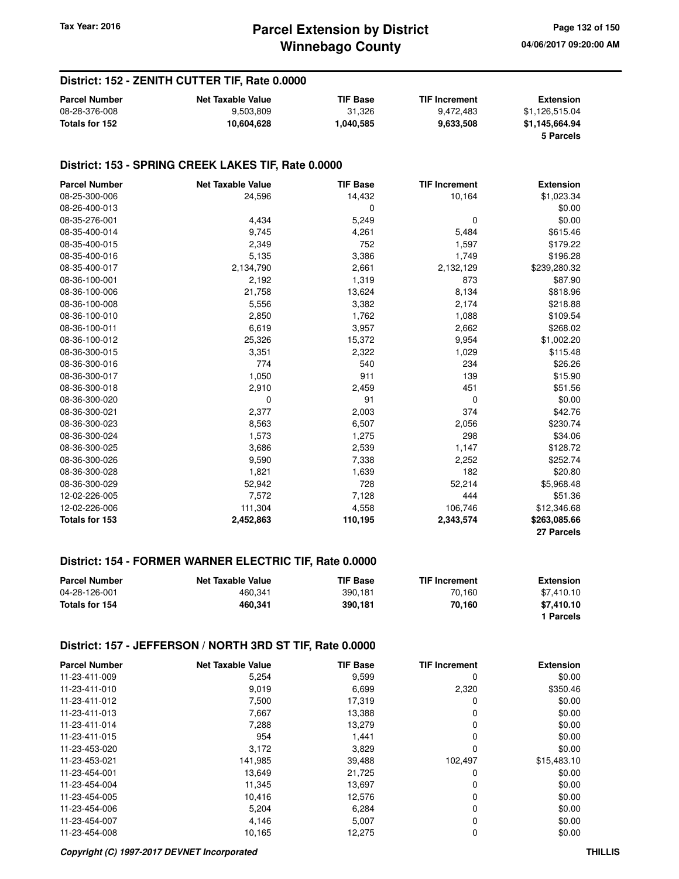## District: 152 - ZENITH CUTTER TIF, Rate 0.0000

| Parcel Number | Net Taxable Value | TIF Base | TIF Increment | Extension |
|---|---|---|---|---|
| 08-28-376-008 | 9,503,809 | 31,326 | 9,472,483 | $1,126,515.04 |
| **Totals for 152** | **10,604,628** | **1,040,585** | **9,633,508** | **$1,145,664.94** |
| | | | | **5 Parcels** |

## District: 153 - SPRING CREEK LAKES TIF, Rate 0.0000

| Parcel Number | Net Taxable Value | TIF Base | TIF Increment | Extension |
|---|---|---|---|---|
| 08-25-300-006 | 24,596 | 14,432 | 10,164 | $1,023.34 |
| 08-26-400-013 | | 0 | | $0.00 |
| 08-35-276-001 | 4,434 | 5,249 | 0 | $0.00 |
| 08-35-400-014 | 9,745 | 4,261 | 5,484 | $615.46 |
| 08-35-400-015 | 2,349 | 752 | 1,597 | $179.22 |
| 08-35-400-016 | 5,135 | 3,386 | 1,749 | $196.28 |
| 08-35-400-017 | 2,134,790 | 2,661 | 2,132,129 | $239,280.32 |
| 08-36-100-001 | 2,192 | 1,319 | 873 | $87.90 |
| 08-36-100-006 | 21,758 | 13,624 | 8,134 | $818.96 |
| 08-36-100-008 | 5,556 | 3,382 | 2,174 | $218.88 |
| 08-36-100-010 | 2,850 | 1,762 | 1,088 | $109.54 |
| 08-36-100-011 | 6,619 | 3,957 | 2,662 | $268.02 |
| 08-36-100-012 | 25,326 | 15,372 | 9,954 | $1,002.20 |
| 08-36-300-015 | 3,351 | 2,322 | 1,029 | $115.48 |
| 08-36-300-016 | 774 | 540 | 234 | $26.26 |
| 08-36-300-017 | 1,050 | 911 | 139 | $15.90 |
| 08-36-300-018 | 2,910 | 2,459 | 451 | $51.56 |
| 08-36-300-020 | 0 | 91 | 0 | $0.00 |
| 08-36-300-021 | 2,377 | 2,003 | 374 | $42.76 |
| 08-36-300-023 | 8,563 | 6,507 | 2,056 | $230.74 |
| 08-36-300-024 | 1,573 | 1,275 | 298 | $34.06 |
| 08-36-300-025 | 3,686 | 2,539 | 1,147 | $128.72 |
| 08-36-300-026 | 9,590 | 7,338 | 2,252 | $252.74 |
| 08-36-300-028 | 1,821 | 1,639 | 182 | $20.80 |
| 08-36-300-029 | 52,942 | 728 | 52,214 | $5,968.48 |
| 12-02-226-005 | 7,572 | 7,128 | 444 | $51.36 |
| 12-02-226-006 | 111,304 | 4,558 | 106,746 | $12,346.68 |
| **Totals for 153** | **2,452,863** | **110,195** | **2,343,574** | **$263,085.66** |
| | | | | **27 Parcels** |

## District: 154 - FORMER WARNER ELECTRIC TIF, Rate 0.0000

| Parcel Number | Net Taxable Value | TIF Base | TIF Increment | Extension |
|---|---|---|---|---|
| 04-28-126-001 | 460,341 | 390,181 | 70,160 | $7,410.10 |
| **Totals for 154** | **460,341** | **390,181** | **70,160** | **$7,410.10** |
| | | | | **1 Parcels** |

## District: 157 - JEFFERSON / NORTH 3RD ST TIF, Rate 0.0000

| Parcel Number | Net Taxable Value | TIF Base | TIF Increment | Extension |
|---|---|---|---|---|
| 11-23-411-009 | 5,254 | 9,599 | 0 | $0.00 |
| 11-23-411-010 | 9,019 | 6,699 | 2,320 | $350.46 |
| 11-23-411-012 | 7,500 | 17,319 | 0 | $0.00 |
| 11-23-411-013 | 7,667 | 13,388 | 0 | $0.00 |
| 11-23-411-014 | 7,288 | 13,279 | 0 | $0.00 |
| 11-23-411-015 | 954 | 1,441 | 0 | $0.00 |
| 11-23-453-020 | 3,172 | 3,829 | 0 | $0.00 |
| 11-23-453-021 | 141,985 | 39,488 | 102,497 | $15,483.10 |
| 11-23-454-001 | 13,649 | 21,725 | 0 | $0.00 |
| 11-23-454-004 | 11,345 | 13,697 | 0 | $0.00 |
| 11-23-454-005 | 10,416 | 12,576 | 0 | $0.00 |
| 11-23-454-006 | 5,204 | 6,284 | 0 | $0.00 |
| 11-23-454-007 | 4,146 | 5,007 | 0 | $0.00 |
| 11-23-454-008 | 10,165 | 12,275 | 0 | $0.00 |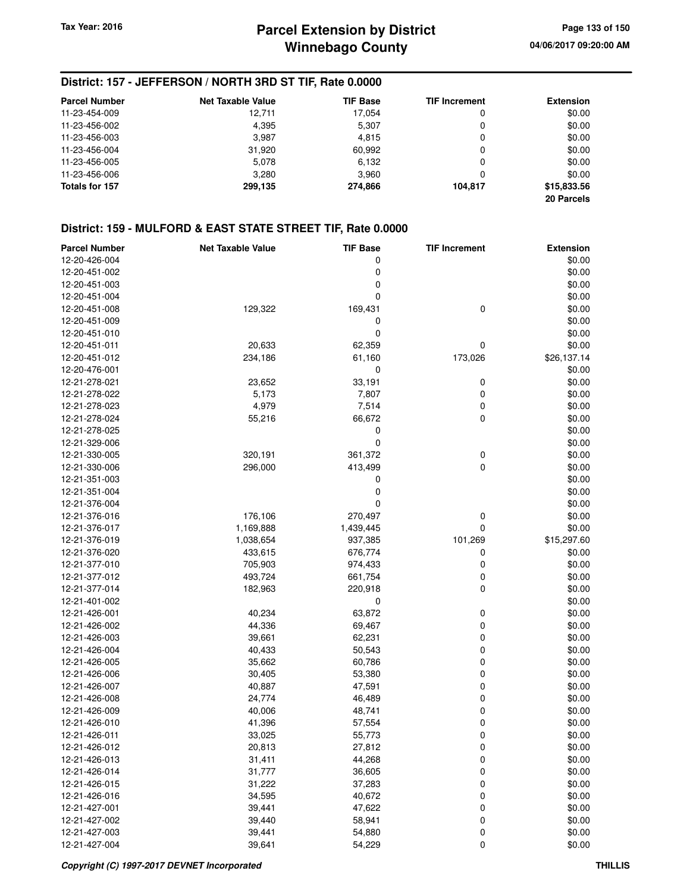## District: 157 - JEFFERSON / NORTH 3RD ST TIF, Rate 0.0000

| Parcel Number | Net Taxable Value | TIF Base | TIF Increment | Extension |
|---|---|---|---|---|
| 11-23-454-009 | 12,711 | 17,054 | 0 | $0.00 |
| 11-23-456-002 | 4,395 | 5,307 | 0 | $0.00 |
| 11-23-456-003 | 3,987 | 4,815 | 0 | $0.00 |
| 11-23-456-004 | 31,920 | 60,992 | 0 | $0.00 |
| 11-23-456-005 | 5,078 | 6,132 | 0 | $0.00 |
| 11-23-456-006 | 3,280 | 3,960 | 0 | $0.00 |
| **Totals for 157** | **299,135** | **274,866** | **104,817** | **$15,833.56** |
| | | | | **20 Parcels** |

## District: 159 - MULFORD & EAST STATE STREET TIF, Rate 0.0000

| Parcel Number | Net Taxable Value | TIF Base | TIF Increment | Extension |
|---|---|---|---|---|
| 12-20-426-004 | | 0 | | $0.00 |
| 12-20-451-002 | | 0 | | $0.00 |
| 12-20-451-003 | | 0 | | $0.00 |
| 12-20-451-004 | | 0 | | $0.00 |
| 12-20-451-008 | 129,322 | 169,431 | 0 | $0.00 |
| 12-20-451-009 | | 0 | | $0.00 |
| 12-20-451-010 | | 0 | | $0.00 |
| 12-20-451-011 | 20,633 | 62,359 | 0 | $0.00 |
| 12-20-451-012 | 234,186 | 61,160 | 173,026 | $26,137.14 |
| 12-20-476-001 | | 0 | | $0.00 |
| 12-21-278-021 | 23,652 | 33,191 | 0 | $0.00 |
| 12-21-278-022 | 5,173 | 7,807 | 0 | $0.00 |
| 12-21-278-023 | 4,979 | 7,514 | 0 | $0.00 |
| 12-21-278-024 | 55,216 | 66,672 | 0 | $0.00 |
| 12-21-278-025 | | 0 | | $0.00 |
| 12-21-329-006 | | 0 | | $0.00 |
| 12-21-330-005 | 320,191 | 361,372 | 0 | $0.00 |
| 12-21-330-006 | 296,000 | 413,499 | 0 | $0.00 |
| 12-21-351-003 | | 0 | | $0.00 |
| 12-21-351-004 | | 0 | | $0.00 |
| 12-21-376-004 | | 0 | | $0.00 |
| 12-21-376-016 | 176,106 | 270,497 | 0 | $0.00 |
| 12-21-376-017 | 1,169,888 | 1,439,445 | 0 | $0.00 |
| 12-21-376-019 | 1,038,654 | 937,385 | 101,269 | $15,297.60 |
| 12-21-376-020 | 433,615 | 676,774 | 0 | $0.00 |
| 12-21-377-010 | 705,903 | 974,433 | 0 | $0.00 |
| 12-21-377-012 | 493,724 | 661,754 | 0 | $0.00 |
| 12-21-377-014 | 182,963 | 220,918 | 0 | $0.00 |
| 12-21-401-002 | | 0 | | $0.00 |
| 12-21-426-001 | 40,234 | 63,872 | 0 | $0.00 |
| 12-21-426-002 | 44,336 | 69,467 | 0 | $0.00 |
| 12-21-426-003 | 39,661 | 62,231 | 0 | $0.00 |
| 12-21-426-004 | 40,433 | 50,543 | 0 | $0.00 |
| 12-21-426-005 | 35,662 | 60,786 | 0 | $0.00 |
| 12-21-426-006 | 30,405 | 53,380 | 0 | $0.00 |
| 12-21-426-007 | 40,887 | 47,591 | 0 | $0.00 |
| 12-21-426-008 | 24,774 | 46,489 | 0 | $0.00 |
| 12-21-426-009 | 40,006 | 48,741 | 0 | $0.00 |
| 12-21-426-010 | 41,396 | 57,554 | 0 | $0.00 |
| 12-21-426-011 | 33,025 | 55,773 | 0 | $0.00 |
| 12-21-426-012 | 20,813 | 27,812 | 0 | $0.00 |
| 12-21-426-013 | 31,411 | 44,268 | 0 | $0.00 |
| 12-21-426-014 | 31,777 | 36,605 | 0 | $0.00 |
| 12-21-426-015 | 31,222 | 37,283 | 0 | $0.00 |
| 12-21-426-016 | 34,595 | 40,672 | 0 | $0.00 |
| 12-21-427-001 | 39,441 | 47,622 | 0 | $0.00 |
| 12-21-427-002 | 39,440 | 58,941 | 0 | $0.00 |
| 12-21-427-003 | 39,441 | 54,880 | 0 | $0.00 |
| 12-21-427-004 | 39,641 | 54,229 | 0 | $0.00 |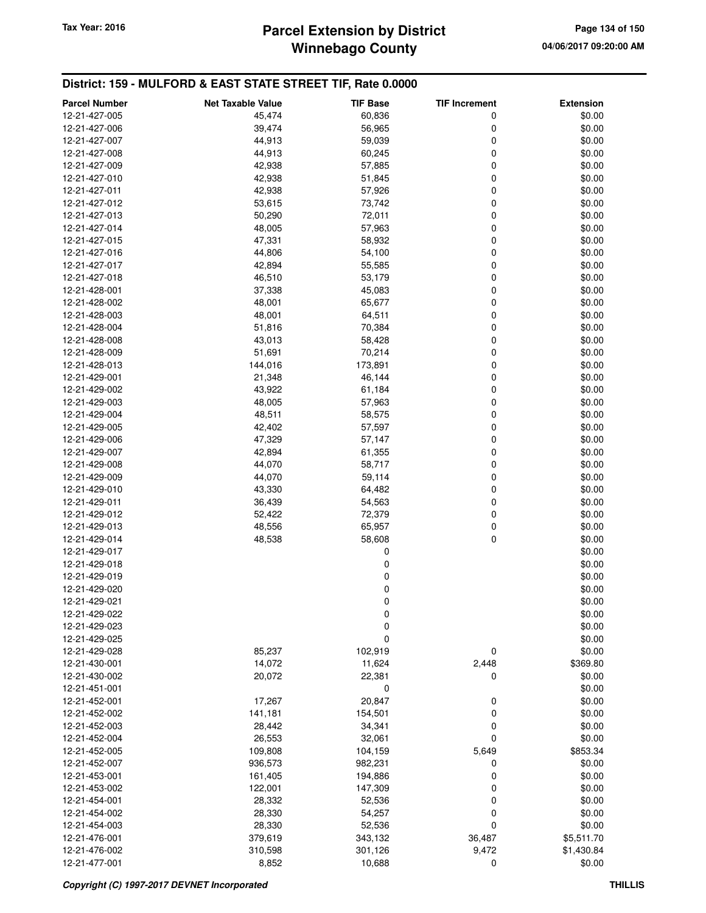## District: 159 - MULFORD & EAST STATE STREET TIF, Rate 0.0000

| Parcel Number | Net Taxable Value | TIF Base | TIF Increment | Extension |
|---|---|---|---|---|
| 12-21-427-005 | 45,474 | 60,836 | 0 | $0.00 |
| 12-21-427-006 | 39,474 | 56,965 | 0 | $0.00 |
| 12-21-427-007 | 44,913 | 59,039 | 0 | $0.00 |
| 12-21-427-008 | 44,913 | 60,245 | 0 | $0.00 |
| 12-21-427-009 | 42,938 | 57,885 | 0 | $0.00 |
| 12-21-427-010 | 42,938 | 51,845 | 0 | $0.00 |
| 12-21-427-011 | 42,938 | 57,926 | 0 | $0.00 |
| 12-21-427-012 | 53,615 | 73,742 | 0 | $0.00 |
| 12-21-427-013 | 50,290 | 72,011 | 0 | $0.00 |
| 12-21-427-014 | 48,005 | 57,963 | 0 | $0.00 |
| 12-21-427-015 | 47,331 | 58,932 | 0 | $0.00 |
| 12-21-427-016 | 44,806 | 54,100 | 0 | $0.00 |
| 12-21-427-017 | 42,894 | 55,585 | 0 | $0.00 |
| 12-21-427-018 | 46,510 | 53,179 | 0 | $0.00 |
| 12-21-428-001 | 37,338 | 45,083 | 0 | $0.00 |
| 12-21-428-002 | 48,001 | 65,677 | 0 | $0.00 |
| 12-21-428-003 | 48,001 | 64,511 | 0 | $0.00 |
| 12-21-428-004 | 51,816 | 70,384 | 0 | $0.00 |
| 12-21-428-008 | 43,013 | 58,428 | 0 | $0.00 |
| 12-21-428-009 | 51,691 | 70,214 | 0 | $0.00 |
| 12-21-428-013 | 144,016 | 173,891 | 0 | $0.00 |
| 12-21-429-001 | 21,348 | 46,144 | 0 | $0.00 |
| 12-21-429-002 | 43,922 | 61,184 | 0 | $0.00 |
| 12-21-429-003 | 48,005 | 57,963 | 0 | $0.00 |
| 12-21-429-004 | 48,511 | 58,575 | 0 | $0.00 |
| 12-21-429-005 | 42,402 | 57,597 | 0 | $0.00 |
| 12-21-429-006 | 47,329 | 57,147 | 0 | $0.00 |
| 12-21-429-007 | 42,894 | 61,355 | 0 | $0.00 |
| 12-21-429-008 | 44,070 | 58,717 | 0 | $0.00 |
| 12-21-429-009 | 44,070 | 59,114 | 0 | $0.00 |
| 12-21-429-010 | 43,330 | 64,482 | 0 | $0.00 |
| 12-21-429-011 | 36,439 | 54,563 | 0 | $0.00 |
| 12-21-429-012 | 52,422 | 72,379 | 0 | $0.00 |
| 12-21-429-013 | 48,556 | 65,957 | 0 | $0.00 |
| 12-21-429-014 | 48,538 | 58,608 | 0 | $0.00 |
| 12-21-429-017 | | 0 | | $0.00 |
| 12-21-429-018 | | 0 | | $0.00 |
| 12-21-429-019 | | 0 | | $0.00 |
| 12-21-429-020 | | 0 | | $0.00 |
| 12-21-429-021 | | 0 | | $0.00 |
| 12-21-429-022 | | 0 | | $0.00 |
| 12-21-429-023 | | 0 | | $0.00 |
| 12-21-429-025 | | 0 | | $0.00 |
| 12-21-429-028 | 85,237 | 102,919 | 0 | $0.00 |
| 12-21-430-001 | 14,072 | 11,624 | 2,448 | $369.80 |
| 12-21-430-002 | 20,072 | 22,381 | 0 | $0.00 |
| 12-21-451-001 | | 0 | | $0.00 |
| 12-21-452-001 | 17,267 | 20,847 | 0 | $0.00 |
| 12-21-452-002 | 141,181 | 154,501 | 0 | $0.00 |
| 12-21-452-003 | 28,442 | 34,341 | 0 | $0.00 |
| 12-21-452-004 | 26,553 | 32,061 | 0 | $0.00 |
| 12-21-452-005 | 109,808 | 104,159 | 5,649 | $853.34 |
| 12-21-452-007 | 936,573 | 982,231 | 0 | $0.00 |
| 12-21-453-001 | 161,405 | 194,886 | 0 | $0.00 |
| 12-21-453-002 | 122,001 | 147,309 | 0 | $0.00 |
| 12-21-454-001 | 28,332 | 52,536 | 0 | $0.00 |
| 12-21-454-002 | 28,330 | 54,257 | 0 | $0.00 |
| 12-21-454-003 | 28,330 | 52,536 | 0 | $0.00 |
| 12-21-476-001 | 379,619 | 343,132 | 36,487 | $5,511.70 |
| 12-21-476-002 | 310,598 | 301,126 | 9,472 | $1,430.84 |
| 12-21-477-001 | 8,852 | 10,688 | 0 | $0.00 |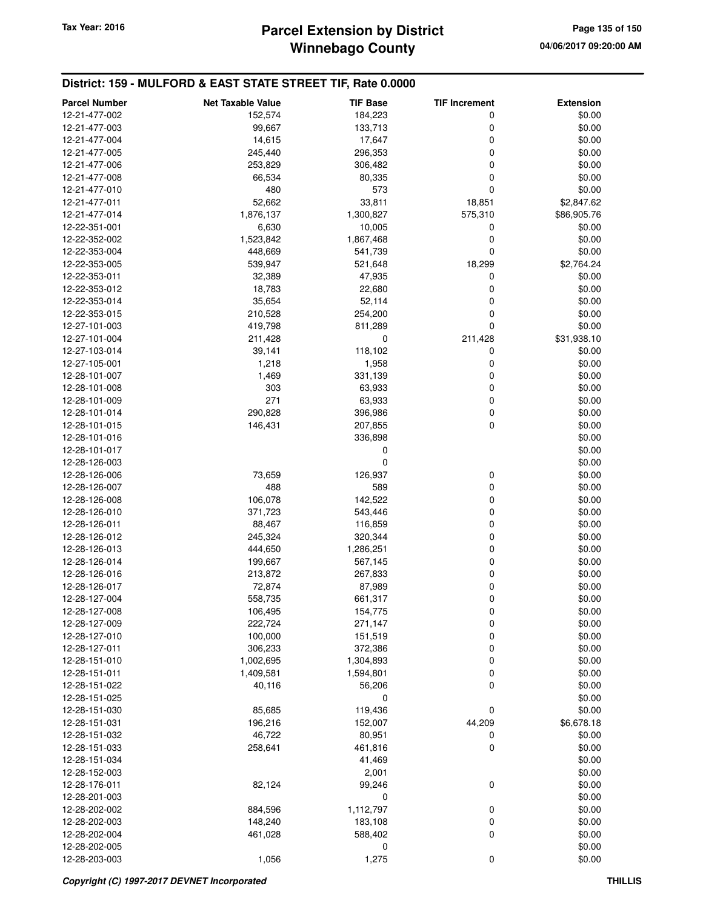## District: 159 - MULFORD & EAST STATE STREET TIF, Rate 0.0000

| Parcel Number | Net Taxable Value | TIF Base | TIF Increment | Extension |
|---|---|---|---|---|
| 12-21-477-002 | 152,574 | 184,223 | 0 | $0.00 |
| 12-21-477-003 | 99,667 | 133,713 | 0 | $0.00 |
| 12-21-477-004 | 14,615 | 17,647 | 0 | $0.00 |
| 12-21-477-005 | 245,440 | 296,353 | 0 | $0.00 |
| 12-21-477-006 | 253,829 | 306,482 | 0 | $0.00 |
| 12-21-477-008 | 66,534 | 80,335 | 0 | $0.00 |
| 12-21-477-010 | 480 | 573 | 0 | $0.00 |
| 12-21-477-011 | 52,662 | 33,811 | 18,851 | $2,847.62 |
| 12-21-477-014 | 1,876,137 | 1,300,827 | 575,310 | $86,905.76 |
| 12-22-351-001 | 6,630 | 10,005 | 0 | $0.00 |
| 12-22-352-002 | 1,523,842 | 1,867,468 | 0 | $0.00 |
| 12-22-353-004 | 448,669 | 541,739 | 0 | $0.00 |
| 12-22-353-005 | 539,947 | 521,648 | 18,299 | $2,764.24 |
| 12-22-353-011 | 32,389 | 47,935 | 0 | $0.00 |
| 12-22-353-012 | 18,783 | 22,680 | 0 | $0.00 |
| 12-22-353-014 | 35,654 | 52,114 | 0 | $0.00 |
| 12-22-353-015 | 210,528 | 254,200 | 0 | $0.00 |
| 12-27-101-003 | 419,798 | 811,289 | 0 | $0.00 |
| 12-27-101-004 | 211,428 | 0 | 211,428 | $31,938.10 |
| 12-27-103-014 | 39,141 | 118,102 | 0 | $0.00 |
| 12-27-105-001 | 1,218 | 1,958 | 0 | $0.00 |
| 12-28-101-007 | 1,469 | 331,139 | 0 | $0.00 |
| 12-28-101-008 | 303 | 63,933 | 0 | $0.00 |
| 12-28-101-009 | 271 | 63,933 | 0 | $0.00 |
| 12-28-101-014 | 290,828 | 396,986 | 0 | $0.00 |
| 12-28-101-015 | 146,431 | 207,855 | 0 | $0.00 |
| 12-28-101-016 | | 336,898 | | $0.00 |
| 12-28-101-017 | | 0 | | $0.00 |
| 12-28-126-003 | | 0 | | $0.00 |
| 12-28-126-006 | 73,659 | 126,937 | 0 | $0.00 |
| 12-28-126-007 | 488 | 589 | 0 | $0.00 |
| 12-28-126-008 | 106,078 | 142,522 | 0 | $0.00 |
| 12-28-126-010 | 371,723 | 543,446 | 0 | $0.00 |
| 12-28-126-011 | 88,467 | 116,859 | 0 | $0.00 |
| 12-28-126-012 | 245,324 | 320,344 | 0 | $0.00 |
| 12-28-126-013 | 444,650 | 1,286,251 | 0 | $0.00 |
| 12-28-126-014 | 199,667 | 567,145 | 0 | $0.00 |
| 12-28-126-016 | 213,872 | 267,833 | 0 | $0.00 |
| 12-28-126-017 | 72,874 | 87,989 | 0 | $0.00 |
| 12-28-127-004 | 558,735 | 661,317 | 0 | $0.00 |
| 12-28-127-008 | 106,495 | 154,775 | 0 | $0.00 |
| 12-28-127-009 | 222,724 | 271,147 | 0 | $0.00 |
| 12-28-127-010 | 100,000 | 151,519 | 0 | $0.00 |
| 12-28-127-011 | 306,233 | 372,386 | 0 | $0.00 |
| 12-28-151-010 | 1,002,695 | 1,304,893 | 0 | $0.00 |
| 12-28-151-011 | 1,409,581 | 1,594,801 | 0 | $0.00 |
| 12-28-151-022 | 40,116 | 56,206 | 0 | $0.00 |
| 12-28-151-025 | | 0 | | $0.00 |
| 12-28-151-030 | 85,685 | 119,436 | 0 | $0.00 |
| 12-28-151-031 | 196,216 | 152,007 | 44,209 | $6,678.18 |
| 12-28-151-032 | 46,722 | 80,951 | 0 | $0.00 |
| 12-28-151-033 | 258,641 | 461,816 | 0 | $0.00 |
| 12-28-151-034 | | 41,469 | | $0.00 |
| 12-28-152-003 | | 2,001 | | $0.00 |
| 12-28-176-011 | 82,124 | 99,246 | 0 | $0.00 |
| 12-28-201-003 | | 0 | | $0.00 |
| 12-28-202-002 | 884,596 | 1,112,797 | 0 | $0.00 |
| 12-28-202-003 | 148,240 | 183,108 | 0 | $0.00 |
| 12-28-202-004 | 461,028 | 588,402 | 0 | $0.00 |
| 12-28-202-005 | | 0 | | $0.00 |
| 12-28-203-003 | 1,056 | 1,275 | 0 | $0.00 |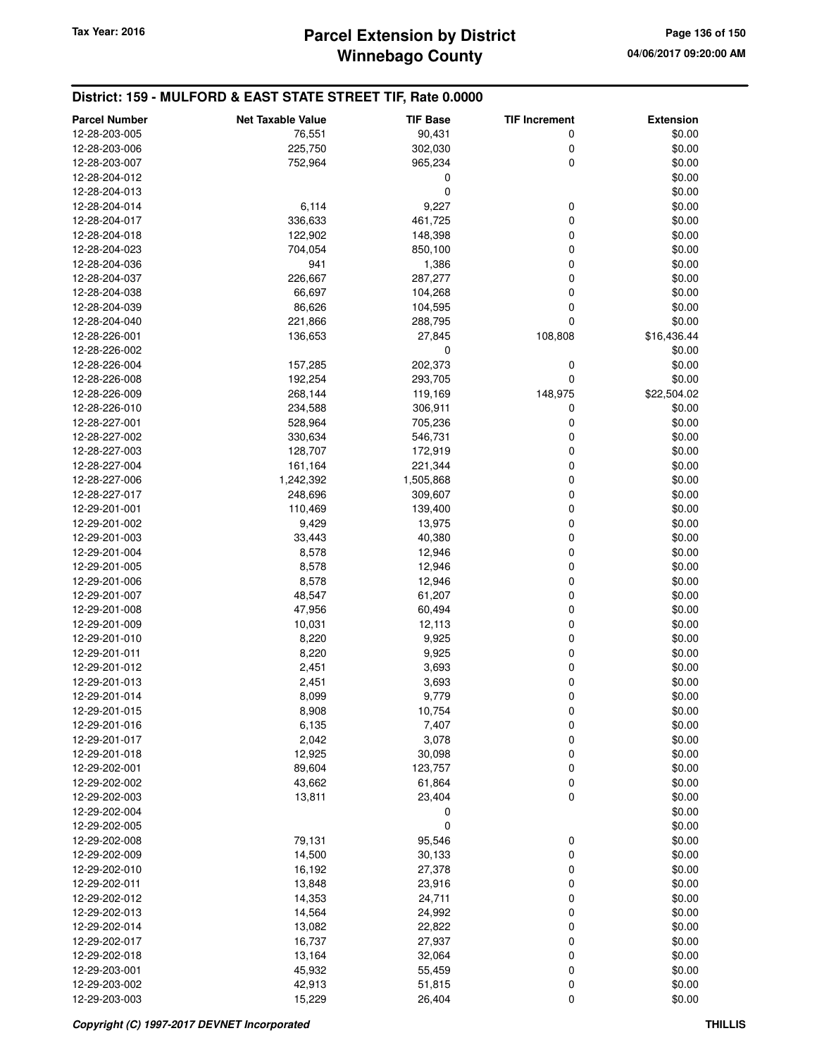## District: 159 - MULFORD & EAST STATE STREET TIF, Rate 0.0000

| Parcel Number | Net Taxable Value | TIF Base | TIF Increment | Extension |
|---|---|---|---|---|
| 12-28-203-005 | 76,551 | 90,431 | 0 | $0.00 |
| 12-28-203-006 | 225,750 | 302,030 | 0 | $0.00 |
| 12-28-203-007 | 752,964 | 965,234 | 0 | $0.00 |
| 12-28-204-012 | | 0 | | $0.00 |
| 12-28-204-013 | | 0 | | $0.00 |
| 12-28-204-014 | 6,114 | 9,227 | 0 | $0.00 |
| 12-28-204-017 | 336,633 | 461,725 | 0 | $0.00 |
| 12-28-204-018 | 122,902 | 148,398 | 0 | $0.00 |
| 12-28-204-023 | 704,054 | 850,100 | 0 | $0.00 |
| 12-28-204-036 | 941 | 1,386 | 0 | $0.00 |
| 12-28-204-037 | 226,667 | 287,277 | 0 | $0.00 |
| 12-28-204-038 | 66,697 | 104,268 | 0 | $0.00 |
| 12-28-204-039 | 86,626 | 104,595 | 0 | $0.00 |
| 12-28-204-040 | 221,866 | 288,795 | 0 | $0.00 |
| 12-28-226-001 | 136,653 | 27,845 | 108,808 | $16,436.44 |
| 12-28-226-002 | | 0 | | $0.00 |
| 12-28-226-004 | 157,285 | 202,373 | 0 | $0.00 |
| 12-28-226-008 | 192,254 | 293,705 | 0 | $0.00 |
| 12-28-226-009 | 268,144 | 119,169 | 148,975 | $22,504.02 |
| 12-28-226-010 | 234,588 | 306,911 | 0 | $0.00 |
| 12-28-227-001 | 528,964 | 705,236 | 0 | $0.00 |
| 12-28-227-002 | 330,634 | 546,731 | 0 | $0.00 |
| 12-28-227-003 | 128,707 | 172,919 | 0 | $0.00 |
| 12-28-227-004 | 161,164 | 221,344 | 0 | $0.00 |
| 12-28-227-006 | 1,242,392 | 1,505,868 | 0 | $0.00 |
| 12-28-227-017 | 248,696 | 309,607 | 0 | $0.00 |
| 12-29-201-001 | 110,469 | 139,400 | 0 | $0.00 |
| 12-29-201-002 | 9,429 | 13,975 | 0 | $0.00 |
| 12-29-201-003 | 33,443 | 40,380 | 0 | $0.00 |
| 12-29-201-004 | 8,578 | 12,946 | 0 | $0.00 |
| 12-29-201-005 | 8,578 | 12,946 | 0 | $0.00 |
| 12-29-201-006 | 8,578 | 12,946 | 0 | $0.00 |
| 12-29-201-007 | 48,547 | 61,207 | 0 | $0.00 |
| 12-29-201-008 | 47,956 | 60,494 | 0 | $0.00 |
| 12-29-201-009 | 10,031 | 12,113 | 0 | $0.00 |
| 12-29-201-010 | 8,220 | 9,925 | 0 | $0.00 |
| 12-29-201-011 | 8,220 | 9,925 | 0 | $0.00 |
| 12-29-201-012 | 2,451 | 3,693 | 0 | $0.00 |
| 12-29-201-013 | 2,451 | 3,693 | 0 | $0.00 |
| 12-29-201-014 | 8,099 | 9,779 | 0 | $0.00 |
| 12-29-201-015 | 8,908 | 10,754 | 0 | $0.00 |
| 12-29-201-016 | 6,135 | 7,407 | 0 | $0.00 |
| 12-29-201-017 | 2,042 | 3,078 | 0 | $0.00 |
| 12-29-201-018 | 12,925 | 30,098 | 0 | $0.00 |
| 12-29-202-001 | 89,604 | 123,757 | 0 | $0.00 |
| 12-29-202-002 | 43,662 | 61,864 | 0 | $0.00 |
| 12-29-202-003 | 13,811 | 23,404 | 0 | $0.00 |
| 12-29-202-004 | | 0 | | $0.00 |
| 12-29-202-005 | | 0 | | $0.00 |
| 12-29-202-008 | 79,131 | 95,546 | 0 | $0.00 |
| 12-29-202-009 | 14,500 | 30,133 | 0 | $0.00 |
| 12-29-202-010 | 16,192 | 27,378 | 0 | $0.00 |
| 12-29-202-011 | 13,848 | 23,916 | 0 | $0.00 |
| 12-29-202-012 | 14,353 | 24,711 | 0 | $0.00 |
| 12-29-202-013 | 14,564 | 24,992 | 0 | $0.00 |
| 12-29-202-014 | 13,082 | 22,822 | 0 | $0.00 |
| 12-29-202-017 | 16,737 | 27,937 | 0 | $0.00 |
| 12-29-202-018 | 13,164 | 32,064 | 0 | $0.00 |
| 12-29-203-001 | 45,932 | 55,459 | 0 | $0.00 |
| 12-29-203-002 | 42,913 | 51,815 | 0 | $0.00 |
| 12-29-203-003 | 15,229 | 26,404 | 0 | $0.00 |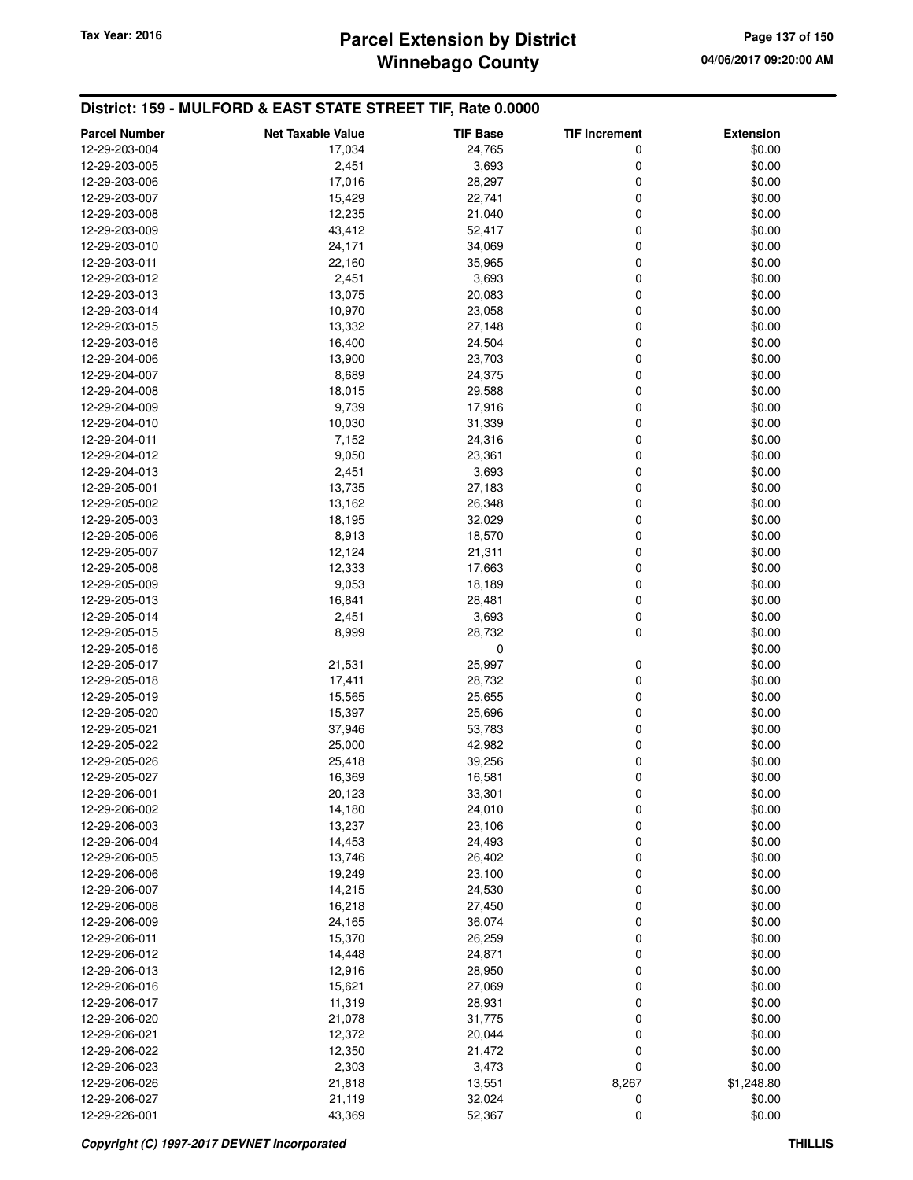## District: 159 - MULFORD & EAST STATE STREET TIF, Rate 0.0000

| Parcel Number | Net Taxable Value | TIF Base | TIF Increment | Extension |
|---|---|---|---|---|
| 12-29-203-004 | 17,034 | 24,765 | 0 | $0.00 |
| 12-29-203-005 | 2,451 | 3,693 | 0 | $0.00 |
| 12-29-203-006 | 17,016 | 28,297 | 0 | $0.00 |
| 12-29-203-007 | 15,429 | 22,741 | 0 | $0.00 |
| 12-29-203-008 | 12,235 | 21,040 | 0 | $0.00 |
| 12-29-203-009 | 43,412 | 52,417 | 0 | $0.00 |
| 12-29-203-010 | 24,171 | 34,069 | 0 | $0.00 |
| 12-29-203-011 | 22,160 | 35,965 | 0 | $0.00 |
| 12-29-203-012 | 2,451 | 3,693 | 0 | $0.00 |
| 12-29-203-013 | 13,075 | 20,083 | 0 | $0.00 |
| 12-29-203-014 | 10,970 | 23,058 | 0 | $0.00 |
| 12-29-203-015 | 13,332 | 27,148 | 0 | $0.00 |
| 12-29-203-016 | 16,400 | 24,504 | 0 | $0.00 |
| 12-29-204-006 | 13,900 | 23,703 | 0 | $0.00 |
| 12-29-204-007 | 8,689 | 24,375 | 0 | $0.00 |
| 12-29-204-008 | 18,015 | 29,588 | 0 | $0.00 |
| 12-29-204-009 | 9,739 | 17,916 | 0 | $0.00 |
| 12-29-204-010 | 10,030 | 31,339 | 0 | $0.00 |
| 12-29-204-011 | 7,152 | 24,316 | 0 | $0.00 |
| 12-29-204-012 | 9,050 | 23,361 | 0 | $0.00 |
| 12-29-204-013 | 2,451 | 3,693 | 0 | $0.00 |
| 12-29-205-001 | 13,735 | 27,183 | 0 | $0.00 |
| 12-29-205-002 | 13,162 | 26,348 | 0 | $0.00 |
| 12-29-205-003 | 18,195 | 32,029 | 0 | $0.00 |
| 12-29-205-006 | 8,913 | 18,570 | 0 | $0.00 |
| 12-29-205-007 | 12,124 | 21,311 | 0 | $0.00 |
| 12-29-205-008 | 12,333 | 17,663 | 0 | $0.00 |
| 12-29-205-009 | 9,053 | 18,189 | 0 | $0.00 |
| 12-29-205-013 | 16,841 | 28,481 | 0 | $0.00 |
| 12-29-205-014 | 2,451 | 3,693 | 0 | $0.00 |
| 12-29-205-015 | 8,999 | 28,732 | 0 | $0.00 |
| 12-29-205-016 | | 0 | | $0.00 |
| 12-29-205-017 | 21,531 | 25,997 | 0 | $0.00 |
| 12-29-205-018 | 17,411 | 28,732 | 0 | $0.00 |
| 12-29-205-019 | 15,565 | 25,655 | 0 | $0.00 |
| 12-29-205-020 | 15,397 | 25,696 | 0 | $0.00 |
| 12-29-205-021 | 37,946 | 53,783 | 0 | $0.00 |
| 12-29-205-022 | 25,000 | 42,982 | 0 | $0.00 |
| 12-29-205-026 | 25,418 | 39,256 | 0 | $0.00 |
| 12-29-205-027 | 16,369 | 16,581 | 0 | $0.00 |
| 12-29-206-001 | 20,123 | 33,301 | 0 | $0.00 |
| 12-29-206-002 | 14,180 | 24,010 | 0 | $0.00 |
| 12-29-206-003 | 13,237 | 23,106 | 0 | $0.00 |
| 12-29-206-004 | 14,453 | 24,493 | 0 | $0.00 |
| 12-29-206-005 | 13,746 | 26,402 | 0 | $0.00 |
| 12-29-206-006 | 19,249 | 23,100 | 0 | $0.00 |
| 12-29-206-007 | 14,215 | 24,530 | 0 | $0.00 |
| 12-29-206-008 | 16,218 | 27,450 | 0 | $0.00 |
| 12-29-206-009 | 24,165 | 36,074 | 0 | $0.00 |
| 12-29-206-011 | 15,370 | 26,259 | 0 | $0.00 |
| 12-29-206-012 | 14,448 | 24,871 | 0 | $0.00 |
| 12-29-206-013 | 12,916 | 28,950 | 0 | $0.00 |
| 12-29-206-016 | 15,621 | 27,069 | 0 | $0.00 |
| 12-29-206-017 | 11,319 | 28,931 | 0 | $0.00 |
| 12-29-206-020 | 21,078 | 31,775 | 0 | $0.00 |
| 12-29-206-021 | 12,372 | 20,044 | 0 | $0.00 |
| 12-29-206-022 | 12,350 | 21,472 | 0 | $0.00 |
| 12-29-206-023 | 2,303 | 3,473 | 0 | $0.00 |
| 12-29-206-026 | 21,818 | 13,551 | 8,267 | $1,248.80 |
| 12-29-206-027 | 21,119 | 32,024 | 0 | $0.00 |
| 12-29-226-001 | 43,369 | 52,367 | 0 | $0.00 |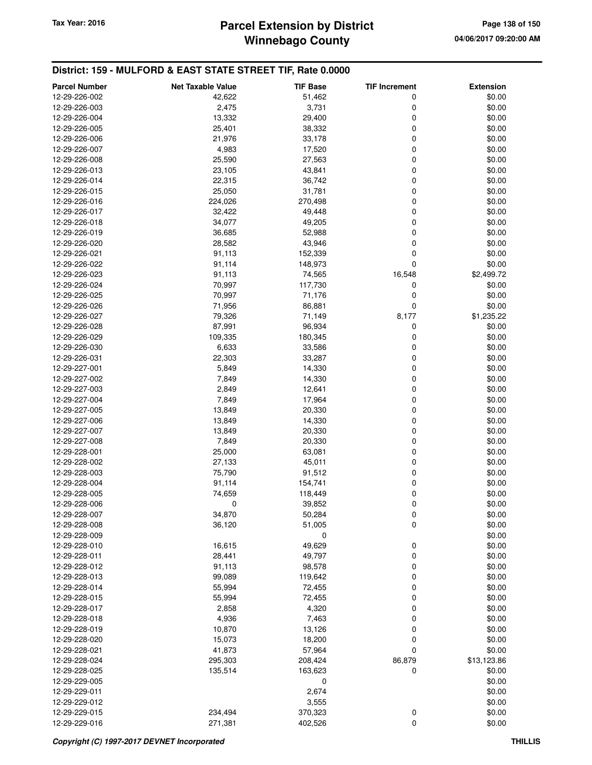## District: 159 - MULFORD & EAST STATE STREET TIF, Rate 0.0000

| Parcel Number | Net Taxable Value | TIF Base | TIF Increment | Extension |
|---|---|---|---|---|
| 12-29-226-002 | 42,622 | 51,462 | 0 | $0.00 |
| 12-29-226-003 | 2,475 | 3,731 | 0 | $0.00 |
| 12-29-226-004 | 13,332 | 29,400 | 0 | $0.00 |
| 12-29-226-005 | 25,401 | 38,332 | 0 | $0.00 |
| 12-29-226-006 | 21,976 | 33,178 | 0 | $0.00 |
| 12-29-226-007 | 4,983 | 17,520 | 0 | $0.00 |
| 12-29-226-008 | 25,590 | 27,563 | 0 | $0.00 |
| 12-29-226-013 | 23,105 | 43,841 | 0 | $0.00 |
| 12-29-226-014 | 22,315 | 36,742 | 0 | $0.00 |
| 12-29-226-015 | 25,050 | 31,781 | 0 | $0.00 |
| 12-29-226-016 | 224,026 | 270,498 | 0 | $0.00 |
| 12-29-226-017 | 32,422 | 49,448 | 0 | $0.00 |
| 12-29-226-018 | 34,077 | 49,205 | 0 | $0.00 |
| 12-29-226-019 | 36,685 | 52,988 | 0 | $0.00 |
| 12-29-226-020 | 28,582 | 43,946 | 0 | $0.00 |
| 12-29-226-021 | 91,113 | 152,339 | 0 | $0.00 |
| 12-29-226-022 | 91,114 | 148,973 | 0 | $0.00 |
| 12-29-226-023 | 91,113 | 74,565 | 16,548 | $2,499.72 |
| 12-29-226-024 | 70,997 | 117,730 | 0 | $0.00 |
| 12-29-226-025 | 70,997 | 71,176 | 0 | $0.00 |
| 12-29-226-026 | 71,956 | 86,881 | 0 | $0.00 |
| 12-29-226-027 | 79,326 | 71,149 | 8,177 | $1,235.22 |
| 12-29-226-028 | 87,991 | 96,934 | 0 | $0.00 |
| 12-29-226-029 | 109,335 | 180,345 | 0 | $0.00 |
| 12-29-226-030 | 6,633 | 33,586 | 0 | $0.00 |
| 12-29-226-031 | 22,303 | 33,287 | 0 | $0.00 |
| 12-29-227-001 | 5,849 | 14,330 | 0 | $0.00 |
| 12-29-227-002 | 7,849 | 14,330 | 0 | $0.00 |
| 12-29-227-003 | 2,849 | 12,641 | 0 | $0.00 |
| 12-29-227-004 | 7,849 | 17,964 | 0 | $0.00 |
| 12-29-227-005 | 13,849 | 20,330 | 0 | $0.00 |
| 12-29-227-006 | 13,849 | 14,330 | 0 | $0.00 |
| 12-29-227-007 | 13,849 | 20,330 | 0 | $0.00 |
| 12-29-227-008 | 7,849 | 20,330 | 0 | $0.00 |
| 12-29-228-001 | 25,000 | 63,081 | 0 | $0.00 |
| 12-29-228-002 | 27,133 | 45,011 | 0 | $0.00 |
| 12-29-228-003 | 75,790 | 91,512 | 0 | $0.00 |
| 12-29-228-004 | 91,114 | 154,741 | 0 | $0.00 |
| 12-29-228-005 | 74,659 | 118,449 | 0 | $0.00 |
| 12-29-228-006 | 0 | 39,852 | 0 | $0.00 |
| 12-29-228-007 | 34,870 | 50,284 | 0 | $0.00 |
| 12-29-228-008 | 36,120 | 51,005 | 0 | $0.00 |
| 12-29-228-009 | | 0 | | $0.00 |
| 12-29-228-010 | 16,615 | 49,629 | 0 | $0.00 |
| 12-29-228-011 | 28,441 | 49,797 | 0 | $0.00 |
| 12-29-228-012 | 91,113 | 98,578 | 0 | $0.00 |
| 12-29-228-013 | 99,089 | 119,642 | 0 | $0.00 |
| 12-29-228-014 | 55,994 | 72,455 | 0 | $0.00 |
| 12-29-228-015 | 55,994 | 72,455 | 0 | $0.00 |
| 12-29-228-017 | 2,858 | 4,320 | 0 | $0.00 |
| 12-29-228-018 | 4,936 | 7,463 | 0 | $0.00 |
| 12-29-228-019 | 10,870 | 13,126 | 0 | $0.00 |
| 12-29-228-020 | 15,073 | 18,200 | 0 | $0.00 |
| 12-29-228-021 | 41,873 | 57,964 | 0 | $0.00 |
| 12-29-228-024 | 295,303 | 208,424 | 86,879 | $13,123.86 |
| 12-29-228-025 | 135,514 | 163,623 | 0 | $0.00 |
| 12-29-229-005 | | 0 | | $0.00 |
| 12-29-229-011 | | 2,674 | | $0.00 |
| 12-29-229-012 | | 3,555 | | $0.00 |
| 12-29-229-015 | 234,494 | 370,323 | 0 | $0.00 |
| 12-29-229-016 | 271,381 | 402,526 | 0 | $0.00 |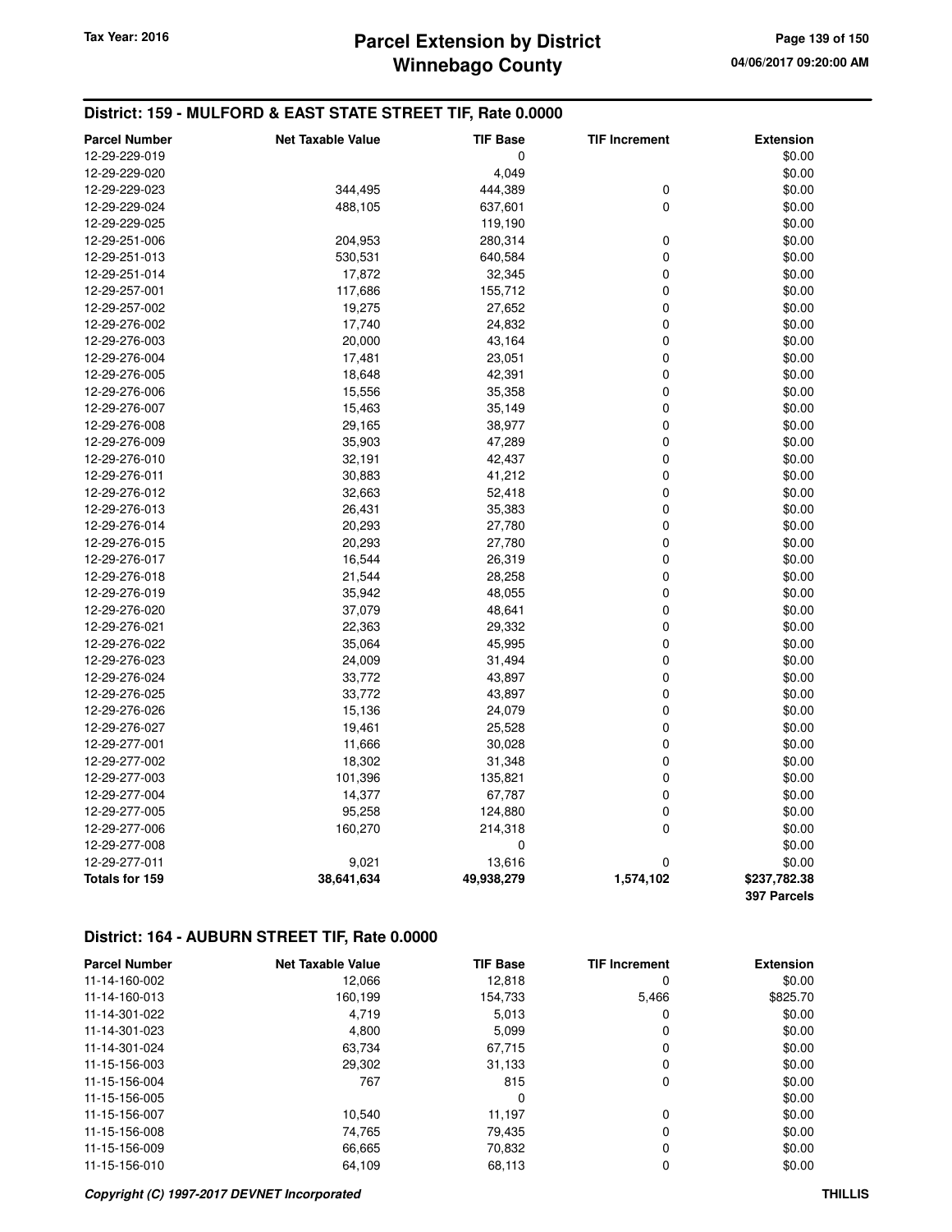## District: 159 - MULFORD & EAST STATE STREET TIF, Rate 0.0000

| Parcel Number | Net Taxable Value | TIF Base | TIF Increment | Extension |
|---|---|---|---|---|
| 12-29-229-019 | | 0 | | $0.00 |
| 12-29-229-020 | | 4,049 | | $0.00 |
| 12-29-229-023 | 344,495 | 444,389 | 0 | $0.00 |
| 12-29-229-024 | 488,105 | 637,601 | 0 | $0.00 |
| 12-29-229-025 | | 119,190 | | $0.00 |
| 12-29-251-006 | 204,953 | 280,314 | 0 | $0.00 |
| 12-29-251-013 | 530,531 | 640,584 | 0 | $0.00 |
| 12-29-251-014 | 17,872 | 32,345 | 0 | $0.00 |
| 12-29-257-001 | 117,686 | 155,712 | 0 | $0.00 |
| 12-29-257-002 | 19,275 | 27,652 | 0 | $0.00 |
| 12-29-276-002 | 17,740 | 24,832 | 0 | $0.00 |
| 12-29-276-003 | 20,000 | 43,164 | 0 | $0.00 |
| 12-29-276-004 | 17,481 | 23,051 | 0 | $0.00 |
| 12-29-276-005 | 18,648 | 42,391 | 0 | $0.00 |
| 12-29-276-006 | 15,556 | 35,358 | 0 | $0.00 |
| 12-29-276-007 | 15,463 | 35,149 | 0 | $0.00 |
| 12-29-276-008 | 29,165 | 38,977 | 0 | $0.00 |
| 12-29-276-009 | 35,903 | 47,289 | 0 | $0.00 |
| 12-29-276-010 | 32,191 | 42,437 | 0 | $0.00 |
| 12-29-276-011 | 30,883 | 41,212 | 0 | $0.00 |
| 12-29-276-012 | 32,663 | 52,418 | 0 | $0.00 |
| 12-29-276-013 | 26,431 | 35,383 | 0 | $0.00 |
| 12-29-276-014 | 20,293 | 27,780 | 0 | $0.00 |
| 12-29-276-015 | 20,293 | 27,780 | 0 | $0.00 |
| 12-29-276-017 | 16,544 | 26,319 | 0 | $0.00 |
| 12-29-276-018 | 21,544 | 28,258 | 0 | $0.00 |
| 12-29-276-019 | 35,942 | 48,055 | 0 | $0.00 |
| 12-29-276-020 | 37,079 | 48,641 | 0 | $0.00 |
| 12-29-276-021 | 22,363 | 29,332 | 0 | $0.00 |
| 12-29-276-022 | 35,064 | 45,995 | 0 | $0.00 |
| 12-29-276-023 | 24,009 | 31,494 | 0 | $0.00 |
| 12-29-276-024 | 33,772 | 43,897 | 0 | $0.00 |
| 12-29-276-025 | 33,772 | 43,897 | 0 | $0.00 |
| 12-29-276-026 | 15,136 | 24,079 | 0 | $0.00 |
| 12-29-276-027 | 19,461 | 25,528 | 0 | $0.00 |
| 12-29-277-001 | 11,666 | 30,028 | 0 | $0.00 |
| 12-29-277-002 | 18,302 | 31,348 | 0 | $0.00 |
| 12-29-277-003 | 101,396 | 135,821 | 0 | $0.00 |
| 12-29-277-004 | 14,377 | 67,787 | 0 | $0.00 |
| 12-29-277-005 | 95,258 | 124,880 | 0 | $0.00 |
| 12-29-277-006 | 160,270 | 214,318 | 0 | $0.00 |
| 12-29-277-008 | | 0 | | $0.00 |
| 12-29-277-011 | 9,021 | 13,616 | 0 | $0.00 |
| **Totals for 159** | **38,641,634** | **49,938,279** | **1,574,102** | **$237,782.38** |
| | | | | **397 Parcels** |

## District: 164 - AUBURN STREET TIF, Rate 0.0000

| Parcel Number | Net Taxable Value | TIF Base | TIF Increment | Extension |
|---|---|---|---|---|
| 11-14-160-002 | 12,066 | 12,818 | 0 | $0.00 |
| 11-14-160-013 | 160,199 | 154,733 | 5,466 | $825.70 |
| 11-14-301-022 | 4,719 | 5,013 | 0 | $0.00 |
| 11-14-301-023 | 4,800 | 5,099 | 0 | $0.00 |
| 11-14-301-024 | 63,734 | 67,715 | 0 | $0.00 |
| 11-15-156-003 | 29,302 | 31,133 | 0 | $0.00 |
| 11-15-156-004 | 767 | 815 | 0 | $0.00 |
| 11-15-156-005 | | 0 | | $0.00 |
| 11-15-156-007 | 10,540 | 11,197 | 0 | $0.00 |
| 11-15-156-008 | 74,765 | 79,435 | 0 | $0.00 |
| 11-15-156-009 | 66,665 | 70,832 | 0 | $0.00 |
| 11-15-156-010 | 64,109 | 68,113 | 0 | $0.00 |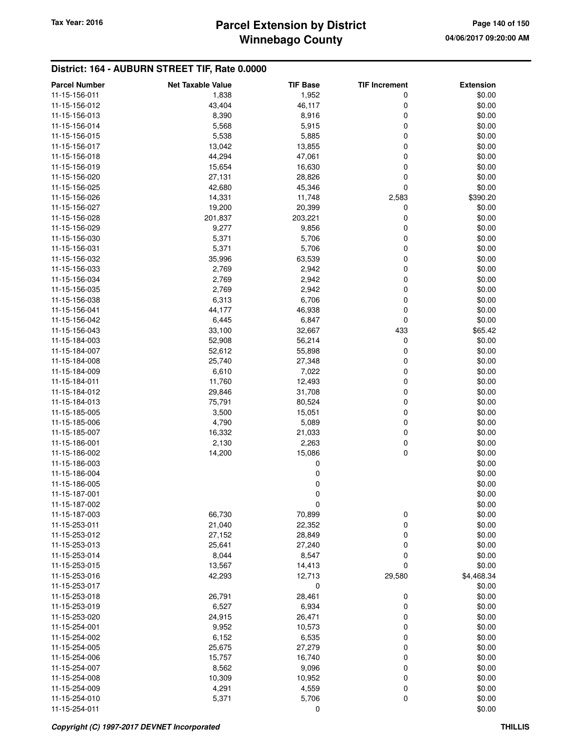# Parcel Extension by District
# Winnebago County

Tax Year: 2016

04/06/2017 09:20:00 AM

## District: 164 - AUBURN STREET TIF, Rate 0.0000

| Parcel Number | Net Taxable Value | TIF Base | TIF Increment | Extension |
|---|---|---|---|---|
| 11-15-156-011 | 1,838 | 1,952 | 0 | $0.00 |
| 11-15-156-012 | 43,404 | 46,117 | 0 | $0.00 |
| 11-15-156-013 | 8,390 | 8,916 | 0 | $0.00 |
| 11-15-156-014 | 5,568 | 5,915 | 0 | $0.00 |
| 11-15-156-015 | 5,538 | 5,885 | 0 | $0.00 |
| 11-15-156-017 | 13,042 | 13,855 | 0 | $0.00 |
| 11-15-156-018 | 44,294 | 47,061 | 0 | $0.00 |
| 11-15-156-019 | 15,654 | 16,630 | 0 | $0.00 |
| 11-15-156-020 | 27,131 | 28,826 | 0 | $0.00 |
| 11-15-156-025 | 42,680 | 45,346 | 0 | $0.00 |
| 11-15-156-026 | 14,331 | 11,748 | 2,583 | $390.20 |
| 11-15-156-027 | 19,200 | 20,399 | 0 | $0.00 |
| 11-15-156-028 | 201,837 | 203,221 | 0 | $0.00 |
| 11-15-156-029 | 9,277 | 9,856 | 0 | $0.00 |
| 11-15-156-030 | 5,371 | 5,706 | 0 | $0.00 |
| 11-15-156-031 | 5,371 | 5,706 | 0 | $0.00 |
| 11-15-156-032 | 35,996 | 63,539 | 0 | $0.00 |
| 11-15-156-033 | 2,769 | 2,942 | 0 | $0.00 |
| 11-15-156-034 | 2,769 | 2,942 | 0 | $0.00 |
| 11-15-156-035 | 2,769 | 2,942 | 0 | $0.00 |
| 11-15-156-038 | 6,313 | 6,706 | 0 | $0.00 |
| 11-15-156-041 | 44,177 | 46,938 | 0 | $0.00 |
| 11-15-156-042 | 6,445 | 6,847 | 0 | $0.00 |
| 11-15-156-043 | 33,100 | 32,667 | 433 | $65.42 |
| 11-15-184-003 | 52,908 | 56,214 | 0 | $0.00 |
| 11-15-184-007 | 52,612 | 55,898 | 0 | $0.00 |
| 11-15-184-008 | 25,740 | 27,348 | 0 | $0.00 |
| 11-15-184-009 | 6,610 | 7,022 | 0 | $0.00 |
| 11-15-184-011 | 11,760 | 12,493 | 0 | $0.00 |
| 11-15-184-012 | 29,846 | 31,708 | 0 | $0.00 |
| 11-15-184-013 | 75,791 | 80,524 | 0 | $0.00 |
| 11-15-185-005 | 3,500 | 15,051 | 0 | $0.00 |
| 11-15-185-006 | 4,790 | 5,089 | 0 | $0.00 |
| 11-15-185-007 | 16,332 | 21,033 | 0 | $0.00 |
| 11-15-186-001 | 2,130 | 2,263 | 0 | $0.00 |
| 11-15-186-002 | 14,200 | 15,086 | 0 | $0.00 |
| 11-15-186-003 | | 0 | | $0.00 |
| 11-15-186-004 | | 0 | | $0.00 |
| 11-15-186-005 | | 0 | | $0.00 |
| 11-15-187-001 | | 0 | | $0.00 |
| 11-15-187-002 | | 0 | | $0.00 |
| 11-15-187-003 | 66,730 | 70,899 | 0 | $0.00 |
| 11-15-253-011 | 21,040 | 22,352 | 0 | $0.00 |
| 11-15-253-012 | 27,152 | 28,849 | 0 | $0.00 |
| 11-15-253-013 | 25,641 | 27,240 | 0 | $0.00 |
| 11-15-253-014 | 8,044 | 8,547 | 0 | $0.00 |
| 11-15-253-015 | 13,567 | 14,413 | 0 | $0.00 |
| 11-15-253-016 | 42,293 | 12,713 | 29,580 | $4,468.34 |
| 11-15-253-017 | | 0 | | $0.00 |
| 11-15-253-018 | 26,791 | 28,461 | 0 | $0.00 |
| 11-15-253-019 | 6,527 | 6,934 | 0 | $0.00 |
| 11-15-253-020 | 24,915 | 26,471 | 0 | $0.00 |
| 11-15-254-001 | 9,952 | 10,573 | 0 | $0.00 |
| 11-15-254-002 | 6,152 | 6,535 | 0 | $0.00 |
| 11-15-254-005 | 25,675 | 27,279 | 0 | $0.00 |
| 11-15-254-006 | 15,757 | 16,740 | 0 | $0.00 |
| 11-15-254-007 | 8,562 | 9,096 | 0 | $0.00 |
| 11-15-254-008 | 10,309 | 10,952 | 0 | $0.00 |
| 11-15-254-009 | 4,291 | 4,559 | 0 | $0.00 |
| 11-15-254-010 | 5,371 | 5,706 | 0 | $0.00 |
| 11-15-254-011 | | 0 | | $0.00 |

*Copyright (C) 1997-2017 DEVNET Incorporated* THILLIS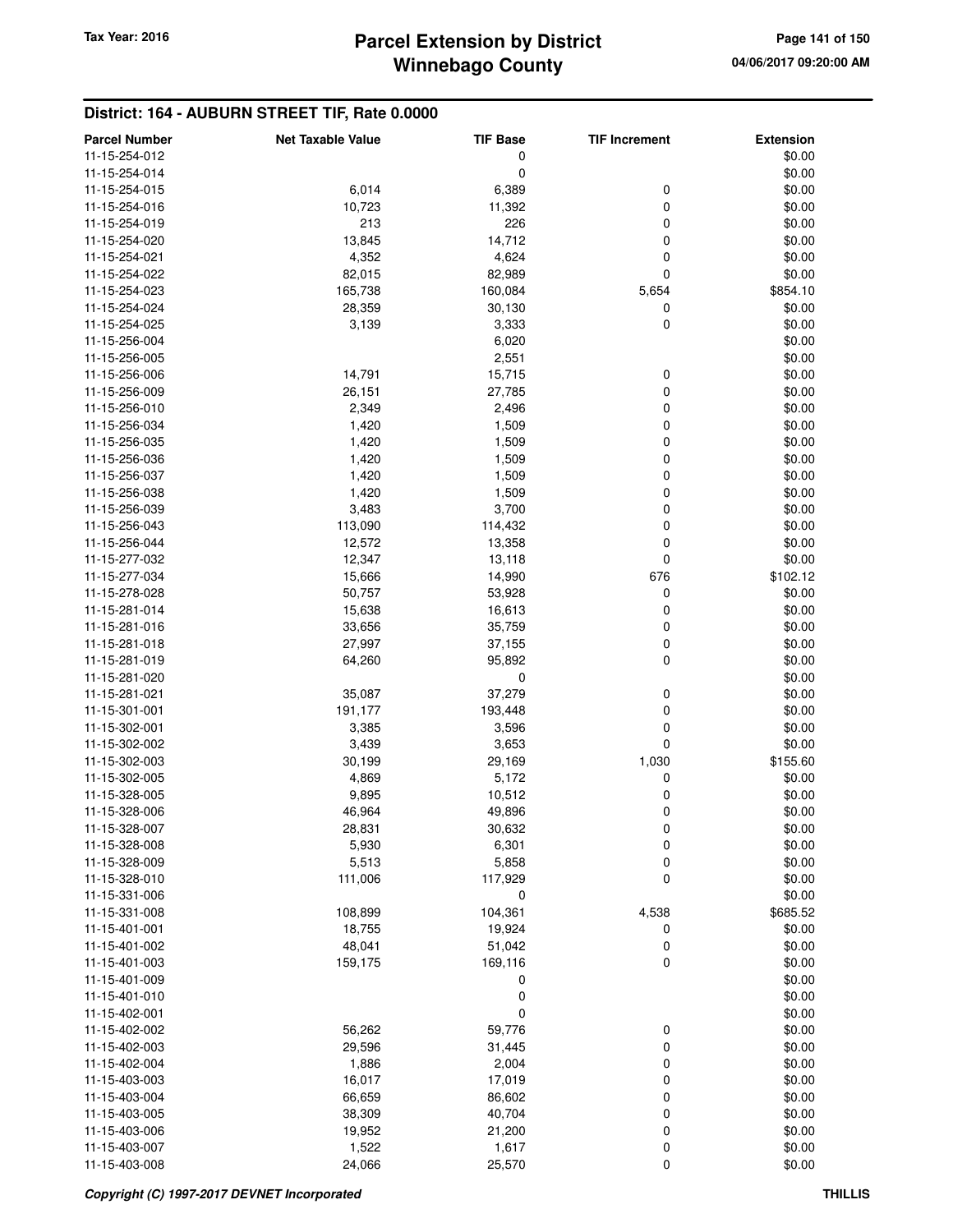## District: 164 - AUBURN STREET TIF, Rate 0.0000

| Parcel Number | Net Taxable Value | TIF Base | TIF Increment | Extension |
|---|---|---|---|---|
| 11-15-254-012 | | 0 | | $0.00 |
| 11-15-254-014 | | 0 | | $0.00 |
| 11-15-254-015 | 6,014 | 6,389 | 0 | $0.00 |
| 11-15-254-016 | 10,723 | 11,392 | 0 | $0.00 |
| 11-15-254-019 | 213 | 226 | 0 | $0.00 |
| 11-15-254-020 | 13,845 | 14,712 | 0 | $0.00 |
| 11-15-254-021 | 4,352 | 4,624 | 0 | $0.00 |
| 11-15-254-022 | 82,015 | 82,989 | 0 | $0.00 |
| 11-15-254-023 | 165,738 | 160,084 | 5,654 | $854.10 |
| 11-15-254-024 | 28,359 | 30,130 | 0 | $0.00 |
| 11-15-254-025 | 3,139 | 3,333 | 0 | $0.00 |
| 11-15-256-004 | | 6,020 | | $0.00 |
| 11-15-256-005 | | 2,551 | | $0.00 |
| 11-15-256-006 | 14,791 | 15,715 | 0 | $0.00 |
| 11-15-256-009 | 26,151 | 27,785 | 0 | $0.00 |
| 11-15-256-010 | 2,349 | 2,496 | 0 | $0.00 |
| 11-15-256-034 | 1,420 | 1,509 | 0 | $0.00 |
| 11-15-256-035 | 1,420 | 1,509 | 0 | $0.00 |
| 11-15-256-036 | 1,420 | 1,509 | 0 | $0.00 |
| 11-15-256-037 | 1,420 | 1,509 | 0 | $0.00 |
| 11-15-256-038 | 1,420 | 1,509 | 0 | $0.00 |
| 11-15-256-039 | 3,483 | 3,700 | 0 | $0.00 |
| 11-15-256-043 | 113,090 | 114,432 | 0 | $0.00 |
| 11-15-256-044 | 12,572 | 13,358 | 0 | $0.00 |
| 11-15-277-032 | 12,347 | 13,118 | 0 | $0.00 |
| 11-15-277-034 | 15,666 | 14,990 | 676 | $102.12 |
| 11-15-278-028 | 50,757 | 53,928 | 0 | $0.00 |
| 11-15-281-014 | 15,638 | 16,613 | 0 | $0.00 |
| 11-15-281-016 | 33,656 | 35,759 | 0 | $0.00 |
| 11-15-281-018 | 27,997 | 37,155 | 0 | $0.00 |
| 11-15-281-019 | 64,260 | 95,892 | 0 | $0.00 |
| 11-15-281-020 | | 0 | | $0.00 |
| 11-15-281-021 | 35,087 | 37,279 | 0 | $0.00 |
| 11-15-301-001 | 191,177 | 193,448 | 0 | $0.00 |
| 11-15-302-001 | 3,385 | 3,596 | 0 | $0.00 |
| 11-15-302-002 | 3,439 | 3,653 | 0 | $0.00 |
| 11-15-302-003 | 30,199 | 29,169 | 1,030 | $155.60 |
| 11-15-302-005 | 4,869 | 5,172 | 0 | $0.00 |
| 11-15-328-005 | 9,895 | 10,512 | 0 | $0.00 |
| 11-15-328-006 | 46,964 | 49,896 | 0 | $0.00 |
| 11-15-328-007 | 28,831 | 30,632 | 0 | $0.00 |
| 11-15-328-008 | 5,930 | 6,301 | 0 | $0.00 |
| 11-15-328-009 | 5,513 | 5,858 | 0 | $0.00 |
| 11-15-328-010 | 111,006 | 117,929 | 0 | $0.00 |
| 11-15-331-006 | | 0 | | $0.00 |
| 11-15-331-008 | 108,899 | 104,361 | 4,538 | $685.52 |
| 11-15-401-001 | 18,755 | 19,924 | 0 | $0.00 |
| 11-15-401-002 | 48,041 | 51,042 | 0 | $0.00 |
| 11-15-401-003 | 159,175 | 169,116 | 0 | $0.00 |
| 11-15-401-009 | | 0 | | $0.00 |
| 11-15-401-010 | | 0 | | $0.00 |
| 11-15-402-001 | | 0 | | $0.00 |
| 11-15-402-002 | 56,262 | 59,776 | 0 | $0.00 |
| 11-15-402-003 | 29,596 | 31,445 | 0 | $0.00 |
| 11-15-402-004 | 1,886 | 2,004 | 0 | $0.00 |
| 11-15-403-003 | 16,017 | 17,019 | 0 | $0.00 |
| 11-15-403-004 | 66,659 | 86,602 | 0 | $0.00 |
| 11-15-403-005 | 38,309 | 40,704 | 0 | $0.00 |
| 11-15-403-006 | 19,952 | 21,200 | 0 | $0.00 |
| 11-15-403-007 | 1,522 | 1,617 | 0 | $0.00 |
| 11-15-403-008 | 24,066 | 25,570 | 0 | $0.00 |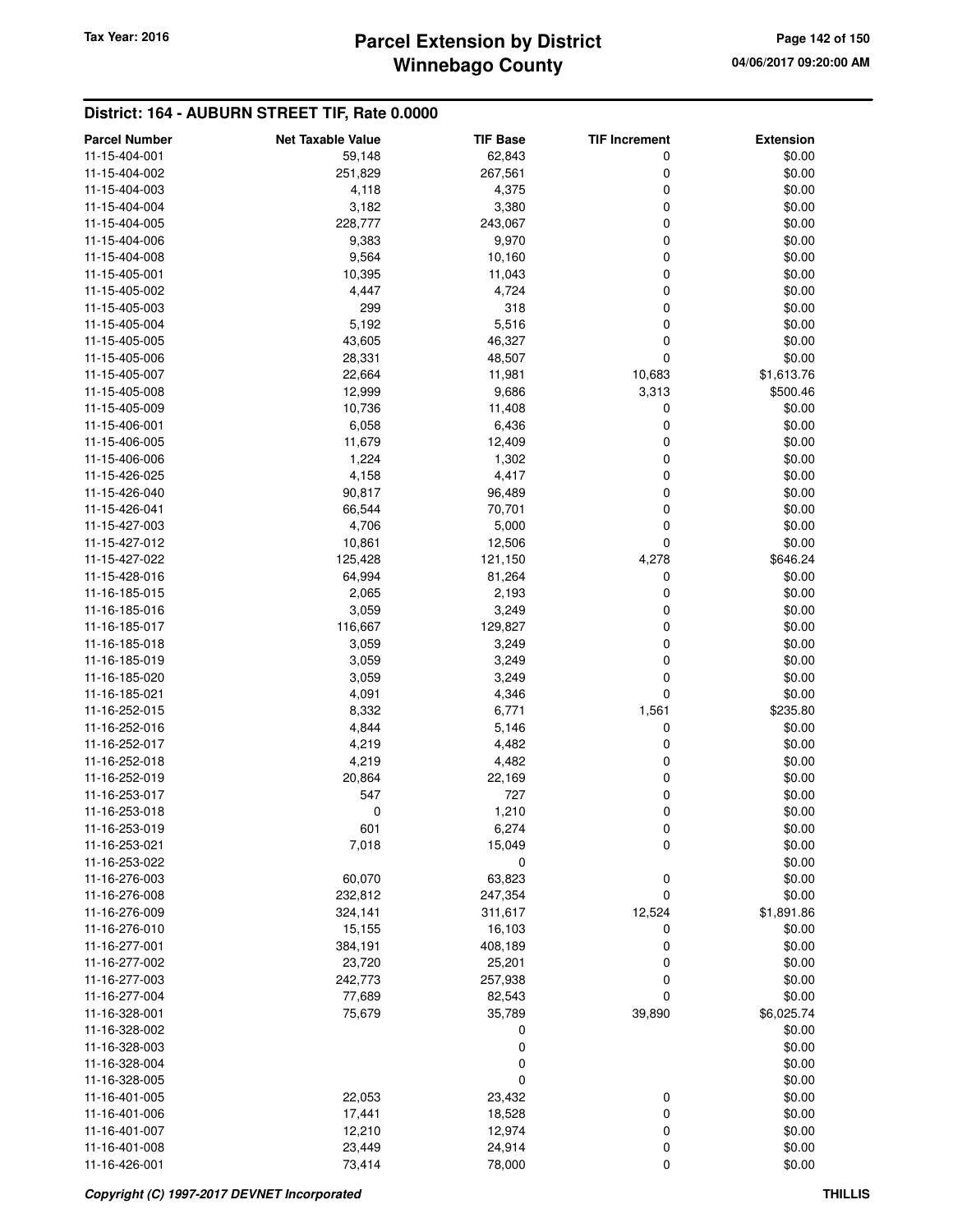## District: 164 - AUBURN STREET TIF, Rate 0.0000

| Parcel Number | Net Taxable Value | TIF Base | TIF Increment | Extension |
|---|---|---|---|---|
| 11-15-404-001 | 59,148 | 62,843 | 0 | $0.00 |
| 11-15-404-002 | 251,829 | 267,561 | 0 | $0.00 |
| 11-15-404-003 | 4,118 | 4,375 | 0 | $0.00 |
| 11-15-404-004 | 3,182 | 3,380 | 0 | $0.00 |
| 11-15-404-005 | 228,777 | 243,067 | 0 | $0.00 |
| 11-15-404-006 | 9,383 | 9,970 | 0 | $0.00 |
| 11-15-404-008 | 9,564 | 10,160 | 0 | $0.00 |
| 11-15-405-001 | 10,395 | 11,043 | 0 | $0.00 |
| 11-15-405-002 | 4,447 | 4,724 | 0 | $0.00 |
| 11-15-405-003 | 299 | 318 | 0 | $0.00 |
| 11-15-405-004 | 5,192 | 5,516 | 0 | $0.00 |
| 11-15-405-005 | 43,605 | 46,327 | 0 | $0.00 |
| 11-15-405-006 | 28,331 | 48,507 | 0 | $0.00 |
| 11-15-405-007 | 22,664 | 11,981 | 10,683 | $1,613.76 |
| 11-15-405-008 | 12,999 | 9,686 | 3,313 | $500.46 |
| 11-15-405-009 | 10,736 | 11,408 | 0 | $0.00 |
| 11-15-406-001 | 6,058 | 6,436 | 0 | $0.00 |
| 11-15-406-005 | 11,679 | 12,409 | 0 | $0.00 |
| 11-15-406-006 | 1,224 | 1,302 | 0 | $0.00 |
| 11-15-426-025 | 4,158 | 4,417 | 0 | $0.00 |
| 11-15-426-040 | 90,817 | 96,489 | 0 | $0.00 |
| 11-15-426-041 | 66,544 | 70,701 | 0 | $0.00 |
| 11-15-427-003 | 4,706 | 5,000 | 0 | $0.00 |
| 11-15-427-012 | 10,861 | 12,506 | 0 | $0.00 |
| 11-15-427-022 | 125,428 | 121,150 | 4,278 | $646.24 |
| 11-15-428-016 | 64,994 | 81,264 | 0 | $0.00 |
| 11-16-185-015 | 2,065 | 2,193 | 0 | $0.00 |
| 11-16-185-016 | 3,059 | 3,249 | 0 | $0.00 |
| 11-16-185-017 | 116,667 | 129,827 | 0 | $0.00 |
| 11-16-185-018 | 3,059 | 3,249 | 0 | $0.00 |
| 11-16-185-019 | 3,059 | 3,249 | 0 | $0.00 |
| 11-16-185-020 | 3,059 | 3,249 | 0 | $0.00 |
| 11-16-185-021 | 4,091 | 4,346 | 0 | $0.00 |
| 11-16-252-015 | 8,332 | 6,771 | 1,561 | $235.80 |
| 11-16-252-016 | 4,844 | 5,146 | 0 | $0.00 |
| 11-16-252-017 | 4,219 | 4,482 | 0 | $0.00 |
| 11-16-252-018 | 4,219 | 4,482 | 0 | $0.00 |
| 11-16-252-019 | 20,864 | 22,169 | 0 | $0.00 |
| 11-16-253-017 | 547 | 727 | 0 | $0.00 |
| 11-16-253-018 | 0 | 1,210 | 0 | $0.00 |
| 11-16-253-019 | 601 | 6,274 | 0 | $0.00 |
| 11-16-253-021 | 7,018 | 15,049 | 0 | $0.00 |
| 11-16-253-022 | | 0 | | $0.00 |
| 11-16-276-003 | 60,070 | 63,823 | 0 | $0.00 |
| 11-16-276-008 | 232,812 | 247,354 | 0 | $0.00 |
| 11-16-276-009 | 324,141 | 311,617 | 12,524 | $1,891.86 |
| 11-16-276-010 | 15,155 | 16,103 | 0 | $0.00 |
| 11-16-277-001 | 384,191 | 408,189 | 0 | $0.00 |
| 11-16-277-002 | 23,720 | 25,201 | 0 | $0.00 |
| 11-16-277-003 | 242,773 | 257,938 | 0 | $0.00 |
| 11-16-277-004 | 77,689 | 82,543 | 0 | $0.00 |
| 11-16-328-001 | 75,679 | 35,789 | 39,890 | $6,025.74 |
| 11-16-328-002 | | 0 | | $0.00 |
| 11-16-328-003 | | 0 | | $0.00 |
| 11-16-328-004 | | 0 | | $0.00 |
| 11-16-328-005 | | 0 | | $0.00 |
| 11-16-401-005 | 22,053 | 23,432 | 0 | $0.00 |
| 11-16-401-006 | 17,441 | 18,528 | 0 | $0.00 |
| 11-16-401-007 | 12,210 | 12,974 | 0 | $0.00 |
| 11-16-401-008 | 23,449 | 24,914 | 0 | $0.00 |
| 11-16-426-001 | 73,414 | 78,000 | 0 | $0.00 |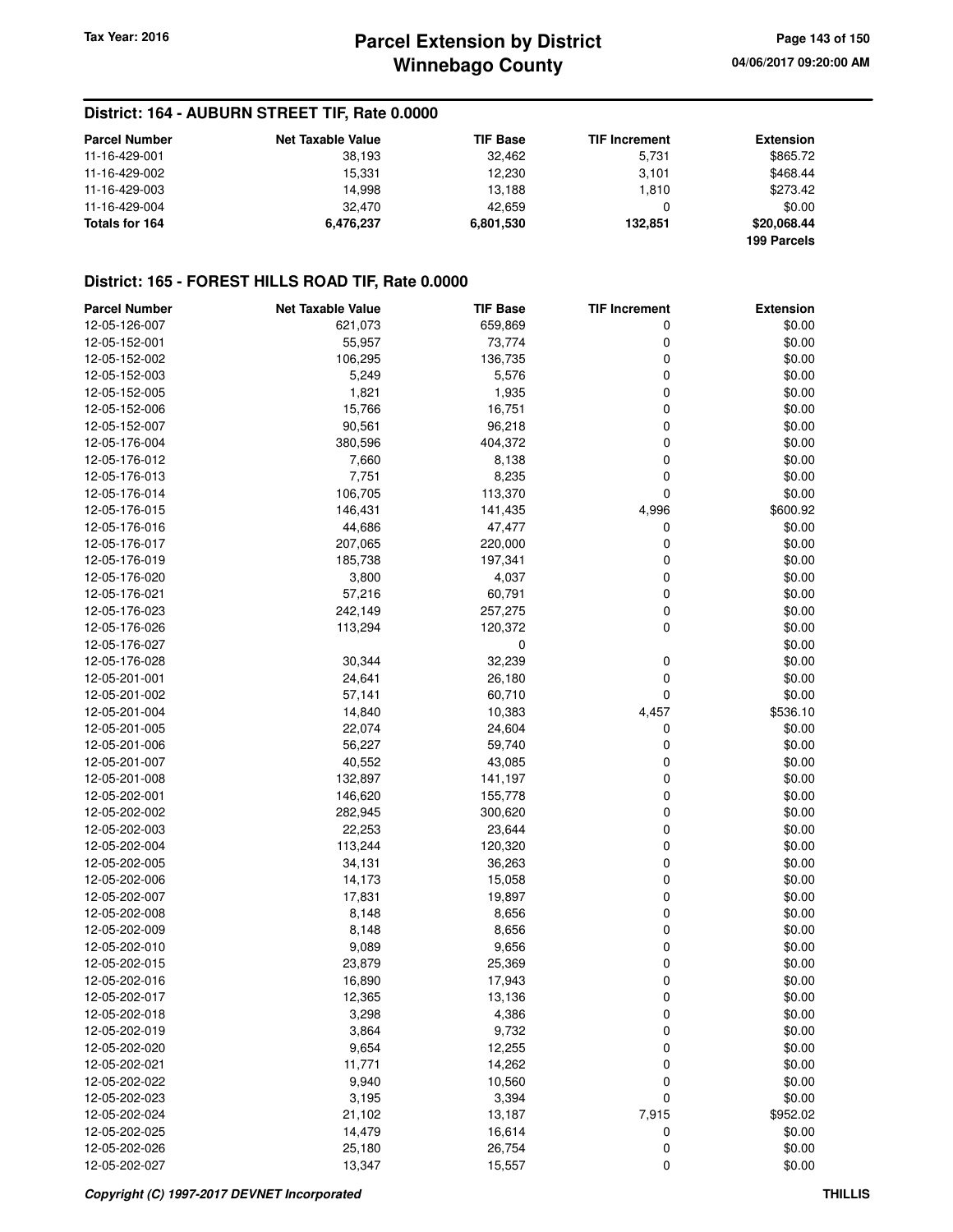## District: 164 - AUBURN STREET TIF, Rate 0.0000

| Parcel Number | Net Taxable Value | TIF Base | TIF Increment | Extension |
|---|---|---|---|---|
| 11-16-429-001 | 38,193 | 32,462 | 5,731 | $865.72 |
| 11-16-429-002 | 15,331 | 12,230 | 3,101 | $468.44 |
| 11-16-429-003 | 14,998 | 13,188 | 1,810 | $273.42 |
| 11-16-429-004 | 32,470 | 42,659 | 0 | $0.00 |
| **Totals for 164** | **6,476,237** | **6,801,530** | **132,851** | **$20,068.44** |
| | | | | **199 Parcels** |

## District: 165 - FOREST HILLS ROAD TIF, Rate 0.0000

| Parcel Number | Net Taxable Value | TIF Base | TIF Increment | Extension |
|---|---|---|---|---|
| 12-05-126-007 | 621,073 | 659,869 | 0 | $0.00 |
| 12-05-152-001 | 55,957 | 73,774 | 0 | $0.00 |
| 12-05-152-002 | 106,295 | 136,735 | 0 | $0.00 |
| 12-05-152-003 | 5,249 | 5,576 | 0 | $0.00 |
| 12-05-152-005 | 1,821 | 1,935 | 0 | $0.00 |
| 12-05-152-006 | 15,766 | 16,751 | 0 | $0.00 |
| 12-05-152-007 | 90,561 | 96,218 | 0 | $0.00 |
| 12-05-176-004 | 380,596 | 404,372 | 0 | $0.00 |
| 12-05-176-012 | 7,660 | 8,138 | 0 | $0.00 |
| 12-05-176-013 | 7,751 | 8,235 | 0 | $0.00 |
| 12-05-176-014 | 106,705 | 113,370 | 0 | $0.00 |
| 12-05-176-015 | 146,431 | 141,435 | 4,996 | $600.92 |
| 12-05-176-016 | 44,686 | 47,477 | 0 | $0.00 |
| 12-05-176-017 | 207,065 | 220,000 | 0 | $0.00 |
| 12-05-176-019 | 185,738 | 197,341 | 0 | $0.00 |
| 12-05-176-020 | 3,800 | 4,037 | 0 | $0.00 |
| 12-05-176-021 | 57,216 | 60,791 | 0 | $0.00 |
| 12-05-176-023 | 242,149 | 257,275 | 0 | $0.00 |
| 12-05-176-026 | 113,294 | 120,372 | 0 | $0.00 |
| 12-05-176-027 | | 0 | | $0.00 |
| 12-05-176-028 | 30,344 | 32,239 | 0 | $0.00 |
| 12-05-201-001 | 24,641 | 26,180 | 0 | $0.00 |
| 12-05-201-002 | 57,141 | 60,710 | 0 | $0.00 |
| 12-05-201-004 | 14,840 | 10,383 | 4,457 | $536.10 |
| 12-05-201-005 | 22,074 | 24,604 | 0 | $0.00 |
| 12-05-201-006 | 56,227 | 59,740 | 0 | $0.00 |
| 12-05-201-007 | 40,552 | 43,085 | 0 | $0.00 |
| 12-05-201-008 | 132,897 | 141,197 | 0 | $0.00 |
| 12-05-202-001 | 146,620 | 155,778 | 0 | $0.00 |
| 12-05-202-002 | 282,945 | 300,620 | 0 | $0.00 |
| 12-05-202-003 | 22,253 | 23,644 | 0 | $0.00 |
| 12-05-202-004 | 113,244 | 120,320 | 0 | $0.00 |
| 12-05-202-005 | 34,131 | 36,263 | 0 | $0.00 |
| 12-05-202-006 | 14,173 | 15,058 | 0 | $0.00 |
| 12-05-202-007 | 17,831 | 19,897 | 0 | $0.00 |
| 12-05-202-008 | 8,148 | 8,656 | 0 | $0.00 |
| 12-05-202-009 | 8,148 | 8,656 | 0 | $0.00 |
| 12-05-202-010 | 9,089 | 9,656 | 0 | $0.00 |
| 12-05-202-015 | 23,879 | 25,369 | 0 | $0.00 |
| 12-05-202-016 | 16,890 | 17,943 | 0 | $0.00 |
| 12-05-202-017 | 12,365 | 13,136 | 0 | $0.00 |
| 12-05-202-018 | 3,298 | 4,386 | 0 | $0.00 |
| 12-05-202-019 | 3,864 | 9,732 | 0 | $0.00 |
| 12-05-202-020 | 9,654 | 12,255 | 0 | $0.00 |
| 12-05-202-021 | 11,771 | 14,262 | 0 | $0.00 |
| 12-05-202-022 | 9,940 | 10,560 | 0 | $0.00 |
| 12-05-202-023 | 3,195 | 3,394 | 0 | $0.00 |
| 12-05-202-024 | 21,102 | 13,187 | 7,915 | $952.02 |
| 12-05-202-025 | 14,479 | 16,614 | 0 | $0.00 |
| 12-05-202-026 | 25,180 | 26,754 | 0 | $0.00 |
| 12-05-202-027 | 13,347 | 15,557 | 0 | $0.00 |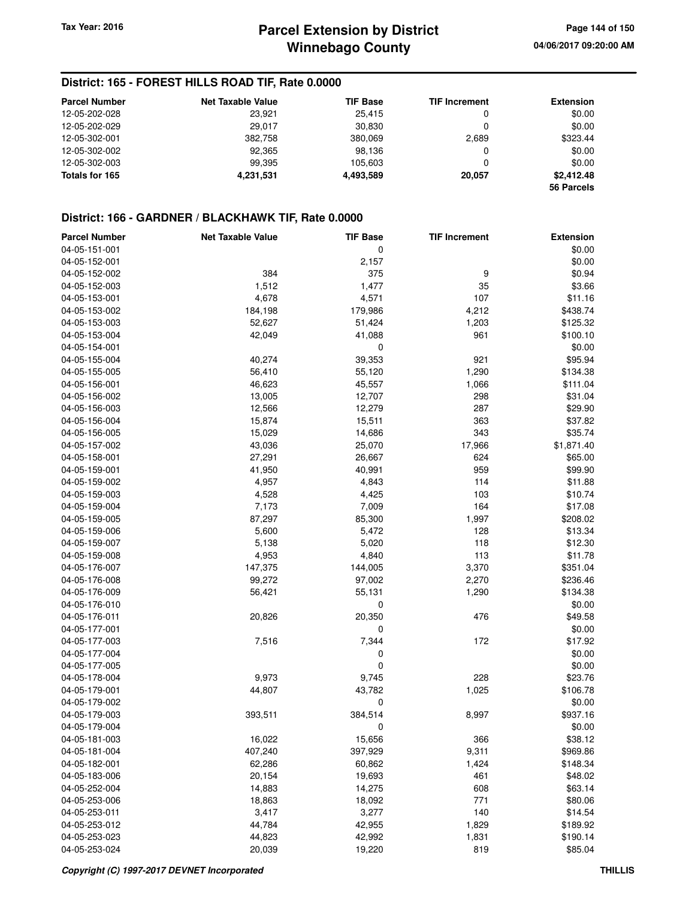## District: 165 - FOREST HILLS ROAD TIF, Rate 0.0000

| Parcel Number | Net Taxable Value | TIF Base | TIF Increment | Extension |
|---|---|---|---|---|
| 12-05-202-028 | 23,921 | 25,415 | 0 | $0.00 |
| 12-05-202-029 | 29,017 | 30,830 | 0 | $0.00 |
| 12-05-302-001 | 382,758 | 380,069 | 2,689 | $323.44 |
| 12-05-302-002 | 92,365 | 98,136 | 0 | $0.00 |
| 12-05-302-003 | 99,395 | 105,603 | 0 | $0.00 |
| **Totals for 165** | **4,231,531** | **4,493,589** | **20,057** | **$2,412.48** |
| | | | | **56 Parcels** |

## District: 166 - GARDNER / BLACKHAWK TIF, Rate 0.0000

| Parcel Number | Net Taxable Value | TIF Base | TIF Increment | Extension |
|---|---|---|---|---|
| 04-05-151-001 | | 0 | | $0.00 |
| 04-05-152-001 | | 2,157 | | $0.00 |
| 04-05-152-002 | 384 | 375 | 9 | $0.94 |
| 04-05-152-003 | 1,512 | 1,477 | 35 | $3.66 |
| 04-05-153-001 | 4,678 | 4,571 | 107 | $11.16 |
| 04-05-153-002 | 184,198 | 179,986 | 4,212 | $438.74 |
| 04-05-153-003 | 52,627 | 51,424 | 1,203 | $125.32 |
| 04-05-153-004 | 42,049 | 41,088 | 961 | $100.10 |
| 04-05-154-001 | | 0 | | $0.00 |
| 04-05-155-004 | 40,274 | 39,353 | 921 | $95.94 |
| 04-05-155-005 | 56,410 | 55,120 | 1,290 | $134.38 |
| 04-05-156-001 | 46,623 | 45,557 | 1,066 | $111.04 |
| 04-05-156-002 | 13,005 | 12,707 | 298 | $31.04 |
| 04-05-156-003 | 12,566 | 12,279 | 287 | $29.90 |
| 04-05-156-004 | 15,874 | 15,511 | 363 | $37.82 |
| 04-05-156-005 | 15,029 | 14,686 | 343 | $35.74 |
| 04-05-157-002 | 43,036 | 25,070 | 17,966 | $1,871.40 |
| 04-05-158-001 | 27,291 | 26,667 | 624 | $65.00 |
| 04-05-159-001 | 41,950 | 40,991 | 959 | $99.90 |
| 04-05-159-002 | 4,957 | 4,843 | 114 | $11.88 |
| 04-05-159-003 | 4,528 | 4,425 | 103 | $10.74 |
| 04-05-159-004 | 7,173 | 7,009 | 164 | $17.08 |
| 04-05-159-005 | 87,297 | 85,300 | 1,997 | $208.02 |
| 04-05-159-006 | 5,600 | 5,472 | 128 | $13.34 |
| 04-05-159-007 | 5,138 | 5,020 | 118 | $12.30 |
| 04-05-159-008 | 4,953 | 4,840 | 113 | $11.78 |
| 04-05-176-007 | 147,375 | 144,005 | 3,370 | $351.04 |
| 04-05-176-008 | 99,272 | 97,002 | 2,270 | $236.46 |
| 04-05-176-009 | 56,421 | 55,131 | 1,290 | $134.38 |
| 04-05-176-010 | | 0 | | $0.00 |
| 04-05-176-011 | 20,826 | 20,350 | 476 | $49.58 |
| 04-05-177-001 | | 0 | | $0.00 |
| 04-05-177-003 | 7,516 | 7,344 | 172 | $17.92 |
| 04-05-177-004 | | 0 | | $0.00 |
| 04-05-177-005 | | 0 | | $0.00 |
| 04-05-178-004 | 9,973 | 9,745 | 228 | $23.76 |
| 04-05-179-001 | 44,807 | 43,782 | 1,025 | $106.78 |
| 04-05-179-002 | | 0 | | $0.00 |
| 04-05-179-003 | 393,511 | 384,514 | 8,997 | $937.16 |
| 04-05-179-004 | | 0 | | $0.00 |
| 04-05-181-003 | 16,022 | 15,656 | 366 | $38.12 |
| 04-05-181-004 | 407,240 | 397,929 | 9,311 | $969.86 |
| 04-05-182-001 | 62,286 | 60,862 | 1,424 | $148.34 |
| 04-05-183-006 | 20,154 | 19,693 | 461 | $48.02 |
| 04-05-252-004 | 14,883 | 14,275 | 608 | $63.14 |
| 04-05-253-006 | 18,863 | 18,092 | 771 | $80.06 |
| 04-05-253-011 | 3,417 | 3,277 | 140 | $14.54 |
| 04-05-253-012 | 44,784 | 42,955 | 1,829 | $189.92 |
| 04-05-253-023 | 44,823 | 42,992 | 1,831 | $190.14 |
| 04-05-253-024 | 20,039 | 19,220 | 819 | $85.04 |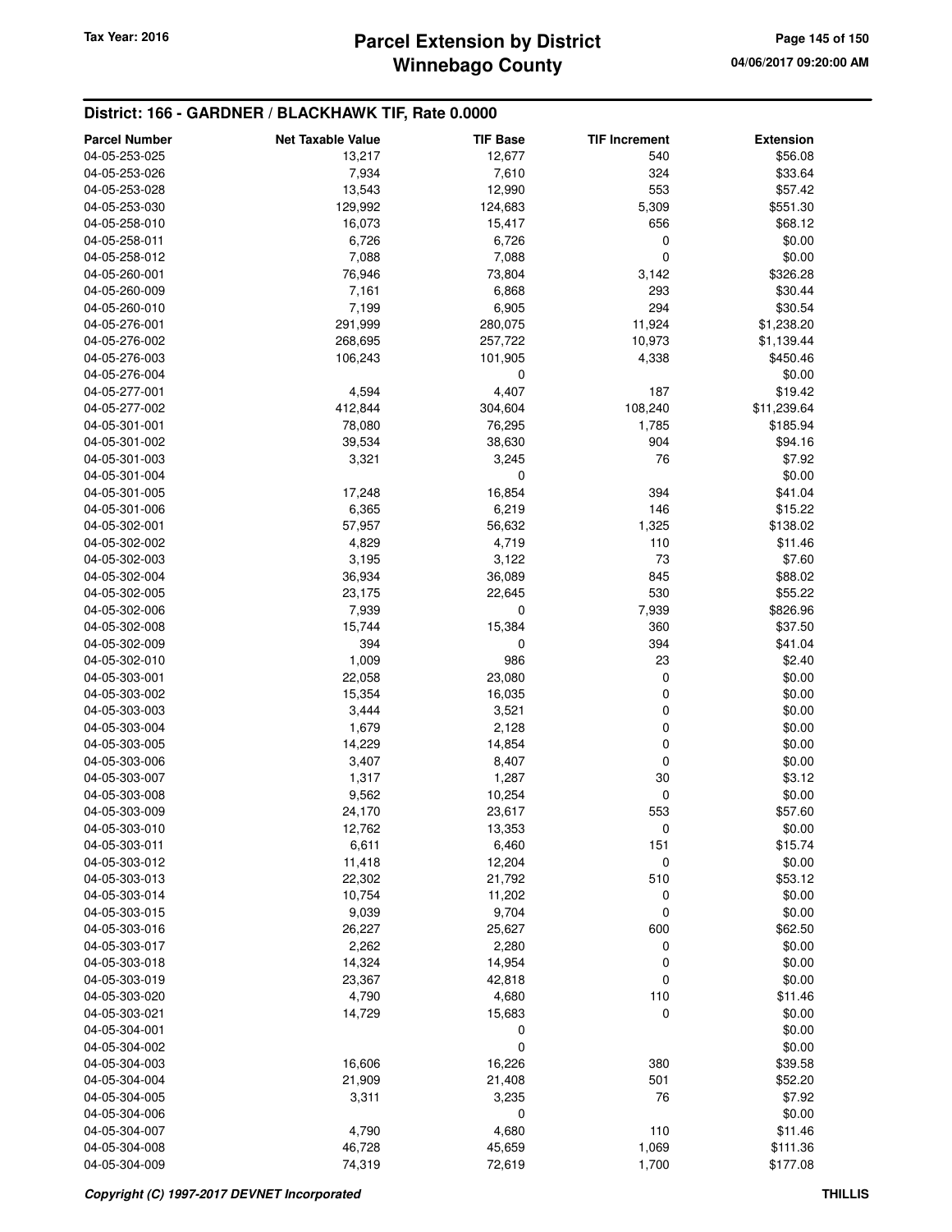# Parcel Extension by District
# Winnebago County

Tax Year: 2016

04/06/2017 09:20:00 AM

## District: 166 - GARDNER / BLACKHAWK TIF, Rate 0.0000

| Parcel Number | Net Taxable Value | TIF Base | TIF Increment | Extension |
|---|---|---|---|---|
| 04-05-253-025 | 13,217 | 12,677 | 540 | $56.08 |
| 04-05-253-026 | 7,934 | 7,610 | 324 | $33.64 |
| 04-05-253-028 | 13,543 | 12,990 | 553 | $57.42 |
| 04-05-253-030 | 129,992 | 124,683 | 5,309 | $551.30 |
| 04-05-258-010 | 16,073 | 15,417 | 656 | $68.12 |
| 04-05-258-011 | 6,726 | 6,726 | 0 | $0.00 |
| 04-05-258-012 | 7,088 | 7,088 | 0 | $0.00 |
| 04-05-260-001 | 76,946 | 73,804 | 3,142 | $326.28 |
| 04-05-260-009 | 7,161 | 6,868 | 293 | $30.44 |
| 04-05-260-010 | 7,199 | 6,905 | 294 | $30.54 |
| 04-05-276-001 | 291,999 | 280,075 | 11,924 | $1,238.20 |
| 04-05-276-002 | 268,695 | 257,722 | 10,973 | $1,139.44 |
| 04-05-276-003 | 106,243 | 101,905 | 4,338 | $450.46 |
| 04-05-276-004 | | 0 | | $0.00 |
| 04-05-277-001 | 4,594 | 4,407 | 187 | $19.42 |
| 04-05-277-002 | 412,844 | 304,604 | 108,240 | $11,239.64 |
| 04-05-301-001 | 78,080 | 76,295 | 1,785 | $185.94 |
| 04-05-301-002 | 39,534 | 38,630 | 904 | $94.16 |
| 04-05-301-003 | 3,321 | 3,245 | 76 | $7.92 |
| 04-05-301-004 | | 0 | | $0.00 |
| 04-05-301-005 | 17,248 | 16,854 | 394 | $41.04 |
| 04-05-301-006 | 6,365 | 6,219 | 146 | $15.22 |
| 04-05-302-001 | 57,957 | 56,632 | 1,325 | $138.02 |
| 04-05-302-002 | 4,829 | 4,719 | 110 | $11.46 |
| 04-05-302-003 | 3,195 | 3,122 | 73 | $7.60 |
| 04-05-302-004 | 36,934 | 36,089 | 845 | $88.02 |
| 04-05-302-005 | 23,175 | 22,645 | 530 | $55.22 |
| 04-05-302-006 | 7,939 | 0 | 7,939 | $826.96 |
| 04-05-302-008 | 15,744 | 15,384 | 360 | $37.50 |
| 04-05-302-009 | 394 | 0 | 394 | $41.04 |
| 04-05-302-010 | 1,009 | 986 | 23 | $2.40 |
| 04-05-303-001 | 22,058 | 23,080 | 0 | $0.00 |
| 04-05-303-002 | 15,354 | 16,035 | 0 | $0.00 |
| 04-05-303-003 | 3,444 | 3,521 | 0 | $0.00 |
| 04-05-303-004 | 1,679 | 2,128 | 0 | $0.00 |
| 04-05-303-005 | 14,229 | 14,854 | 0 | $0.00 |
| 04-05-303-006 | 3,407 | 8,407 | 0 | $0.00 |
| 04-05-303-007 | 1,317 | 1,287 | 30 | $3.12 |
| 04-05-303-008 | 9,562 | 10,254 | 0 | $0.00 |
| 04-05-303-009 | 24,170 | 23,617 | 553 | $57.60 |
| 04-05-303-010 | 12,762 | 13,353 | 0 | $0.00 |
| 04-05-303-011 | 6,611 | 6,460 | 151 | $15.74 |
| 04-05-303-012 | 11,418 | 12,204 | 0 | $0.00 |
| 04-05-303-013 | 22,302 | 21,792 | 510 | $53.12 |
| 04-05-303-014 | 10,754 | 11,202 | 0 | $0.00 |
| 04-05-303-015 | 9,039 | 9,704 | 0 | $0.00 |
| 04-05-303-016 | 26,227 | 25,627 | 600 | $62.50 |
| 04-05-303-017 | 2,262 | 2,280 | 0 | $0.00 |
| 04-05-303-018 | 14,324 | 14,954 | 0 | $0.00 |
| 04-05-303-019 | 23,367 | 42,818 | 0 | $0.00 |
| 04-05-303-020 | 4,790 | 4,680 | 110 | $11.46 |
| 04-05-303-021 | 14,729 | 15,683 | 0 | $0.00 |
| 04-05-304-001 | | 0 | | $0.00 |
| 04-05-304-002 | | 0 | | $0.00 |
| 04-05-304-003 | 16,606 | 16,226 | 380 | $39.58 |
| 04-05-304-004 | 21,909 | 21,408 | 501 | $52.20 |
| 04-05-304-005 | 3,311 | 3,235 | 76 | $7.92 |
| 04-05-304-006 | | 0 | | $0.00 |
| 04-05-304-007 | 4,790 | 4,680 | 110 | $11.46 |
| 04-05-304-008 | 46,728 | 45,659 | 1,069 | $111.36 |
| 04-05-304-009 | 74,319 | 72,619 | 1,700 | $177.08 |

*Copyright (C) 1997-2017 DEVNET Incorporated* THILLIS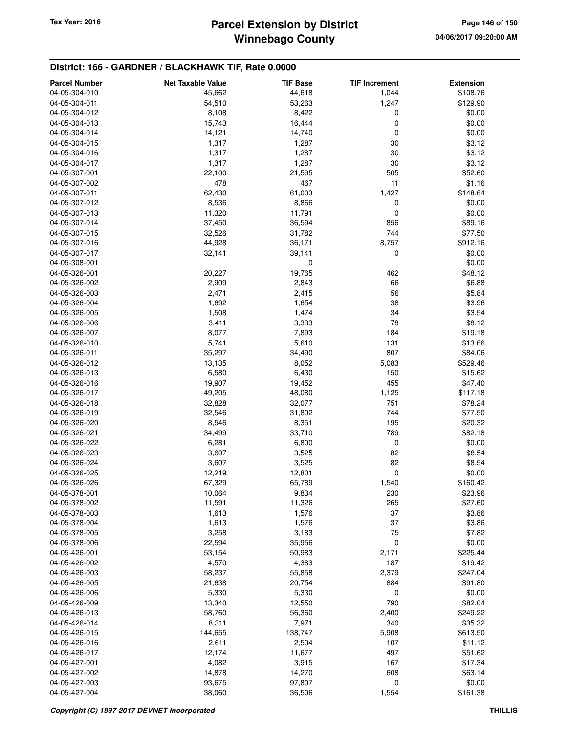## District: 166 - GARDNER / BLACKHAWK TIF, Rate 0.0000

| Parcel Number | Net Taxable Value | TIF Base | TIF Increment | Extension |
|---|---|---|---|---|
| 04-05-304-010 | 45,662 | 44,618 | 1,044 | $108.76 |
| 04-05-304-011 | 54,510 | 53,263 | 1,247 | $129.90 |
| 04-05-304-012 | 8,108 | 8,422 | 0 | $0.00 |
| 04-05-304-013 | 15,743 | 16,444 | 0 | $0.00 |
| 04-05-304-014 | 14,121 | 14,740 | 0 | $0.00 |
| 04-05-304-015 | 1,317 | 1,287 | 30 | $3.12 |
| 04-05-304-016 | 1,317 | 1,287 | 30 | $3.12 |
| 04-05-304-017 | 1,317 | 1,287 | 30 | $3.12 |
| 04-05-307-001 | 22,100 | 21,595 | 505 | $52.60 |
| 04-05-307-002 | 478 | 467 | 11 | $1.16 |
| 04-05-307-011 | 62,430 | 61,003 | 1,427 | $148.64 |
| 04-05-307-012 | 8,536 | 8,866 | 0 | $0.00 |
| 04-05-307-013 | 11,320 | 11,791 | 0 | $0.00 |
| 04-05-307-014 | 37,450 | 36,594 | 856 | $89.16 |
| 04-05-307-015 | 32,526 | 31,782 | 744 | $77.50 |
| 04-05-307-016 | 44,928 | 36,171 | 8,757 | $912.16 |
| 04-05-307-017 | 32,141 | 39,141 | 0 | $0.00 |
| 04-05-308-001 | | 0 | | $0.00 |
| 04-05-326-001 | 20,227 | 19,765 | 462 | $48.12 |
| 04-05-326-002 | 2,909 | 2,843 | 66 | $6.88 |
| 04-05-326-003 | 2,471 | 2,415 | 56 | $5.84 |
| 04-05-326-004 | 1,692 | 1,654 | 38 | $3.96 |
| 04-05-326-005 | 1,508 | 1,474 | 34 | $3.54 |
| 04-05-326-006 | 3,411 | 3,333 | 78 | $8.12 |
| 04-05-326-007 | 8,077 | 7,893 | 184 | $19.18 |
| 04-05-326-010 | 5,741 | 5,610 | 131 | $13.66 |
| 04-05-326-011 | 35,297 | 34,490 | 807 | $84.06 |
| 04-05-326-012 | 13,135 | 8,052 | 5,083 | $529.46 |
| 04-05-326-013 | 6,580 | 6,430 | 150 | $15.62 |
| 04-05-326-016 | 19,907 | 19,452 | 455 | $47.40 |
| 04-05-326-017 | 49,205 | 48,080 | 1,125 | $117.18 |
| 04-05-326-018 | 32,828 | 32,077 | 751 | $78.24 |
| 04-05-326-019 | 32,546 | 31,802 | 744 | $77.50 |
| 04-05-326-020 | 8,546 | 8,351 | 195 | $20.32 |
| 04-05-326-021 | 34,499 | 33,710 | 789 | $82.18 |
| 04-05-326-022 | 6,281 | 6,800 | 0 | $0.00 |
| 04-05-326-023 | 3,607 | 3,525 | 82 | $8.54 |
| 04-05-326-024 | 3,607 | 3,525 | 82 | $8.54 |
| 04-05-326-025 | 12,219 | 12,801 | 0 | $0.00 |
| 04-05-326-026 | 67,329 | 65,789 | 1,540 | $160.42 |
| 04-05-378-001 | 10,064 | 9,834 | 230 | $23.96 |
| 04-05-378-002 | 11,591 | 11,326 | 265 | $27.60 |
| 04-05-378-003 | 1,613 | 1,576 | 37 | $3.86 |
| 04-05-378-004 | 1,613 | 1,576 | 37 | $3.86 |
| 04-05-378-005 | 3,258 | 3,183 | 75 | $7.82 |
| 04-05-378-006 | 22,594 | 35,956 | 0 | $0.00 |
| 04-05-426-001 | 53,154 | 50,983 | 2,171 | $225.44 |
| 04-05-426-002 | 4,570 | 4,383 | 187 | $19.42 |
| 04-05-426-003 | 58,237 | 55,858 | 2,379 | $247.04 |
| 04-05-426-005 | 21,638 | 20,754 | 884 | $91.80 |
| 04-05-426-006 | 5,330 | 5,330 | 0 | $0.00 |
| 04-05-426-009 | 13,340 | 12,550 | 790 | $82.04 |
| 04-05-426-013 | 58,760 | 56,360 | 2,400 | $249.22 |
| 04-05-426-014 | 8,311 | 7,971 | 340 | $35.32 |
| 04-05-426-015 | 144,655 | 138,747 | 5,908 | $613.50 |
| 04-05-426-016 | 2,611 | 2,504 | 107 | $11.12 |
| 04-05-426-017 | 12,174 | 11,677 | 497 | $51.62 |
| 04-05-427-001 | 4,082 | 3,915 | 167 | $17.34 |
| 04-05-427-002 | 14,878 | 14,270 | 608 | $63.14 |
| 04-05-427-003 | 93,675 | 97,807 | 0 | $0.00 |
| 04-05-427-004 | 38,060 | 36,506 | 1,554 | $161.38 |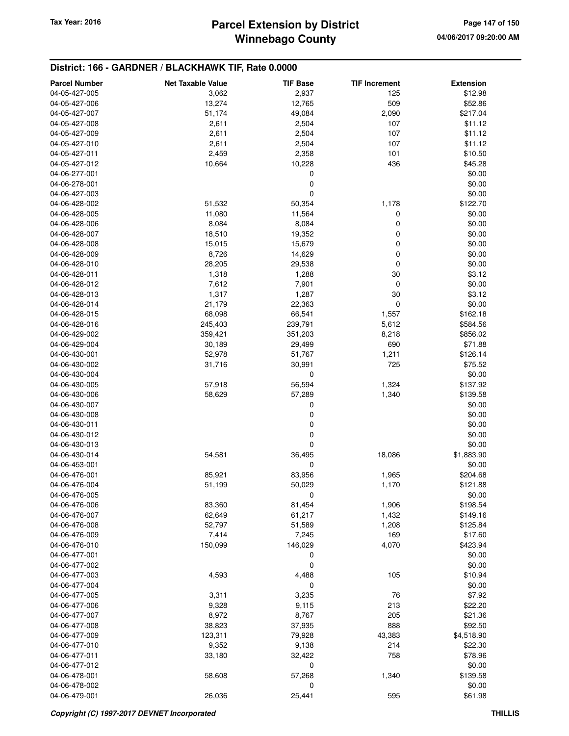## District: 166 - GARDNER / BLACKHAWK TIF, Rate 0.0000

| Parcel Number | Net Taxable Value | TIF Base | TIF Increment | Extension |
|---|---|---|---|---|
| 04-05-427-005 | 3,062 | 2,937 | 125 | $12.98 |
| 04-05-427-006 | 13,274 | 12,765 | 509 | $52.86 |
| 04-05-427-007 | 51,174 | 49,084 | 2,090 | $217.04 |
| 04-05-427-008 | 2,611 | 2,504 | 107 | $11.12 |
| 04-05-427-009 | 2,611 | 2,504 | 107 | $11.12 |
| 04-05-427-010 | 2,611 | 2,504 | 107 | $11.12 |
| 04-05-427-011 | 2,459 | 2,358 | 101 | $10.50 |
| 04-05-427-012 | 10,664 | 10,228 | 436 | $45.28 |
| 04-06-277-001 | | 0 | | $0.00 |
| 04-06-278-001 | | 0 | | $0.00 |
| 04-06-427-003 | | 0 | | $0.00 |
| 04-06-428-002 | 51,532 | 50,354 | 1,178 | $122.70 |
| 04-06-428-005 | 11,080 | 11,564 | 0 | $0.00 |
| 04-06-428-006 | 8,084 | 8,084 | 0 | $0.00 |
| 04-06-428-007 | 18,510 | 19,352 | 0 | $0.00 |
| 04-06-428-008 | 15,015 | 15,679 | 0 | $0.00 |
| 04-06-428-009 | 8,726 | 14,629 | 0 | $0.00 |
| 04-06-428-010 | 28,205 | 29,538 | 0 | $0.00 |
| 04-06-428-011 | 1,318 | 1,288 | 30 | $3.12 |
| 04-06-428-012 | 7,612 | 7,901 | 0 | $0.00 |
| 04-06-428-013 | 1,317 | 1,287 | 30 | $3.12 |
| 04-06-428-014 | 21,179 | 22,363 | 0 | $0.00 |
| 04-06-428-015 | 68,098 | 66,541 | 1,557 | $162.18 |
| 04-06-428-016 | 245,403 | 239,791 | 5,612 | $584.56 |
| 04-06-429-002 | 359,421 | 351,203 | 8,218 | $856.02 |
| 04-06-429-004 | 30,189 | 29,499 | 690 | $71.88 |
| 04-06-430-001 | 52,978 | 51,767 | 1,211 | $126.14 |
| 04-06-430-002 | 31,716 | 30,991 | 725 | $75.52 |
| 04-06-430-004 | | 0 | | $0.00 |
| 04-06-430-005 | 57,918 | 56,594 | 1,324 | $137.92 |
| 04-06-430-006 | 58,629 | 57,289 | 1,340 | $139.58 |
| 04-06-430-007 | | 0 | | $0.00 |
| 04-06-430-008 | | 0 | | $0.00 |
| 04-06-430-011 | | 0 | | $0.00 |
| 04-06-430-012 | | 0 | | $0.00 |
| 04-06-430-013 | | 0 | | $0.00 |
| 04-06-430-014 | 54,581 | 36,495 | 18,086 | $1,883.90 |
| 04-06-453-001 | | 0 | | $0.00 |
| 04-06-476-001 | 85,921 | 83,956 | 1,965 | $204.68 |
| 04-06-476-004 | 51,199 | 50,029 | 1,170 | $121.88 |
| 04-06-476-005 | | 0 | | $0.00 |
| 04-06-476-006 | 83,360 | 81,454 | 1,906 | $198.54 |
| 04-06-476-007 | 62,649 | 61,217 | 1,432 | $149.16 |
| 04-06-476-008 | 52,797 | 51,589 | 1,208 | $125.84 |
| 04-06-476-009 | 7,414 | 7,245 | 169 | $17.60 |
| 04-06-476-010 | 150,099 | 146,029 | 4,070 | $423.94 |
| 04-06-477-001 | | 0 | | $0.00 |
| 04-06-477-002 | | 0 | | $0.00 |
| 04-06-477-003 | 4,593 | 4,488 | 105 | $10.94 |
| 04-06-477-004 | | 0 | | $0.00 |
| 04-06-477-005 | 3,311 | 3,235 | 76 | $7.92 |
| 04-06-477-006 | 9,328 | 9,115 | 213 | $22.20 |
| 04-06-477-007 | 8,972 | 8,767 | 205 | $21.36 |
| 04-06-477-008 | 38,823 | 37,935 | 888 | $92.50 |
| 04-06-477-009 | 123,311 | 79,928 | 43,383 | $4,518.90 |
| 04-06-477-010 | 9,352 | 9,138 | 214 | $22.30 |
| 04-06-477-011 | 33,180 | 32,422 | 758 | $78.96 |
| 04-06-477-012 | | 0 | | $0.00 |
| 04-06-478-001 | 58,608 | 57,268 | 1,340 | $139.58 |
| 04-06-478-002 | | 0 | | $0.00 |
| 04-06-479-001 | 26,036 | 25,441 | 595 | $61.98 |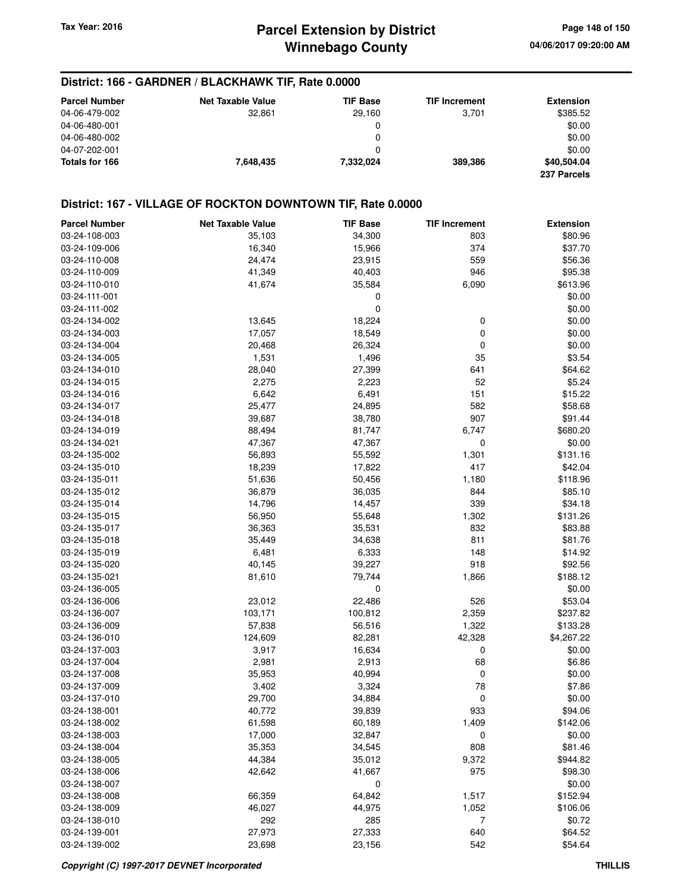## District: 166 - GARDNER / BLACKHAWK TIF, Rate 0.0000

| Parcel Number | Net Taxable Value | TIF Base | TIF Increment | Extension |
|---|---|---|---|---|
| 04-06-479-002 | 32,861 | 29,160 | 3,701 | $385.52 |
| 04-06-480-001 | | 0 | | $0.00 |
| 04-06-480-002 | | 0 | | $0.00 |
| 04-07-202-001 | | 0 | | $0.00 |
| **Totals for 166** | **7,648,435** | **7,332,024** | **389,386** | **$40,504.04** |
| | | | | **237 Parcels** |

## District: 167 - VILLAGE OF ROCKTON DOWNTOWN TIF, Rate 0.0000

| Parcel Number | Net Taxable Value | TIF Base | TIF Increment | Extension |
|---|---|---|---|---|
| 03-24-108-003 | 35,103 | 34,300 | 803 | $80.96 |
| 03-24-109-006 | 16,340 | 15,966 | 374 | $37.70 |
| 03-24-110-008 | 24,474 | 23,915 | 559 | $56.36 |
| 03-24-110-009 | 41,349 | 40,403 | 946 | $95.38 |
| 03-24-110-010 | 41,674 | 35,584 | 6,090 | $613.96 |
| 03-24-111-001 | | 0 | | $0.00 |
| 03-24-111-002 | | 0 | | $0.00 |
| 03-24-134-002 | 13,645 | 18,224 | 0 | $0.00 |
| 03-24-134-003 | 17,057 | 18,549 | 0 | $0.00 |
| 03-24-134-004 | 20,468 | 26,324 | 0 | $0.00 |
| 03-24-134-005 | 1,531 | 1,496 | 35 | $3.54 |
| 03-24-134-010 | 28,040 | 27,399 | 641 | $64.62 |
| 03-24-134-015 | 2,275 | 2,223 | 52 | $5.24 |
| 03-24-134-016 | 6,642 | 6,491 | 151 | $15.22 |
| 03-24-134-017 | 25,477 | 24,895 | 582 | $58.68 |
| 03-24-134-018 | 39,687 | 38,780 | 907 | $91.44 |
| 03-24-134-019 | 88,494 | 81,747 | 6,747 | $680.20 |
| 03-24-134-021 | 47,367 | 47,367 | 0 | $0.00 |
| 03-24-135-002 | 56,893 | 55,592 | 1,301 | $131.16 |
| 03-24-135-010 | 18,239 | 17,822 | 417 | $42.04 |
| 03-24-135-011 | 51,636 | 50,456 | 1,180 | $118.96 |
| 03-24-135-012 | 36,879 | 36,035 | 844 | $85.10 |
| 03-24-135-014 | 14,796 | 14,457 | 339 | $34.18 |
| 03-24-135-015 | 56,950 | 55,648 | 1,302 | $131.26 |
| 03-24-135-017 | 36,363 | 35,531 | 832 | $83.88 |
| 03-24-135-018 | 35,449 | 34,638 | 811 | $81.76 |
| 03-24-135-019 | 6,481 | 6,333 | 148 | $14.92 |
| 03-24-135-020 | 40,145 | 39,227 | 918 | $92.56 |
| 03-24-135-021 | 81,610 | 79,744 | 1,866 | $188.12 |
| 03-24-136-005 | | 0 | | $0.00 |
| 03-24-136-006 | 23,012 | 22,486 | 526 | $53.04 |
| 03-24-136-007 | 103,171 | 100,812 | 2,359 | $237.82 |
| 03-24-136-009 | 57,838 | 56,516 | 1,322 | $133.28 |
| 03-24-136-010 | 124,609 | 82,281 | 42,328 | $4,267.22 |
| 03-24-137-003 | 3,917 | 16,634 | 0 | $0.00 |
| 03-24-137-004 | 2,981 | 2,913 | 68 | $6.86 |
| 03-24-137-008 | 35,953 | 40,994 | 0 | $0.00 |
| 03-24-137-009 | 3,402 | 3,324 | 78 | $7.86 |
| 03-24-137-010 | 29,700 | 34,884 | 0 | $0.00 |
| 03-24-138-001 | 40,772 | 39,839 | 933 | $94.06 |
| 03-24-138-002 | 61,598 | 60,189 | 1,409 | $142.06 |
| 03-24-138-003 | 17,000 | 32,847 | 0 | $0.00 |
| 03-24-138-004 | 35,353 | 34,545 | 808 | $81.46 |
| 03-24-138-005 | 44,384 | 35,012 | 9,372 | $944.82 |
| 03-24-138-006 | 42,642 | 41,667 | 975 | $98.30 |
| 03-24-138-007 | | 0 | | $0.00 |
| 03-24-138-008 | 66,359 | 64,842 | 1,517 | $152.94 |
| 03-24-138-009 | 46,027 | 44,975 | 1,052 | $106.06 |
| 03-24-138-010 | 292 | 285 | 7 | $0.72 |
| 03-24-139-001 | 27,973 | 27,333 | 640 | $64.52 |
| 03-24-139-002 | 23,698 | 23,156 | 542 | $54.64 |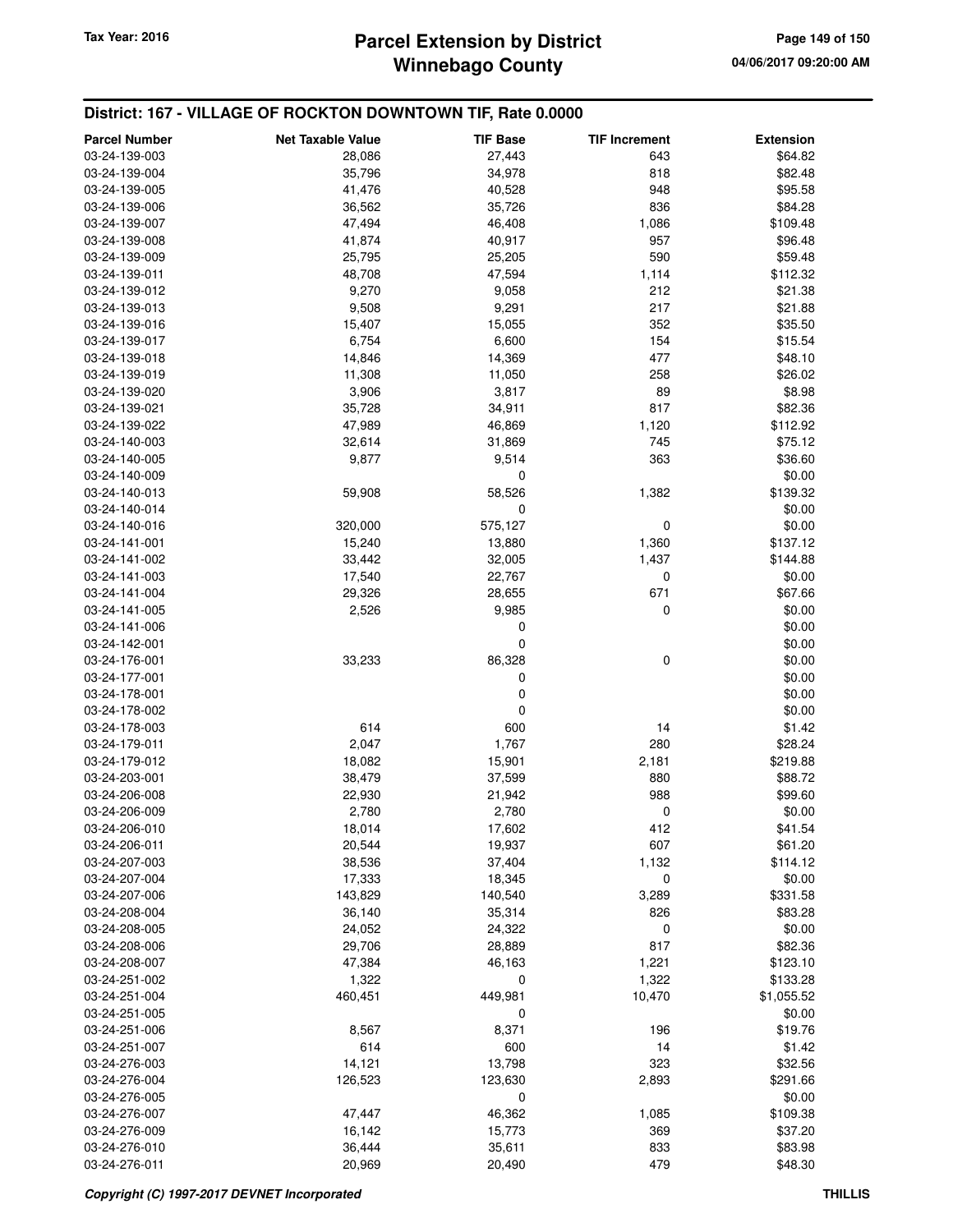## District: 167 - VILLAGE OF ROCKTON DOWNTOWN TIF, Rate 0.0000

| Parcel Number | Net Taxable Value | TIF Base | TIF Increment | Extension |
|---|---|---|---|---|
| 03-24-139-003 | 28,086 | 27,443 | 643 | $64.82 |
| 03-24-139-004 | 35,796 | 34,978 | 818 | $82.48 |
| 03-24-139-005 | 41,476 | 40,528 | 948 | $95.58 |
| 03-24-139-006 | 36,562 | 35,726 | 836 | $84.28 |
| 03-24-139-007 | 47,494 | 46,408 | 1,086 | $109.48 |
| 03-24-139-008 | 41,874 | 40,917 | 957 | $96.48 |
| 03-24-139-009 | 25,795 | 25,205 | 590 | $59.48 |
| 03-24-139-011 | 48,708 | 47,594 | 1,114 | $112.32 |
| 03-24-139-012 | 9,270 | 9,058 | 212 | $21.38 |
| 03-24-139-013 | 9,508 | 9,291 | 217 | $21.88 |
| 03-24-139-016 | 15,407 | 15,055 | 352 | $35.50 |
| 03-24-139-017 | 6,754 | 6,600 | 154 | $15.54 |
| 03-24-139-018 | 14,846 | 14,369 | 477 | $48.10 |
| 03-24-139-019 | 11,308 | 11,050 | 258 | $26.02 |
| 03-24-139-020 | 3,906 | 3,817 | 89 | $8.98 |
| 03-24-139-021 | 35,728 | 34,911 | 817 | $82.36 |
| 03-24-139-022 | 47,989 | 46,869 | 1,120 | $112.92 |
| 03-24-140-003 | 32,614 | 31,869 | 745 | $75.12 |
| 03-24-140-005 | 9,877 | 9,514 | 363 | $36.60 |
| 03-24-140-009 | | 0 | | $0.00 |
| 03-24-140-013 | 59,908 | 58,526 | 1,382 | $139.32 |
| 03-24-140-014 | | 0 | | $0.00 |
| 03-24-140-016 | 320,000 | 575,127 | 0 | $0.00 |
| 03-24-141-001 | 15,240 | 13,880 | 1,360 | $137.12 |
| 03-24-141-002 | 33,442 | 32,005 | 1,437 | $144.88 |
| 03-24-141-003 | 17,540 | 22,767 | 0 | $0.00 |
| 03-24-141-004 | 29,326 | 28,655 | 671 | $67.66 |
| 03-24-141-005 | 2,526 | 9,985 | 0 | $0.00 |
| 03-24-141-006 | | 0 | | $0.00 |
| 03-24-142-001 | | 0 | | $0.00 |
| 03-24-176-001 | 33,233 | 86,328 | 0 | $0.00 |
| 03-24-177-001 | | 0 | | $0.00 |
| 03-24-178-001 | | 0 | | $0.00 |
| 03-24-178-002 | | 0 | | $0.00 |
| 03-24-178-003 | 614 | 600 | 14 | $1.42 |
| 03-24-179-011 | 2,047 | 1,767 | 280 | $28.24 |
| 03-24-179-012 | 18,082 | 15,901 | 2,181 | $219.88 |
| 03-24-203-001 | 38,479 | 37,599 | 880 | $88.72 |
| 03-24-206-008 | 22,930 | 21,942 | 988 | $99.60 |
| 03-24-206-009 | 2,780 | 2,780 | 0 | $0.00 |
| 03-24-206-010 | 18,014 | 17,602 | 412 | $41.54 |
| 03-24-206-011 | 20,544 | 19,937 | 607 | $61.20 |
| 03-24-207-003 | 38,536 | 37,404 | 1,132 | $114.12 |
| 03-24-207-004 | 17,333 | 18,345 | 0 | $0.00 |
| 03-24-207-006 | 143,829 | 140,540 | 3,289 | $331.58 |
| 03-24-208-004 | 36,140 | 35,314 | 826 | $83.28 |
| 03-24-208-005 | 24,052 | 24,322 | 0 | $0.00 |
| 03-24-208-006 | 29,706 | 28,889 | 817 | $82.36 |
| 03-24-208-007 | 47,384 | 46,163 | 1,221 | $123.10 |
| 03-24-251-002 | 1,322 | 0 | 1,322 | $133.28 |
| 03-24-251-004 | 460,451 | 449,981 | 10,470 | $1,055.52 |
| 03-24-251-005 | | 0 | | $0.00 |
| 03-24-251-006 | 8,567 | 8,371 | 196 | $19.76 |
| 03-24-251-007 | 614 | 600 | 14 | $1.42 |
| 03-24-276-003 | 14,121 | 13,798 | 323 | $32.56 |
| 03-24-276-004 | 126,523 | 123,630 | 2,893 | $291.66 |
| 03-24-276-005 | | 0 | | $0.00 |
| 03-24-276-007 | 47,447 | 46,362 | 1,085 | $109.38 |
| 03-24-276-009 | 16,142 | 15,773 | 369 | $37.20 |
| 03-24-276-010 | 36,444 | 35,611 | 833 | $83.98 |
| 03-24-276-011 | 20,969 | 20,490 | 479 | $48.30 |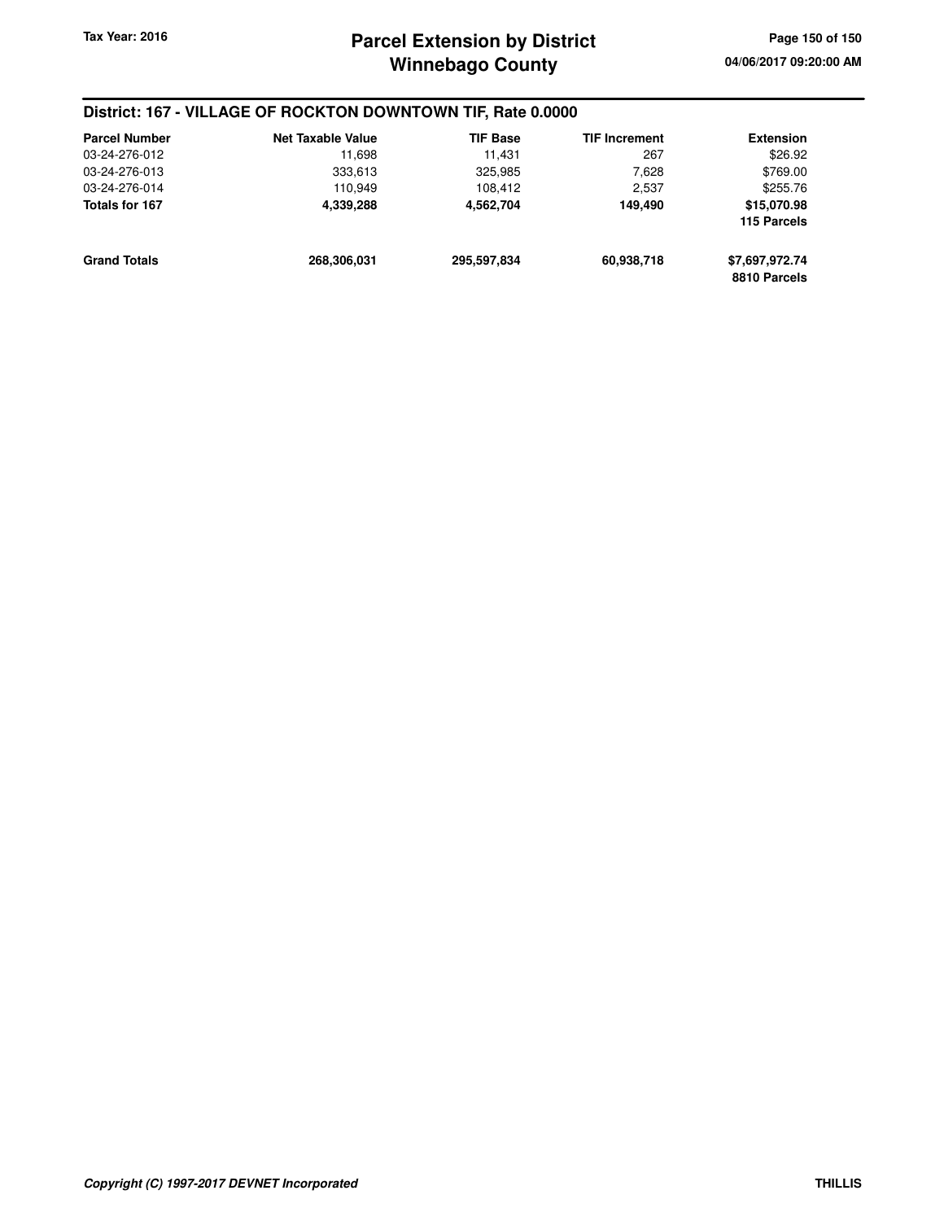## District: 167 - VILLAGE OF ROCKTON DOWNTOWN TIF, Rate 0.0000

| Parcel Number | Net Taxable Value | TIF Base | TIF Increment | Extension |
|---|---|---|---|---|
| 03-24-276-012 | 11,698 | 11,431 | 267 | $26.92 |
| 03-24-276-013 | 333,613 | 325,985 | 7,628 | $769.00 |
| 03-24-276-014 | 110,949 | 108,412 | 2,537 | $255.76 |
| **Totals for 167** | **4,339,288** | **4,562,704** | **149,490** | **$15,070.98**<br>**115 Parcels** |
| **Grand Totals** | **268,306,031** | **295,597,834** | **60,938,718** | **$7,697,972.74**<br>**8810 Parcels** |